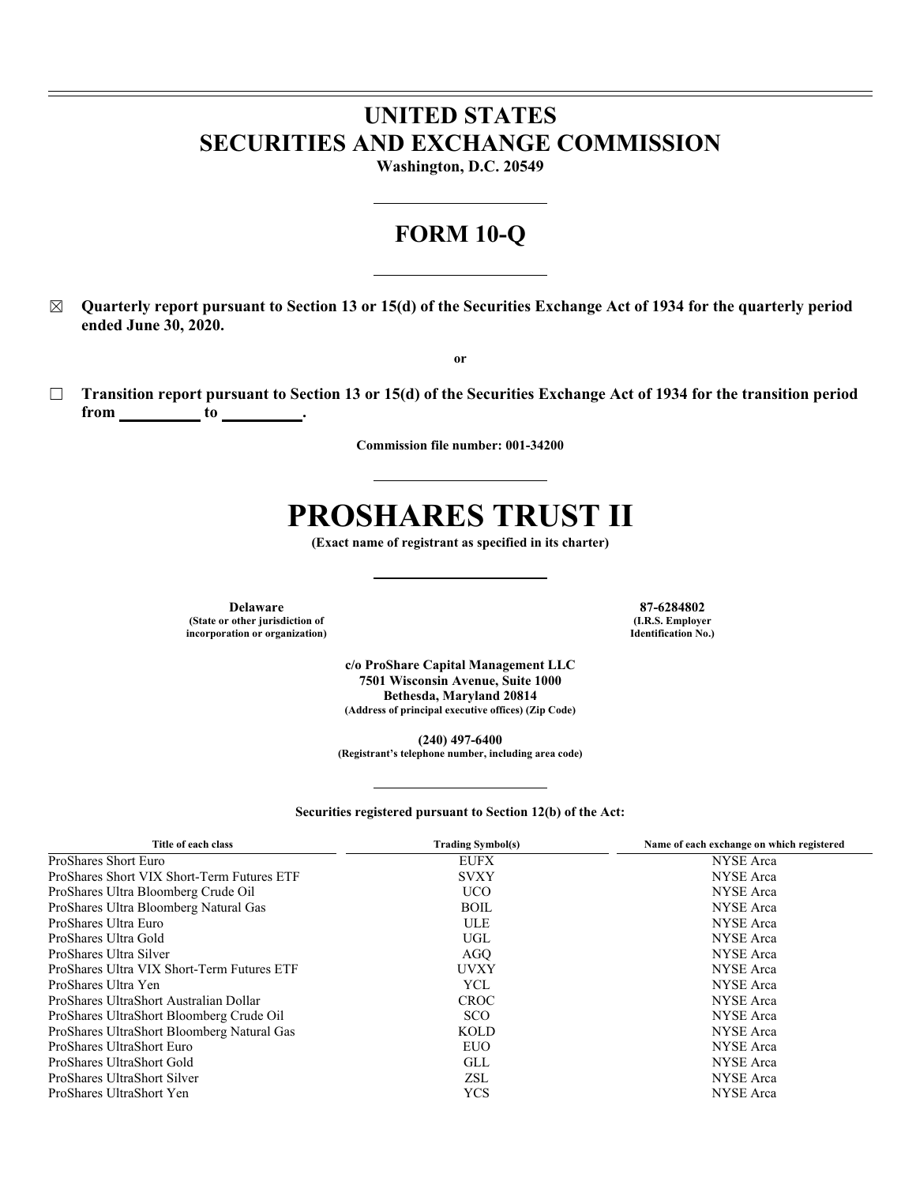# UNITED STATES
# SECURITIES AND EXCHANGE COMMISSION

**Washington, D.C. 20549**

## FORM 10-Q

☒ **Quarterly report pursuant to Section 13 or 15(d) of the Securities Exchange Act of 1934 for the quarterly period ended June 30, 2020.**

**or**

☐ **Transition report pursuant to Section 13 or 15(d) of the Securities Exchange Act of 1934 for the transition period from \_\_\_\_\_\_\_\_\_\_ to \_\_\_\_\_\_\_\_\_\_.**

**Commission file number: 001-34200**

# PROSHARES TRUST II

**(Exact name of registrant as specified in its charter)**

| **Delaware** | **87-6284802** |
|---|---|
| **(State or other jurisdiction of incorporation or organization)** | **(I.R.S. Employer Identification No.)** |

**c/o ProShare Capital Management LLC**
**7501 Wisconsin Avenue, Suite 1000**
**Bethesda, Maryland 20814**
**(Address of principal executive offices) (Zip Code)**

**(240) 497-6400**
**(Registrant's telephone number, including area code)**

**Securities registered pursuant to Section 12(b) of the Act:**

| Title of each class | Trading Symbol(s) | Name of each exchange on which registered |
|---|---|---|
| ProShares Short Euro | EUFX | NYSE Arca |
| ProShares Short VIX Short-Term Futures ETF | SVXY | NYSE Arca |
| ProShares Ultra Bloomberg Crude Oil | UCO | NYSE Arca |
| ProShares Ultra Bloomberg Natural Gas | BOIL | NYSE Arca |
| ProShares Ultra Euro | ULE | NYSE Arca |
| ProShares Ultra Gold | UGL | NYSE Arca |
| ProShares Ultra Silver | AGQ | NYSE Arca |
| ProShares Ultra VIX Short-Term Futures ETF | UVXY | NYSE Arca |
| ProShares Ultra Yen | YCL | NYSE Arca |
| ProShares UltraShort Australian Dollar | CROC | NYSE Arca |
| ProShares UltraShort Bloomberg Crude Oil | SCO | NYSE Arca |
| ProShares UltraShort Bloomberg Natural Gas | KOLD | NYSE Arca |
| ProShares UltraShort Euro | EUO | NYSE Arca |
| ProShares UltraShort Gold | GLL | NYSE Arca |
| ProShares UltraShort Silver | ZSL | NYSE Arca |
| ProShares UltraShort Yen | YCS | NYSE Arca |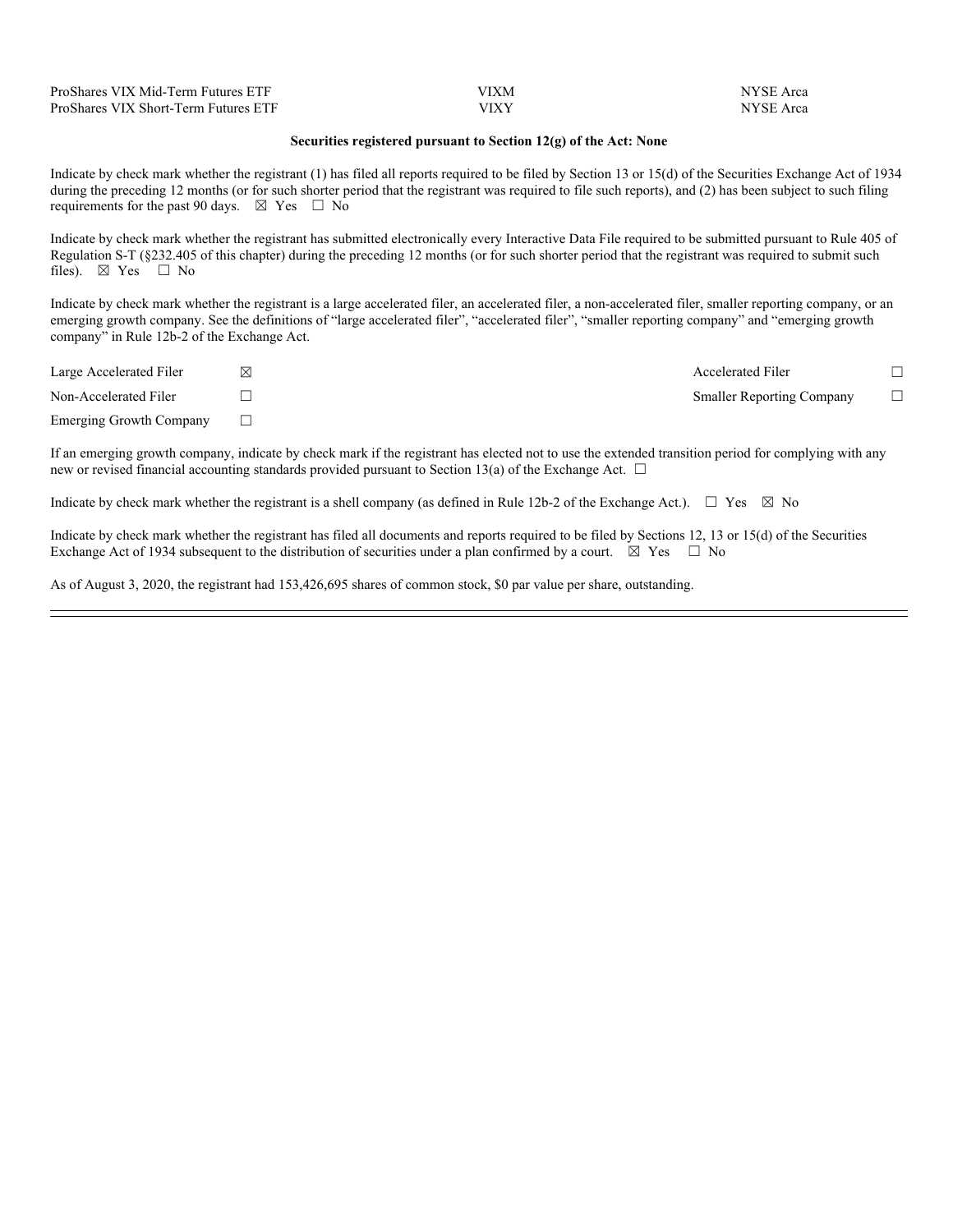| | | |
|---|---|---|
| ProShares VIX Mid-Term Futures ETF | VIXM | NYSE Arca |
| ProShares VIX Short-Term Futures ETF | VIXY | NYSE Arca |

**Securities registered pursuant to Section 12(g) of the Act: None**

Indicate by check mark whether the registrant (1) has filed all reports required to be filed by Section 13 or 15(d) of the Securities Exchange Act of 1934 during the preceding 12 months (or for such shorter period that the registrant was required to file such reports), and (2) has been subject to such filing requirements for the past 90 days. ☒ Yes ☐ No

Indicate by check mark whether the registrant has submitted electronically every Interactive Data File required to be submitted pursuant to Rule 405 of Regulation S-T (§232.405 of this chapter) during the preceding 12 months (or for such shorter period that the registrant was required to submit such files). ☒ Yes ☐ No

Indicate by check mark whether the registrant is a large accelerated filer, an accelerated filer, a non-accelerated filer, smaller reporting company, or an emerging growth company. See the definitions of "large accelerated filer", "accelerated filer", "smaller reporting company" and "emerging growth company" in Rule 12b-2 of the Exchange Act.

| | | | |
|---|---|---|---|
| Large Accelerated Filer | ☒ | Accelerated Filer | ☐ |
| Non-Accelerated Filer | ☐ | Smaller Reporting Company | ☐ |
| Emerging Growth Company | ☐ | | |

If an emerging growth company, indicate by check mark if the registrant has elected not to use the extended transition period for complying with any new or revised financial accounting standards provided pursuant to Section 13(a) of the Exchange Act. ☐

Indicate by check mark whether the registrant is a shell company (as defined in Rule 12b-2 of the Exchange Act.). ☐ Yes ☒ No

Indicate by check mark whether the registrant has filed all documents and reports required to be filed by Sections 12, 13 or 15(d) of the Securities Exchange Act of 1934 subsequent to the distribution of securities under a plan confirmed by a court. ☒ Yes ☐ No

As of August 3, 2020, the registrant had 153,426,695 shares of common stock, $0 par value per share, outstanding.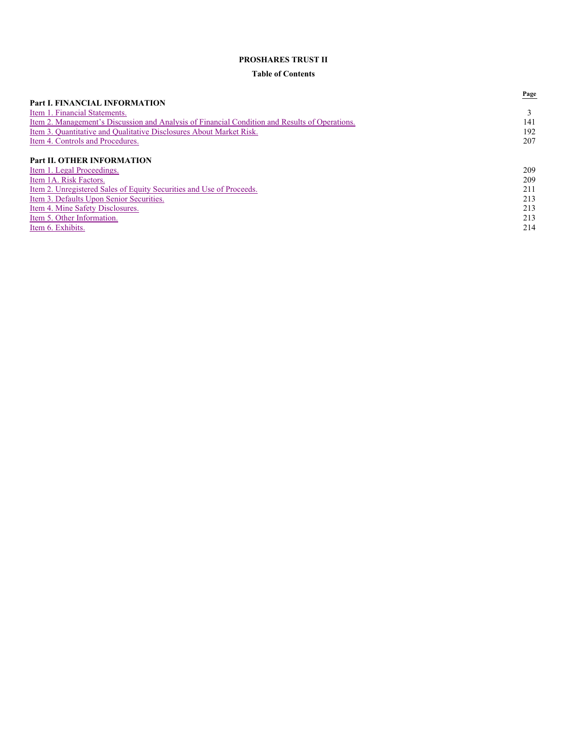# PROSHARES TRUST II

## Table of Contents

| | Page |
|---|---|
| **Part I. FINANCIAL INFORMATION** | |
| Item 1. Financial Statements. | 3 |
| Item 2. Management's Discussion and Analysis of Financial Condition and Results of Operations. | 141 |
| Item 3. Quantitative and Qualitative Disclosures About Market Risk. | 192 |
| Item 4. Controls and Procedures. | 207 |
| **Part II. OTHER INFORMATION** | |
| Item 1. Legal Proceedings. | 209 |
| Item 1A. Risk Factors. | 209 |
| Item 2. Unregistered Sales of Equity Securities and Use of Proceeds. | 211 |
| Item 3. Defaults Upon Senior Securities. | 213 |
| Item 4. Mine Safety Disclosures. | 213 |
| Item 5. Other Information. | 213 |
| Item 6. Exhibits. | 214 |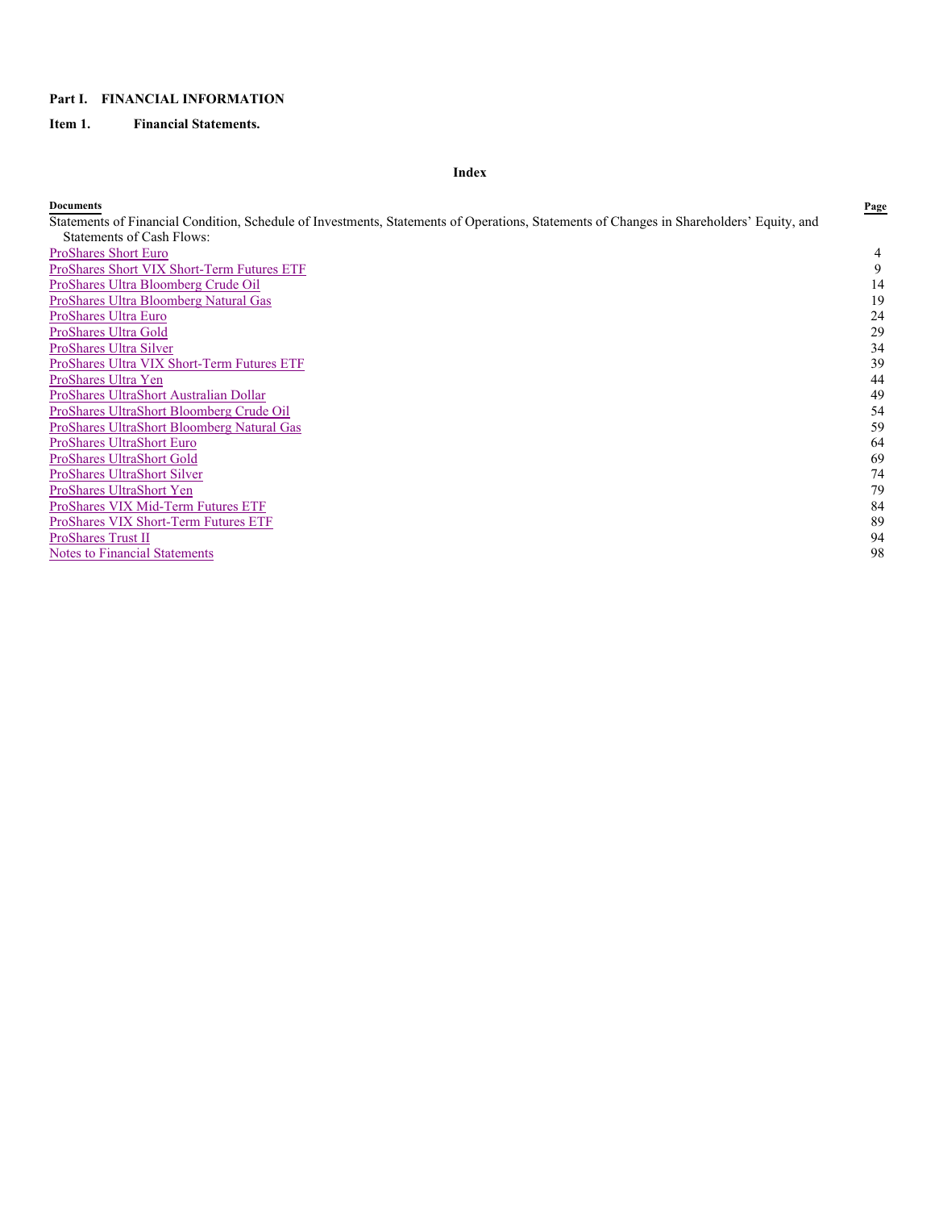**Part I. FINANCIAL INFORMATION**

**Item 1. Financial Statements.**

**Index**

| Documents | Page |
|---|---|
| Statements of Financial Condition, Schedule of Investments, Statements of Operations, Statements of Changes in Shareholders' Equity, and Statements of Cash Flows: | |
| ProShares Short Euro | 4 |
| ProShares Short VIX Short-Term Futures ETF | 9 |
| ProShares Ultra Bloomberg Crude Oil | 14 |
| ProShares Ultra Bloomberg Natural Gas | 19 |
| ProShares Ultra Euro | 24 |
| ProShares Ultra Gold | 29 |
| ProShares Ultra Silver | 34 |
| ProShares Ultra VIX Short-Term Futures ETF | 39 |
| ProShares Ultra Yen | 44 |
| ProShares UltraShort Australian Dollar | 49 |
| ProShares UltraShort Bloomberg Crude Oil | 54 |
| ProShares UltraShort Bloomberg Natural Gas | 59 |
| ProShares UltraShort Euro | 64 |
| ProShares UltraShort Gold | 69 |
| ProShares UltraShort Silver | 74 |
| ProShares UltraShort Yen | 79 |
| ProShares VIX Mid-Term Futures ETF | 84 |
| ProShares VIX Short-Term Futures ETF | 89 |
| ProShares Trust II | 94 |
| Notes to Financial Statements | 98 |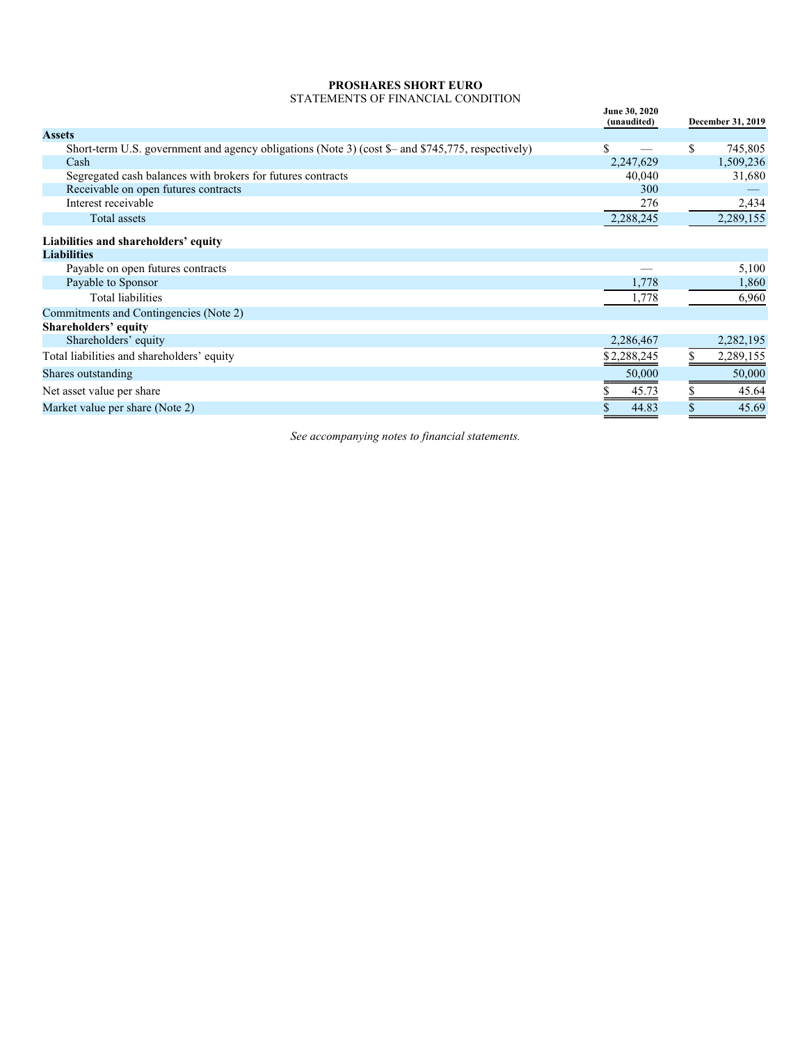**PROSHARES SHORT EURO**

STATEMENTS OF FINANCIAL CONDITION

| | June 30, 2020 (unaudited) | December 31, 2019 |
|---|---|---|
| **Assets** | | |
| Short-term U.S. government and agency obligations (Note 3) (cost $– and $745,775, respectively) | $ — | $ 745,805 |
| Cash | 2,247,629 | 1,509,236 |
| Segregated cash balances with brokers for futures contracts | 40,040 | 31,680 |
| Receivable on open futures contracts | 300 | — |
| Interest receivable | 276 | 2,434 |
| Total assets | 2,288,245 | 2,289,155 |
| **Liabilities and shareholders' equity** | | |
| **Liabilities** | | |
| Payable on open futures contracts | — | 5,100 |
| Payable to Sponsor | 1,778 | 1,860 |
| Total liabilities | 1,778 | 6,960 |
| Commitments and Contingencies (Note 2) | | |
| **Shareholders' equity** | | |
| Shareholders' equity | 2,286,467 | 2,282,195 |
| Total liabilities and shareholders' equity | $ 2,288,245 | $ 2,289,155 |
| Shares outstanding | 50,000 | 50,000 |
| Net asset value per share | $ 45.73 | $ 45.64 |
| Market value per share (Note 2) | $ 44.83 | $ 45.69 |

*See accompanying notes to financial statements.*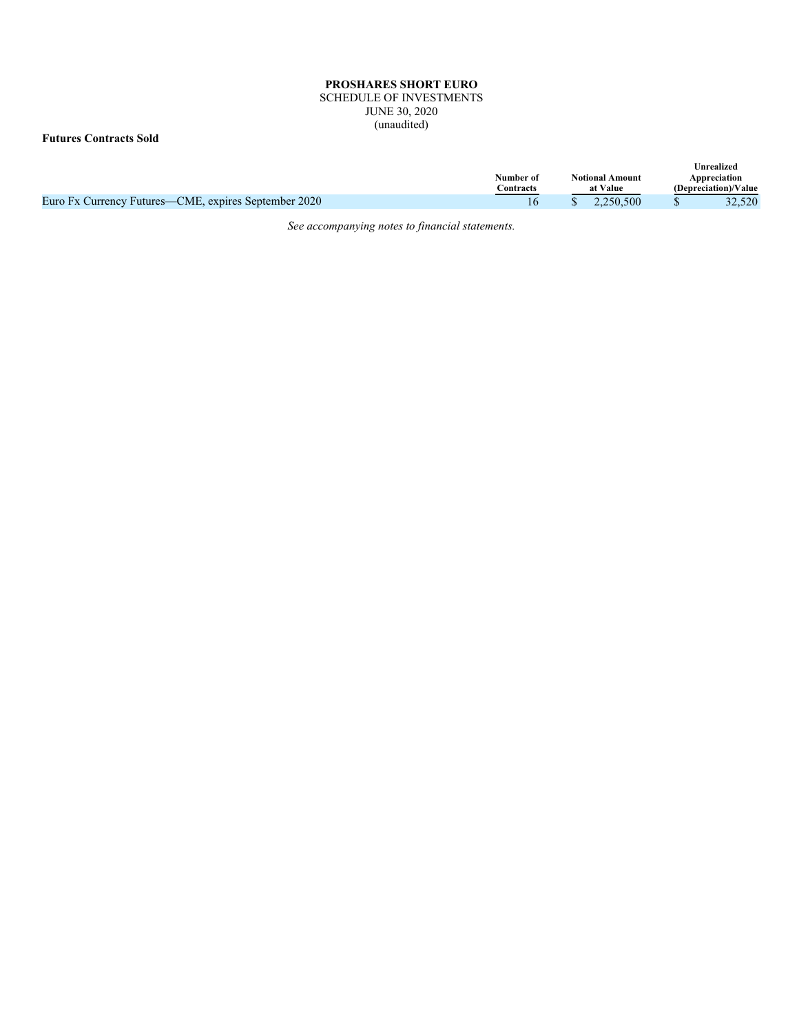**PROSHARES SHORT EURO**
SCHEDULE OF INVESTMENTS
JUNE 30, 2020
(unaudited)

**Futures Contracts Sold**

| | Number of Contracts | Notional Amount at Value | Unrealized Appreciation (Depreciation)/Value |
|---|---|---|---|
| Euro Fx Currency Futures—CME, expires September 2020 | 16 | $ 2,250,500 | $ 32,520 |

*See accompanying notes to financial statements.*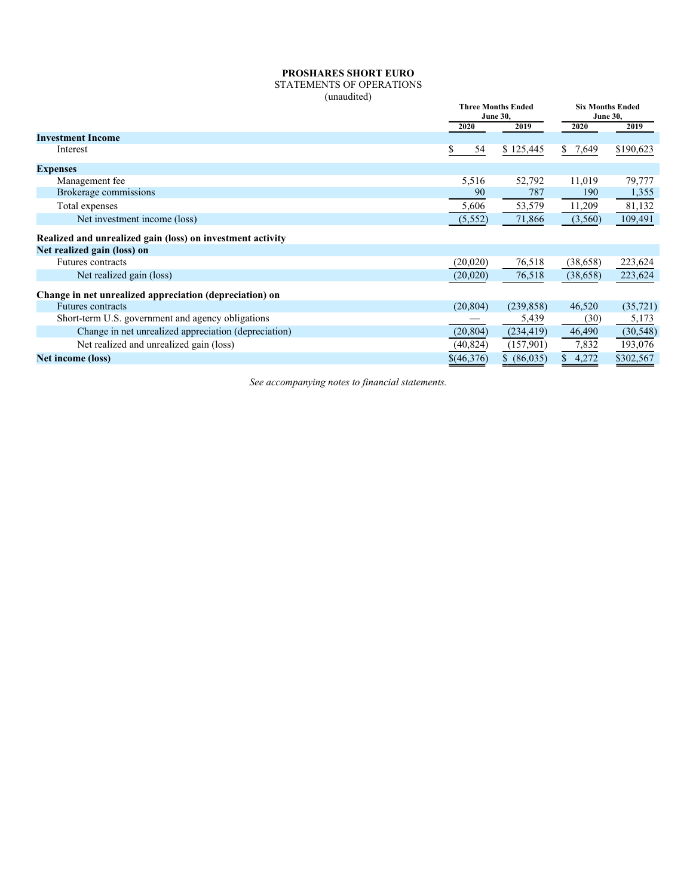**PROSHARES SHORT EURO**
STATEMENTS OF OPERATIONS
(unaudited)

| | Three Months Ended June 30, | | Six Months Ended June 30, | |
|---|---|---|---|---|
| | 2020 | 2019 | 2020 | 2019 |
| **Investment Income** | | | | |
| Interest | $ 54 | $ 125,445 | $ 7,649 | $190,623 |
| **Expenses** | | | | |
| Management fee | 5,516 | 52,792 | 11,019 | 79,777 |
| Brokerage commissions | 90 | 787 | 190 | 1,355 |
| Total expenses | 5,606 | 53,579 | 11,209 | 81,132 |
| Net investment income (loss) | (5,552) | 71,866 | (3,560) | 109,491 |
| **Realized and unrealized gain (loss) on investment activity** | | | | |
| **Net realized gain (loss) on** | | | | |
| Futures contracts | (20,020) | 76,518 | (38,658) | 223,624 |
| Net realized gain (loss) | (20,020) | 76,518 | (38,658) | 223,624 |
| **Change in net unrealized appreciation (depreciation) on** | | | | |
| Futures contracts | (20,804) | (239,858) | 46,520 | (35,721) |
| Short-term U.S. government and agency obligations | — | 5,439 | (30) | 5,173 |
| Change in net unrealized appreciation (depreciation) | (20,804) | (234,419) | 46,490 | (30,548) |
| Net realized and unrealized gain (loss) | (40,824) | (157,901) | 7,832 | 193,076 |
| **Net income (loss)** | $(46,376) | $ (86,035) | $ 4,272 | $302,567 |

*See accompanying notes to financial statements.*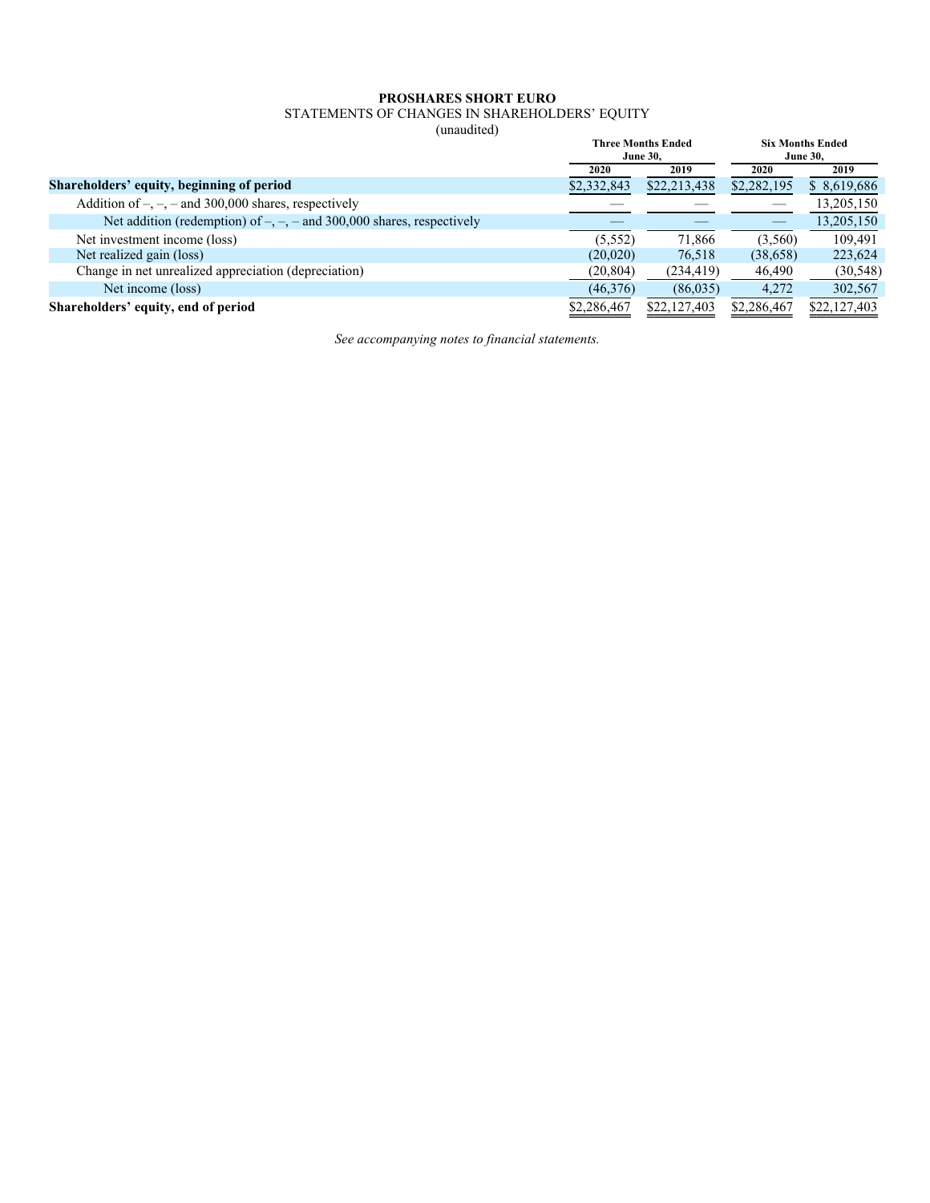# PROSHARES SHORT EURO

STATEMENTS OF CHANGES IN SHAREHOLDERS' EQUITY

(unaudited)

| | Three Months Ended June 30, | | Six Months Ended June 30, | |
|---|---|---|---|---|
| | 2020 | 2019 | 2020 | 2019 |
| **Shareholders' equity, beginning of period** | $2,332,843 | $22,213,438 | $2,282,195 | $ 8,619,686 |
| Addition of –, –, – and 300,000 shares, respectively | — | — | — | 13,205,150 |
| Net addition (redemption) of –, –, – and 300,000 shares, respectively | — | — | — | 13,205,150 |
| Net investment income (loss) | (5,552) | 71,866 | (3,560) | 109,491 |
| Net realized gain (loss) | (20,020) | 76,518 | (38,658) | 223,624 |
| Change in net unrealized appreciation (depreciation) | (20,804) | (234,419) | 46,490 | (30,548) |
| Net income (loss) | (46,376) | (86,035) | 4,272 | 302,567 |
| **Shareholders' equity, end of period** | $2,286,467 | $22,127,403 | $2,286,467 | $22,127,403 |

*See accompanying notes to financial statements.*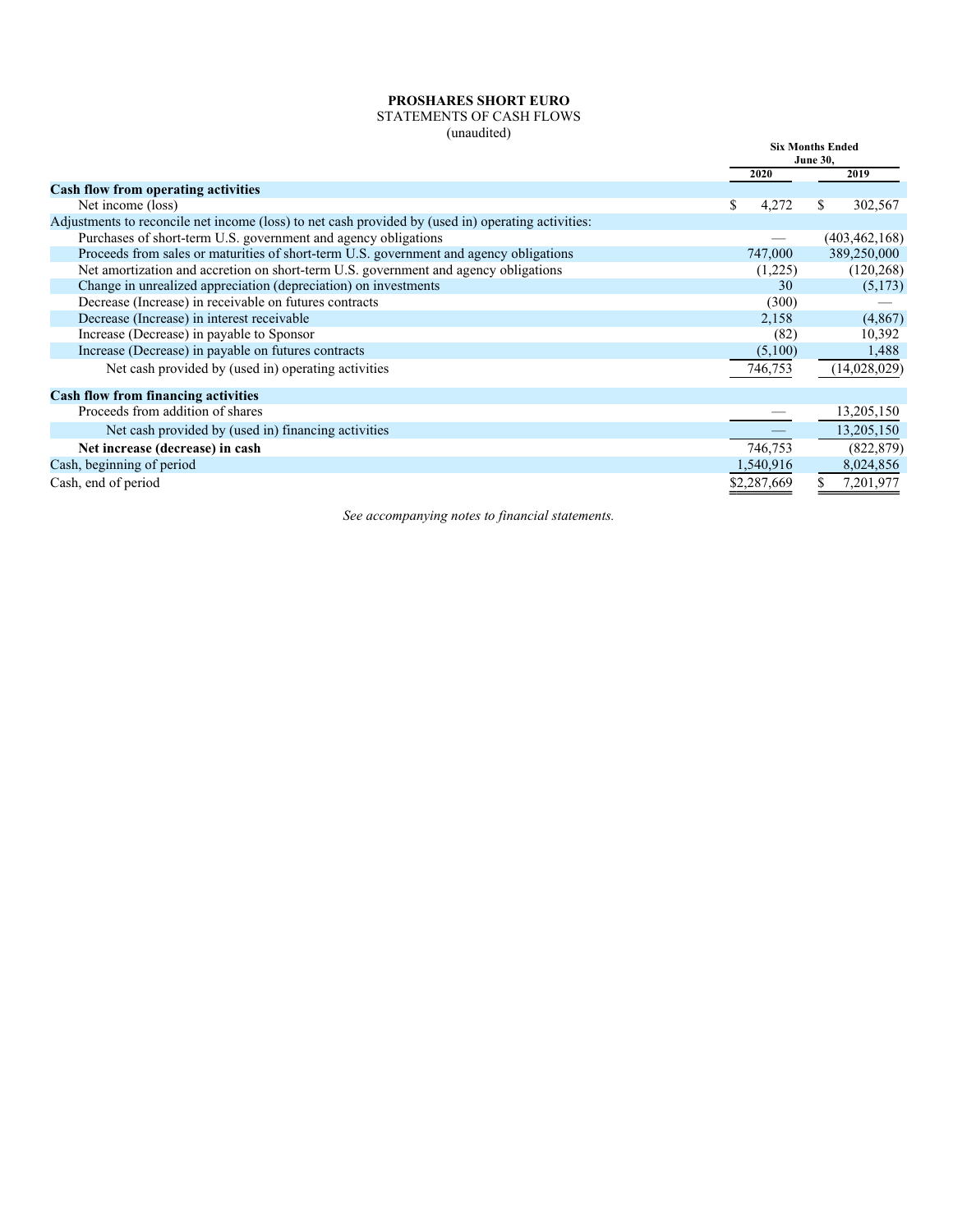**PROSHARES SHORT EURO**
STATEMENTS OF CASH FLOWS
(unaudited)

| | Six Months Ended June 30, | |
|---|---|---|
| | 2020 | 2019 |
| **Cash flow from operating activities** | | |
| Net income (loss) | $ 4,272 | $ 302,567 |
| Adjustments to reconcile net income (loss) to net cash provided by (used in) operating activities: | | |
| Purchases of short-term U.S. government and agency obligations | — | (403,462,168) |
| Proceeds from sales or maturities of short-term U.S. government and agency obligations | 747,000 | 389,250,000 |
| Net amortization and accretion on short-term U.S. government and agency obligations | (1,225) | (120,268) |
| Change in unrealized appreciation (depreciation) on investments | 30 | (5,173) |
| Decrease (Increase) in receivable on futures contracts | (300) | — |
| Decrease (Increase) in interest receivable | 2,158 | (4,867) |
| Increase (Decrease) in payable to Sponsor | (82) | 10,392 |
| Increase (Decrease) in payable on futures contracts | (5,100) | 1,488 |
| Net cash provided by (used in) operating activities | 746,753 | (14,028,029) |
| **Cash flow from financing activities** | | |
| Proceeds from addition of shares | — | 13,205,150 |
| Net cash provided by (used in) financing activities | — | 13,205,150 |
| **Net increase (decrease) in cash** | 746,753 | (822,879) |
| Cash, beginning of period | 1,540,916 | 8,024,856 |
| Cash, end of period | $2,287,669 | $ 7,201,977 |

*See accompanying notes to financial statements.*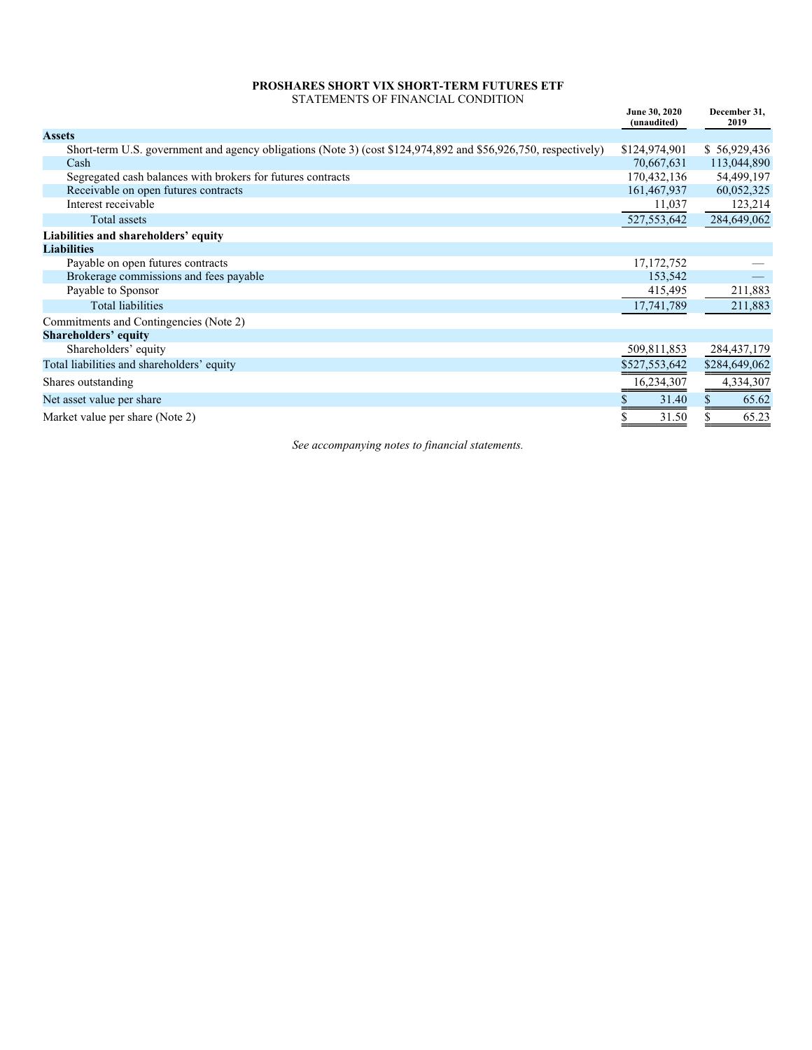**PROSHARES SHORT VIX SHORT-TERM FUTURES ETF**

STATEMENTS OF FINANCIAL CONDITION

| | June 30, 2020 (unaudited) | December 31, 2019 |
|---|---|---|
| **Assets** | | |
| Short-term U.S. government and agency obligations (Note 3) (cost $124,974,892 and $56,926,750, respectively) | $124,974,901 | $ 56,929,436 |
| Cash | 70,667,631 | 113,044,890 |
| Segregated cash balances with brokers for futures contracts | 170,432,136 | 54,499,197 |
| Receivable on open futures contracts | 161,467,937 | 60,052,325 |
| Interest receivable | 11,037 | 123,214 |
| Total assets | 527,553,642 | 284,649,062 |
| **Liabilities and shareholders' equity** | | |
| **Liabilities** | | |
| Payable on open futures contracts | 17,172,752 | — |
| Brokerage commissions and fees payable | 153,542 | — |
| Payable to Sponsor | 415,495 | 211,883 |
| Total liabilities | 17,741,789 | 211,883 |
| Commitments and Contingencies (Note 2) | | |
| **Shareholders' equity** | | |
| Shareholders' equity | 509,811,853 | 284,437,179 |
| Total liabilities and shareholders' equity | $527,553,642 | $284,649,062 |
| Shares outstanding | 16,234,307 | 4,334,307 |
| Net asset value per share | $ 31.40 | $ 65.62 |
| Market value per share (Note 2) | $ 31.50 | $ 65.23 |

*See accompanying notes to financial statements.*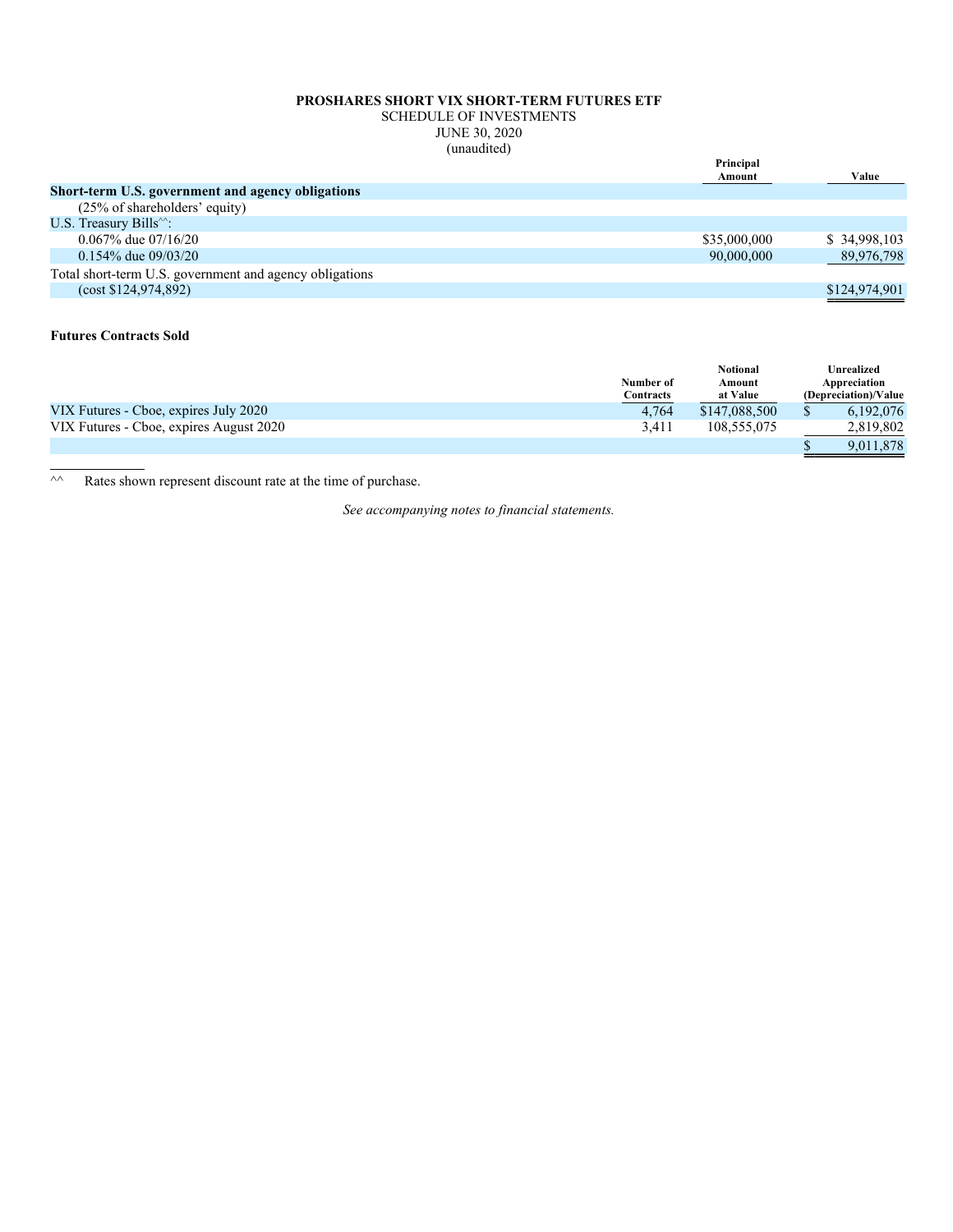**PROSHARES SHORT VIX SHORT-TERM FUTURES ETF**
SCHEDULE OF INVESTMENTS
JUNE 30, 2020
(unaudited)

| | Principal Amount | Value |
|---|---|---|
| **Short-term U.S. government and agency obligations** | | |
| (25% of shareholders' equity) | | |
| U.S. Treasury Bills^^: | | |
| 0.067% due 07/16/20 | $35,000,000 | $ 34,998,103 |
| 0.154% due 09/03/20 | 90,000,000 | 89,976,798 |
| Total short-term U.S. government and agency obligations | | |
| (cost $124,974,892) | | $124,974,901 |

**Futures Contracts Sold**

| | Number of Contracts | Notional Amount at Value | Unrealized Appreciation (Depreciation)/Value |
|---|---|---|---|
| VIX Futures - Cboe, expires July 2020 | 4,764 | $147,088,500 | $ 6,192,076 |
| VIX Futures - Cboe, expires August 2020 | 3,411 | 108,555,075 | 2,819,802 |
| | | | $ 9,011,878 |

^^ Rates shown represent discount rate at the time of purchase.

*See accompanying notes to financial statements.*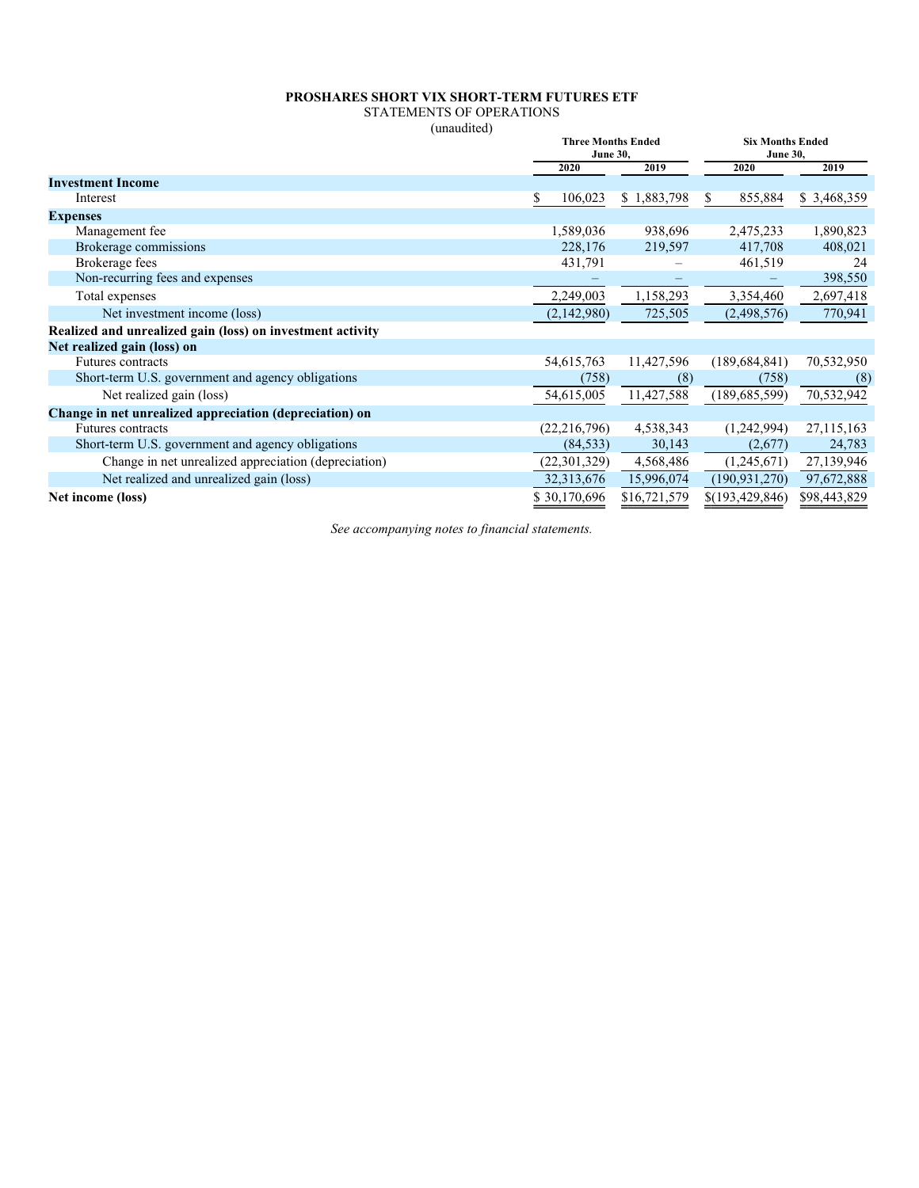**PROSHARES SHORT VIX SHORT-TERM FUTURES ETF**

STATEMENTS OF OPERATIONS

(unaudited)

| | Three Months Ended June 30, | | Six Months Ended June 30, | |
|---|---|---|---|---|
| | 2020 | 2019 | 2020 | 2019 |
| **Investment Income** | | | | |
| Interest | $ 106,023 | $ 1,883,798 | $ 855,884 | $ 3,468,359 |
| **Expenses** | | | | |
| Management fee | 1,589,036 | 938,696 | 2,475,233 | 1,890,823 |
| Brokerage commissions | 228,176 | 219,597 | 417,708 | 408,021 |
| Brokerage fees | 431,791 | – | 461,519 | 24 |
| Non-recurring fees and expenses | – | – | – | 398,550 |
| Total expenses | 2,249,003 | 1,158,293 | 3,354,460 | 2,697,418 |
| Net investment income (loss) | (2,142,980) | 725,505 | (2,498,576) | 770,941 |
| **Realized and unrealized gain (loss) on investment activity** | | | | |
| **Net realized gain (loss) on** | | | | |
| Futures contracts | 54,615,763 | 11,427,596 | (189,684,841) | 70,532,950 |
| Short-term U.S. government and agency obligations | (758) | (8) | (758) | (8) |
| Net realized gain (loss) | 54,615,005 | 11,427,588 | (189,685,599) | 70,532,942 |
| **Change in net unrealized appreciation (depreciation) on** | | | | |
| Futures contracts | (22,216,796) | 4,538,343 | (1,242,994) | 27,115,163 |
| Short-term U.S. government and agency obligations | (84,533) | 30,143 | (2,677) | 24,783 |
| Change in net unrealized appreciation (depreciation) | (22,301,329) | 4,568,486 | (1,245,671) | 27,139,946 |
| Net realized and unrealized gain (loss) | 32,313,676 | 15,996,074 | (190,931,270) | 97,672,888 |
| **Net income (loss)** | $ 30,170,696 | $16,721,579 | $(193,429,846) | $98,443,829 |

*See accompanying notes to financial statements.*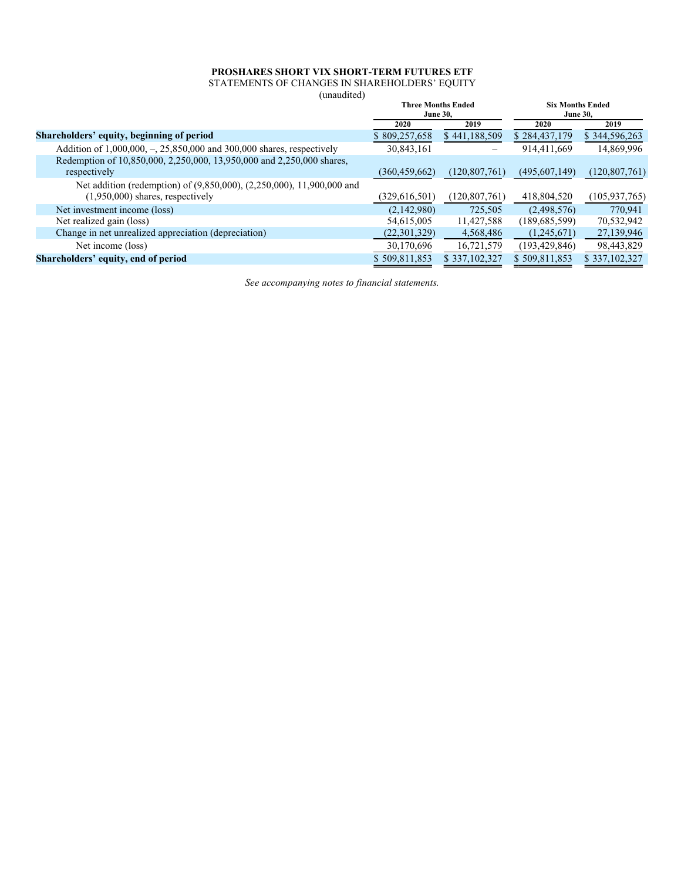**PROSHARES SHORT VIX SHORT-TERM FUTURES ETF**

STATEMENTS OF CHANGES IN SHAREHOLDERS' EQUITY

(unaudited)

| | Three Months Ended June 30, | | Six Months Ended June 30, | |
|---|---|---|---|---|
| | 2020 | 2019 | 2020 | 2019 |
| **Shareholders' equity, beginning of period** | $ 809,257,658 | $ 441,188,509 | $ 284,437,179 | $ 344,596,263 |
| Addition of 1,000,000, –, 25,850,000 and 300,000 shares, respectively | 30,843,161 | – | 914,411,669 | 14,869,996 |
| Redemption of 10,850,000, 2,250,000, 13,950,000 and 2,250,000 shares, respectively | (360,459,662) | (120,807,761) | (495,607,149) | (120,807,761) |
| Net addition (redemption) of (9,850,000), (2,250,000), 11,900,000 and (1,950,000) shares, respectively | (329,616,501) | (120,807,761) | 418,804,520 | (105,937,765) |
| Net investment income (loss) | (2,142,980) | 725,505 | (2,498,576) | 770,941 |
| Net realized gain (loss) | 54,615,005 | 11,427,588 | (189,685,599) | 70,532,942 |
| Change in net unrealized appreciation (depreciation) | (22,301,329) | 4,568,486 | (1,245,671) | 27,139,946 |
| Net income (loss) | 30,170,696 | 16,721,579 | (193,429,846) | 98,443,829 |
| **Shareholders' equity, end of period** | $ 509,811,853 | $ 337,102,327 | $ 509,811,853 | $ 337,102,327 |

*See accompanying notes to financial statements.*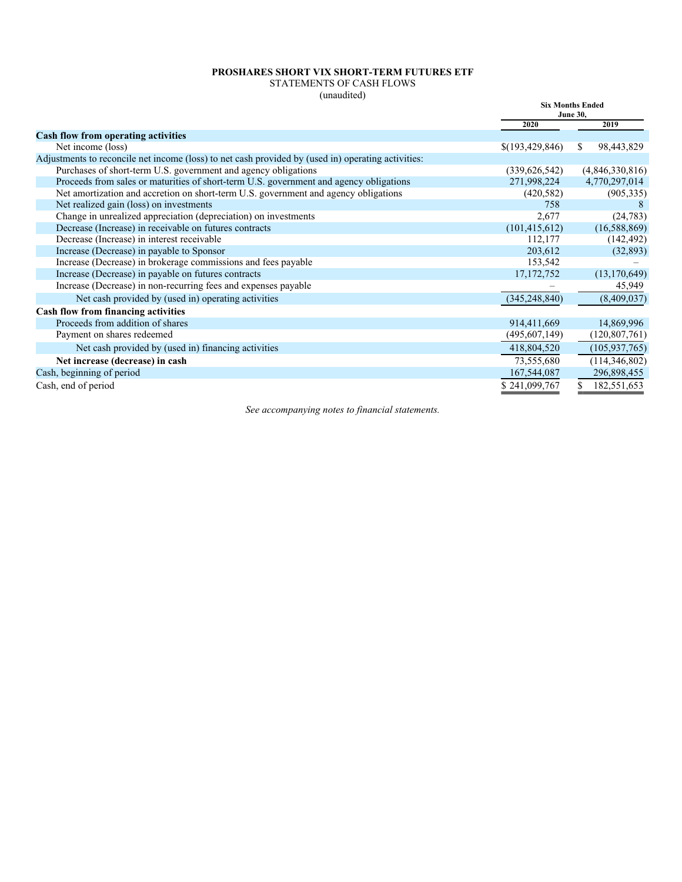**PROSHARES SHORT VIX SHORT-TERM FUTURES ETF**
STATEMENTS OF CASH FLOWS
(unaudited)

| | Six Months Ended June 30, | |
|---|---|---|
| | 2020 | 2019 |
| **Cash flow from operating activities** | | |
| Net income (loss) | $(193,429,846) | $ 98,443,829 |
| Adjustments to reconcile net income (loss) to net cash provided by (used in) operating activities: | | |
| Purchases of short-term U.S. government and agency obligations | (339,626,542) | (4,846,330,816) |
| Proceeds from sales or maturities of short-term U.S. government and agency obligations | 271,998,224 | 4,770,297,014 |
| Net amortization and accretion on short-term U.S. government and agency obligations | (420,582) | (905,335) |
| Net realized gain (loss) on investments | 758 | 8 |
| Change in unrealized appreciation (depreciation) on investments | 2,677 | (24,783) |
| Decrease (Increase) in receivable on futures contracts | (101,415,612) | (16,588,869) |
| Decrease (Increase) in interest receivable | 112,177 | (142,492) |
| Increase (Decrease) in payable to Sponsor | 203,612 | (32,893) |
| Increase (Decrease) in brokerage commissions and fees payable | 153,542 | – |
| Increase (Decrease) in payable on futures contracts | 17,172,752 | (13,170,649) |
| Increase (Decrease) in non-recurring fees and expenses payable | – | 45,949 |
| Net cash provided by (used in) operating activities | (345,248,840) | (8,409,037) |
| **Cash flow from financing activities** | | |
| Proceeds from addition of shares | 914,411,669 | 14,869,996 |
| Payment on shares redeemed | (495,607,149) | (120,807,761) |
| Net cash provided by (used in) financing activities | 418,804,520 | (105,937,765) |
| **Net increase (decrease) in cash** | 73,555,680 | (114,346,802) |
| Cash, beginning of period | 167,544,087 | 296,898,455 |
| Cash, end of period | $ 241,099,767 | $ 182,551,653 |

*See accompanying notes to financial statements.*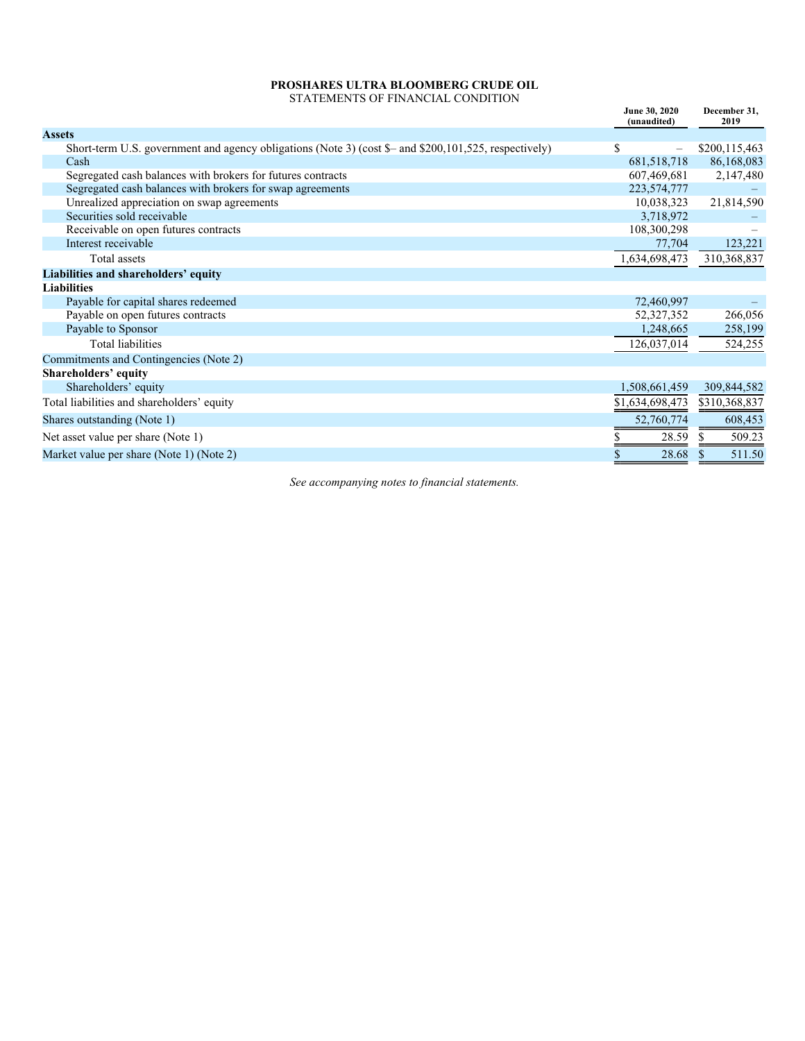**PROSHARES ULTRA BLOOMBERG CRUDE OIL**

STATEMENTS OF FINANCIAL CONDITION

| | June 30, 2020 (unaudited) | December 31, 2019 |
|---|---|---|
| **Assets** | | |
| Short-term U.S. government and agency obligations (Note 3) (cost $– and $200,101,525, respectively) | $ – | $200,115,463 |
| Cash | 681,518,718 | 86,168,083 |
| Segregated cash balances with brokers for futures contracts | 607,469,681 | 2,147,480 |
| Segregated cash balances with brokers for swap agreements | 223,574,777 | – |
| Unrealized appreciation on swap agreements | 10,038,323 | 21,814,590 |
| Securities sold receivable | 3,718,972 | – |
| Receivable on open futures contracts | 108,300,298 | – |
| Interest receivable | 77,704 | 123,221 |
| Total assets | 1,634,698,473 | 310,368,837 |
| **Liabilities and shareholders' equity** | | |
| **Liabilities** | | |
| Payable for capital shares redeemed | 72,460,997 | – |
| Payable on open futures contracts | 52,327,352 | 266,056 |
| Payable to Sponsor | 1,248,665 | 258,199 |
| Total liabilities | 126,037,014 | 524,255 |
| Commitments and Contingencies (Note 2) | | |
| **Shareholders' equity** | | |
| Shareholders' equity | 1,508,661,459 | 309,844,582 |
| Total liabilities and shareholders' equity | $1,634,698,473 | $310,368,837 |
| Shares outstanding (Note 1) | 52,760,774 | 608,453 |
| Net asset value per share (Note 1) | $ 28.59 | $ 509.23 |
| Market value per share (Note 1) (Note 2) | $ 28.68 | $ 511.50 |

*See accompanying notes to financial statements.*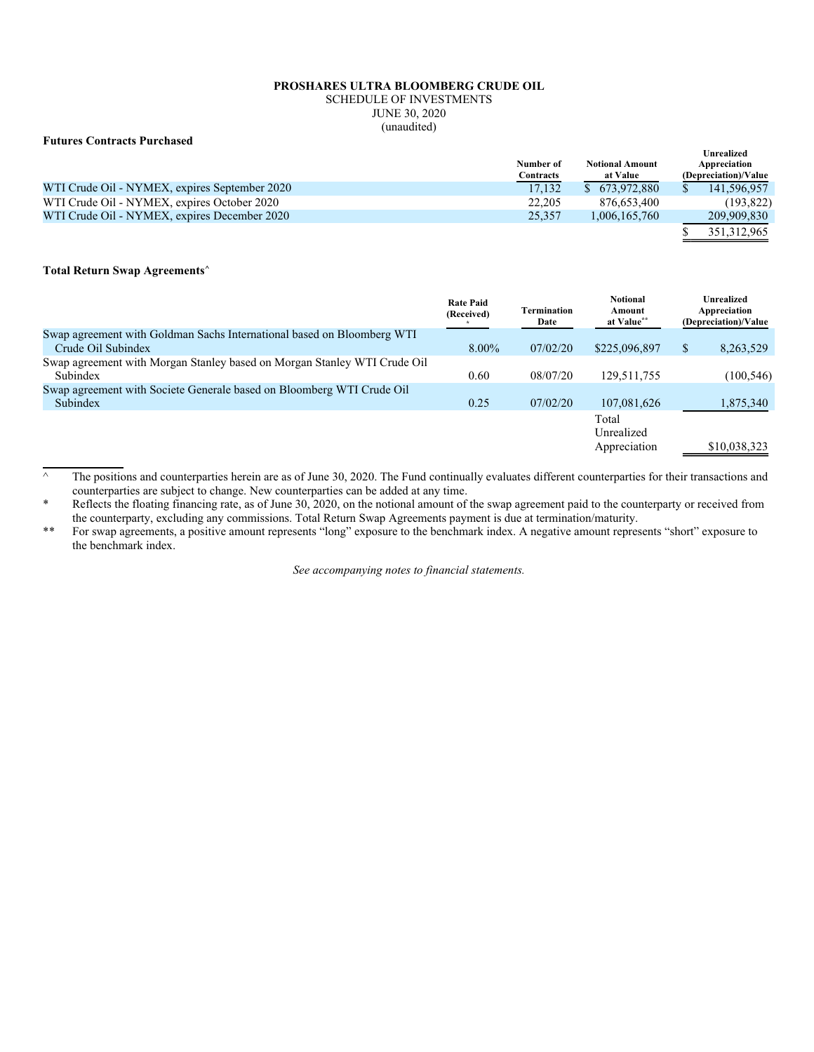**PROSHARES ULTRA BLOOMBERG CRUDE OIL**
SCHEDULE OF INVESTMENTS
JUNE 30, 2020
(unaudited)

**Futures Contracts Purchased**

| | Number of Contracts | Notional Amount at Value | Unrealized Appreciation (Depreciation)/Value |
|---|---|---|---|
| WTI Crude Oil - NYMEX, expires September 2020 | 17,132 | $ 673,972,880 | $ 141,596,957 |
| WTI Crude Oil - NYMEX, expires October 2020 | 22,205 | 876,653,400 | (193,822) |
| WTI Crude Oil - NYMEX, expires December 2020 | 25,357 | 1,006,165,760 | 209,909,830 |
| | | | $ 351,312,965 |

**Total Return Swap Agreements^**

| | Rate Paid (Received)* | Termination Date | Notional Amount at Value** | Unrealized Appreciation (Depreciation)/Value |
|---|---|---|---|---|
| Swap agreement with Goldman Sachs International based on Bloomberg WTI Crude Oil Subindex | 8.00% | 07/02/20 | $225,096,897 | $ 8,263,529 |
| Swap agreement with Morgan Stanley based on Morgan Stanley WTI Crude Oil Subindex | 0.60 | 08/07/20 | 129,511,755 | (100,546) |
| Swap agreement with Societe Generale based on Bloomberg WTI Crude Oil Subindex | 0.25 | 07/02/20 | 107,081,626 | 1,875,340 |
| | | | Total Unrealized Appreciation | $10,038,323 |

^ The positions and counterparties herein are as of June 30, 2020. The Fund continually evaluates different counterparties for their transactions and counterparties are subject to change. New counterparties can be added at any time.

\* Reflects the floating financing rate, as of June 30, 2020, on the notional amount of the swap agreement paid to the counterparty or received from the counterparty, excluding any commissions. Total Return Swap Agreements payment is due at termination/maturity.

\*\* For swap agreements, a positive amount represents "long" exposure to the benchmark index. A negative amount represents "short" exposure to the benchmark index.

*See accompanying notes to financial statements.*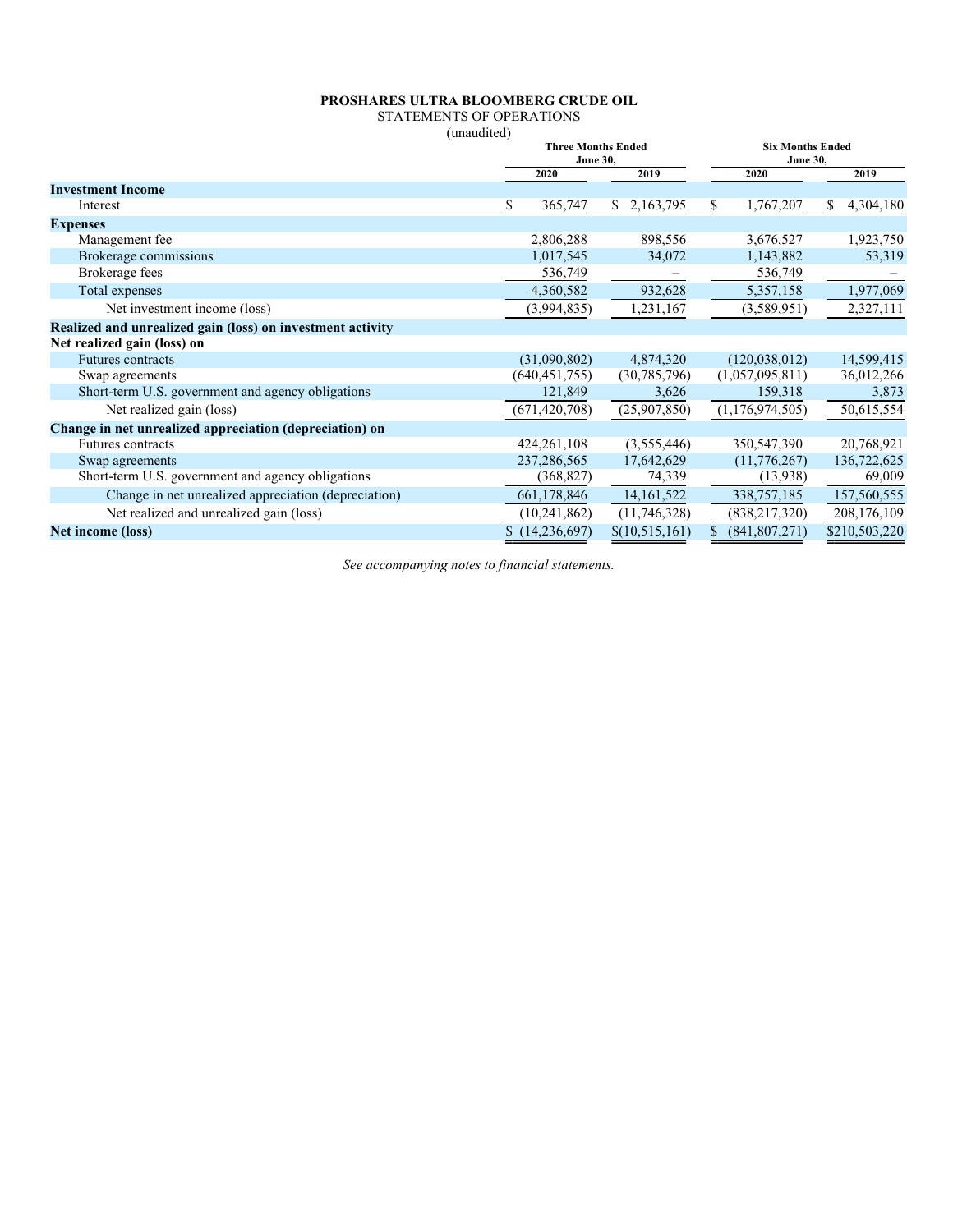**PROSHARES ULTRA BLOOMBERG CRUDE OIL**
STATEMENTS OF OPERATIONS
(unaudited)

| | Three Months Ended June 30, | | Six Months Ended June 30, | |
|---|---|---|---|---|
| | 2020 | 2019 | 2020 | 2019 |
| **Investment Income** | | | | |
| Interest | $ 365,747 | $ 2,163,795 | $ 1,767,207 | $ 4,304,180 |
| **Expenses** | | | | |
| Management fee | 2,806,288 | 898,556 | 3,676,527 | 1,923,750 |
| Brokerage commissions | 1,017,545 | 34,072 | 1,143,882 | 53,319 |
| Brokerage fees | 536,749 | – | 536,749 | – |
| Total expenses | 4,360,582 | 932,628 | 5,357,158 | 1,977,069 |
| Net investment income (loss) | (3,994,835) | 1,231,167 | (3,589,951) | 2,327,111 |
| **Realized and unrealized gain (loss) on investment activity** | | | | |
| **Net realized gain (loss) on** | | | | |
| Futures contracts | (31,090,802) | 4,874,320 | (120,038,012) | 14,599,415 |
| Swap agreements | (640,451,755) | (30,785,796) | (1,057,095,811) | 36,012,266 |
| Short-term U.S. government and agency obligations | 121,849 | 3,626 | 159,318 | 3,873 |
| Net realized gain (loss) | (671,420,708) | (25,907,850) | (1,176,974,505) | 50,615,554 |
| **Change in net unrealized appreciation (depreciation) on** | | | | |
| Futures contracts | 424,261,108 | (3,555,446) | 350,547,390 | 20,768,921 |
| Swap agreements | 237,286,565 | 17,642,629 | (11,776,267) | 136,722,625 |
| Short-term U.S. government and agency obligations | (368,827) | 74,339 | (13,938) | 69,009 |
| Change in net unrealized appreciation (depreciation) | 661,178,846 | 14,161,522 | 338,757,185 | 157,560,555 |
| Net realized and unrealized gain (loss) | (10,241,862) | (11,746,328) | (838,217,320) | 208,176,109 |
| **Net income (loss)** | $ (14,236,697) | $(10,515,161) | $ (841,807,271) | $210,503,220 |

*See accompanying notes to financial statements.*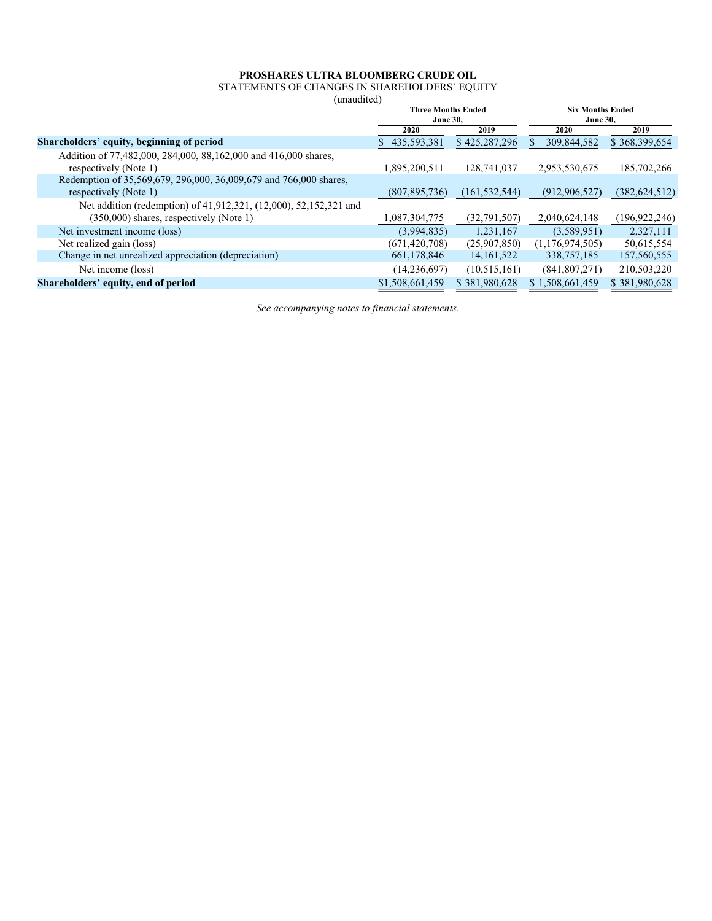**PROSHARES ULTRA BLOOMBERG CRUDE OIL**

STATEMENTS OF CHANGES IN SHAREHOLDERS' EQUITY

(unaudited)

| | Three Months Ended June 30, | | Six Months Ended June 30, | |
|---|---|---|---|---|
| | 2020 | 2019 | 2020 | 2019 |
| **Shareholders' equity, beginning of period** | $ 435,593,381 | $ 425,287,296 | $ 309,844,582 | $ 368,399,654 |
| Addition of 77,482,000, 284,000, 88,162,000 and 416,000 shares, respectively (Note 1) | 1,895,200,511 | 128,741,037 | 2,953,530,675 | 185,702,266 |
| Redemption of 35,569,679, 296,000, 36,009,679 and 766,000 shares, respectively (Note 1) | (807,895,736) | (161,532,544) | (912,906,527) | (382,624,512) |
| Net addition (redemption) of 41,912,321, (12,000), 52,152,321 and (350,000) shares, respectively (Note 1) | 1,087,304,775 | (32,791,507) | 2,040,624,148 | (196,922,246) |
| Net investment income (loss) | (3,994,835) | 1,231,167 | (3,589,951) | 2,327,111 |
| Net realized gain (loss) | (671,420,708) | (25,907,850) | (1,176,974,505) | 50,615,554 |
| Change in net unrealized appreciation (depreciation) | 661,178,846 | 14,161,522 | 338,757,185 | 157,560,555 |
| Net income (loss) | (14,236,697) | (10,515,161) | (841,807,271) | 210,503,220 |
| **Shareholders' equity, end of period** | $1,508,661,459 | $ 381,980,628 | $ 1,508,661,459 | $ 381,980,628 |

*See accompanying notes to financial statements.*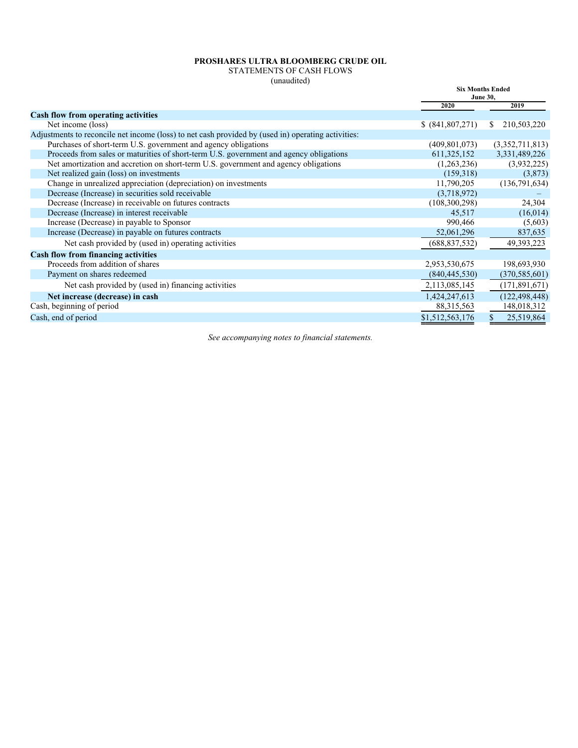**PROSHARES ULTRA BLOOMBERG CRUDE OIL**

STATEMENTS OF CASH FLOWS

(unaudited)

| | Six Months Ended June 30, | |
|---|---|---|
| | 2020 | 2019 |
| **Cash flow from operating activities** | | |
| Net income (loss) | $ (841,807,271) | $ 210,503,220 |
| Adjustments to reconcile net income (loss) to net cash provided by (used in) operating activities: | | |
| Purchases of short-term U.S. government and agency obligations | (409,801,073) | (3,352,711,813) |
| Proceeds from sales or maturities of short-term U.S. government and agency obligations | 611,325,152 | 3,331,489,226 |
| Net amortization and accretion on short-term U.S. government and agency obligations | (1,263,236) | (3,932,225) |
| Net realized gain (loss) on investments | (159,318) | (3,873) |
| Change in unrealized appreciation (depreciation) on investments | 11,790,205 | (136,791,634) |
| Decrease (Increase) in securities sold receivable | (3,718,972) | – |
| Decrease (Increase) in receivable on futures contracts | (108,300,298) | 24,304 |
| Decrease (Increase) in interest receivable | 45,517 | (16,014) |
| Increase (Decrease) in payable to Sponsor | 990,466 | (5,603) |
| Increase (Decrease) in payable on futures contracts | 52,061,296 | 837,635 |
| Net cash provided by (used in) operating activities | (688,837,532) | 49,393,223 |
| **Cash flow from financing activities** | | |
| Proceeds from addition of shares | 2,953,530,675 | 198,693,930 |
| Payment on shares redeemed | (840,445,530) | (370,585,601) |
| Net cash provided by (used in) financing activities | 2,113,085,145 | (171,891,671) |
| **Net increase (decrease) in cash** | 1,424,247,613 | (122,498,448) |
| Cash, beginning of period | 88,315,563 | 148,018,312 |
| Cash, end of period | $1,512,563,176 | $ 25,519,864 |

*See accompanying notes to financial statements.*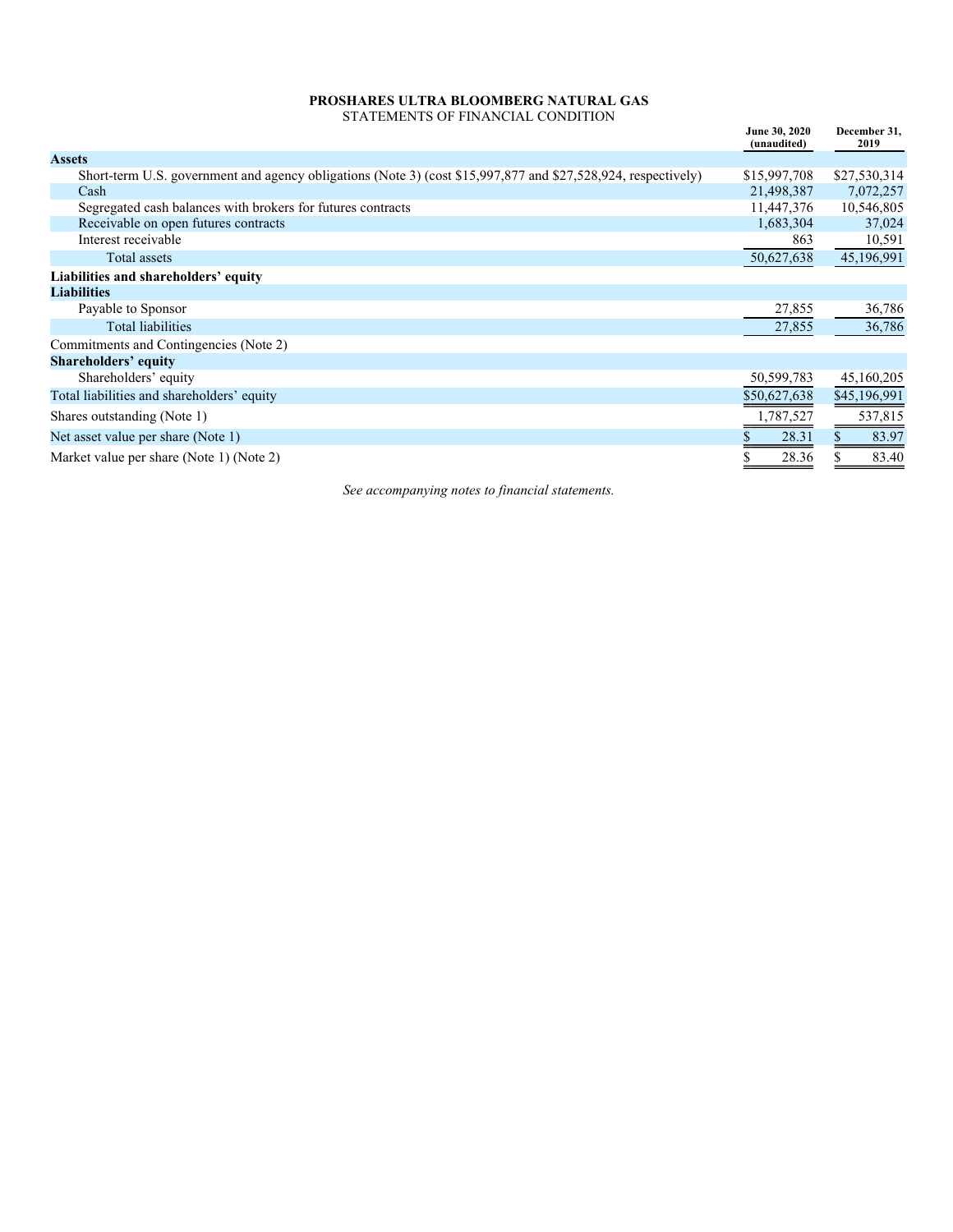**PROSHARES ULTRA BLOOMBERG NATURAL GAS**
STATEMENTS OF FINANCIAL CONDITION

| | June 30, 2020 (unaudited) | December 31, 2019 |
|---|---|---|
| **Assets** | | |
| Short-term U.S. government and agency obligations (Note 3) (cost $15,997,877 and $27,528,924, respectively) | $15,997,708 | $27,530,314 |
| Cash | 21,498,387 | 7,072,257 |
| Segregated cash balances with brokers for futures contracts | 11,447,376 | 10,546,805 |
| Receivable on open futures contracts | 1,683,304 | 37,024 |
| Interest receivable | 863 | 10,591 |
| Total assets | 50,627,638 | 45,196,991 |
| **Liabilities and shareholders' equity** | | |
| **Liabilities** | | |
| Payable to Sponsor | 27,855 | 36,786 |
| Total liabilities | 27,855 | 36,786 |
| Commitments and Contingencies (Note 2) | | |
| **Shareholders' equity** | | |
| Shareholders' equity | 50,599,783 | 45,160,205 |
| Total liabilities and shareholders' equity | $50,627,638 | $45,196,991 |
| Shares outstanding (Note 1) | 1,787,527 | 537,815 |
| Net asset value per share (Note 1) | $ 28.31 | $ 83.97 |
| Market value per share (Note 1) (Note 2) | $ 28.36 | $ 83.40 |

*See accompanying notes to financial statements.*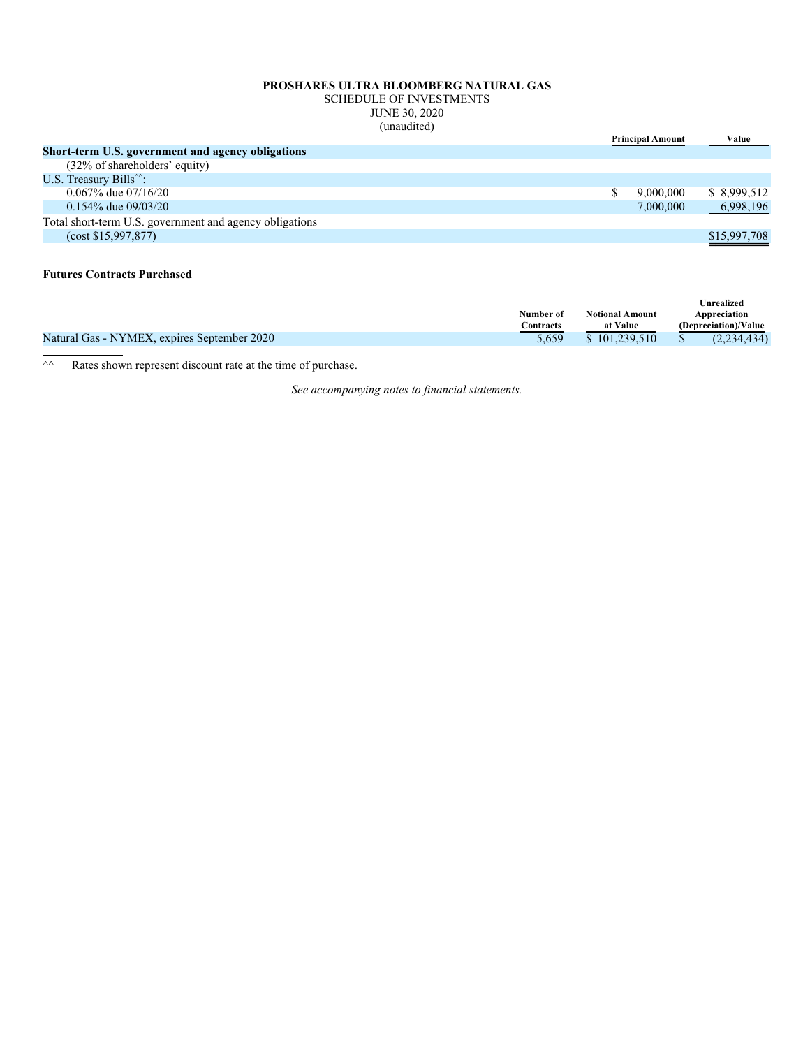**PROSHARES ULTRA BLOOMBERG NATURAL GAS**
SCHEDULE OF INVESTMENTS
JUNE 30, 2020
(unaudited)

| | Principal Amount | Value |
|---|---|---|
| **Short-term U.S. government and agency obligations** | | |
| (32% of shareholders' equity) | | |
| U.S. Treasury Bills^^: | | |
| 0.067% due 07/16/20 | $ 9,000,000 | $ 8,999,512 |
| 0.154% due 09/03/20 | 7,000,000 | 6,998,196 |
| Total short-term U.S. government and agency obligations | | |
| (cost $15,997,877) | | $15,997,708 |

**Futures Contracts Purchased**

| | Number of Contracts | Notional Amount at Value | Unrealized Appreciation (Depreciation)/Value |
|---|---|---|---|
| Natural Gas - NYMEX, expires September 2020 | 5,659 | $ 101,239,510 | $ (2,234,434) |

^^ Rates shown represent discount rate at the time of purchase.

*See accompanying notes to financial statements.*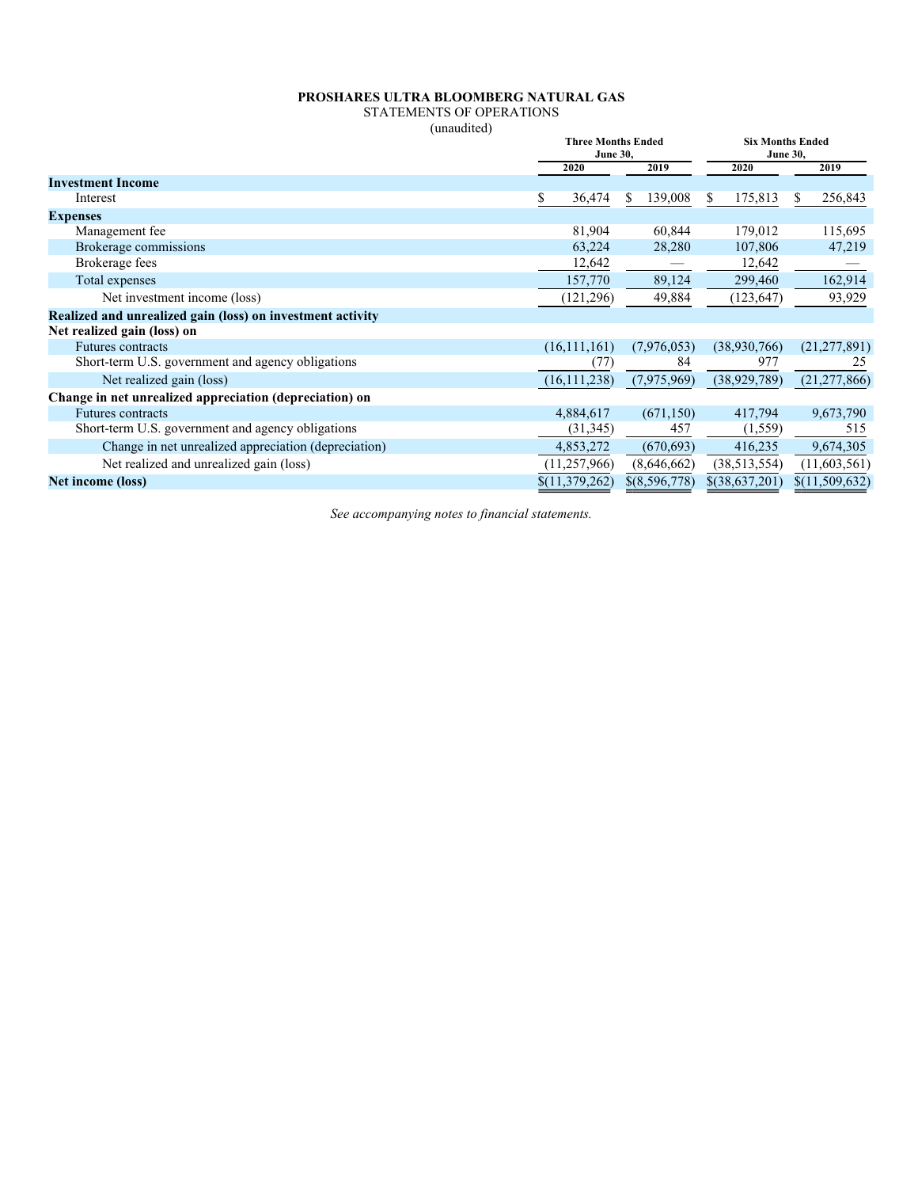**PROSHARES ULTRA BLOOMBERG NATURAL GAS**
STATEMENTS OF OPERATIONS
(unaudited)

| | Three Months Ended June 30, | | Six Months Ended June 30, | |
|---|---|---|---|---|
| | 2020 | 2019 | 2020 | 2019 |
| **Investment Income** | | | | |
| Interest | $ 36,474 | $ 139,008 | $ 175,813 | $ 256,843 |
| **Expenses** | | | | |
| Management fee | 81,904 | 60,844 | 179,012 | 115,695 |
| Brokerage commissions | 63,224 | 28,280 | 107,806 | 47,219 |
| Brokerage fees | 12,642 | — | 12,642 | — |
| Total expenses | 157,770 | 89,124 | 299,460 | 162,914 |
| Net investment income (loss) | (121,296) | 49,884 | (123,647) | 93,929 |
| **Realized and unrealized gain (loss) on investment activity** | | | | |
| **Net realized gain (loss) on** | | | | |
| Futures contracts | (16,111,161) | (7,976,053) | (38,930,766) | (21,277,891) |
| Short-term U.S. government and agency obligations | (77) | 84 | 977 | 25 |
| Net realized gain (loss) | (16,111,238) | (7,975,969) | (38,929,789) | (21,277,866) |
| **Change in net unrealized appreciation (depreciation) on** | | | | |
| Futures contracts | 4,884,617 | (671,150) | 417,794 | 9,673,790 |
| Short-term U.S. government and agency obligations | (31,345) | 457 | (1,559) | 515 |
| Change in net unrealized appreciation (depreciation) | 4,853,272 | (670,693) | 416,235 | 9,674,305 |
| Net realized and unrealized gain (loss) | (11,257,966) | (8,646,662) | (38,513,554) | (11,603,561) |
| **Net income (loss)** | $(11,379,262) | $(8,596,778) | $(38,637,201) | $(11,509,632) |

*See accompanying notes to financial statements.*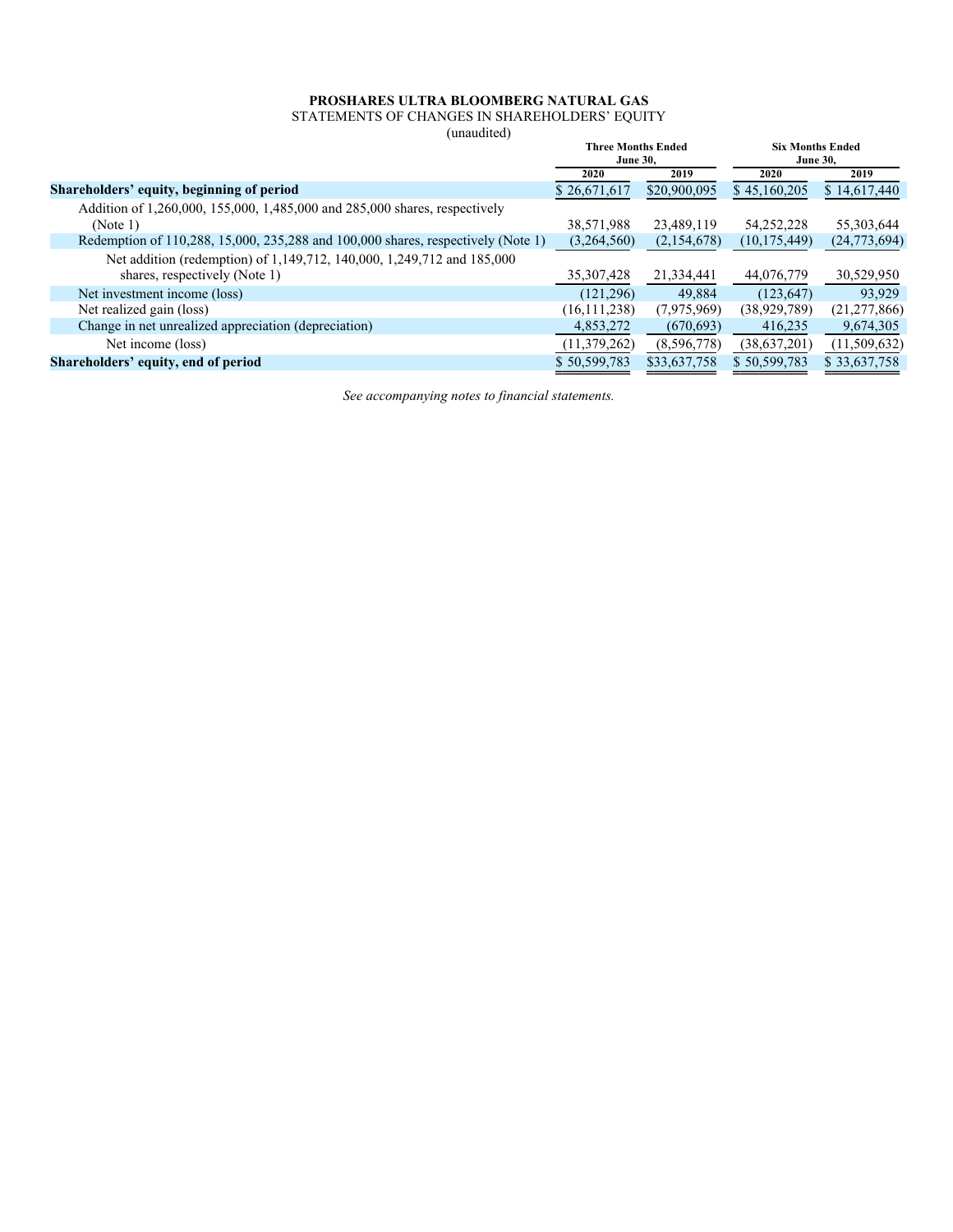**PROSHARES ULTRA BLOOMBERG NATURAL GAS**
STATEMENTS OF CHANGES IN SHAREHOLDERS' EQUITY
(unaudited)

| | Three Months Ended June 30, | | Six Months Ended June 30, | |
|---|---|---|---|---|
| | 2020 | 2019 | 2020 | 2019 |
| **Shareholders' equity, beginning of period** | $ 26,671,617 | $20,900,095 | $ 45,160,205 | $ 14,617,440 |
| Addition of 1,260,000, 155,000, 1,485,000 and 285,000 shares, respectively (Note 1) | 38,571,988 | 23,489,119 | 54,252,228 | 55,303,644 |
| Redemption of 110,288, 15,000, 235,288 and 100,000 shares, respectively (Note 1) | (3,264,560) | (2,154,678) | (10,175,449) | (24,773,694) |
| Net addition (redemption) of 1,149,712, 140,000, 1,249,712 and 185,000 shares, respectively (Note 1) | 35,307,428 | 21,334,441 | 44,076,779 | 30,529,950 |
| Net investment income (loss) | (121,296) | 49,884 | (123,647) | 93,929 |
| Net realized gain (loss) | (16,111,238) | (7,975,969) | (38,929,789) | (21,277,866) |
| Change in net unrealized appreciation (depreciation) | 4,853,272 | (670,693) | 416,235 | 9,674,305 |
| Net income (loss) | (11,379,262) | (8,596,778) | (38,637,201) | (11,509,632) |
| **Shareholders' equity, end of period** | $ 50,599,783 | $33,637,758 | $ 50,599,783 | $ 33,637,758 |

*See accompanying notes to financial statements.*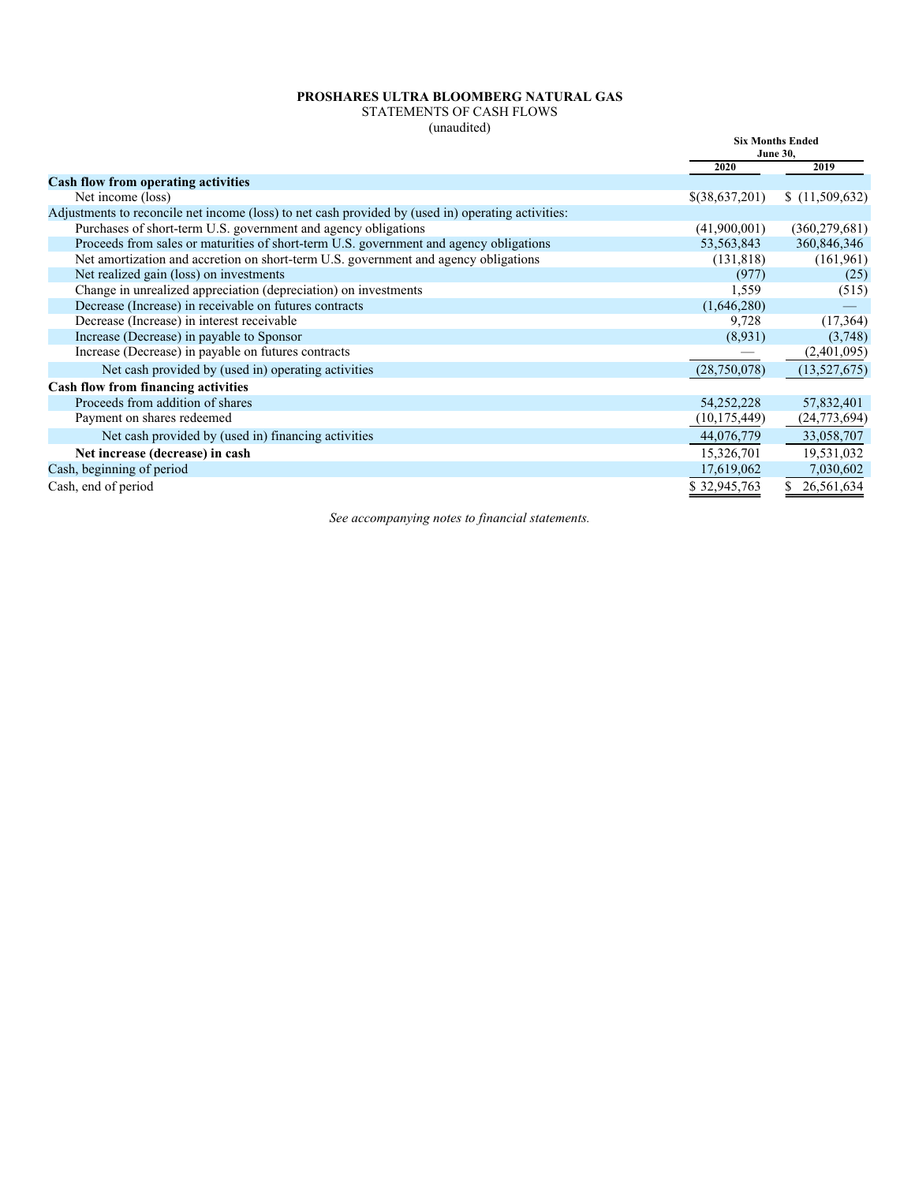**PROSHARES ULTRA BLOOMBERG NATURAL GAS**

STATEMENTS OF CASH FLOWS

(unaudited)

| | Six Months Ended June 30, | |
|---|---|---|
| | 2020 | 2019 |
| **Cash flow from operating activities** | | |
| Net income (loss) | $(38,637,201) | $ (11,509,632) |
| Adjustments to reconcile net income (loss) to net cash provided by (used in) operating activities: | | |
| Purchases of short-term U.S. government and agency obligations | (41,900,001) | (360,279,681) |
| Proceeds from sales or maturities of short-term U.S. government and agency obligations | 53,563,843 | 360,846,346 |
| Net amortization and accretion on short-term U.S. government and agency obligations | (131,818) | (161,961) |
| Net realized gain (loss) on investments | (977) | (25) |
| Change in unrealized appreciation (depreciation) on investments | 1,559 | (515) |
| Decrease (Increase) in receivable on futures contracts | (1,646,280) | — |
| Decrease (Increase) in interest receivable | 9,728 | (17,364) |
| Increase (Decrease) in payable to Sponsor | (8,931) | (3,748) |
| Increase (Decrease) in payable on futures contracts | — | (2,401,095) |
| Net cash provided by (used in) operating activities | (28,750,078) | (13,527,675) |
| **Cash flow from financing activities** | | |
| Proceeds from addition of shares | 54,252,228 | 57,832,401 |
| Payment on shares redeemed | (10,175,449) | (24,773,694) |
| Net cash provided by (used in) financing activities | 44,076,779 | 33,058,707 |
| **Net increase (decrease) in cash** | 15,326,701 | 19,531,032 |
| Cash, beginning of period | 17,619,062 | 7,030,602 |
| Cash, end of period | $ 32,945,763 | $ 26,561,634 |

*See accompanying notes to financial statements.*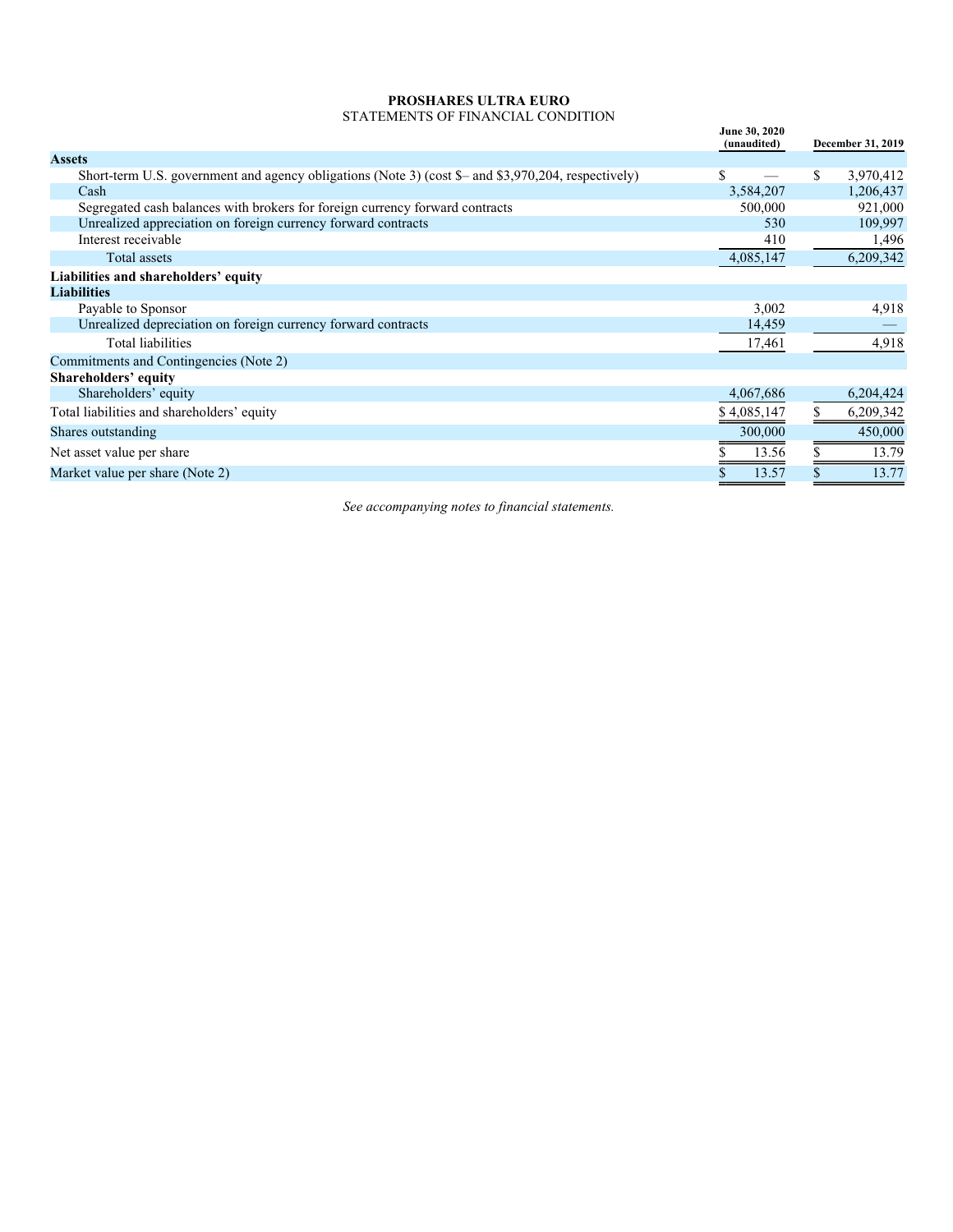**PROSHARES ULTRA EURO**
STATEMENTS OF FINANCIAL CONDITION

| | June 30, 2020 (unaudited) | December 31, 2019 |
|---|---|---|
| **Assets** | | |
| Short-term U.S. government and agency obligations (Note 3) (cost $– and $3,970,204, respectively) | $ — | $ 3,970,412 |
| Cash | 3,584,207 | 1,206,437 |
| Segregated cash balances with brokers for foreign currency forward contracts | 500,000 | 921,000 |
| Unrealized appreciation on foreign currency forward contracts | 530 | 109,997 |
| Interest receivable | 410 | 1,496 |
| Total assets | 4,085,147 | 6,209,342 |
| **Liabilities and shareholders' equity** | | |
| **Liabilities** | | |
| Payable to Sponsor | 3,002 | 4,918 |
| Unrealized depreciation on foreign currency forward contracts | 14,459 | — |
| Total liabilities | 17,461 | 4,918 |
| Commitments and Contingencies (Note 2) | | |
| **Shareholders' equity** | | |
| Shareholders' equity | 4,067,686 | 6,204,424 |
| Total liabilities and shareholders' equity | $ 4,085,147 | $ 6,209,342 |
| Shares outstanding | 300,000 | 450,000 |
| Net asset value per share | $ 13.56 | $ 13.79 |
| Market value per share (Note 2) | $ 13.57 | $ 13.77 |

*See accompanying notes to financial statements.*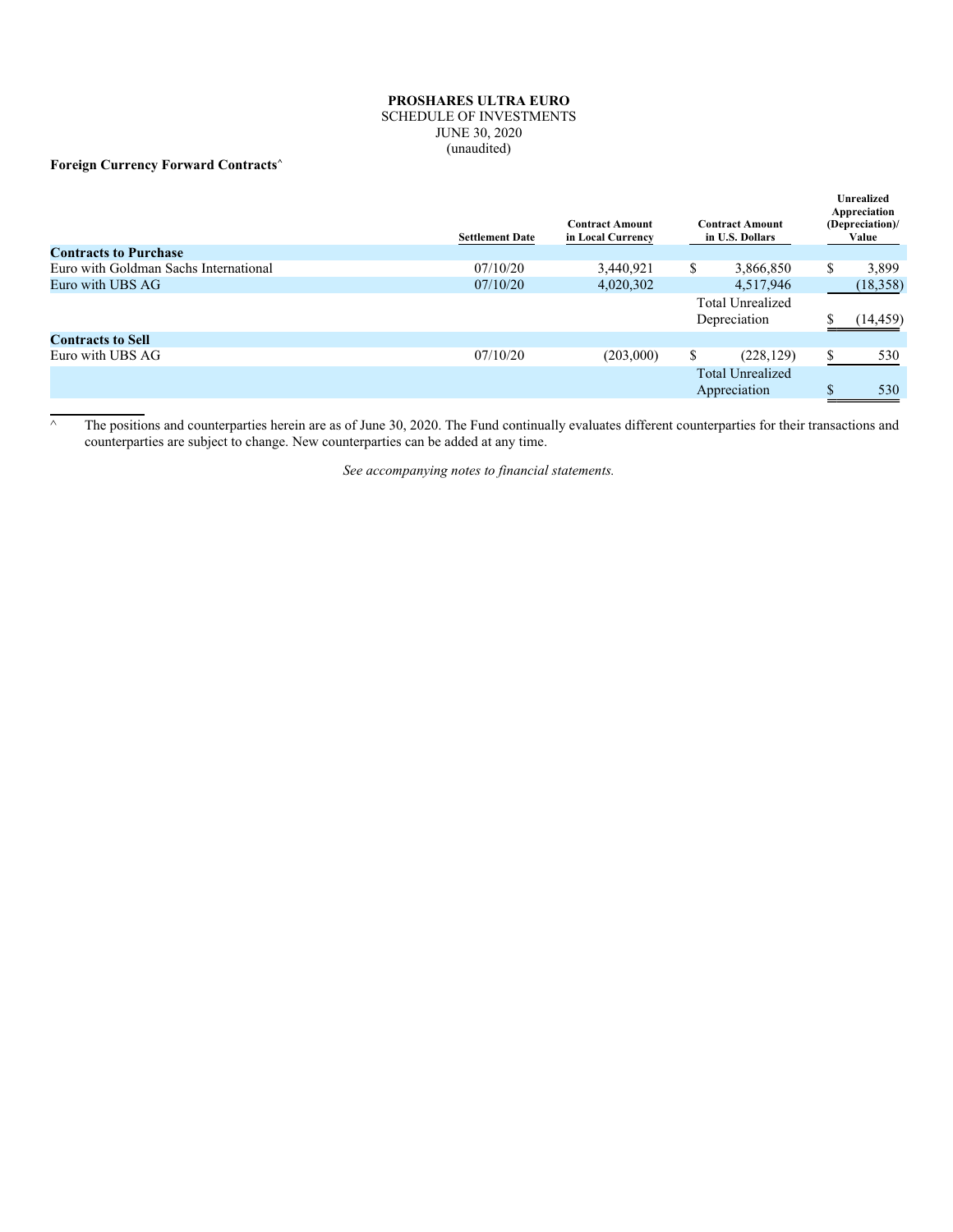**PROSHARES ULTRA EURO**
SCHEDULE OF INVESTMENTS
JUNE 30, 2020
(unaudited)

**Foreign Currency Forward Contracts^**

| | Settlement Date | Contract Amount in Local Currency | Contract Amount in U.S. Dollars | Unrealized Appreciation (Depreciation)/ Value |
|---|---|---|---|---|
| **Contracts to Purchase** | | | | |
| Euro with Goldman Sachs International | 07/10/20 | 3,440,921 | $ 3,866,850 | $ 3,899 |
| Euro with UBS AG | 07/10/20 | 4,020,302 | 4,517,946 | (18,358) |
| | | | Total Unrealized Depreciation | $ (14,459) |
| **Contracts to Sell** | | | | |
| Euro with UBS AG | 07/10/20 | (203,000) | $ (228,129) | $ 530 |
| | | | Total Unrealized Appreciation | $ 530 |

^ The positions and counterparties herein are as of June 30, 2020. The Fund continually evaluates different counterparties for their transactions and counterparties are subject to change. New counterparties can be added at any time.

*See accompanying notes to financial statements.*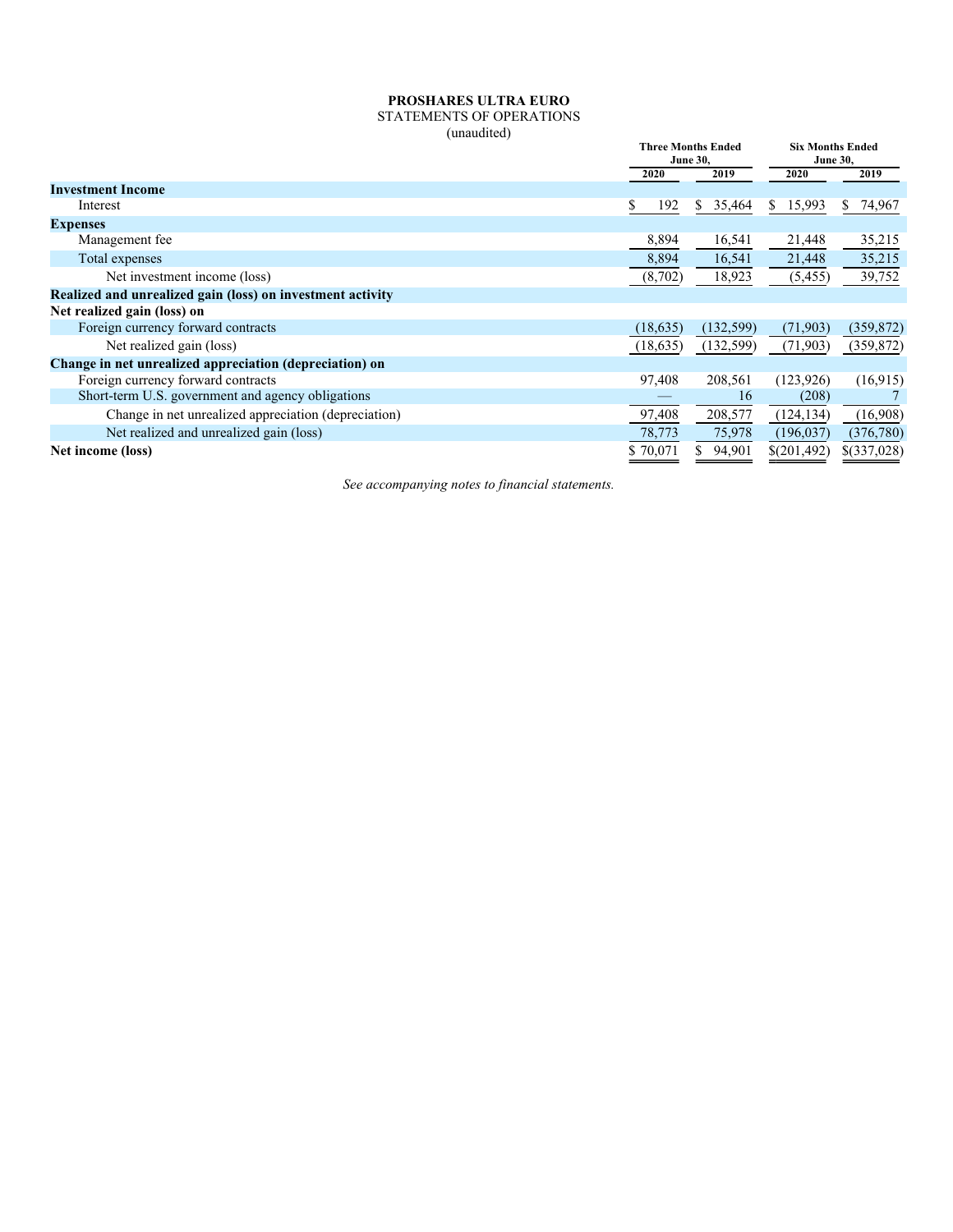**PROSHARES ULTRA EURO**

STATEMENTS OF OPERATIONS

(unaudited)

| | Three Months Ended June 30, | | Six Months Ended June 30, | |
|---|---|---|---|---|
| | 2020 | 2019 | 2020 | 2019 |
| **Investment Income** | | | | |
| Interest | $ 192 | $ 35,464 | $ 15,993 | $ 74,967 |
| **Expenses** | | | | |
| Management fee | 8,894 | 16,541 | 21,448 | 35,215 |
| Total expenses | 8,894 | 16,541 | 21,448 | 35,215 |
| Net investment income (loss) | (8,702) | 18,923 | (5,455) | 39,752 |
| **Realized and unrealized gain (loss) on investment activity** | | | | |
| **Net realized gain (loss) on** | | | | |
| Foreign currency forward contracts | (18,635) | (132,599) | (71,903) | (359,872) |
| Net realized gain (loss) | (18,635) | (132,599) | (71,903) | (359,872) |
| **Change in net unrealized appreciation (depreciation) on** | | | | |
| Foreign currency forward contracts | 97,408 | 208,561 | (123,926) | (16,915) |
| Short-term U.S. government and agency obligations | — | 16 | (208) | 7 |
| Change in net unrealized appreciation (depreciation) | 97,408 | 208,577 | (124,134) | (16,908) |
| Net realized and unrealized gain (loss) | 78,773 | 75,978 | (196,037) | (376,780) |
| **Net income (loss)** | $ 70,071 | $ 94,901 | $(201,492) | $(337,028) |

*See accompanying notes to financial statements.*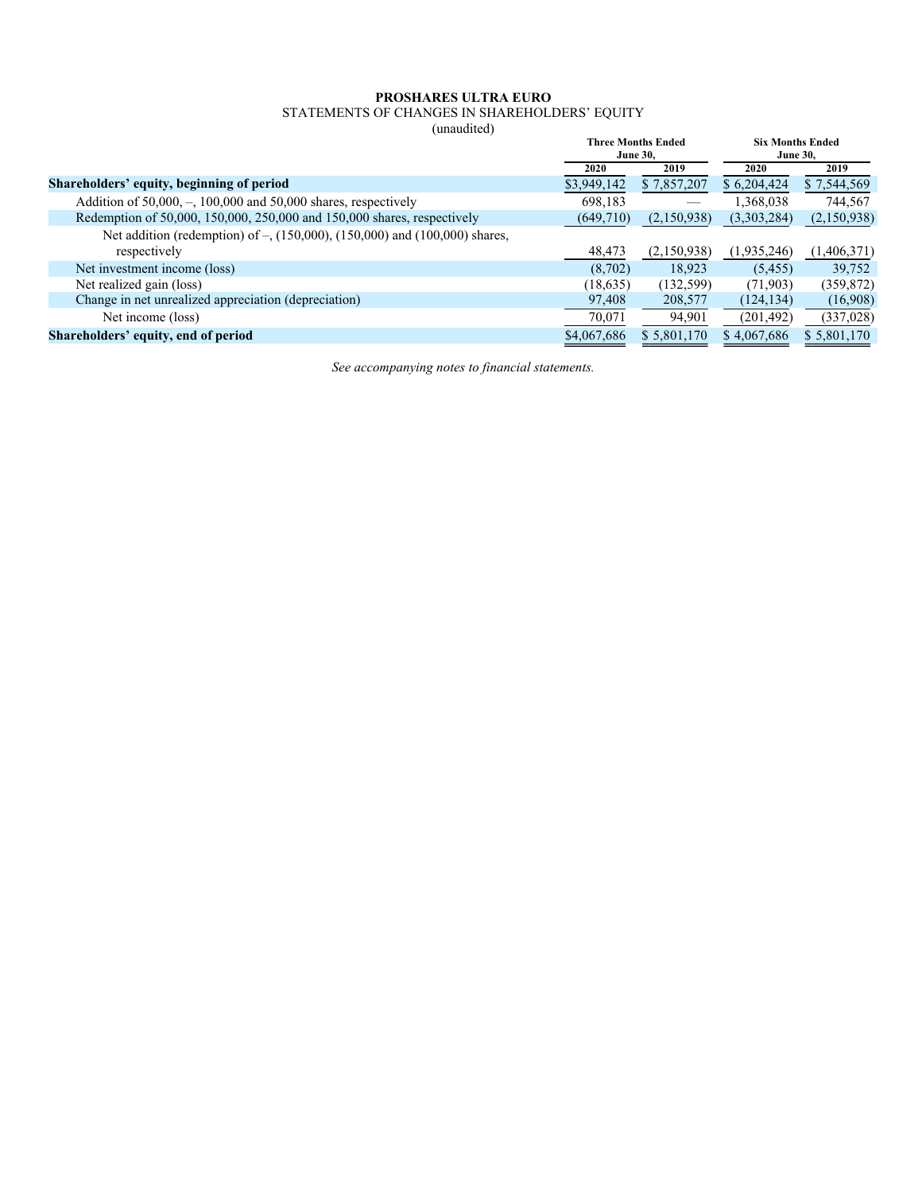**PROSHARES ULTRA EURO**

STATEMENTS OF CHANGES IN SHAREHOLDERS' EQUITY

(unaudited)

| | Three Months Ended June 30, | | Six Months Ended June 30, | |
|---|---|---|---|---|
| | 2020 | 2019 | 2020 | 2019 |
| **Shareholders' equity, beginning of period** | $3,949,142 | $ 7,857,207 | $ 6,204,424 | $ 7,544,569 |
| Addition of 50,000, –, 100,000 and 50,000 shares, respectively | 698,183 | — | 1,368,038 | 744,567 |
| Redemption of 50,000, 150,000, 250,000 and 150,000 shares, respectively | (649,710) | (2,150,938) | (3,303,284) | (2,150,938) |
| Net addition (redemption) of –, (150,000), (150,000) and (100,000) shares, respectively | 48,473 | (2,150,938) | (1,935,246) | (1,406,371) |
| Net investment income (loss) | (8,702) | 18,923 | (5,455) | 39,752 |
| Net realized gain (loss) | (18,635) | (132,599) | (71,903) | (359,872) |
| Change in net unrealized appreciation (depreciation) | 97,408 | 208,577 | (124,134) | (16,908) |
| Net income (loss) | 70,071 | 94,901 | (201,492) | (337,028) |
| **Shareholders' equity, end of period** | $4,067,686 | $ 5,801,170 | $ 4,067,686 | $ 5,801,170 |

*See accompanying notes to financial statements.*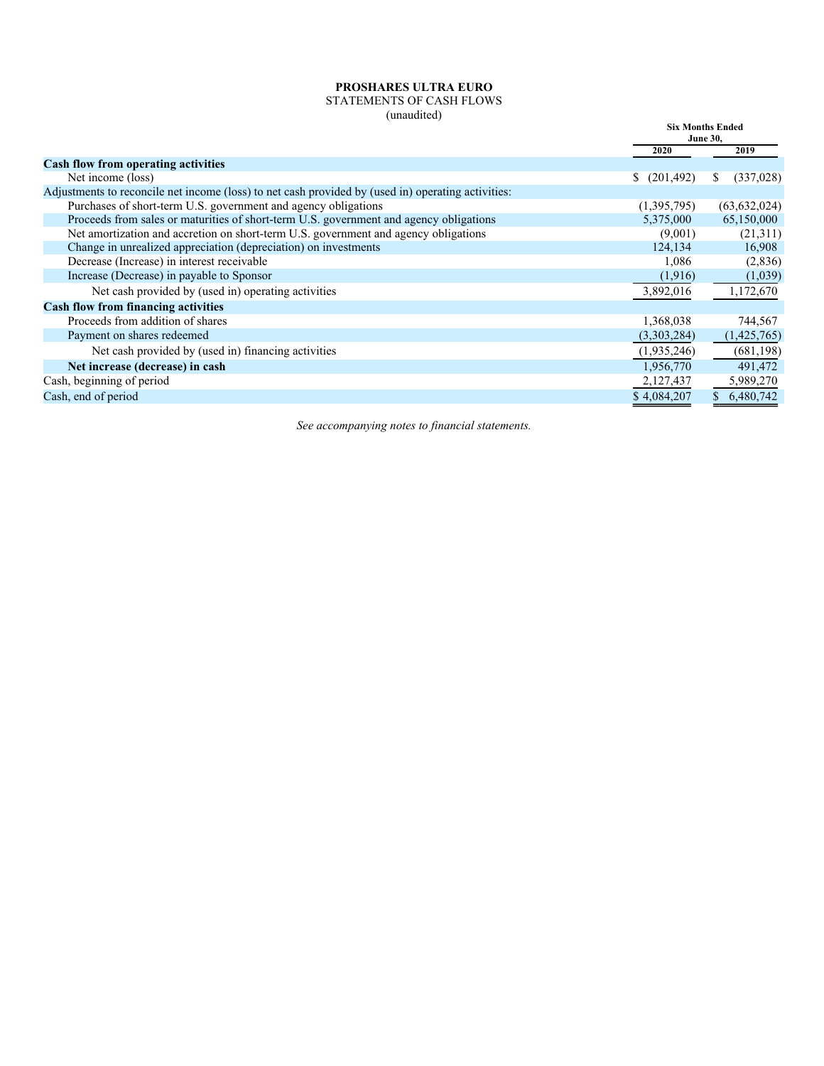**PROSHARES ULTRA EURO**
STATEMENTS OF CASH FLOWS
(unaudited)

| | Six Months Ended June 30, | |
|---|---|---|
| | **2020** | **2019** |
| **Cash flow from operating activities** | | |
| Net income (loss) | $ (201,492) | $ (337,028) |
| Adjustments to reconcile net income (loss) to net cash provided by (used in) operating activities: | | |
| Purchases of short-term U.S. government and agency obligations | (1,395,795) | (63,632,024) |
| Proceeds from sales or maturities of short-term U.S. government and agency obligations | 5,375,000 | 65,150,000 |
| Net amortization and accretion on short-term U.S. government and agency obligations | (9,001) | (21,311) |
| Change in unrealized appreciation (depreciation) on investments | 124,134 | 16,908 |
| Decrease (Increase) in interest receivable | 1,086 | (2,836) |
| Increase (Decrease) in payable to Sponsor | (1,916) | (1,039) |
| Net cash provided by (used in) operating activities | 3,892,016 | 1,172,670 |
| **Cash flow from financing activities** | | |
| Proceeds from addition of shares | 1,368,038 | 744,567 |
| Payment on shares redeemed | (3,303,284) | (1,425,765) |
| Net cash provided by (used in) financing activities | (1,935,246) | (681,198) |
| **Net increase (decrease) in cash** | 1,956,770 | 491,472 |
| Cash, beginning of period | 2,127,437 | 5,989,270 |
| Cash, end of period | $ 4,084,207 | $ 6,480,742 |

*See accompanying notes to financial statements.*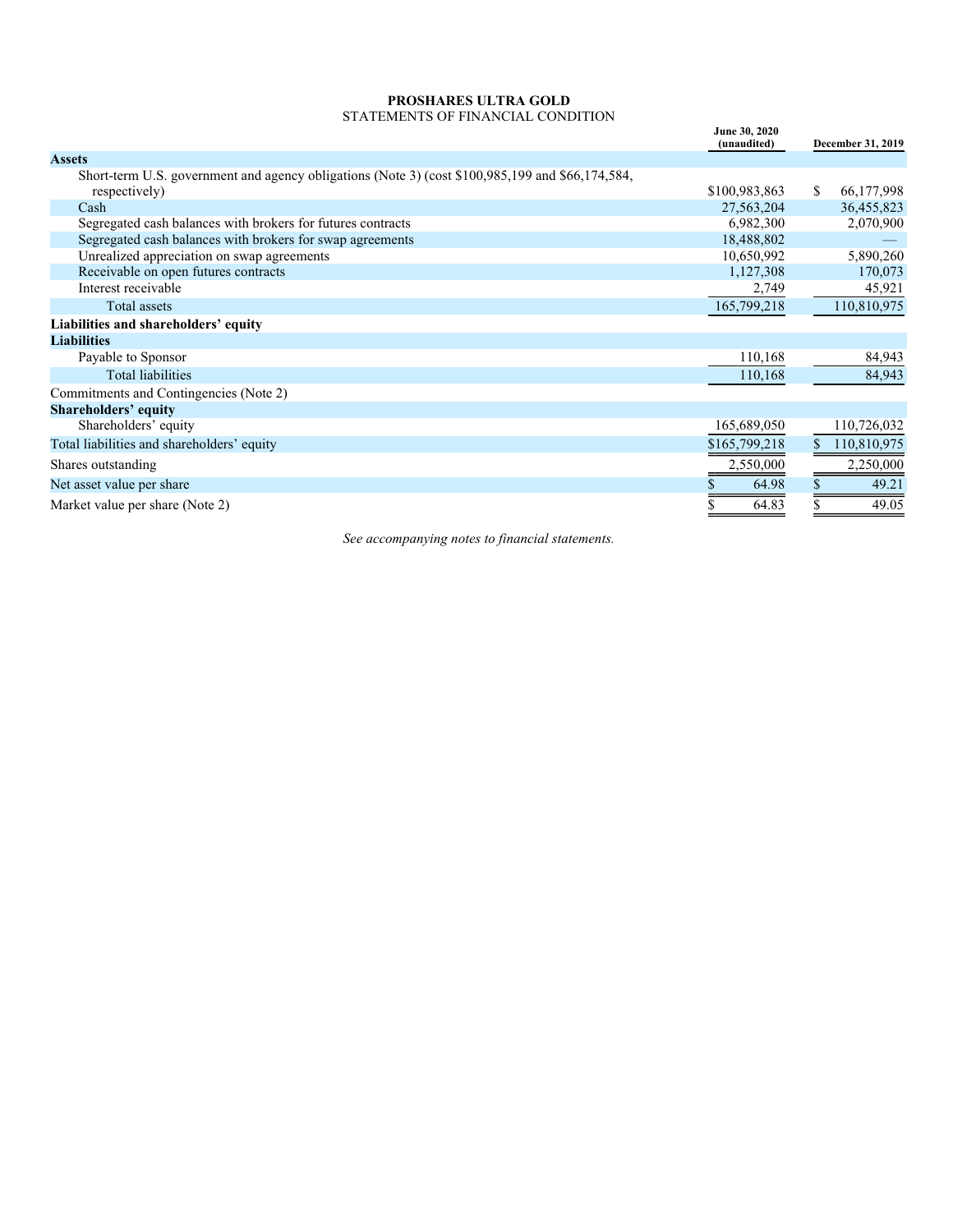**PROSHARES ULTRA GOLD**

STATEMENTS OF FINANCIAL CONDITION

| | June 30, 2020 (unaudited) | December 31, 2019 |
|---|---|---|
| **Assets** | | |
| Short-term U.S. government and agency obligations (Note 3) (cost $100,985,199 and $66,174,584, respectively) | $100,983,863 | $ 66,177,998 |
| Cash | 27,563,204 | 36,455,823 |
| Segregated cash balances with brokers for futures contracts | 6,982,300 | 2,070,900 |
| Segregated cash balances with brokers for swap agreements | 18,488,802 | — |
| Unrealized appreciation on swap agreements | 10,650,992 | 5,890,260 |
| Receivable on open futures contracts | 1,127,308 | 170,073 |
| Interest receivable | 2,749 | 45,921 |
| Total assets | 165,799,218 | 110,810,975 |
| **Liabilities and shareholders' equity** | | |
| **Liabilities** | | |
| Payable to Sponsor | 110,168 | 84,943 |
| Total liabilities | 110,168 | 84,943 |
| Commitments and Contingencies (Note 2) | | |
| **Shareholders' equity** | | |
| Shareholders' equity | 165,689,050 | 110,726,032 |
| Total liabilities and shareholders' equity | $165,799,218 | $ 110,810,975 |
| Shares outstanding | 2,550,000 | 2,250,000 |
| Net asset value per share | $ 64.98 | $ 49.21 |
| Market value per share (Note 2) | $ 64.83 | $ 49.05 |

*See accompanying notes to financial statements.*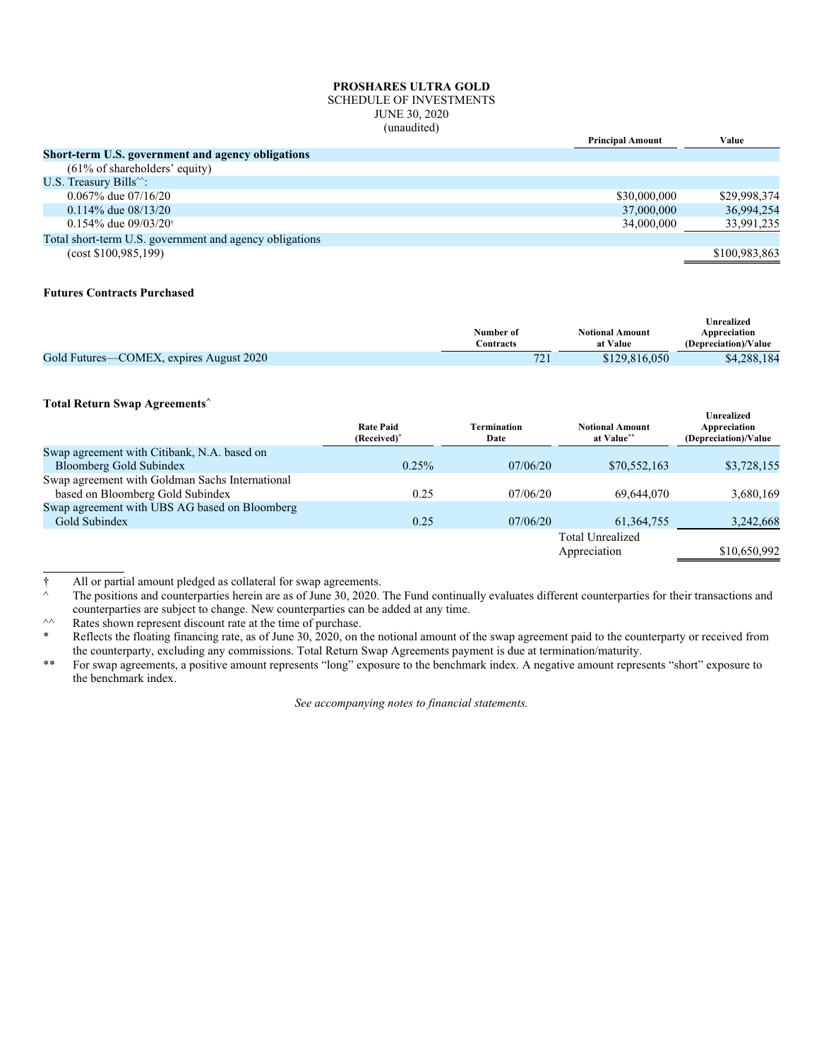**PROSHARES ULTRA GOLD**
SCHEDULE OF INVESTMENTS
JUNE 30, 2020
(unaudited)

| | Principal Amount | Value |
|---|---|---|
| **Short-term U.S. government and agency obligations** | | |
| (61% of shareholders' equity) | | |
| U.S. Treasury Bills^^: | | |
| 0.067% due 07/16/20 | $30,000,000 | $29,998,374 |
| 0.114% due 08/13/20 | 37,000,000 | 36,994,254 |
| 0.154% due 09/03/20† | 34,000,000 | 33,991,235 |
| Total short-term U.S. government and agency obligations | | |
| (cost $100,985,199) | | $100,983,863 |

**Futures Contracts Purchased**

| | Number of Contracts | Notional Amount at Value | Unrealized Appreciation (Depreciation)/Value |
|---|---|---|---|
| Gold Futures—COMEX, expires August 2020 | 721 | $129,816,050 | $4,288,184 |

**Total Return Swap Agreements^**

| | Rate Paid (Received)* | Termination Date | Notional Amount at Value** | Unrealized Appreciation (Depreciation)/Value |
|---|---|---|---|---|
| Swap agreement with Citibank, N.A. based on Bloomberg Gold Subindex | 0.25% | 07/06/20 | $70,552,163 | $3,728,155 |
| Swap agreement with Goldman Sachs International based on Bloomberg Gold Subindex | 0.25 | 07/06/20 | 69,644,070 | 3,680,169 |
| Swap agreement with UBS AG based on Bloomberg Gold Subindex | 0.25 | 07/06/20 | 61,364,755 | 3,242,668 |
| | | | Total Unrealized Appreciation | $10,650,992 |

† All or partial amount pledged as collateral for swap agreements.

^ The positions and counterparties herein are as of June 30, 2020. The Fund continually evaluates different counterparties for their transactions and counterparties are subject to change. New counterparties can be added at any time.

^^ Rates shown represent discount rate at the time of purchase.

* Reflects the floating financing rate, as of June 30, 2020, on the notional amount of the swap agreement paid to the counterparty or received from the counterparty, excluding any commissions. Total Return Swap Agreements payment is due at termination/maturity.

** For swap agreements, a positive amount represents "long" exposure to the benchmark index. A negative amount represents "short" exposure to the benchmark index.

*See accompanying notes to financial statements.*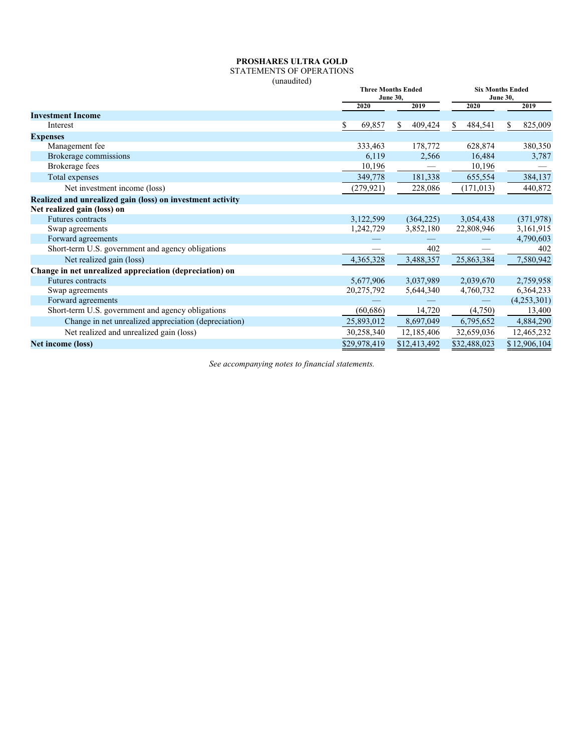**PROSHARES ULTRA GOLD**
STATEMENTS OF OPERATIONS
(unaudited)

| | Three Months Ended June 30, | | Six Months Ended June 30, | |
|---|---|---|---|---|
| | 2020 | 2019 | 2020 | 2019 |
| **Investment Income** | | | | |
| Interest | $ 69,857 | $ 409,424 | $ 484,541 | $ 825,009 |
| **Expenses** | | | | |
| Management fee | 333,463 | 178,772 | 628,874 | 380,350 |
| Brokerage commissions | 6,119 | 2,566 | 16,484 | 3,787 |
| Brokerage fees | 10,196 | — | 10,196 | — |
| Total expenses | 349,778 | 181,338 | 655,554 | 384,137 |
| Net investment income (loss) | (279,921) | 228,086 | (171,013) | 440,872 |
| **Realized and unrealized gain (loss) on investment activity** | | | | |
| **Net realized gain (loss) on** | | | | |
| Futures contracts | 3,122,599 | (364,225) | 3,054,438 | (371,978) |
| Swap agreements | 1,242,729 | 3,852,180 | 22,808,946 | 3,161,915 |
| Forward agreements | — | — | — | 4,790,603 |
| Short-term U.S. government and agency obligations | — | 402 | — | 402 |
| Net realized gain (loss) | 4,365,328 | 3,488,357 | 25,863,384 | 7,580,942 |
| **Change in net unrealized appreciation (depreciation) on** | | | | |
| Futures contracts | 5,677,906 | 3,037,989 | 2,039,670 | 2,759,958 |
| Swap agreements | 20,275,792 | 5,644,340 | 4,760,732 | 6,364,233 |
| Forward agreements | — | — | — | (4,253,301) |
| Short-term U.S. government and agency obligations | (60,686) | 14,720 | (4,750) | 13,400 |
| Change in net unrealized appreciation (depreciation) | 25,893,012 | 8,697,049 | 6,795,652 | 4,884,290 |
| Net realized and unrealized gain (loss) | 30,258,340 | 12,185,406 | 32,659,036 | 12,465,232 |
| **Net income (loss)** | $29,978,419 | $12,413,492 | $32,488,023 | $ 12,906,104 |

*See accompanying notes to financial statements.*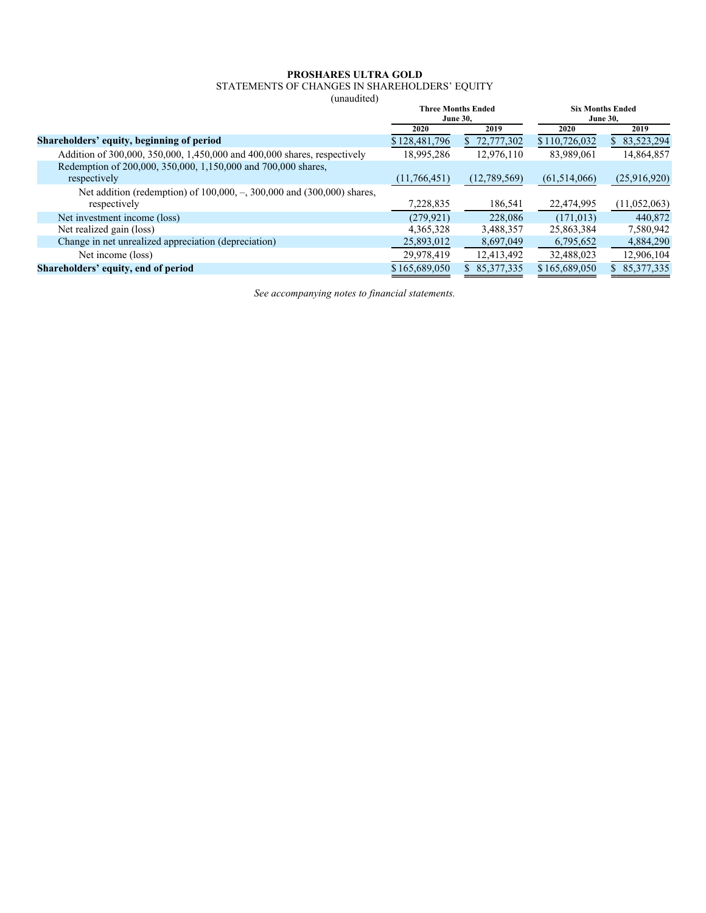**PROSHARES ULTRA GOLD**

STATEMENTS OF CHANGES IN SHAREHOLDERS' EQUITY

(unaudited)

| | Three Months Ended June 30, | | Six Months Ended June 30, | |
|---|---|---|---|---|
| | 2020 | 2019 | 2020 | 2019 |
| **Shareholders' equity, beginning of period** | $ 128,481,796 | $ 72,777,302 | $ 110,726,032 | $ 83,523,294 |
| Addition of 300,000, 350,000, 1,450,000 and 400,000 shares, respectively | 18,995,286 | 12,976,110 | 83,989,061 | 14,864,857 |
| Redemption of 200,000, 350,000, 1,150,000 and 700,000 shares, respectively | (11,766,451) | (12,789,569) | (61,514,066) | (25,916,920) |
| Net addition (redemption) of 100,000, –, 300,000 and (300,000) shares, respectively | 7,228,835 | 186,541 | 22,474,995 | (11,052,063) |
| Net investment income (loss) | (279,921) | 228,086 | (171,013) | 440,872 |
| Net realized gain (loss) | 4,365,328 | 3,488,357 | 25,863,384 | 7,580,942 |
| Change in net unrealized appreciation (depreciation) | 25,893,012 | 8,697,049 | 6,795,652 | 4,884,290 |
| Net income (loss) | 29,978,419 | 12,413,492 | 32,488,023 | 12,906,104 |
| **Shareholders' equity, end of period** | $ 165,689,050 | $ 85,377,335 | $ 165,689,050 | $ 85,377,335 |

*See accompanying notes to financial statements.*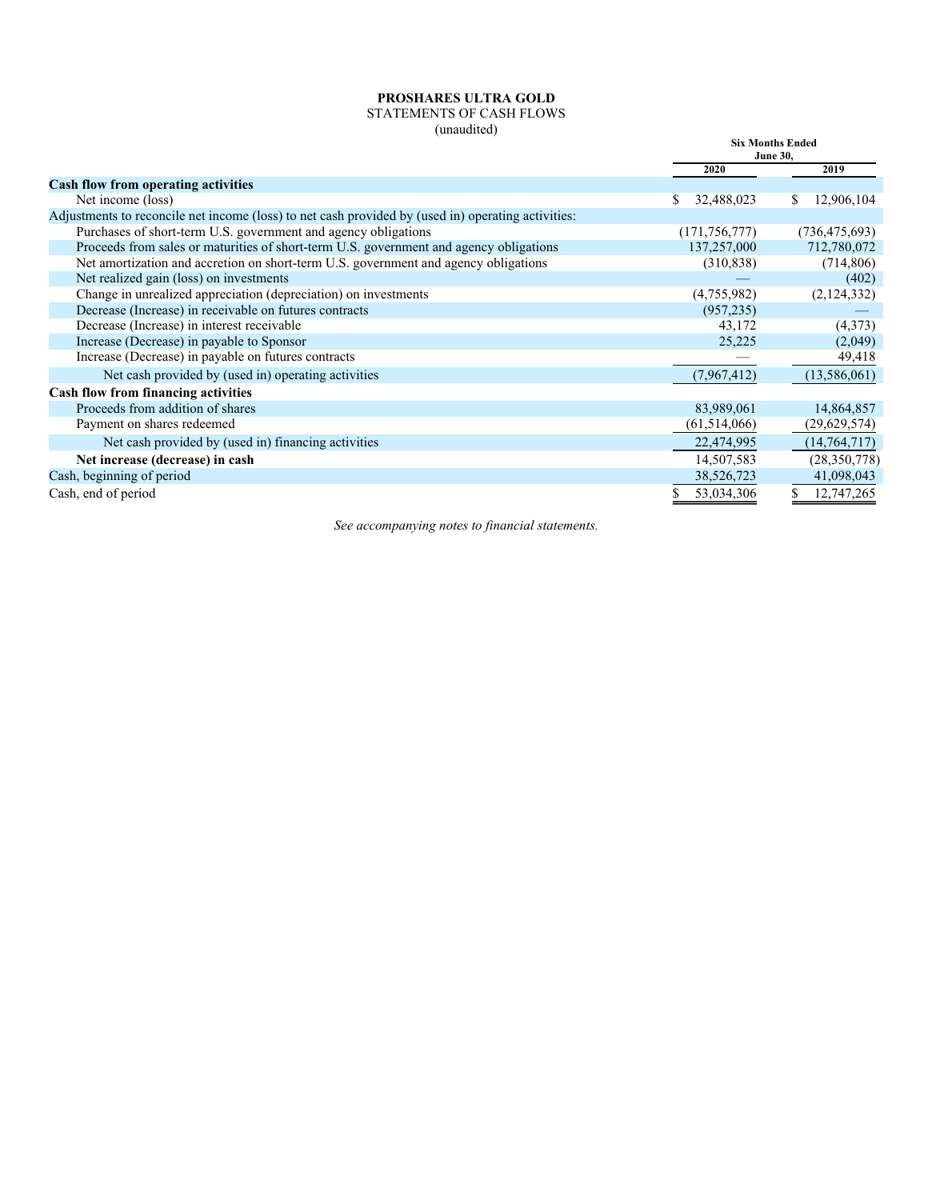**PROSHARES ULTRA GOLD**
STATEMENTS OF CASH FLOWS
(unaudited)

| | Six Months Ended June 30, | |
|---|---|---|
| | 2020 | 2019 |
| **Cash flow from operating activities** | | |
| Net income (loss) | $ 32,488,023 | $ 12,906,104 |
| Adjustments to reconcile net income (loss) to net cash provided by (used in) operating activities: | | |
| Purchases of short-term U.S. government and agency obligations | (171,756,777) | (736,475,693) |
| Proceeds from sales or maturities of short-term U.S. government and agency obligations | 137,257,000 | 712,780,072 |
| Net amortization and accretion on short-term U.S. government and agency obligations | (310,838) | (714,806) |
| Net realized gain (loss) on investments | — | (402) |
| Change in unrealized appreciation (depreciation) on investments | (4,755,982) | (2,124,332) |
| Decrease (Increase) in receivable on futures contracts | (957,235) | — |
| Decrease (Increase) in interest receivable | 43,172 | (4,373) |
| Increase (Decrease) in payable to Sponsor | 25,225 | (2,049) |
| Increase (Decrease) in payable on futures contracts | — | 49,418 |
| Net cash provided by (used in) operating activities | (7,967,412) | (13,586,061) |
| **Cash flow from financing activities** | | |
| Proceeds from addition of shares | 83,989,061 | 14,864,857 |
| Payment on shares redeemed | (61,514,066) | (29,629,574) |
| Net cash provided by (used in) financing activities | 22,474,995 | (14,764,717) |
| **Net increase (decrease) in cash** | 14,507,583 | (28,350,778) |
| Cash, beginning of period | 38,526,723 | 41,098,043 |
| Cash, end of period | $ 53,034,306 | $ 12,747,265 |

*See accompanying notes to financial statements.*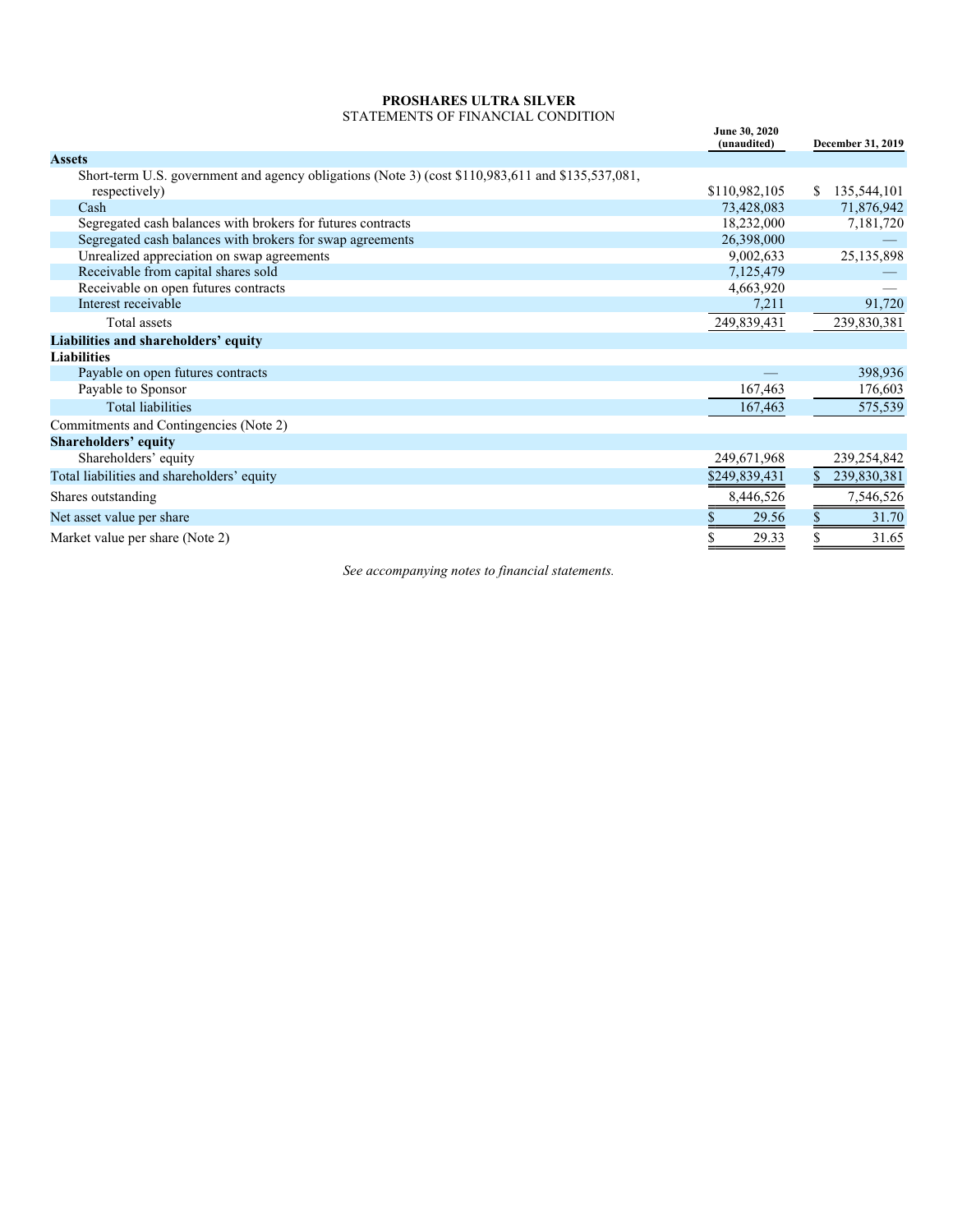**PROSHARES ULTRA SILVER**

STATEMENTS OF FINANCIAL CONDITION

| | June 30, 2020 (unaudited) | December 31, 2019 |
|---|---|---|
| **Assets** | | |
| Short-term U.S. government and agency obligations (Note 3) (cost $110,983,611 and $135,537,081, respectively) | $110,982,105 | $ 135,544,101 |
| Cash | 73,428,083 | 71,876,942 |
| Segregated cash balances with brokers for futures contracts | 18,232,000 | 7,181,720 |
| Segregated cash balances with brokers for swap agreements | 26,398,000 | — |
| Unrealized appreciation on swap agreements | 9,002,633 | 25,135,898 |
| Receivable from capital shares sold | 7,125,479 | — |
| Receivable on open futures contracts | 4,663,920 | — |
| Interest receivable | 7,211 | 91,720 |
| Total assets | 249,839,431 | 239,830,381 |
| **Liabilities and shareholders' equity** | | |
| **Liabilities** | | |
| Payable on open futures contracts | — | 398,936 |
| Payable to Sponsor | 167,463 | 176,603 |
| Total liabilities | 167,463 | 575,539 |
| Commitments and Contingencies (Note 2) | | |
| **Shareholders' equity** | | |
| Shareholders' equity | 249,671,968 | 239,254,842 |
| Total liabilities and shareholders' equity | $249,839,431 | $ 239,830,381 |
| Shares outstanding | 8,446,526 | 7,546,526 |
| Net asset value per share | $ 29.56 | $ 31.70 |
| Market value per share (Note 2) | $ 29.33 | $ 31.65 |

*See accompanying notes to financial statements.*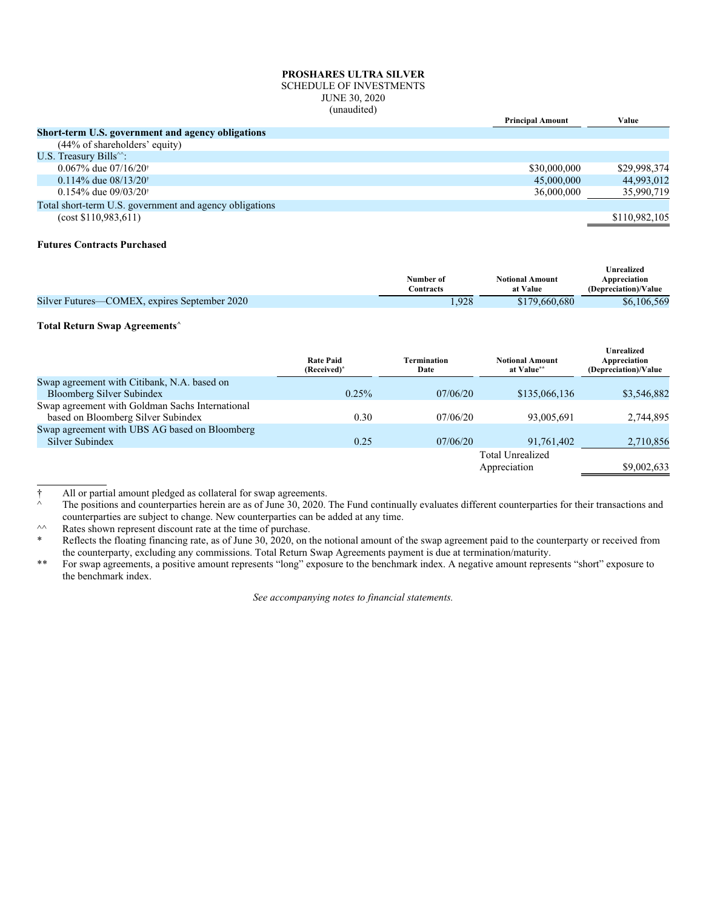# PROSHARES ULTRA SILVER
SCHEDULE OF INVESTMENTS
JUNE 30, 2020
(unaudited)

| | Principal Amount | Value |
|---|---|---|
| **Short-term U.S. government and agency obligations** | | |
| (44% of shareholders' equity) | | |
| U.S. Treasury Bills^^: | | |
| 0.067% due 07/16/20† | $30,000,000 | $29,998,374 |
| 0.114% due 08/13/20† | 45,000,000 | 44,993,012 |
| 0.154% due 09/03/20† | 36,000,000 | 35,990,719 |
| Total short-term U.S. government and agency obligations | | |
| (cost $110,983,611) | | $110,982,105 |

**Futures Contracts Purchased**

| | Number of Contracts | Notional Amount at Value | Unrealized Appreciation (Depreciation)/Value |
|---|---|---|---|
| Silver Futures—COMEX, expires September 2020 | 1,928 | $179,660,680 | $6,106,569 |

**Total Return Swap Agreements^**

| | Rate Paid (Received)* | Termination Date | Notional Amount at Value** | Unrealized Appreciation (Depreciation)/Value |
|---|---|---|---|---|
| Swap agreement with Citibank, N.A. based on Bloomberg Silver Subindex | 0.25% | 07/06/20 | $135,066,136 | $3,546,882 |
| Swap agreement with Goldman Sachs International based on Bloomberg Silver Subindex | 0.30 | 07/06/20 | 93,005,691 | 2,744,895 |
| Swap agreement with UBS AG based on Bloomberg Silver Subindex | 0.25 | 07/06/20 | 91,761,402 | 2,710,856 |
| | | | Total Unrealized Appreciation | $9,002,633 |

† All or partial amount pledged as collateral for swap agreements.

^ The positions and counterparties herein are as of June 30, 2020. The Fund continually evaluates different counterparties for their transactions and counterparties are subject to change. New counterparties can be added at any time.

^^ Rates shown represent discount rate at the time of purchase.

* Reflects the floating financing rate, as of June 30, 2020, on the notional amount of the swap agreement paid to the counterparty or received from the counterparty, excluding any commissions. Total Return Swap Agreements payment is due at termination/maturity.

** For swap agreements, a positive amount represents "long" exposure to the benchmark index. A negative amount represents "short" exposure to the benchmark index.

*See accompanying notes to financial statements.*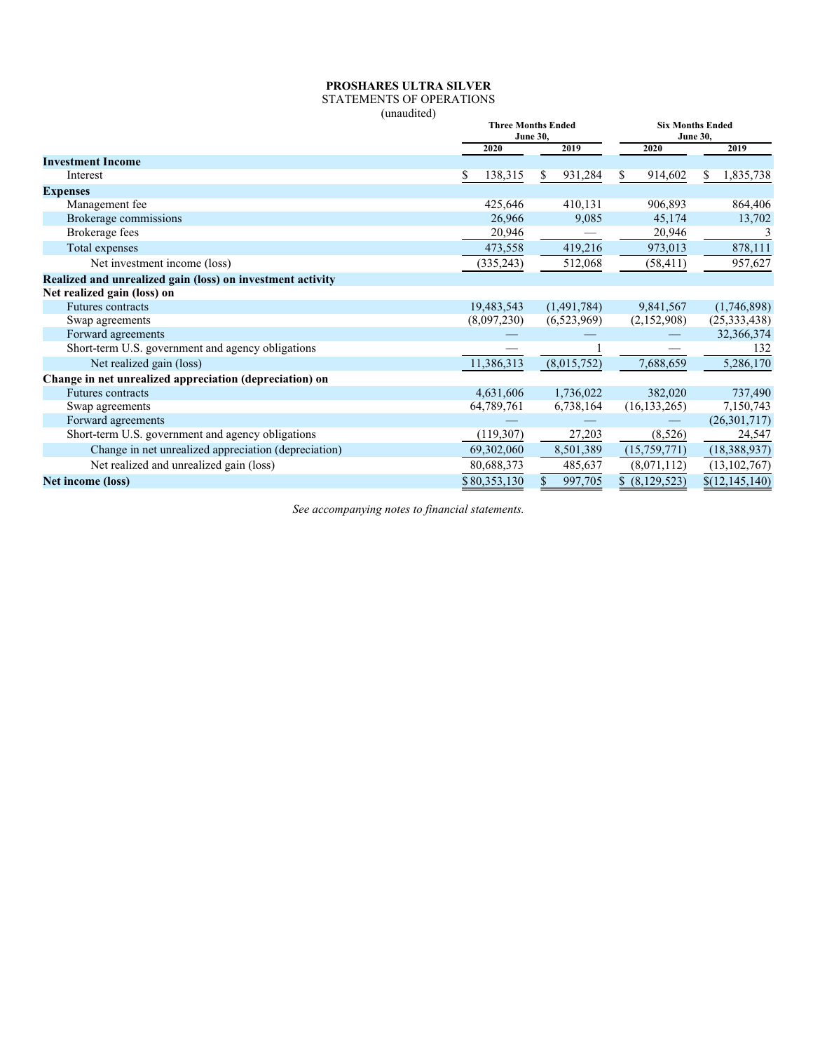**PROSHARES ULTRA SILVER**
STATEMENTS OF OPERATIONS
(unaudited)

| | Three Months Ended June 30, | | Six Months Ended June 30, | |
|---|---|---|---|---|
| | 2020 | 2019 | 2020 | 2019 |
| **Investment Income** | | | | |
| Interest | $ 138,315 | $ 931,284 | $ 914,602 | $ 1,835,738 |
| **Expenses** | | | | |
| Management fee | 425,646 | 410,131 | 906,893 | 864,406 |
| Brokerage commissions | 26,966 | 9,085 | 45,174 | 13,702 |
| Brokerage fees | 20,946 | — | 20,946 | 3 |
| Total expenses | 473,558 | 419,216 | 973,013 | 878,111 |
| Net investment income (loss) | (335,243) | 512,068 | (58,411) | 957,627 |
| **Realized and unrealized gain (loss) on investment activity** | | | | |
| **Net realized gain (loss) on** | | | | |
| Futures contracts | 19,483,543 | (1,491,784) | 9,841,567 | (1,746,898) |
| Swap agreements | (8,097,230) | (6,523,969) | (2,152,908) | (25,333,438) |
| Forward agreements | — | — | — | 32,366,374 |
| Short-term U.S. government and agency obligations | — | 1 | — | 132 |
| Net realized gain (loss) | 11,386,313 | (8,015,752) | 7,688,659 | 5,286,170 |
| **Change in net unrealized appreciation (depreciation) on** | | | | |
| Futures contracts | 4,631,606 | 1,736,022 | 382,020 | 737,490 |
| Swap agreements | 64,789,761 | 6,738,164 | (16,133,265) | 7,150,743 |
| Forward agreements | — | — | — | (26,301,717) |
| Short-term U.S. government and agency obligations | (119,307) | 27,203 | (8,526) | 24,547 |
| Change in net unrealized appreciation (depreciation) | 69,302,060 | 8,501,389 | (15,759,771) | (18,388,937) |
| Net realized and unrealized gain (loss) | 80,688,373 | 485,637 | (8,071,112) | (13,102,767) |
| **Net income (loss)** | $ 80,353,130 | $ 997,705 | $ (8,129,523) | $ (12,145,140) |

*See accompanying notes to financial statements.*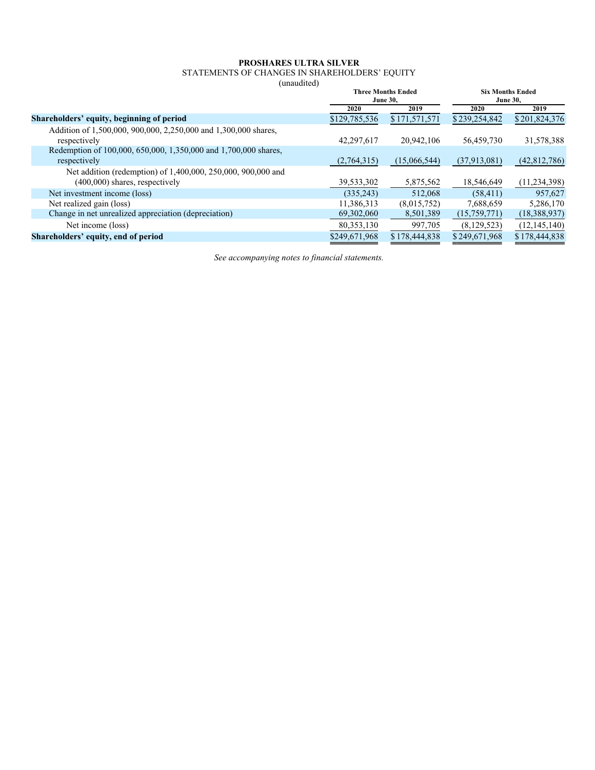**PROSHARES ULTRA SILVER**

STATEMENTS OF CHANGES IN SHAREHOLDERS' EQUITY

(unaudited)

| | Three Months Ended June 30, | | Six Months Ended June 30, | |
|---|---|---|---|---|
| | 2020 | 2019 | 2020 | 2019 |
| **Shareholders' equity, beginning of period** | $129,785,536 | $171,571,571 | $239,254,842 | $201,824,376 |
| Addition of 1,500,000, 900,000, 2,250,000 and 1,300,000 shares, respectively | 42,297,617 | 20,942,106 | 56,459,730 | 31,578,388 |
| Redemption of 100,000, 650,000, 1,350,000 and 1,700,000 shares, respectively | (2,764,315) | (15,066,544) | (37,913,081) | (42,812,786) |
| Net addition (redemption) of 1,400,000, 250,000, 900,000 and (400,000) shares, respectively | 39,533,302 | 5,875,562 | 18,546,649 | (11,234,398) |
| Net investment income (loss) | (335,243) | 512,068 | (58,411) | 957,627 |
| Net realized gain (loss) | 11,386,313 | (8,015,752) | 7,688,659 | 5,286,170 |
| Change in net unrealized appreciation (depreciation) | 69,302,060 | 8,501,389 | (15,759,771) | (18,388,937) |
| Net income (loss) | 80,353,130 | 997,705 | (8,129,523) | (12,145,140) |
| **Shareholders' equity, end of period** | $249,671,968 | $178,444,838 | $249,671,968 | $178,444,838 |

*See accompanying notes to financial statements.*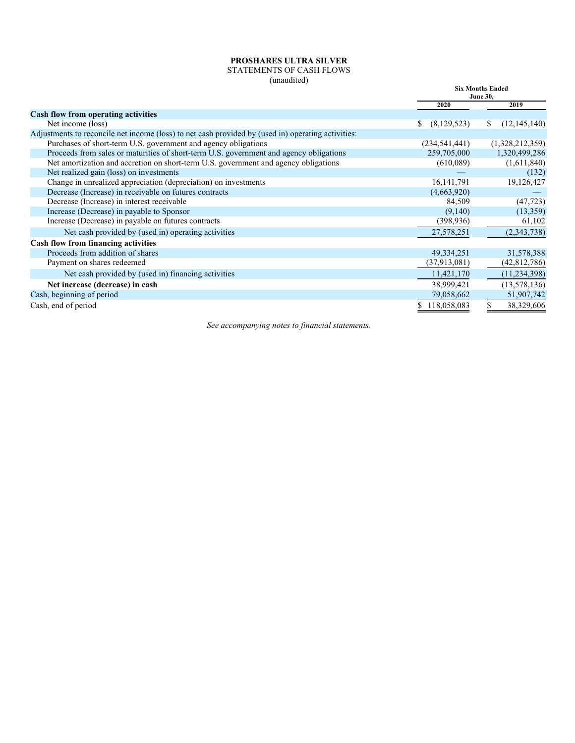**PROSHARES ULTRA SILVER**
STATEMENTS OF CASH FLOWS
(unaudited)

| | Six Months Ended June 30, | |
|---|---|---|
| | 2020 | 2019 |
| **Cash flow from operating activities** | | |
| Net income (loss) | $ (8,129,523) | $ (12,145,140) |
| Adjustments to reconcile net income (loss) to net cash provided by (used in) operating activities: | | |
| Purchases of short-term U.S. government and agency obligations | (234,541,441) | (1,328,212,359) |
| Proceeds from sales or maturities of short-term U.S. government and agency obligations | 259,705,000 | 1,320,499,286 |
| Net amortization and accretion on short-term U.S. government and agency obligations | (610,089) | (1,611,840) |
| Net realized gain (loss) on investments | — | (132) |
| Change in unrealized appreciation (depreciation) on investments | 16,141,791 | 19,126,427 |
| Decrease (Increase) in receivable on futures contracts | (4,663,920) | — |
| Decrease (Increase) in interest receivable | 84,509 | (47,723) |
| Increase (Decrease) in payable to Sponsor | (9,140) | (13,359) |
| Increase (Decrease) in payable on futures contracts | (398,936) | 61,102 |
| Net cash provided by (used in) operating activities | 27,578,251 | (2,343,738) |
| **Cash flow from financing activities** | | |
| Proceeds from addition of shares | 49,334,251 | 31,578,388 |
| Payment on shares redeemed | (37,913,081) | (42,812,786) |
| Net cash provided by (used in) financing activities | 11,421,170 | (11,234,398) |
| **Net increase (decrease) in cash** | 38,999,421 | (13,578,136) |
| Cash, beginning of period | 79,058,662 | 51,907,742 |
| Cash, end of period | $ 118,058,083 | $ 38,329,606 |

*See accompanying notes to financial statements.*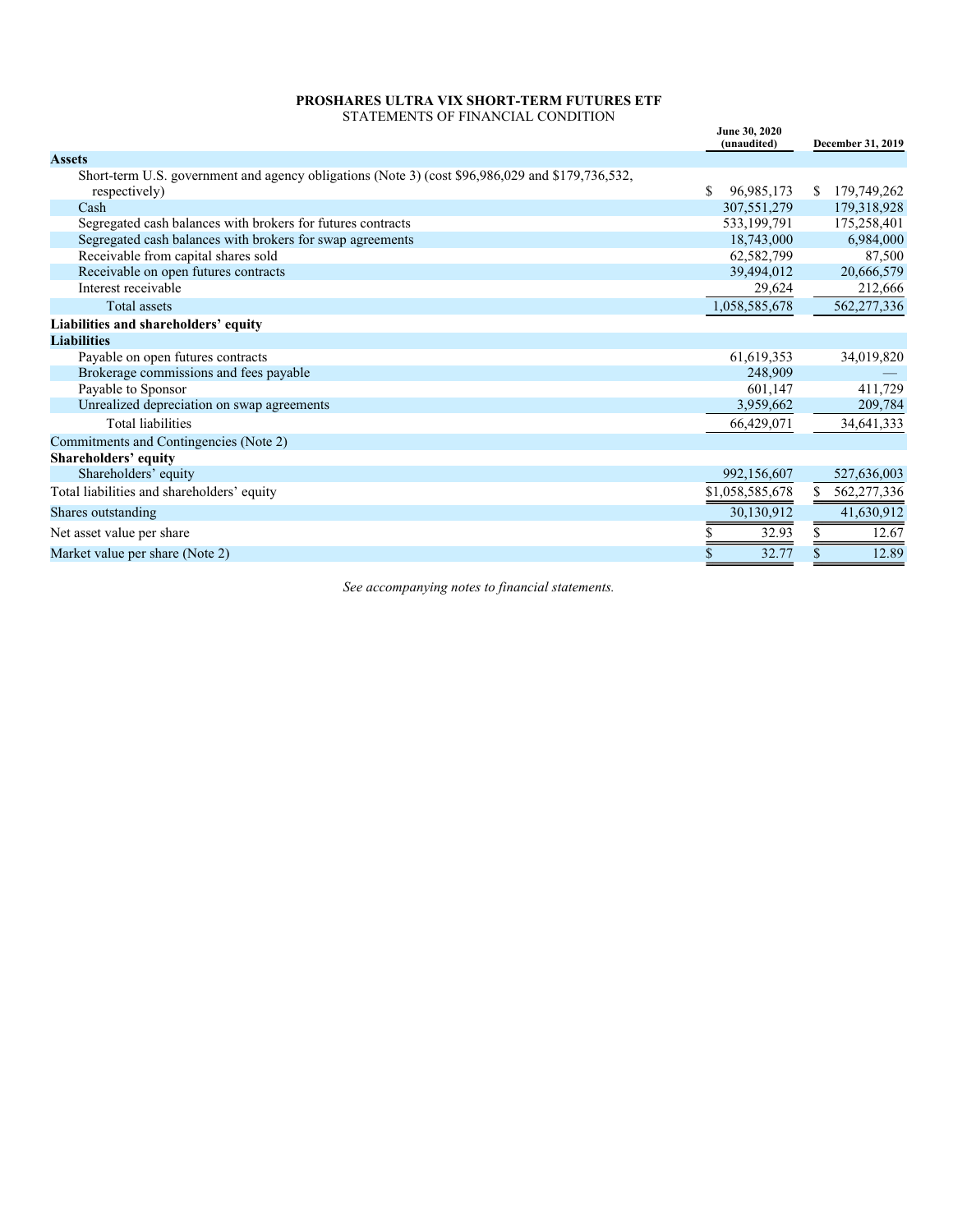**PROSHARES ULTRA VIX SHORT-TERM FUTURES ETF**
STATEMENTS OF FINANCIAL CONDITION

| | June 30, 2020 (unaudited) | December 31, 2019 |
|---|---|---|
| **Assets** | | |
| Short-term U.S. government and agency obligations (Note 3) (cost $96,986,029 and $179,736,532, respectively) | $ 96,985,173 | $ 179,749,262 |
| Cash | 307,551,279 | 179,318,928 |
| Segregated cash balances with brokers for futures contracts | 533,199,791 | 175,258,401 |
| Segregated cash balances with brokers for swap agreements | 18,743,000 | 6,984,000 |
| Receivable from capital shares sold | 62,582,799 | 87,500 |
| Receivable on open futures contracts | 39,494,012 | 20,666,579 |
| Interest receivable | 29,624 | 212,666 |
| Total assets | 1,058,585,678 | 562,277,336 |
| **Liabilities and shareholders' equity** | | |
| **Liabilities** | | |
| Payable on open futures contracts | 61,619,353 | 34,019,820 |
| Brokerage commissions and fees payable | 248,909 | — |
| Payable to Sponsor | 601,147 | 411,729 |
| Unrealized depreciation on swap agreements | 3,959,662 | 209,784 |
| Total liabilities | 66,429,071 | 34,641,333 |
| Commitments and Contingencies (Note 2) | | |
| **Shareholders' equity** | | |
| Shareholders' equity | 992,156,607 | 527,636,003 |
| Total liabilities and shareholders' equity | $1,058,585,678 | $ 562,277,336 |
| Shares outstanding | 30,130,912 | 41,630,912 |
| Net asset value per share | $ 32.93 | $ 12.67 |
| Market value per share (Note 2) | $ 32.77 | $ 12.89 |

*See accompanying notes to financial statements.*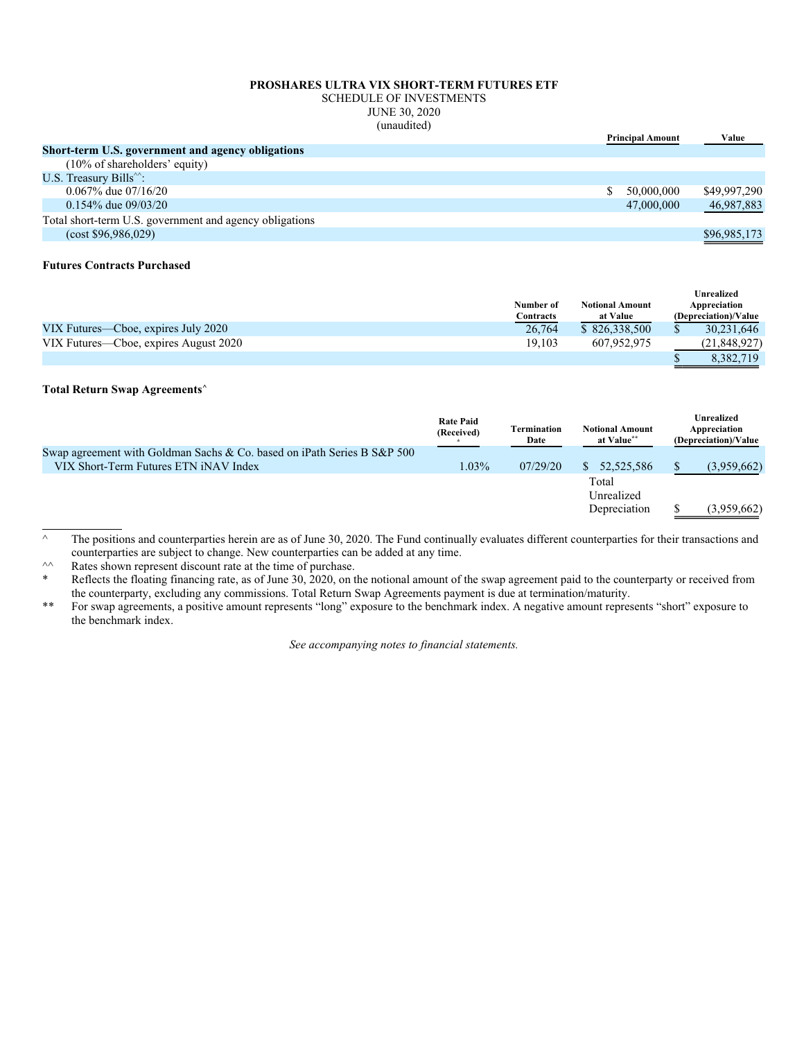**PROSHARES ULTRA VIX SHORT-TERM FUTURES ETF**
SCHEDULE OF INVESTMENTS
JUNE 30, 2020
(unaudited)

| | Principal Amount | Value |
|---|---|---|
| **Short-term U.S. government and agency obligations** | | |
| (10% of shareholders' equity) | | |
| U.S. Treasury Bills^^: | | |
| 0.067% due 07/16/20 | $ 50,000,000 | $49,997,290 |
| 0.154% due 09/03/20 | 47,000,000 | 46,987,883 |
| Total short-term U.S. government and agency obligations | | |
| (cost $96,986,029) | | $96,985,173 |

**Futures Contracts Purchased**

| | Number of Contracts | Notional Amount at Value | Unrealized Appreciation (Depreciation)/Value |
|---|---|---|---|
| VIX Futures—Cboe, expires July 2020 | 26,764 | $ 826,338,500 | $ 30,231,646 |
| VIX Futures—Cboe, expires August 2020 | 19,103 | 607,952,975 | (21,848,927) |
| | | | $ 8,382,719 |

**Total Return Swap Agreements^**

| | Rate Paid (Received) * | Termination Date | Notional Amount at Value** | Unrealized Appreciation (Depreciation)/Value |
|---|---|---|---|---|
| Swap agreement with Goldman Sachs & Co. based on iPath Series B S&P 500 VIX Short-Term Futures ETN iNAV Index | 1.03% | 07/29/20 | $ 52,525,586 | $ (3,959,662) |
| | | | Total Unrealized Depreciation | $ (3,959,662) |

^ The positions and counterparties herein are as of June 30, 2020. The Fund continually evaluates different counterparties for their transactions and counterparties are subject to change. New counterparties can be added at any time.

^^ Rates shown represent discount rate at the time of purchase.

\* Reflects the floating financing rate, as of June 30, 2020, on the notional amount of the swap agreement paid to the counterparty or received from the counterparty, excluding any commissions. Total Return Swap Agreements payment is due at termination/maturity.

** For swap agreements, a positive amount represents "long" exposure to the benchmark index. A negative amount represents "short" exposure to the benchmark index.

*See accompanying notes to financial statements.*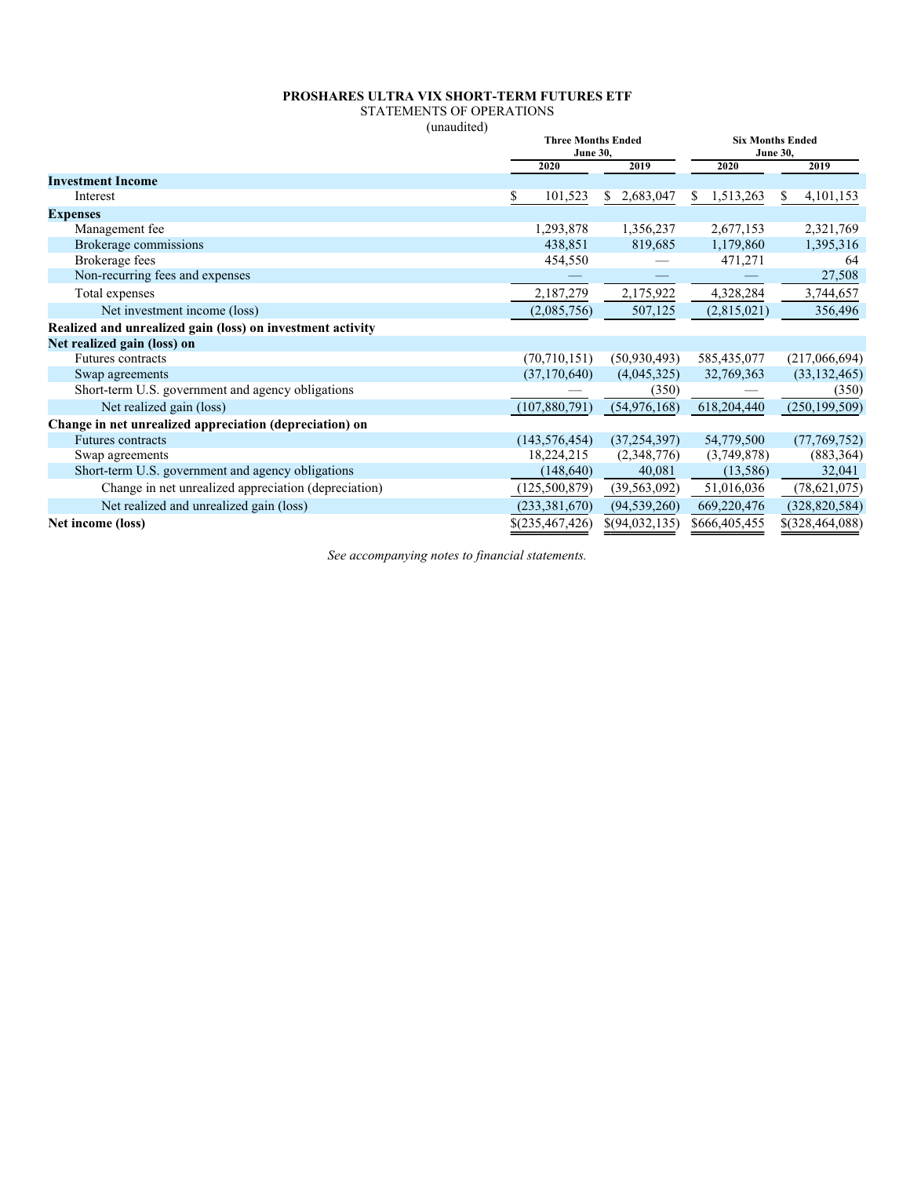**PROSHARES ULTRA VIX SHORT-TERM FUTURES ETF**
STATEMENTS OF OPERATIONS
(unaudited)

| | Three Months Ended June 30, | | Six Months Ended June 30, | |
|---|---|---|---|---|
| | 2020 | 2019 | 2020 | 2019 |
| **Investment Income** | | | | |
| Interest | $ 101,523 | $ 2,683,047 | $ 1,513,263 | $ 4,101,153 |
| **Expenses** | | | | |
| Management fee | 1,293,878 | 1,356,237 | 2,677,153 | 2,321,769 |
| Brokerage commissions | 438,851 | 819,685 | 1,179,860 | 1,395,316 |
| Brokerage fees | 454,550 | — | 471,271 | 64 |
| Non-recurring fees and expenses | — | — | — | 27,508 |
| Total expenses | 2,187,279 | 2,175,922 | 4,328,284 | 3,744,657 |
| Net investment income (loss) | (2,085,756) | 507,125 | (2,815,021) | 356,496 |
| **Realized and unrealized gain (loss) on investment activity** | | | | |
| **Net realized gain (loss) on** | | | | |
| Futures contracts | (70,710,151) | (50,930,493) | 585,435,077 | (217,066,694) |
| Swap agreements | (37,170,640) | (4,045,325) | 32,769,363 | (33,132,465) |
| Short-term U.S. government and agency obligations | — | (350) | — | (350) |
| Net realized gain (loss) | (107,880,791) | (54,976,168) | 618,204,440 | (250,199,509) |
| **Change in net unrealized appreciation (depreciation) on** | | | | |
| Futures contracts | (143,576,454) | (37,254,397) | 54,779,500 | (77,769,752) |
| Swap agreements | 18,224,215 | (2,348,776) | (3,749,878) | (883,364) |
| Short-term U.S. government and agency obligations | (148,640) | 40,081 | (13,586) | 32,041 |
| Change in net unrealized appreciation (depreciation) | (125,500,879) | (39,563,092) | 51,016,036 | (78,621,075) |
| Net realized and unrealized gain (loss) | (233,381,670) | (94,539,260) | 669,220,476 | (328,820,584) |
| **Net income (loss)** | $(235,467,426) | $(94,032,135) | $666,405,455 | $(328,464,088) |

*See accompanying notes to financial statements.*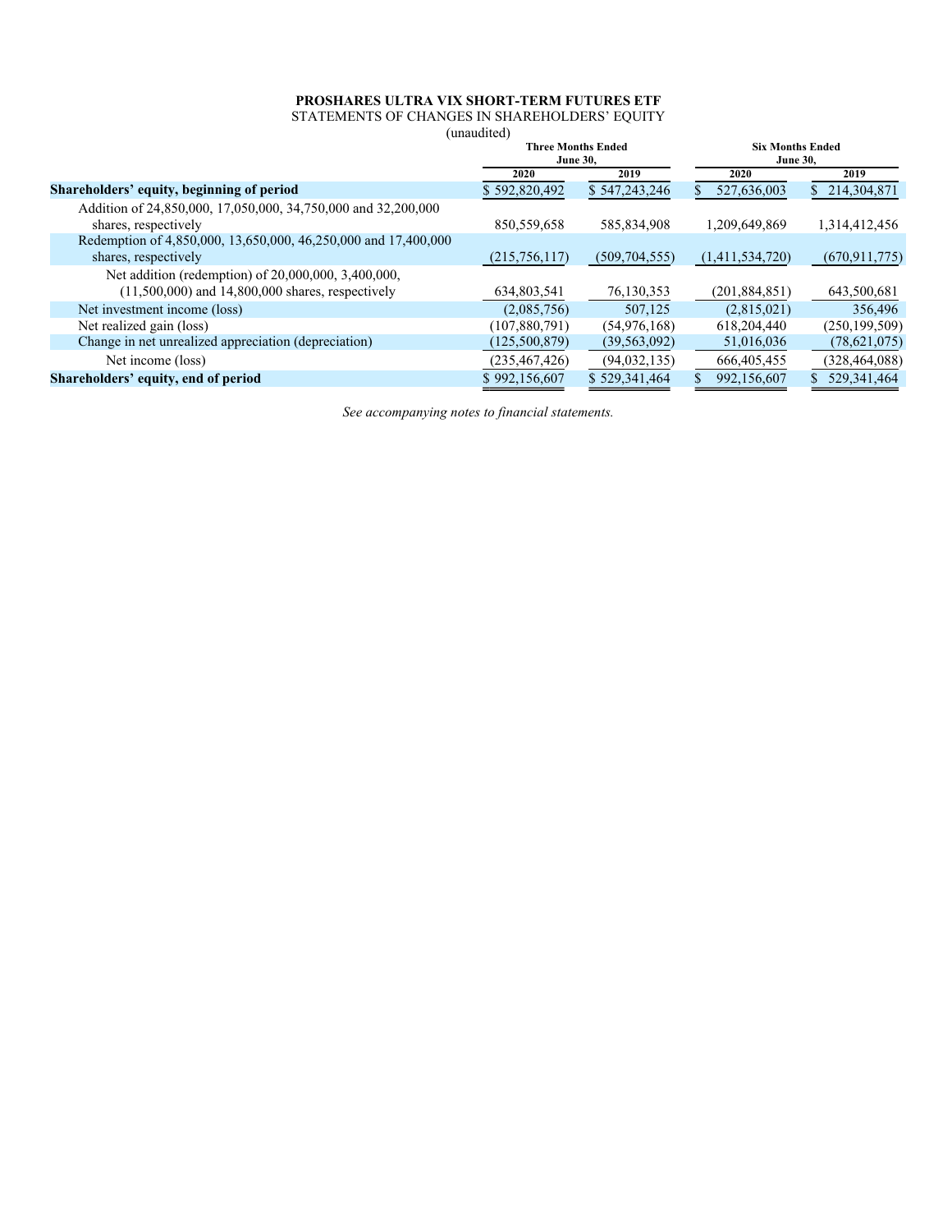**PROSHARES ULTRA VIX SHORT-TERM FUTURES ETF**

STATEMENTS OF CHANGES IN SHAREHOLDERS' EQUITY

(unaudited)

| | Three Months Ended June 30, | | Six Months Ended June 30, | |
|---|---|---|---|---|
| | 2020 | 2019 | 2020 | 2019 |
| **Shareholders' equity, beginning of period** | $ 592,820,492 | $ 547,243,246 | $ 527,636,003 | $ 214,304,871 |
| Addition of 24,850,000, 17,050,000, 34,750,000 and 32,200,000 shares, respectively | 850,559,658 | 585,834,908 | 1,209,649,869 | 1,314,412,456 |
| Redemption of 4,850,000, 13,650,000, 46,250,000 and 17,400,000 shares, respectively | (215,756,117) | (509,704,555) | (1,411,534,720) | (670,911,775) |
| Net addition (redemption) of 20,000,000, 3,400,000, (11,500,000) and 14,800,000 shares, respectively | 634,803,541 | 76,130,353 | (201,884,851) | 643,500,681 |
| Net investment income (loss) | (2,085,756) | 507,125 | (2,815,021) | 356,496 |
| Net realized gain (loss) | (107,880,791) | (54,976,168) | 618,204,440 | (250,199,509) |
| Change in net unrealized appreciation (depreciation) | (125,500,879) | (39,563,092) | 51,016,036 | (78,621,075) |
| Net income (loss) | (235,467,426) | (94,032,135) | 666,405,455 | (328,464,088) |
| **Shareholders' equity, end of period** | $ 992,156,607 | $ 529,341,464 | $ 992,156,607 | $ 529,341,464 |

*See accompanying notes to financial statements.*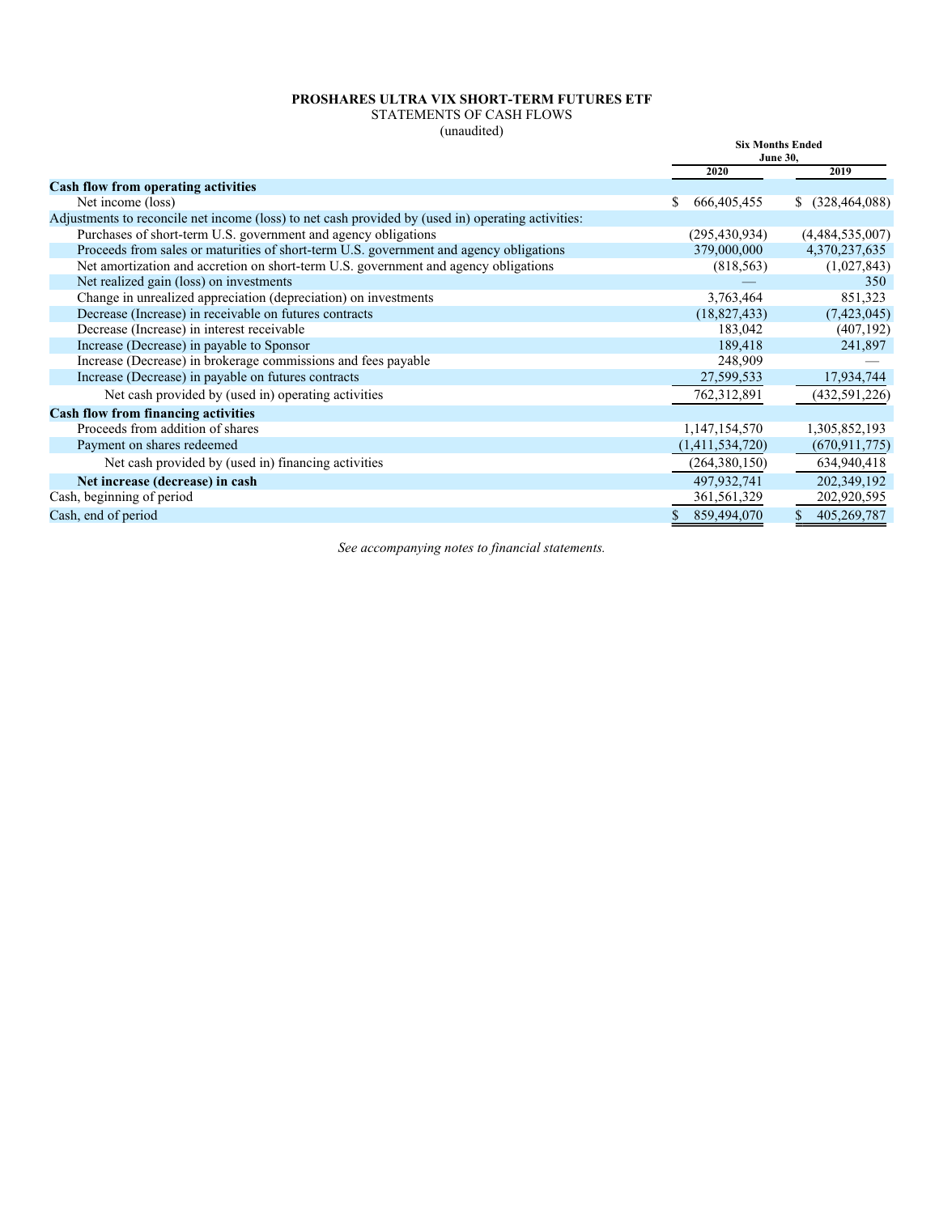**PROSHARES ULTRA VIX SHORT-TERM FUTURES ETF**
STATEMENTS OF CASH FLOWS
(unaudited)

| | Six Months Ended June 30, | |
|---|---|---|
| | **2020** | **2019** |
| **Cash flow from operating activities** | | |
| Net income (loss) | $ 666,405,455 | $ (328,464,088) |
| Adjustments to reconcile net income (loss) to net cash provided by (used in) operating activities: | | |
| Purchases of short-term U.S. government and agency obligations | (295,430,934) | (4,484,535,007) |
| Proceeds from sales or maturities of short-term U.S. government and agency obligations | 379,000,000 | 4,370,237,635 |
| Net amortization and accretion on short-term U.S. government and agency obligations | (818,563) | (1,027,843) |
| Net realized gain (loss) on investments | — | 350 |
| Change in unrealized appreciation (depreciation) on investments | 3,763,464 | 851,323 |
| Decrease (Increase) in receivable on futures contracts | (18,827,433) | (7,423,045) |
| Decrease (Increase) in interest receivable | 183,042 | (407,192) |
| Increase (Decrease) in payable to Sponsor | 189,418 | 241,897 |
| Increase (Decrease) in brokerage commissions and fees payable | 248,909 | — |
| Increase (Decrease) in payable on futures contracts | 27,599,533 | 17,934,744 |
| Net cash provided by (used in) operating activities | 762,312,891 | (432,591,226) |
| **Cash flow from financing activities** | | |
| Proceeds from addition of shares | 1,147,154,570 | 1,305,852,193 |
| Payment on shares redeemed | (1,411,534,720) | (670,911,775) |
| Net cash provided by (used in) financing activities | (264,380,150) | 634,940,418 |
| **Net increase (decrease) in cash** | 497,932,741 | 202,349,192 |
| Cash, beginning of period | 361,561,329 | 202,920,595 |
| Cash, end of period | $ 859,494,070 | $ 405,269,787 |

*See accompanying notes to financial statements.*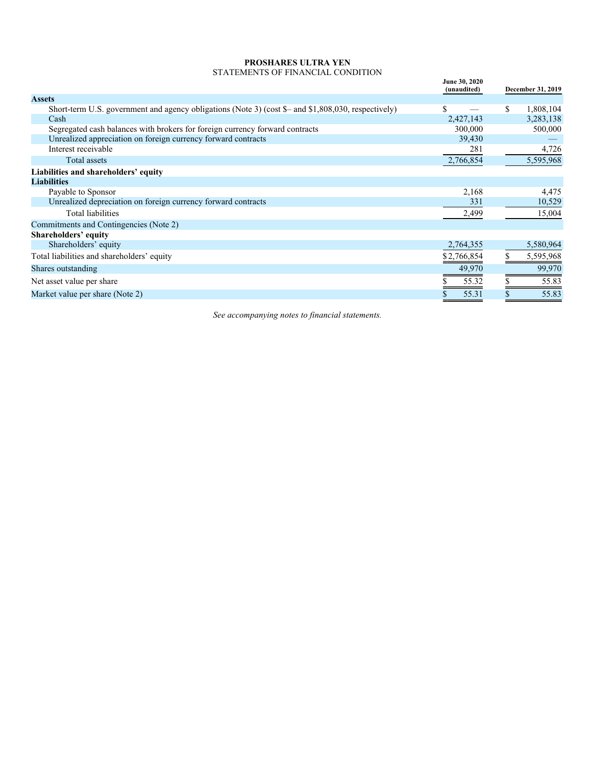**PROSHARES ULTRA YEN**
STATEMENTS OF FINANCIAL CONDITION

| | June 30, 2020 (unaudited) | December 31, 2019 |
|---|---|---|
| **Assets** | | |
| Short-term U.S. government and agency obligations (Note 3) (cost $– and $1,808,030, respectively) | $ — | $ 1,808,104 |
| Cash | 2,427,143 | 3,283,138 |
| Segregated cash balances with brokers for foreign currency forward contracts | 300,000 | 500,000 |
| Unrealized appreciation on foreign currency forward contracts | 39,430 | — |
| Interest receivable | 281 | 4,726 |
| Total assets | 2,766,854 | 5,595,968 |
| **Liabilities and shareholders' equity** | | |
| **Liabilities** | | |
| Payable to Sponsor | 2,168 | 4,475 |
| Unrealized depreciation on foreign currency forward contracts | 331 | 10,529 |
| Total liabilities | 2,499 | 15,004 |
| Commitments and Contingencies (Note 2) | | |
| **Shareholders' equity** | | |
| Shareholders' equity | 2,764,355 | 5,580,964 |
| Total liabilities and shareholders' equity | $ 2,766,854 | $ 5,595,968 |
| Shares outstanding | 49,970 | 99,970 |
| Net asset value per share | $ 55.32 | $ 55.83 |
| Market value per share (Note 2) | $ 55.31 | $ 55.83 |

*See accompanying notes to financial statements.*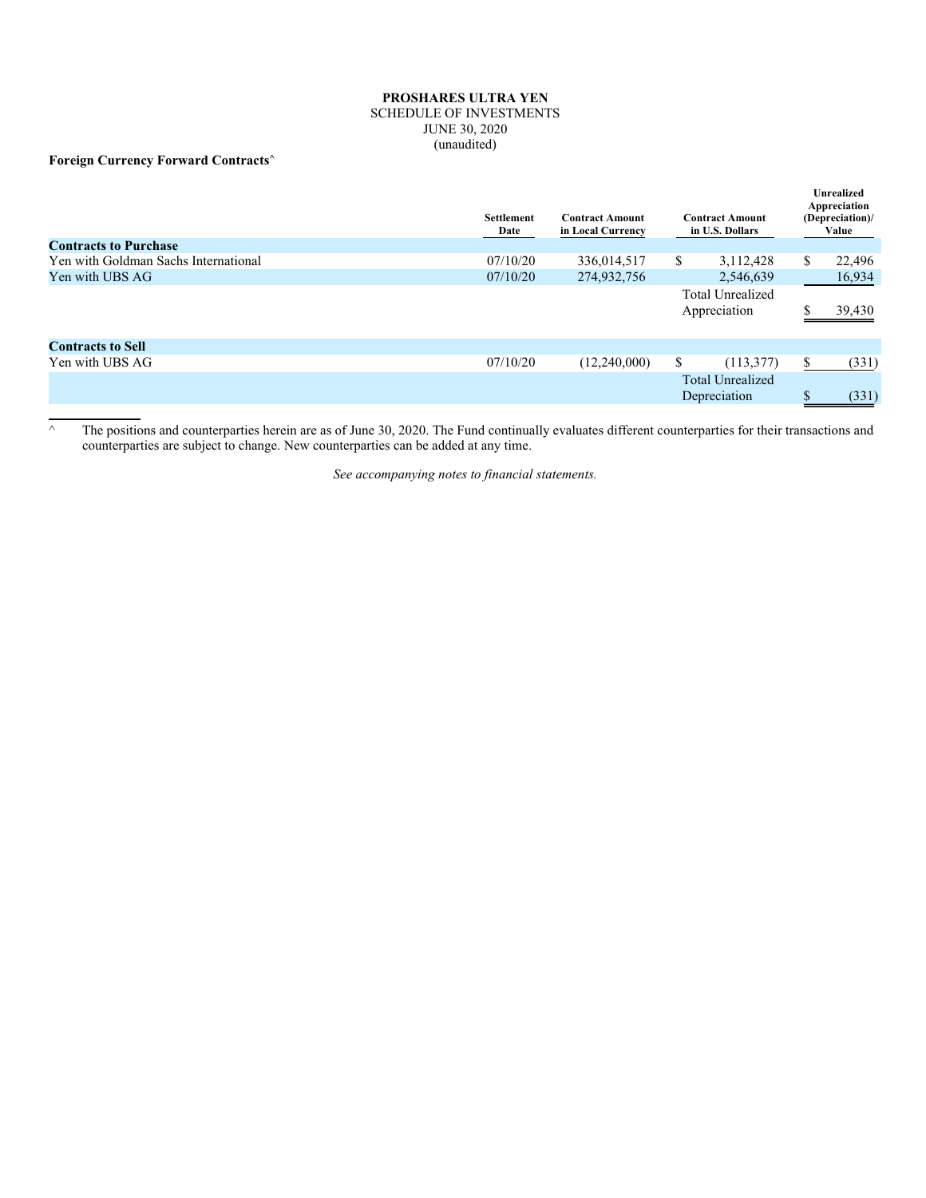**PROSHARES ULTRA YEN**
SCHEDULE OF INVESTMENTS
JUNE 30, 2020
(unaudited)

**Foreign Currency Forward Contracts^**

| | Settlement Date | Contract Amount in Local Currency | Contract Amount in U.S. Dollars | Unrealized Appreciation (Depreciation)/ Value |
|---|---|---|---|---|
| **Contracts to Purchase** | | | | |
| Yen with Goldman Sachs International | 07/10/20 | 336,014,517 | $ 3,112,428 | $ 22,496 |
| Yen with UBS AG | 07/10/20 | 274,932,756 | 2,546,639 | 16,934 |
| | | | Total Unrealized Appreciation | $ 39,430 |
| **Contracts to Sell** | | | | |
| Yen with UBS AG | 07/10/20 | (12,240,000) | $ (113,377) | $ (331) |
| | | | Total Unrealized Depreciation | $ (331) |

^ The positions and counterparties herein are as of June 30, 2020. The Fund continually evaluates different counterparties for their transactions and counterparties are subject to change. New counterparties can be added at any time.

*See accompanying notes to financial statements.*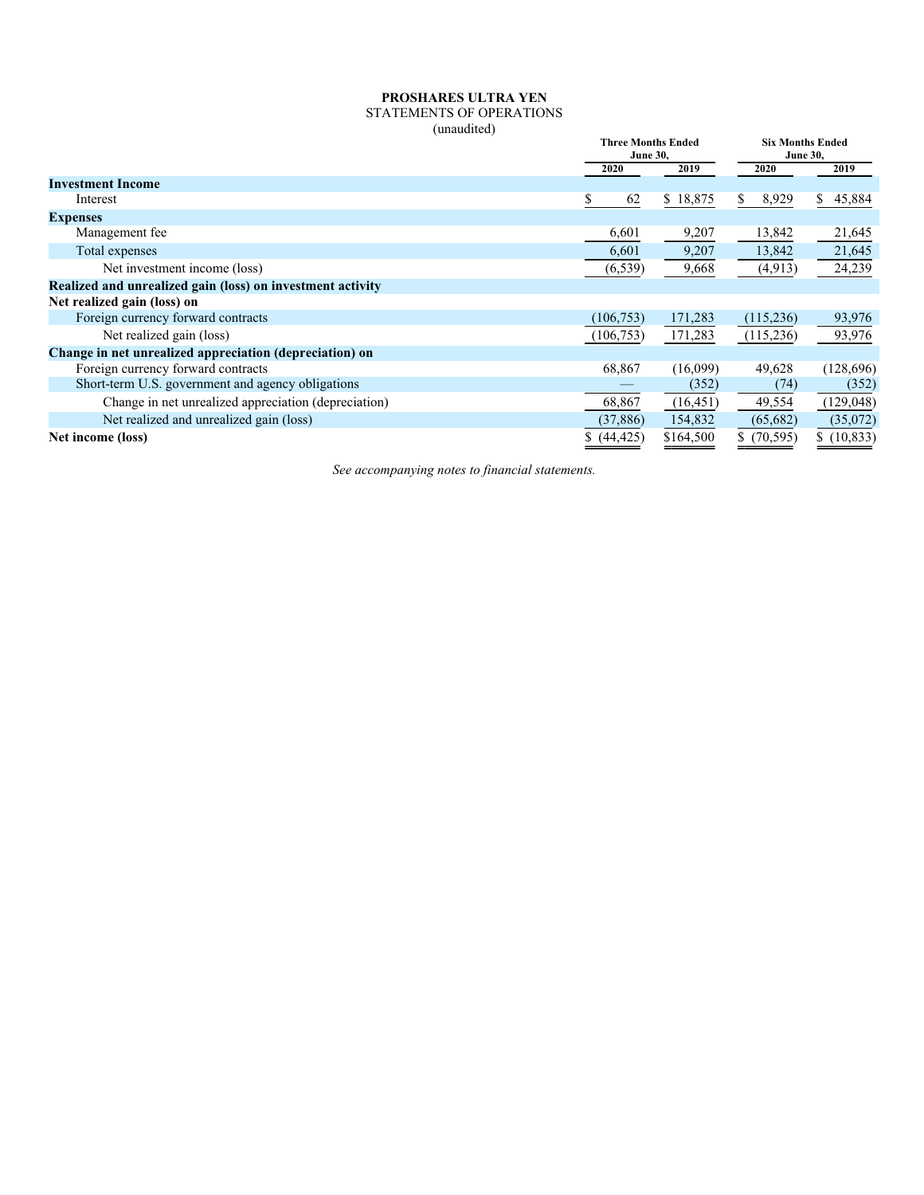**PROSHARES ULTRA YEN**

STATEMENTS OF OPERATIONS

(unaudited)

| | Three Months Ended June 30, | | Six Months Ended June 30, | |
|---|---|---|---|---|
| | 2020 | 2019 | 2020 | 2019 |
| **Investment Income** | | | | |
| Interest | $ 62 | $ 18,875 | $ 8,929 | $ 45,884 |
| **Expenses** | | | | |
| Management fee | 6,601 | 9,207 | 13,842 | 21,645 |
| Total expenses | 6,601 | 9,207 | 13,842 | 21,645 |
| Net investment income (loss) | (6,539) | 9,668 | (4,913) | 24,239 |
| **Realized and unrealized gain (loss) on investment activity** | | | | |
| **Net realized gain (loss) on** | | | | |
| Foreign currency forward contracts | (106,753) | 171,283 | (115,236) | 93,976 |
| Net realized gain (loss) | (106,753) | 171,283 | (115,236) | 93,976 |
| **Change in net unrealized appreciation (depreciation) on** | | | | |
| Foreign currency forward contracts | 68,867 | (16,099) | 49,628 | (128,696) |
| Short-term U.S. government and agency obligations | — | (352) | (74) | (352) |
| Change in net unrealized appreciation (depreciation) | 68,867 | (16,451) | 49,554 | (129,048) |
| Net realized and unrealized gain (loss) | (37,886) | 154,832 | (65,682) | (35,072) |
| **Net income (loss)** | $ (44,425) | $164,500 | $ (70,595) | $ (10,833) |

*See accompanying notes to financial statements.*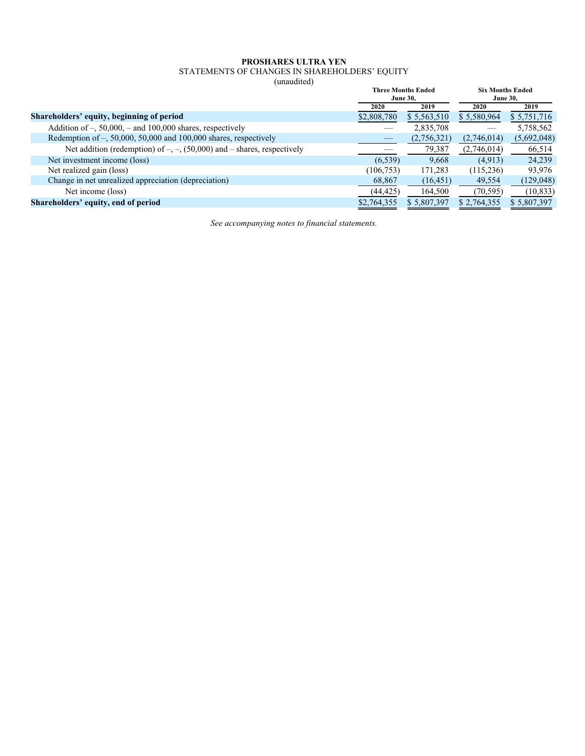**PROSHARES ULTRA YEN**

STATEMENTS OF CHANGES IN SHAREHOLDERS' EQUITY

(unaudited)

| | Three Months Ended June 30, | | Six Months Ended June 30, | |
|---|---|---|---|---|
| | 2020 | 2019 | 2020 | 2019 |
| **Shareholders' equity, beginning of period** | $2,808,780 | $ 5,563,510 | $ 5,580,964 | $ 5,751,716 |
| Addition of –, 50,000, – and 100,000 shares, respectively | — | 2,835,708 | — | 5,758,562 |
| Redemption of –, 50,000, 50,000 and 100,000 shares, respectively | — | (2,756,321) | (2,746,014) | (5,692,048) |
| Net addition (redemption) of –, –, (50,000) and – shares, respectively | — | 79,387 | (2,746,014) | 66,514 |
| Net investment income (loss) | (6,539) | 9,668 | (4,913) | 24,239 |
| Net realized gain (loss) | (106,753) | 171,283 | (115,236) | 93,976 |
| Change in net unrealized appreciation (depreciation) | 68,867 | (16,451) | 49,554 | (129,048) |
| Net income (loss) | (44,425) | 164,500 | (70,595) | (10,833) |
| **Shareholders' equity, end of period** | $2,764,355 | $ 5,807,397 | $ 2,764,355 | $ 5,807,397 |

*See accompanying notes to financial statements.*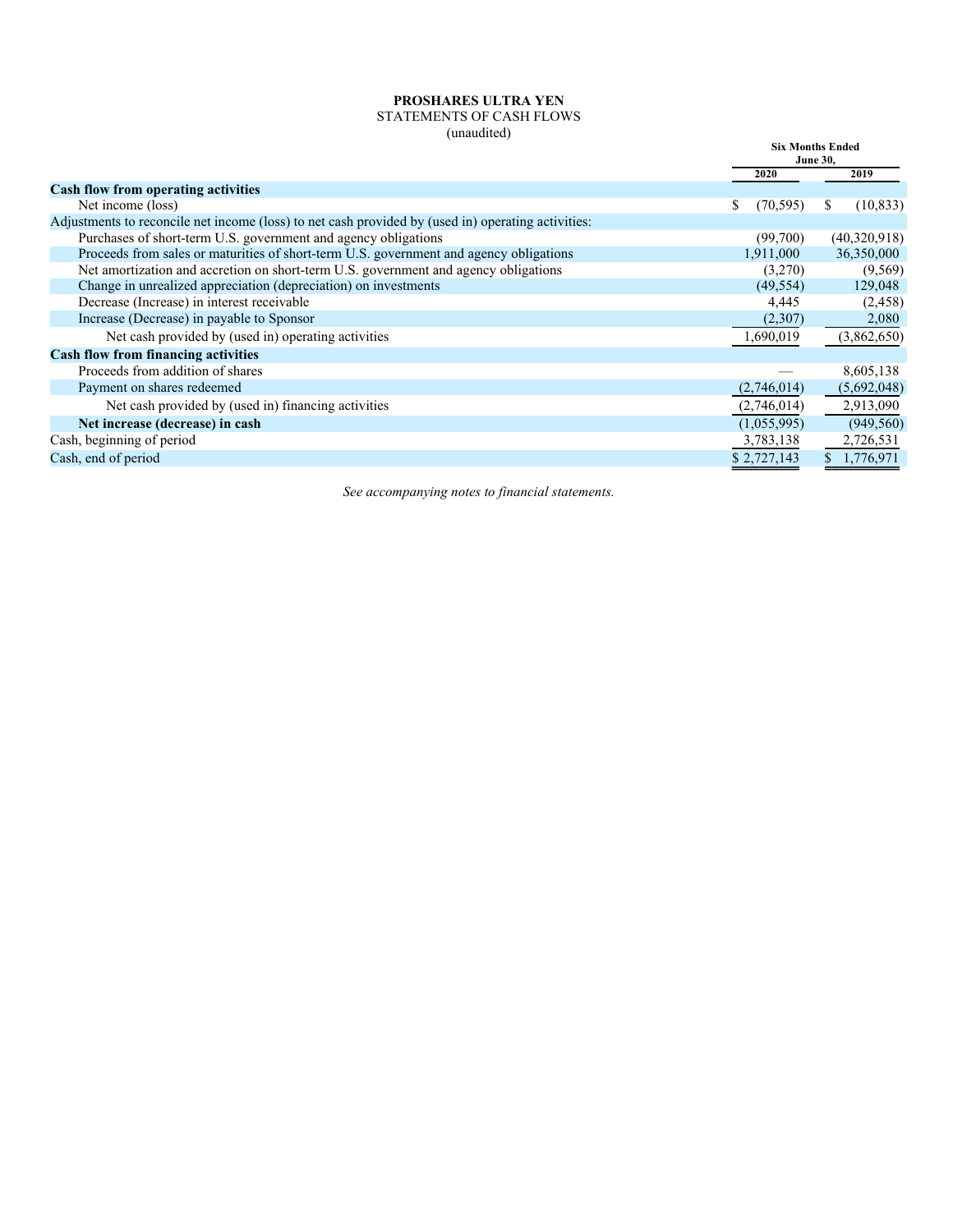**PROSHARES ULTRA YEN**
STATEMENTS OF CASH FLOWS
(unaudited)

| | Six Months Ended June 30, | |
|---|---|---|
| | **2020** | **2019** |
| **Cash flow from operating activities** | | |
| Net income (loss) | $ (70,595) | $ (10,833) |
| Adjustments to reconcile net income (loss) to net cash provided by (used in) operating activities: | | |
| Purchases of short-term U.S. government and agency obligations | (99,700) | (40,320,918) |
| Proceeds from sales or maturities of short-term U.S. government and agency obligations | 1,911,000 | 36,350,000 |
| Net amortization and accretion on short-term U.S. government and agency obligations | (3,270) | (9,569) |
| Change in unrealized appreciation (depreciation) on investments | (49,554) | 129,048 |
| Decrease (Increase) in interest receivable | 4,445 | (2,458) |
| Increase (Decrease) in payable to Sponsor | (2,307) | 2,080 |
| Net cash provided by (used in) operating activities | 1,690,019 | (3,862,650) |
| **Cash flow from financing activities** | | |
| Proceeds from addition of shares | — | 8,605,138 |
| Payment on shares redeemed | (2,746,014) | (5,692,048) |
| Net cash provided by (used in) financing activities | (2,746,014) | 2,913,090 |
| **Net increase (decrease) in cash** | (1,055,995) | (949,560) |
| Cash, beginning of period | 3,783,138 | 2,726,531 |
| Cash, end of period | $ 2,727,143 | $ 1,776,971 |

*See accompanying notes to financial statements.*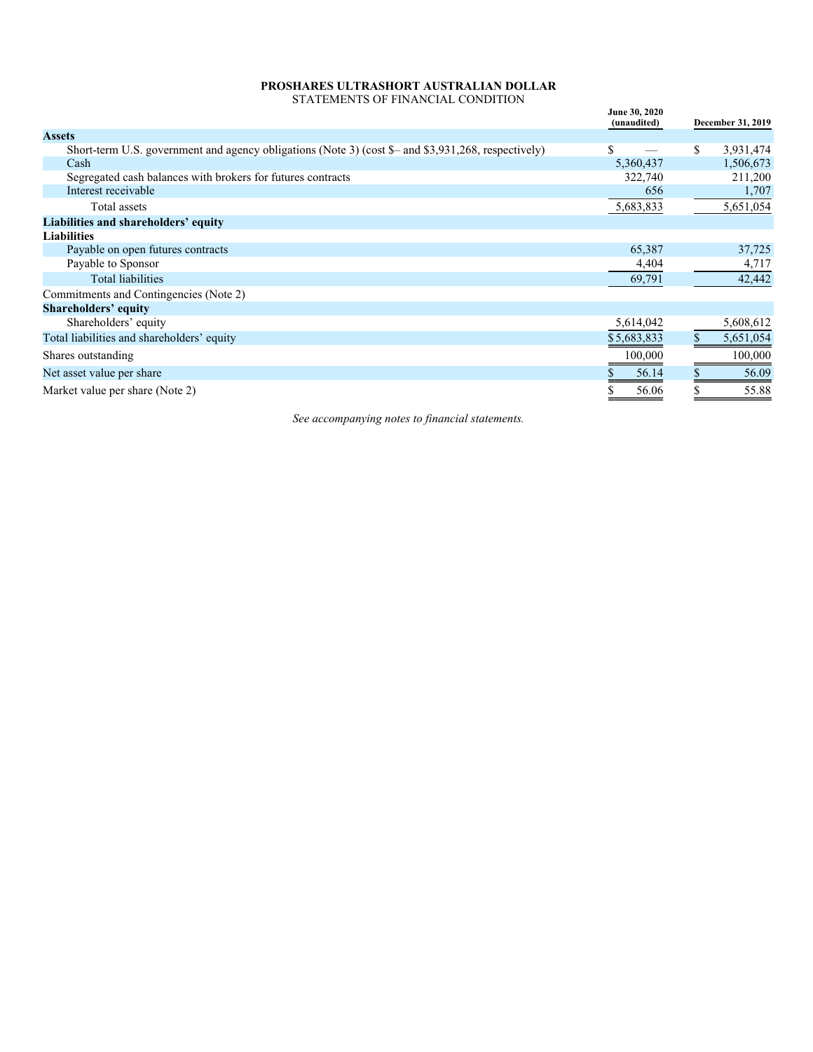**PROSHARES ULTRASHORT AUSTRALIAN DOLLAR**
STATEMENTS OF FINANCIAL CONDITION

| | June 30, 2020 (unaudited) | December 31, 2019 |
|---|---|---|
| **Assets** | | |
| Short-term U.S. government and agency obligations (Note 3) (cost $– and $3,931,268, respectively) | $ — | $ 3,931,474 |
| Cash | 5,360,437 | 1,506,673 |
| Segregated cash balances with brokers for futures contracts | 322,740 | 211,200 |
| Interest receivable | 656 | 1,707 |
| Total assets | 5,683,833 | 5,651,054 |
| **Liabilities and shareholders' equity** | | |
| **Liabilities** | | |
| Payable on open futures contracts | 65,387 | 37,725 |
| Payable to Sponsor | 4,404 | 4,717 |
| Total liabilities | 69,791 | 42,442 |
| Commitments and Contingencies (Note 2) | | |
| **Shareholders' equity** | | |
| Shareholders' equity | 5,614,042 | 5,608,612 |
| Total liabilities and shareholders' equity | $ 5,683,833 | $ 5,651,054 |
| Shares outstanding | 100,000 | 100,000 |
| Net asset value per share | $ 56.14 | $ 56.09 |
| Market value per share (Note 2) | $ 56.06 | $ 55.88 |

*See accompanying notes to financial statements.*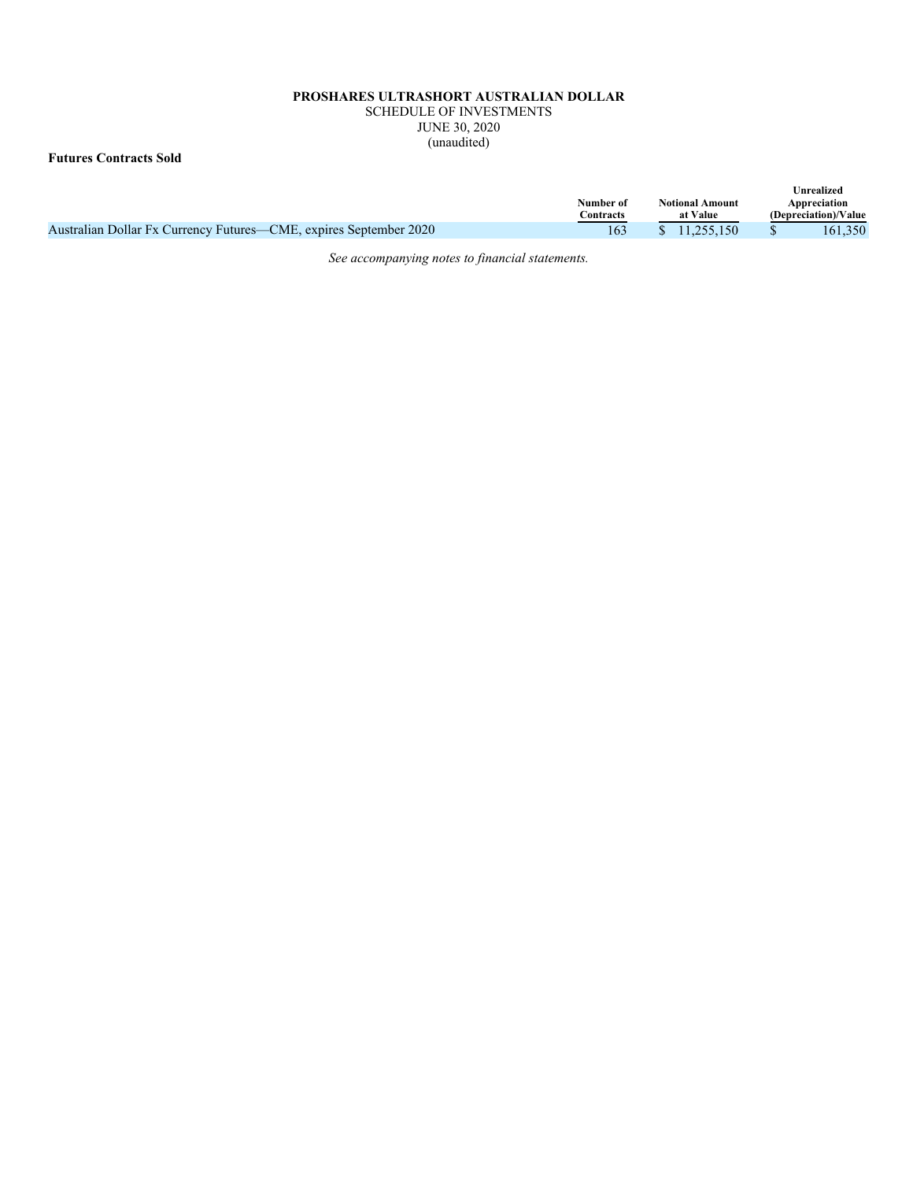**PROSHARES ULTRASHORT AUSTRALIAN DOLLAR**

SCHEDULE OF INVESTMENTS

JUNE 30, 2020

(unaudited)

**Futures Contracts Sold**

| | Number of Contracts | Notional Amount at Value | Unrealized Appreciation (Depreciation)/Value |
|---|---|---|---|
| Australian Dollar Fx Currency Futures—CME, expires September 2020 | 163 | $ 11,255,150 | $ 161,350 |

*See accompanying notes to financial statements.*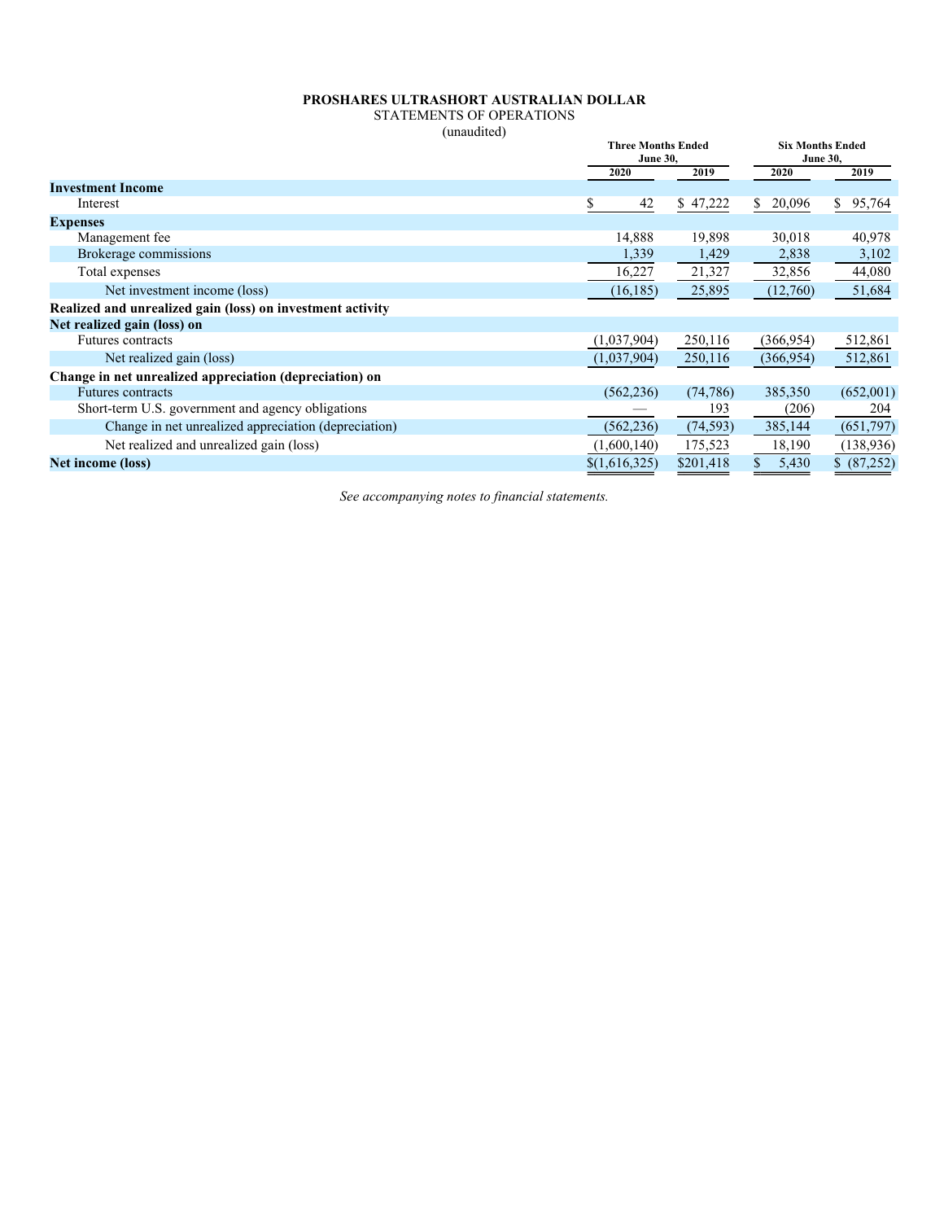**PROSHARES ULTRASHORT AUSTRALIAN DOLLAR**

STATEMENTS OF OPERATIONS

(unaudited)

| | Three Months Ended June 30, | | Six Months Ended June 30, | |
|---|---|---|---|---|
| | 2020 | 2019 | 2020 | 2019 |
| **Investment Income** | | | | |
| Interest | $ 42 | $ 47,222 | $ 20,096 | $ 95,764 |
| **Expenses** | | | | |
| Management fee | 14,888 | 19,898 | 30,018 | 40,978 |
| Brokerage commissions | 1,339 | 1,429 | 2,838 | 3,102 |
| Total expenses | 16,227 | 21,327 | 32,856 | 44,080 |
| Net investment income (loss) | (16,185) | 25,895 | (12,760) | 51,684 |
| **Realized and unrealized gain (loss) on investment activity** | | | | |
| **Net realized gain (loss) on** | | | | |
| Futures contracts | (1,037,904) | 250,116 | (366,954) | 512,861 |
| Net realized gain (loss) | (1,037,904) | 250,116 | (366,954) | 512,861 |
| **Change in net unrealized appreciation (depreciation) on** | | | | |
| Futures contracts | (562,236) | (74,786) | 385,350 | (652,001) |
| Short-term U.S. government and agency obligations | — | 193 | (206) | 204 |
| Change in net unrealized appreciation (depreciation) | (562,236) | (74,593) | 385,144 | (651,797) |
| Net realized and unrealized gain (loss) | (1,600,140) | 175,523 | 18,190 | (138,936) |
| **Net income (loss)** | $(1,616,325) | $201,418 | $ 5,430 | $ (87,252) |

*See accompanying notes to financial statements.*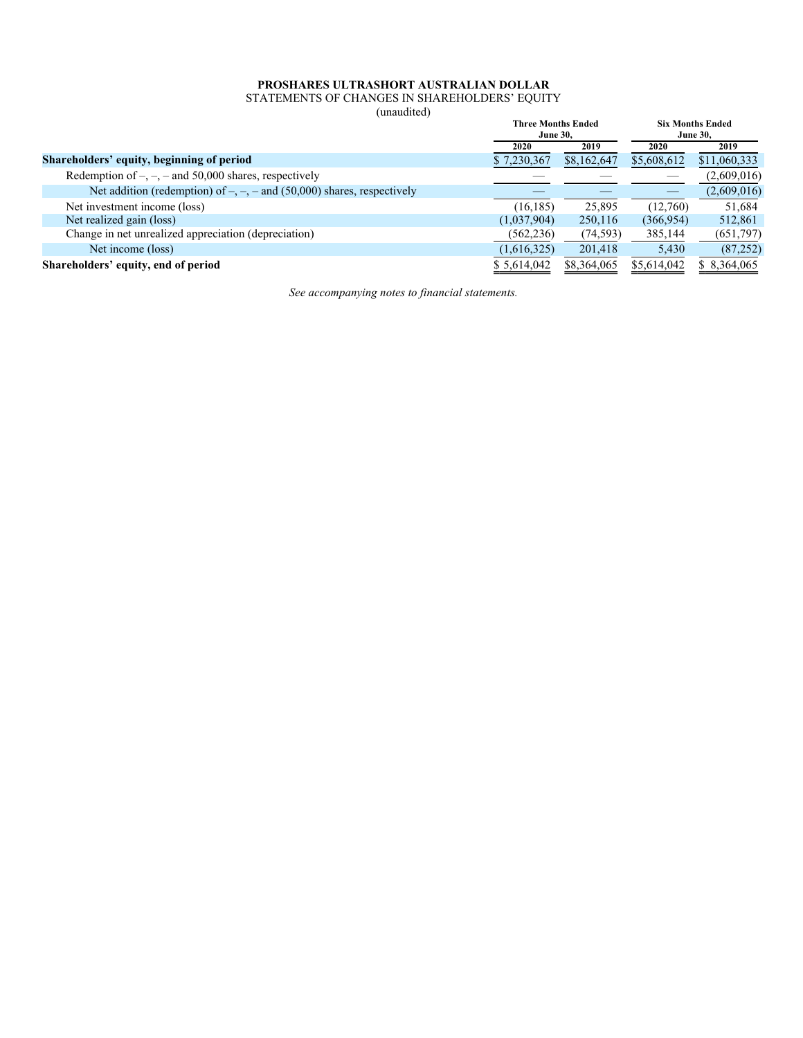**PROSHARES ULTRASHORT AUSTRALIAN DOLLAR**

STATEMENTS OF CHANGES IN SHAREHOLDERS' EQUITY

(unaudited)

| | Three Months Ended June 30, | | Six Months Ended June 30, | |
|---|---|---|---|---|
| | 2020 | 2019 | 2020 | 2019 |
| **Shareholders' equity, beginning of period** | $ 7,230,367 | $8,162,647 | $5,608,612 | $11,060,333 |
| Redemption of –, –, – and 50,000 shares, respectively | — | — | — | (2,609,016) |
| Net addition (redemption) of –, –, – and (50,000) shares, respectively | — | — | — | (2,609,016) |
| Net investment income (loss) | (16,185) | 25,895 | (12,760) | 51,684 |
| Net realized gain (loss) | (1,037,904) | 250,116 | (366,954) | 512,861 |
| Change in net unrealized appreciation (depreciation) | (562,236) | (74,593) | 385,144 | (651,797) |
| Net income (loss) | (1,616,325) | 201,418 | 5,430 | (87,252) |
| **Shareholders' equity, end of period** | $ 5,614,042 | $8,364,065 | $5,614,042 | $ 8,364,065 |

*See accompanying notes to financial statements.*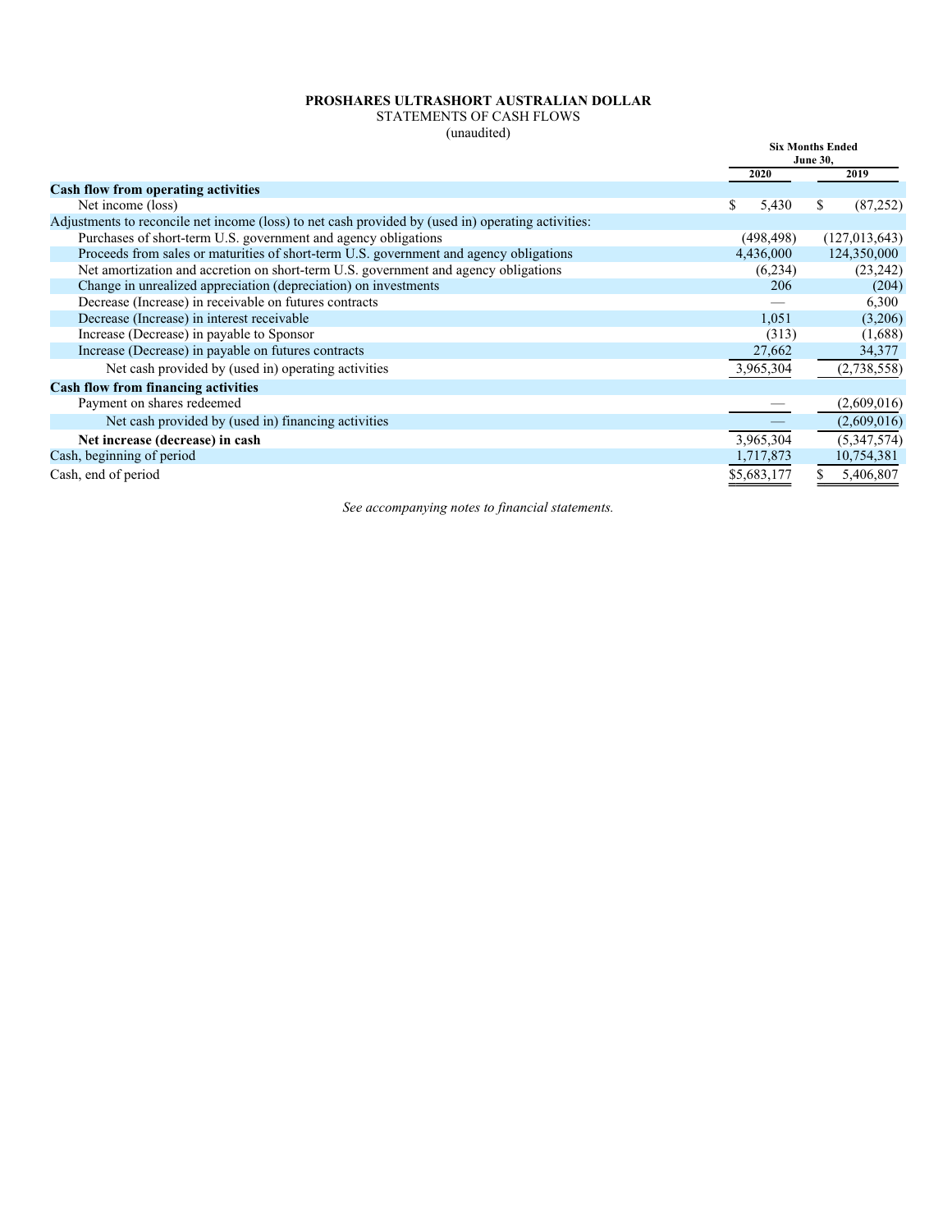**PROSHARES ULTRASHORT AUSTRALIAN DOLLAR**

STATEMENTS OF CASH FLOWS

(unaudited)

| | Six Months Ended June 30, | |
|---|---|---|
| | 2020 | 2019 |
| **Cash flow from operating activities** | | |
| Net income (loss) | $ 5,430 | $ (87,252) |
| Adjustments to reconcile net income (loss) to net cash provided by (used in) operating activities: | | |
| Purchases of short-term U.S. government and agency obligations | (498,498) | (127,013,643) |
| Proceeds from sales or maturities of short-term U.S. government and agency obligations | 4,436,000 | 124,350,000 |
| Net amortization and accretion on short-term U.S. government and agency obligations | (6,234) | (23,242) |
| Change in unrealized appreciation (depreciation) on investments | 206 | (204) |
| Decrease (Increase) in receivable on futures contracts | — | 6,300 |
| Decrease (Increase) in interest receivable | 1,051 | (3,206) |
| Increase (Decrease) in payable to Sponsor | (313) | (1,688) |
| Increase (Decrease) in payable on futures contracts | 27,662 | 34,377 |
| Net cash provided by (used in) operating activities | 3,965,304 | (2,738,558) |
| **Cash flow from financing activities** | | |
| Payment on shares redeemed | — | (2,609,016) |
| Net cash provided by (used in) financing activities | — | (2,609,016) |
| **Net increase (decrease) in cash** | 3,965,304 | (5,347,574) |
| Cash, beginning of period | 1,717,873 | 10,754,381 |
| Cash, end of period | $5,683,177 | $ 5,406,807 |

*See accompanying notes to financial statements.*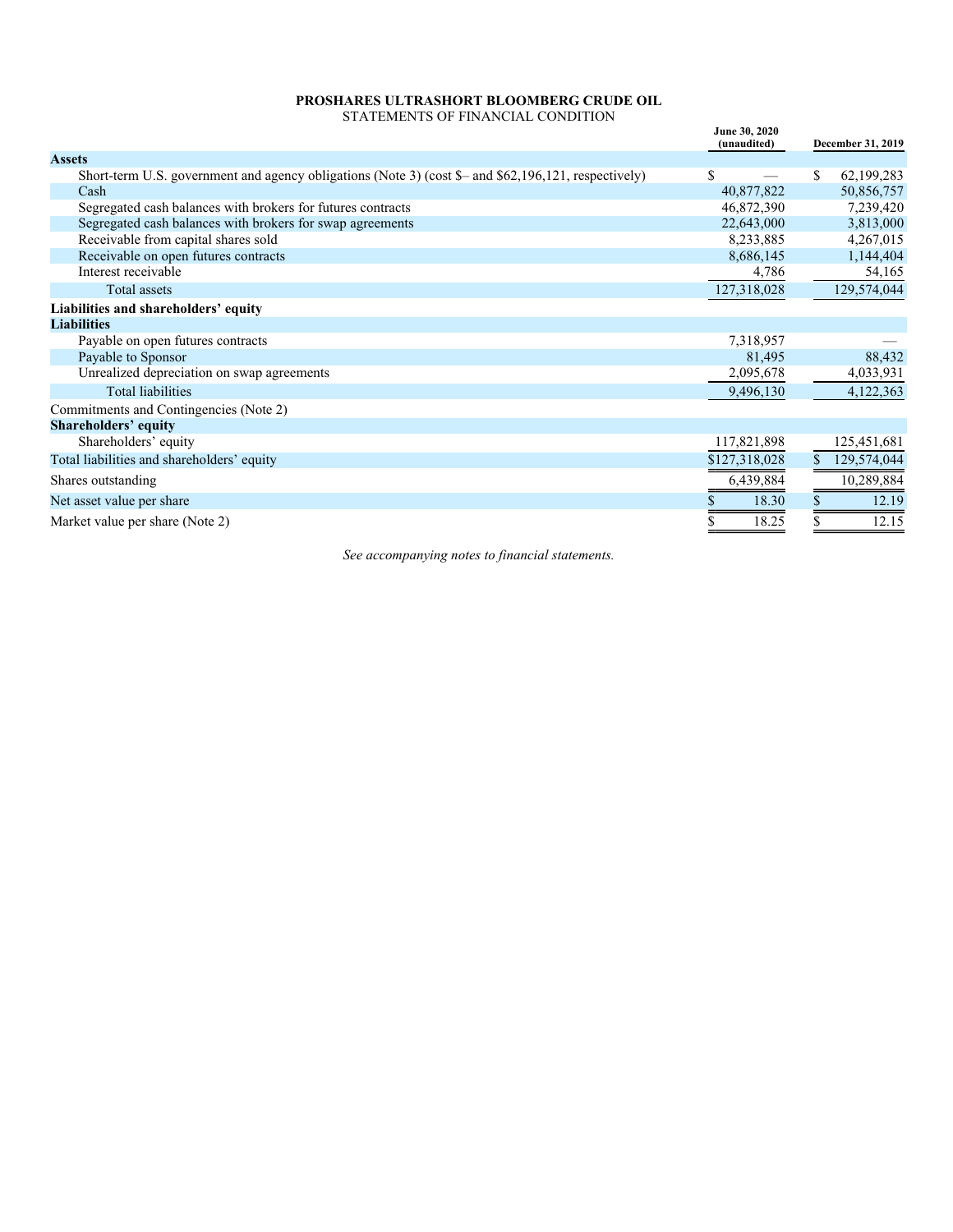**PROSHARES ULTRASHORT BLOOMBERG CRUDE OIL**
STATEMENTS OF FINANCIAL CONDITION

| | June 30, 2020 (unaudited) | December 31, 2019 |
|---|---|---|
| **Assets** | | |
| Short-term U.S. government and agency obligations (Note 3) (cost $– and $62,196,121, respectively) | $ — | $ 62,199,283 |
| Cash | 40,877,822 | 50,856,757 |
| Segregated cash balances with brokers for futures contracts | 46,872,390 | 7,239,420 |
| Segregated cash balances with brokers for swap agreements | 22,643,000 | 3,813,000 |
| Receivable from capital shares sold | 8,233,885 | 4,267,015 |
| Receivable on open futures contracts | 8,686,145 | 1,144,404 |
| Interest receivable | 4,786 | 54,165 |
| Total assets | 127,318,028 | 129,574,044 |
| **Liabilities and shareholders' equity** | | |
| **Liabilities** | | |
| Payable on open futures contracts | 7,318,957 | — |
| Payable to Sponsor | 81,495 | 88,432 |
| Unrealized depreciation on swap agreements | 2,095,678 | 4,033,931 |
| Total liabilities | 9,496,130 | 4,122,363 |
| Commitments and Contingencies (Note 2) | | |
| **Shareholders' equity** | | |
| Shareholders' equity | 117,821,898 | 125,451,681 |
| Total liabilities and shareholders' equity | $127,318,028 | $ 129,574,044 |
| Shares outstanding | 6,439,884 | 10,289,884 |
| Net asset value per share | $ 18.30 | $ 12.19 |
| Market value per share (Note 2) | $ 18.25 | $ 12.15 |

*See accompanying notes to financial statements.*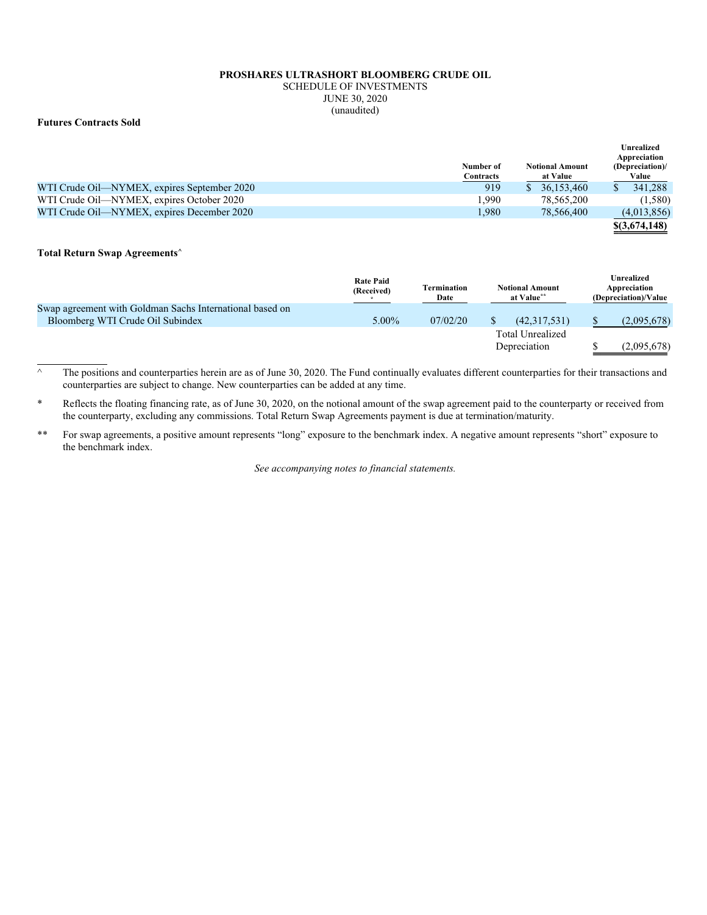**PROSHARES ULTRASHORT BLOOMBERG CRUDE OIL**
SCHEDULE OF INVESTMENTS
JUNE 30, 2020
(unaudited)

**Futures Contracts Sold**

| | Number of Contracts | Notional Amount at Value | Unrealized Appreciation (Depreciation)/ Value |
|---|---|---|---|
| WTI Crude Oil—NYMEX, expires September 2020 | 919 | $ 36,153,460 | $ 341,288 |
| WTI Crude Oil—NYMEX, expires October 2020 | 1,990 | 78,565,200 | (1,580) |
| WTI Crude Oil—NYMEX, expires December 2020 | 1,980 | 78,566,400 | (4,013,856) |
| | | | **$(3,674,148)** |

**Total Return Swap Agreements^**

| | Rate Paid (Received) * | Termination Date | Notional Amount at Value** | Unrealized Appreciation (Depreciation)/Value |
|---|---|---|---|---|
| Swap agreement with Goldman Sachs International based on Bloomberg WTI Crude Oil Subindex | 5.00% | 07/02/20 | $ (42,317,531) | $ (2,095,678) |
| | | | Total Unrealized Depreciation | $ (2,095,678) |

^ The positions and counterparties herein are as of June 30, 2020. The Fund continually evaluates different counterparties for their transactions and counterparties are subject to change. New counterparties can be added at any time.

\* Reflects the floating financing rate, as of June 30, 2020, on the notional amount of the swap agreement paid to the counterparty or received from the counterparty, excluding any commissions. Total Return Swap Agreements payment is due at termination/maturity.

** For swap agreements, a positive amount represents "long" exposure to the benchmark index. A negative amount represents "short" exposure to the benchmark index.

*See accompanying notes to financial statements.*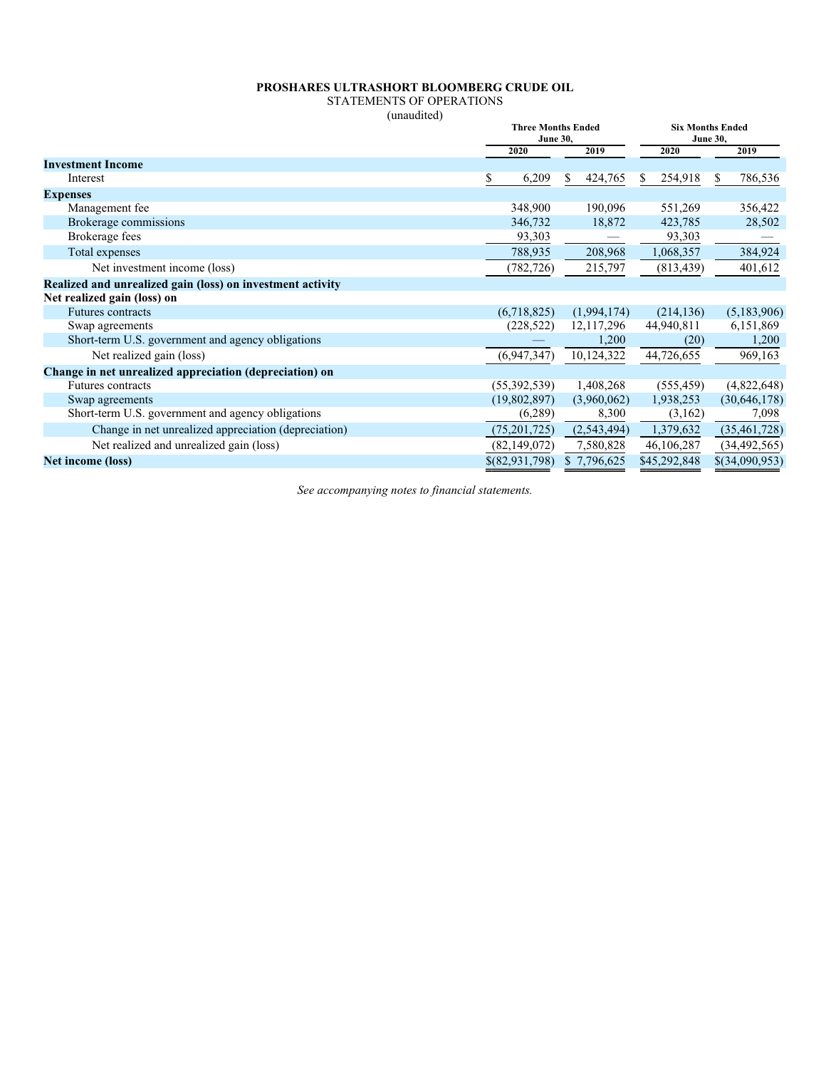**PROSHARES ULTRASHORT BLOOMBERG CRUDE OIL**

STATEMENTS OF OPERATIONS

(unaudited)

| | Three Months Ended June 30, | | Six Months Ended June 30, | |
|---|---|---|---|---|
| | 2020 | 2019 | 2020 | 2019 |
| **Investment Income** | | | | |
| Interest | $ 6,209 | $ 424,765 | $ 254,918 | $ 786,536 |
| **Expenses** | | | | |
| Management fee | 348,900 | 190,096 | 551,269 | 356,422 |
| Brokerage commissions | 346,732 | 18,872 | 423,785 | 28,502 |
| Brokerage fees | 93,303 | — | 93,303 | — |
| Total expenses | 788,935 | 208,968 | 1,068,357 | 384,924 |
| Net investment income (loss) | (782,726) | 215,797 | (813,439) | 401,612 |
| **Realized and unrealized gain (loss) on investment activity** | | | | |
| **Net realized gain (loss) on** | | | | |
| Futures contracts | (6,718,825) | (1,994,174) | (214,136) | (5,183,906) |
| Swap agreements | (228,522) | 12,117,296 | 44,940,811 | 6,151,869 |
| Short-term U.S. government and agency obligations | — | 1,200 | (20) | 1,200 |
| Net realized gain (loss) | (6,947,347) | 10,124,322 | 44,726,655 | 969,163 |
| **Change in net unrealized appreciation (depreciation) on** | | | | |
| Futures contracts | (55,392,539) | 1,408,268 | (555,459) | (4,822,648) |
| Swap agreements | (19,802,897) | (3,960,062) | 1,938,253 | (30,646,178) |
| Short-term U.S. government and agency obligations | (6,289) | 8,300 | (3,162) | 7,098 |
| Change in net unrealized appreciation (depreciation) | (75,201,725) | (2,543,494) | 1,379,632 | (35,461,728) |
| Net realized and unrealized gain (loss) | (82,149,072) | 7,580,828 | 46,106,287 | (34,492,565) |
| **Net income (loss)** | $(82,931,798) | $ 7,796,625 | $45,292,848 | $(34,090,953) |

*See accompanying notes to financial statements.*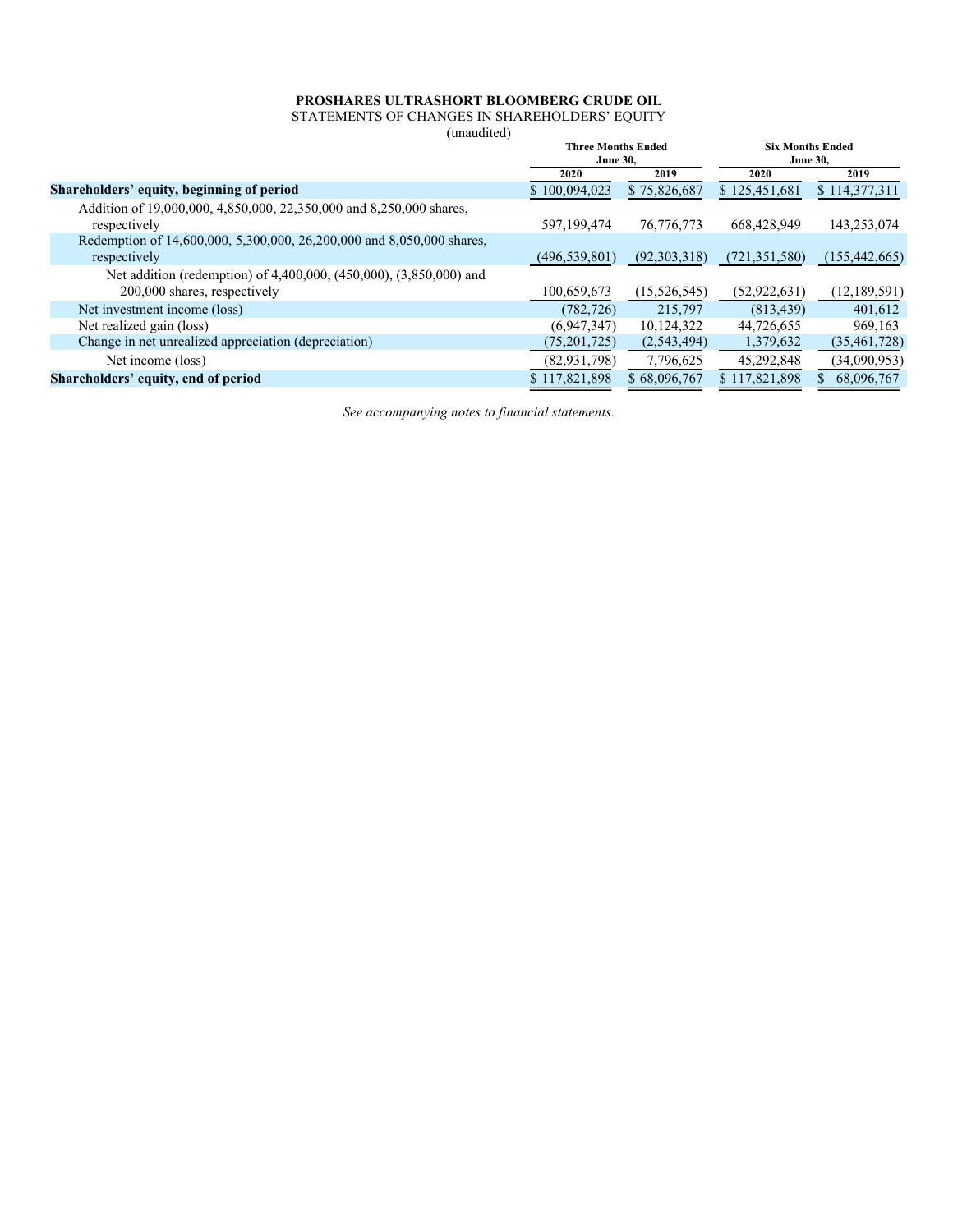**PROSHARES ULTRASHORT BLOOMBERG CRUDE OIL**
STATEMENTS OF CHANGES IN SHAREHOLDERS' EQUITY
(unaudited)

| | Three Months Ended June 30, | | Six Months Ended June 30, | |
|---|---|---|---|---|
| | 2020 | 2019 | 2020 | 2019 |
| **Shareholders' equity, beginning of period** | $ 100,094,023 | $ 75,826,687 | $ 125,451,681 | $ 114,377,311 |
| Addition of 19,000,000, 4,850,000, 22,350,000 and 8,250,000 shares, respectively | 597,199,474 | 76,776,773 | 668,428,949 | 143,253,074 |
| Redemption of 14,600,000, 5,300,000, 26,200,000 and 8,050,000 shares, respectively | (496,539,801) | (92,303,318) | (721,351,580) | (155,442,665) |
| Net addition (redemption) of 4,400,000, (450,000), (3,850,000) and 200,000 shares, respectively | 100,659,673 | (15,526,545) | (52,922,631) | (12,189,591) |
| Net investment income (loss) | (782,726) | 215,797 | (813,439) | 401,612 |
| Net realized gain (loss) | (6,947,347) | 10,124,322 | 44,726,655 | 969,163 |
| Change in net unrealized appreciation (depreciation) | (75,201,725) | (2,543,494) | 1,379,632 | (35,461,728) |
| Net income (loss) | (82,931,798) | 7,796,625 | 45,292,848 | (34,090,953) |
| **Shareholders' equity, end of period** | $ 117,821,898 | $ 68,096,767 | $ 117,821,898 | $ 68,096,767 |

*See accompanying notes to financial statements.*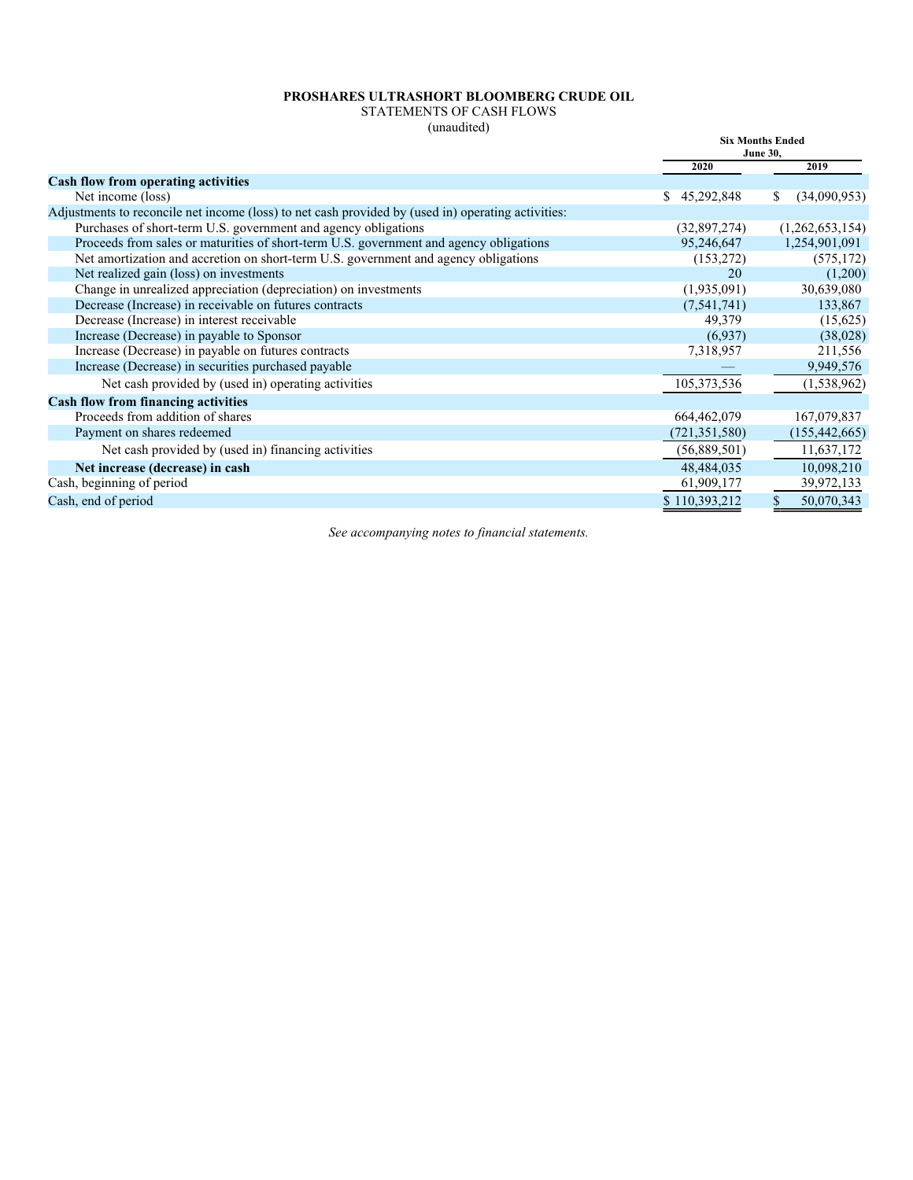**PROSHARES ULTRASHORT BLOOMBERG CRUDE OIL**
STATEMENTS OF CASH FLOWS
(unaudited)

| | Six Months Ended June 30, | |
|---|---|---|
| | 2020 | 2019 |
| **Cash flow from operating activities** | | |
| Net income (loss) | $ 45,292,848 | $ (34,090,953) |
| Adjustments to reconcile net income (loss) to net cash provided by (used in) operating activities: | | |
| Purchases of short-term U.S. government and agency obligations | (32,897,274) | (1,262,653,154) |
| Proceeds from sales or maturities of short-term U.S. government and agency obligations | 95,246,647 | 1,254,901,091 |
| Net amortization and accretion on short-term U.S. government and agency obligations | (153,272) | (575,172) |
| Net realized gain (loss) on investments | 20 | (1,200) |
| Change in unrealized appreciation (depreciation) on investments | (1,935,091) | 30,639,080 |
| Decrease (Increase) in receivable on futures contracts | (7,541,741) | 133,867 |
| Decrease (Increase) in interest receivable | 49,379 | (15,625) |
| Increase (Decrease) in payable to Sponsor | (6,937) | (38,028) |
| Increase (Decrease) in payable on futures contracts | 7,318,957 | 211,556 |
| Increase (Decrease) in securities purchased payable | — | 9,949,576 |
| Net cash provided by (used in) operating activities | 105,373,536 | (1,538,962) |
| **Cash flow from financing activities** | | |
| Proceeds from addition of shares | 664,462,079 | 167,079,837 |
| Payment on shares redeemed | (721,351,580) | (155,442,665) |
| Net cash provided by (used in) financing activities | (56,889,501) | 11,637,172 |
| **Net increase (decrease) in cash** | 48,484,035 | 10,098,210 |
| Cash, beginning of period | 61,909,177 | 39,972,133 |
| Cash, end of period | $ 110,393,212 | $ 50,070,343 |

*See accompanying notes to financial statements.*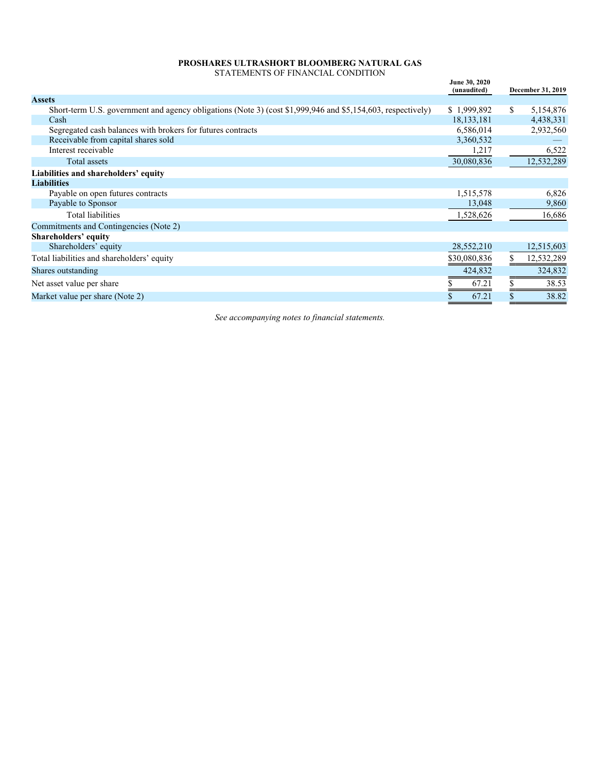**PROSHARES ULTRASHORT BLOOMBERG NATURAL GAS**
STATEMENTS OF FINANCIAL CONDITION

| | June 30, 2020 (unaudited) | December 31, 2019 |
|---|---|---|
| **Assets** | | |
| Short-term U.S. government and agency obligations (Note 3) (cost $1,999,946 and $5,154,603, respectively) | $ 1,999,892 | $ 5,154,876 |
| Cash | 18,133,181 | 4,438,331 |
| Segregated cash balances with brokers for futures contracts | 6,586,014 | 2,932,560 |
| Receivable from capital shares sold | 3,360,532 | — |
| Interest receivable | 1,217 | 6,522 |
| Total assets | 30,080,836 | 12,532,289 |
| **Liabilities and shareholders' equity** | | |
| **Liabilities** | | |
| Payable on open futures contracts | 1,515,578 | 6,826 |
| Payable to Sponsor | 13,048 | 9,860 |
| Total liabilities | 1,528,626 | 16,686 |
| Commitments and Contingencies (Note 2) | | |
| **Shareholders' equity** | | |
| Shareholders' equity | 28,552,210 | 12,515,603 |
| Total liabilities and shareholders' equity | $30,080,836 | $ 12,532,289 |
| Shares outstanding | 424,832 | 324,832 |
| Net asset value per share | $ 67.21 | $ 38.53 |
| Market value per share (Note 2) | $ 67.21 | $ 38.82 |

*See accompanying notes to financial statements.*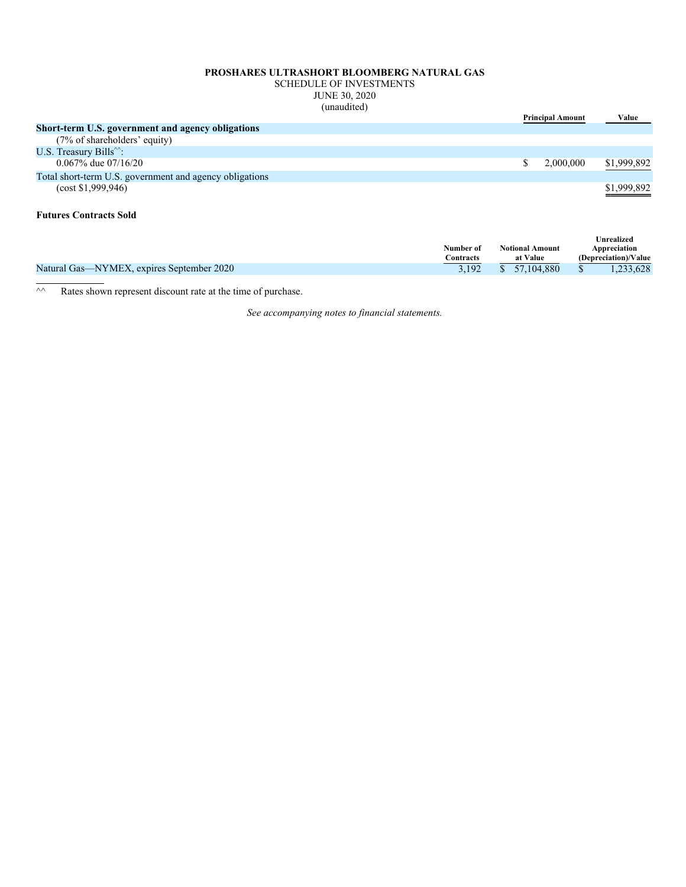**PROSHARES ULTRASHORT BLOOMBERG NATURAL GAS**
SCHEDULE OF INVESTMENTS
JUNE 30, 2020
(unaudited)

| | Principal Amount | Value |
|---|---|---|
| **Short-term U.S. government and agency obligations** | | |
| (7% of shareholders' equity) | | |
| U.S. Treasury Bills^^: | | |
| 0.067% due 07/16/20 | $ 2,000,000 | $1,999,892 |
| Total short-term U.S. government and agency obligations | | |
| (cost $1,999,946) | | $1,999,892 |

**Futures Contracts Sold**

| | Number of Contracts | Notional Amount at Value | Unrealized Appreciation (Depreciation)/Value |
|---|---|---|---|
| Natural Gas—NYMEX, expires September 2020 | 3,192 | $ 57,104,880 | $ 1,233,628 |

^^ Rates shown represent discount rate at the time of purchase.

*See accompanying notes to financial statements.*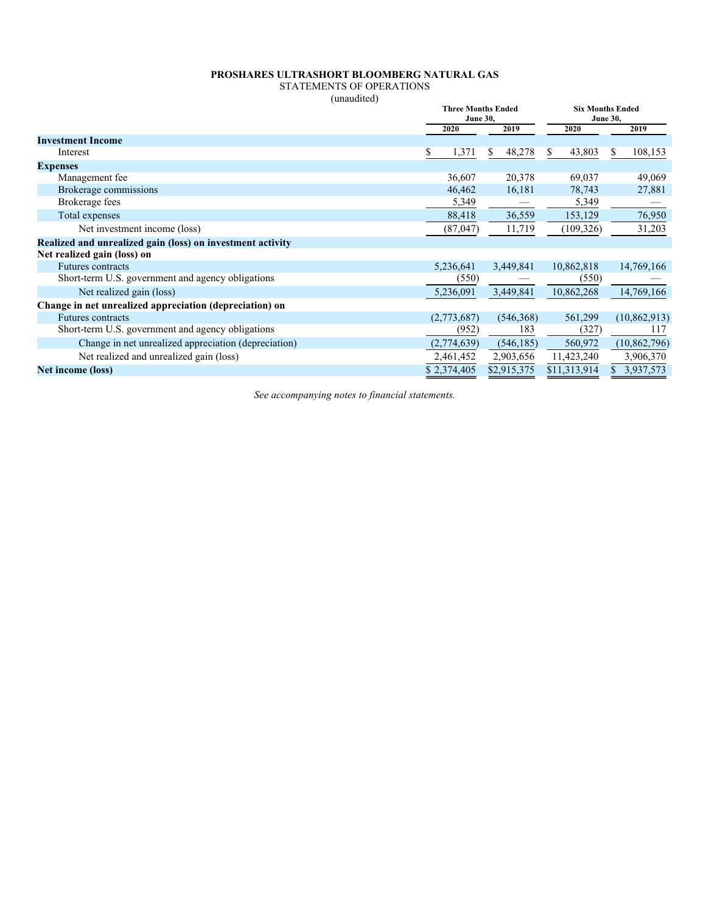**PROSHARES ULTRASHORT BLOOMBERG NATURAL GAS**

STATEMENTS OF OPERATIONS

(unaudited)

| | Three Months Ended June 30, | | Six Months Ended June 30, | |
|---|---|---|---|---|
| | 2020 | 2019 | 2020 | 2019 |
| **Investment Income** | | | | |
| Interest | $ 1,371 | $ 48,278 | $ 43,803 | $ 108,153 |
| **Expenses** | | | | |
| Management fee | 36,607 | 20,378 | 69,037 | 49,069 |
| Brokerage commissions | 46,462 | 16,181 | 78,743 | 27,881 |
| Brokerage fees | 5,349 | — | 5,349 | — |
| Total expenses | 88,418 | 36,559 | 153,129 | 76,950 |
| Net investment income (loss) | (87,047) | 11,719 | (109,326) | 31,203 |
| **Realized and unrealized gain (loss) on investment activity** | | | | |
| **Net realized gain (loss) on** | | | | |
| Futures contracts | 5,236,641 | 3,449,841 | 10,862,818 | 14,769,166 |
| Short-term U.S. government and agency obligations | (550) | — | (550) | — |
| Net realized gain (loss) | 5,236,091 | 3,449,841 | 10,862,268 | 14,769,166 |
| **Change in net unrealized appreciation (depreciation) on** | | | | |
| Futures contracts | (2,773,687) | (546,368) | 561,299 | (10,862,913) |
| Short-term U.S. government and agency obligations | (952) | 183 | (327) | 117 |
| Change in net unrealized appreciation (depreciation) | (2,774,639) | (546,185) | 560,972 | (10,862,796) |
| Net realized and unrealized gain (loss) | 2,461,452 | 2,903,656 | 11,423,240 | 3,906,370 |
| **Net income (loss)** | $ 2,374,405 | $2,915,375 | $11,313,914 | $ 3,937,573 |

*See accompanying notes to financial statements.*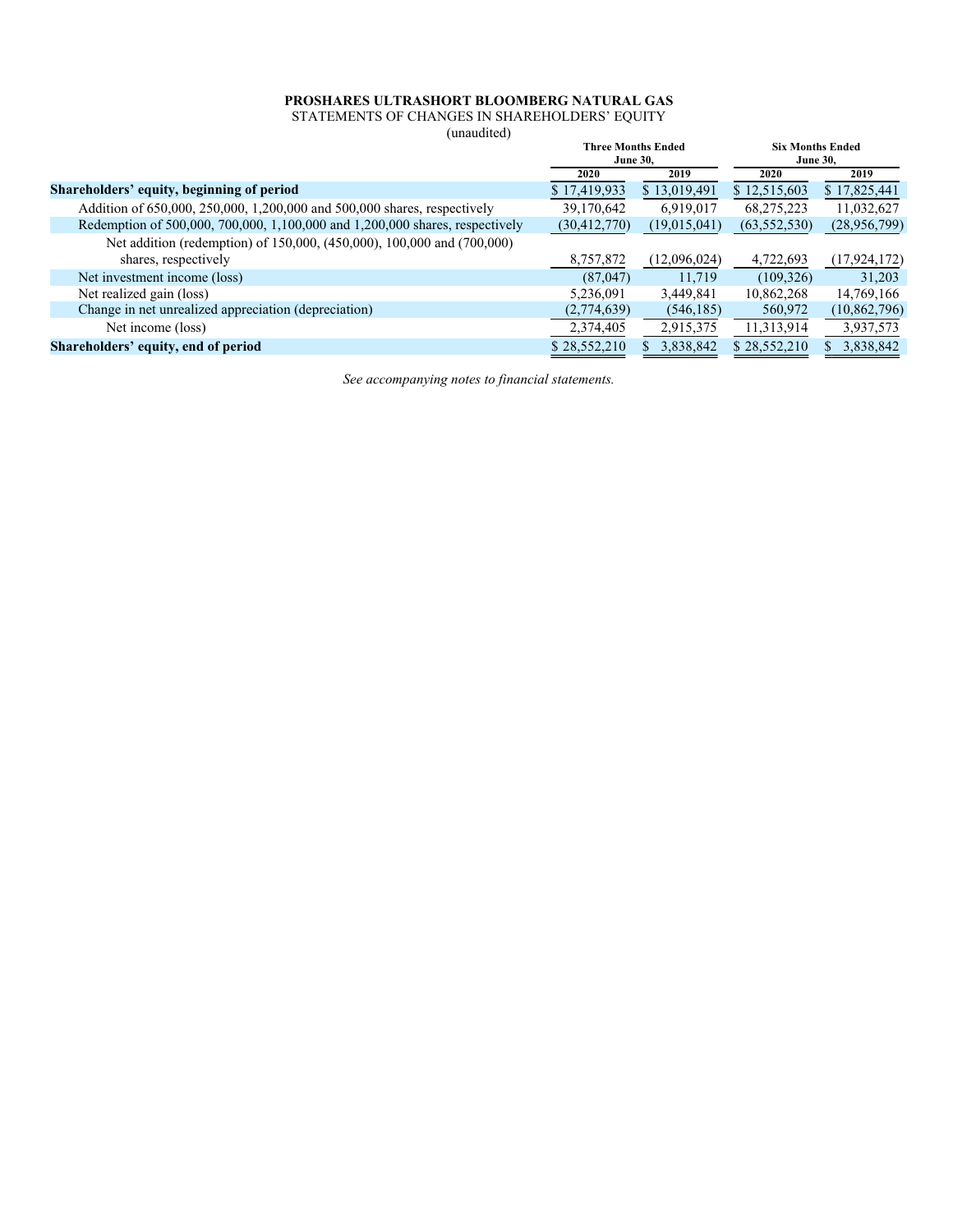**PROSHARES ULTRASHORT BLOOMBERG NATURAL GAS**

STATEMENTS OF CHANGES IN SHAREHOLDERS' EQUITY

(unaudited)

| | Three Months Ended June 30, | | Six Months Ended June 30, | |
|---|---|---|---|---|
| | 2020 | 2019 | 2020 | 2019 |
| **Shareholders' equity, beginning of period** | $ 17,419,933 | $ 13,019,491 | $ 12,515,603 | $ 17,825,441 |
| Addition of 650,000, 250,000, 1,200,000 and 500,000 shares, respectively | 39,170,642 | 6,919,017 | 68,275,223 | 11,032,627 |
| Redemption of 500,000, 700,000, 1,100,000 and 1,200,000 shares, respectively | (30,412,770) | (19,015,041) | (63,552,530) | (28,956,799) |
| Net addition (redemption) of 150,000, (450,000), 100,000 and (700,000) shares, respectively | 8,757,872 | (12,096,024) | 4,722,693 | (17,924,172) |
| Net investment income (loss) | (87,047) | 11,719 | (109,326) | 31,203 |
| Net realized gain (loss) | 5,236,091 | 3,449,841 | 10,862,268 | 14,769,166 |
| Change in net unrealized appreciation (depreciation) | (2,774,639) | (546,185) | 560,972 | (10,862,796) |
| Net income (loss) | 2,374,405 | 2,915,375 | 11,313,914 | 3,937,573 |
| **Shareholders' equity, end of period** | $ 28,552,210 | $ 3,838,842 | $ 28,552,210 | $ 3,838,842 |

*See accompanying notes to financial statements.*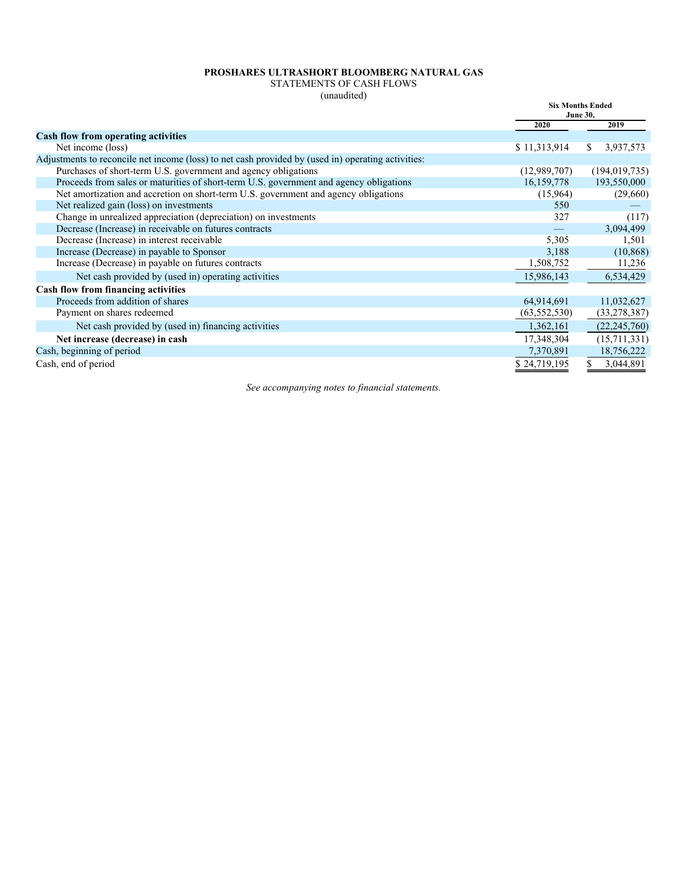**PROSHARES ULTRASHORT BLOOMBERG NATURAL GAS**

STATEMENTS OF CASH FLOWS

(unaudited)

| | Six Months Ended June 30, | |
|---|---|---|
| | 2020 | 2019 |
| **Cash flow from operating activities** | | |
| Net income (loss) | $ 11,313,914 | $ 3,937,573 |
| Adjustments to reconcile net income (loss) to net cash provided by (used in) operating activities: | | |
| Purchases of short-term U.S. government and agency obligations | (12,989,707) | (194,019,735) |
| Proceeds from sales or maturities of short-term U.S. government and agency obligations | 16,159,778 | 193,550,000 |
| Net amortization and accretion on short-term U.S. government and agency obligations | (15,964) | (29,660) |
| Net realized gain (loss) on investments | 550 | — |
| Change in unrealized appreciation (depreciation) on investments | 327 | (117) |
| Decrease (Increase) in receivable on futures contracts | — | 3,094,499 |
| Decrease (Increase) in interest receivable | 5,305 | 1,501 |
| Increase (Decrease) in payable to Sponsor | 3,188 | (10,868) |
| Increase (Decrease) in payable on futures contracts | 1,508,752 | 11,236 |
| Net cash provided by (used in) operating activities | 15,986,143 | 6,534,429 |
| **Cash flow from financing activities** | | |
| Proceeds from addition of shares | 64,914,691 | 11,032,627 |
| Payment on shares redeemed | (63,552,530) | (33,278,387) |
| Net cash provided by (used in) financing activities | 1,362,161 | (22,245,760) |
| **Net increase (decrease) in cash** | 17,348,304 | (15,711,331) |
| Cash, beginning of period | 7,370,891 | 18,756,222 |
| Cash, end of period | $ 24,719,195 | $ 3,044,891 |

*See accompanying notes to financial statements.*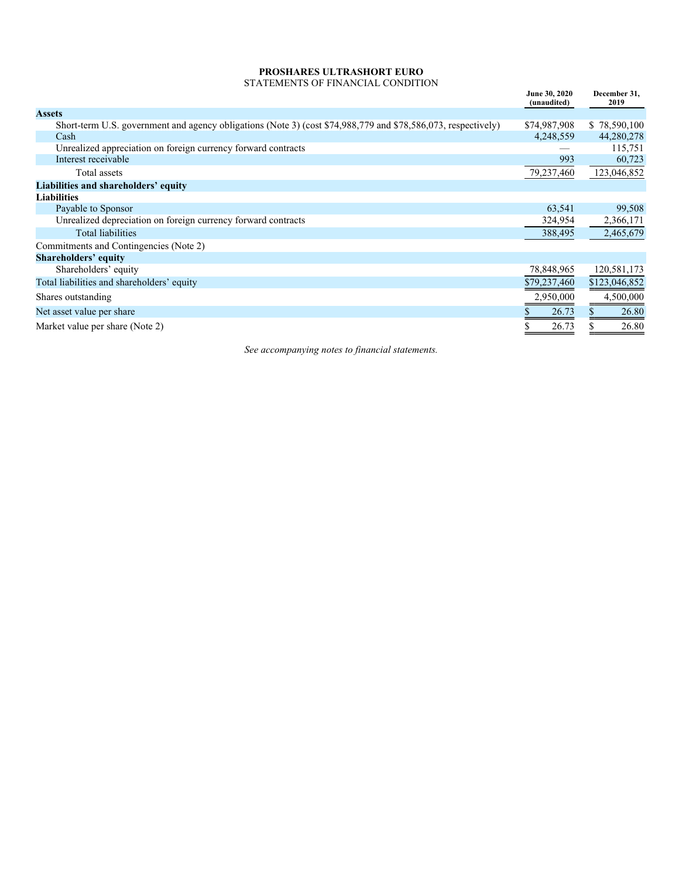**PROSHARES ULTRASHORT EURO**

STATEMENTS OF FINANCIAL CONDITION

| | June 30, 2020 (unaudited) | December 31, 2019 |
|---|---|---|
| **Assets** | | |
| Short-term U.S. government and agency obligations (Note 3) (cost $74,988,779 and $78,586,073, respectively) | $74,987,908 | $ 78,590,100 |
| Cash | 4,248,559 | 44,280,278 |
| Unrealized appreciation on foreign currency forward contracts | — | 115,751 |
| Interest receivable | 993 | 60,723 |
| Total assets | 79,237,460 | 123,046,852 |
| **Liabilities and shareholders' equity** | | |
| **Liabilities** | | |
| Payable to Sponsor | 63,541 | 99,508 |
| Unrealized depreciation on foreign currency forward contracts | 324,954 | 2,366,171 |
| Total liabilities | 388,495 | 2,465,679 |
| Commitments and Contingencies (Note 2) | | |
| **Shareholders' equity** | | |
| Shareholders' equity | 78,848,965 | 120,581,173 |
| Total liabilities and shareholders' equity | $79,237,460 | $123,046,852 |
| Shares outstanding | 2,950,000 | 4,500,000 |
| Net asset value per share | $ 26.73 | $ 26.80 |
| Market value per share (Note 2) | $ 26.73 | $ 26.80 |

*See accompanying notes to financial statements.*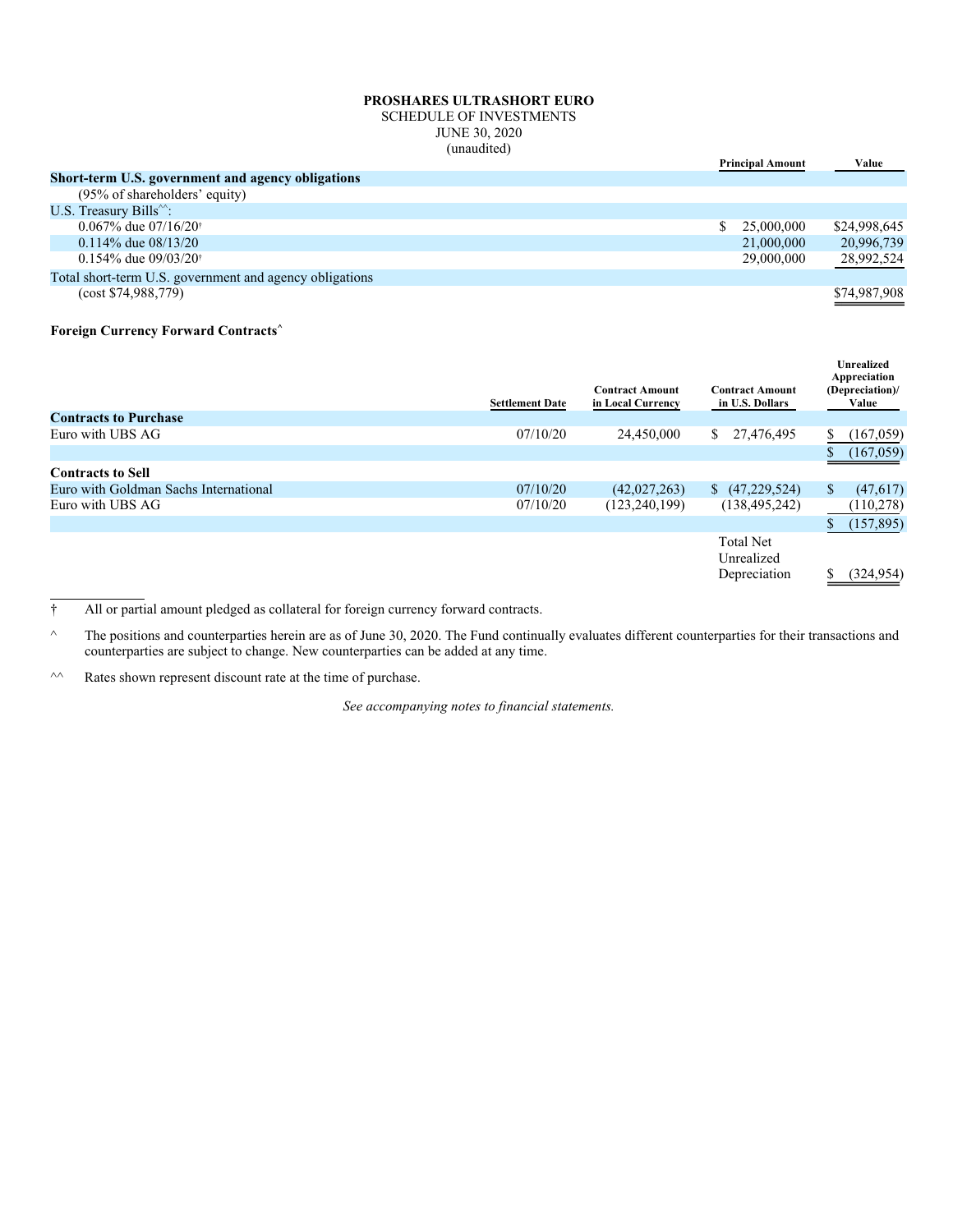**PROSHARES ULTRASHORT EURO**
SCHEDULE OF INVESTMENTS
JUNE 30, 2020
(unaudited)

| | Principal Amount | Value |
|---|---|---|
| **Short-term U.S. government and agency obligations** | | |
| (95% of shareholders' equity) | | |
| U.S. Treasury Bills^^: | | |
| 0.067% due 07/16/20† | $ 25,000,000 | $24,998,645 |
| 0.114% due 08/13/20 | 21,000,000 | 20,996,739 |
| 0.154% due 09/03/20† | 29,000,000 | 28,992,524 |
| Total short-term U.S. government and agency obligations | | |
| (cost $74,988,779) | | $74,987,908 |

**Foreign Currency Forward Contracts^**

| | Settlement Date | Contract Amount in Local Currency | Contract Amount in U.S. Dollars | Unrealized Appreciation (Depreciation)/ Value |
|---|---|---|---|---|
| **Contracts to Purchase** | | | | |
| Euro with UBS AG | 07/10/20 | 24,450,000 | $ 27,476,495 | $ (167,059) |
| | | | | $ (167,059) |
| **Contracts to Sell** | | | | |
| Euro with Goldman Sachs International | 07/10/20 | (42,027,263) | $ (47,229,524) | $ (47,617) |
| Euro with UBS AG | 07/10/20 | (123,240,199) | (138,495,242) | (110,278) |
| | | | | $ (157,895) |
| | | | Total Net Unrealized Depreciation | $ (324,954) |

† All or partial amount pledged as collateral for foreign currency forward contracts.

^ The positions and counterparties herein are as of June 30, 2020. The Fund continually evaluates different counterparties for their transactions and counterparties are subject to change. New counterparties can be added at any time.

^^ Rates shown represent discount rate at the time of purchase.

*See accompanying notes to financial statements.*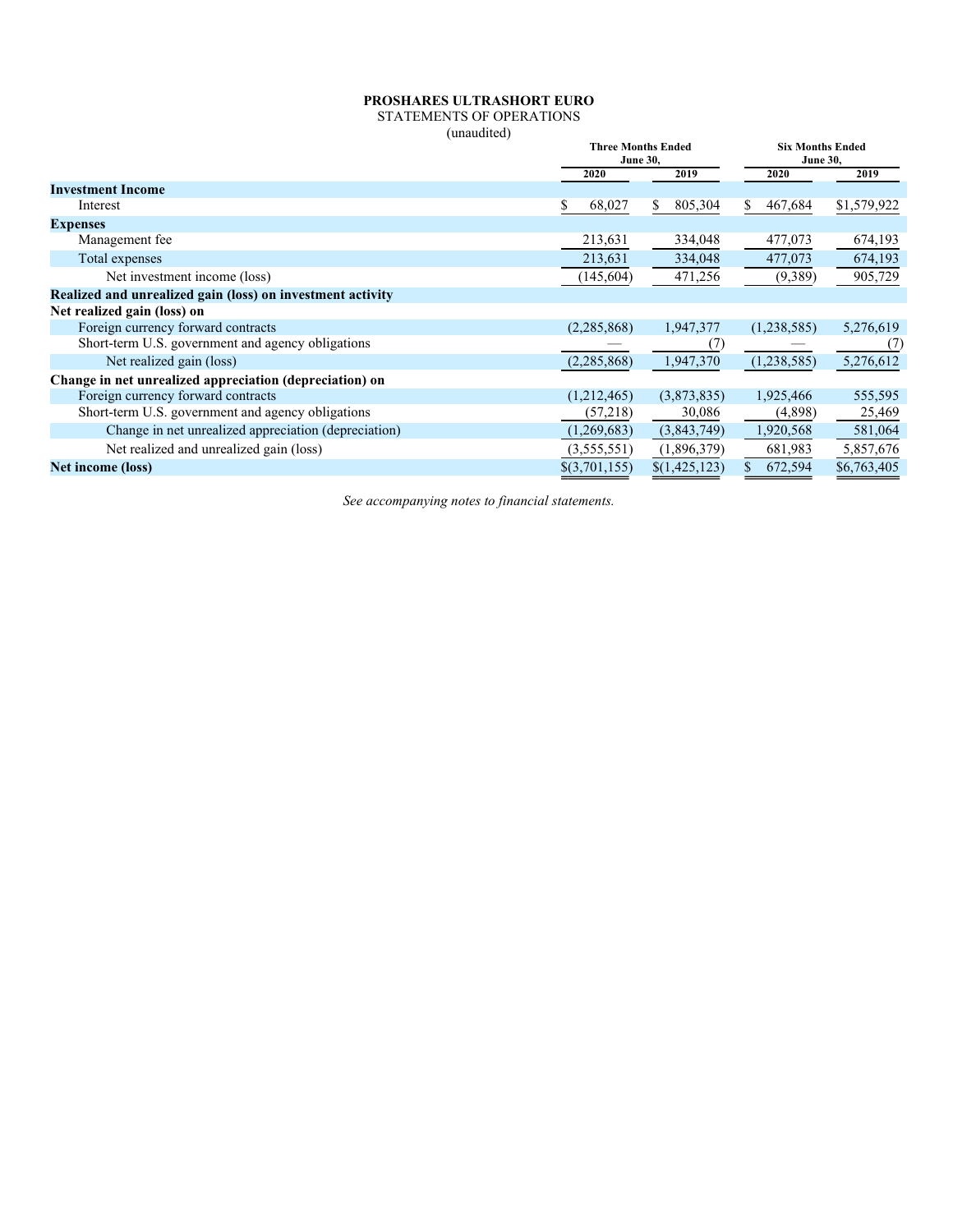**PROSHARES ULTRASHORT EURO**

STATEMENTS OF OPERATIONS

(unaudited)

| | Three Months Ended June 30, | | Six Months Ended June 30, | |
|---|---|---|---|---|
| | 2020 | 2019 | 2020 | 2019 |
| **Investment Income** | | | | |
| Interest | $ 68,027 | $ 805,304 | $ 467,684 | $1,579,922 |
| **Expenses** | | | | |
| Management fee | 213,631 | 334,048 | 477,073 | 674,193 |
| Total expenses | 213,631 | 334,048 | 477,073 | 674,193 |
| Net investment income (loss) | (145,604) | 471,256 | (9,389) | 905,729 |
| **Realized and unrealized gain (loss) on investment activity** | | | | |
| **Net realized gain (loss) on** | | | | |
| Foreign currency forward contracts | (2,285,868) | 1,947,377 | (1,238,585) | 5,276,619 |
| Short-term U.S. government and agency obligations | — | (7) | — | (7) |
| Net realized gain (loss) | (2,285,868) | 1,947,370 | (1,238,585) | 5,276,612 |
| **Change in net unrealized appreciation (depreciation) on** | | | | |
| Foreign currency forward contracts | (1,212,465) | (3,873,835) | 1,925,466 | 555,595 |
| Short-term U.S. government and agency obligations | (57,218) | 30,086 | (4,898) | 25,469 |
| Change in net unrealized appreciation (depreciation) | (1,269,683) | (3,843,749) | 1,920,568 | 581,064 |
| Net realized and unrealized gain (loss) | (3,555,551) | (1,896,379) | 681,983 | 5,857,676 |
| **Net income (loss)** | $(3,701,155) | $(1,425,123) | $ 672,594 | $6,763,405 |

*See accompanying notes to financial statements.*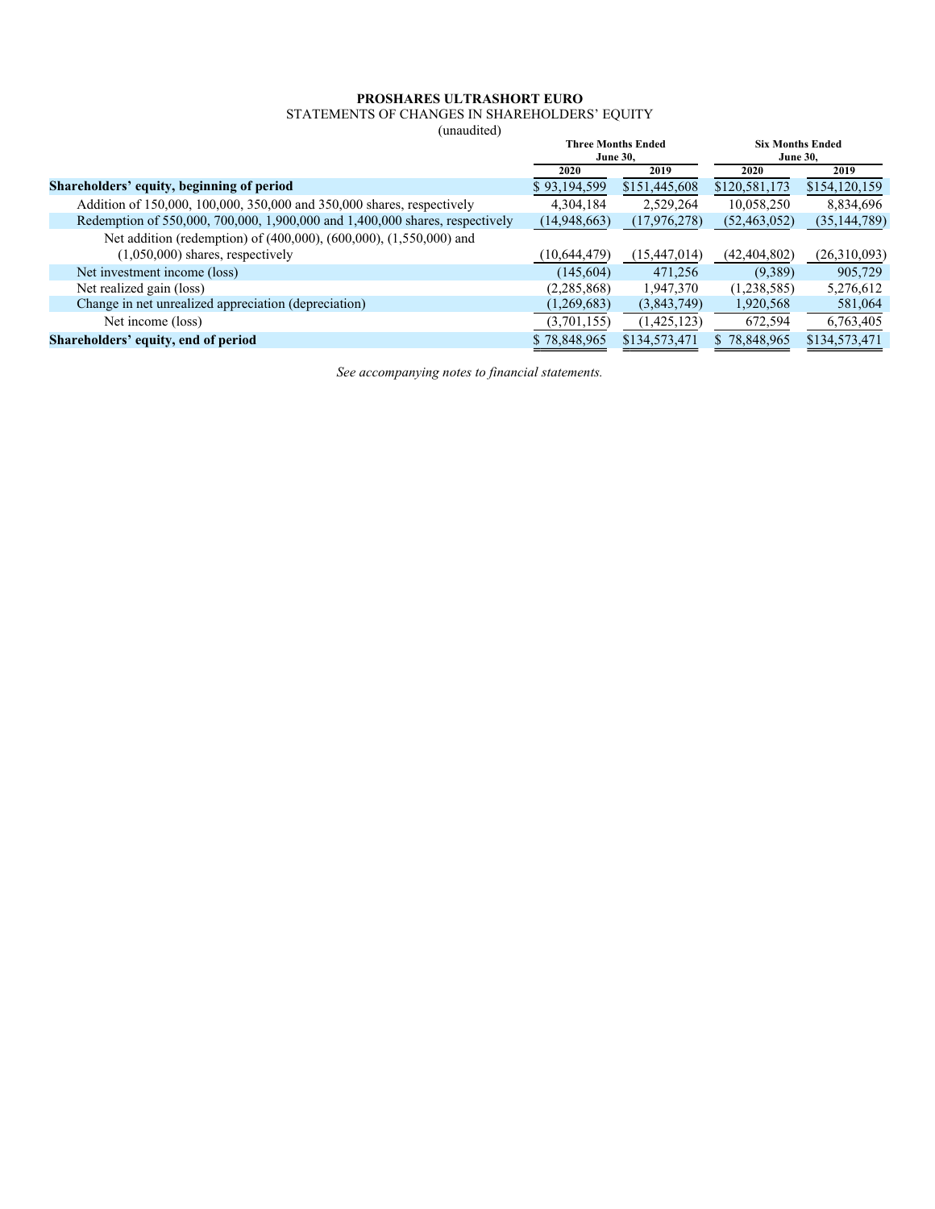**PROSHARES ULTRASHORT EURO**

STATEMENTS OF CHANGES IN SHAREHOLDERS' EQUITY

(unaudited)

| | Three Months Ended June 30, | | Six Months Ended June 30, | |
|---|---|---|---|---|
| | 2020 | 2019 | 2020 | 2019 |
| **Shareholders' equity, beginning of period** | $ 93,194,599 | $151,445,608 | $120,581,173 | $154,120,159 |
| Addition of 150,000, 100,000, 350,000 and 350,000 shares, respectively | 4,304,184 | 2,529,264 | 10,058,250 | 8,834,696 |
| Redemption of 550,000, 700,000, 1,900,000 and 1,400,000 shares, respectively | (14,948,663) | (17,976,278) | (52,463,052) | (35,144,789) |
| Net addition (redemption) of (400,000), (600,000), (1,550,000) and (1,050,000) shares, respectively | (10,644,479) | (15,447,014) | (42,404,802) | (26,310,093) |
| Net investment income (loss) | (145,604) | 471,256 | (9,389) | 905,729 |
| Net realized gain (loss) | (2,285,868) | 1,947,370 | (1,238,585) | 5,276,612 |
| Change in net unrealized appreciation (depreciation) | (1,269,683) | (3,843,749) | 1,920,568 | 581,064 |
| Net income (loss) | (3,701,155) | (1,425,123) | 672,594 | 6,763,405 |
| **Shareholders' equity, end of period** | $ 78,848,965 | $134,573,471 | $ 78,848,965 | $134,573,471 |

*See accompanying notes to financial statements.*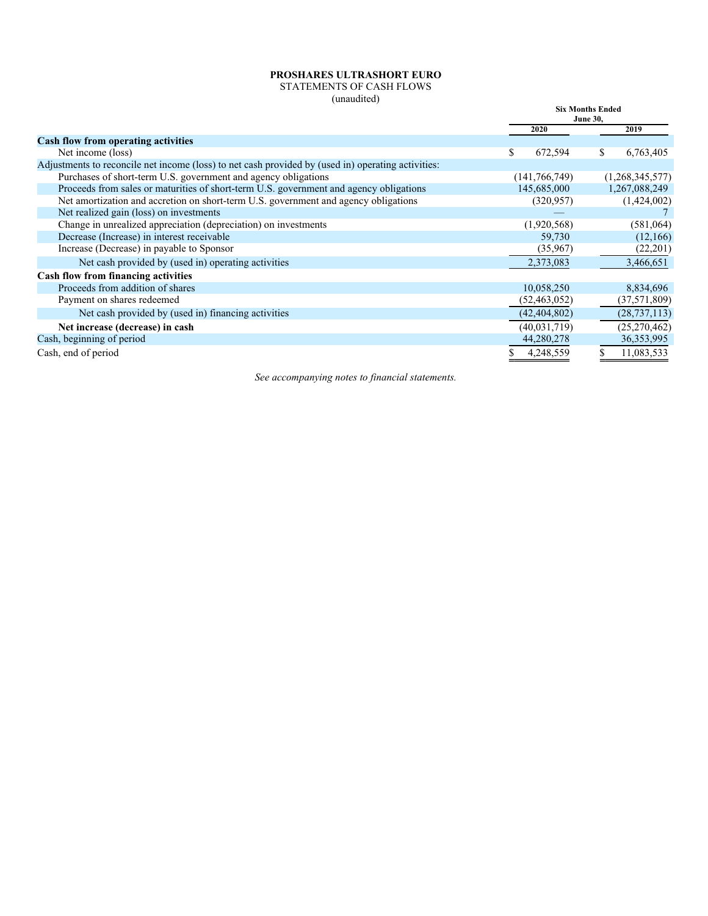**PROSHARES ULTRASHORT EURO**

STATEMENTS OF CASH FLOWS

(unaudited)

| | Six Months Ended June 30, | |
|---|---|---|
| | 2020 | 2019 |
| **Cash flow from operating activities** | | |
| Net income (loss) | $ 672,594 | $ 6,763,405 |
| Adjustments to reconcile net income (loss) to net cash provided by (used in) operating activities: | | |
| Purchases of short-term U.S. government and agency obligations | (141,766,749) | (1,268,345,577) |
| Proceeds from sales or maturities of short-term U.S. government and agency obligations | 145,685,000 | 1,267,088,249 |
| Net amortization and accretion on short-term U.S. government and agency obligations | (320,957) | (1,424,002) |
| Net realized gain (loss) on investments | — | 7 |
| Change in unrealized appreciation (depreciation) on investments | (1,920,568) | (581,064) |
| Decrease (Increase) in interest receivable | 59,730 | (12,166) |
| Increase (Decrease) in payable to Sponsor | (35,967) | (22,201) |
| Net cash provided by (used in) operating activities | 2,373,083 | 3,466,651 |
| **Cash flow from financing activities** | | |
| Proceeds from addition of shares | 10,058,250 | 8,834,696 |
| Payment on shares redeemed | (52,463,052) | (37,571,809) |
| Net cash provided by (used in) financing activities | (42,404,802) | (28,737,113) |
| **Net increase (decrease) in cash** | (40,031,719) | (25,270,462) |
| Cash, beginning of period | 44,280,278 | 36,353,995 |
| Cash, end of period | $ 4,248,559 | $ 11,083,533 |

*See accompanying notes to financial statements.*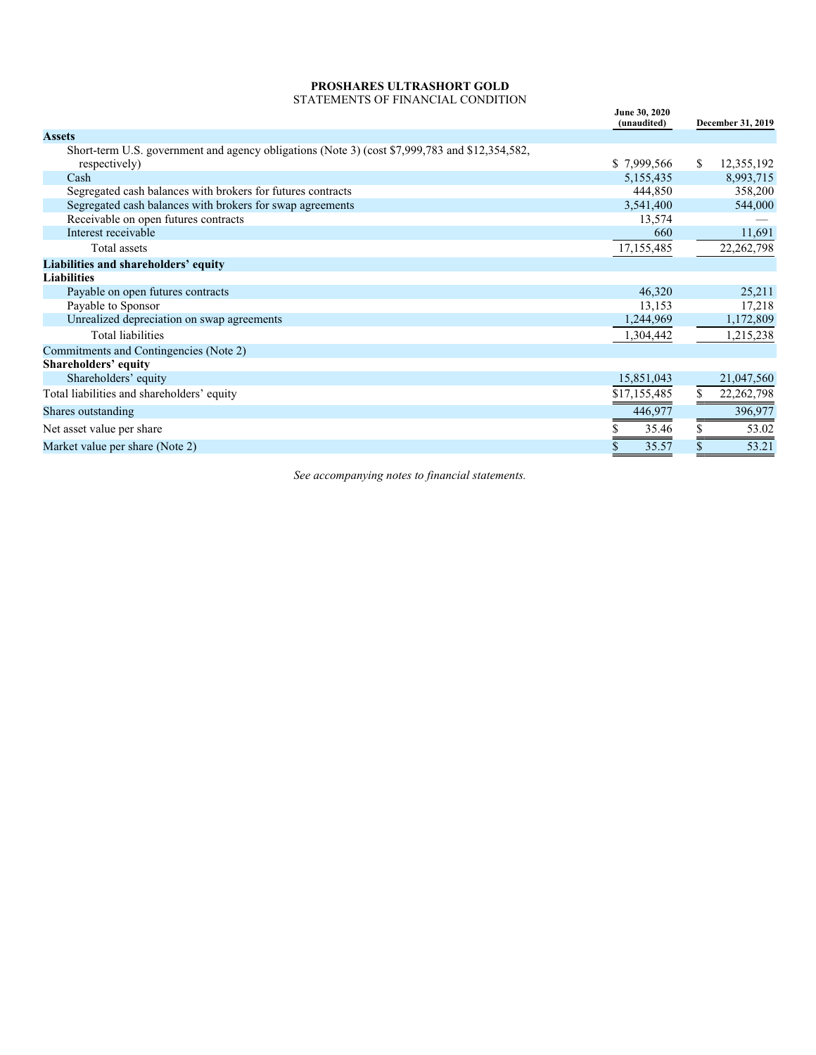**PROSHARES ULTRASHORT GOLD**
STATEMENTS OF FINANCIAL CONDITION

| | June 30, 2020 (unaudited) | December 31, 2019 |
|---|---|---|
| **Assets** | | |
| Short-term U.S. government and agency obligations (Note 3) (cost $7,999,783 and $12,354,582, respectively) | $ 7,999,566 | $ 12,355,192 |
| Cash | 5,155,435 | 8,993,715 |
| Segregated cash balances with brokers for futures contracts | 444,850 | 358,200 |
| Segregated cash balances with brokers for swap agreements | 3,541,400 | 544,000 |
| Receivable on open futures contracts | 13,574 | — |
| Interest receivable | 660 | 11,691 |
| Total assets | 17,155,485 | 22,262,798 |
| **Liabilities and shareholders' equity** | | |
| **Liabilities** | | |
| Payable on open futures contracts | 46,320 | 25,211 |
| Payable to Sponsor | 13,153 | 17,218 |
| Unrealized depreciation on swap agreements | 1,244,969 | 1,172,809 |
| Total liabilities | 1,304,442 | 1,215,238 |
| Commitments and Contingencies (Note 2) | | |
| **Shareholders' equity** | | |
| Shareholders' equity | 15,851,043 | 21,047,560 |
| Total liabilities and shareholders' equity | $17,155,485 | $ 22,262,798 |
| Shares outstanding | 446,977 | 396,977 |
| Net asset value per share | $ 35.46 | $ 53.02 |
| Market value per share (Note 2) | $ 35.57 | $ 53.21 |

*See accompanying notes to financial statements.*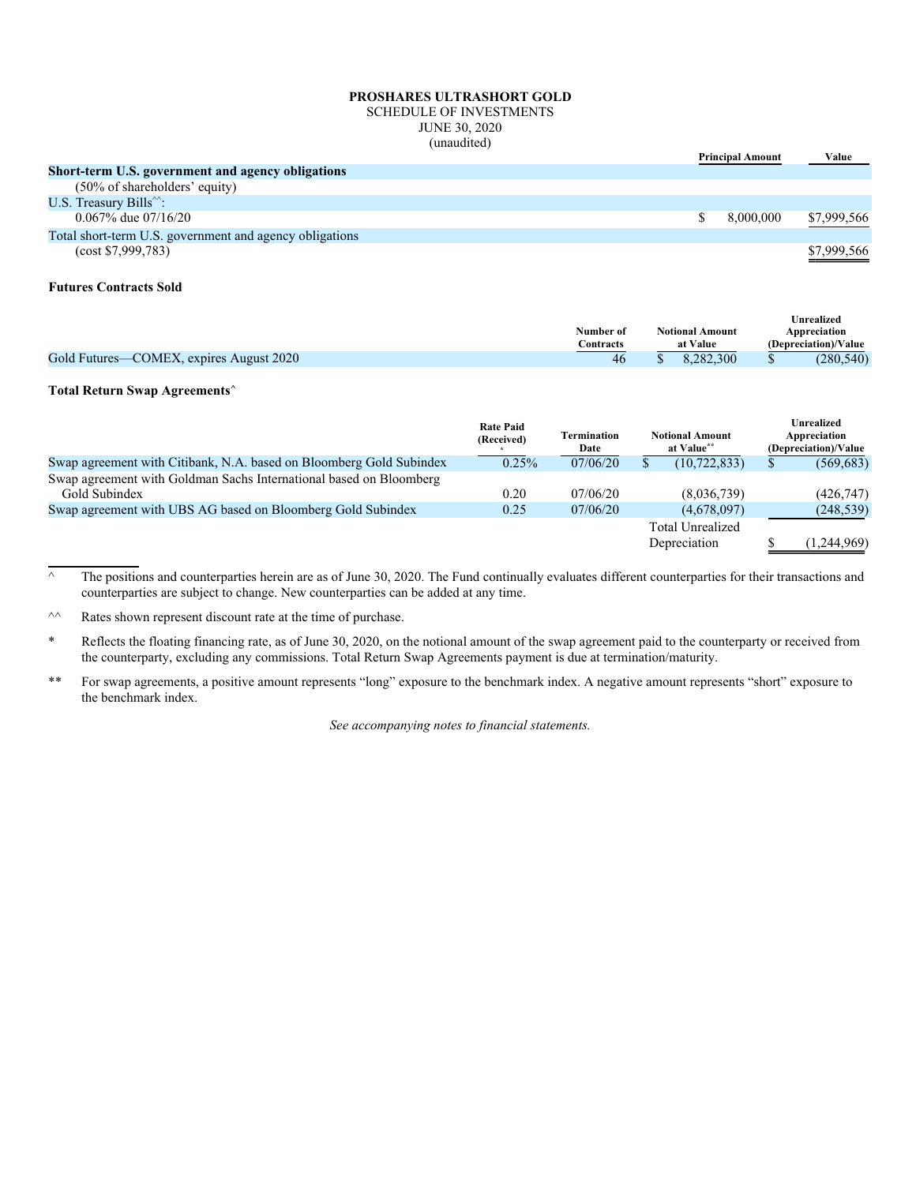# PROSHARES ULTRASHORT GOLD

SCHEDULE OF INVESTMENTS
JUNE 30, 2020
(unaudited)

| | Principal Amount | Value |
|---|---|---|
| **Short-term U.S. government and agency obligations** | | |
| (50% of shareholders' equity) | | |
| U.S. Treasury Bills^^: | | |
| 0.067% due 07/16/20 | $ 8,000,000 | $7,999,566 |
| Total short-term U.S. government and agency obligations | | |
| (cost $7,999,783) | | $7,999,566 |

**Futures Contracts Sold**

| | Number of Contracts | Notional Amount at Value | Unrealized Appreciation (Depreciation)/Value |
|---|---|---|---|
| Gold Futures—COMEX, expires August 2020 | 46 | $ 8,282,300 | $ (280,540) |

**Total Return Swap Agreements^**

| | Rate Paid (Received) * | Termination Date | Notional Amount at Value** | Unrealized Appreciation (Depreciation)/Value |
|---|---|---|---|---|
| Swap agreement with Citibank, N.A. based on Bloomberg Gold Subindex | 0.25% | 07/06/20 | $ (10,722,833) | $ (569,683) |
| Swap agreement with Goldman Sachs International based on Bloomberg Gold Subindex | 0.20 | 07/06/20 | (8,036,739) | (426,747) |
| Swap agreement with UBS AG based on Bloomberg Gold Subindex | 0.25 | 07/06/20 | (4,678,097) | (248,539) |
| | | | Total Unrealized Depreciation | $ (1,244,969) |

^ The positions and counterparties herein are as of June 30, 2020. The Fund continually evaluates different counterparties for their transactions and counterparties are subject to change. New counterparties can be added at any time.

^^ Rates shown represent discount rate at the time of purchase.

* Reflects the floating financing rate, as of June 30, 2020, on the notional amount of the swap agreement paid to the counterparty or received from the counterparty, excluding any commissions. Total Return Swap Agreements payment is due at termination/maturity.

** For swap agreements, a positive amount represents "long" exposure to the benchmark index. A negative amount represents "short" exposure to the benchmark index.

*See accompanying notes to financial statements.*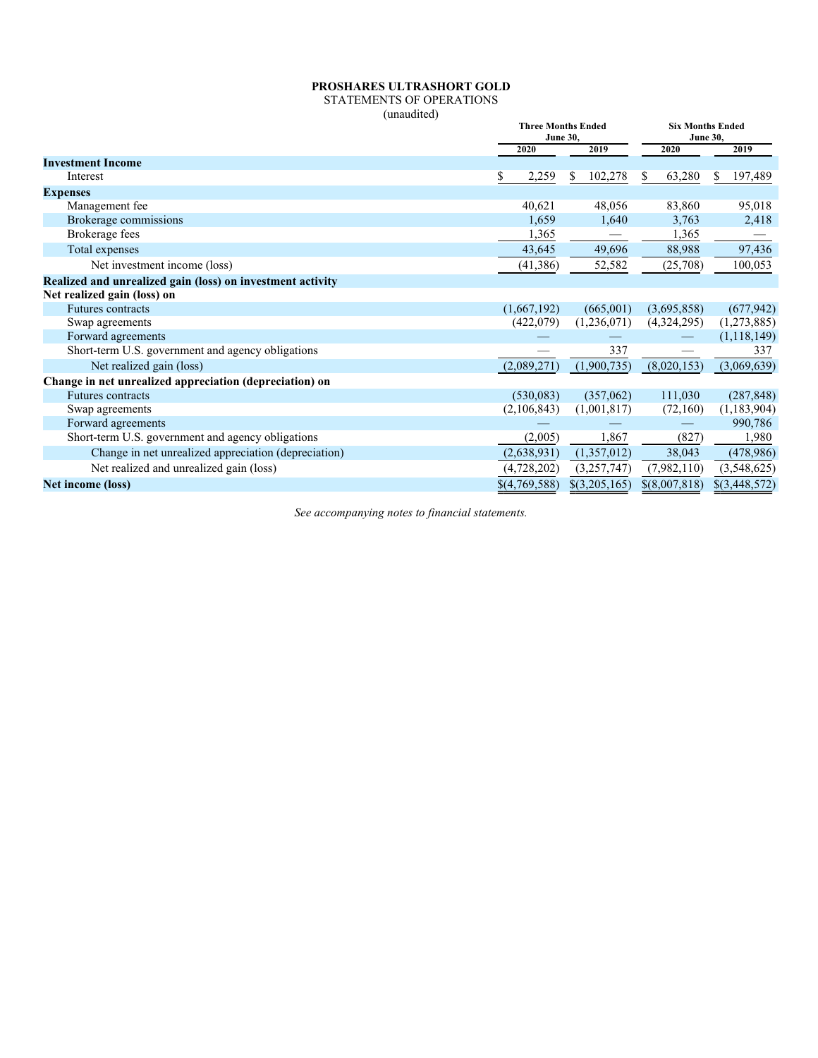**PROSHARES ULTRASHORT GOLD**
STATEMENTS OF OPERATIONS
(unaudited)

| | Three Months Ended June 30, | | Six Months Ended June 30, | |
|---|---|---|---|---|
| | 2020 | 2019 | 2020 | 2019 |
| **Investment Income** | | | | |
| Interest | $ 2,259 | $ 102,278 | $ 63,280 | $ 197,489 |
| **Expenses** | | | | |
| Management fee | 40,621 | 48,056 | 83,860 | 95,018 |
| Brokerage commissions | 1,659 | 1,640 | 3,763 | 2,418 |
| Brokerage fees | 1,365 | — | 1,365 | — |
| Total expenses | 43,645 | 49,696 | 88,988 | 97,436 |
| Net investment income (loss) | (41,386) | 52,582 | (25,708) | 100,053 |
| **Realized and unrealized gain (loss) on investment activity** | | | | |
| **Net realized gain (loss) on** | | | | |
| Futures contracts | (1,667,192) | (665,001) | (3,695,858) | (677,942) |
| Swap agreements | (422,079) | (1,236,071) | (4,324,295) | (1,273,885) |
| Forward agreements | — | — | — | (1,118,149) |
| Short-term U.S. government and agency obligations | — | 337 | — | 337 |
| Net realized gain (loss) | (2,089,271) | (1,900,735) | (8,020,153) | (3,069,639) |
| **Change in net unrealized appreciation (depreciation) on** | | | | |
| Futures contracts | (530,083) | (357,062) | 111,030 | (287,848) |
| Swap agreements | (2,106,843) | (1,001,817) | (72,160) | (1,183,904) |
| Forward agreements | — | — | — | 990,786 |
| Short-term U.S. government and agency obligations | (2,005) | 1,867 | (827) | 1,980 |
| Change in net unrealized appreciation (depreciation) | (2,638,931) | (1,357,012) | 38,043 | (478,986) |
| Net realized and unrealized gain (loss) | (4,728,202) | (3,257,747) | (7,982,110) | (3,548,625) |
| **Net income (loss)** | $(4,769,588) | $(3,205,165) | $(8,007,818) | $(3,448,572) |

*See accompanying notes to financial statements.*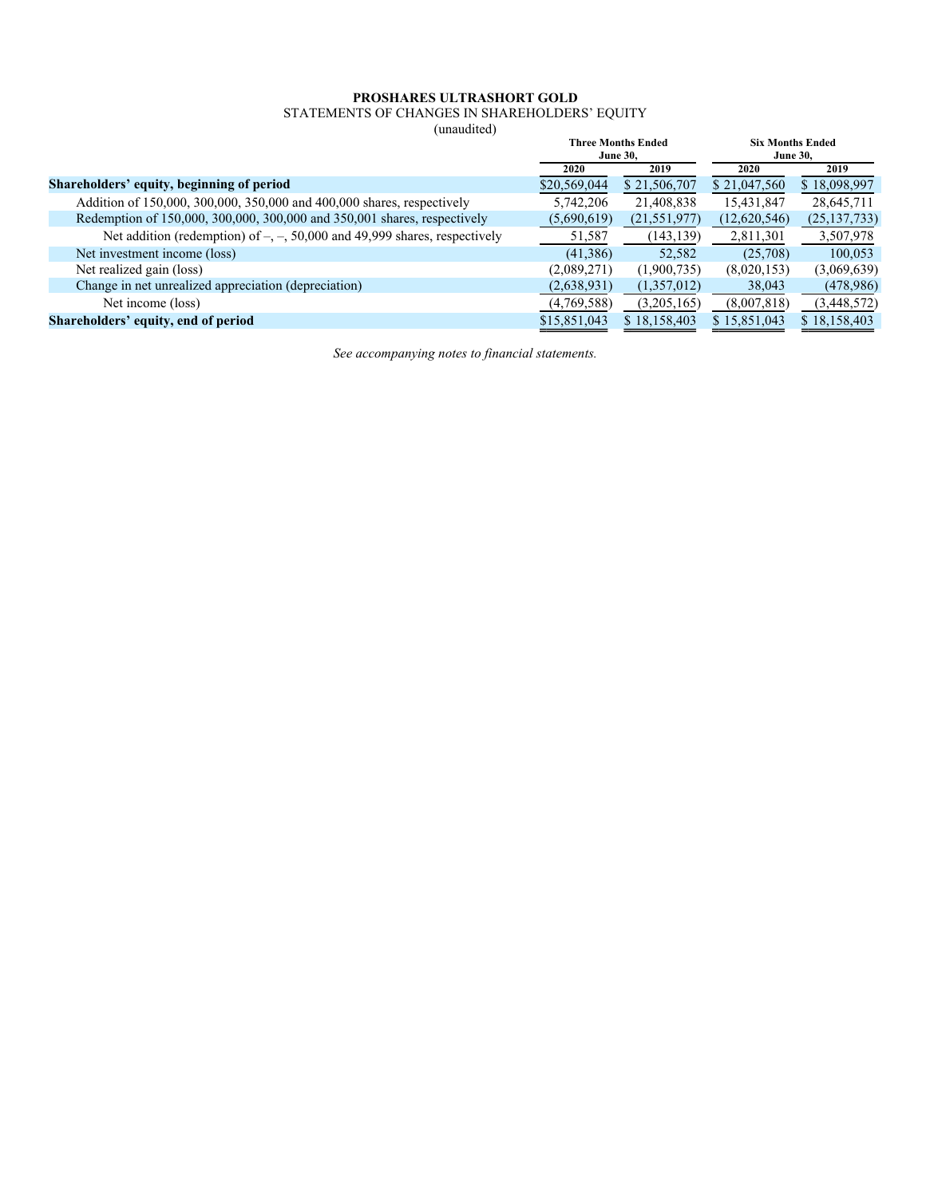**PROSHARES ULTRASHORT GOLD**

STATEMENTS OF CHANGES IN SHAREHOLDERS' EQUITY

(unaudited)

| | Three Months Ended June 30, | | Six Months Ended June 30, | |
|---|---|---|---|---|
| | 2020 | 2019 | 2020 | 2019 |
| **Shareholders' equity, beginning of period** | $20,569,044 | $ 21,506,707 | $ 21,047,560 | $ 18,098,997 |
| Addition of 150,000, 300,000, 350,000 and 400,000 shares, respectively | 5,742,206 | 21,408,838 | 15,431,847 | 28,645,711 |
| Redemption of 150,000, 300,000, 300,000 and 350,001 shares, respectively | (5,690,619) | (21,551,977) | (12,620,546) | (25,137,733) |
| Net addition (redemption) of –, –, 50,000 and 49,999 shares, respectively | 51,587 | (143,139) | 2,811,301 | 3,507,978 |
| Net investment income (loss) | (41,386) | 52,582 | (25,708) | 100,053 |
| Net realized gain (loss) | (2,089,271) | (1,900,735) | (8,020,153) | (3,069,639) |
| Change in net unrealized appreciation (depreciation) | (2,638,931) | (1,357,012) | 38,043 | (478,986) |
| Net income (loss) | (4,769,588) | (3,205,165) | (8,007,818) | (3,448,572) |
| **Shareholders' equity, end of period** | $15,851,043 | $ 18,158,403 | $ 15,851,043 | $ 18,158,403 |

*See accompanying notes to financial statements.*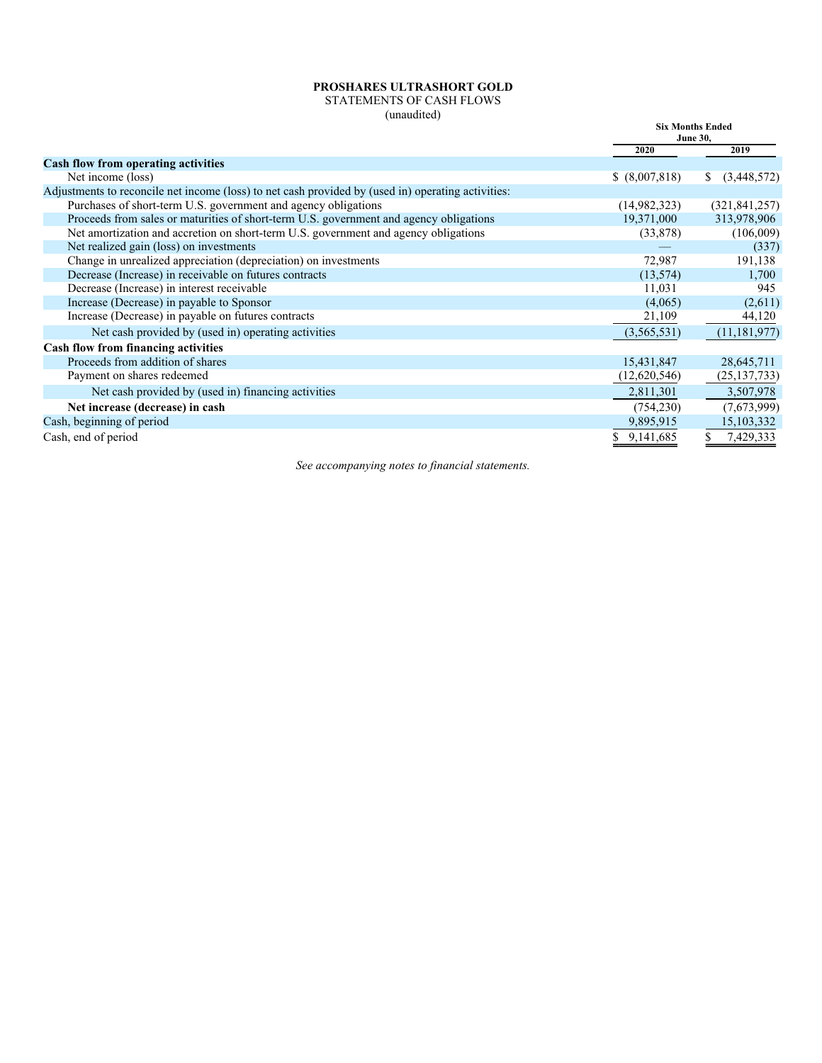**PROSHARES ULTRASHORT GOLD**

STATEMENTS OF CASH FLOWS

(unaudited)

| | Six Months Ended June 30, | |
|---|---|---|
| | 2020 | 2019 |
| **Cash flow from operating activities** | | |
| Net income (loss) | $ (8,007,818) | $ (3,448,572) |
| Adjustments to reconcile net income (loss) to net cash provided by (used in) operating activities: | | |
| Purchases of short-term U.S. government and agency obligations | (14,982,323) | (321,841,257) |
| Proceeds from sales or maturities of short-term U.S. government and agency obligations | 19,371,000 | 313,978,906 |
| Net amortization and accretion on short-term U.S. government and agency obligations | (33,878) | (106,009) |
| Net realized gain (loss) on investments | — | (337) |
| Change in unrealized appreciation (depreciation) on investments | 72,987 | 191,138 |
| Decrease (Increase) in receivable on futures contracts | (13,574) | 1,700 |
| Decrease (Increase) in interest receivable | 11,031 | 945 |
| Increase (Decrease) in payable to Sponsor | (4,065) | (2,611) |
| Increase (Decrease) in payable on futures contracts | 21,109 | 44,120 |
| Net cash provided by (used in) operating activities | (3,565,531) | (11,181,977) |
| **Cash flow from financing activities** | | |
| Proceeds from addition of shares | 15,431,847 | 28,645,711 |
| Payment on shares redeemed | (12,620,546) | (25,137,733) |
| Net cash provided by (used in) financing activities | 2,811,301 | 3,507,978 |
| **Net increase (decrease) in cash** | (754,230) | (7,673,999) |
| Cash, beginning of period | 9,895,915 | 15,103,332 |
| Cash, end of period | $ 9,141,685 | $ 7,429,333 |

*See accompanying notes to financial statements.*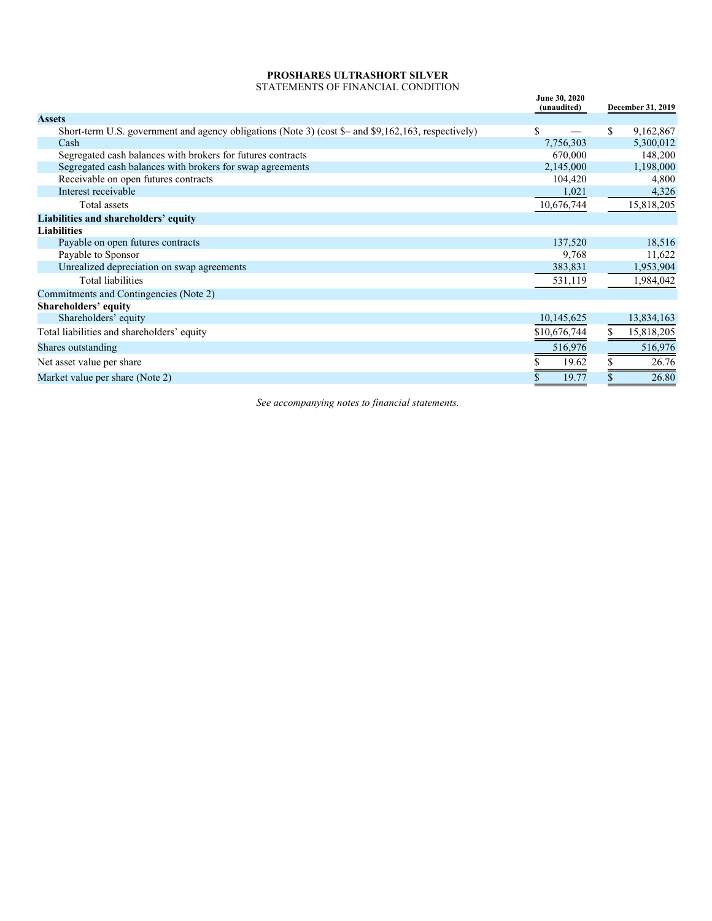**PROSHARES ULTRASHORT SILVER**
STATEMENTS OF FINANCIAL CONDITION

| | June 30, 2020 (unaudited) | December 31, 2019 |
|---|---|---|
| **Assets** | | |
| Short-term U.S. government and agency obligations (Note 3) (cost $– and $9,162,163, respectively) | $ — | $ 9,162,867 |
| Cash | 7,756,303 | 5,300,012 |
| Segregated cash balances with brokers for futures contracts | 670,000 | 148,200 |
| Segregated cash balances with brokers for swap agreements | 2,145,000 | 1,198,000 |
| Receivable on open futures contracts | 104,420 | 4,800 |
| Interest receivable | 1,021 | 4,326 |
| Total assets | 10,676,744 | 15,818,205 |
| **Liabilities and shareholders' equity** | | |
| **Liabilities** | | |
| Payable on open futures contracts | 137,520 | 18,516 |
| Payable to Sponsor | 9,768 | 11,622 |
| Unrealized depreciation on swap agreements | 383,831 | 1,953,904 |
| Total liabilities | 531,119 | 1,984,042 |
| Commitments and Contingencies (Note 2) | | |
| **Shareholders' equity** | | |
| Shareholders' equity | 10,145,625 | 13,834,163 |
| Total liabilities and shareholders' equity | $10,676,744 | $ 15,818,205 |
| Shares outstanding | 516,976 | 516,976 |
| Net asset value per share | $ 19.62 | $ 26.76 |
| Market value per share (Note 2) | $ 19.77 | $ 26.80 |

*See accompanying notes to financial statements.*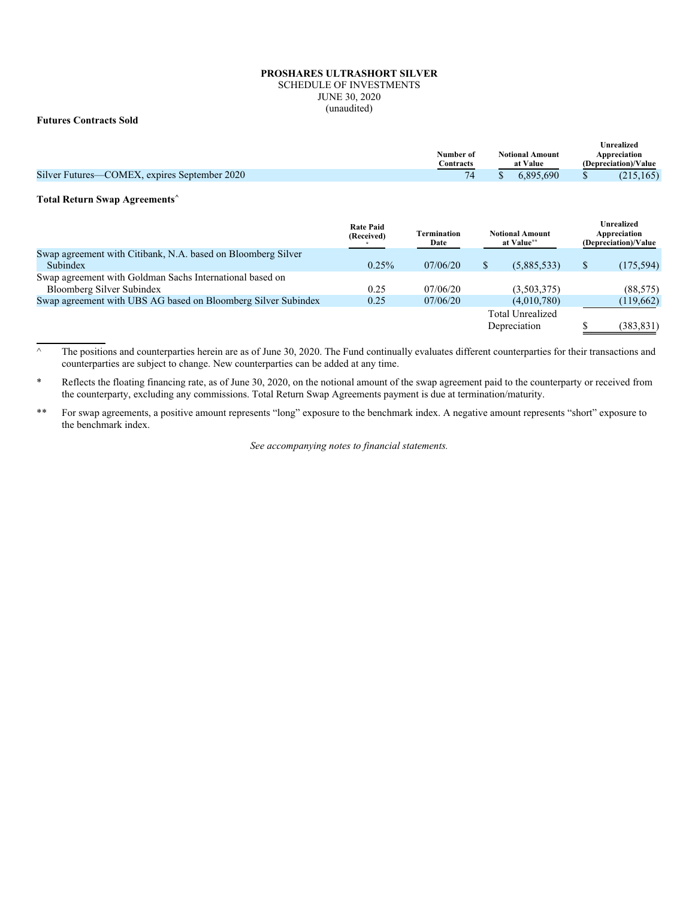**PROSHARES ULTRASHORT SILVER**
SCHEDULE OF INVESTMENTS
JUNE 30, 2020
(unaudited)

**Futures Contracts Sold**

| | Number of Contracts | Notional Amount at Value | Unrealized Appreciation (Depreciation)/Value |
|---|---|---|---|
| Silver Futures—COMEX, expires September 2020 | 74 | $ 6,895,690 | $ (215,165) |

**Total Return Swap Agreements^**

| | Rate Paid (Received) * | Termination Date | Notional Amount at Value** | Unrealized Appreciation (Depreciation)/Value |
|---|---|---|---|---|
| Swap agreement with Citibank, N.A. based on Bloomberg Silver Subindex | 0.25% | 07/06/20 | $ (5,885,533) | $ (175,594) |
| Swap agreement with Goldman Sachs International based on Bloomberg Silver Subindex | 0.25 | 07/06/20 | (3,503,375) | (88,575) |
| Swap agreement with UBS AG based on Bloomberg Silver Subindex | 0.25 | 07/06/20 | (4,010,780) | (119,662) |
| | | | Total Unrealized Depreciation | $ (383,831) |

^ The positions and counterparties herein are as of June 30, 2020. The Fund continually evaluates different counterparties for their transactions and counterparties are subject to change. New counterparties can be added at any time.

\* Reflects the floating financing rate, as of June 30, 2020, on the notional amount of the swap agreement paid to the counterparty or received from the counterparty, excluding any commissions. Total Return Swap Agreements payment is due at termination/maturity.

\*\* For swap agreements, a positive amount represents "long" exposure to the benchmark index. A negative amount represents "short" exposure to the benchmark index.

*See accompanying notes to financial statements.*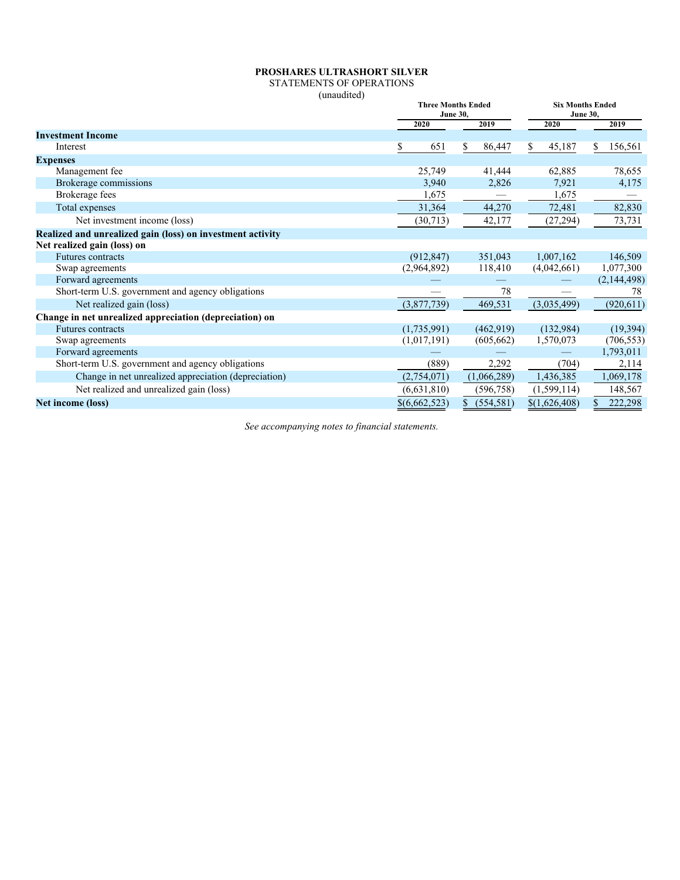**PROSHARES ULTRASHORT SILVER**
STATEMENTS OF OPERATIONS
(unaudited)

| | Three Months Ended June 30, | | Six Months Ended June 30, | |
|---|---|---|---|---|
| | 2020 | 2019 | 2020 | 2019 |
| **Investment Income** | | | | |
| Interest | $ 651 | $ 86,447 | $ 45,187 | $ 156,561 |
| **Expenses** | | | | |
| Management fee | 25,749 | 41,444 | 62,885 | 78,655 |
| Brokerage commissions | 3,940 | 2,826 | 7,921 | 4,175 |
| Brokerage fees | 1,675 | — | 1,675 | — |
| Total expenses | 31,364 | 44,270 | 72,481 | 82,830 |
| Net investment income (loss) | (30,713) | 42,177 | (27,294) | 73,731 |
| **Realized and unrealized gain (loss) on investment activity** | | | | |
| **Net realized gain (loss) on** | | | | |
| Futures contracts | (912,847) | 351,043 | 1,007,162 | 146,509 |
| Swap agreements | (2,964,892) | 118,410 | (4,042,661) | 1,077,300 |
| Forward agreements | — | — | — | (2,144,498) |
| Short-term U.S. government and agency obligations | — | 78 | — | 78 |
| Net realized gain (loss) | (3,877,739) | 469,531 | (3,035,499) | (920,611) |
| **Change in net unrealized appreciation (depreciation) on** | | | | |
| Futures contracts | (1,735,991) | (462,919) | (132,984) | (19,394) |
| Swap agreements | (1,017,191) | (605,662) | 1,570,073 | (706,553) |
| Forward agreements | — | — | — | 1,793,011 |
| Short-term U.S. government and agency obligations | (889) | 2,292 | (704) | 2,114 |
| Change in net unrealized appreciation (depreciation) | (2,754,071) | (1,066,289) | 1,436,385 | 1,069,178 |
| Net realized and unrealized gain (loss) | (6,631,810) | (596,758) | (1,599,114) | 148,567 |
| **Net income (loss)** | $(6,662,523) | $ (554,581) | $(1,626,408) | $ 222,298 |

*See accompanying notes to financial statements.*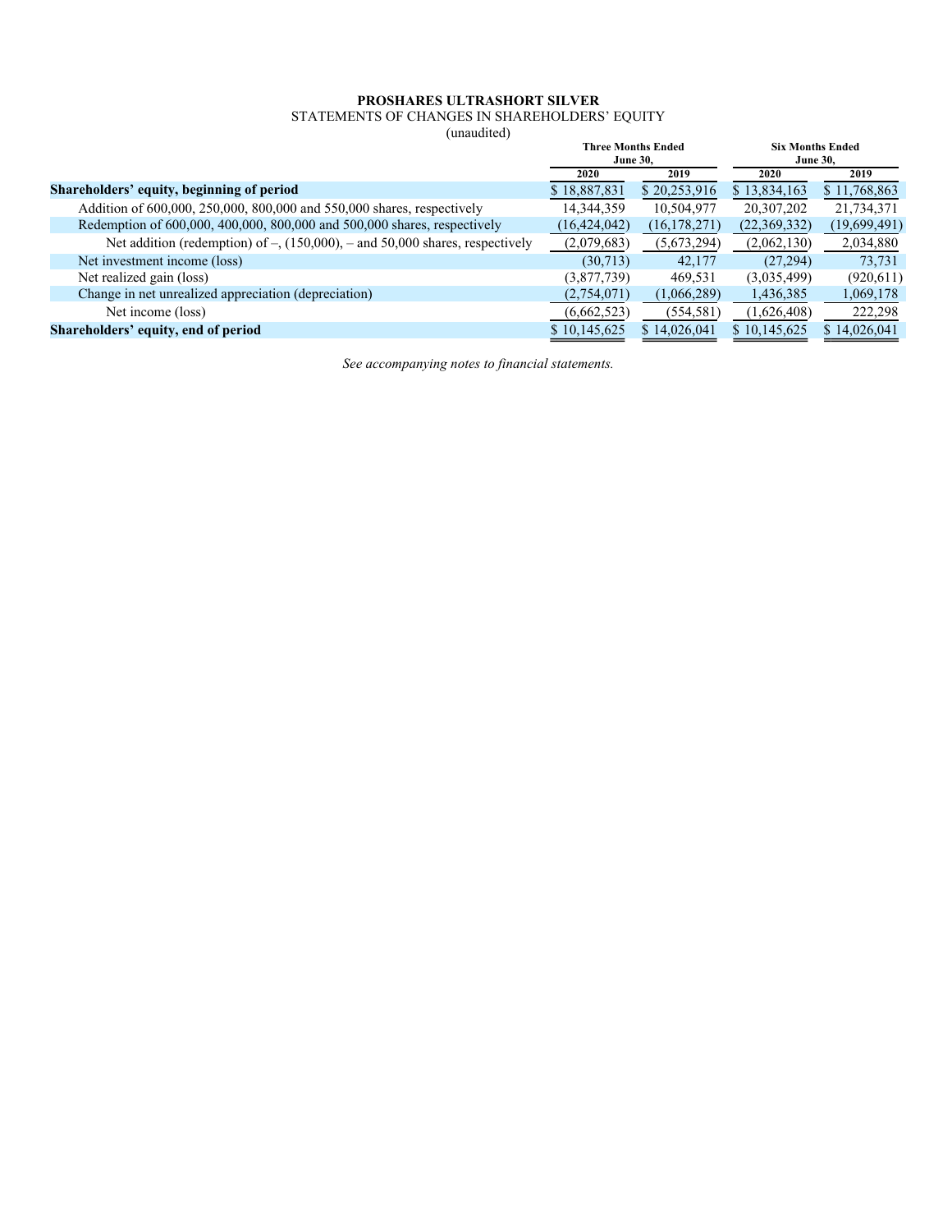**PROSHARES ULTRASHORT SILVER**
STATEMENTS OF CHANGES IN SHAREHOLDERS' EQUITY
(unaudited)

| | Three Months Ended June 30, | | Six Months Ended June 30, | |
|---|---|---|---|---|
| | 2020 | 2019 | 2020 | 2019 |
| **Shareholders' equity, beginning of period** | $ 18,887,831 | $ 20,253,916 | $ 13,834,163 | $ 11,768,863 |
| Addition of 600,000, 250,000, 800,000 and 550,000 shares, respectively | 14,344,359 | 10,504,977 | 20,307,202 | 21,734,371 |
| Redemption of 600,000, 400,000, 800,000 and 500,000 shares, respectively | (16,424,042) | (16,178,271) | (22,369,332) | (19,699,491) |
| Net addition (redemption) of –, (150,000), – and 50,000 shares, respectively | (2,079,683) | (5,673,294) | (2,062,130) | 2,034,880 |
| Net investment income (loss) | (30,713) | 42,177 | (27,294) | 73,731 |
| Net realized gain (loss) | (3,877,739) | 469,531 | (3,035,499) | (920,611) |
| Change in net unrealized appreciation (depreciation) | (2,754,071) | (1,066,289) | 1,436,385 | 1,069,178 |
| Net income (loss) | (6,662,523) | (554,581) | (1,626,408) | 222,298 |
| **Shareholders' equity, end of period** | $ 10,145,625 | $ 14,026,041 | $ 10,145,625 | $ 14,026,041 |

*See accompanying notes to financial statements.*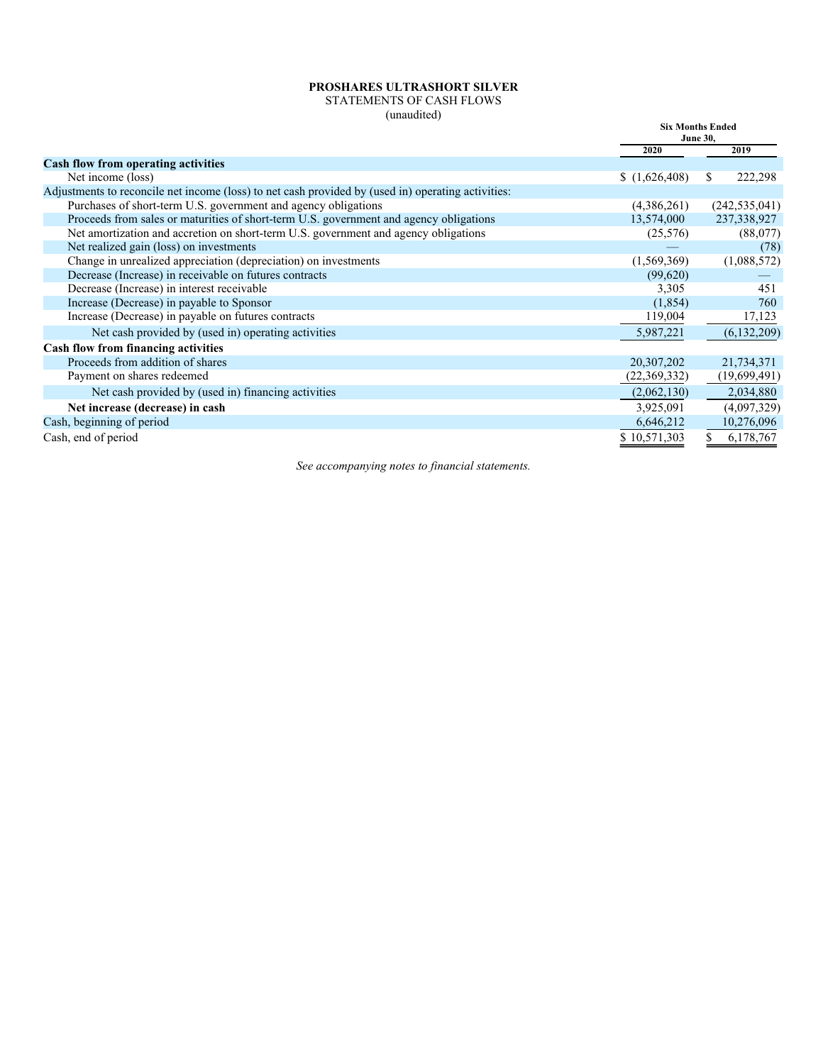**PROSHARES ULTRASHORT SILVER**
STATEMENTS OF CASH FLOWS
(unaudited)

| | Six Months Ended June 30, | |
|---|---|---|
| | 2020 | 2019 |
| **Cash flow from operating activities** | | |
| Net income (loss) | $ (1,626,408) | $ 222,298 |
| Adjustments to reconcile net income (loss) to net cash provided by (used in) operating activities: | | |
| Purchases of short-term U.S. government and agency obligations | (4,386,261) | (242,535,041) |
| Proceeds from sales or maturities of short-term U.S. government and agency obligations | 13,574,000 | 237,338,927 |
| Net amortization and accretion on short-term U.S. government and agency obligations | (25,576) | (88,077) |
| Net realized gain (loss) on investments | — | (78) |
| Change in unrealized appreciation (depreciation) on investments | (1,569,369) | (1,088,572) |
| Decrease (Increase) in receivable on futures contracts | (99,620) | — |
| Decrease (Increase) in interest receivable | 3,305 | 451 |
| Increase (Decrease) in payable to Sponsor | (1,854) | 760 |
| Increase (Decrease) in payable on futures contracts | 119,004 | 17,123 |
| Net cash provided by (used in) operating activities | 5,987,221 | (6,132,209) |
| **Cash flow from financing activities** | | |
| Proceeds from addition of shares | 20,307,202 | 21,734,371 |
| Payment on shares redeemed | (22,369,332) | (19,699,491) |
| Net cash provided by (used in) financing activities | (2,062,130) | 2,034,880 |
| **Net increase (decrease) in cash** | 3,925,091 | (4,097,329) |
| Cash, beginning of period | 6,646,212 | 10,276,096 |
| Cash, end of period | $ 10,571,303 | $ 6,178,767 |

*See accompanying notes to financial statements.*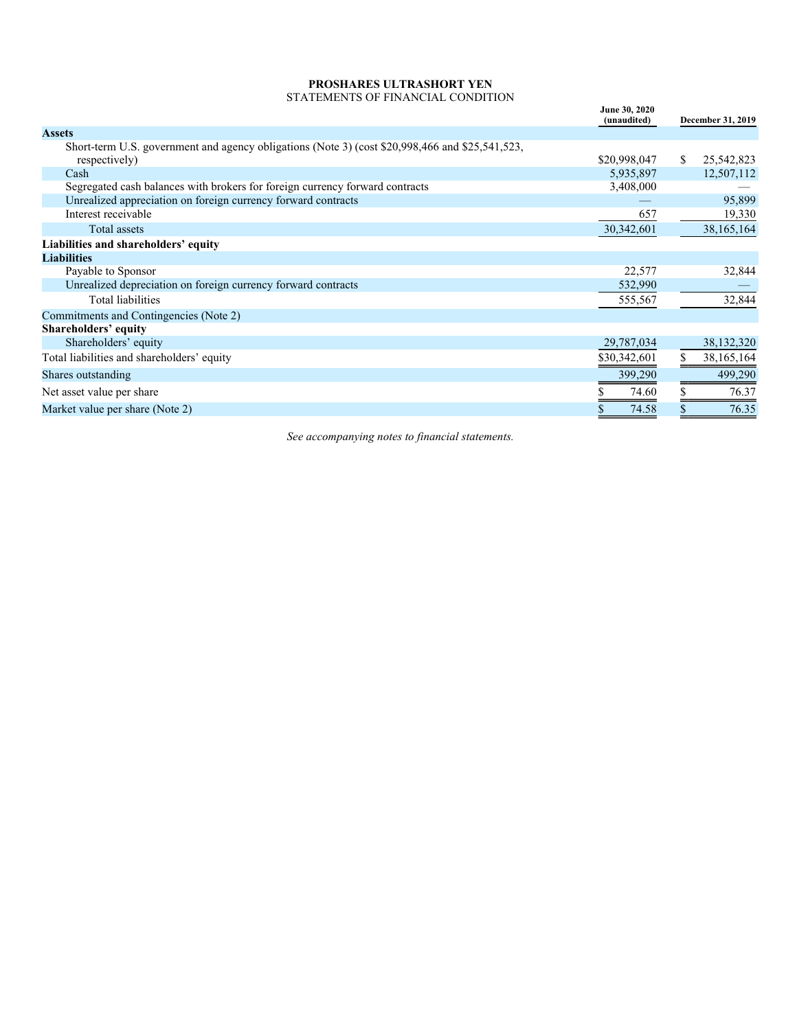**PROSHARES ULTRASHORT YEN**
STATEMENTS OF FINANCIAL CONDITION

| | June 30, 2020 (unaudited) | December 31, 2019 |
|---|---|---|
| **Assets** | | |
| Short-term U.S. government and agency obligations (Note 3) (cost $20,998,466 and $25,541,523, respectively) | $20,998,047 | $ 25,542,823 |
| Cash | 5,935,897 | 12,507,112 |
| Segregated cash balances with brokers for foreign currency forward contracts | 3,408,000 | — |
| Unrealized appreciation on foreign currency forward contracts | — | 95,899 |
| Interest receivable | 657 | 19,330 |
| Total assets | 30,342,601 | 38,165,164 |
| **Liabilities and shareholders' equity** | | |
| **Liabilities** | | |
| Payable to Sponsor | 22,577 | 32,844 |
| Unrealized depreciation on foreign currency forward contracts | 532,990 | — |
| Total liabilities | 555,567 | 32,844 |
| Commitments and Contingencies (Note 2) | | |
| **Shareholders' equity** | | |
| Shareholders' equity | 29,787,034 | 38,132,320 |
| Total liabilities and shareholders' equity | $30,342,601 | $ 38,165,164 |
| Shares outstanding | 399,290 | 499,290 |
| Net asset value per share | $ 74.60 | $ 76.37 |
| Market value per share (Note 2) | $ 74.58 | $ 76.35 |

*See accompanying notes to financial statements.*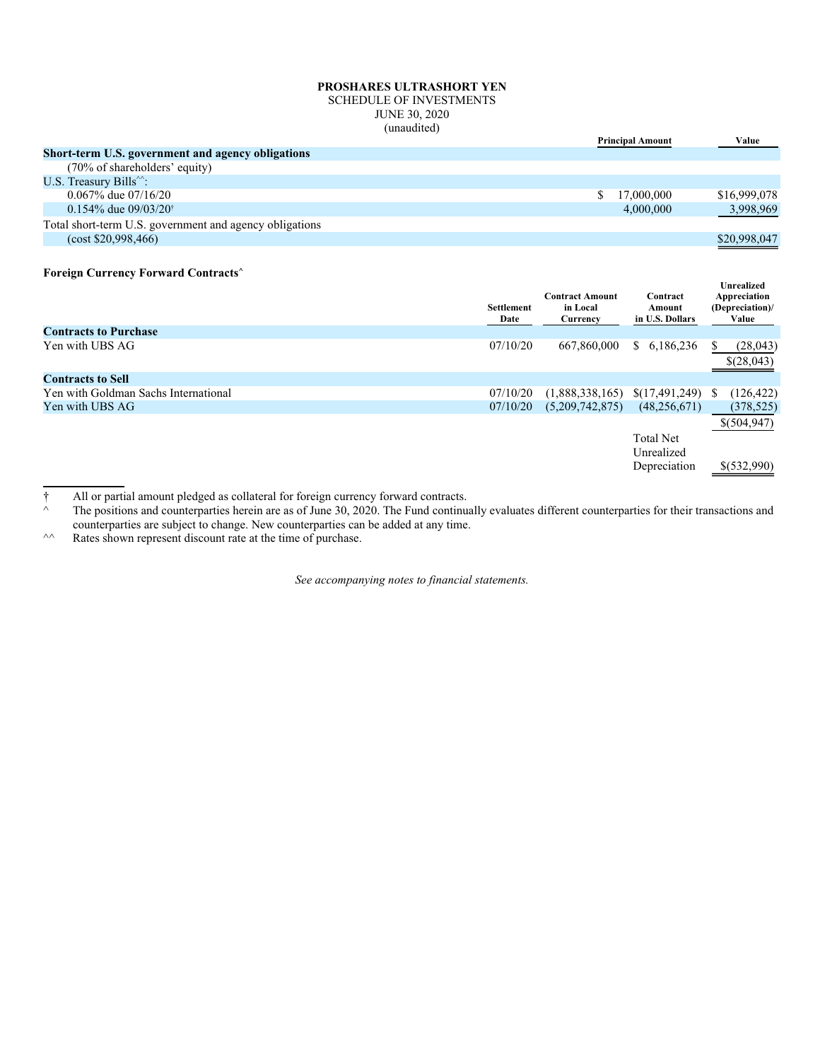**PROSHARES ULTRASHORT YEN**
SCHEDULE OF INVESTMENTS
JUNE 30, 2020
(unaudited)

| | Principal Amount | Value |
|---|---|---|
| **Short-term U.S. government and agency obligations** | | |
| (70% of shareholders' equity) | | |
| U.S. Treasury Bills^^: | | |
| 0.067% due 07/16/20 | $ 17,000,000 | $16,999,078 |
| 0.154% due 09/03/20† | 4,000,000 | 3,998,969 |
| Total short-term U.S. government and agency obligations | | |
| (cost $20,998,466) | | $20,998,047 |

**Foreign Currency Forward Contracts^**

| | Settlement Date | Contract Amount in Local Currency | Contract Amount in U.S. Dollars | Unrealized Appreciation (Depreciation)/ Value |
|---|---|---|---|---|
| **Contracts to Purchase** | | | | |
| Yen with UBS AG | 07/10/20 | 667,860,000 | $ 6,186,236 | $ (28,043) |
| | | | | $(28,043) |
| **Contracts to Sell** | | | | |
| Yen with Goldman Sachs International | 07/10/20 | (1,888,338,165) | $(17,491,249) | $ (126,422) |
| Yen with UBS AG | 07/10/20 | (5,209,742,875) | (48,256,671) | (378,525) |
| | | | | $(504,947) |
| | | | Total Net Unrealized Depreciation | $(532,990) |

† All or partial amount pledged as collateral for foreign currency forward contracts.

^ The positions and counterparties herein are as of June 30, 2020. The Fund continually evaluates different counterparties for their transactions and counterparties are subject to change. New counterparties can be added at any time.

^^ Rates shown represent discount rate at the time of purchase.

*See accompanying notes to financial statements.*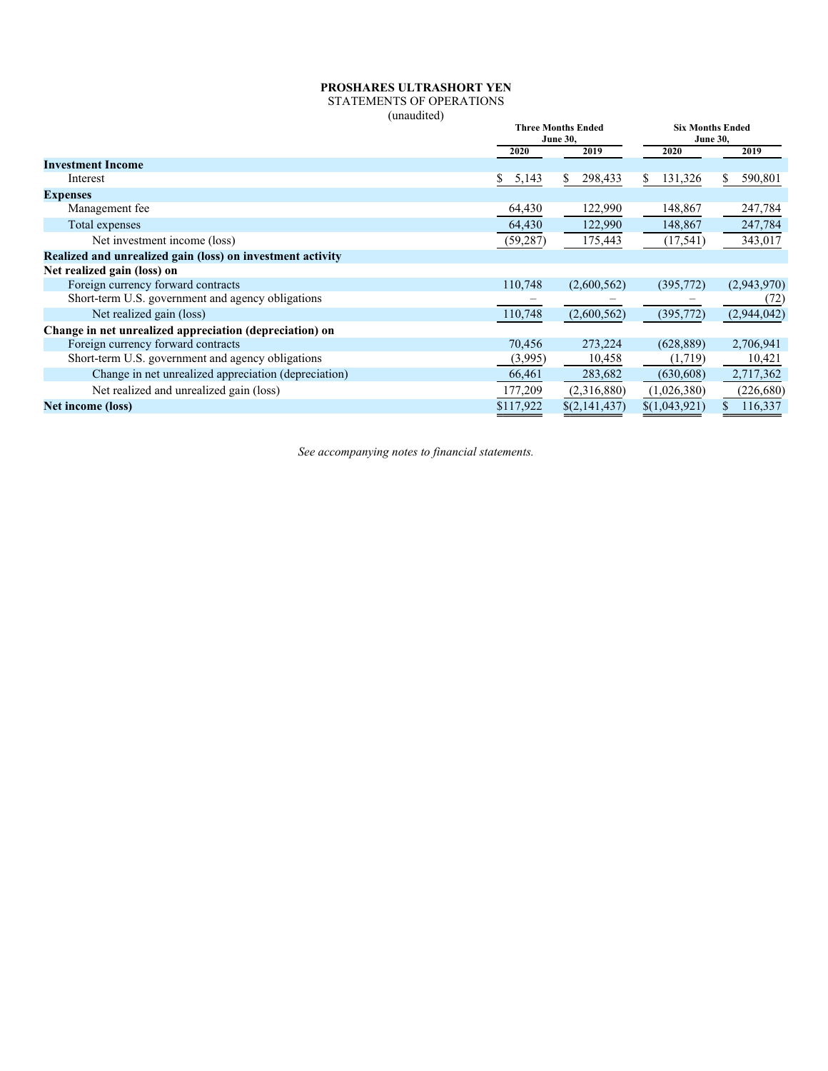**PROSHARES ULTRASHORT YEN**

STATEMENTS OF OPERATIONS

(unaudited)

| | Three Months Ended June 30, | | Six Months Ended June 30, | |
|---|---|---|---|---|
| | 2020 | 2019 | 2020 | 2019 |
| **Investment Income** | | | | |
| Interest | $ 5,143 | $ 298,433 | $ 131,326 | $ 590,801 |
| **Expenses** | | | | |
| Management fee | 64,430 | 122,990 | 148,867 | 247,784 |
| Total expenses | 64,430 | 122,990 | 148,867 | 247,784 |
| Net investment income (loss) | (59,287) | 175,443 | (17,541) | 343,017 |
| **Realized and unrealized gain (loss) on investment activity** | | | | |
| **Net realized gain (loss) on** | | | | |
| Foreign currency forward contracts | 110,748 | (2,600,562) | (395,772) | (2,943,970) |
| Short-term U.S. government and agency obligations | – | – | – | (72) |
| Net realized gain (loss) | 110,748 | (2,600,562) | (395,772) | (2,944,042) |
| **Change in net unrealized appreciation (depreciation) on** | | | | |
| Foreign currency forward contracts | 70,456 | 273,224 | (628,889) | 2,706,941 |
| Short-term U.S. government and agency obligations | (3,995) | 10,458 | (1,719) | 10,421 |
| Change in net unrealized appreciation (depreciation) | 66,461 | 283,682 | (630,608) | 2,717,362 |
| Net realized and unrealized gain (loss) | 177,209 | (2,316,880) | (1,026,380) | (226,680) |
| **Net income (loss)** | $117,922 | $(2,141,437) | $(1,043,921) | $ 116,337 |

*See accompanying notes to financial statements.*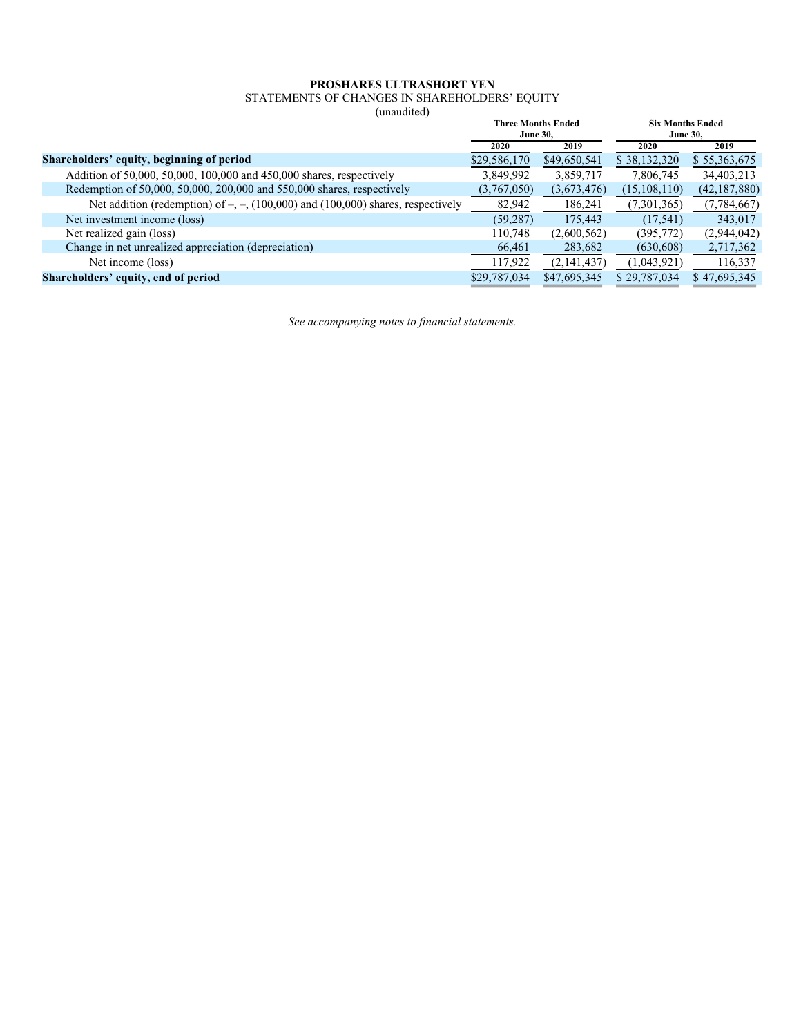**PROSHARES ULTRASHORT YEN**

STATEMENTS OF CHANGES IN SHAREHOLDERS' EQUITY

(unaudited)

| | Three Months Ended June 30, | | Six Months Ended June 30, | |
|---|---|---|---|---|
| | 2020 | 2019 | 2020 | 2019 |
| **Shareholders' equity, beginning of period** | $29,586,170 | $49,650,541 | $ 38,132,320 | $ 55,363,675 |
| Addition of 50,000, 50,000, 100,000 and 450,000 shares, respectively | 3,849,992 | 3,859,717 | 7,806,745 | 34,403,213 |
| Redemption of 50,000, 50,000, 200,000 and 550,000 shares, respectively | (3,767,050) | (3,673,476) | (15,108,110) | (42,187,880) |
| Net addition (redemption) of –, –, (100,000) and (100,000) shares, respectively | 82,942 | 186,241 | (7,301,365) | (7,784,667) |
| Net investment income (loss) | (59,287) | 175,443 | (17,541) | 343,017 |
| Net realized gain (loss) | 110,748 | (2,600,562) | (395,772) | (2,944,042) |
| Change in net unrealized appreciation (depreciation) | 66,461 | 283,682 | (630,608) | 2,717,362 |
| Net income (loss) | 117,922 | (2,141,437) | (1,043,921) | 116,337 |
| **Shareholders' equity, end of period** | $29,787,034 | $47,695,345 | $ 29,787,034 | $ 47,695,345 |

*See accompanying notes to financial statements.*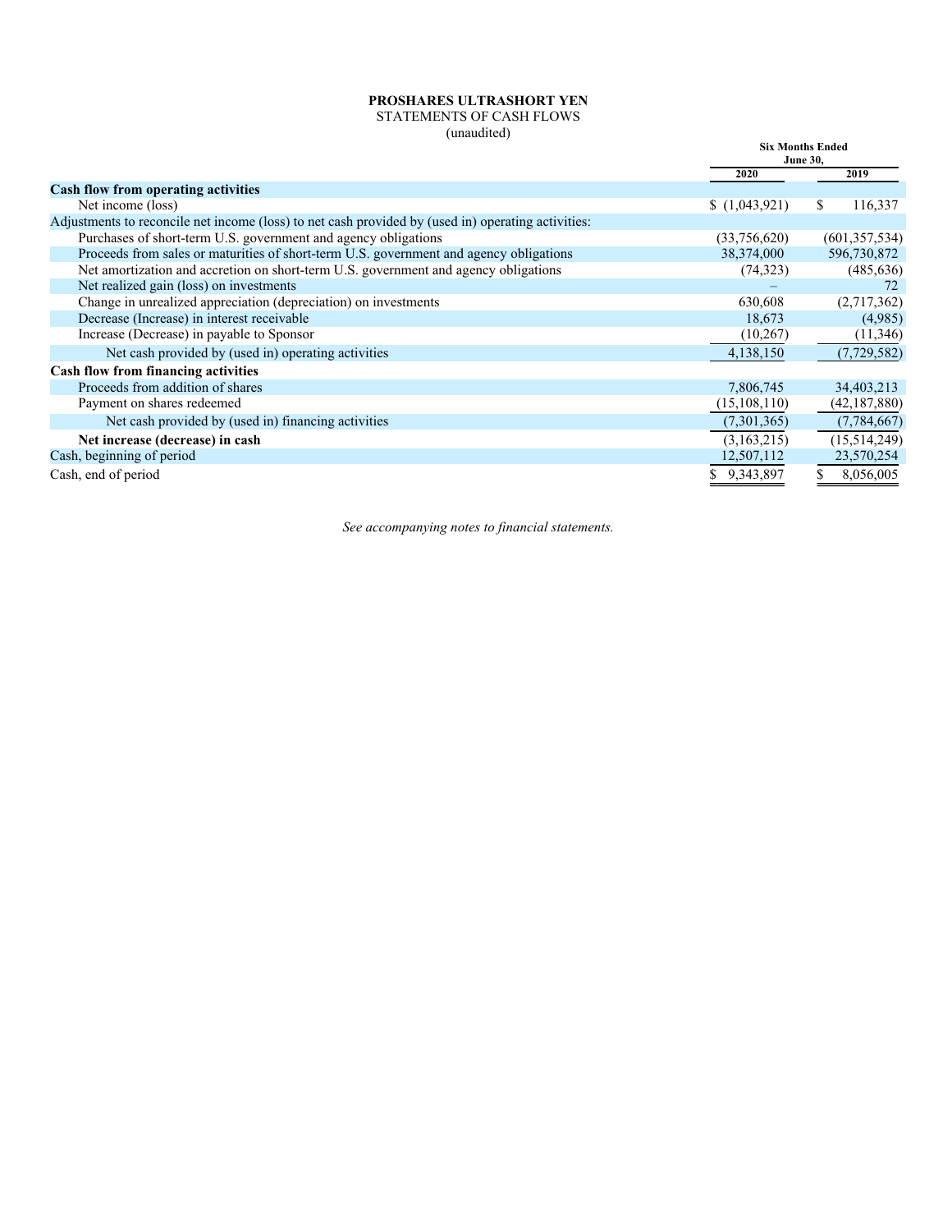**PROSHARES ULTRASHORT YEN**

STATEMENTS OF CASH FLOWS

(unaudited)

| | Six Months Ended June 30, | |
|---|---|---|
| | 2020 | 2019 |
| **Cash flow from operating activities** | | |
| Net income (loss) | $ (1,043,921) | $ 116,337 |
| Adjustments to reconcile net income (loss) to net cash provided by (used in) operating activities: | | |
| Purchases of short-term U.S. government and agency obligations | (33,756,620) | (601,357,534) |
| Proceeds from sales or maturities of short-term U.S. government and agency obligations | 38,374,000 | 596,730,872 |
| Net amortization and accretion on short-term U.S. government and agency obligations | (74,323) | (485,636) |
| Net realized gain (loss) on investments | – | 72 |
| Change in unrealized appreciation (depreciation) on investments | 630,608 | (2,717,362) |
| Decrease (Increase) in interest receivable | 18,673 | (4,985) |
| Increase (Decrease) in payable to Sponsor | (10,267) | (11,346) |
| Net cash provided by (used in) operating activities | 4,138,150 | (7,729,582) |
| **Cash flow from financing activities** | | |
| Proceeds from addition of shares | 7,806,745 | 34,403,213 |
| Payment on shares redeemed | (15,108,110) | (42,187,880) |
| Net cash provided by (used in) financing activities | (7,301,365) | (7,784,667) |
| **Net increase (decrease) in cash** | (3,163,215) | (15,514,249) |
| Cash, beginning of period | 12,507,112 | 23,570,254 |
| Cash, end of period | $ 9,343,897 | $ 8,056,005 |

*See accompanying notes to financial statements.*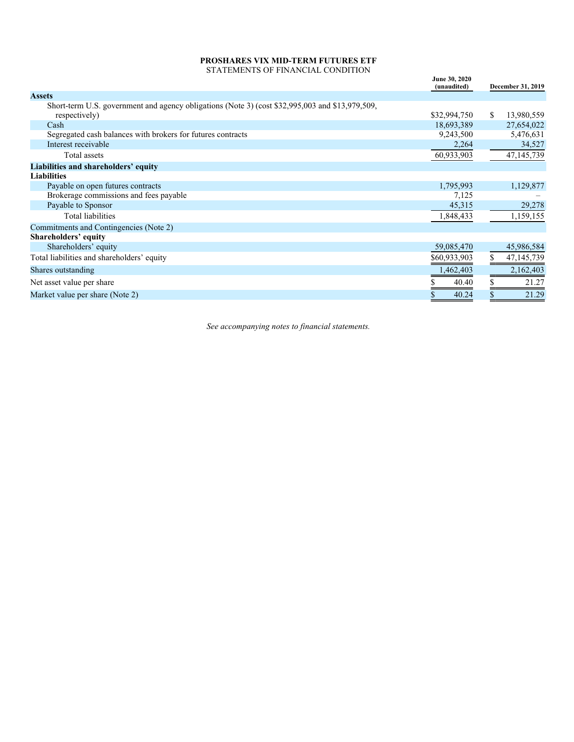**PROSHARES VIX MID-TERM FUTURES ETF**
STATEMENTS OF FINANCIAL CONDITION

| | June 30, 2020 (unaudited) | December 31, 2019 |
|---|---|---|
| **Assets** | | |
| Short-term U.S. government and agency obligations (Note 3) (cost $32,995,003 and $13,979,509, respectively) | $32,994,750 | $ 13,980,559 |
| Cash | 18,693,389 | 27,654,022 |
| Segregated cash balances with brokers for futures contracts | 9,243,500 | 5,476,631 |
| Interest receivable | 2,264 | 34,527 |
| Total assets | 60,933,903 | 47,145,739 |
| **Liabilities and shareholders' equity** | | |
| **Liabilities** | | |
| Payable on open futures contracts | 1,795,993 | 1,129,877 |
| Brokerage commissions and fees payable | 7,125 | – |
| Payable to Sponsor | 45,315 | 29,278 |
| Total liabilities | 1,848,433 | 1,159,155 |
| Commitments and Contingencies (Note 2) | | |
| **Shareholders' equity** | | |
| Shareholders' equity | 59,085,470 | 45,986,584 |
| Total liabilities and shareholders' equity | $60,933,903 | $ 47,145,739 |
| Shares outstanding | 1,462,403 | 2,162,403 |
| Net asset value per share | $ 40.40 | $ 21.27 |
| Market value per share (Note 2) | $ 40.24 | $ 21.29 |

*See accompanying notes to financial statements.*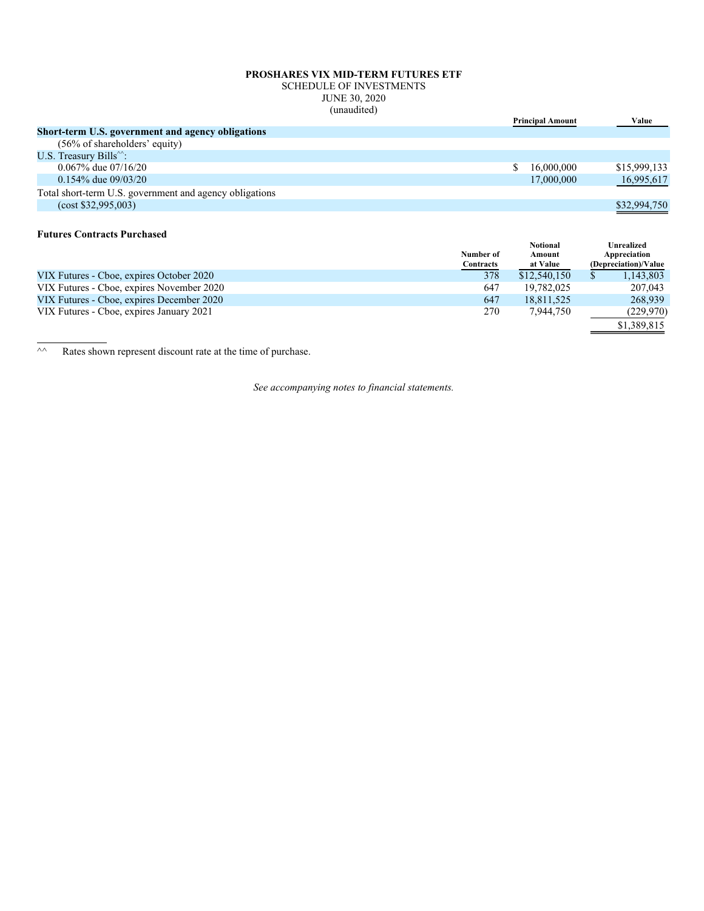**PROSHARES VIX MID-TERM FUTURES ETF**
SCHEDULE OF INVESTMENTS
JUNE 30, 2020
(unaudited)

| | Principal Amount | Value |
|---|---|---|
| **Short-term U.S. government and agency obligations** | | |
| (56% of shareholders' equity) | | |
| U.S. Treasury Bills^^: | | |
| 0.067% due 07/16/20 | $ 16,000,000 | $15,999,133 |
| 0.154% due 09/03/20 | 17,000,000 | 16,995,617 |
| Total short-term U.S. government and agency obligations | | |
| (cost $32,995,003) | | $32,994,750 |

**Futures Contracts Purchased**

| | Number of Contracts | Notional Amount at Value | Unrealized Appreciation (Depreciation)/Value |
|---|---|---|---|
| VIX Futures - Cboe, expires October 2020 | 378 | $12,540,150 | $ 1,143,803 |
| VIX Futures - Cboe, expires November 2020 | 647 | 19,782,025 | 207,043 |
| VIX Futures - Cboe, expires December 2020 | 647 | 18,811,525 | 268,939 |
| VIX Futures - Cboe, expires January 2021 | 270 | 7,944,750 | (229,970) |
| | | | $1,389,815 |

^^ Rates shown represent discount rate at the time of purchase.

*See accompanying notes to financial statements.*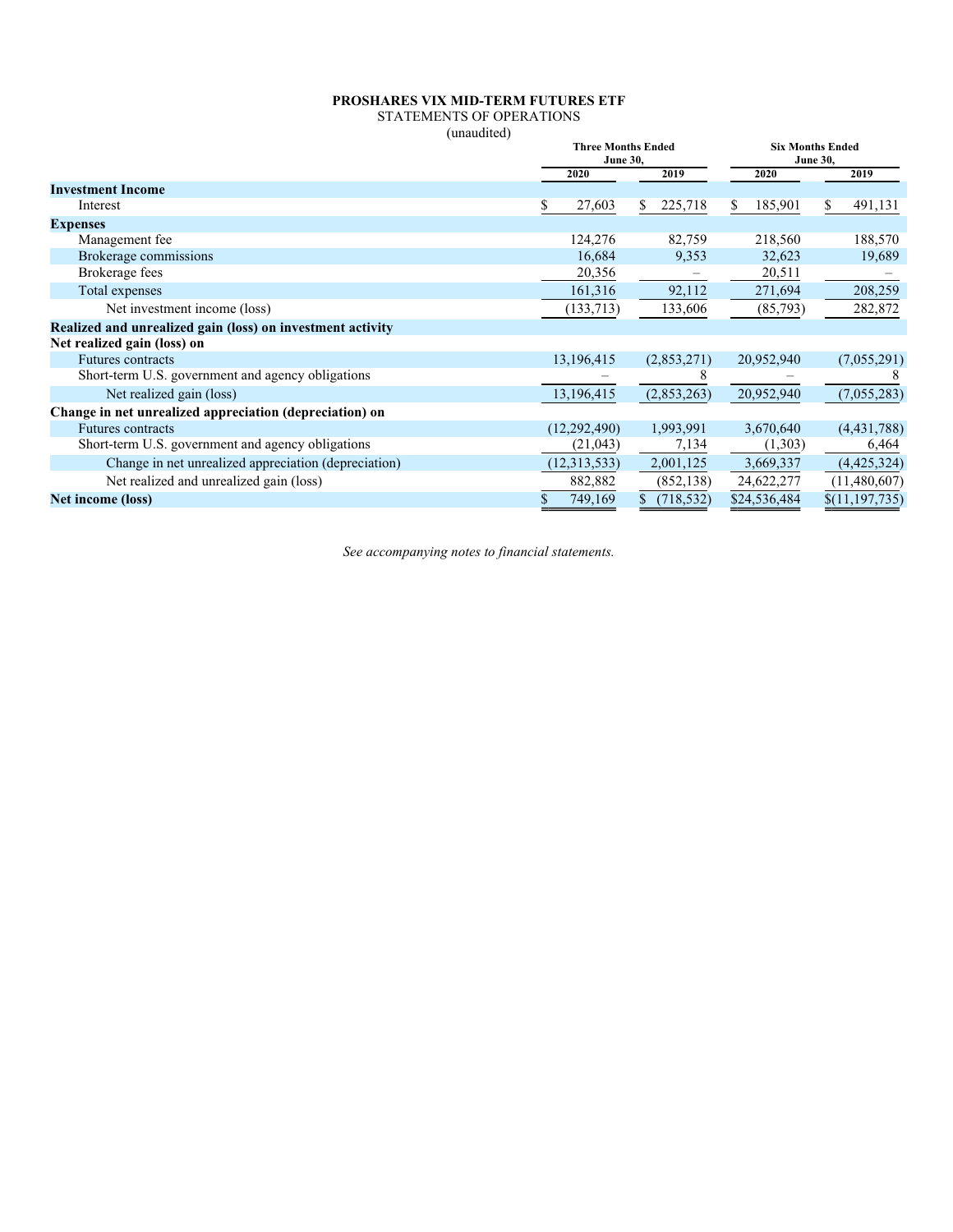**PROSHARES VIX MID-TERM FUTURES ETF**
STATEMENTS OF OPERATIONS
(unaudited)

| | Three Months Ended June 30, | | Six Months Ended June 30, | |
|---|---|---|---|---|
| | 2020 | 2019 | 2020 | 2019 |
| **Investment Income** | | | | |
| Interest | $ 27,603 | $ 225,718 | $ 185,901 | $ 491,131 |
| **Expenses** | | | | |
| Management fee | 124,276 | 82,759 | 218,560 | 188,570 |
| Brokerage commissions | 16,684 | 9,353 | 32,623 | 19,689 |
| Brokerage fees | 20,356 | – | 20,511 | – |
| Total expenses | 161,316 | 92,112 | 271,694 | 208,259 |
| Net investment income (loss) | (133,713) | 133,606 | (85,793) | 282,872 |
| **Realized and unrealized gain (loss) on investment activity** | | | | |
| **Net realized gain (loss) on** | | | | |
| Futures contracts | 13,196,415 | (2,853,271) | 20,952,940 | (7,055,291) |
| Short-term U.S. government and agency obligations | – | 8 | – | 8 |
| Net realized gain (loss) | 13,196,415 | (2,853,263) | 20,952,940 | (7,055,283) |
| **Change in net unrealized appreciation (depreciation) on** | | | | |
| Futures contracts | (12,292,490) | 1,993,991 | 3,670,640 | (4,431,788) |
| Short-term U.S. government and agency obligations | (21,043) | 7,134 | (1,303) | 6,464 |
| Change in net unrealized appreciation (depreciation) | (12,313,533) | 2,001,125 | 3,669,337 | (4,425,324) |
| Net realized and unrealized gain (loss) | 882,882 | (852,138) | 24,622,277 | (11,480,607) |
| **Net income (loss)** | $ 749,169 | $ (718,532) | $24,536,484 | $(11,197,735) |

*See accompanying notes to financial statements.*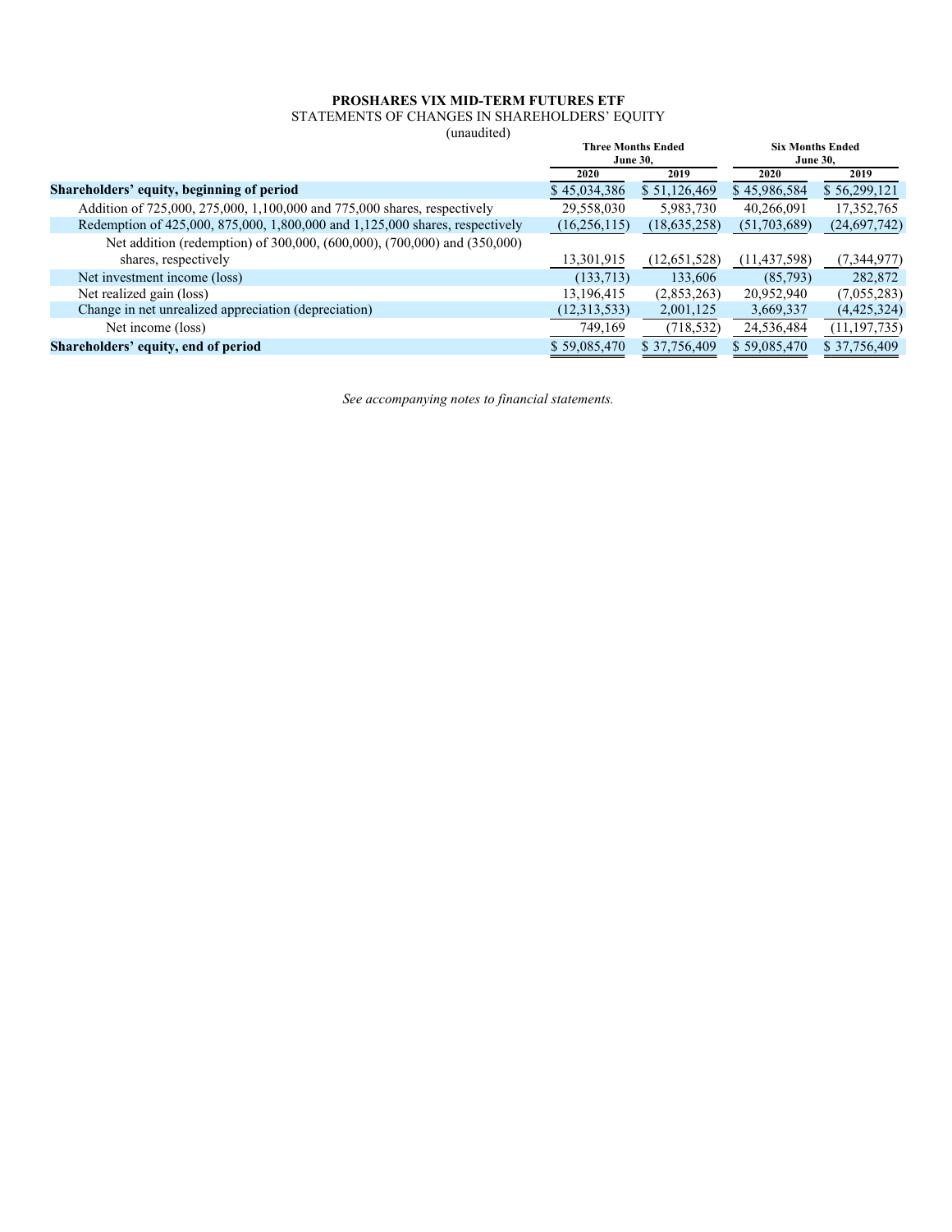**PROSHARES VIX MID-TERM FUTURES ETF**

STATEMENTS OF CHANGES IN SHAREHOLDERS' EQUITY

(unaudited)

| | Three Months Ended June 30, | | Six Months Ended June 30, | |
|---|---|---|---|---|
| | 2020 | 2019 | 2020 | 2019 |
| **Shareholders' equity, beginning of period** | $ 45,034,386 | $ 51,126,469 | $ 45,986,584 | $ 56,299,121 |
| Addition of 725,000, 275,000, 1,100,000 and 775,000 shares, respectively | 29,558,030 | 5,983,730 | 40,266,091 | 17,352,765 |
| Redemption of 425,000, 875,000, 1,800,000 and 1,125,000 shares, respectively | (16,256,115) | (18,635,258) | (51,703,689) | (24,697,742) |
| Net addition (redemption) of 300,000, (600,000), (700,000) and (350,000) shares, respectively | 13,301,915 | (12,651,528) | (11,437,598) | (7,344,977) |
| Net investment income (loss) | (133,713) | 133,606 | (85,793) | 282,872 |
| Net realized gain (loss) | 13,196,415 | (2,853,263) | 20,952,940 | (7,055,283) |
| Change in net unrealized appreciation (depreciation) | (12,313,533) | 2,001,125 | 3,669,337 | (4,425,324) |
| Net income (loss) | 749,169 | (718,532) | 24,536,484 | (11,197,735) |
| **Shareholders' equity, end of period** | $ 59,085,470 | $ 37,756,409 | $ 59,085,470 | $ 37,756,409 |

*See accompanying notes to financial statements.*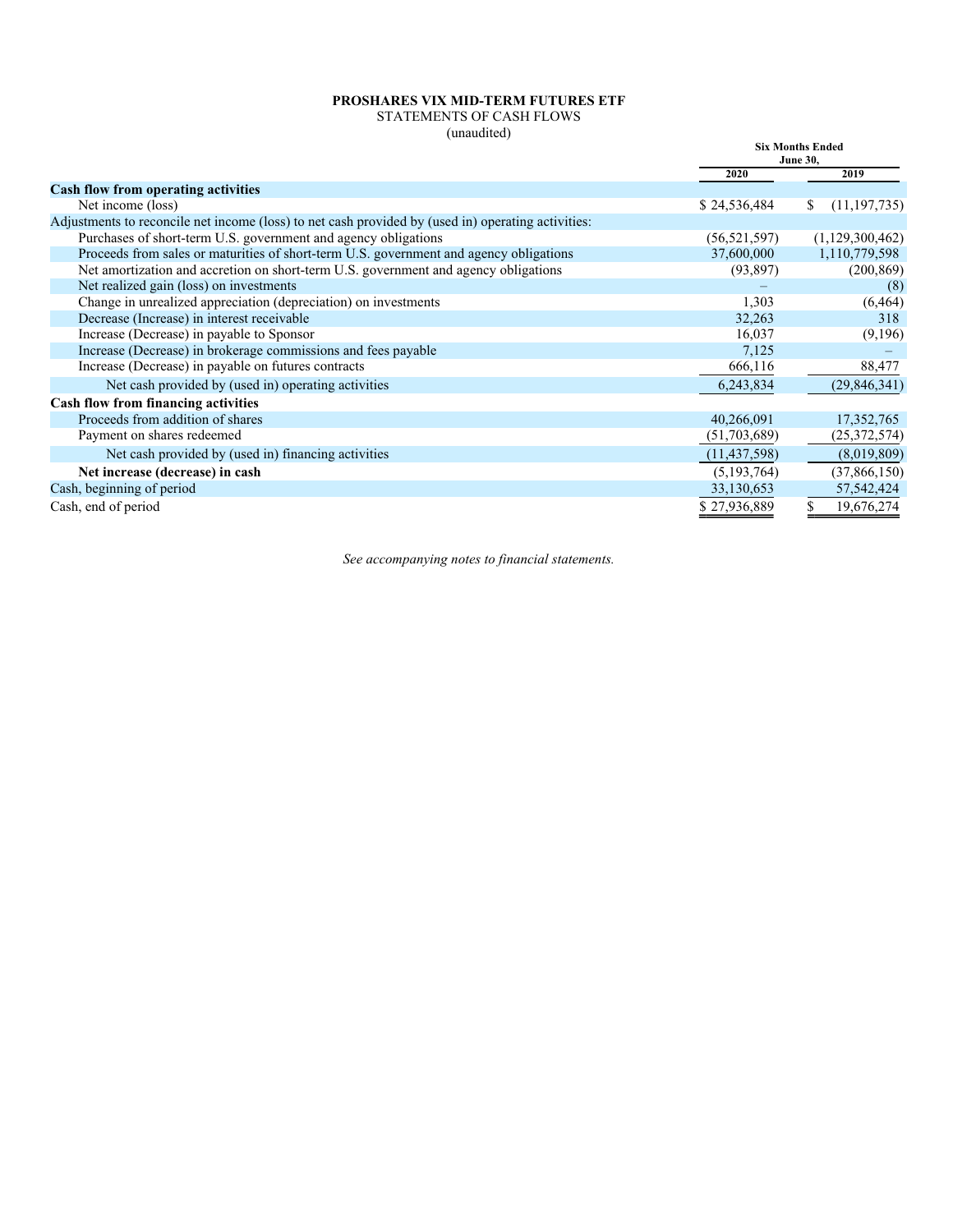**PROSHARES VIX MID-TERM FUTURES ETF**

STATEMENTS OF CASH FLOWS

(unaudited)

| | Six Months Ended June 30, | |
|---|---|---|
| | 2020 | 2019 |
| **Cash flow from operating activities** | | |
| Net income (loss) | $ 24,536,484 | $ (11,197,735) |
| Adjustments to reconcile net income (loss) to net cash provided by (used in) operating activities: | | |
| Purchases of short-term U.S. government and agency obligations | (56,521,597) | (1,129,300,462) |
| Proceeds from sales or maturities of short-term U.S. government and agency obligations | 37,600,000 | 1,110,779,598 |
| Net amortization and accretion on short-term U.S. government and agency obligations | (93,897) | (200,869) |
| Net realized gain (loss) on investments | – | (8) |
| Change in unrealized appreciation (depreciation) on investments | 1,303 | (6,464) |
| Decrease (Increase) in interest receivable | 32,263 | 318 |
| Increase (Decrease) in payable to Sponsor | 16,037 | (9,196) |
| Increase (Decrease) in brokerage commissions and fees payable | 7,125 | – |
| Increase (Decrease) in payable on futures contracts | 666,116 | 88,477 |
| Net cash provided by (used in) operating activities | 6,243,834 | (29,846,341) |
| **Cash flow from financing activities** | | |
| Proceeds from addition of shares | 40,266,091 | 17,352,765 |
| Payment on shares redeemed | (51,703,689) | (25,372,574) |
| Net cash provided by (used in) financing activities | (11,437,598) | (8,019,809) |
| **Net increase (decrease) in cash** | (5,193,764) | (37,866,150) |
| Cash, beginning of period | 33,130,653 | 57,542,424 |
| Cash, end of period | $ 27,936,889 | $ 19,676,274 |

*See accompanying notes to financial statements.*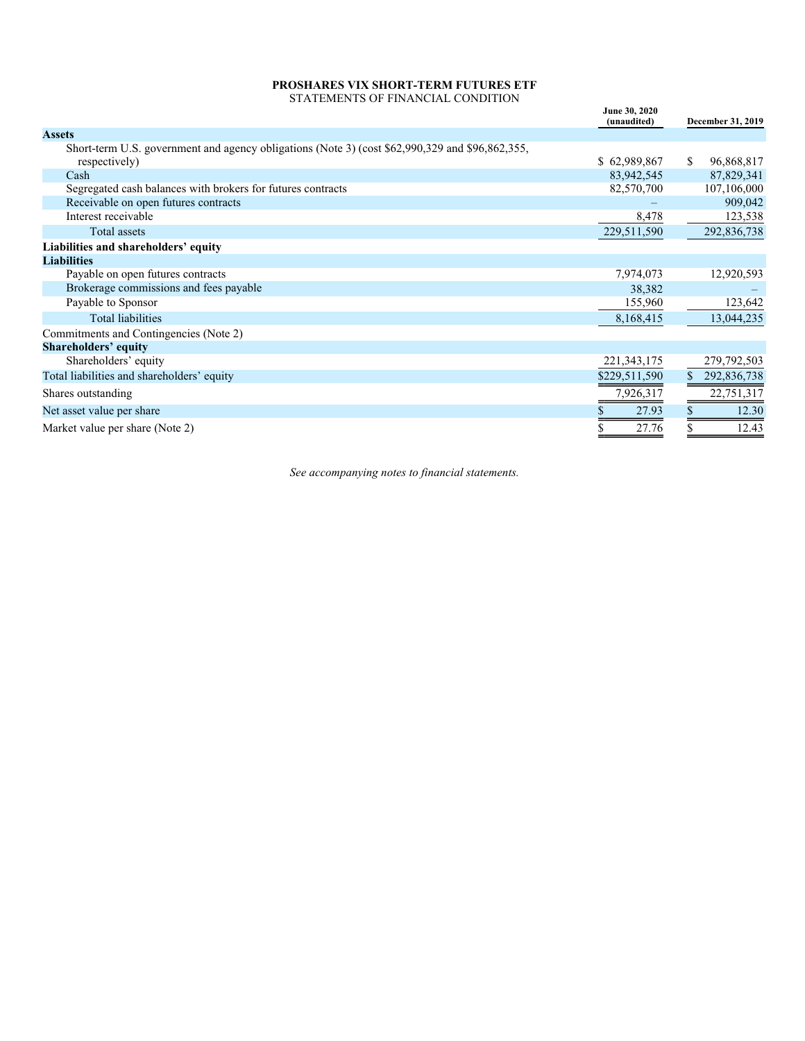**PROSHARES VIX SHORT-TERM FUTURES ETF**
STATEMENTS OF FINANCIAL CONDITION

| | June 30, 2020 (unaudited) | December 31, 2019 |
|---|---|---|
| **Assets** | | |
| Short-term U.S. government and agency obligations (Note 3) (cost $62,990,329 and $96,862,355, respectively) | $ 62,989,867 | $ 96,868,817 |
| Cash | 83,942,545 | 87,829,341 |
| Segregated cash balances with brokers for futures contracts | 82,570,700 | 107,106,000 |
| Receivable on open futures contracts | – | 909,042 |
| Interest receivable | 8,478 | 123,538 |
| Total assets | 229,511,590 | 292,836,738 |
| **Liabilities and shareholders' equity** | | |
| **Liabilities** | | |
| Payable on open futures contracts | 7,974,073 | 12,920,593 |
| Brokerage commissions and fees payable | 38,382 | – |
| Payable to Sponsor | 155,960 | 123,642 |
| Total liabilities | 8,168,415 | 13,044,235 |
| Commitments and Contingencies (Note 2) | | |
| **Shareholders' equity** | | |
| Shareholders' equity | 221,343,175 | 279,792,503 |
| Total liabilities and shareholders' equity | $229,511,590 | $ 292,836,738 |
| Shares outstanding | 7,926,317 | 22,751,317 |
| Net asset value per share | $ 27.93 | $ 12.30 |
| Market value per share (Note 2) | $ 27.76 | $ 12.43 |

*See accompanying notes to financial statements.*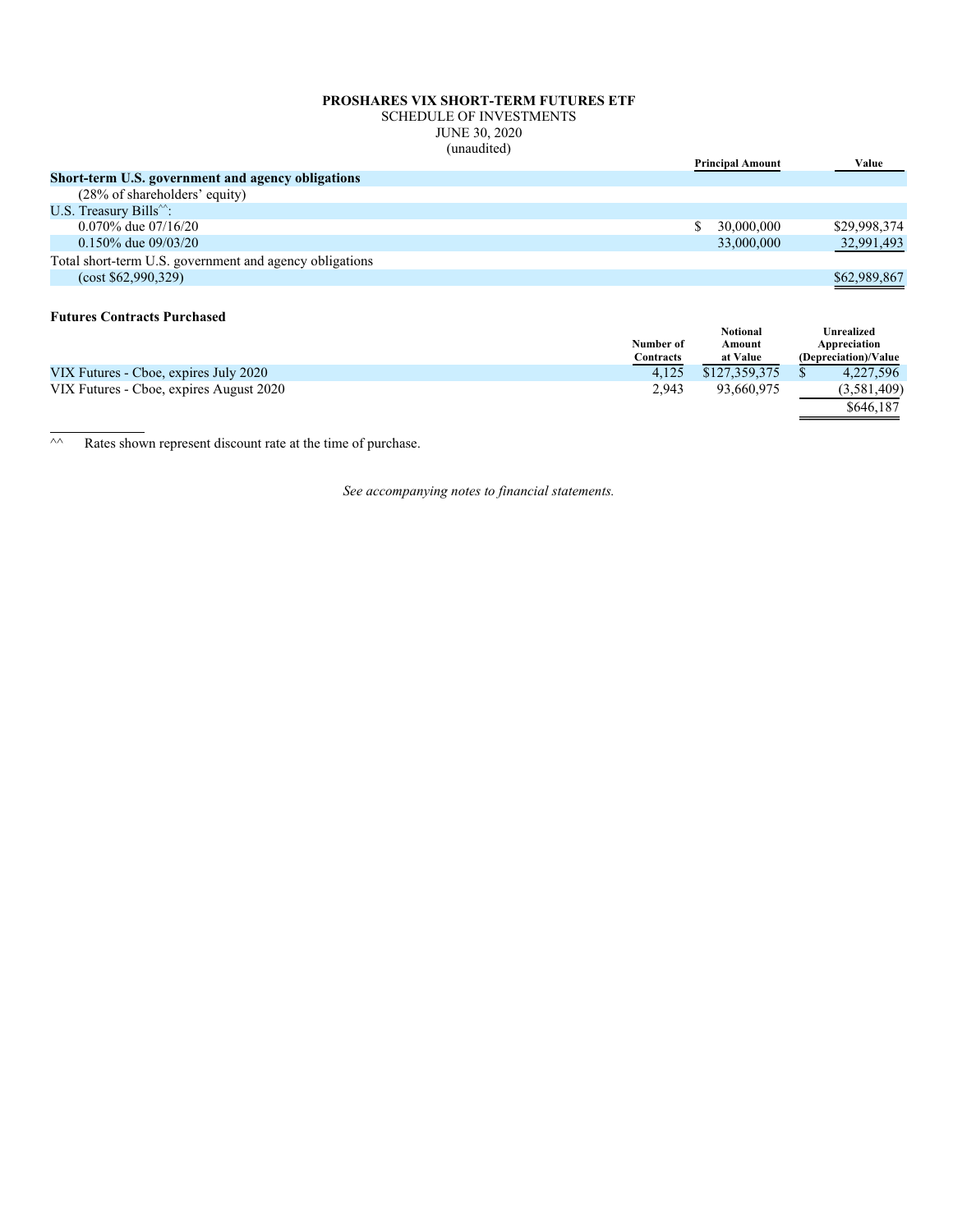**PROSHARES VIX SHORT-TERM FUTURES ETF**

SCHEDULE OF INVESTMENTS

JUNE 30, 2020

(unaudited)

| | Principal Amount | Value |
|---|---|---|
| **Short-term U.S. government and agency obligations** | | |
| (28% of shareholders' equity) | | |
| U.S. Treasury Bills^^: | | |
| 0.070% due 07/16/20 | $ 30,000,000 | $29,998,374 |
| 0.150% due 09/03/20 | 33,000,000 | 32,991,493 |
| Total short-term U.S. government and agency obligations | | |
| (cost $62,990,329) | | $62,989,867 |

**Futures Contracts Purchased**

| | Number of Contracts | Notional Amount at Value | Unrealized Appreciation (Depreciation)/Value |
|---|---|---|---|
| VIX Futures - Cboe, expires July 2020 | 4,125 | $127,359,375 | $ 4,227,596 |
| VIX Futures - Cboe, expires August 2020 | 2,943 | 93,660,975 | (3,581,409) |
| | | | $646,187 |

^^ Rates shown represent discount rate at the time of purchase.

*See accompanying notes to financial statements.*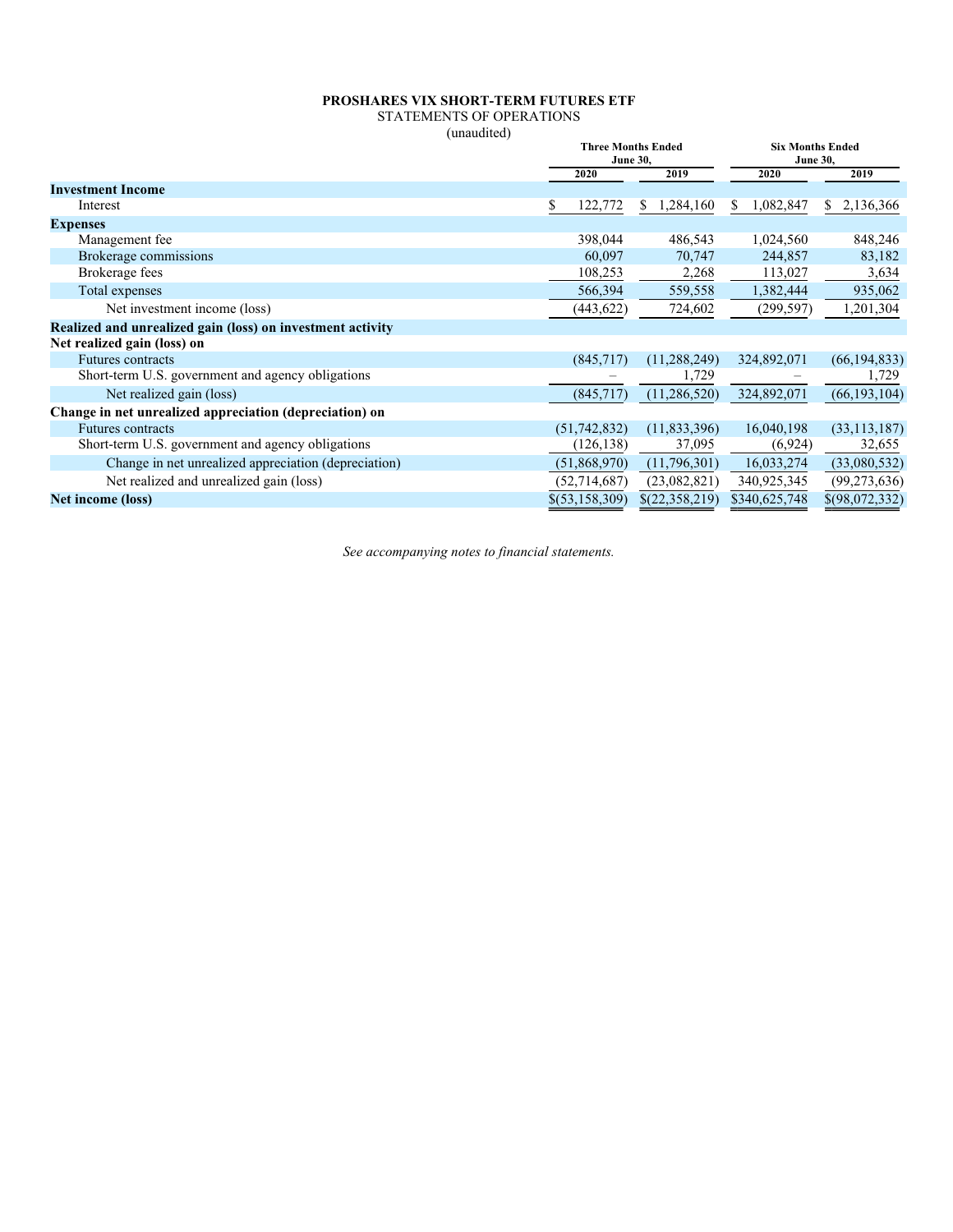**PROSHARES VIX SHORT-TERM FUTURES ETF**
STATEMENTS OF OPERATIONS
(unaudited)

| | Three Months Ended June 30, | | Six Months Ended June 30, | |
|---|---|---|---|---|
| | 2020 | 2019 | 2020 | 2019 |
| **Investment Income** | | | | |
| Interest | $ 122,772 | $ 1,284,160 | $ 1,082,847 | $ 2,136,366 |
| **Expenses** | | | | |
| Management fee | 398,044 | 486,543 | 1,024,560 | 848,246 |
| Brokerage commissions | 60,097 | 70,747 | 244,857 | 83,182 |
| Brokerage fees | 108,253 | 2,268 | 113,027 | 3,634 |
| Total expenses | 566,394 | 559,558 | 1,382,444 | 935,062 |
| Net investment income (loss) | (443,622) | 724,602 | (299,597) | 1,201,304 |
| **Realized and unrealized gain (loss) on investment activity** | | | | |
| **Net realized gain (loss) on** | | | | |
| Futures contracts | (845,717) | (11,288,249) | 324,892,071 | (66,194,833) |
| Short-term U.S. government and agency obligations | – | 1,729 | – | 1,729 |
| Net realized gain (loss) | (845,717) | (11,286,520) | 324,892,071 | (66,193,104) |
| **Change in net unrealized appreciation (depreciation) on** | | | | |
| Futures contracts | (51,742,832) | (11,833,396) | 16,040,198 | (33,113,187) |
| Short-term U.S. government and agency obligations | (126,138) | 37,095 | (6,924) | 32,655 |
| Change in net unrealized appreciation (depreciation) | (51,868,970) | (11,796,301) | 16,033,274 | (33,080,532) |
| Net realized and unrealized gain (loss) | (52,714,687) | (23,082,821) | 340,925,345 | (99,273,636) |
| **Net income (loss)** | $(53,158,309) | $(22,358,219) | $340,625,748 | $(98,072,332) |

*See accompanying notes to financial statements.*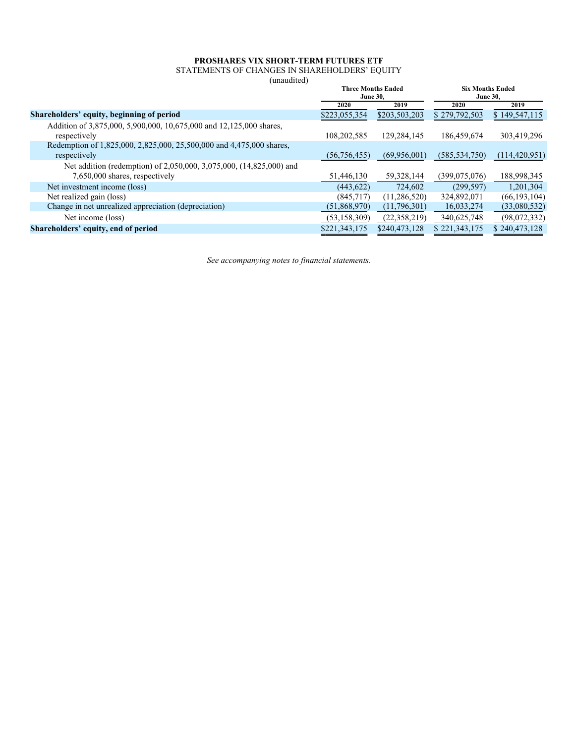**PROSHARES VIX SHORT-TERM FUTURES ETF**

STATEMENTS OF CHANGES IN SHAREHOLDERS' EQUITY

(unaudited)

| | Three Months Ended June 30, | | Six Months Ended June 30, | |
|---|---|---|---|---|
| | 2020 | 2019 | 2020 | 2019 |
| **Shareholders' equity, beginning of period** | $223,055,354 | $203,503,203 | $ 279,792,503 | $ 149,547,115 |
| Addition of 3,875,000, 5,900,000, 10,675,000 and 12,125,000 shares, respectively | 108,202,585 | 129,284,145 | 186,459,674 | 303,419,296 |
| Redemption of 1,825,000, 2,825,000, 25,500,000 and 4,475,000 shares, respectively | (56,756,455) | (69,956,001) | (585,534,750) | (114,420,951) |
| Net addition (redemption) of 2,050,000, 3,075,000, (14,825,000) and 7,650,000 shares, respectively | 51,446,130 | 59,328,144 | (399,075,076) | 188,998,345 |
| Net investment income (loss) | (443,622) | 724,602 | (299,597) | 1,201,304 |
| Net realized gain (loss) | (845,717) | (11,286,520) | 324,892,071 | (66,193,104) |
| Change in net unrealized appreciation (depreciation) | (51,868,970) | (11,796,301) | 16,033,274 | (33,080,532) |
| Net income (loss) | (53,158,309) | (22,358,219) | 340,625,748 | (98,072,332) |
| **Shareholders' equity, end of period** | $221,343,175 | $240,473,128 | $ 221,343,175 | $ 240,473,128 |

*See accompanying notes to financial statements.*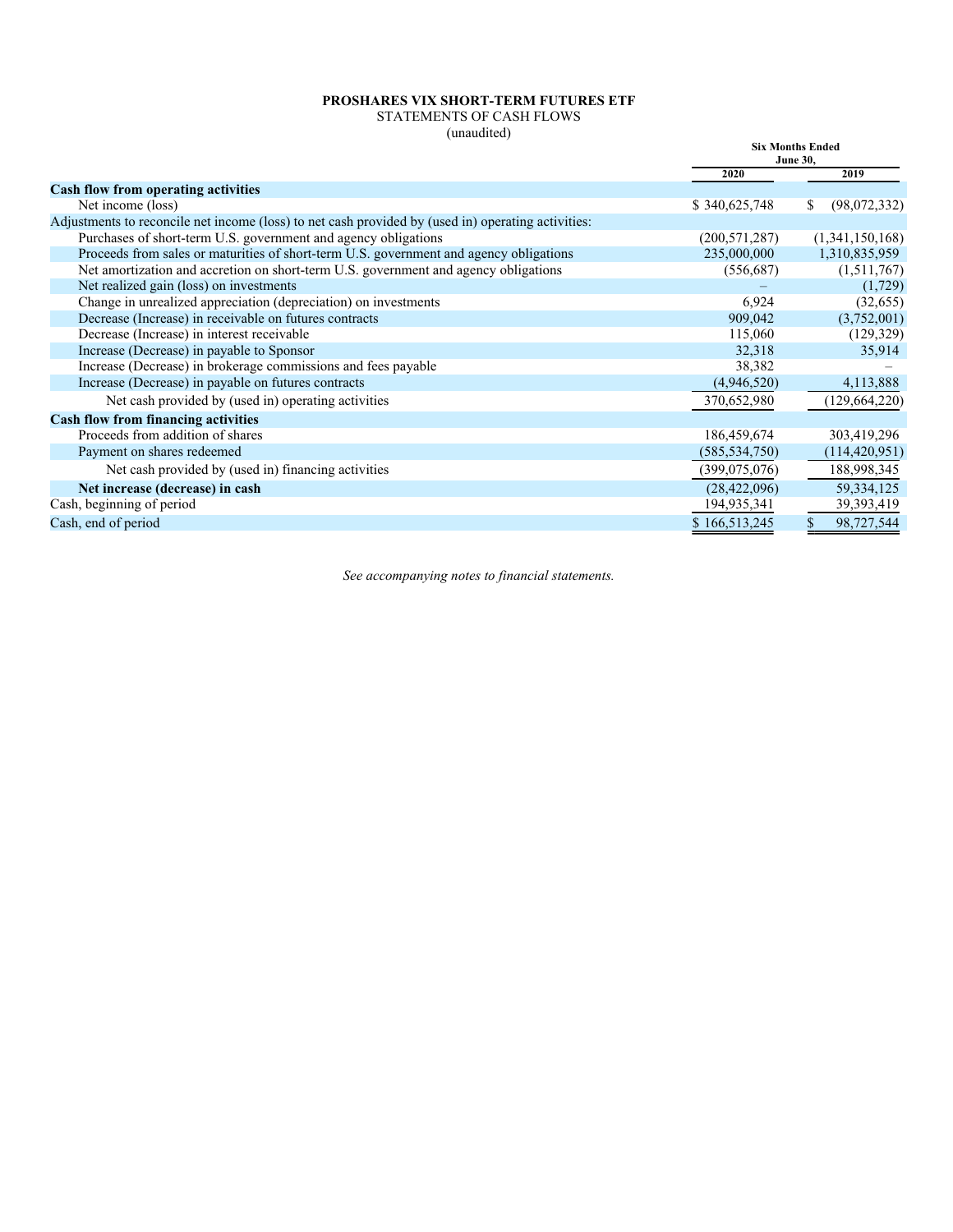**PROSHARES VIX SHORT-TERM FUTURES ETF**

STATEMENTS OF CASH FLOWS

(unaudited)

| | Six Months Ended June 30, | |
|---|---|---|
| | **2020** | **2019** |
| **Cash flow from operating activities** | | |
| Net income (loss) | $ 340,625,748 | $ (98,072,332) |
| Adjustments to reconcile net income (loss) to net cash provided by (used in) operating activities: | | |
| Purchases of short-term U.S. government and agency obligations | (200,571,287) | (1,341,150,168) |
| Proceeds from sales or maturities of short-term U.S. government and agency obligations | 235,000,000 | 1,310,835,959 |
| Net amortization and accretion on short-term U.S. government and agency obligations | (556,687) | (1,511,767) |
| Net realized gain (loss) on investments | – | (1,729) |
| Change in unrealized appreciation (depreciation) on investments | 6,924 | (32,655) |
| Decrease (Increase) in receivable on futures contracts | 909,042 | (3,752,001) |
| Decrease (Increase) in interest receivable | 115,060 | (129,329) |
| Increase (Decrease) in payable to Sponsor | 32,318 | 35,914 |
| Increase (Decrease) in brokerage commissions and fees payable | 38,382 | – |
| Increase (Decrease) in payable on futures contracts | (4,946,520) | 4,113,888 |
| Net cash provided by (used in) operating activities | 370,652,980 | (129,664,220) |
| **Cash flow from financing activities** | | |
| Proceeds from addition of shares | 186,459,674 | 303,419,296 |
| Payment on shares redeemed | (585,534,750) | (114,420,951) |
| Net cash provided by (used in) financing activities | (399,075,076) | 188,998,345 |
| **Net increase (decrease) in cash** | (28,422,096) | 59,334,125 |
| Cash, beginning of period | 194,935,341 | 39,393,419 |
| Cash, end of period | $ 166,513,245 | $ 98,727,544 |

*See accompanying notes to financial statements.*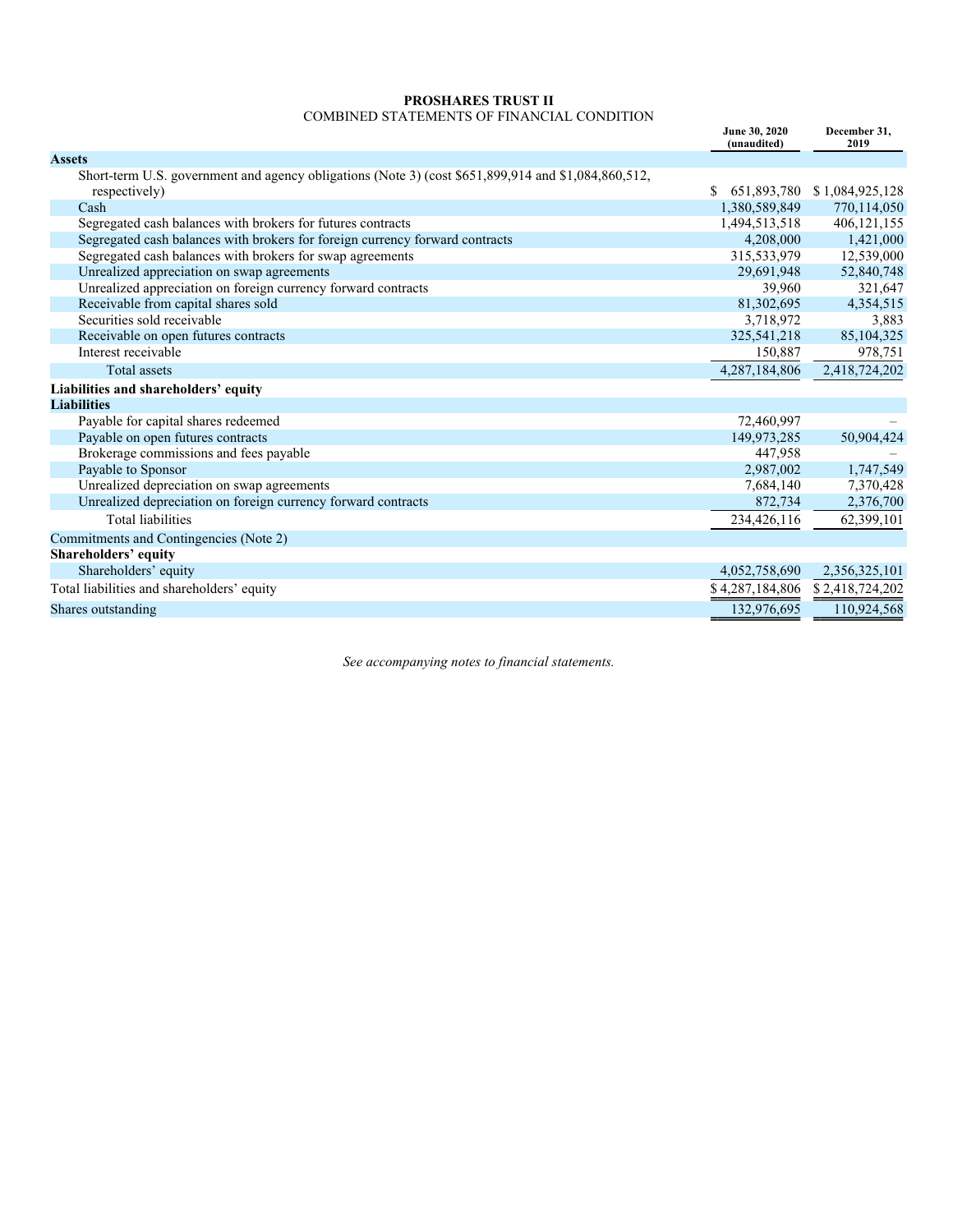**PROSHARES TRUST II**
COMBINED STATEMENTS OF FINANCIAL CONDITION

| | June 30, 2020 (unaudited) | December 31, 2019 |
|---|---|---|
| **Assets** | | |
| Short-term U.S. government and agency obligations (Note 3) (cost $651,899,914 and $1,084,860,512, respectively) | $ 651,893,780 | $ 1,084,925,128 |
| Cash | 1,380,589,849 | 770,114,050 |
| Segregated cash balances with brokers for futures contracts | 1,494,513,518 | 406,121,155 |
| Segregated cash balances with brokers for foreign currency forward contracts | 4,208,000 | 1,421,000 |
| Segregated cash balances with brokers for swap agreements | 315,533,979 | 12,539,000 |
| Unrealized appreciation on swap agreements | 29,691,948 | 52,840,748 |
| Unrealized appreciation on foreign currency forward contracts | 39,960 | 321,647 |
| Receivable from capital shares sold | 81,302,695 | 4,354,515 |
| Securities sold receivable | 3,718,972 | 3,883 |
| Receivable on open futures contracts | 325,541,218 | 85,104,325 |
| Interest receivable | 150,887 | 978,751 |
| Total assets | 4,287,184,806 | 2,418,724,202 |
| **Liabilities and shareholders' equity** | | |
| **Liabilities** | | |
| Payable for capital shares redeemed | 72,460,997 | – |
| Payable on open futures contracts | 149,973,285 | 50,904,424 |
| Brokerage commissions and fees payable | 447,958 | – |
| Payable to Sponsor | 2,987,002 | 1,747,549 |
| Unrealized depreciation on swap agreements | 7,684,140 | 7,370,428 |
| Unrealized depreciation on foreign currency forward contracts | 872,734 | 2,376,700 |
| Total liabilities | 234,426,116 | 62,399,101 |
| Commitments and Contingencies (Note 2) | | |
| **Shareholders' equity** | | |
| Shareholders' equity | 4,052,758,690 | 2,356,325,101 |
| Total liabilities and shareholders' equity | $ 4,287,184,806 | $ 2,418,724,202 |
| Shares outstanding | 132,976,695 | 110,924,568 |

*See accompanying notes to financial statements.*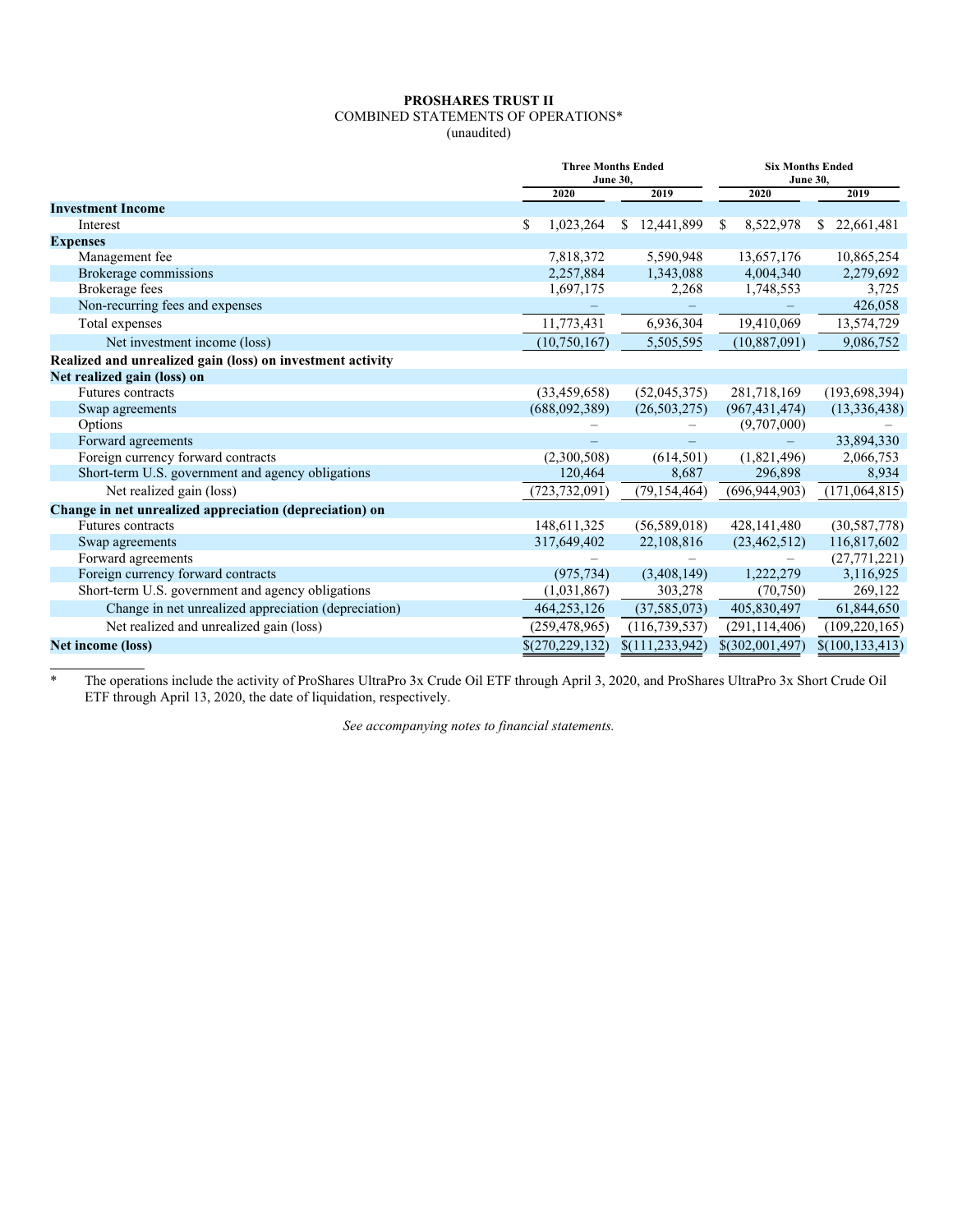**PROSHARES TRUST II**
COMBINED STATEMENTS OF OPERATIONS*
(unaudited)

| | Three Months Ended June 30, | | Six Months Ended June 30, | |
|---|---|---|---|---|
| | 2020 | 2019 | 2020 | 2019 |
| **Investment Income** | | | | |
| Interest | $ 1,023,264 | $ 12,441,899 | $ 8,522,978 | $ 22,661,481 |
| **Expenses** | | | | |
| Management fee | 7,818,372 | 5,590,948 | 13,657,176 | 10,865,254 |
| Brokerage commissions | 2,257,884 | 1,343,088 | 4,004,340 | 2,279,692 |
| Brokerage fees | 1,697,175 | 2,268 | 1,748,553 | 3,725 |
| Non-recurring fees and expenses | – | – | – | 426,058 |
| Total expenses | 11,773,431 | 6,936,304 | 19,410,069 | 13,574,729 |
| Net investment income (loss) | (10,750,167) | 5,505,595 | (10,887,091) | 9,086,752 |
| **Realized and unrealized gain (loss) on investment activity** | | | | |
| **Net realized gain (loss) on** | | | | |
| Futures contracts | (33,459,658) | (52,045,375) | 281,718,169 | (193,698,394) |
| Swap agreements | (688,092,389) | (26,503,275) | (967,431,474) | (13,336,438) |
| Options | – | – | (9,707,000) | – |
| Forward agreements | – | – | – | 33,894,330 |
| Foreign currency forward contracts | (2,300,508) | (614,501) | (1,821,496) | 2,066,753 |
| Short-term U.S. government and agency obligations | 120,464 | 8,687 | 296,898 | 8,934 |
| Net realized gain (loss) | (723,732,091) | (79,154,464) | (696,944,903) | (171,064,815) |
| **Change in net unrealized appreciation (depreciation) on** | | | | |
| Futures contracts | 148,611,325 | (56,589,018) | 428,141,480 | (30,587,778) |
| Swap agreements | 317,649,402 | 22,108,816 | (23,462,512) | 116,817,602 |
| Forward agreements | – | – | – | (27,771,221) |
| Foreign currency forward contracts | (975,734) | (3,408,149) | 1,222,279 | 3,116,925 |
| Short-term U.S. government and agency obligations | (1,031,867) | 303,278 | (70,750) | 269,122 |
| Change in net unrealized appreciation (depreciation) | 464,253,126 | (37,585,073) | 405,830,497 | 61,844,650 |
| Net realized and unrealized gain (loss) | (259,478,965) | (116,739,537) | (291,114,406) | (109,220,165) |
| **Net income (loss)** | $(270,229,132) | $(111,233,942) | $(302,001,497) | $(100,133,413) |

\* The operations include the activity of ProShares UltraPro 3x Crude Oil ETF through April 3, 2020, and ProShares UltraPro 3x Short Crude Oil ETF through April 13, 2020, the date of liquidation, respectively.

*See accompanying notes to financial statements.*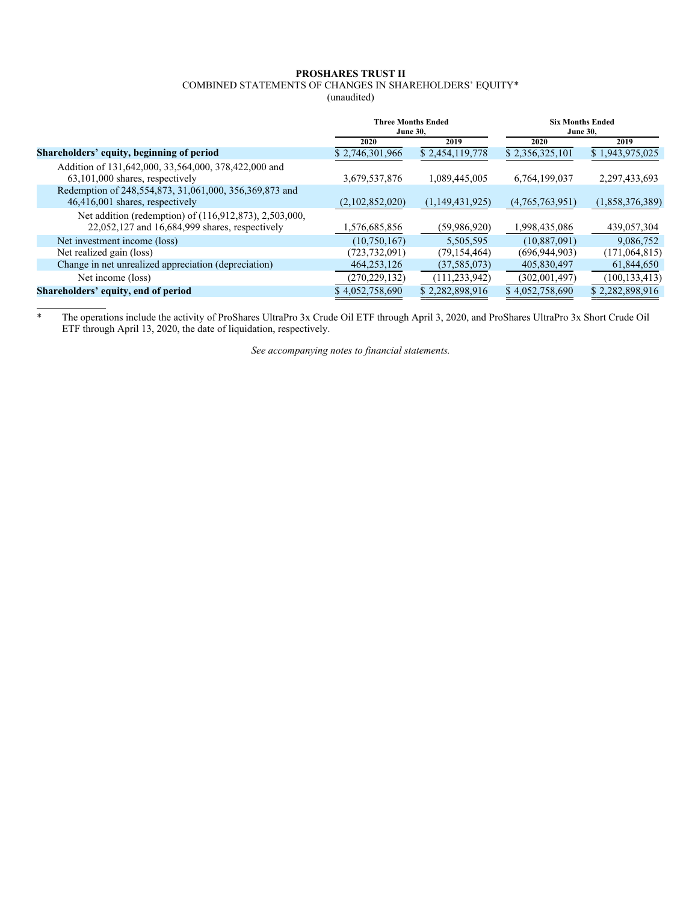**PROSHARES TRUST II**

COMBINED STATEMENTS OF CHANGES IN SHAREHOLDERS' EQUITY*

(unaudited)

| | Three Months Ended June 30, | | Six Months Ended June 30, | |
|---|---|---|---|---|
| | 2020 | 2019 | 2020 | 2019 |
| **Shareholders' equity, beginning of period** | $ 2,746,301,966 | $ 2,454,119,778 | $ 2,356,325,101 | $ 1,943,975,025 |
| Addition of 131,642,000, 33,564,000, 378,422,000 and 63,101,000 shares, respectively | 3,679,537,876 | 1,089,445,005 | 6,764,199,037 | 2,297,433,693 |
| Redemption of 248,554,873, 31,061,000, 356,369,873 and 46,416,001 shares, respectively | (2,102,852,020) | (1,149,431,925) | (4,765,763,951) | (1,858,376,389) |
| Net addition (redemption) of (116,912,873), 2,503,000, 22,052,127 and 16,684,999 shares, respectively | 1,576,685,856 | (59,986,920) | 1,998,435,086 | 439,057,304 |
| Net investment income (loss) | (10,750,167) | 5,505,595 | (10,887,091) | 9,086,752 |
| Net realized gain (loss) | (723,732,091) | (79,154,464) | (696,944,903) | (171,064,815) |
| Change in net unrealized appreciation (depreciation) | 464,253,126 | (37,585,073) | 405,830,497 | 61,844,650 |
| Net income (loss) | (270,229,132) | (111,233,942) | (302,001,497) | (100,133,413) |
| **Shareholders' equity, end of period** | $ 4,052,758,690 | $ 2,282,898,916 | $ 4,052,758,690 | $ 2,282,898,916 |

\* The operations include the activity of ProShares UltraPro 3x Crude Oil ETF through April 3, 2020, and ProShares UltraPro 3x Short Crude Oil ETF through April 13, 2020, the date of liquidation, respectively.

*See accompanying notes to financial statements.*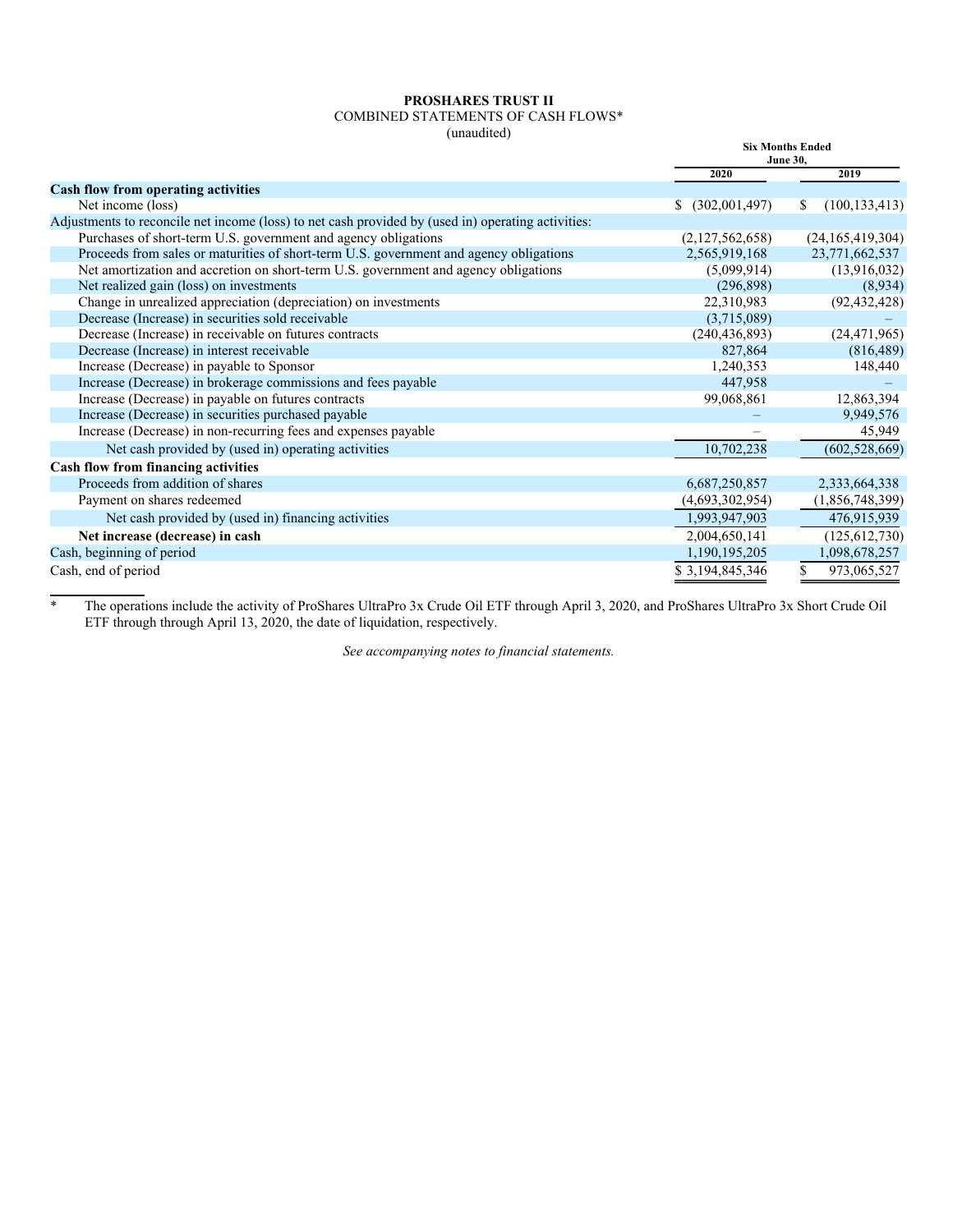**PROSHARES TRUST II**
COMBINED STATEMENTS OF CASH FLOWS*
(unaudited)

| | Six Months Ended June 30, | |
|---|---|---|
| | 2020 | 2019 |
| **Cash flow from operating activities** | | |
| Net income (loss) | $ (302,001,497) | $ (100,133,413) |
| Adjustments to reconcile net income (loss) to net cash provided by (used in) operating activities: | | |
| Purchases of short-term U.S. government and agency obligations | (2,127,562,658) | (24,165,419,304) |
| Proceeds from sales or maturities of short-term U.S. government and agency obligations | 2,565,919,168 | 23,771,662,537 |
| Net amortization and accretion on short-term U.S. government and agency obligations | (5,099,914) | (13,916,032) |
| Net realized gain (loss) on investments | (296,898) | (8,934) |
| Change in unrealized appreciation (depreciation) on investments | 22,310,983 | (92,432,428) |
| Decrease (Increase) in securities sold receivable | (3,715,089) | – |
| Decrease (Increase) in receivable on futures contracts | (240,436,893) | (24,471,965) |
| Decrease (Increase) in interest receivable | 827,864 | (816,489) |
| Increase (Decrease) in payable to Sponsor | 1,240,353 | 148,440 |
| Increase (Decrease) in brokerage commissions and fees payable | 447,958 | – |
| Increase (Decrease) in payable on futures contracts | 99,068,861 | 12,863,394 |
| Increase (Decrease) in securities purchased payable | – | 9,949,576 |
| Increase (Decrease) in non-recurring fees and expenses payable | – | 45,949 |
| Net cash provided by (used in) operating activities | 10,702,238 | (602,528,669) |
| **Cash flow from financing activities** | | |
| Proceeds from addition of shares | 6,687,250,857 | 2,333,664,338 |
| Payment on shares redeemed | (4,693,302,954) | (1,856,748,399) |
| Net cash provided by (used in) financing activities | 1,993,947,903 | 476,915,939 |
| **Net increase (decrease) in cash** | 2,004,650,141 | (125,612,730) |
| Cash, beginning of period | 1,190,195,205 | 1,098,678,257 |
| Cash, end of period | $ 3,194,845,346 | $ 973,065,527 |

\* The operations include the activity of ProShares UltraPro 3x Crude Oil ETF through April 3, 2020, and ProShares UltraPro 3x Short Crude Oil ETF through through April 13, 2020, the date of liquidation, respectively.

*See accompanying notes to financial statements.*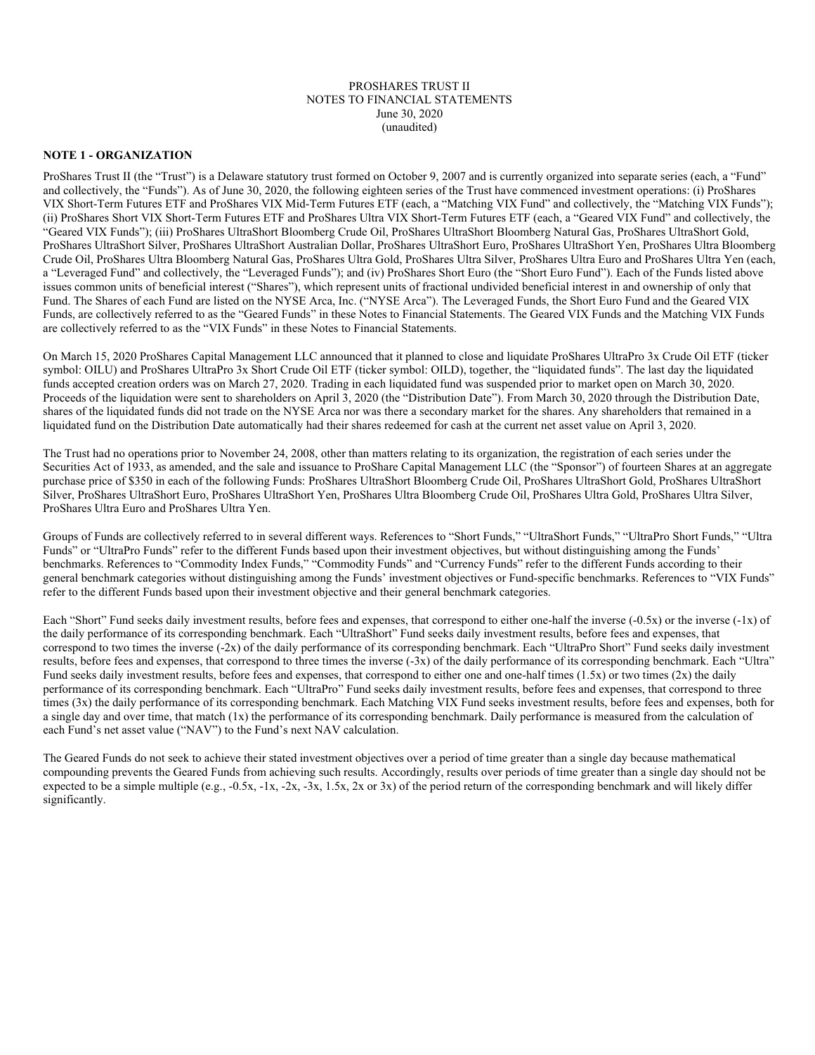PROSHARES TRUST II
NOTES TO FINANCIAL STATEMENTS
June 30, 2020
(unaudited)

**NOTE 1 - ORGANIZATION**

ProShares Trust II (the "Trust") is a Delaware statutory trust formed on October 9, 2007 and is currently organized into separate series (each, a "Fund" and collectively, the "Funds"). As of June 30, 2020, the following eighteen series of the Trust have commenced investment operations: (i) ProShares VIX Short-Term Futures ETF and ProShares VIX Mid-Term Futures ETF (each, a "Matching VIX Fund" and collectively, the "Matching VIX Funds"); (ii) ProShares Short VIX Short-Term Futures ETF and ProShares Ultra VIX Short-Term Futures ETF (each, a "Geared VIX Fund" and collectively, the "Geared VIX Funds"); (iii) ProShares UltraShort Bloomberg Crude Oil, ProShares UltraShort Bloomberg Natural Gas, ProShares UltraShort Gold, ProShares UltraShort Silver, ProShares UltraShort Australian Dollar, ProShares UltraShort Euro, ProShares UltraShort Yen, ProShares Ultra Bloomberg Crude Oil, ProShares Ultra Bloomberg Natural Gas, ProShares Ultra Gold, ProShares Ultra Silver, ProShares Ultra Euro and ProShares Ultra Yen (each, a "Leveraged Fund" and collectively, the "Leveraged Funds"); and (iv) ProShares Short Euro (the "Short Euro Fund"). Each of the Funds listed above issues common units of beneficial interest ("Shares"), which represent units of fractional undivided beneficial interest in and ownership of only that Fund. The Shares of each Fund are listed on the NYSE Arca, Inc. ("NYSE Arca"). The Leveraged Funds, the Short Euro Fund and the Geared VIX Funds, are collectively referred to as the "Geared Funds" in these Notes to Financial Statements. The Geared VIX Funds and the Matching VIX Funds are collectively referred to as the "VIX Funds" in these Notes to Financial Statements.

On March 15, 2020 ProShares Capital Management LLC announced that it planned to close and liquidate ProShares UltraPro 3x Crude Oil ETF (ticker symbol: OILU) and ProShares UltraPro 3x Short Crude Oil ETF (ticker symbol: OILD), together, the "liquidated funds". The last day the liquidated funds accepted creation orders was on March 27, 2020. Trading in each liquidated fund was suspended prior to market open on March 30, 2020. Proceeds of the liquidation were sent to shareholders on April 3, 2020 (the "Distribution Date"). From March 30, 2020 through the Distribution Date, shares of the liquidated funds did not trade on the NYSE Arca nor was there a secondary market for the shares. Any shareholders that remained in a liquidated fund on the Distribution Date automatically had their shares redeemed for cash at the current net asset value on April 3, 2020.

The Trust had no operations prior to November 24, 2008, other than matters relating to its organization, the registration of each series under the Securities Act of 1933, as amended, and the sale and issuance to ProShare Capital Management LLC (the "Sponsor") of fourteen Shares at an aggregate purchase price of $350 in each of the following Funds: ProShares UltraShort Bloomberg Crude Oil, ProShares UltraShort Gold, ProShares UltraShort Silver, ProShares UltraShort Euro, ProShares UltraShort Yen, ProShares Ultra Bloomberg Crude Oil, ProShares Ultra Gold, ProShares Ultra Silver, ProShares Ultra Euro and ProShares Ultra Yen.

Groups of Funds are collectively referred to in several different ways. References to "Short Funds," "UltraShort Funds," "UltraPro Short Funds," "Ultra Funds" or "UltraPro Funds" refer to the different Funds based upon their investment objectives, but without distinguishing among the Funds' benchmarks. References to "Commodity Index Funds," "Commodity Funds" and "Currency Funds" refer to the different Funds according to their general benchmark categories without distinguishing among the Funds' investment objectives or Fund-specific benchmarks. References to "VIX Funds" refer to the different Funds based upon their investment objective and their general benchmark categories.

Each "Short" Fund seeks daily investment results, before fees and expenses, that correspond to either one-half the inverse (-0.5x) or the inverse (-1x) of the daily performance of its corresponding benchmark. Each "UltraShort" Fund seeks daily investment results, before fees and expenses, that correspond to two times the inverse (-2x) of the daily performance of its corresponding benchmark. Each "UltraPro Short" Fund seeks daily investment results, before fees and expenses, that correspond to three times the inverse (-3x) of the daily performance of its corresponding benchmark. Each "Ultra" Fund seeks daily investment results, before fees and expenses, that correspond to either one and one-half times (1.5x) or two times (2x) the daily performance of its corresponding benchmark. Each "UltraPro" Fund seeks daily investment results, before fees and expenses, that correspond to three times (3x) the daily performance of its corresponding benchmark. Each Matching VIX Fund seeks investment results, before fees and expenses, both for a single day and over time, that match (1x) the performance of its corresponding benchmark. Daily performance is measured from the calculation of each Fund's net asset value ("NAV") to the Fund's next NAV calculation.

The Geared Funds do not seek to achieve their stated investment objectives over a period of time greater than a single day because mathematical compounding prevents the Geared Funds from achieving such results. Accordingly, results over periods of time greater than a single day should not be expected to be a simple multiple (e.g., -0.5x, -1x, -2x, -3x, 1.5x, 2x or 3x) of the period return of the corresponding benchmark and will likely differ significantly.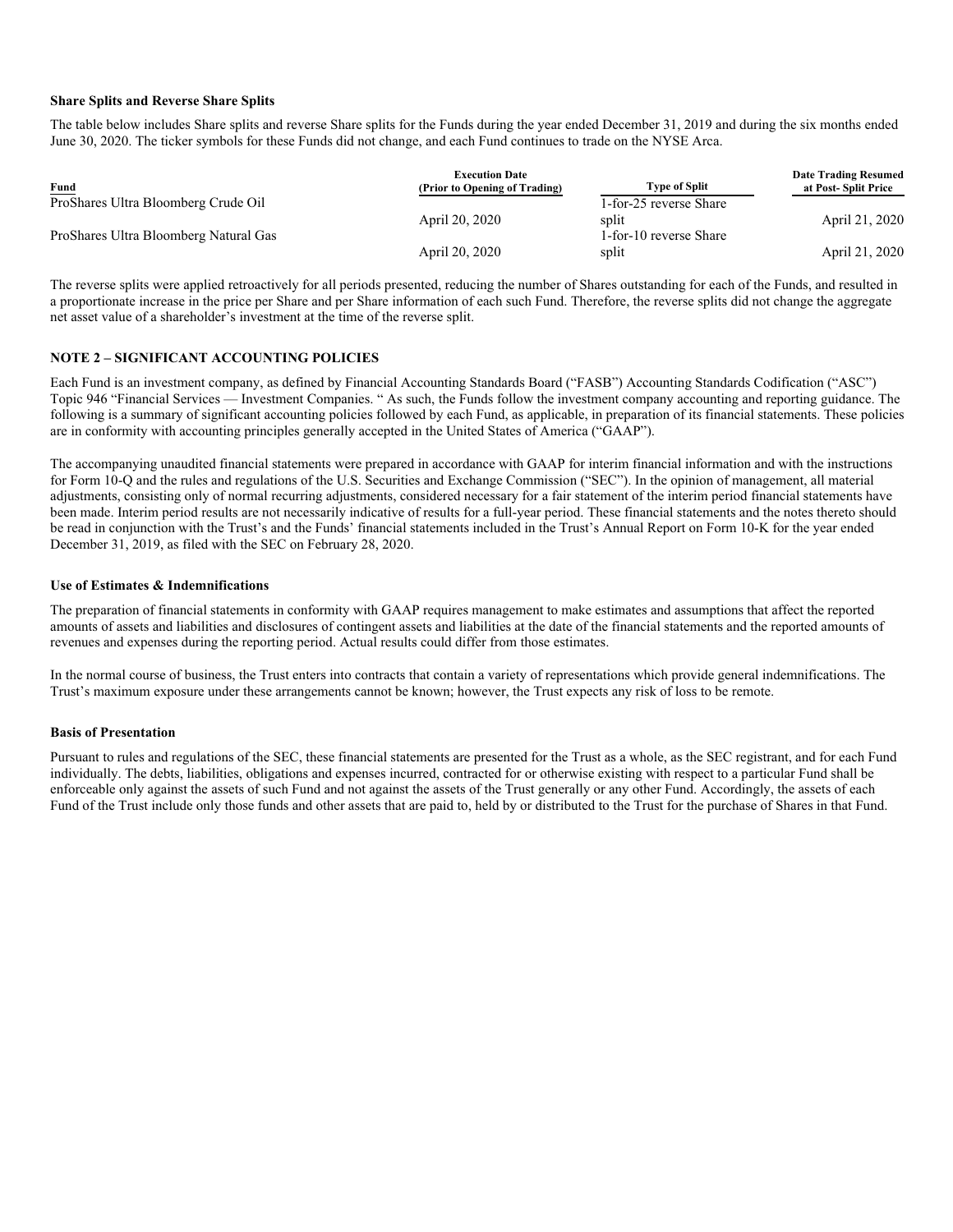**Share Splits and Reverse Share Splits**

The table below includes Share splits and reverse Share splits for the Funds during the year ended December 31, 2019 and during the six months ended June 30, 2020. The ticker symbols for these Funds did not change, and each Fund continues to trade on the NYSE Arca.

| Fund | Execution Date (Prior to Opening of Trading) | Type of Split | Date Trading Resumed at Post- Split Price |
|---|---|---|---|
| ProShares Ultra Bloomberg Crude Oil | April 20, 2020 | 1-for-25 reverse Share split | April 21, 2020 |
| ProShares Ultra Bloomberg Natural Gas | April 20, 2020 | 1-for-10 reverse Share split | April 21, 2020 |

The reverse splits were applied retroactively for all periods presented, reducing the number of Shares outstanding for each of the Funds, and resulted in a proportionate increase in the price per Share and per Share information of each such Fund. Therefore, the reverse splits did not change the aggregate net asset value of a shareholder's investment at the time of the reverse split.

## NOTE 2 – SIGNIFICANT ACCOUNTING POLICIES

Each Fund is an investment company, as defined by Financial Accounting Standards Board ("FASB") Accounting Standards Codification ("ASC") Topic 946 "Financial Services — Investment Companies. " As such, the Funds follow the investment company accounting and reporting guidance. The following is a summary of significant accounting policies followed by each Fund, as applicable, in preparation of its financial statements. These policies are in conformity with accounting principles generally accepted in the United States of America ("GAAP").

The accompanying unaudited financial statements were prepared in accordance with GAAP for interim financial information and with the instructions for Form 10-Q and the rules and regulations of the U.S. Securities and Exchange Commission ("SEC"). In the opinion of management, all material adjustments, consisting only of normal recurring adjustments, considered necessary for a fair statement of the interim period financial statements have been made. Interim period results are not necessarily indicative of results for a full-year period. These financial statements and the notes thereto should be read in conjunction with the Trust's and the Funds' financial statements included in the Trust's Annual Report on Form 10-K for the year ended December 31, 2019, as filed with the SEC on February 28, 2020.

**Use of Estimates & Indemnifications**

The preparation of financial statements in conformity with GAAP requires management to make estimates and assumptions that affect the reported amounts of assets and liabilities and disclosures of contingent assets and liabilities at the date of the financial statements and the reported amounts of revenues and expenses during the reporting period. Actual results could differ from those estimates.

In the normal course of business, the Trust enters into contracts that contain a variety of representations which provide general indemnifications. The Trust's maximum exposure under these arrangements cannot be known; however, the Trust expects any risk of loss to be remote.

**Basis of Presentation**

Pursuant to rules and regulations of the SEC, these financial statements are presented for the Trust as a whole, as the SEC registrant, and for each Fund individually. The debts, liabilities, obligations and expenses incurred, contracted for or otherwise existing with respect to a particular Fund shall be enforceable only against the assets of such Fund and not against the assets of the Trust generally or any other Fund. Accordingly, the assets of each Fund of the Trust include only those funds and other assets that are paid to, held by or distributed to the Trust for the purchase of Shares in that Fund.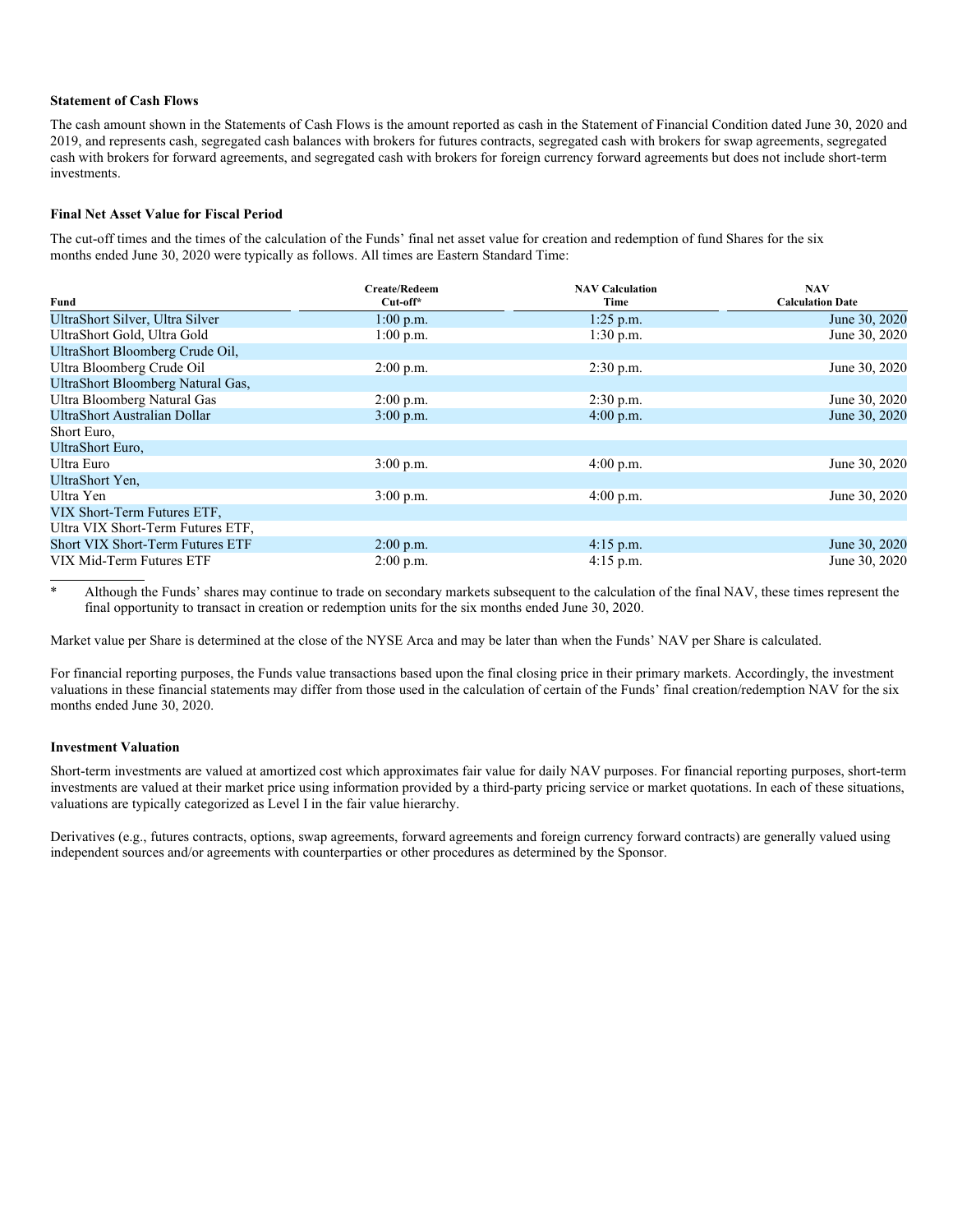**Statement of Cash Flows**

The cash amount shown in the Statements of Cash Flows is the amount reported as cash in the Statement of Financial Condition dated June 30, 2020 and 2019, and represents cash, segregated cash balances with brokers for futures contracts, segregated cash with brokers for swap agreements, segregated cash with brokers for forward agreements, and segregated cash with brokers for foreign currency forward agreements but does not include short-term investments.

**Final Net Asset Value for Fiscal Period**

The cut-off times and the times of the calculation of the Funds' final net asset value for creation and redemption of fund Shares for the six months ended June 30, 2020 were typically as follows. All times are Eastern Standard Time:

| Fund | Create/Redeem Cut-off* | NAV Calculation Time | NAV Calculation Date |
|---|---|---|---|
| UltraShort Silver, Ultra Silver | 1:00 p.m. | 1:25 p.m. | June 30, 2020 |
| UltraShort Gold, Ultra Gold | 1:00 p.m. | 1:30 p.m. | June 30, 2020 |
| UltraShort Bloomberg Crude Oil, Ultra Bloomberg Crude Oil | 2:00 p.m. | 2:30 p.m. | June 30, 2020 |
| UltraShort Bloomberg Natural Gas, Ultra Bloomberg Natural Gas | 2:00 p.m. | 2:30 p.m. | June 30, 2020 |
| UltraShort Australian Dollar | 3:00 p.m. | 4:00 p.m. | June 30, 2020 |
| Short Euro, UltraShort Euro, Ultra Euro | 3:00 p.m. | 4:00 p.m. | June 30, 2020 |
| UltraShort Yen, Ultra Yen | 3:00 p.m. | 4:00 p.m. | June 30, 2020 |
| VIX Short-Term Futures ETF, Ultra VIX Short-Term Futures ETF, Short VIX Short-Term Futures ETF | 2:00 p.m. | 4:15 p.m. | June 30, 2020 |
| VIX Mid-Term Futures ETF | 2:00 p.m. | 4:15 p.m. | June 30, 2020 |

\* Although the Funds' shares may continue to trade on secondary markets subsequent to the calculation of the final NAV, these times represent the final opportunity to transact in creation or redemption units for the six months ended June 30, 2020.

Market value per Share is determined at the close of the NYSE Arca and may be later than when the Funds' NAV per Share is calculated.

For financial reporting purposes, the Funds value transactions based upon the final closing price in their primary markets. Accordingly, the investment valuations in these financial statements may differ from those used in the calculation of certain of the Funds' final creation/redemption NAV for the six months ended June 30, 2020.

**Investment Valuation**

Short-term investments are valued at amortized cost which approximates fair value for daily NAV purposes. For financial reporting purposes, short-term investments are valued at their market price using information provided by a third-party pricing service or market quotations. In each of these situations, valuations are typically categorized as Level I in the fair value hierarchy.

Derivatives (e.g., futures contracts, options, swap agreements, forward agreements and foreign currency forward contracts) are generally valued using independent sources and/or agreements with counterparties or other procedures as determined by the Sponsor.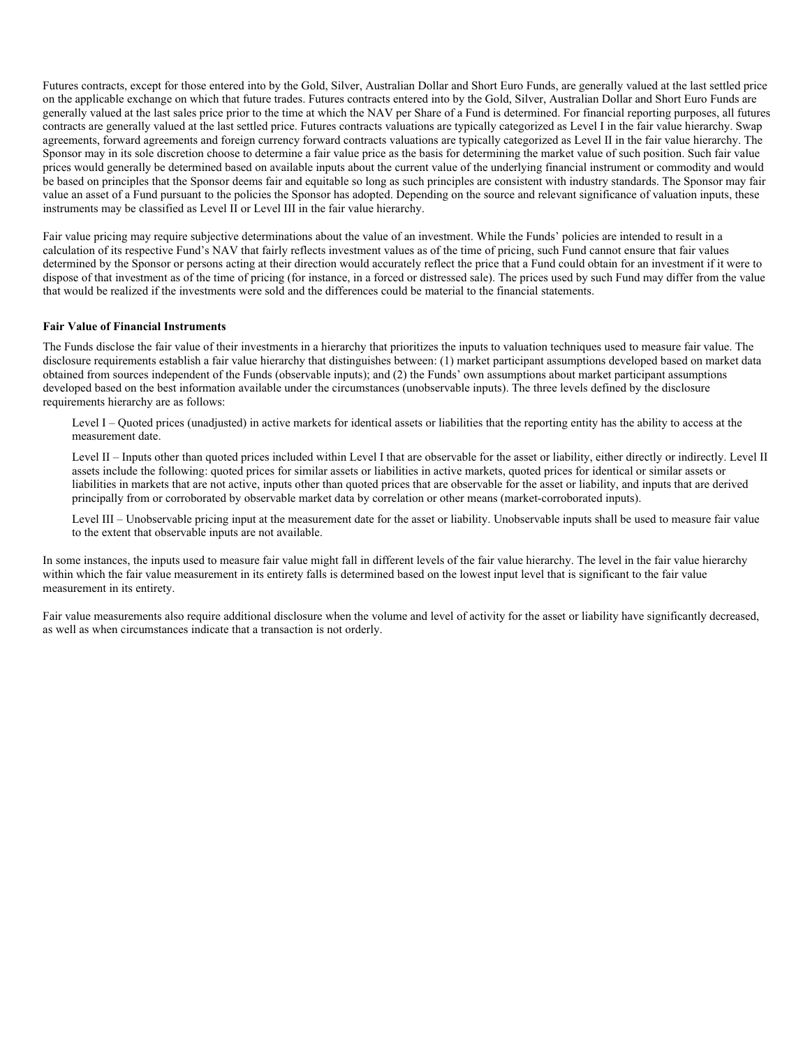Futures contracts, except for those entered into by the Gold, Silver, Australian Dollar and Short Euro Funds, are generally valued at the last settled price on the applicable exchange on which that future trades. Futures contracts entered into by the Gold, Silver, Australian Dollar and Short Euro Funds are generally valued at the last sales price prior to the time at which the NAV per Share of a Fund is determined. For financial reporting purposes, all futures contracts are generally valued at the last settled price. Futures contracts valuations are typically categorized as Level I in the fair value hierarchy. Swap agreements, forward agreements and foreign currency forward contracts valuations are typically categorized as Level II in the fair value hierarchy. The Sponsor may in its sole discretion choose to determine a fair value price as the basis for determining the market value of such position. Such fair value prices would generally be determined based on available inputs about the current value of the underlying financial instrument or commodity and would be based on principles that the Sponsor deems fair and equitable so long as such principles are consistent with industry standards. The Sponsor may fair value an asset of a Fund pursuant to the policies the Sponsor has adopted. Depending on the source and relevant significance of valuation inputs, these instruments may be classified as Level II or Level III in the fair value hierarchy.

Fair value pricing may require subjective determinations about the value of an investment. While the Funds' policies are intended to result in a calculation of its respective Fund's NAV that fairly reflects investment values as of the time of pricing, such Fund cannot ensure that fair values determined by the Sponsor or persons acting at their direction would accurately reflect the price that a Fund could obtain for an investment if it were to dispose of that investment as of the time of pricing (for instance, in a forced or distressed sale). The prices used by such Fund may differ from the value that would be realized if the investments were sold and the differences could be material to the financial statements.

**Fair Value of Financial Instruments**

The Funds disclose the fair value of their investments in a hierarchy that prioritizes the inputs to valuation techniques used to measure fair value. The disclosure requirements establish a fair value hierarchy that distinguishes between: (1) market participant assumptions developed based on market data obtained from sources independent of the Funds (observable inputs); and (2) the Funds' own assumptions about market participant assumptions developed based on the best information available under the circumstances (unobservable inputs). The three levels defined by the disclosure requirements hierarchy are as follows:

Level I – Quoted prices (unadjusted) in active markets for identical assets or liabilities that the reporting entity has the ability to access at the measurement date.

Level II – Inputs other than quoted prices included within Level I that are observable for the asset or liability, either directly or indirectly. Level II assets include the following: quoted prices for similar assets or liabilities in active markets, quoted prices for identical or similar assets or liabilities in markets that are not active, inputs other than quoted prices that are observable for the asset or liability, and inputs that are derived principally from or corroborated by observable market data by correlation or other means (market-corroborated inputs).

Level III – Unobservable pricing input at the measurement date for the asset or liability. Unobservable inputs shall be used to measure fair value to the extent that observable inputs are not available.

In some instances, the inputs used to measure fair value might fall in different levels of the fair value hierarchy. The level in the fair value hierarchy within which the fair value measurement in its entirety falls is determined based on the lowest input level that is significant to the fair value measurement in its entirety.

Fair value measurements also require additional disclosure when the volume and level of activity for the asset or liability have significantly decreased, as well as when circumstances indicate that a transaction is not orderly.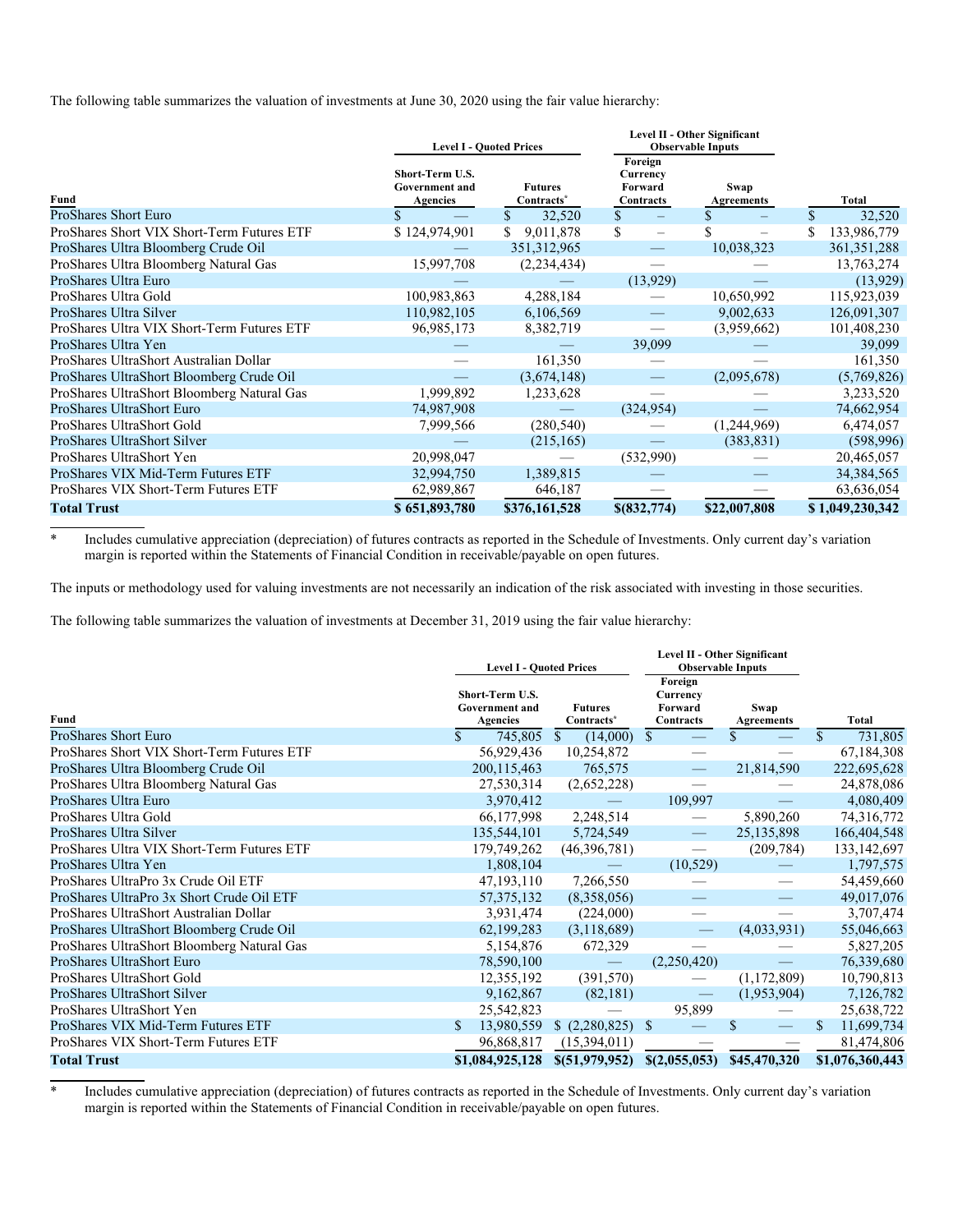The following table summarizes the valuation of investments at June 30, 2020 using the fair value hierarchy:

| | Level I - Quoted Prices | | Level II - Other Significant Observable Inputs | | |
|---|---|---|---|---|---|
| Fund | Short-Term U.S. Government and Agencies | Futures Contracts* | Foreign Currency Forward Contracts | Swap Agreements | Total |
| ProShares Short Euro | $ — | $ 32,520 | $ – | $ – | $ 32,520 |
| ProShares Short VIX Short-Term Futures ETF | $ 124,974,901 | $ 9,011,878 | $ – | $ – | $ 133,986,779 |
| ProShares Ultra Bloomberg Crude Oil | — | 351,312,965 | — | 10,038,323 | 361,351,288 |
| ProShares Ultra Bloomberg Natural Gas | 15,997,708 | (2,234,434) | — | — | 13,763,274 |
| ProShares Ultra Euro | — | — | (13,929) | — | (13,929) |
| ProShares Ultra Gold | 100,983,863 | 4,288,184 | — | 10,650,992 | 115,923,039 |
| ProShares Ultra Silver | 110,982,105 | 6,106,569 | — | 9,002,633 | 126,091,307 |
| ProShares Ultra VIX Short-Term Futures ETF | 96,985,173 | 8,382,719 | — | (3,959,662) | 101,408,230 |
| ProShares Ultra Yen | — | — | 39,099 | — | 39,099 |
| ProShares UltraShort Australian Dollar | — | 161,350 | — | — | 161,350 |
| ProShares UltraShort Bloomberg Crude Oil | — | (3,674,148) | — | (2,095,678) | (5,769,826) |
| ProShares UltraShort Bloomberg Natural Gas | 1,999,892 | 1,233,628 | — | — | 3,233,520 |
| ProShares UltraShort Euro | 74,987,908 | — | (324,954) | — | 74,662,954 |
| ProShares UltraShort Gold | 7,999,566 | (280,540) | — | (1,244,969) | 6,474,057 |
| ProShares UltraShort Silver | — | (215,165) | — | (383,831) | (598,996) |
| ProShares UltraShort Yen | 20,998,047 | — | (532,990) | — | 20,465,057 |
| ProShares VIX Mid-Term Futures ETF | 32,994,750 | 1,389,815 | — | — | 34,384,565 |
| ProShares VIX Short-Term Futures ETF | 62,989,867 | 646,187 | — | — | 63,636,054 |
| **Total Trust** | **$ 651,893,780** | **$376,161,528** | **$(832,774)** | **$22,007,808** | **$ 1,049,230,342** |

\* Includes cumulative appreciation (depreciation) of futures contracts as reported in the Schedule of Investments. Only current day's variation margin is reported within the Statements of Financial Condition in receivable/payable on open futures.

The inputs or methodology used for valuing investments are not necessarily an indication of the risk associated with investing in those securities.

The following table summarizes the valuation of investments at December 31, 2019 using the fair value hierarchy:

| | Level I - Quoted Prices | | Level II - Other Significant Observable Inputs | | |
|---|---|---|---|---|---|
| Fund | Short-Term U.S. Government and Agencies | Futures Contracts* | Foreign Currency Forward Contracts | Swap Agreements | Total |
| ProShares Short Euro | $ 745,805 | $ (14,000) | $ — | $ — | $ 731,805 |
| ProShares Short VIX Short-Term Futures ETF | 56,929,436 | 10,254,872 | — | — | 67,184,308 |
| ProShares Ultra Bloomberg Crude Oil | 200,115,463 | 765,575 | — | 21,814,590 | 222,695,628 |
| ProShares Ultra Bloomberg Natural Gas | 27,530,314 | (2,652,228) | — | — | 24,878,086 |
| ProShares Ultra Euro | 3,970,412 | — | 109,997 | — | 4,080,409 |
| ProShares Ultra Gold | 66,177,998 | 2,248,514 | — | 5,890,260 | 74,316,772 |
| ProShares Ultra Silver | 135,544,101 | 5,724,549 | — | 25,135,898 | 166,404,548 |
| ProShares Ultra VIX Short-Term Futures ETF | 179,749,262 | (46,396,781) | — | (209,784) | 133,142,697 |
| ProShares Ultra Yen | 1,808,104 | — | (10,529) | — | 1,797,575 |
| ProShares UltraPro 3x Crude Oil ETF | 47,193,110 | 7,266,550 | — | — | 54,459,660 |
| ProShares UltraPro 3x Short Crude Oil ETF | 57,375,132 | (8,358,056) | — | — | 49,017,076 |
| ProShares UltraShort Australian Dollar | 3,931,474 | (224,000) | — | — | 3,707,474 |
| ProShares UltraShort Bloomberg Crude Oil | 62,199,283 | (3,118,689) | — | (4,033,931) | 55,046,663 |
| ProShares UltraShort Bloomberg Natural Gas | 5,154,876 | 672,329 | — | — | 5,827,205 |
| ProShares UltraShort Euro | 78,590,100 | — | (2,250,420) | — | 76,339,680 |
| ProShares UltraShort Gold | 12,355,192 | (391,570) | — | (1,172,809) | 10,790,813 |
| ProShares UltraShort Silver | 9,162,867 | (82,181) | — | (1,953,904) | 7,126,782 |
| ProShares UltraShort Yen | 25,542,823 | — | 95,899 | — | 25,638,722 |
| ProShares VIX Mid-Term Futures ETF | $ 13,980,559 | $ (2,280,825) | $ — | $ — | $ 11,699,734 |
| ProShares VIX Short-Term Futures ETF | 96,868,817 | (15,394,011) | — | — | 81,474,806 |
| **Total Trust** | **$1,084,925,128** | **$(51,979,952)** | **$(2,055,053)** | **$45,470,320** | **$1,076,360,443** |

\* Includes cumulative appreciation (depreciation) of futures contracts as reported in the Schedule of Investments. Only current day's variation margin is reported within the Statements of Financial Condition in receivable/payable on open futures.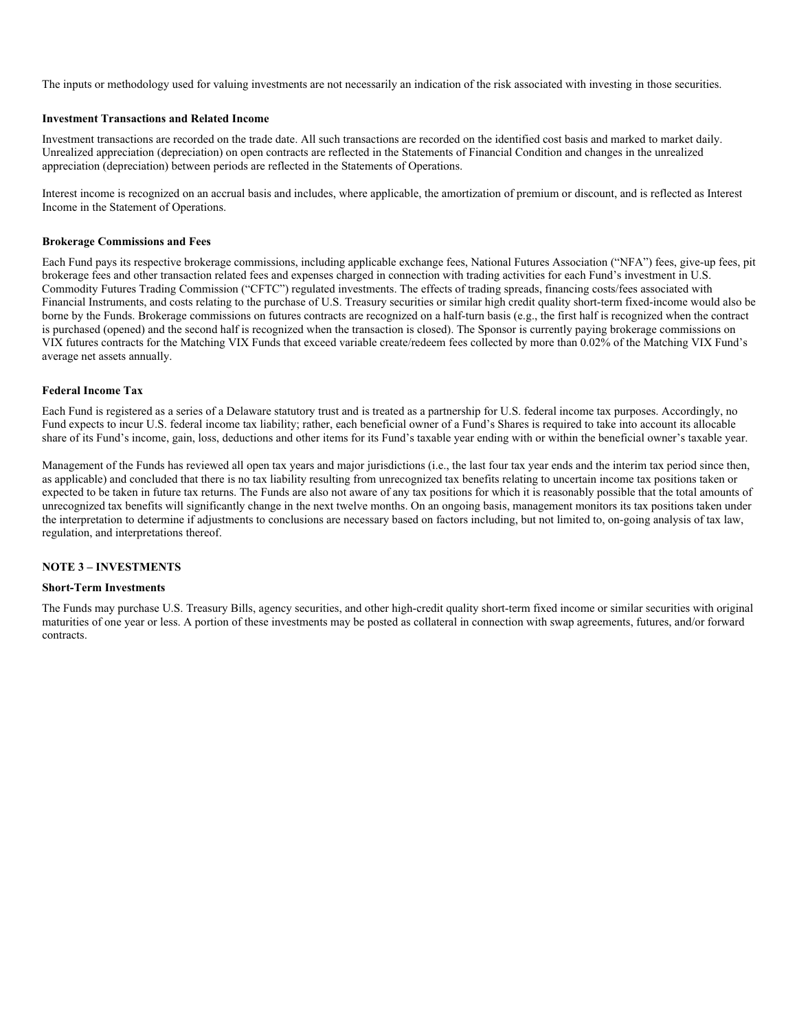The inputs or methodology used for valuing investments are not necessarily an indication of the risk associated with investing in those securities.

**Investment Transactions and Related Income**

Investment transactions are recorded on the trade date. All such transactions are recorded on the identified cost basis and marked to market daily. Unrealized appreciation (depreciation) on open contracts are reflected in the Statements of Financial Condition and changes in the unrealized appreciation (depreciation) between periods are reflected in the Statements of Operations.

Interest income is recognized on an accrual basis and includes, where applicable, the amortization of premium or discount, and is reflected as Interest Income in the Statement of Operations.

**Brokerage Commissions and Fees**

Each Fund pays its respective brokerage commissions, including applicable exchange fees, National Futures Association ("NFA") fees, give-up fees, pit brokerage fees and other transaction related fees and expenses charged in connection with trading activities for each Fund's investment in U.S. Commodity Futures Trading Commission ("CFTC") regulated investments. The effects of trading spreads, financing costs/fees associated with Financial Instruments, and costs relating to the purchase of U.S. Treasury securities or similar high credit quality short-term fixed-income would also be borne by the Funds. Brokerage commissions on futures contracts are recognized on a half-turn basis (e.g., the first half is recognized when the contract is purchased (opened) and the second half is recognized when the transaction is closed). The Sponsor is currently paying brokerage commissions on VIX futures contracts for the Matching VIX Funds that exceed variable create/redeem fees collected by more than 0.02% of the Matching VIX Fund's average net assets annually.

**Federal Income Tax**

Each Fund is registered as a series of a Delaware statutory trust and is treated as a partnership for U.S. federal income tax purposes. Accordingly, no Fund expects to incur U.S. federal income tax liability; rather, each beneficial owner of a Fund's Shares is required to take into account its allocable share of its Fund's income, gain, loss, deductions and other items for its Fund's taxable year ending with or within the beneficial owner's taxable year.

Management of the Funds has reviewed all open tax years and major jurisdictions (i.e., the last four tax year ends and the interim tax period since then, as applicable) and concluded that there is no tax liability resulting from unrecognized tax benefits relating to uncertain income tax positions taken or expected to be taken in future tax returns. The Funds are also not aware of any tax positions for which it is reasonably possible that the total amounts of unrecognized tax benefits will significantly change in the next twelve months. On an ongoing basis, management monitors its tax positions taken under the interpretation to determine if adjustments to conclusions are necessary based on factors including, but not limited to, on-going analysis of tax law, regulation, and interpretations thereof.

**NOTE 3 – INVESTMENTS**

**Short-Term Investments**

The Funds may purchase U.S. Treasury Bills, agency securities, and other high-credit quality short-term fixed income or similar securities with original maturities of one year or less. A portion of these investments may be posted as collateral in connection with swap agreements, futures, and/or forward contracts.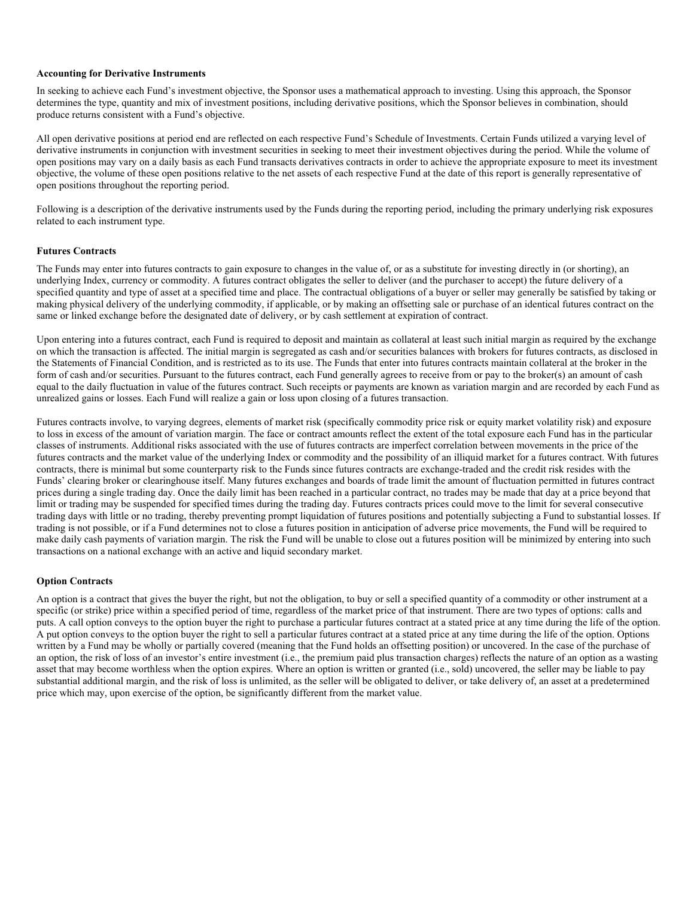**Accounting for Derivative Instruments**

In seeking to achieve each Fund's investment objective, the Sponsor uses a mathematical approach to investing. Using this approach, the Sponsor determines the type, quantity and mix of investment positions, including derivative positions, which the Sponsor believes in combination, should produce returns consistent with a Fund's objective.

All open derivative positions at period end are reflected on each respective Fund's Schedule of Investments. Certain Funds utilized a varying level of derivative instruments in conjunction with investment securities in seeking to meet their investment objectives during the period. While the volume of open positions may vary on a daily basis as each Fund transacts derivatives contracts in order to achieve the appropriate exposure to meet its investment objective, the volume of these open positions relative to the net assets of each respective Fund at the date of this report is generally representative of open positions throughout the reporting period.

Following is a description of the derivative instruments used by the Funds during the reporting period, including the primary underlying risk exposures related to each instrument type.

**Futures Contracts**

The Funds may enter into futures contracts to gain exposure to changes in the value of, or as a substitute for investing directly in (or shorting), an underlying Index, currency or commodity. A futures contract obligates the seller to deliver (and the purchaser to accept) the future delivery of a specified quantity and type of asset at a specified time and place. The contractual obligations of a buyer or seller may generally be satisfied by taking or making physical delivery of the underlying commodity, if applicable, or by making an offsetting sale or purchase of an identical futures contract on the same or linked exchange before the designated date of delivery, or by cash settlement at expiration of contract.

Upon entering into a futures contract, each Fund is required to deposit and maintain as collateral at least such initial margin as required by the exchange on which the transaction is affected. The initial margin is segregated as cash and/or securities balances with brokers for futures contracts, as disclosed in the Statements of Financial Condition, and is restricted as to its use. The Funds that enter into futures contracts maintain collateral at the broker in the form of cash and/or securities. Pursuant to the futures contract, each Fund generally agrees to receive from or pay to the broker(s) an amount of cash equal to the daily fluctuation in value of the futures contract. Such receipts or payments are known as variation margin and are recorded by each Fund as unrealized gains or losses. Each Fund will realize a gain or loss upon closing of a futures transaction.

Futures contracts involve, to varying degrees, elements of market risk (specifically commodity price risk or equity market volatility risk) and exposure to loss in excess of the amount of variation margin. The face or contract amounts reflect the extent of the total exposure each Fund has in the particular classes of instruments. Additional risks associated with the use of futures contracts are imperfect correlation between movements in the price of the futures contracts and the market value of the underlying Index or commodity and the possibility of an illiquid market for a futures contract. With futures contracts, there is minimal but some counterparty risk to the Funds since futures contracts are exchange-traded and the credit risk resides with the Funds' clearing broker or clearinghouse itself. Many futures exchanges and boards of trade limit the amount of fluctuation permitted in futures contract prices during a single trading day. Once the daily limit has been reached in a particular contract, no trades may be made that day at a price beyond that limit or trading may be suspended for specified times during the trading day. Futures contracts prices could move to the limit for several consecutive trading days with little or no trading, thereby preventing prompt liquidation of futures positions and potentially subjecting a Fund to substantial losses. If trading is not possible, or if a Fund determines not to close a futures position in anticipation of adverse price movements, the Fund will be required to make daily cash payments of variation margin. The risk the Fund will be unable to close out a futures position will be minimized by entering into such transactions on a national exchange with an active and liquid secondary market.

**Option Contracts**

An option is a contract that gives the buyer the right, but not the obligation, to buy or sell a specified quantity of a commodity or other instrument at a specific (or strike) price within a specified period of time, regardless of the market price of that instrument. There are two types of options: calls and puts. A call option conveys to the option buyer the right to purchase a particular futures contract at a stated price at any time during the life of the option. A put option conveys to the option buyer the right to sell a particular futures contract at a stated price at any time during the life of the option. Options written by a Fund may be wholly or partially covered (meaning that the Fund holds an offsetting position) or uncovered. In the case of the purchase of an option, the risk of loss of an investor's entire investment (i.e., the premium paid plus transaction charges) reflects the nature of an option as a wasting asset that may become worthless when the option expires. Where an option is written or granted (i.e., sold) uncovered, the seller may be liable to pay substantial additional margin, and the risk of loss is unlimited, as the seller will be obligated to deliver, or take delivery of, an asset at a predetermined price which may, upon exercise of the option, be significantly different from the market value.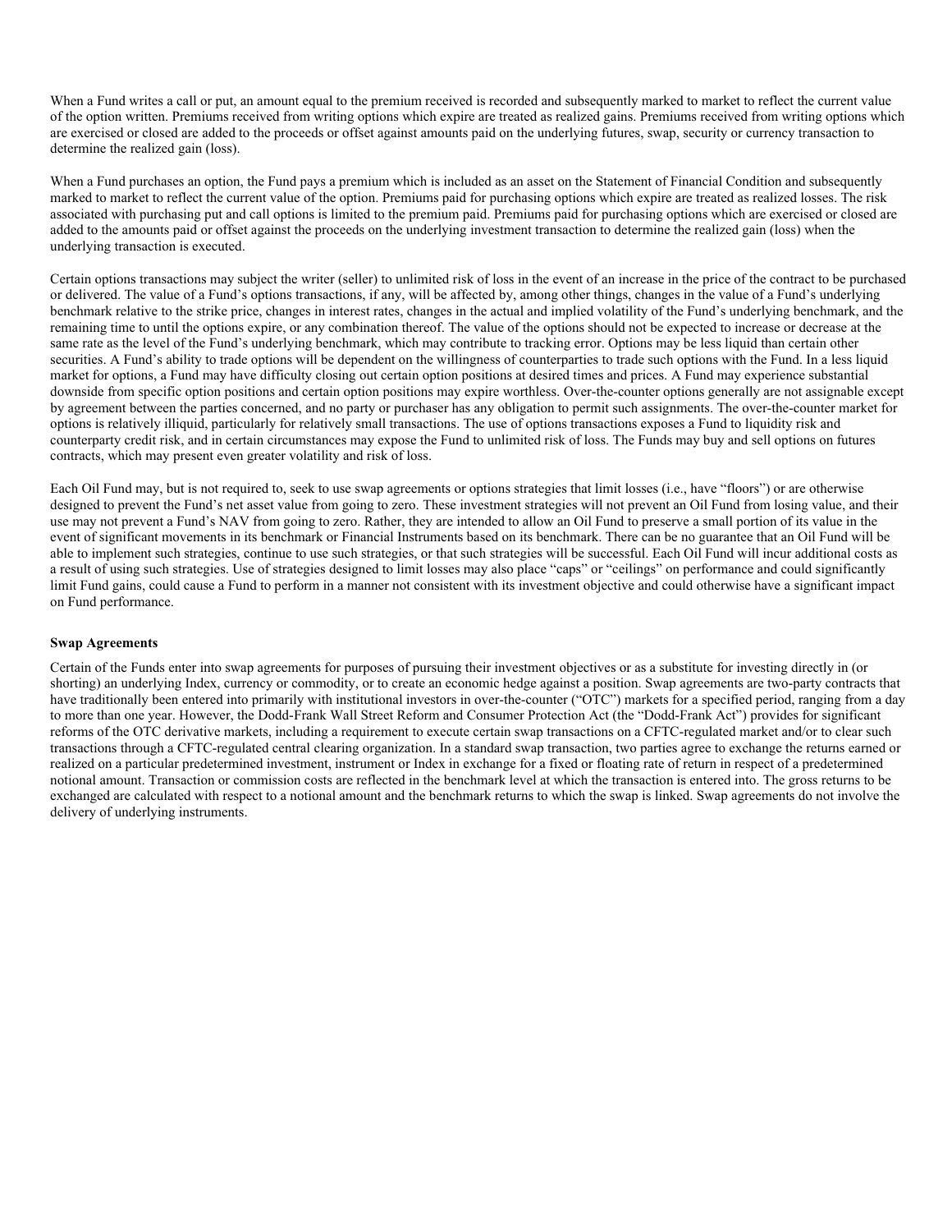When a Fund writes a call or put, an amount equal to the premium received is recorded and subsequently marked to market to reflect the current value of the option written. Premiums received from writing options which expire are treated as realized gains. Premiums received from writing options which are exercised or closed are added to the proceeds or offset against amounts paid on the underlying futures, swap, security or currency transaction to determine the realized gain (loss).

When a Fund purchases an option, the Fund pays a premium which is included as an asset on the Statement of Financial Condition and subsequently marked to market to reflect the current value of the option. Premiums paid for purchasing options which expire are treated as realized losses. The risk associated with purchasing put and call options is limited to the premium paid. Premiums paid for purchasing options which are exercised or closed are added to the amounts paid or offset against the proceeds on the underlying investment transaction to determine the realized gain (loss) when the underlying transaction is executed.

Certain options transactions may subject the writer (seller) to unlimited risk of loss in the event of an increase in the price of the contract to be purchased or delivered. The value of a Fund's options transactions, if any, will be affected by, among other things, changes in the value of a Fund's underlying benchmark relative to the strike price, changes in interest rates, changes in the actual and implied volatility of the Fund's underlying benchmark, and the remaining time to until the options expire, or any combination thereof. The value of the options should not be expected to increase or decrease at the same rate as the level of the Fund's underlying benchmark, which may contribute to tracking error. Options may be less liquid than certain other securities. A Fund's ability to trade options will be dependent on the willingness of counterparties to trade such options with the Fund. In a less liquid market for options, a Fund may have difficulty closing out certain option positions at desired times and prices. A Fund may experience substantial downside from specific option positions and certain option positions may expire worthless. Over-the-counter options generally are not assignable except by agreement between the parties concerned, and no party or purchaser has any obligation to permit such assignments. The over-the-counter market for options is relatively illiquid, particularly for relatively small transactions. The use of options transactions exposes a Fund to liquidity risk and counterparty credit risk, and in certain circumstances may expose the Fund to unlimited risk of loss. The Funds may buy and sell options on futures contracts, which may present even greater volatility and risk of loss.

Each Oil Fund may, but is not required to, seek to use swap agreements or options strategies that limit losses (i.e., have "floors") or are otherwise designed to prevent the Fund's net asset value from going to zero. These investment strategies will not prevent an Oil Fund from losing value, and their use may not prevent a Fund's NAV from going to zero. Rather, they are intended to allow an Oil Fund to preserve a small portion of its value in the event of significant movements in its benchmark or Financial Instruments based on its benchmark. There can be no guarantee that an Oil Fund will be able to implement such strategies, continue to use such strategies, or that such strategies will be successful. Each Oil Fund will incur additional costs as a result of using such strategies. Use of strategies designed to limit losses may also place "caps" or "ceilings" on performance and could significantly limit Fund gains, could cause a Fund to perform in a manner not consistent with its investment objective and could otherwise have a significant impact on Fund performance.

**Swap Agreements**

Certain of the Funds enter into swap agreements for purposes of pursuing their investment objectives or as a substitute for investing directly in (or shorting) an underlying Index, currency or commodity, or to create an economic hedge against a position. Swap agreements are two-party contracts that have traditionally been entered into primarily with institutional investors in over-the-counter ("OTC") markets for a specified period, ranging from a day to more than one year. However, the Dodd-Frank Wall Street Reform and Consumer Protection Act (the "Dodd-Frank Act") provides for significant reforms of the OTC derivative markets, including a requirement to execute certain swap transactions on a CFTC-regulated market and/or to clear such transactions through a CFTC-regulated central clearing organization. In a standard swap transaction, two parties agree to exchange the returns earned or realized on a particular predetermined investment, instrument or Index in exchange for a fixed or floating rate of return in respect of a predetermined notional amount. Transaction or commission costs are reflected in the benchmark level at which the transaction is entered into. The gross returns to be exchanged are calculated with respect to a notional amount and the benchmark returns to which the swap is linked. Swap agreements do not involve the delivery of underlying instruments.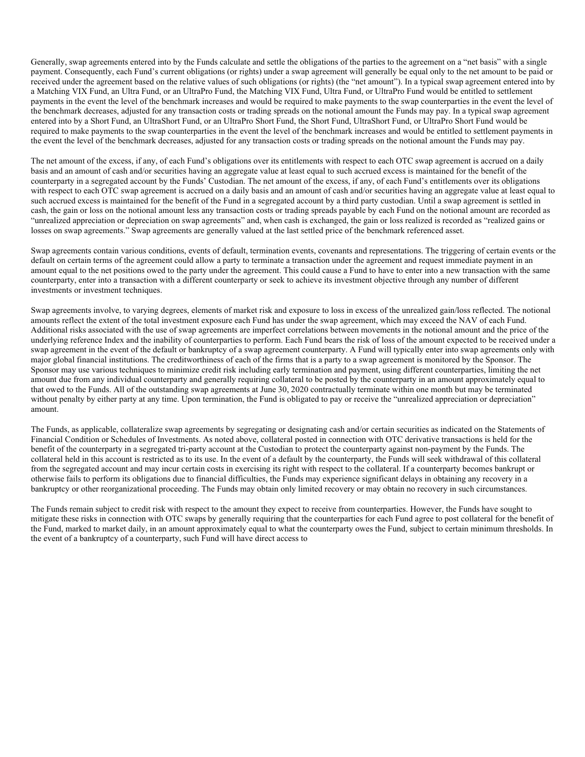Generally, swap agreements entered into by the Funds calculate and settle the obligations of the parties to the agreement on a "net basis" with a single payment. Consequently, each Fund's current obligations (or rights) under a swap agreement will generally be equal only to the net amount to be paid or received under the agreement based on the relative values of such obligations (or rights) (the "net amount"). In a typical swap agreement entered into by a Matching VIX Fund, an Ultra Fund, or an UltraPro Fund, the Matching VIX Fund, Ultra Fund, or UltraPro Fund would be entitled to settlement payments in the event the level of the benchmark increases and would be required to make payments to the swap counterparties in the event the level of the benchmark decreases, adjusted for any transaction costs or trading spreads on the notional amount the Funds may pay. In a typical swap agreement entered into by a Short Fund, an UltraShort Fund, or an UltraPro Short Fund, the Short Fund, UltraShort Fund, or UltraPro Short Fund would be required to make payments to the swap counterparties in the event the level of the benchmark increases and would be entitled to settlement payments in the event the level of the benchmark decreases, adjusted for any transaction costs or trading spreads on the notional amount the Funds may pay.

The net amount of the excess, if any, of each Fund's obligations over its entitlements with respect to each OTC swap agreement is accrued on a daily basis and an amount of cash and/or securities having an aggregate value at least equal to such accrued excess is maintained for the benefit of the counterparty in a segregated account by the Funds' Custodian. The net amount of the excess, if any, of each Fund's entitlements over its obligations with respect to each OTC swap agreement is accrued on a daily basis and an amount of cash and/or securities having an aggregate value at least equal to such accrued excess is maintained for the benefit of the Fund in a segregated account by a third party custodian. Until a swap agreement is settled in cash, the gain or loss on the notional amount less any transaction costs or trading spreads payable by each Fund on the notional amount are recorded as "unrealized appreciation or depreciation on swap agreements" and, when cash is exchanged, the gain or loss realized is recorded as "realized gains or losses on swap agreements." Swap agreements are generally valued at the last settled price of the benchmark referenced asset.

Swap agreements contain various conditions, events of default, termination events, covenants and representations. The triggering of certain events or the default on certain terms of the agreement could allow a party to terminate a transaction under the agreement and request immediate payment in an amount equal to the net positions owed to the party under the agreement. This could cause a Fund to have to enter into a new transaction with the same counterparty, enter into a transaction with a different counterparty or seek to achieve its investment objective through any number of different investments or investment techniques.

Swap agreements involve, to varying degrees, elements of market risk and exposure to loss in excess of the unrealized gain/loss reflected. The notional amounts reflect the extent of the total investment exposure each Fund has under the swap agreement, which may exceed the NAV of each Fund. Additional risks associated with the use of swap agreements are imperfect correlations between movements in the notional amount and the price of the underlying reference Index and the inability of counterparties to perform. Each Fund bears the risk of loss of the amount expected to be received under a swap agreement in the event of the default or bankruptcy of a swap agreement counterparty. A Fund will typically enter into swap agreements only with major global financial institutions. The creditworthiness of each of the firms that is a party to a swap agreement is monitored by the Sponsor. The Sponsor may use various techniques to minimize credit risk including early termination and payment, using different counterparties, limiting the net amount due from any individual counterparty and generally requiring collateral to be posted by the counterparty in an amount approximately equal to that owed to the Funds. All of the outstanding swap agreements at June 30, 2020 contractually terminate within one month but may be terminated without penalty by either party at any time. Upon termination, the Fund is obligated to pay or receive the "unrealized appreciation or depreciation" amount.

The Funds, as applicable, collateralize swap agreements by segregating or designating cash and/or certain securities as indicated on the Statements of Financial Condition or Schedules of Investments. As noted above, collateral posted in connection with OTC derivative transactions is held for the benefit of the counterparty in a segregated tri-party account at the Custodian to protect the counterparty against non-payment by the Funds. The collateral held in this account is restricted as to its use. In the event of a default by the counterparty, the Funds will seek withdrawal of this collateral from the segregated account and may incur certain costs in exercising its right with respect to the collateral. If a counterparty becomes bankrupt or otherwise fails to perform its obligations due to financial difficulties, the Funds may experience significant delays in obtaining any recovery in a bankruptcy or other reorganizational proceeding. The Funds may obtain only limited recovery or may obtain no recovery in such circumstances.

The Funds remain subject to credit risk with respect to the amount they expect to receive from counterparties. However, the Funds have sought to mitigate these risks in connection with OTC swaps by generally requiring that the counterparties for each Fund agree to post collateral for the benefit of the Fund, marked to market daily, in an amount approximately equal to what the counterparty owes the Fund, subject to certain minimum thresholds. In the event of a bankruptcy of a counterparty, such Fund will have direct access to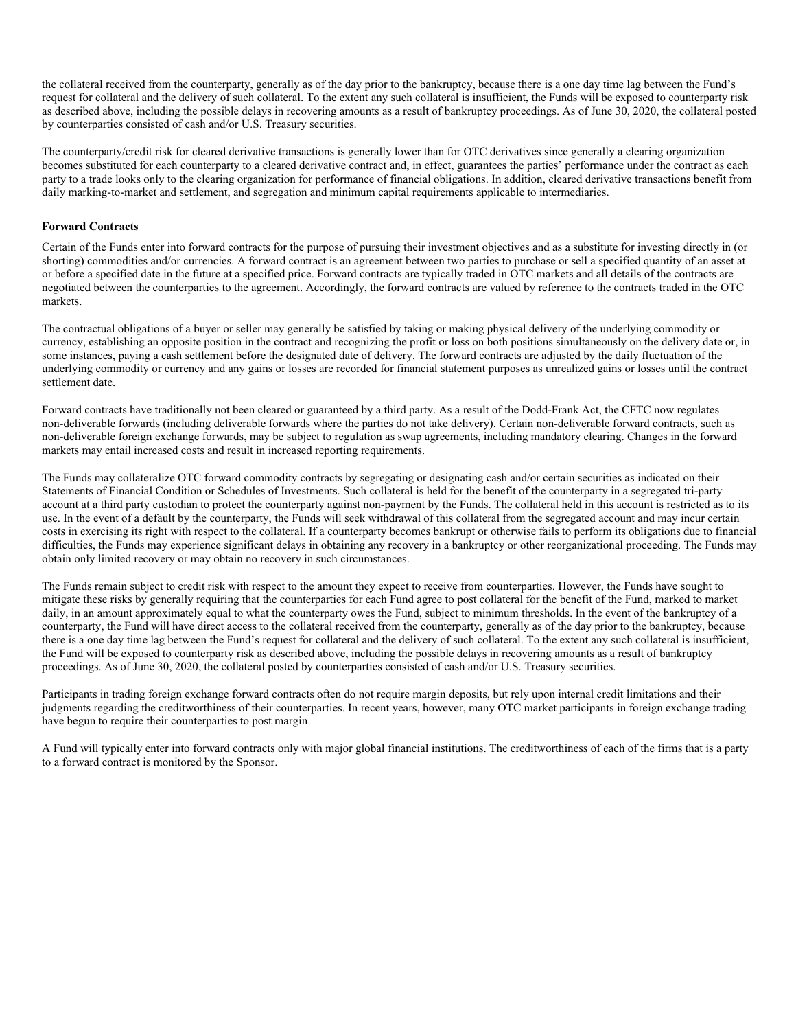the collateral received from the counterparty, generally as of the day prior to the bankruptcy, because there is a one day time lag between the Fund's request for collateral and the delivery of such collateral. To the extent any such collateral is insufficient, the Funds will be exposed to counterparty risk as described above, including the possible delays in recovering amounts as a result of bankruptcy proceedings. As of June 30, 2020, the collateral posted by counterparties consisted of cash and/or U.S. Treasury securities.

The counterparty/credit risk for cleared derivative transactions is generally lower than for OTC derivatives since generally a clearing organization becomes substituted for each counterparty to a cleared derivative contract and, in effect, guarantees the parties' performance under the contract as each party to a trade looks only to the clearing organization for performance of financial obligations. In addition, cleared derivative transactions benefit from daily marking-to-market and settlement, and segregation and minimum capital requirements applicable to intermediaries.

**Forward Contracts**

Certain of the Funds enter into forward contracts for the purpose of pursuing their investment objectives and as a substitute for investing directly in (or shorting) commodities and/or currencies. A forward contract is an agreement between two parties to purchase or sell a specified quantity of an asset at or before a specified date in the future at a specified price. Forward contracts are typically traded in OTC markets and all details of the contracts are negotiated between the counterparties to the agreement. Accordingly, the forward contracts are valued by reference to the contracts traded in the OTC markets.

The contractual obligations of a buyer or seller may generally be satisfied by taking or making physical delivery of the underlying commodity or currency, establishing an opposite position in the contract and recognizing the profit or loss on both positions simultaneously on the delivery date or, in some instances, paying a cash settlement before the designated date of delivery. The forward contracts are adjusted by the daily fluctuation of the underlying commodity or currency and any gains or losses are recorded for financial statement purposes as unrealized gains or losses until the contract settlement date.

Forward contracts have traditionally not been cleared or guaranteed by a third party. As a result of the Dodd-Frank Act, the CFTC now regulates non-deliverable forwards (including deliverable forwards where the parties do not take delivery). Certain non-deliverable forward contracts, such as non-deliverable foreign exchange forwards, may be subject to regulation as swap agreements, including mandatory clearing. Changes in the forward markets may entail increased costs and result in increased reporting requirements.

The Funds may collateralize OTC forward commodity contracts by segregating or designating cash and/or certain securities as indicated on their Statements of Financial Condition or Schedules of Investments. Such collateral is held for the benefit of the counterparty in a segregated tri-party account at a third party custodian to protect the counterparty against non-payment by the Funds. The collateral held in this account is restricted as to its use. In the event of a default by the counterparty, the Funds will seek withdrawal of this collateral from the segregated account and may incur certain costs in exercising its right with respect to the collateral. If a counterparty becomes bankrupt or otherwise fails to perform its obligations due to financial difficulties, the Funds may experience significant delays in obtaining any recovery in a bankruptcy or other reorganizational proceeding. The Funds may obtain only limited recovery or may obtain no recovery in such circumstances.

The Funds remain subject to credit risk with respect to the amount they expect to receive from counterparties. However, the Funds have sought to mitigate these risks by generally requiring that the counterparties for each Fund agree to post collateral for the benefit of the Fund, marked to market daily, in an amount approximately equal to what the counterparty owes the Fund, subject to minimum thresholds. In the event of the bankruptcy of a counterparty, the Fund will have direct access to the collateral received from the counterparty, generally as of the day prior to the bankruptcy, because there is a one day time lag between the Fund's request for collateral and the delivery of such collateral. To the extent any such collateral is insufficient, the Fund will be exposed to counterparty risk as described above, including the possible delays in recovering amounts as a result of bankruptcy proceedings. As of June 30, 2020, the collateral posted by counterparties consisted of cash and/or U.S. Treasury securities.

Participants in trading foreign exchange forward contracts often do not require margin deposits, but rely upon internal credit limitations and their judgments regarding the creditworthiness of their counterparties. In recent years, however, many OTC market participants in foreign exchange trading have begun to require their counterparties to post margin.

A Fund will typically enter into forward contracts only with major global financial institutions. The creditworthiness of each of the firms that is a party to a forward contract is monitored by the Sponsor.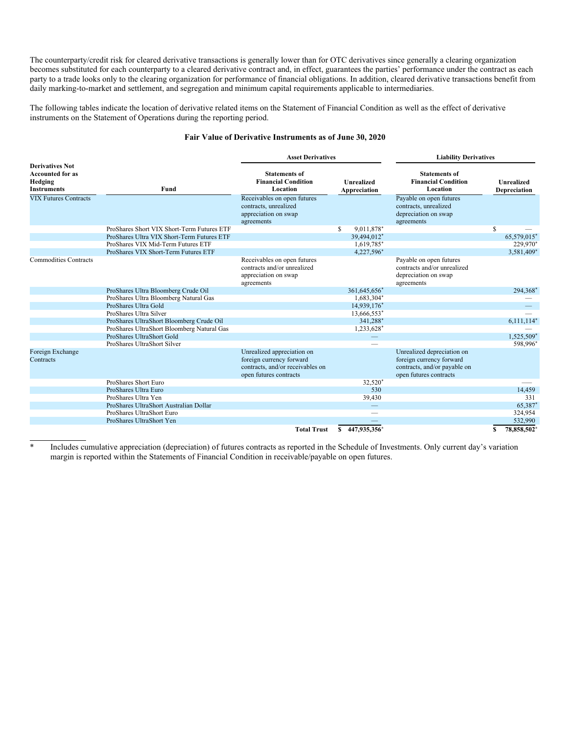The counterparty/credit risk for cleared derivative transactions is generally lower than for OTC derivatives since generally a clearing organization becomes substituted for each counterparty to a cleared derivative contract and, in effect, guarantees the parties' performance under the contract as each party to a trade looks only to the clearing organization for performance of financial obligations. In addition, cleared derivative transactions benefit from daily marking-to-market and settlement, and segregation and minimum capital requirements applicable to intermediaries.

The following tables indicate the location of derivative related items on the Statement of Financial Condition as well as the effect of derivative instruments on the Statement of Operations during the reporting period.

**Fair Value of Derivative Instruments as of June 30, 2020**

| | | Asset Derivatives | | Liability Derivatives | |
|---|---|---|---|---|---|
| **Derivatives Not Accounted for as Hedging Instruments** | **Fund** | **Statements of Financial Condition Location** | **Unrealized Appreciation** | **Statements of Financial Condition Location** | **Unrealized Depreciation** |
| VIX Futures Contracts | | Receivables on open futures contracts, unrealized appreciation on swap agreements | | Payable on open futures contracts, unrealized depreciation on swap agreements | |
| | ProShares Short VIX Short-Term Futures ETF | | $ 9,011,878* | | $ — |
| | ProShares Ultra VIX Short-Term Futures ETF | | 39,494,012* | | 65,579,015* |
| | ProShares VIX Mid-Term Futures ETF | | 1,619,785* | | 229,970* |
| | ProShares VIX Short-Term Futures ETF | | 4,227,596* | | 3,581,409* |
| Commodities Contracts | | Receivables on open futures contracts and/or unrealized appreciation on swap agreements | | Payable on open futures contracts and/or unrealized depreciation on swap agreements | |
| | ProShares Ultra Bloomberg Crude Oil | | 361,645,656* | | 294,368* |
| | ProShares Ultra Bloomberg Natural Gas | | 1,683,304* | | — |
| | ProShares Ultra Gold | | 14,939,176* | | — |
| | ProShares Ultra Silver | | 13,666,553* | | — |
| | ProShares UltraShort Bloomberg Crude Oil | | 341,288* | | 6,111,114* |
| | ProShares UltraShort Bloomberg Natural Gas | | 1,233,628* | | — |
| | ProShares UltraShort Gold | | — | | 1,525,509* |
| | ProShares UltraShort Silver | | — | | 598,996* |
| Foreign Exchange Contracts | | Unrealized appreciation on foreign currency forward contracts, and/or receivables on open futures contracts | | Unrealized depreciation on foreign currency forward contracts, and/or payable on open futures contracts | |
| | ProShares Short Euro | | 32,520* | | — |
| | ProShares Ultra Euro | | 530 | | 14,459 |
| | ProShares Ultra Yen | | 39,430 | | 331 |
| | ProShares UltraShort Australian Dollar | | — | | 65,387* |
| | ProShares UltraShort Euro | | — | | 324,954 |
| | ProShares UltraShort Yen | | — | | 532,990 |
| | | **Total Trust** | **$ 447,935,356*** | | **$ 78,858,502*** |

\* Includes cumulative appreciation (depreciation) of futures contracts as reported in the Schedule of Investments. Only current day's variation margin is reported within the Statements of Financial Condition in receivable/payable on open futures.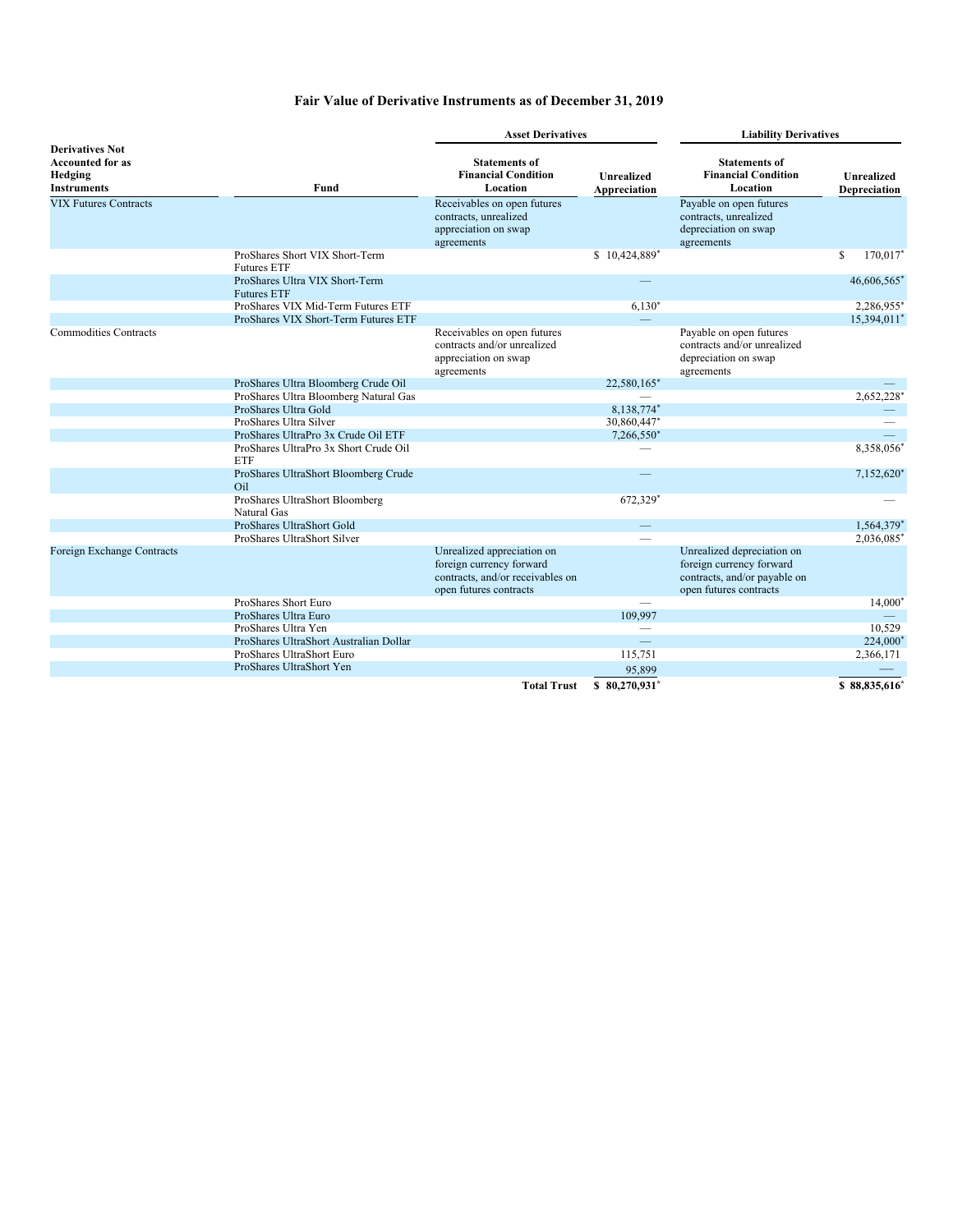## Fair Value of Derivative Instruments as of December 31, 2019

| Derivatives Not Accounted for as Hedging Instruments | Fund | Asset Derivatives: Statements of Financial Condition Location | Asset Derivatives: Unrealized Appreciation | Liability Derivatives: Statements of Financial Condition Location | Liability Derivatives: Unrealized Depreciation |
|---|---|---|---|---|---|
| VIX Futures Contracts | | Receivables on open futures contracts, unrealized appreciation on swap agreements | | Payable on open futures contracts, unrealized depreciation on swap agreements | |
| | ProShares Short VIX Short-Term Futures ETF | | $ 10,424,889* | | $ 170,017* |
| | ProShares Ultra VIX Short-Term Futures ETF | | — | | 46,606,565* |
| | ProShares VIX Mid-Term Futures ETF | | 6,130* | | 2,286,955* |
| | ProShares VIX Short-Term Futures ETF | | — | | 15,394,011* |
| Commodities Contracts | | Receivables on open futures contracts and/or unrealized appreciation on swap agreements | | Payable on open futures contracts and/or unrealized depreciation on swap agreements | |
| | ProShares Ultra Bloomberg Crude Oil | | 22,580,165* | | — |
| | ProShares Ultra Bloomberg Natural Gas | | — | | 2,652,228* |
| | ProShares Ultra Gold | | 8,138,774* | | — |
| | ProShares Ultra Silver | | 30,860,447* | | — |
| | ProShares UltraPro 3x Crude Oil ETF | | 7,266,550* | | — |
| | ProShares UltraPro 3x Short Crude Oil ETF | | — | | 8,358,056* |
| | ProShares UltraShort Bloomberg Crude Oil | | — | | 7,152,620* |
| | ProShares UltraShort Bloomberg Natural Gas | | 672,329* | | — |
| | ProShares UltraShort Gold | | — | | 1,564,379* |
| | ProShares UltraShort Silver | | — | | 2,036,085* |
| Foreign Exchange Contracts | | Unrealized appreciation on foreign currency forward contracts, and/or receivables on open futures contracts | | Unrealized depreciation on foreign currency forward contracts, and/or payable on open futures contracts | |
| | ProShares Short Euro | | — | | 14,000* |
| | ProShares Ultra Euro | | 109,997 | | — |
| | ProShares Ultra Yen | | — | | 10,529 |
| | ProShares UltraShort Australian Dollar | | — | | 224,000* |
| | ProShares UltraShort Euro | | 115,751 | | 2,366,171 |
| | ProShares UltraShort Yen | | 95,899 | | — |
| | | **Total Trust** | **$ 80,270,931*** | | **$ 88,835,616*** |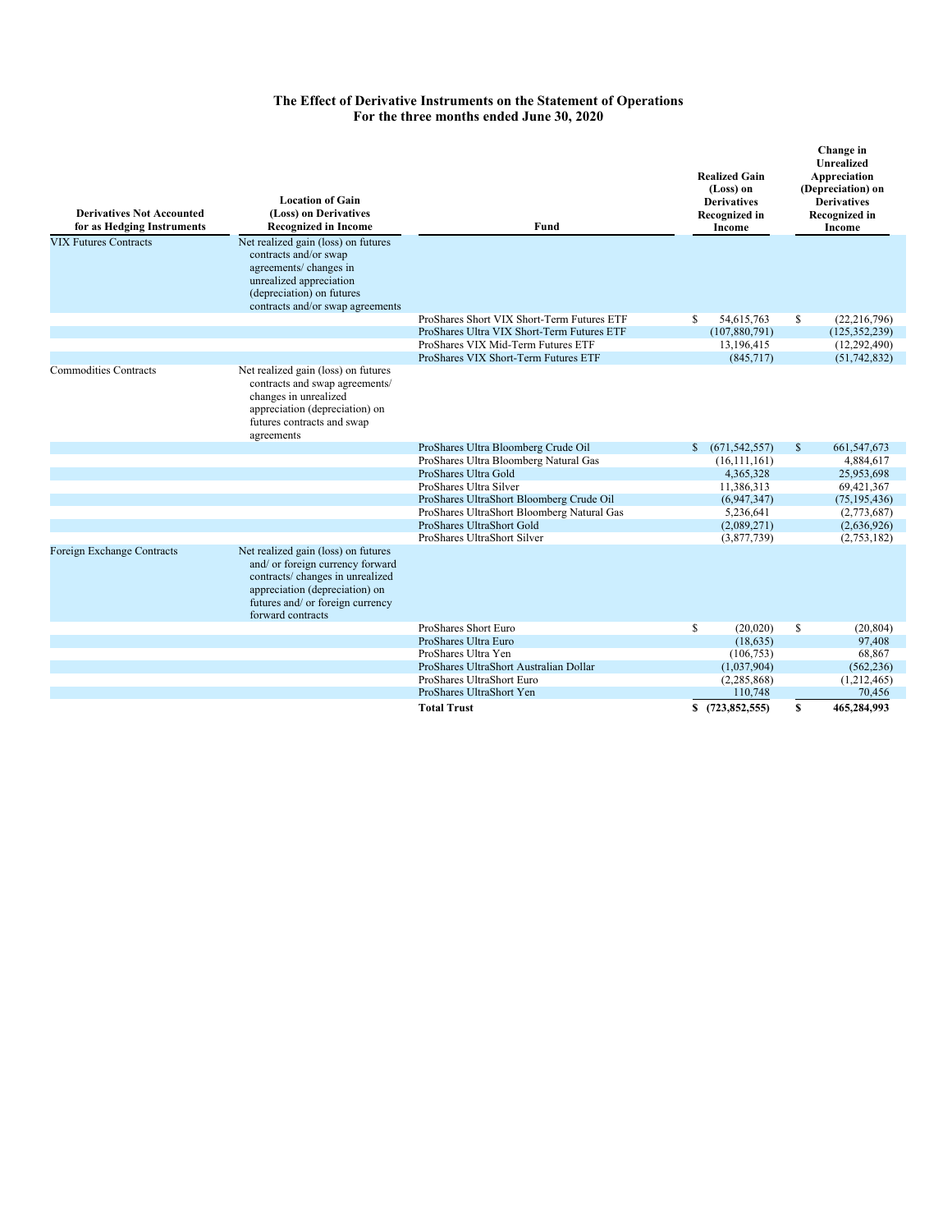# The Effect of Derivative Instruments on the Statement of Operations
## For the three months ended June 30, 2020

| Derivatives Not Accounted for as Hedging Instruments | Location of Gain (Loss) on Derivatives Recognized in Income | Fund | Realized Gain (Loss) on Derivatives Recognized in Income | Change in Unrealized Appreciation (Depreciation) on Derivatives Recognized in Income |
|---|---|---|---|---|
| VIX Futures Contracts | Net realized gain (loss) on futures contracts and/or swap agreements/ changes in unrealized appreciation (depreciation) on futures contracts and/or swap agreements | | | |
| | | ProShares Short VIX Short-Term Futures ETF | $ 54,615,763 | $ (22,216,796) |
| | | ProShares Ultra VIX Short-Term Futures ETF | (107,880,791) | (125,352,239) |
| | | ProShares VIX Mid-Term Futures ETF | 13,196,415 | (12,292,490) |
| | | ProShares VIX Short-Term Futures ETF | (845,717) | (51,742,832) |
| Commodities Contracts | Net realized gain (loss) on futures contracts and swap agreements/ changes in unrealized appreciation (depreciation) on futures contracts and swap agreements | | | |
| | | ProShares Ultra Bloomberg Crude Oil | $ (671,542,557) | $ 661,547,673 |
| | | ProShares Ultra Bloomberg Natural Gas | (16,111,161) | 4,884,617 |
| | | ProShares Ultra Gold | 4,365,328 | 25,953,698 |
| | | ProShares Ultra Silver | 11,386,313 | 69,421,367 |
| | | ProShares UltraShort Bloomberg Crude Oil | (6,947,347) | (75,195,436) |
| | | ProShares UltraShort Bloomberg Natural Gas | 5,236,641 | (2,773,687) |
| | | ProShares UltraShort Gold | (2,089,271) | (2,636,926) |
| | | ProShares UltraShort Silver | (3,877,739) | (2,753,182) |
| Foreign Exchange Contracts | Net realized gain (loss) on futures and/ or foreign currency forward contracts/ changes in unrealized appreciation (depreciation) on futures and/ or foreign currency forward contracts | | | |
| | | ProShares Short Euro | $ (20,020) | $ (20,804) |
| | | ProShares Ultra Euro | (18,635) | 97,408 |
| | | ProShares Ultra Yen | (106,753) | 68,867 |
| | | ProShares UltraShort Australian Dollar | (1,037,904) | (562,236) |
| | | ProShares UltraShort Euro | (2,285,868) | (1,212,465) |
| | | ProShares UltraShort Yen | 110,748 | 70,456 |
| | | **Total Trust** | **$ (723,852,555)** | **$ 465,284,993** |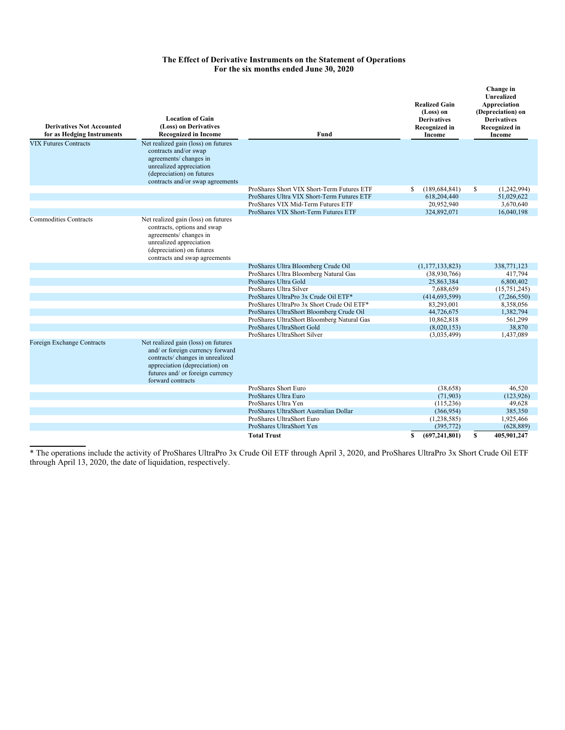**The Effect of Derivative Instruments on the Statement of Operations**
**For the six months ended June 30, 2020**

| Derivatives Not Accounted for as Hedging Instruments | Location of Gain (Loss) on Derivatives Recognized in Income | Fund | Realized Gain (Loss) on Derivatives Recognized in Income | Change in Unrealized Appreciation (Depreciation) on Derivatives Recognized in Income |
|---|---|---|---|---|
| VIX Futures Contracts | Net realized gain (loss) on futures contracts and/or swap agreements/ changes in unrealized appreciation (depreciation) on futures contracts and/or swap agreements | | | |
| | | ProShares Short VIX Short-Term Futures ETF | $ (189,684,841) | $ (1,242,994) |
| | | ProShares Ultra VIX Short-Term Futures ETF | 618,204,440 | 51,029,622 |
| | | ProShares VIX Mid-Term Futures ETF | 20,952,940 | 3,670,640 |
| | | ProShares VIX Short-Term Futures ETF | 324,892,071 | 16,040,198 |
| Commodities Contracts | Net realized gain (loss) on futures contracts, options and swap agreements/ changes in unrealized appreciation (depreciation) on futures contracts and swap agreements | | | |
| | | ProShares Ultra Bloomberg Crude Oil | (1,177,133,823) | 338,771,123 |
| | | ProShares Ultra Bloomberg Natural Gas | (38,930,766) | 417,794 |
| | | ProShares Ultra Gold | 25,863,384 | 6,800,402 |
| | | ProShares Ultra Silver | 7,688,659 | (15,751,245) |
| | | ProShares UltraPro 3x Crude Oil ETF* | (414,693,599) | (7,266,550) |
| | | ProShares UltraPro 3x Short Crude Oil ETF* | 83,293,001 | 8,358,056 |
| | | ProShares UltraShort Bloomberg Crude Oil | 44,726,675 | 1,382,794 |
| | | ProShares UltraShort Bloomberg Natural Gas | 10,862,818 | 561,299 |
| | | ProShares UltraShort Gold | (8,020,153) | 38,870 |
| | | ProShares UltraShort Silver | (3,035,499) | 1,437,089 |
| Foreign Exchange Contracts | Net realized gain (loss) on futures and/ or foreign currency forward contracts/ changes in unrealized appreciation (depreciation) on futures and/ or foreign currency forward contracts | | | |
| | | ProShares Short Euro | (38,658) | 46,520 |
| | | ProShares Ultra Euro | (71,903) | (123,926) |
| | | ProShares Ultra Yen | (115,236) | 49,628 |
| | | ProShares UltraShort Australian Dollar | (366,954) | 385,350 |
| | | ProShares UltraShort Euro | (1,238,585) | 1,925,466 |
| | | ProShares UltraShort Yen | (395,772) | (628,889) |
| | | **Total Trust** | **$ (697,241,801)** | **$ 405,901,247** |

* The operations include the activity of ProShares UltraPro 3x Crude Oil ETF through April 3, 2020, and ProShares UltraPro 3x Short Crude Oil ETF through April 13, 2020, the date of liquidation, respectively.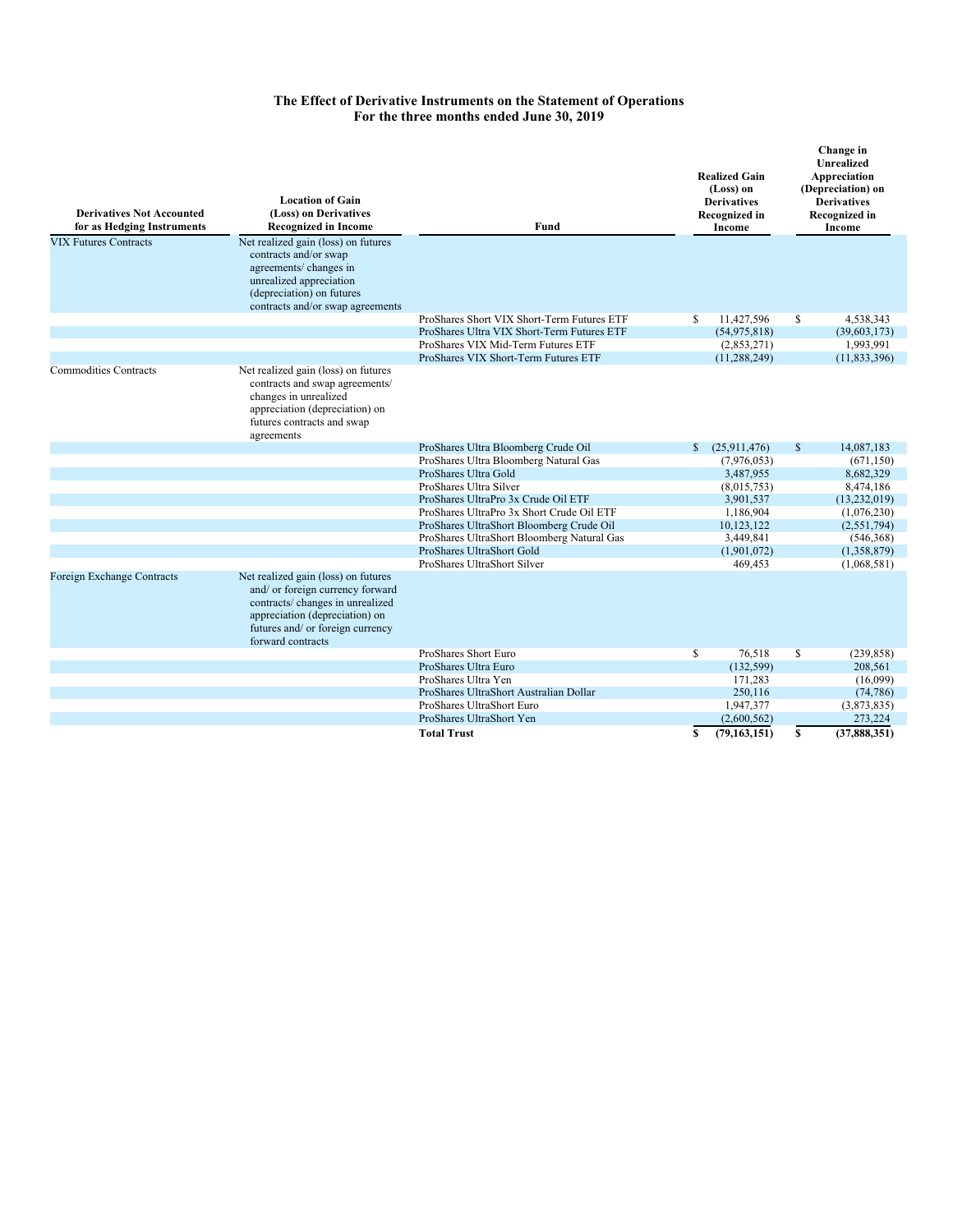**The Effect of Derivative Instruments on the Statement of Operations**
**For the three months ended June 30, 2019**

| Derivatives Not Accounted for as Hedging Instruments | Location of Gain (Loss) on Derivatives Recognized in Income | Fund | Realized Gain (Loss) on Derivatives Recognized in Income | Change in Unrealized Appreciation (Depreciation) on Derivatives Recognized in Income |
|---|---|---|---|---|
| VIX Futures Contracts | Net realized gain (loss) on futures contracts and/or swap agreements/ changes in unrealized appreciation (depreciation) on futures contracts and/or swap agreements | | | |
| | | ProShares Short VIX Short-Term Futures ETF | $ 11,427,596 | $ 4,538,343 |
| | | ProShares Ultra VIX Short-Term Futures ETF | (54,975,818) | (39,603,173) |
| | | ProShares VIX Mid-Term Futures ETF | (2,853,271) | 1,993,991 |
| | | ProShares VIX Short-Term Futures ETF | (11,288,249) | (11,833,396) |
| Commodities Contracts | Net realized gain (loss) on futures contracts and swap agreements/ changes in unrealized appreciation (depreciation) on futures contracts and swap agreements | | | |
| | | ProShares Ultra Bloomberg Crude Oil | $ (25,911,476) | $ 14,087,183 |
| | | ProShares Ultra Bloomberg Natural Gas | (7,976,053) | (671,150) |
| | | ProShares Ultra Gold | 3,487,955 | 8,682,329 |
| | | ProShares Ultra Silver | (8,015,753) | 8,474,186 |
| | | ProShares UltraPro 3x Crude Oil ETF | 3,901,537 | (13,232,019) |
| | | ProShares UltraPro 3x Short Crude Oil ETF | 1,186,904 | (1,076,230) |
| | | ProShares UltraShort Bloomberg Crude Oil | 10,123,122 | (2,551,794) |
| | | ProShares UltraShort Bloomberg Natural Gas | 3,449,841 | (546,368) |
| | | ProShares UltraShort Gold | (1,901,072) | (1,358,879) |
| | | ProShares UltraShort Silver | 469,453 | (1,068,581) |
| Foreign Exchange Contracts | Net realized gain (loss) on futures and/ or foreign currency forward contracts/ changes in unrealized appreciation (depreciation) on futures and/ or foreign currency forward contracts | | | |
| | | ProShares Short Euro | $ 76,518 | $ (239,858) |
| | | ProShares Ultra Euro | (132,599) | 208,561 |
| | | ProShares Ultra Yen | 171,283 | (16,099) |
| | | ProShares UltraShort Australian Dollar | 250,116 | (74,786) |
| | | ProShares UltraShort Euro | 1,947,377 | (3,873,835) |
| | | ProShares UltraShort Yen | (2,600,562) | 273,224 |
| | | **Total Trust** | **$ (79,163,151)** | **$ (37,888,351)** |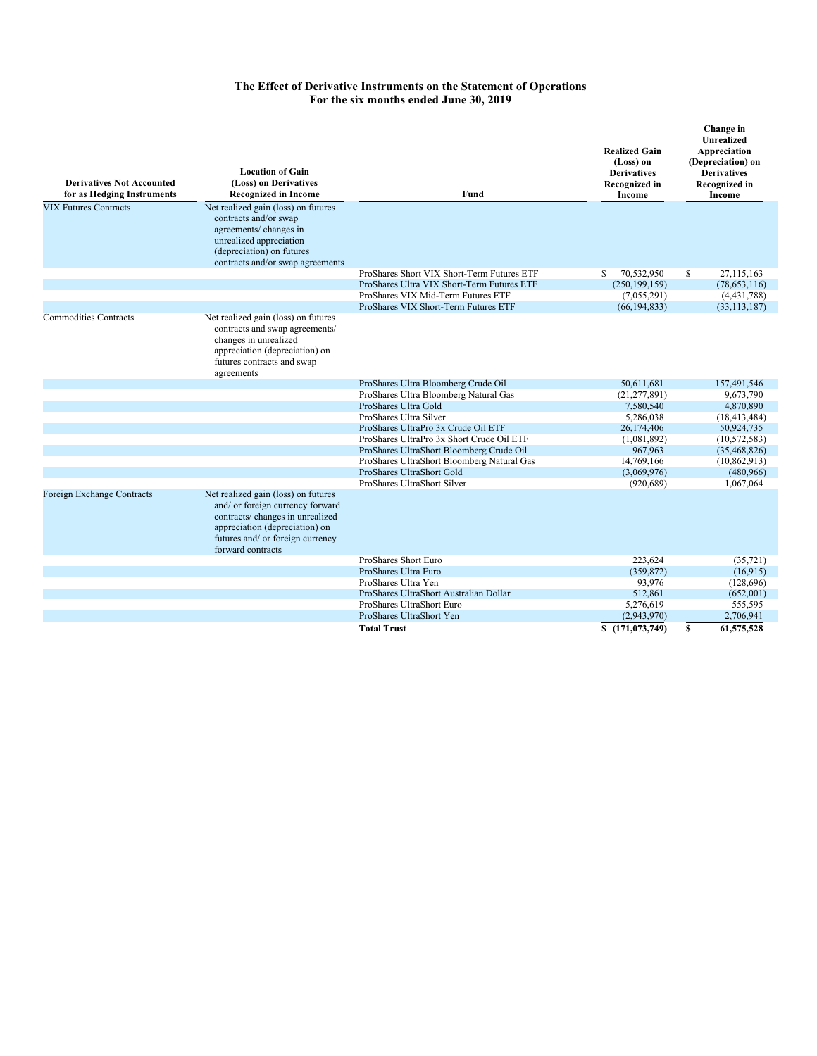**The Effect of Derivative Instruments on the Statement of Operations**
**For the six months ended June 30, 2019**

| Derivatives Not Accounted for as Hedging Instruments | Location of Gain (Loss) on Derivatives Recognized in Income | Fund | Realized Gain (Loss) on Derivatives Recognized in Income | Change in Unrealized Appreciation (Depreciation) on Derivatives Recognized in Income |
|---|---|---|---|---|
| VIX Futures Contracts | Net realized gain (loss) on futures contracts and/or swap agreements/ changes in unrealized appreciation (depreciation) on futures contracts and/or swap agreements | | | |
| | | ProShares Short VIX Short-Term Futures ETF | $ 70,532,950 | $ 27,115,163 |
| | | ProShares Ultra VIX Short-Term Futures ETF | (250,199,159) | (78,653,116) |
| | | ProShares VIX Mid-Term Futures ETF | (7,055,291) | (4,431,788) |
| | | ProShares VIX Short-Term Futures ETF | (66,194,833) | (33,113,187) |
| Commodities Contracts | Net realized gain (loss) on futures contracts and swap agreements/ changes in unrealized appreciation (depreciation) on futures contracts and swap agreements | | | |
| | | ProShares Ultra Bloomberg Crude Oil | 50,611,681 | 157,491,546 |
| | | ProShares Ultra Bloomberg Natural Gas | (21,277,891) | 9,673,790 |
| | | ProShares Ultra Gold | 7,580,540 | 4,870,890 |
| | | ProShares Ultra Silver | 5,286,038 | (18,413,484) |
| | | ProShares UltraPro 3x Crude Oil ETF | 26,174,406 | 50,924,735 |
| | | ProShares UltraPro 3x Short Crude Oil ETF | (1,081,892) | (10,572,583) |
| | | ProShares UltraShort Bloomberg Crude Oil | 967,963 | (35,468,826) |
| | | ProShares UltraShort Bloomberg Natural Gas | 14,769,166 | (10,862,913) |
| | | ProShares UltraShort Gold | (3,069,976) | (480,966) |
| | | ProShares UltraShort Silver | (920,689) | 1,067,064 |
| Foreign Exchange Contracts | Net realized gain (loss) on futures and/ or foreign currency forward contracts/ changes in unrealized appreciation (depreciation) on futures and/ or foreign currency forward contracts | | | |
| | | ProShares Short Euro | 223,624 | (35,721) |
| | | ProShares Ultra Euro | (359,872) | (16,915) |
| | | ProShares Ultra Yen | 93,976 | (128,696) |
| | | ProShares UltraShort Australian Dollar | 512,861 | (652,001) |
| | | ProShares UltraShort Euro | 5,276,619 | 555,595 |
| | | ProShares UltraShort Yen | (2,943,970) | 2,706,941 |
| | | **Total Trust** | **$ (171,073,749)** | **$ 61,575,528** |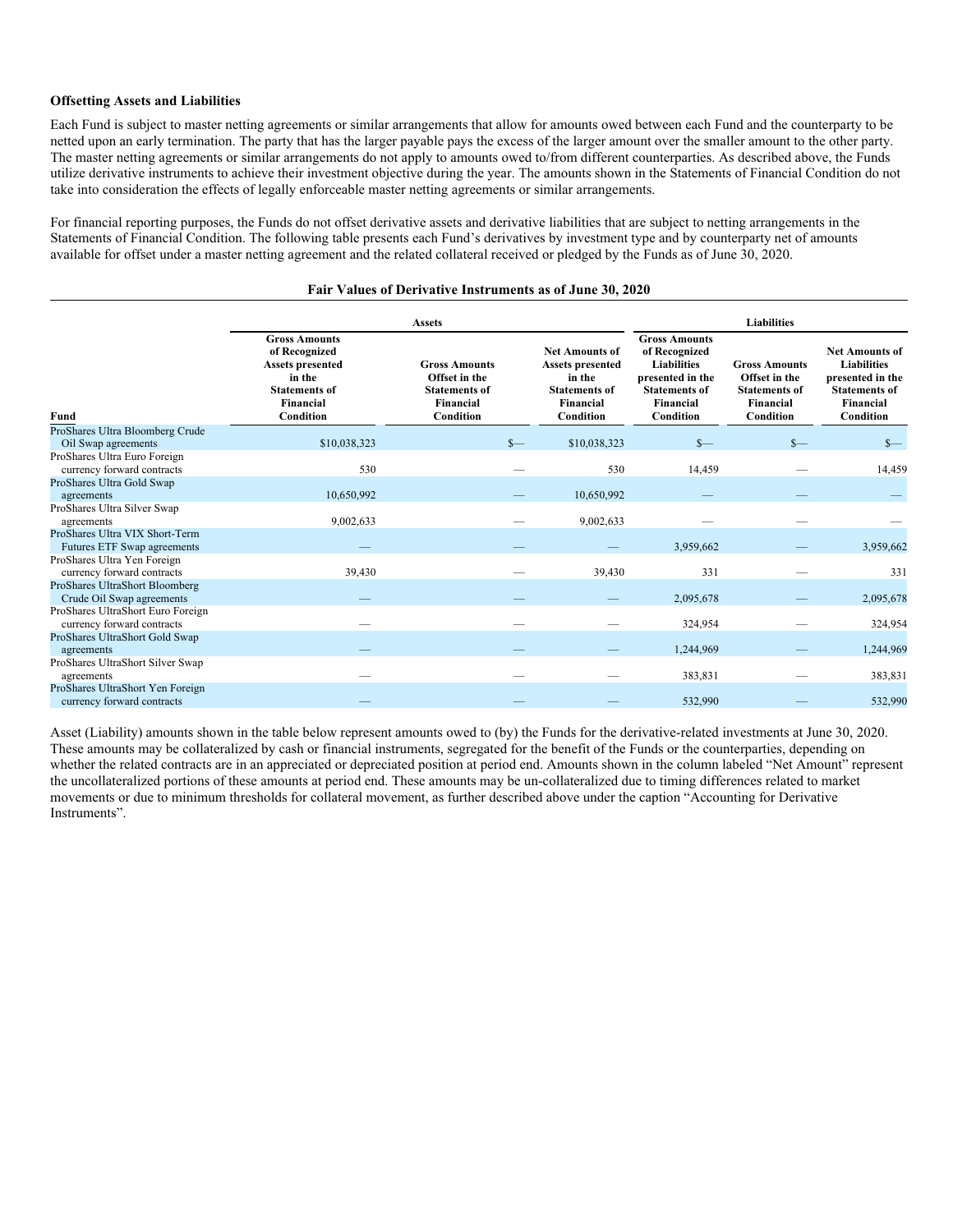**Offsetting Assets and Liabilities**

Each Fund is subject to master netting agreements or similar arrangements that allow for amounts owed between each Fund and the counterparty to be netted upon an early termination. The party that has the larger payable pays the excess of the larger amount over the smaller amount to the other party. The master netting agreements or similar arrangements do not apply to amounts owed to/from different counterparties. As described above, the Funds utilize derivative instruments to achieve their investment objective during the year. The amounts shown in the Statements of Financial Condition do not take into consideration the effects of legally enforceable master netting agreements or similar arrangements.

For financial reporting purposes, the Funds do not offset derivative assets and derivative liabilities that are subject to netting arrangements in the Statements of Financial Condition. The following table presents each Fund's derivatives by investment type and by counterparty net of amounts available for offset under a master netting agreement and the related collateral received or pledged by the Funds as of June 30, 2020.

**Fair Values of Derivative Instruments as of June 30, 2020**

| | Assets | | | Liabilities | | |
|---|---|---|---|---|---|---|
| Fund | Gross Amounts of Recognized Assets presented in the Statements of Financial Condition | Gross Amounts Offset in the Statements of Financial Condition | Net Amounts of Assets presented in the Statements of Financial Condition | Gross Amounts of Recognized Liabilities presented in the Statements of Financial Condition | Gross Amounts Offset in the Statements of Financial Condition | Net Amounts of Liabilities presented in the Statements of Financial Condition |
| ProShares Ultra Bloomberg Crude Oil Swap agreements | $10,038,323 | $— | $10,038,323 | $— | $— | $— |
| ProShares Ultra Euro Foreign currency forward contracts | 530 | — | 530 | 14,459 | — | 14,459 |
| ProShares Ultra Gold Swap agreements | 10,650,992 | — | 10,650,992 | — | — | — |
| ProShares Ultra Silver Swap agreements | 9,002,633 | — | 9,002,633 | — | — | — |
| ProShares Ultra VIX Short-Term Futures ETF Swap agreements | — | — | — | 3,959,662 | — | 3,959,662 |
| ProShares Ultra Yen Foreign currency forward contracts | 39,430 | — | 39,430 | 331 | — | 331 |
| ProShares UltraShort Bloomberg Crude Oil Swap agreements | — | — | — | 2,095,678 | — | 2,095,678 |
| ProShares UltraShort Euro Foreign currency forward contracts | — | — | — | 324,954 | — | 324,954 |
| ProShares UltraShort Gold Swap agreements | — | — | — | 1,244,969 | — | 1,244,969 |
| ProShares UltraShort Silver Swap agreements | — | — | — | 383,831 | — | 383,831 |
| ProShares UltraShort Yen Foreign currency forward contracts | — | — | — | 532,990 | — | 532,990 |

Asset (Liability) amounts shown in the table below represent amounts owed to (by) the Funds for the derivative-related investments at June 30, 2020. These amounts may be collateralized by cash or financial instruments, segregated for the benefit of the Funds or the counterparties, depending on whether the related contracts are in an appreciated or depreciated position at period end. Amounts shown in the column labeled "Net Amount" represent the uncollateralized portions of these amounts at period end. These amounts may be un-collateralized due to timing differences related to market movements or due to minimum thresholds for collateral movement, as further described above under the caption "Accounting for Derivative Instruments".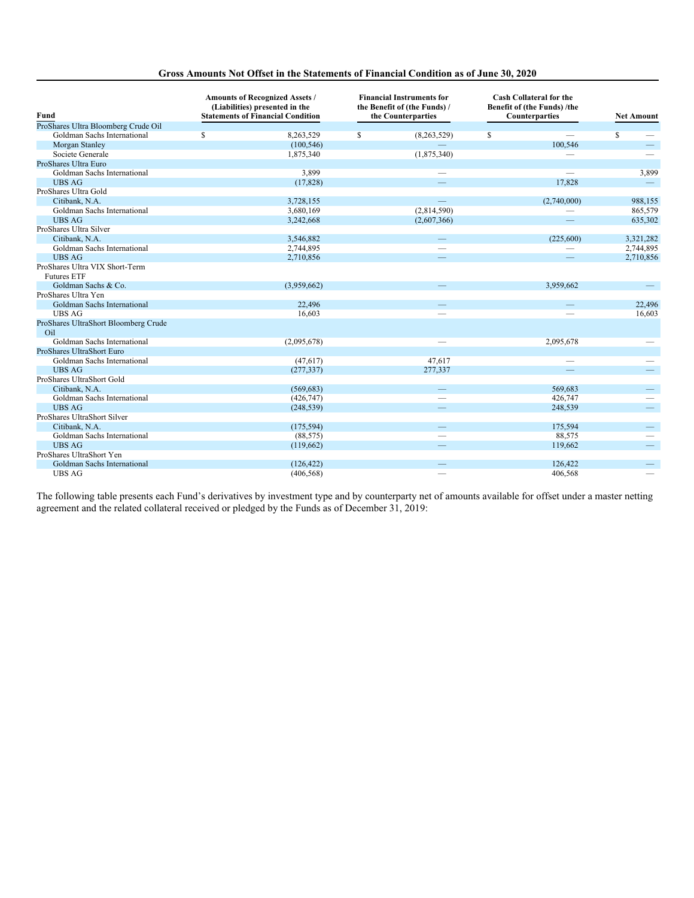**Gross Amounts Not Offset in the Statements of Financial Condition as of June 30, 2020**

| Fund | Amounts of Recognized Assets / (Liabilities) presented in the Statements of Financial Condition | Financial Instruments for the Benefit of (the Funds) / the Counterparties | Cash Collateral for the Benefit of (the Funds) /the Counterparties | Net Amount |
|---|---|---|---|---|
| ProShares Ultra Bloomberg Crude Oil | | | | |
| Goldman Sachs International | $ 8,263,529 | $ (8,263,529) | $ — | $ — |
| Morgan Stanley | (100,546) | — | 100,546 | — |
| Societe Generale | 1,875,340 | (1,875,340) | — | — |
| ProShares Ultra Euro | | | | |
| Goldman Sachs International | 3,899 | — | — | 3,899 |
| UBS AG | (17,828) | — | 17,828 | — |
| ProShares Ultra Gold | | | | |
| Citibank, N.A. | 3,728,155 | — | (2,740,000) | 988,155 |
| Goldman Sachs International | 3,680,169 | (2,814,590) | — | 865,579 |
| UBS AG | 3,242,668 | (2,607,366) | — | 635,302 |
| ProShares Ultra Silver | | | | |
| Citibank, N.A. | 3,546,882 | — | (225,600) | 3,321,282 |
| Goldman Sachs International | 2,744,895 | — | — | 2,744,895 |
| UBS AG | 2,710,856 | — | — | 2,710,856 |
| ProShares Ultra VIX Short-Term Futures ETF | | | | |
| Goldman Sachs & Co. | (3,959,662) | — | 3,959,662 | — |
| ProShares Ultra Yen | | | | |
| Goldman Sachs International | 22,496 | — | — | 22,496 |
| UBS AG | 16,603 | — | — | 16,603 |
| ProShares UltraShort Bloomberg Crude Oil | | | | |
| Goldman Sachs International | (2,095,678) | — | 2,095,678 | — |
| ProShares UltraShort Euro | | | | |
| Goldman Sachs International | (47,617) | 47,617 | — | — |
| UBS AG | (277,337) | 277,337 | — | — |
| ProShares UltraShort Gold | | | | |
| Citibank, N.A. | (569,683) | — | 569,683 | — |
| Goldman Sachs International | (426,747) | — | 426,747 | — |
| UBS AG | (248,539) | — | 248,539 | — |
| ProShares UltraShort Silver | | | | |
| Citibank, N.A. | (175,594) | — | 175,594 | — |
| Goldman Sachs International | (88,575) | — | 88,575 | — |
| UBS AG | (119,662) | — | 119,662 | — |
| ProShares UltraShort Yen | | | | |
| Goldman Sachs International | (126,422) | — | 126,422 | — |
| UBS AG | (406,568) | — | 406,568 | — |

The following table presents each Fund's derivatives by investment type and by counterparty net of amounts available for offset under a master netting agreement and the related collateral received or pledged by the Funds as of December 31, 2019: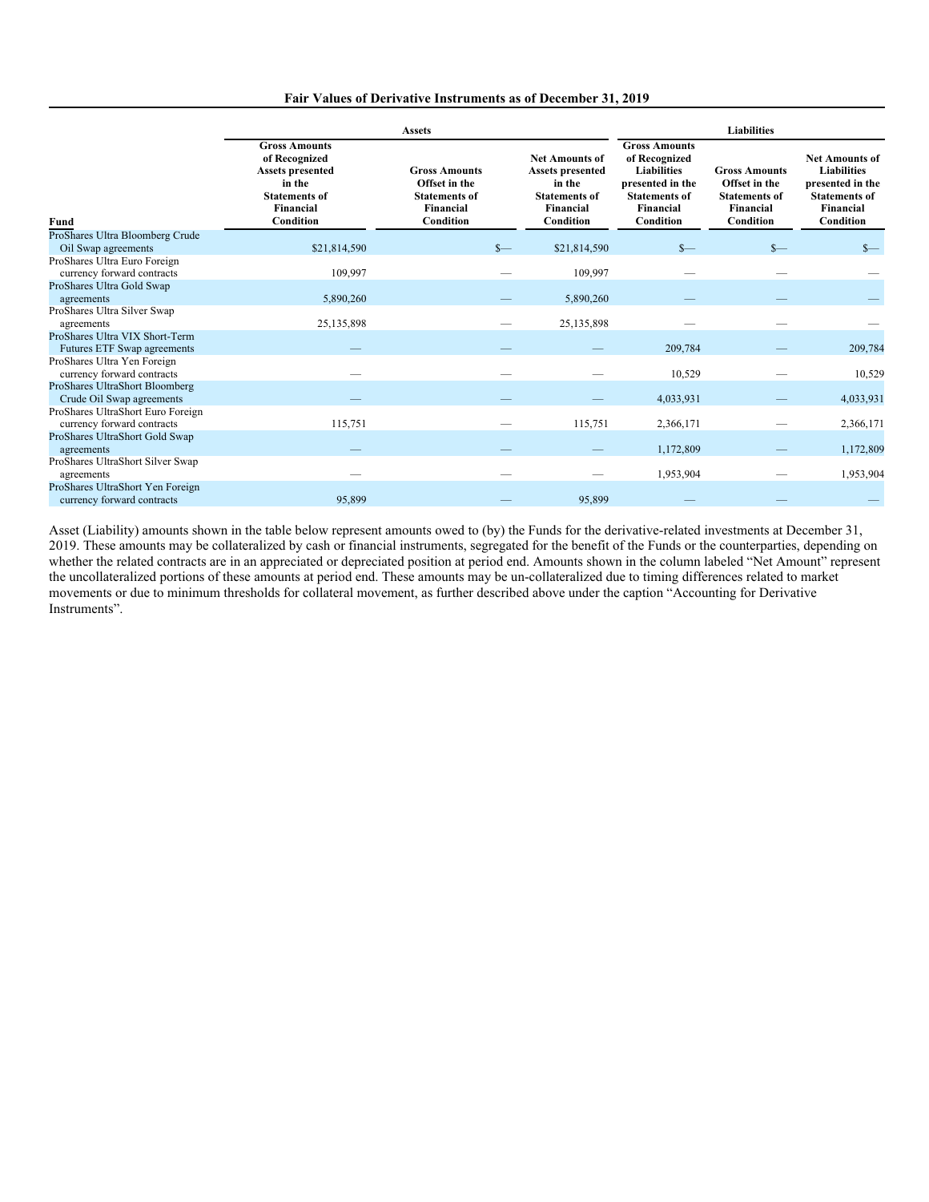**Fair Values of Derivative Instruments as of December 31, 2019**

| | Assets | | | Liabilities | | |
|---|---|---|---|---|---|---|
| Fund | Gross Amounts of Recognized Assets presented in the Statements of Financial Condition | Gross Amounts Offset in the Statements of Financial Condition | Net Amounts of Assets presented in the Statements of Financial Condition | Gross Amounts of Recognized Liabilities presented in the Statements of Financial Condition | Gross Amounts Offset in the Statements of Financial Condition | Net Amounts of Liabilities presented in the Statements of Financial Condition |
| ProShares Ultra Bloomberg Crude Oil Swap agreements | $21,814,590 | $— | $21,814,590 | $— | $— | $— |
| ProShares Ultra Euro Foreign currency forward contracts | 109,997 | — | 109,997 | — | — | — |
| ProShares Ultra Gold Swap agreements | 5,890,260 | — | 5,890,260 | — | — | — |
| ProShares Ultra Silver Swap agreements | 25,135,898 | — | 25,135,898 | — | — | — |
| ProShares Ultra VIX Short-Term Futures ETF Swap agreements | — | — | — | 209,784 | — | 209,784 |
| ProShares Ultra Yen Foreign currency forward contracts | — | — | — | 10,529 | — | 10,529 |
| ProShares UltraShort Bloomberg Crude Oil Swap agreements | — | — | — | 4,033,931 | — | 4,033,931 |
| ProShares UltraShort Euro Foreign currency forward contracts | 115,751 | — | 115,751 | 2,366,171 | — | 2,366,171 |
| ProShares UltraShort Gold Swap agreements | — | — | — | 1,172,809 | — | 1,172,809 |
| ProShares UltraShort Silver Swap agreements | — | — | — | 1,953,904 | — | 1,953,904 |
| ProShares UltraShort Yen Foreign currency forward contracts | 95,899 | — | 95,899 | — | — | — |

Asset (Liability) amounts shown in the table below represent amounts owed to (by) the Funds for the derivative-related investments at December 31, 2019. These amounts may be collateralized by cash or financial instruments, segregated for the benefit of the Funds or the counterparties, depending on whether the related contracts are in an appreciated or depreciated position at period end. Amounts shown in the column labeled "Net Amount" represent the uncollateralized portions of these amounts at period end. These amounts may be un-collateralized due to timing differences related to market movements or due to minimum thresholds for collateral movement, as further described above under the caption "Accounting for Derivative Instruments".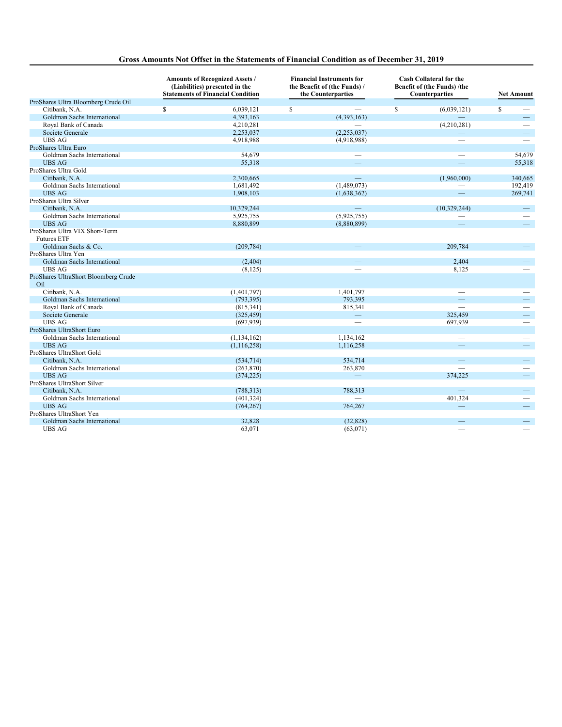## Gross Amounts Not Offset in the Statements of Financial Condition as of December 31, 2019

| | Amounts of Recognized Assets / (Liabilities) presented in the Statements of Financial Condition | Financial Instruments for the Benefit of (the Funds) / the Counterparties | Cash Collateral for the Benefit of (the Funds) /the Counterparties | Net Amount |
|---|---|---|---|---|
| ProShares Ultra Bloomberg Crude Oil | | | | |
| Citibank, N.A. | $ 6,039,121 | $ — | $ (6,039,121) | $ — |
| Goldman Sachs International | 4,393,163 | (4,393,163) | — | — |
| Royal Bank of Canada | 4,210,281 | — | (4,210,281) | — |
| Societe Generale | 2,253,037 | (2,253,037) | — | — |
| UBS AG | 4,918,988 | (4,918,988) | — | — |
| ProShares Ultra Euro | | | | |
| Goldman Sachs International | 54,679 | — | — | 54,679 |
| UBS AG | 55,318 | — | — | 55,318 |
| ProShares Ultra Gold | | | | |
| Citibank, N.A. | 2,300,665 | — | (1,960,000) | 340,665 |
| Goldman Sachs International | 1,681,492 | (1,489,073) | — | 192,419 |
| UBS AG | 1,908,103 | (1,638,362) | — | 269,741 |
| ProShares Ultra Silver | | | | |
| Citibank, N.A. | 10,329,244 | — | (10,329,244) | — |
| Goldman Sachs International | 5,925,755 | (5,925,755) | — | — |
| UBS AG | 8,880,899 | (8,880,899) | — | — |
| ProShares Ultra VIX Short-Term Futures ETF | | | | |
| Goldman Sachs & Co. | (209,784) | — | 209,784 | — |
| ProShares Ultra Yen | | | | |
| Goldman Sachs International | (2,404) | — | 2,404 | — |
| UBS AG | (8,125) | — | 8,125 | — |
| ProShares UltraShort Bloomberg Crude Oil | | | | |
| Citibank, N.A. | (1,401,797) | 1,401,797 | — | — |
| Goldman Sachs International | (793,395) | 793,395 | — | — |
| Royal Bank of Canada | (815,341) | 815,341 | — | — |
| Societe Generale | (325,459) | — | 325,459 | — |
| UBS AG | (697,939) | — | 697,939 | — |
| ProShares UltraShort Euro | | | | |
| Goldman Sachs International | (1,134,162) | 1,134,162 | — | — |
| UBS AG | (1,116,258) | 1,116,258 | — | — |
| ProShares UltraShort Gold | | | | |
| Citibank, N.A. | (534,714) | 534,714 | — | — |
| Goldman Sachs International | (263,870) | 263,870 | — | — |
| UBS AG | (374,225) | — | 374,225 | — |
| ProShares UltraShort Silver | | | | |
| Citibank, N.A. | (788,313) | 788,313 | — | — |
| Goldman Sachs International | (401,324) | — | 401,324 | — |
| UBS AG | (764,267) | 764,267 | — | — |
| ProShares UltraShort Yen | | | | |
| Goldman Sachs International | 32,828 | (32,828) | — | — |
| UBS AG | 63,071 | (63,071) | — | — |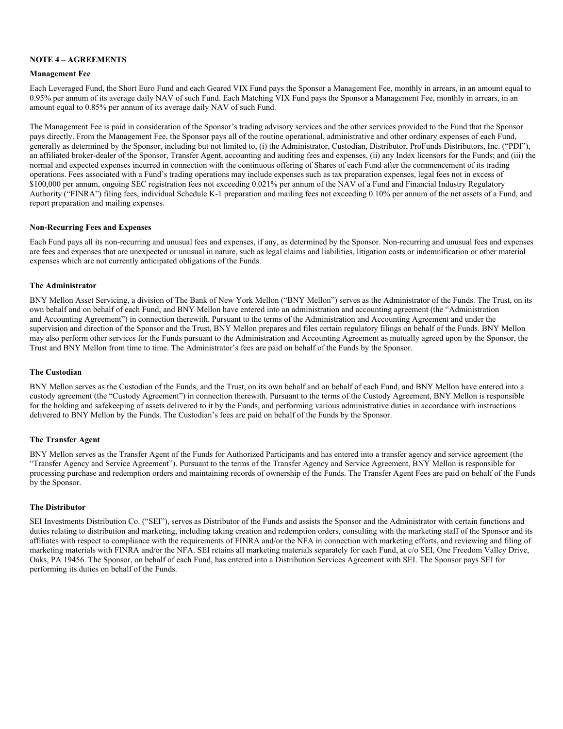**NOTE 4 – AGREEMENTS**

**Management Fee**

Each Leveraged Fund, the Short Euro Fund and each Geared VIX Fund pays the Sponsor a Management Fee, monthly in arrears, in an amount equal to 0.95% per annum of its average daily NAV of such Fund. Each Matching VIX Fund pays the Sponsor a Management Fee, monthly in arrears, in an amount equal to 0.85% per annum of its average daily NAV of such Fund.

The Management Fee is paid in consideration of the Sponsor's trading advisory services and the other services provided to the Fund that the Sponsor pays directly. From the Management Fee, the Sponsor pays all of the routine operational, administrative and other ordinary expenses of each Fund, generally as determined by the Sponsor, including but not limited to, (i) the Administrator, Custodian, Distributor, ProFunds Distributors, Inc. ("PDI"), an affiliated broker-dealer of the Sponsor, Transfer Agent, accounting and auditing fees and expenses, (ii) any Index licensors for the Funds; and (iii) the normal and expected expenses incurred in connection with the continuous offering of Shares of each Fund after the commencement of its trading operations. Fees associated with a Fund's trading operations may include expenses such as tax preparation expenses, legal fees not in excess of $100,000 per annum, ongoing SEC registration fees not exceeding 0.021% per annum of the NAV of a Fund and Financial Industry Regulatory Authority ("FINRA") filing fees, individual Schedule K-1 preparation and mailing fees not exceeding 0.10% per annum of the net assets of a Fund, and report preparation and mailing expenses.

**Non-Recurring Fees and Expenses**

Each Fund pays all its non-recurring and unusual fees and expenses, if any, as determined by the Sponsor. Non-recurring and unusual fees and expenses are fees and expenses that are unexpected or unusual in nature, such as legal claims and liabilities, litigation costs or indemnification or other material expenses which are not currently anticipated obligations of the Funds.

**The Administrator**

BNY Mellon Asset Servicing, a division of The Bank of New York Mellon ("BNY Mellon") serves as the Administrator of the Funds. The Trust, on its own behalf and on behalf of each Fund, and BNY Mellon have entered into an administration and accounting agreement (the "Administration and Accounting Agreement") in connection therewith. Pursuant to the terms of the Administration and Accounting Agreement and under the supervision and direction of the Sponsor and the Trust, BNY Mellon prepares and files certain regulatory filings on behalf of the Funds. BNY Mellon may also perform other services for the Funds pursuant to the Administration and Accounting Agreement as mutually agreed upon by the Sponsor, the Trust and BNY Mellon from time to time. The Administrator's fees are paid on behalf of the Funds by the Sponsor.

**The Custodian**

BNY Mellon serves as the Custodian of the Funds, and the Trust, on its own behalf and on behalf of each Fund, and BNY Mellon have entered into a custody agreement (the "Custody Agreement") in connection therewith. Pursuant to the terms of the Custody Agreement, BNY Mellon is responsible for the holding and safekeeping of assets delivered to it by the Funds, and performing various administrative duties in accordance with instructions delivered to BNY Mellon by the Funds. The Custodian's fees are paid on behalf of the Funds by the Sponsor.

**The Transfer Agent**

BNY Mellon serves as the Transfer Agent of the Funds for Authorized Participants and has entered into a transfer agency and service agreement (the "Transfer Agency and Service Agreement"). Pursuant to the terms of the Transfer Agency and Service Agreement, BNY Mellon is responsible for processing purchase and redemption orders and maintaining records of ownership of the Funds. The Transfer Agent Fees are paid on behalf of the Funds by the Sponsor.

**The Distributor**

SEI Investments Distribution Co. ("SEI"), serves as Distributor of the Funds and assists the Sponsor and the Administrator with certain functions and duties relating to distribution and marketing, including taking creation and redemption orders, consulting with the marketing staff of the Sponsor and its affiliates with respect to compliance with the requirements of FINRA and/or the NFA in connection with marketing efforts, and reviewing and filing of marketing materials with FINRA and/or the NFA. SEI retains all marketing materials separately for each Fund, at c/o SEI, One Freedom Valley Drive, Oaks, PA 19456. The Sponsor, on behalf of each Fund, has entered into a Distribution Services Agreement with SEI. The Sponsor pays SEI for performing its duties on behalf of the Funds.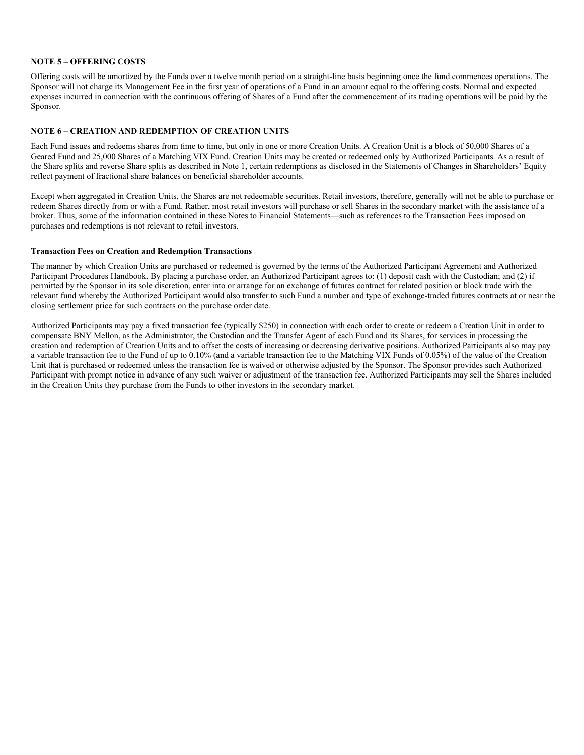**NOTE 5 – OFFERING COSTS**

Offering costs will be amortized by the Funds over a twelve month period on a straight-line basis beginning once the fund commences operations. The Sponsor will not charge its Management Fee in the first year of operations of a Fund in an amount equal to the offering costs. Normal and expected expenses incurred in connection with the continuous offering of Shares of a Fund after the commencement of its trading operations will be paid by the Sponsor.

**NOTE 6 – CREATION AND REDEMPTION OF CREATION UNITS**

Each Fund issues and redeems shares from time to time, but only in one or more Creation Units. A Creation Unit is a block of 50,000 Shares of a Geared Fund and 25,000 Shares of a Matching VIX Fund. Creation Units may be created or redeemed only by Authorized Participants. As a result of the Share splits and reverse Share splits as described in Note 1, certain redemptions as disclosed in the Statements of Changes in Shareholders' Equity reflect payment of fractional share balances on beneficial shareholder accounts.

Except when aggregated in Creation Units, the Shares are not redeemable securities. Retail investors, therefore, generally will not be able to purchase or redeem Shares directly from or with a Fund. Rather, most retail investors will purchase or sell Shares in the secondary market with the assistance of a broker. Thus, some of the information contained in these Notes to Financial Statements—such as references to the Transaction Fees imposed on purchases and redemptions is not relevant to retail investors.

**Transaction Fees on Creation and Redemption Transactions**

The manner by which Creation Units are purchased or redeemed is governed by the terms of the Authorized Participant Agreement and Authorized Participant Procedures Handbook. By placing a purchase order, an Authorized Participant agrees to: (1) deposit cash with the Custodian; and (2) if permitted by the Sponsor in its sole discretion, enter into or arrange for an exchange of futures contract for related position or block trade with the relevant fund whereby the Authorized Participant would also transfer to such Fund a number and type of exchange-traded futures contracts at or near the closing settlement price for such contracts on the purchase order date.

Authorized Participants may pay a fixed transaction fee (typically $250) in connection with each order to create or redeem a Creation Unit in order to compensate BNY Mellon, as the Administrator, the Custodian and the Transfer Agent of each Fund and its Shares, for services in processing the creation and redemption of Creation Units and to offset the costs of increasing or decreasing derivative positions. Authorized Participants also may pay a variable transaction fee to the Fund of up to 0.10% (and a variable transaction fee to the Matching VIX Funds of 0.05%) of the value of the Creation Unit that is purchased or redeemed unless the transaction fee is waived or otherwise adjusted by the Sponsor. The Sponsor provides such Authorized Participant with prompt notice in advance of any such waiver or adjustment of the transaction fee. Authorized Participants may sell the Shares included in the Creation Units they purchase from the Funds to other investors in the secondary market.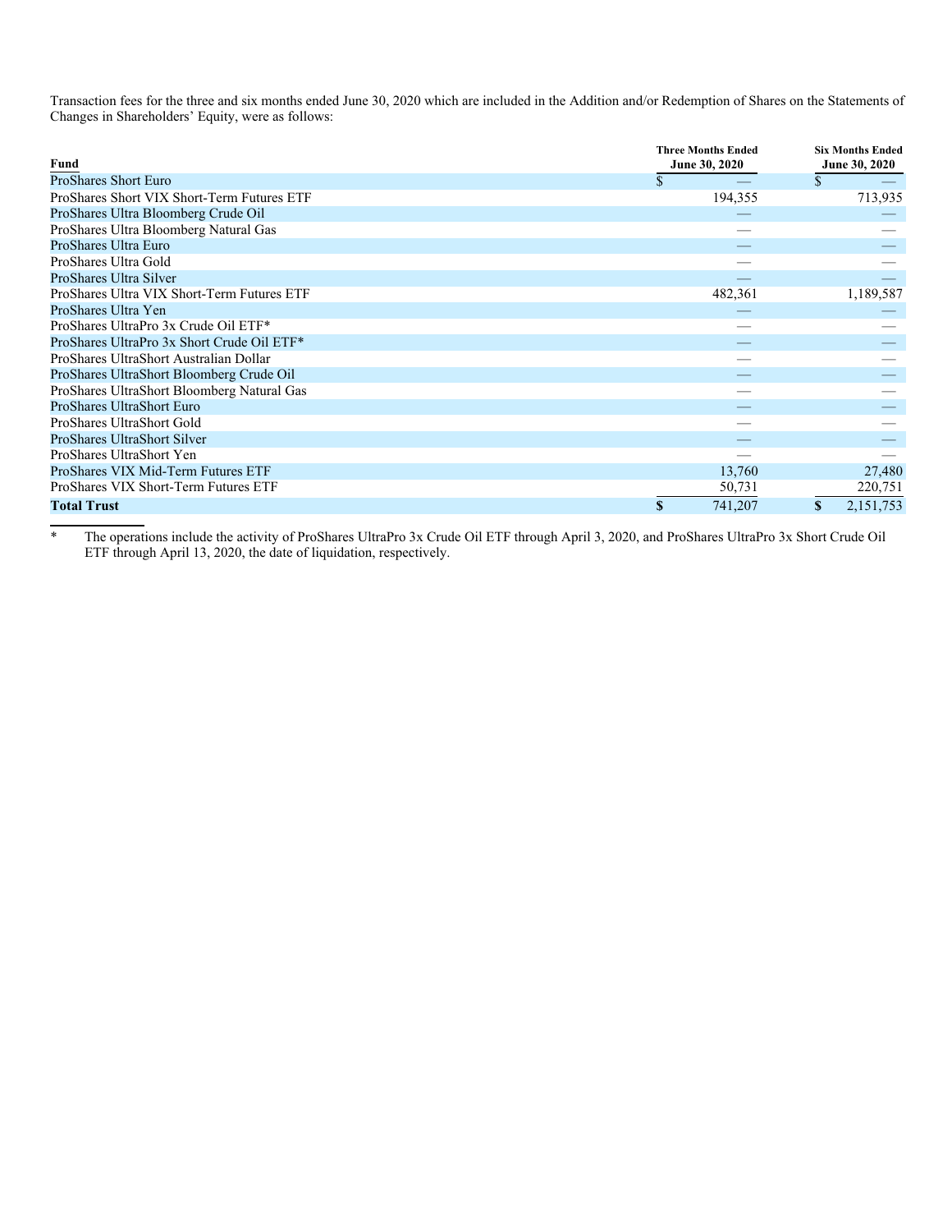Transaction fees for the three and six months ended June 30, 2020 which are included in the Addition and/or Redemption of Shares on the Statements of Changes in Shareholders' Equity, were as follows:

| Fund | Three Months Ended June 30, 2020 | Six Months Ended June 30, 2020 |
|---|---|---|
| ProShares Short Euro | $ — | $ — |
| ProShares Short VIX Short-Term Futures ETF | 194,355 | 713,935 |
| ProShares Ultra Bloomberg Crude Oil | — | — |
| ProShares Ultra Bloomberg Natural Gas | — | — |
| ProShares Ultra Euro | — | — |
| ProShares Ultra Gold | — | — |
| ProShares Ultra Silver | — | — |
| ProShares Ultra VIX Short-Term Futures ETF | 482,361 | 1,189,587 |
| ProShares Ultra Yen | — | — |
| ProShares UltraPro 3x Crude Oil ETF* | — | — |
| ProShares UltraPro 3x Short Crude Oil ETF* | — | — |
| ProShares UltraShort Australian Dollar | — | — |
| ProShares UltraShort Bloomberg Crude Oil | — | — |
| ProShares UltraShort Bloomberg Natural Gas | — | — |
| ProShares UltraShort Euro | — | — |
| ProShares UltraShort Gold | — | — |
| ProShares UltraShort Silver | — | — |
| ProShares UltraShort Yen | — | — |
| ProShares VIX Mid-Term Futures ETF | 13,760 | 27,480 |
| ProShares VIX Short-Term Futures ETF | 50,731 | 220,751 |
| **Total Trust** | **$** 741,207 | **$** 2,151,753 |

\* The operations include the activity of ProShares UltraPro 3x Crude Oil ETF through April 3, 2020, and ProShares UltraPro 3x Short Crude Oil ETF through April 13, 2020, the date of liquidation, respectively.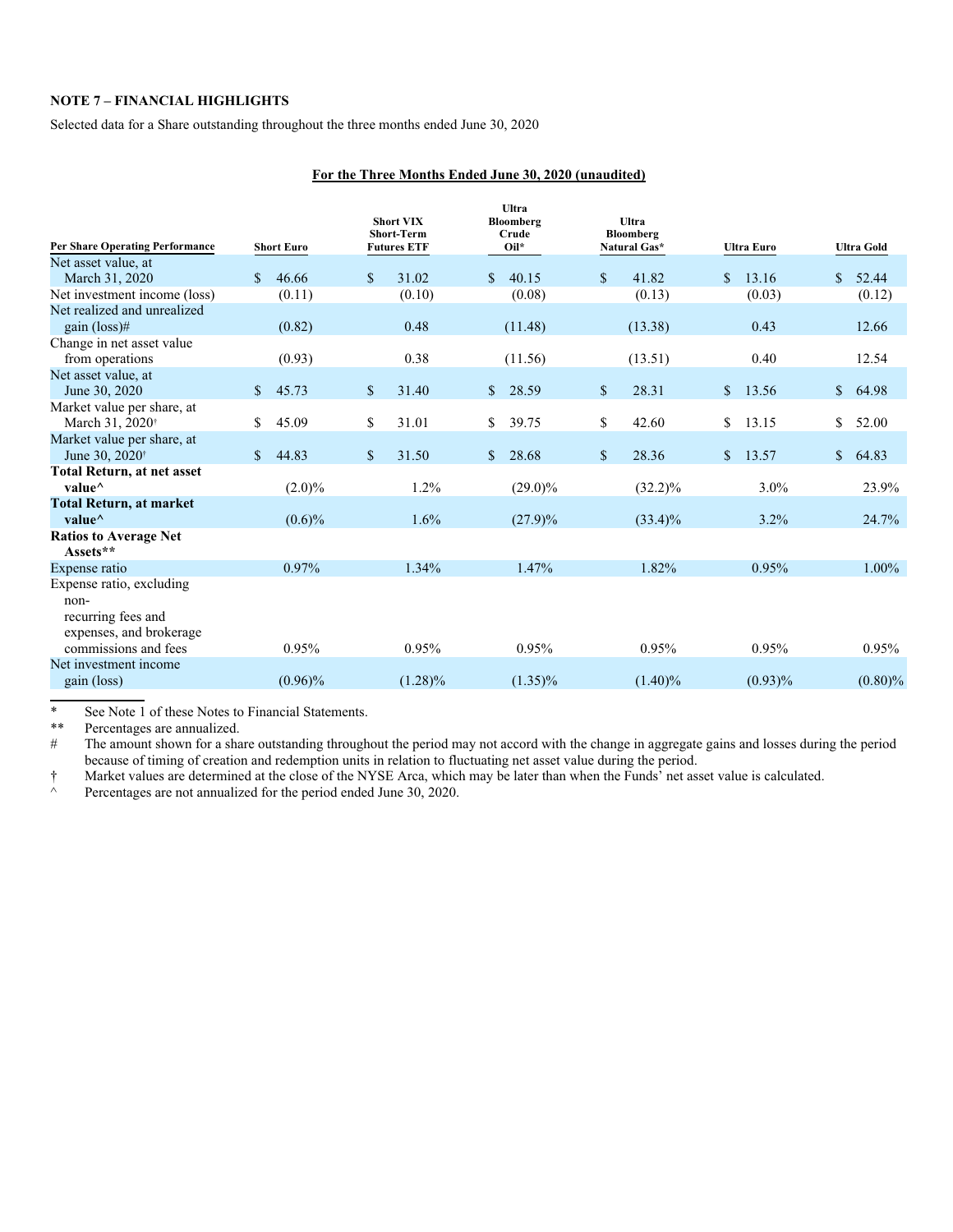**NOTE 7 – FINANCIAL HIGHLIGHTS**

Selected data for a Share outstanding throughout the three months ended June 30, 2020

**For the Three Months Ended June 30, 2020 (unaudited)**

| Per Share Operating Performance | Short Euro | Short VIX Short-Term Futures ETF | Ultra Bloomberg Crude Oil* | Ultra Bloomberg Natural Gas* | Ultra Euro | Ultra Gold |
|---|---|---|---|---|---|---|
| Net asset value, at March 31, 2020 | $ 46.66 | $ 31.02 | $ 40.15 | $ 41.82 | $ 13.16 | $ 52.44 |
| Net investment income (loss) | (0.11) | (0.10) | (0.08) | (0.13) | (0.03) | (0.12) |
| Net realized and unrealized gain (loss)# | (0.82) | 0.48 | (11.48) | (13.38) | 0.43 | 12.66 |
| Change in net asset value from operations | (0.93) | 0.38 | (11.56) | (13.51) | 0.40 | 12.54 |
| Net asset value, at June 30, 2020 | $ 45.73 | $ 31.40 | $ 28.59 | $ 28.31 | $ 13.56 | $ 64.98 |
| Market value per share, at March 31, 2020† | $ 45.09 | $ 31.01 | $ 39.75 | $ 42.60 | $ 13.15 | $ 52.00 |
| Market value per share, at June 30, 2020† | $ 44.83 | $ 31.50 | $ 28.68 | $ 28.36 | $ 13.57 | $ 64.83 |
| **Total Return, at net asset value^** | (2.0)% | 1.2% | (29.0)% | (32.2)% | 3.0% | 23.9% |
| **Total Return, at market value^** | (0.6)% | 1.6% | (27.9)% | (33.4)% | 3.2% | 24.7% |
| **Ratios to Average Net Assets**** | | | | | | |
| Expense ratio | 0.97% | 1.34% | 1.47% | 1.82% | 0.95% | 1.00% |
| Expense ratio, excluding non-recurring fees and expenses, and brokerage commissions and fees | 0.95% | 0.95% | 0.95% | 0.95% | 0.95% | 0.95% |
| Net investment income gain (loss) | (0.96)% | (1.28)% | (1.35)% | (1.40)% | (0.93)% | (0.80)% |

\* See Note 1 of these Notes to Financial Statements.

** Percentages are annualized.

\# The amount shown for a share outstanding throughout the period may not accord with the change in aggregate gains and losses during the period because of timing of creation and redemption units in relation to fluctuating net asset value during the period.

† Market values are determined at the close of the NYSE Arca, which may be later than when the Funds' net asset value is calculated.

^ Percentages are not annualized for the period ended June 30, 2020.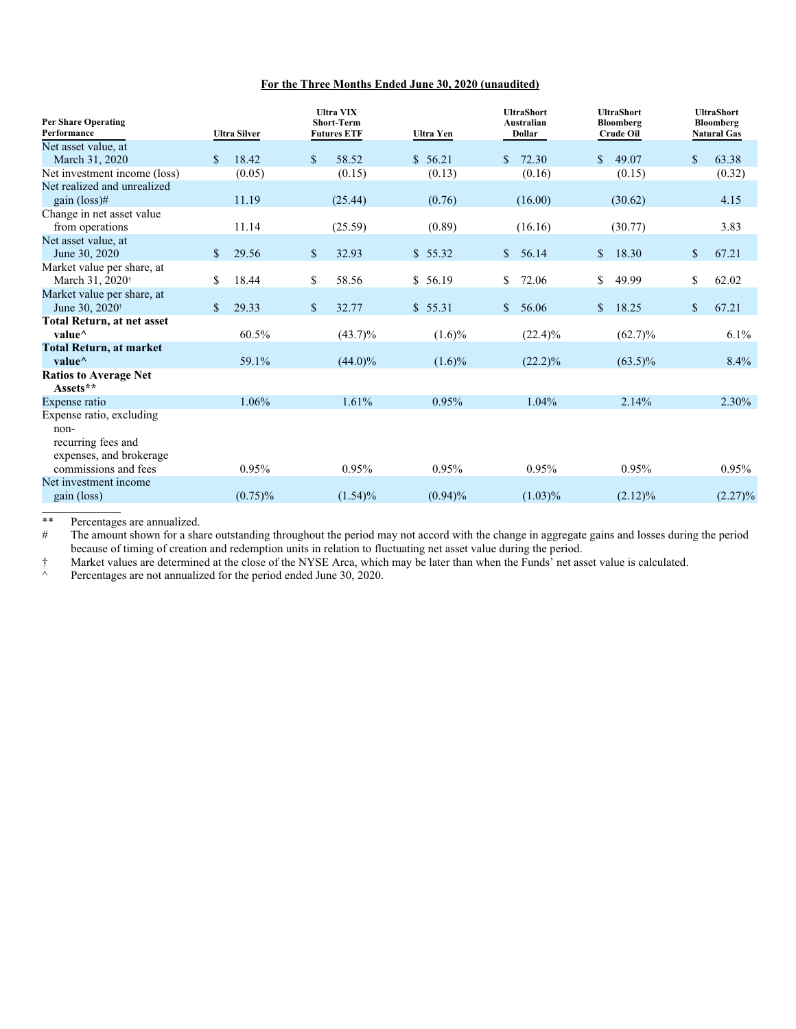**For the Three Months Ended June 30, 2020 (unaudited)**

| Per Share Operating Performance | Ultra Silver | Ultra VIX Short-Term Futures ETF | Ultra Yen | UltraShort Australian Dollar | UltraShort Bloomberg Crude Oil | UltraShort Bloomberg Natural Gas |
|---|---|---|---|---|---|---|
| Net asset value, at March 31, 2020 | $ 18.42 | $ 58.52 | $ 56.21 | $ 72.30 | $ 49.07 | $ 63.38 |
| Net investment income (loss) | (0.05) | (0.15) | (0.13) | (0.16) | (0.15) | (0.32) |
| Net realized and unrealized gain (loss)# | 11.19 | (25.44) | (0.76) | (16.00) | (30.62) | 4.15 |
| Change in net asset value from operations | 11.14 | (25.59) | (0.89) | (16.16) | (30.77) | 3.83 |
| Net asset value, at June 30, 2020 | $ 29.56 | $ 32.93 | $ 55.32 | $ 56.14 | $ 18.30 | $ 67.21 |
| Market value per share, at March 31, 2020† | $ 18.44 | $ 58.56 | $ 56.19 | $ 72.06 | $ 49.99 | $ 62.02 |
| Market value per share, at June 30, 2020† | $ 29.33 | $ 32.77 | $ 55.31 | $ 56.06 | $ 18.25 | $ 67.21 |
| **Total Return, at net asset value^** | 60.5% | (43.7)% | (1.6)% | (22.4)% | (62.7)% | 6.1% |
| **Total Return, at market value^** | 59.1% | (44.0)% | (1.6)% | (22.2)% | (63.5)% | 8.4% |
| **Ratios to Average Net Assets\*\*** | | | | | | |
| Expense ratio | 1.06% | 1.61% | 0.95% | 1.04% | 2.14% | 2.30% |
| Expense ratio, excluding non-recurring fees and expenses, and brokerage commissions and fees | 0.95% | 0.95% | 0.95% | 0.95% | 0.95% | 0.95% |
| Net investment income gain (loss) | (0.75)% | (1.54)% | (0.94)% | (1.03)% | (2.12)% | (2.27)% |

** Percentages are annualized.

\# The amount shown for a share outstanding throughout the period may not accord with the change in aggregate gains and losses during the period because of timing of creation and redemption units in relation to fluctuating net asset value during the period.

† Market values are determined at the close of the NYSE Arca, which may be later than when the Funds' net asset value is calculated.

^ Percentages are not annualized for the period ended June 30, 2020.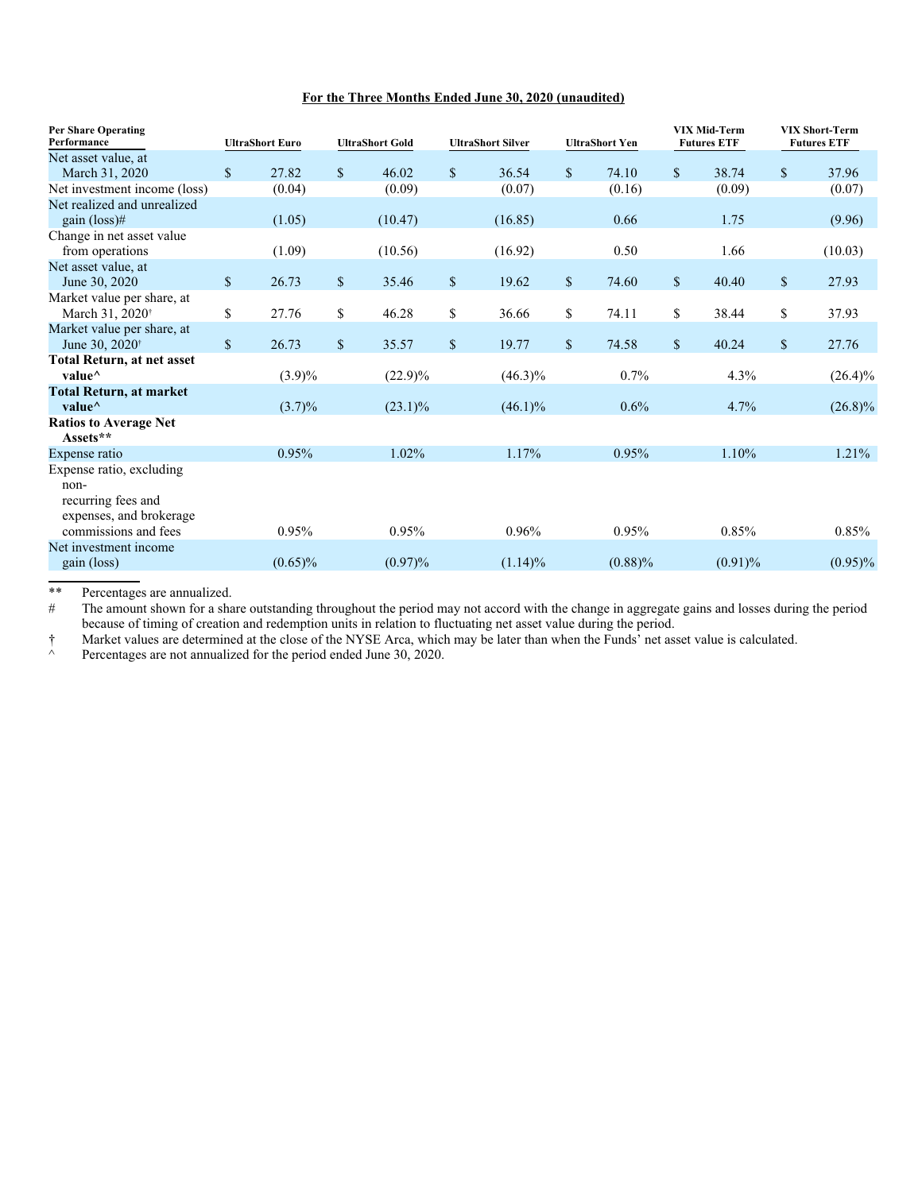**For the Three Months Ended June 30, 2020 (unaudited)**

| Per Share Operating Performance | UltraShort Euro | UltraShort Gold | UltraShort Silver | UltraShort Yen | VIX Mid-Term Futures ETF | VIX Short-Term Futures ETF |
|---|---|---|---|---|---|---|
| Net asset value, at March 31, 2020 | $ 27.82 | $ 46.02 | $ 36.54 | $ 74.10 | $ 38.74 | $ 37.96 |
| Net investment income (loss) | (0.04) | (0.09) | (0.07) | (0.16) | (0.09) | (0.07) |
| Net realized and unrealized gain (loss)# | (1.05) | (10.47) | (16.85) | 0.66 | 1.75 | (9.96) |
| Change in net asset value from operations | (1.09) | (10.56) | (16.92) | 0.50 | 1.66 | (10.03) |
| Net asset value, at June 30, 2020 | $ 26.73 | $ 35.46 | $ 19.62 | $ 74.60 | $ 40.40 | $ 27.93 |
| Market value per share, at March 31, 2020† | $ 27.76 | $ 46.28 | $ 36.66 | $ 74.11 | $ 38.44 | $ 37.93 |
| Market value per share, at June 30, 2020† | $ 26.73 | $ 35.57 | $ 19.77 | $ 74.58 | $ 40.24 | $ 27.76 |
| **Total Return, at net asset value^** | (3.9)% | (22.9)% | (46.3)% | 0.7% | 4.3% | (26.4)% |
| **Total Return, at market value^** | (3.7)% | (23.1)% | (46.1)% | 0.6% | 4.7% | (26.8)% |
| **Ratios to Average Net Assets\*\*** | | | | | | |
| Expense ratio | 0.95% | 1.02% | 1.17% | 0.95% | 1.10% | 1.21% |
| Expense ratio, excluding non-recurring fees and expenses, and brokerage commissions and fees | 0.95% | 0.95% | 0.96% | 0.95% | 0.85% | 0.85% |
| Net investment income gain (loss) | (0.65)% | (0.97)% | (1.14)% | (0.88)% | (0.91)% | (0.95)% |

** Percentages are annualized.

# The amount shown for a share outstanding throughout the period may not accord with the change in aggregate gains and losses during the period because of timing of creation and redemption units in relation to fluctuating net asset value during the period.

† Market values are determined at the close of the NYSE Arca, which may be later than when the Funds' net asset value is calculated.

^ Percentages are not annualized for the period ended June 30, 2020.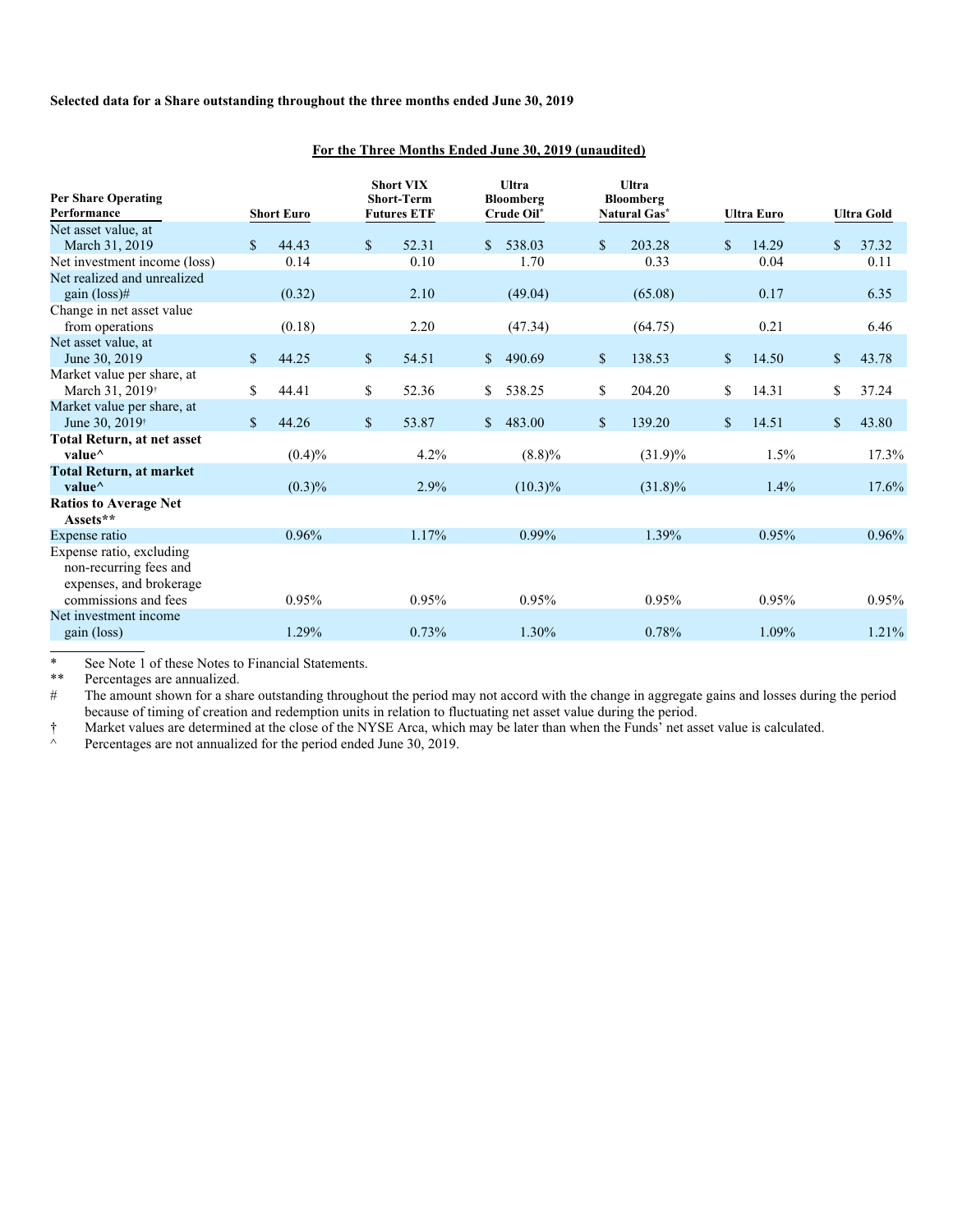**Selected data for a Share outstanding throughout the three months ended June 30, 2019**

**For the Three Months Ended June 30, 2019 (unaudited)**

| Per Share Operating Performance | Short Euro | Short VIX Short-Term Futures ETF | Ultra Bloomberg Crude Oil* | Ultra Bloomberg Natural Gas* | Ultra Euro | Ultra Gold |
|---|---|---|---|---|---|---|
| Net asset value, at March 31, 2019 | $ 44.43 | $ 52.31 | $ 538.03 | $ 203.28 | $ 14.29 | $ 37.32 |
| Net investment income (loss) | 0.14 | 0.10 | 1.70 | 0.33 | 0.04 | 0.11 |
| Net realized and unrealized gain (loss)# | (0.32) | 2.10 | (49.04) | (65.08) | 0.17 | 6.35 |
| Change in net asset value from operations | (0.18) | 2.20 | (47.34) | (64.75) | 0.21 | 6.46 |
| Net asset value, at June 30, 2019 | $ 44.25 | $ 54.51 | $ 490.69 | $ 138.53 | $ 14.50 | $ 43.78 |
| Market value per share, at March 31, 2019† | $ 44.41 | $ 52.36 | $ 538.25 | $ 204.20 | $ 14.31 | $ 37.24 |
| Market value per share, at June 30, 2019† | $ 44.26 | $ 53.87 | $ 483.00 | $ 139.20 | $ 14.51 | $ 43.80 |
| **Total Return, at net asset value^** | (0.4)% | 4.2% | (8.8)% | (31.9)% | 1.5% | 17.3% |
| **Total Return, at market value^** | (0.3)% | 2.9% | (10.3)% | (31.8)% | 1.4% | 17.6% |
| **Ratios to Average Net Assets**** | | | | | | |
| Expense ratio | 0.96% | 1.17% | 0.99% | 1.39% | 0.95% | 0.96% |
| Expense ratio, excluding non-recurring fees and expenses, and brokerage commissions and fees | 0.95% | 0.95% | 0.95% | 0.95% | 0.95% | 0.95% |
| Net investment income gain (loss) | 1.29% | 0.73% | 1.30% | 0.78% | 1.09% | 1.21% |

\* See Note 1 of these Notes to Financial Statements.

** Percentages are annualized.

\# The amount shown for a share outstanding throughout the period may not accord with the change in aggregate gains and losses during the period because of timing of creation and redemption units in relation to fluctuating net asset value during the period.

† Market values are determined at the close of the NYSE Arca, which may be later than when the Funds' net asset value is calculated.

^ Percentages are not annualized for the period ended June 30, 2019.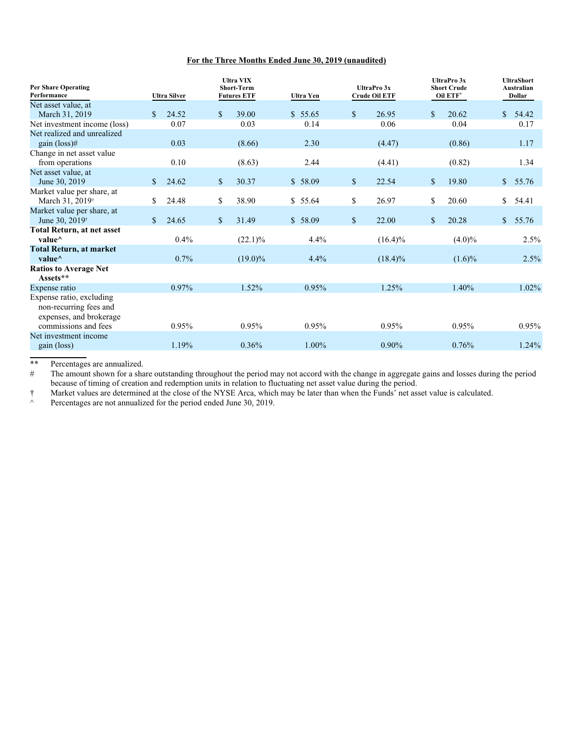**For the Three Months Ended June 30, 2019 (unaudited)**

| Per Share Operating Performance | Ultra Silver | Ultra VIX Short-Term Futures ETF | Ultra Yen | UltraPro 3x Crude Oil ETF | UltraPro 3x Short Crude Oil ETF* | UltraShort Australian Dollar |
|---|---|---|---|---|---|---|
| Net asset value, at March 31, 2019 | $ 24.52 | $ 39.00 | $ 55.65 | $ 26.95 | $ 20.62 | $ 54.42 |
| Net investment income (loss) | 0.07 | 0.03 | 0.14 | 0.06 | 0.04 | 0.17 |
| Net realized and unrealized gain (loss)# | 0.03 | (8.66) | 2.30 | (4.47) | (0.86) | 1.17 |
| Change in net asset value from operations | 0.10 | (8.63) | 2.44 | (4.41) | (0.82) | 1.34 |
| Net asset value, at June 30, 2019 | $ 24.62 | $ 30.37 | $ 58.09 | $ 22.54 | $ 19.80 | $ 55.76 |
| Market value per share, at March 31, 2019† | $ 24.48 | $ 38.90 | $ 55.64 | $ 26.97 | $ 20.60 | $ 54.41 |
| Market value per share, at June 30, 2019† | $ 24.65 | $ 31.49 | $ 58.09 | $ 22.00 | $ 20.28 | $ 55.76 |
| **Total Return, at net asset value^** | 0.4% | (22.1)% | 4.4% | (16.4)% | (4.0)% | 2.5% |
| **Total Return, at market value^** | 0.7% | (19.0)% | 4.4% | (18.4)% | (1.6)% | 2.5% |
| **Ratios to Average Net Assets**** | | | | | | |
| Expense ratio | 0.97% | 1.52% | 0.95% | 1.25% | 1.40% | 1.02% |
| Expense ratio, excluding non-recurring fees and expenses, and brokerage commissions and fees | 0.95% | 0.95% | 0.95% | 0.95% | 0.95% | 0.95% |
| Net investment income gain (loss) | 1.19% | 0.36% | 1.00% | 0.90% | 0.76% | 1.24% |

** Percentages are annualized.

# The amount shown for a share outstanding throughout the period may not accord with the change in aggregate gains and losses during the period because of timing of creation and redemption units in relation to fluctuating net asset value during the period.

† Market values are determined at the close of the NYSE Arca, which may be later than when the Funds' net asset value is calculated.

^ Percentages are not annualized for the period ended June 30, 2019.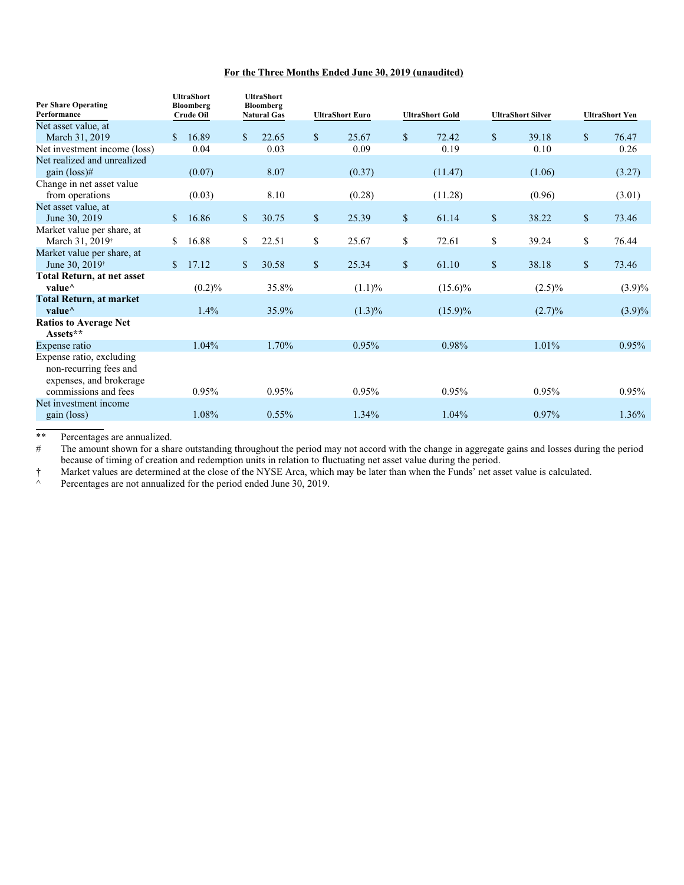**For the Three Months Ended June 30, 2019 (unaudited)**

| Per Share Operating Performance | UltraShort Bloomberg Crude Oil | UltraShort Bloomberg Natural Gas | UltraShort Euro | UltraShort Gold | UltraShort Silver | UltraShort Yen |
|---|---|---|---|---|---|---|
| Net asset value, at March 31, 2019 | $ 16.89 | $ 22.65 | $ 25.67 | $ 72.42 | $ 39.18 | $ 76.47 |
| Net investment income (loss) | 0.04 | 0.03 | 0.09 | 0.19 | 0.10 | 0.26 |
| Net realized and unrealized gain (loss)# | (0.07) | 8.07 | (0.37) | (11.47) | (1.06) | (3.27) |
| Change in net asset value from operations | (0.03) | 8.10 | (0.28) | (11.28) | (0.96) | (3.01) |
| Net asset value, at June 30, 2019 | $ 16.86 | $ 30.75 | $ 25.39 | $ 61.14 | $ 38.22 | $ 73.46 |
| Market value per share, at March 31, 2019† | $ 16.88 | $ 22.51 | $ 25.67 | $ 72.61 | $ 39.24 | $ 76.44 |
| Market value per share, at June 30, 2019† | $ 17.12 | $ 30.58 | $ 25.34 | $ 61.10 | $ 38.18 | $ 73.46 |
| **Total Return, at net asset value^** | (0.2)% | 35.8% | (1.1)% | (15.6)% | (2.5)% | (3.9)% |
| **Total Return, at market value^** | 1.4% | 35.9% | (1.3)% | (15.9)% | (2.7)% | (3.9)% |
| **Ratios to Average Net Assets**** | | | | | | |
| Expense ratio | 1.04% | 1.70% | 0.95% | 0.98% | 1.01% | 0.95% |
| Expense ratio, excluding non-recurring fees and expenses, and brokerage commissions and fees | 0.95% | 0.95% | 0.95% | 0.95% | 0.95% | 0.95% |
| Net investment income gain (loss) | 1.08% | 0.55% | 1.34% | 1.04% | 0.97% | 1.36% |

** Percentages are annualized.

# The amount shown for a share outstanding throughout the period may not accord with the change in aggregate gains and losses during the period because of timing of creation and redemption units in relation to fluctuating net asset value during the period.

† Market values are determined at the close of the NYSE Arca, which may be later than when the Funds' net asset value is calculated.

^ Percentages are not annualized for the period ended June 30, 2019.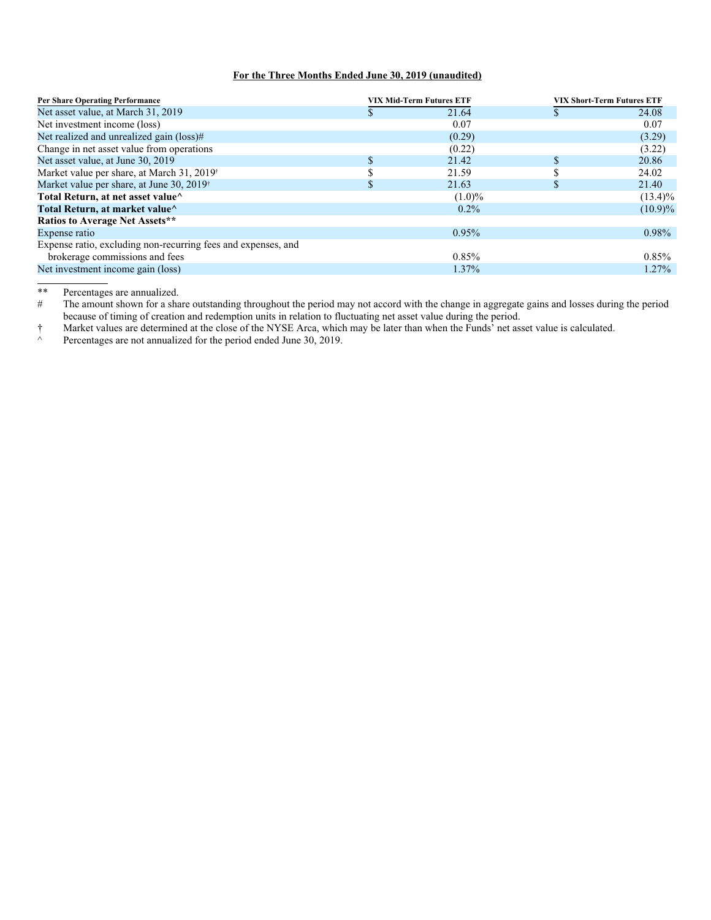**For the Three Months Ended June 30, 2019 (unaudited)**

| Per Share Operating Performance | VIX Mid-Term Futures ETF | VIX Short-Term Futures ETF |
|---|---|---|
| Net asset value, at March 31, 2019 | $ 21.64 | $ 24.08 |
| Net investment income (loss) | 0.07 | 0.07 |
| Net realized and unrealized gain (loss)# | (0.29) | (3.29) |
| Change in net asset value from operations | (0.22) | (3.22) |
| Net asset value, at June 30, 2019 | $ 21.42 | $ 20.86 |
| Market value per share, at March 31, 2019† | $ 21.59 | $ 24.02 |
| Market value per share, at June 30, 2019† | $ 21.63 | $ 21.40 |
| **Total Return, at net asset value^** | (1.0)% | (13.4)% |
| **Total Return, at market value^** | 0.2% | (10.9)% |
| **Ratios to Average Net Assets\*\*** | | |
| Expense ratio | 0.95% | 0.98% |
| Expense ratio, excluding non-recurring fees and expenses, and brokerage commissions and fees | 0.85% | 0.85% |
| Net investment income gain (loss) | 1.37% | 1.27% |

** Percentages are annualized.

\# The amount shown for a share outstanding throughout the period may not accord with the change in aggregate gains and losses during the period because of timing of creation and redemption units in relation to fluctuating net asset value during the period.

† Market values are determined at the close of the NYSE Arca, which may be later than when the Funds' net asset value is calculated.

^ Percentages are not annualized for the period ended June 30, 2019.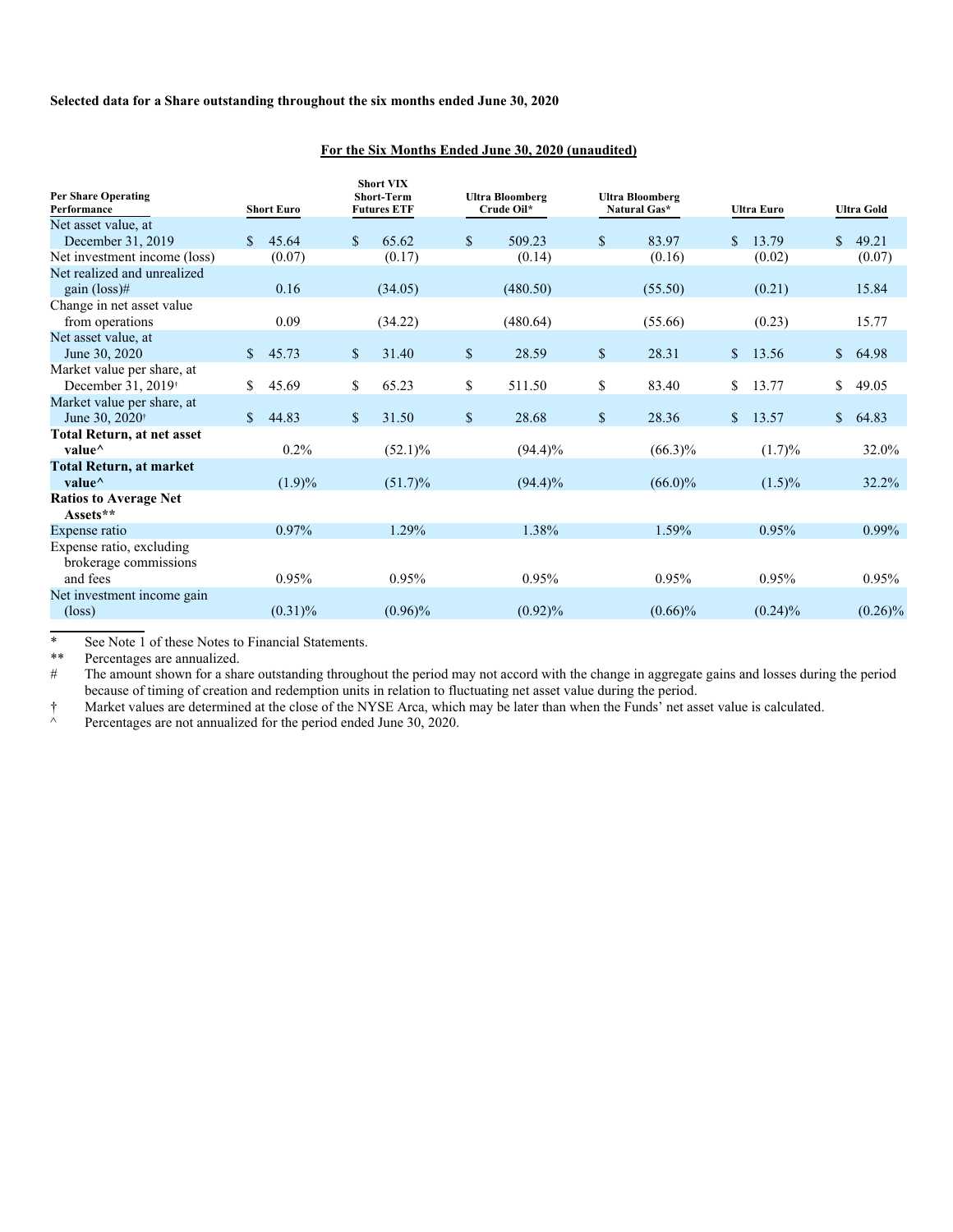**Selected data for a Share outstanding throughout the six months ended June 30, 2020**

**For the Six Months Ended June 30, 2020 (unaudited)**

| Per Share Operating Performance | Short Euro | Short VIX Short-Term Futures ETF | Ultra Bloomberg Crude Oil* | Ultra Bloomberg Natural Gas* | Ultra Euro | Ultra Gold |
|---|---|---|---|---|---|---|
| Net asset value, at December 31, 2019 | $ 45.64 | $ 65.62 | $ 509.23 | $ 83.97 | $ 13.79 | $ 49.21 |
| Net investment income (loss) | (0.07) | (0.17) | (0.14) | (0.16) | (0.02) | (0.07) |
| Net realized and unrealized gain (loss)# | 0.16 | (34.05) | (480.50) | (55.50) | (0.21) | 15.84 |
| Change in net asset value from operations | 0.09 | (34.22) | (480.64) | (55.66) | (0.23) | 15.77 |
| Net asset value, at June 30, 2020 | $ 45.73 | $ 31.40 | $ 28.59 | $ 28.31 | $ 13.56 | $ 64.98 |
| Market value per share, at December 31, 2019† | $ 45.69 | $ 65.23 | $ 511.50 | $ 83.40 | $ 13.77 | $ 49.05 |
| Market value per share, at June 30, 2020† | $ 44.83 | $ 31.50 | $ 28.68 | $ 28.36 | $ 13.57 | $ 64.83 |
| **Total Return, at net asset value^** | 0.2% | (52.1)% | (94.4)% | (66.3)% | (1.7)% | 32.0% |
| **Total Return, at market value^** | (1.9)% | (51.7)% | (94.4)% | (66.0)% | (1.5)% | 32.2% |
| **Ratios to Average Net Assets**** | | | | | | |
| Expense ratio | 0.97% | 1.29% | 1.38% | 1.59% | 0.95% | 0.99% |
| Expense ratio, excluding brokerage commissions and fees | 0.95% | 0.95% | 0.95% | 0.95% | 0.95% | 0.95% |
| Net investment income gain (loss) | (0.31)% | (0.96)% | (0.92)% | (0.66)% | (0.24)% | (0.26)% |

\* See Note 1 of these Notes to Financial Statements.

** Percentages are annualized.

\# The amount shown for a share outstanding throughout the period may not accord with the change in aggregate gains and losses during the period because of timing of creation and redemption units in relation to fluctuating net asset value during the period.

† Market values are determined at the close of the NYSE Arca, which may be later than when the Funds' net asset value is calculated.

^ Percentages are not annualized for the period ended June 30, 2020.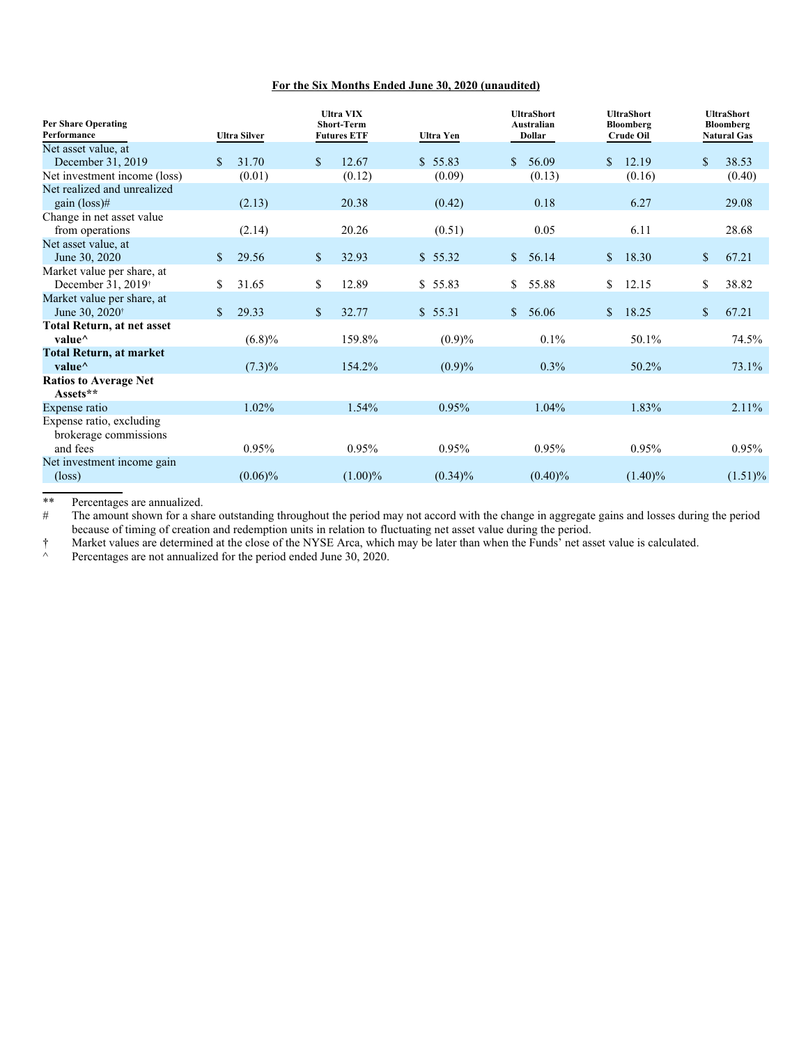**For the Six Months Ended June 30, 2020 (unaudited)**

| Per Share Operating Performance | Ultra Silver | Ultra VIX Short-Term Futures ETF | Ultra Yen | UltraShort Australian Dollar | UltraShort Bloomberg Crude Oil | UltraShort Bloomberg Natural Gas |
|---|---|---|---|---|---|---|
| Net asset value, at December 31, 2019 | $ 31.70 | $ 12.67 | $ 55.83 | $ 56.09 | $ 12.19 | $ 38.53 |
| Net investment income (loss) | (0.01) | (0.12) | (0.09) | (0.13) | (0.16) | (0.40) |
| Net realized and unrealized gain (loss)# | (2.13) | 20.38 | (0.42) | 0.18 | 6.27 | 29.08 |
| Change in net asset value from operations | (2.14) | 20.26 | (0.51) | 0.05 | 6.11 | 28.68 |
| Net asset value, at June 30, 2020 | $ 29.56 | $ 32.93 | $ 55.32 | $ 56.14 | $ 18.30 | $ 67.21 |
| Market value per share, at December 31, 2019† | $ 31.65 | $ 12.89 | $ 55.83 | $ 55.88 | $ 12.15 | $ 38.82 |
| Market value per share, at June 30, 2020† | $ 29.33 | $ 32.77 | $ 55.31 | $ 56.06 | $ 18.25 | $ 67.21 |
| **Total Return, at net asset value^** | (6.8)% | 159.8% | (0.9)% | 0.1% | 50.1% | 74.5% |
| **Total Return, at market value^** | (7.3)% | 154.2% | (0.9)% | 0.3% | 50.2% | 73.1% |
| **Ratios to Average Net Assets**** | | | | | | |
| Expense ratio | 1.02% | 1.54% | 0.95% | 1.04% | 1.83% | 2.11% |
| Expense ratio, excluding brokerage commissions and fees | 0.95% | 0.95% | 0.95% | 0.95% | 0.95% | 0.95% |
| Net investment income gain (loss) | (0.06)% | (1.00)% | (0.34)% | (0.40)% | (1.40)% | (1.51)% |

** Percentages are annualized.

# The amount shown for a share outstanding throughout the period may not accord with the change in aggregate gains and losses during the period because of timing of creation and redemption units in relation to fluctuating net asset value during the period.

† Market values are determined at the close of the NYSE Arca, which may be later than when the Funds' net asset value is calculated.

^ Percentages are not annualized for the period ended June 30, 2020.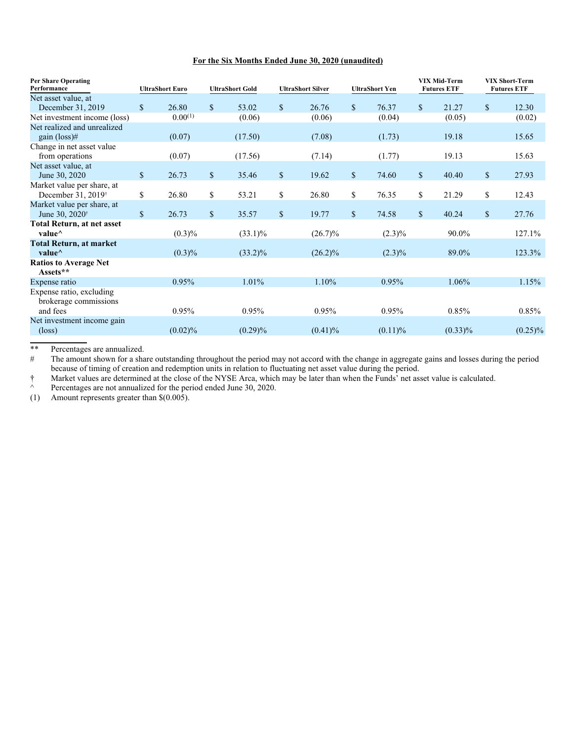**For the Six Months Ended June 30, 2020 (unaudited)**

| Per Share Operating Performance | UltraShort Euro | UltraShort Gold | UltraShort Silver | UltraShort Yen | VIX Mid-Term Futures ETF | VIX Short-Term Futures ETF |
|---|---|---|---|---|---|---|
| Net asset value, at December 31, 2019 | $ 26.80 | $ 53.02 | $ 26.76 | $ 76.37 | $ 21.27 | $ 12.30 |
| Net investment income (loss) | 0.00(1) | (0.06) | (0.06) | (0.04) | (0.05) | (0.02) |
| Net realized and unrealized gain (loss)# | (0.07) | (17.50) | (7.08) | (1.73) | 19.18 | 15.65 |
| Change in net asset value from operations | (0.07) | (17.56) | (7.14) | (1.77) | 19.13 | 15.63 |
| Net asset value, at June 30, 2020 | $ 26.73 | $ 35.46 | $ 19.62 | $ 74.60 | $ 40.40 | $ 27.93 |
| Market value per share, at December 31, 2019† | $ 26.80 | $ 53.21 | $ 26.80 | $ 76.35 | $ 21.29 | $ 12.43 |
| Market value per share, at June 30, 2020† | $ 26.73 | $ 35.57 | $ 19.77 | $ 74.58 | $ 40.24 | $ 27.76 |
| **Total Return, at net asset value^** | (0.3)% | (33.1)% | (26.7)% | (2.3)% | 90.0% | 127.1% |
| **Total Return, at market value^** | (0.3)% | (33.2)% | (26.2)% | (2.3)% | 89.0% | 123.3% |
| **Ratios to Average Net Assets\*\*** | | | | | | |
| Expense ratio | 0.95% | 1.01% | 1.10% | 0.95% | 1.06% | 1.15% |
| Expense ratio, excluding brokerage commissions and fees | 0.95% | 0.95% | 0.95% | 0.95% | 0.85% | 0.85% |
| Net investment income gain (loss) | (0.02)% | (0.29)% | (0.41)% | (0.11)% | (0.33)% | (0.25)% |

** Percentages are annualized.

# The amount shown for a share outstanding throughout the period may not accord with the change in aggregate gains and losses during the period because of timing of creation and redemption units in relation to fluctuating net asset value during the period.

† Market values are determined at the close of the NYSE Arca, which may be later than when the Funds' net asset value is calculated.

^ Percentages are not annualized for the period ended June 30, 2020.

(1) Amount represents greater than $(0.005).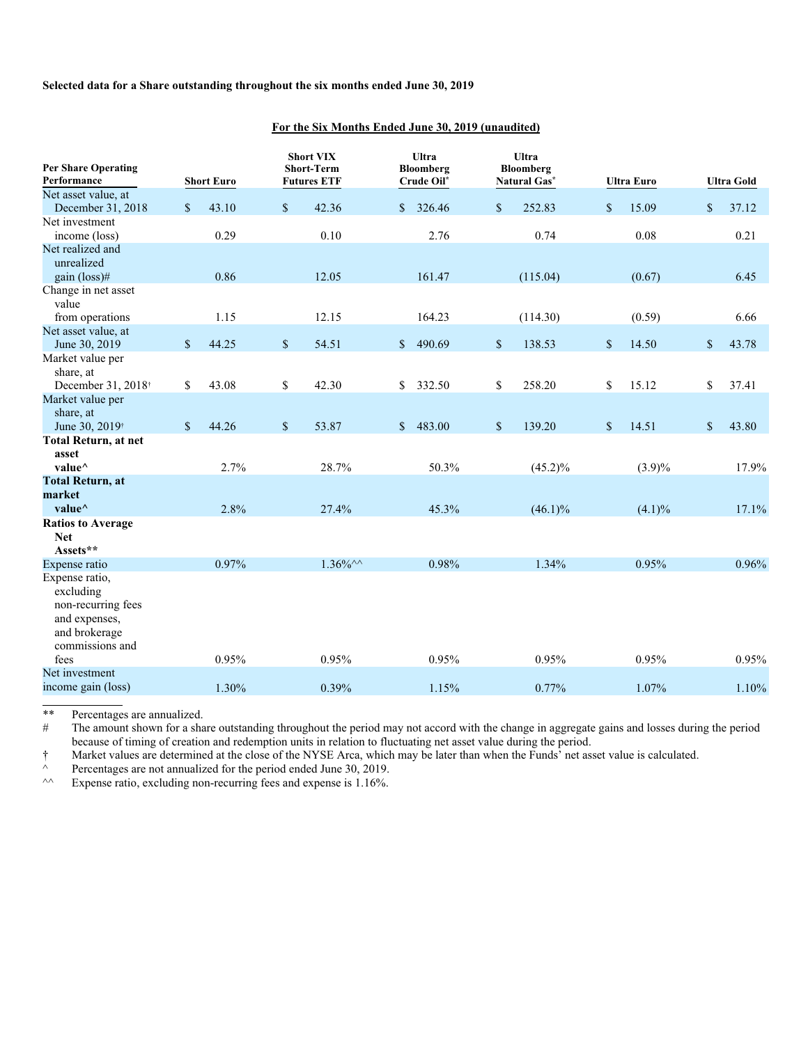**Selected data for a Share outstanding throughout the six months ended June 30, 2019**

**For the Six Months Ended June 30, 2019 (unaudited)**

| Per Share Operating Performance | Short Euro | Short VIX Short-Term Futures ETF | Ultra Bloomberg Crude Oil* | Ultra Bloomberg Natural Gas* | Ultra Euro | Ultra Gold |
|---|---|---|---|---|---|---|
| Net asset value, at December 31, 2018 | $ 43.10 | $ 42.36 | $ 326.46 | $ 252.83 | $ 15.09 | $ 37.12 |
| Net investment income (loss) | 0.29 | 0.10 | 2.76 | 0.74 | 0.08 | 0.21 |
| Net realized and unrealized gain (loss)# | 0.86 | 12.05 | 161.47 | (115.04) | (0.67) | 6.45 |
| Change in net asset value from operations | 1.15 | 12.15 | 164.23 | (114.30) | (0.59) | 6.66 |
| Net asset value, at June 30, 2019 | $ 44.25 | $ 54.51 | $ 490.69 | $ 138.53 | $ 14.50 | $ 43.78 |
| Market value per share, at December 31, 2018† | $ 43.08 | $ 42.30 | $ 332.50 | $ 258.20 | $ 15.12 | $ 37.41 |
| Market value per share, at June 30, 2019† | $ 44.26 | $ 53.87 | $ 483.00 | $ 139.20 | $ 14.51 | $ 43.80 |
| **Total Return, at net asset value^** | 2.7% | 28.7% | 50.3% | (45.2)% | (3.9)% | 17.9% |
| **Total Return, at market value^** | 2.8% | 27.4% | 45.3% | (46.1)% | (4.1)% | 17.1% |
| **Ratios to Average Net Assets\*\*** | | | | | | |
| Expense ratio | 0.97% | 1.36%^^ | 0.98% | 1.34% | 0.95% | 0.96% |
| Expense ratio, excluding non-recurring fees and expenses, and brokerage commissions and fees | 0.95% | 0.95% | 0.95% | 0.95% | 0.95% | 0.95% |
| Net investment income gain (loss) | 1.30% | 0.39% | 1.15% | 0.77% | 1.07% | 1.10% |

** Percentages are annualized.

\# The amount shown for a share outstanding throughout the period may not accord with the change in aggregate gains and losses during the period because of timing of creation and redemption units in relation to fluctuating net asset value during the period.

† Market values are determined at the close of the NYSE Arca, which may be later than when the Funds' net asset value is calculated.

^ Percentages are not annualized for the period ended June 30, 2019.

^^ Expense ratio, excluding non-recurring fees and expense is 1.16%.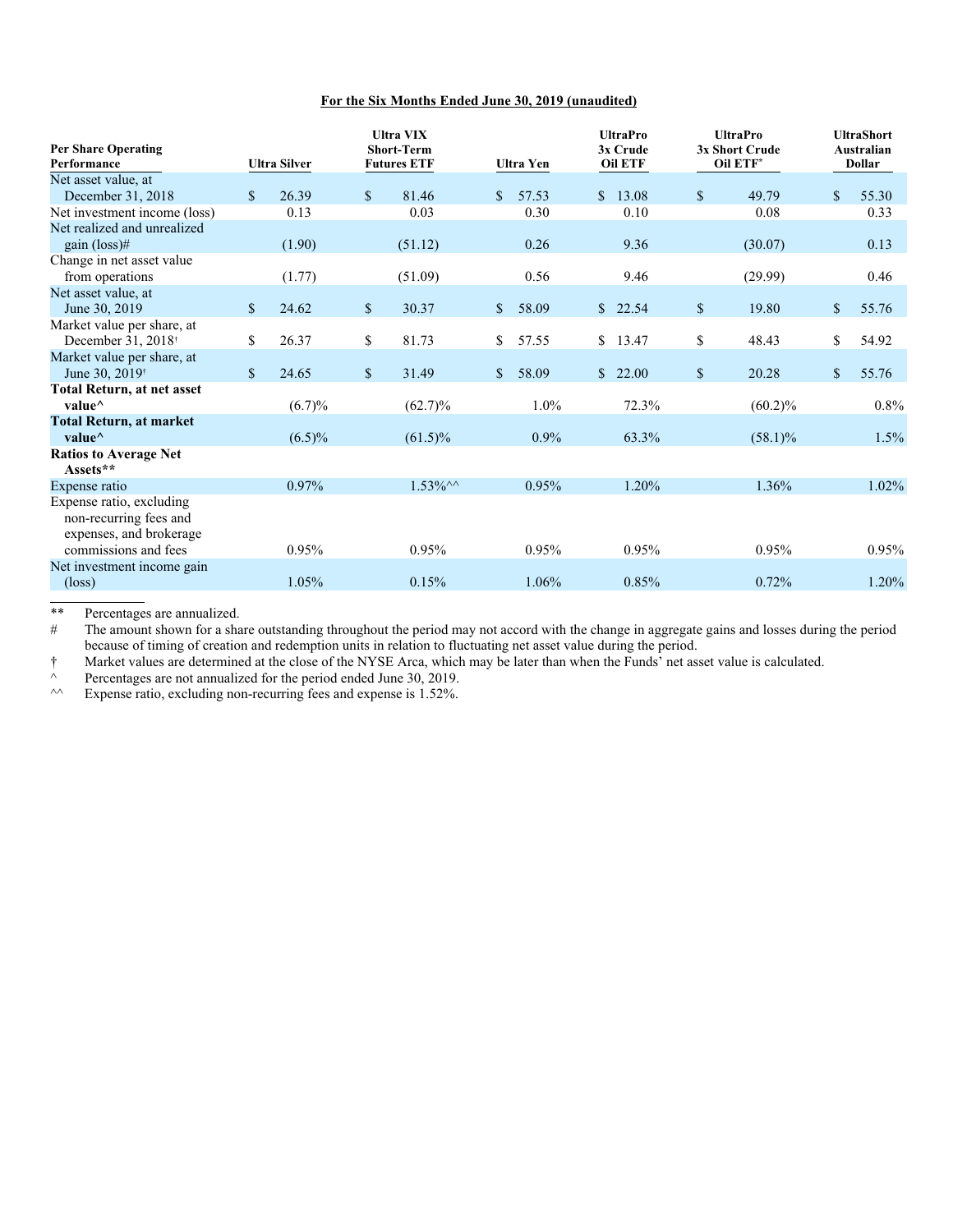**For the Six Months Ended June 30, 2019 (unaudited)**

| Per Share Operating Performance | Ultra Silver | Ultra VIX Short-Term Futures ETF | Ultra Yen | UltraPro 3x Crude Oil ETF | UltraPro 3x Short Crude Oil ETF* | UltraShort Australian Dollar |
|---|---|---|---|---|---|---|
| Net asset value, at December 31, 2018 | $ 26.39 | $ 81.46 | $ 57.53 | $ 13.08 | $ 49.79 | $ 55.30 |
| Net investment income (loss) | 0.13 | 0.03 | 0.30 | 0.10 | 0.08 | 0.33 |
| Net realized and unrealized gain (loss)# | (1.90) | (51.12) | 0.26 | 9.36 | (30.07) | 0.13 |
| Change in net asset value from operations | (1.77) | (51.09) | 0.56 | 9.46 | (29.99) | 0.46 |
| Net asset value, at June 30, 2019 | $ 24.62 | $ 30.37 | $ 58.09 | $ 22.54 | $ 19.80 | $ 55.76 |
| Market value per share, at December 31, 2018† | $ 26.37 | $ 81.73 | $ 57.55 | $ 13.47 | $ 48.43 | $ 54.92 |
| Market value per share, at June 30, 2019† | $ 24.65 | $ 31.49 | $ 58.09 | $ 22.00 | $ 20.28 | $ 55.76 |
| **Total Return, at net asset value^** | (6.7)% | (62.7)% | 1.0% | 72.3% | (60.2)% | 0.8% |
| **Total Return, at market value^** | (6.5)% | (61.5)% | 0.9% | 63.3% | (58.1)% | 1.5% |
| **Ratios to Average Net Assets**** | | | | | | |
| Expense ratio | 0.97% | 1.53%^^ | 0.95% | 1.20% | 1.36% | 1.02% |
| Expense ratio, excluding non-recurring fees and expenses, and brokerage commissions and fees | 0.95% | 0.95% | 0.95% | 0.95% | 0.95% | 0.95% |
| Net investment income gain (loss) | 1.05% | 0.15% | 1.06% | 0.85% | 0.72% | 1.20% |

** Percentages are annualized.

# The amount shown for a share outstanding throughout the period may not accord with the change in aggregate gains and losses during the period because of timing of creation and redemption units in relation to fluctuating net asset value during the period.

† Market values are determined at the close of the NYSE Arca, which may be later than when the Funds' net asset value is calculated.

^ Percentages are not annualized for the period ended June 30, 2019.

^^ Expense ratio, excluding non-recurring fees and expense is 1.52%.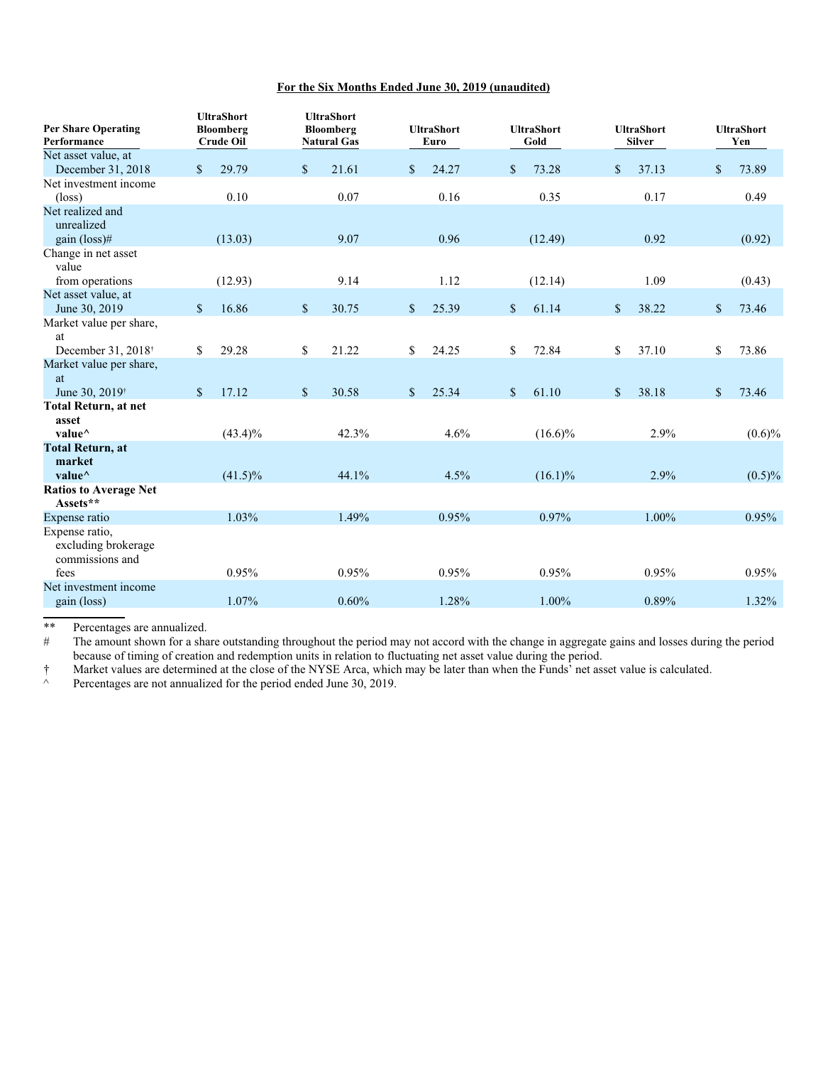**For the Six Months Ended June 30, 2019 (unaudited)**

| Per Share Operating Performance | UltraShort Bloomberg Crude Oil | UltraShort Bloomberg Natural Gas | UltraShort Euro | UltraShort Gold | UltraShort Silver | UltraShort Yen |
|---|---|---|---|---|---|---|
| Net asset value, at December 31, 2018 | $ 29.79 | $ 21.61 | $ 24.27 | $ 73.28 | $ 37.13 | $ 73.89 |
| Net investment income (loss) | 0.10 | 0.07 | 0.16 | 0.35 | 0.17 | 0.49 |
| Net realized and unrealized gain (loss)# | (13.03) | 9.07 | 0.96 | (12.49) | 0.92 | (0.92) |
| Change in net asset value from operations | (12.93) | 9.14 | 1.12 | (12.14) | 1.09 | (0.43) |
| Net asset value, at June 30, 2019 | $ 16.86 | $ 30.75 | $ 25.39 | $ 61.14 | $ 38.22 | $ 73.46 |
| Market value per share, at December 31, 2018† | $ 29.28 | $ 21.22 | $ 24.25 | $ 72.84 | $ 37.10 | $ 73.86 |
| Market value per share, at June 30, 2019† | $ 17.12 | $ 30.58 | $ 25.34 | $ 61.10 | $ 38.18 | $ 73.46 |
| **Total Return, at net asset value^** | (43.4)% | 42.3% | 4.6% | (16.6)% | 2.9% | (0.6)% |
| **Total Return, at market value^** | (41.5)% | 44.1% | 4.5% | (16.1)% | 2.9% | (0.5)% |
| **Ratios to Average Net Assets**** | | | | | | |
| Expense ratio | 1.03% | 1.49% | 0.95% | 0.97% | 1.00% | 0.95% |
| Expense ratio, excluding brokerage commissions and fees | 0.95% | 0.95% | 0.95% | 0.95% | 0.95% | 0.95% |
| Net investment income gain (loss) | 1.07% | 0.60% | 1.28% | 1.00% | 0.89% | 1.32% |

** Percentages are annualized.

\# The amount shown for a share outstanding throughout the period may not accord with the change in aggregate gains and losses during the period because of timing of creation and redemption units in relation to fluctuating net asset value during the period.

† Market values are determined at the close of the NYSE Arca, which may be later than when the Funds' net asset value is calculated.

^ Percentages are not annualized for the period ended June 30, 2019.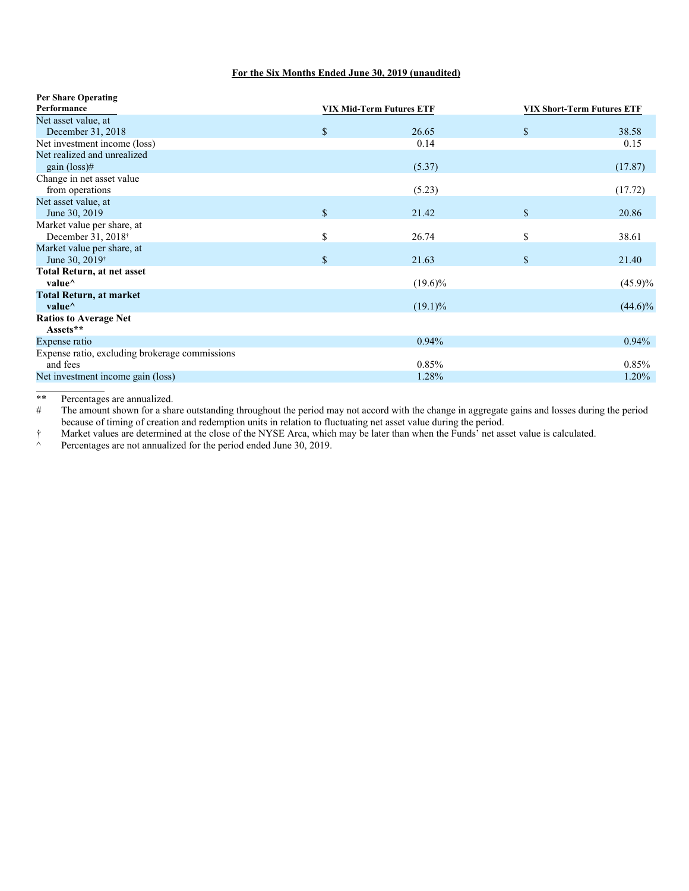**For the Six Months Ended June 30, 2019 (unaudited)**

| **Per Share Operating Performance** | **VIX Mid-Term Futures ETF** | **VIX Short-Term Futures ETF** |
|---|---|---|
| Net asset value, at December 31, 2018 | $ 26.65 | $ 38.58 |
| Net investment income (loss) | 0.14 | 0.15 |
| Net realized and unrealized gain (loss)# | (5.37) | (17.87) |
| Change in net asset value from operations | (5.23) | (17.72) |
| Net asset value, at June 30, 2019 | $ 21.42 | $ 20.86 |
| Market value per share, at December 31, 2018† | $ 26.74 | $ 38.61 |
| Market value per share, at June 30, 2019† | $ 21.63 | $ 21.40 |
| **Total Return, at net asset value^** | (19.6)% | (45.9)% |
| **Total Return, at market value^** | (19.1)% | (44.6)% |
| **Ratios to Average Net Assets**** | | |
| Expense ratio | 0.94% | 0.94% |
| Expense ratio, excluding brokerage commissions and fees | 0.85% | 0.85% |
| Net investment income gain (loss) | 1.28% | 1.20% |

** Percentages are annualized.

\# The amount shown for a share outstanding throughout the period may not accord with the change in aggregate gains and losses during the period because of timing of creation and redemption units in relation to fluctuating net asset value during the period.

† Market values are determined at the close of the NYSE Arca, which may be later than when the Funds' net asset value is calculated.

^ Percentages are not annualized for the period ended June 30, 2019.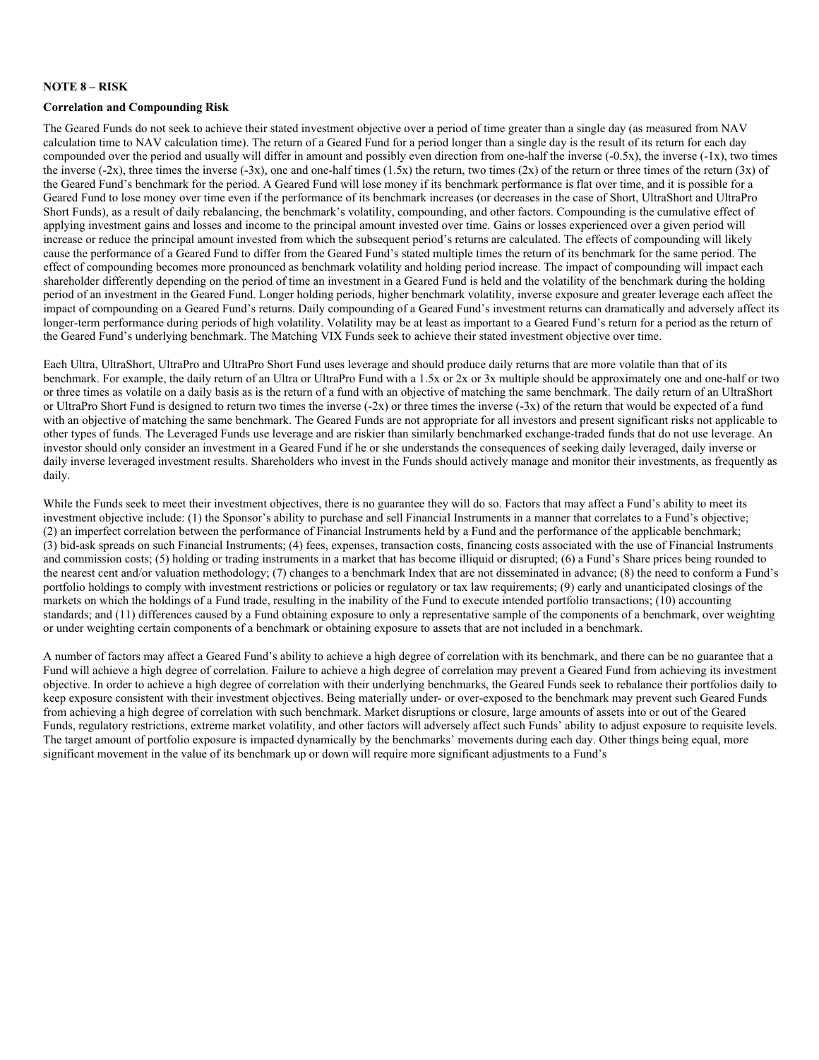**NOTE 8 – RISK**

**Correlation and Compounding Risk**

The Geared Funds do not seek to achieve their stated investment objective over a period of time greater than a single day (as measured from NAV calculation time to NAV calculation time). The return of a Geared Fund for a period longer than a single day is the result of its return for each day compounded over the period and usually will differ in amount and possibly even direction from one-half the inverse (-0.5x), the inverse (-1x), two times the inverse (-2x), three times the inverse (-3x), one and one-half times (1.5x) the return, two times (2x) of the return or three times of the return (3x) of the Geared Fund's benchmark for the period. A Geared Fund will lose money if its benchmark performance is flat over time, and it is possible for a Geared Fund to lose money over time even if the performance of its benchmark increases (or decreases in the case of Short, UltraShort and UltraPro Short Funds), as a result of daily rebalancing, the benchmark's volatility, compounding, and other factors. Compounding is the cumulative effect of applying investment gains and losses and income to the principal amount invested over time. Gains or losses experienced over a given period will increase or reduce the principal amount invested from which the subsequent period's returns are calculated. The effects of compounding will likely cause the performance of a Geared Fund to differ from the Geared Fund's stated multiple times the return of its benchmark for the same period. The effect of compounding becomes more pronounced as benchmark volatility and holding period increase. The impact of compounding will impact each shareholder differently depending on the period of time an investment in a Geared Fund is held and the volatility of the benchmark during the holding period of an investment in the Geared Fund. Longer holding periods, higher benchmark volatility, inverse exposure and greater leverage each affect the impact of compounding on a Geared Fund's returns. Daily compounding of a Geared Fund's investment returns can dramatically and adversely affect its longer-term performance during periods of high volatility. Volatility may be at least as important to a Geared Fund's return for a period as the return of the Geared Fund's underlying benchmark. The Matching VIX Funds seek to achieve their stated investment objective over time.

Each Ultra, UltraShort, UltraPro and UltraPro Short Fund uses leverage and should produce daily returns that are more volatile than that of its benchmark. For example, the daily return of an Ultra or UltraPro Fund with a 1.5x or 2x or 3x multiple should be approximately one and one-half or two or three times as volatile on a daily basis as is the return of a fund with an objective of matching the same benchmark. The daily return of an UltraShort or UltraPro Short Fund is designed to return two times the inverse (-2x) or three times the inverse (-3x) of the return that would be expected of a fund with an objective of matching the same benchmark. The Geared Funds are not appropriate for all investors and present significant risks not applicable to other types of funds. The Leveraged Funds use leverage and are riskier than similarly benchmarked exchange-traded funds that do not use leverage. An investor should only consider an investment in a Geared Fund if he or she understands the consequences of seeking daily leveraged, daily inverse or daily inverse leveraged investment results. Shareholders who invest in the Funds should actively manage and monitor their investments, as frequently as daily.

While the Funds seek to meet their investment objectives, there is no guarantee they will do so. Factors that may affect a Fund's ability to meet its investment objective include: (1) the Sponsor's ability to purchase and sell Financial Instruments in a manner that correlates to a Fund's objective; (2) an imperfect correlation between the performance of Financial Instruments held by a Fund and the performance of the applicable benchmark; (3) bid-ask spreads on such Financial Instruments; (4) fees, expenses, transaction costs, financing costs associated with the use of Financial Instruments and commission costs; (5) holding or trading instruments in a market that has become illiquid or disrupted; (6) a Fund's Share prices being rounded to the nearest cent and/or valuation methodology; (7) changes to a benchmark Index that are not disseminated in advance; (8) the need to conform a Fund's portfolio holdings to comply with investment restrictions or policies or regulatory or tax law requirements; (9) early and unanticipated closings of the markets on which the holdings of a Fund trade, resulting in the inability of the Fund to execute intended portfolio transactions; (10) accounting standards; and (11) differences caused by a Fund obtaining exposure to only a representative sample of the components of a benchmark, over weighting or under weighting certain components of a benchmark or obtaining exposure to assets that are not included in a benchmark.

A number of factors may affect a Geared Fund's ability to achieve a high degree of correlation with its benchmark, and there can be no guarantee that a Fund will achieve a high degree of correlation. Failure to achieve a high degree of correlation may prevent a Geared Fund from achieving its investment objective. In order to achieve a high degree of correlation with their underlying benchmarks, the Geared Funds seek to rebalance their portfolios daily to keep exposure consistent with their investment objectives. Being materially under- or over-exposed to the benchmark may prevent such Geared Funds from achieving a high degree of correlation with such benchmark. Market disruptions or closure, large amounts of assets into or out of the Geared Funds, regulatory restrictions, extreme market volatility, and other factors will adversely affect such Funds' ability to adjust exposure to requisite levels. The target amount of portfolio exposure is impacted dynamically by the benchmarks' movements during each day. Other things being equal, more significant movement in the value of its benchmark up or down will require more significant adjustments to a Fund's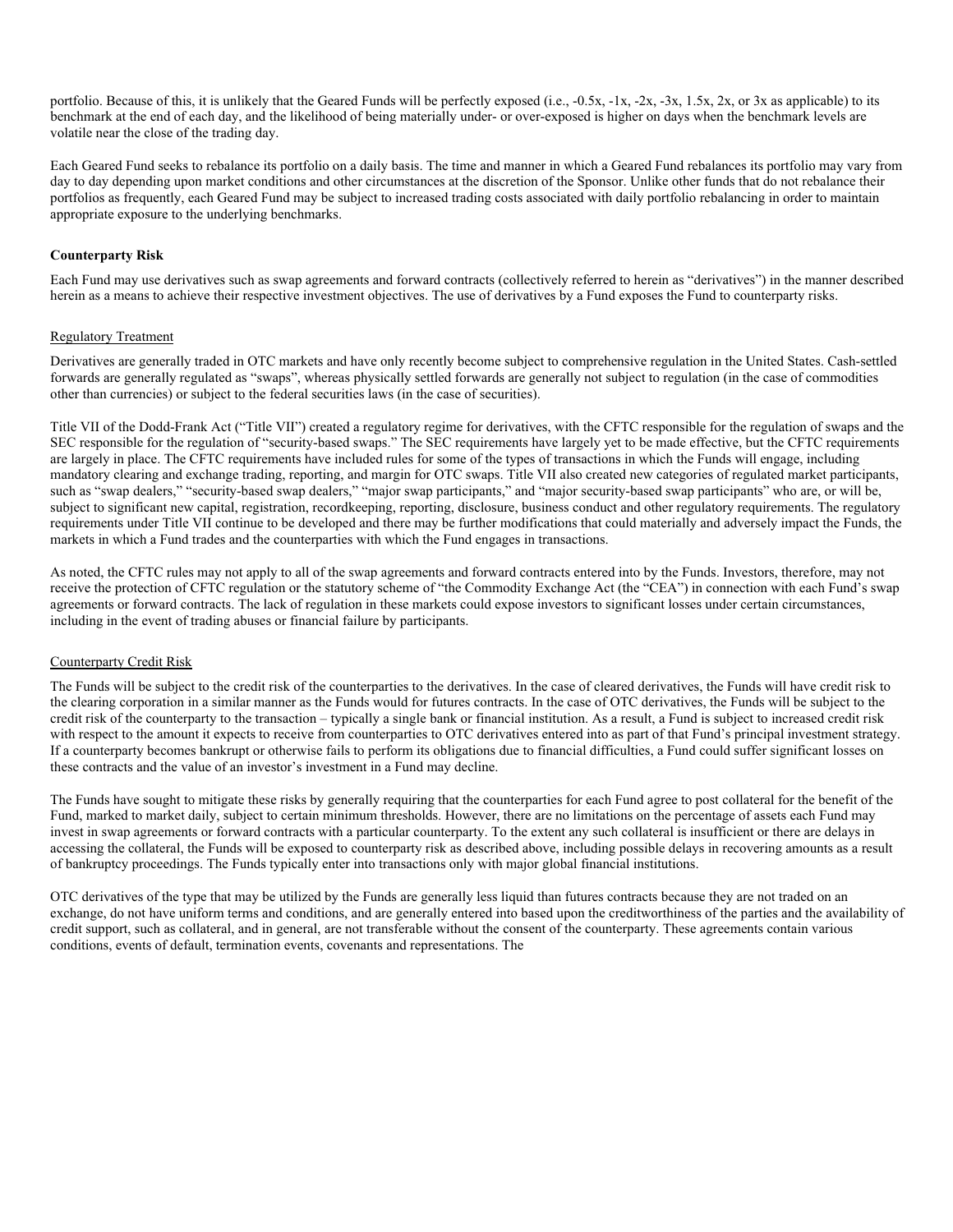portfolio. Because of this, it is unlikely that the Geared Funds will be perfectly exposed (i.e., -0.5x, -1x, -2x, -3x, 1.5x, 2x, or 3x as applicable) to its benchmark at the end of each day, and the likelihood of being materially under- or over-exposed is higher on days when the benchmark levels are volatile near the close of the trading day.

Each Geared Fund seeks to rebalance its portfolio on a daily basis. The time and manner in which a Geared Fund rebalances its portfolio may vary from day to day depending upon market conditions and other circumstances at the discretion of the Sponsor. Unlike other funds that do not rebalance their portfolios as frequently, each Geared Fund may be subject to increased trading costs associated with daily portfolio rebalancing in order to maintain appropriate exposure to the underlying benchmarks.

**Counterparty Risk**

Each Fund may use derivatives such as swap agreements and forward contracts (collectively referred to herein as "derivatives") in the manner described herein as a means to achieve their respective investment objectives. The use of derivatives by a Fund exposes the Fund to counterparty risks.

Regulatory Treatment

Derivatives are generally traded in OTC markets and have only recently become subject to comprehensive regulation in the United States. Cash-settled forwards are generally regulated as "swaps", whereas physically settled forwards are generally not subject to regulation (in the case of commodities other than currencies) or subject to the federal securities laws (in the case of securities).

Title VII of the Dodd-Frank Act ("Title VII") created a regulatory regime for derivatives, with the CFTC responsible for the regulation of swaps and the SEC responsible for the regulation of "security-based swaps." The SEC requirements have largely yet to be made effective, but the CFTC requirements are largely in place. The CFTC requirements have included rules for some of the types of transactions in which the Funds will engage, including mandatory clearing and exchange trading, reporting, and margin for OTC swaps. Title VII also created new categories of regulated market participants, such as "swap dealers," "security-based swap dealers," "major swap participants," and "major security-based swap participants" who are, or will be, subject to significant new capital, registration, recordkeeping, reporting, disclosure, business conduct and other regulatory requirements. The regulatory requirements under Title VII continue to be developed and there may be further modifications that could materially and adversely impact the Funds, the markets in which a Fund trades and the counterparties with which the Fund engages in transactions.

As noted, the CFTC rules may not apply to all of the swap agreements and forward contracts entered into by the Funds. Investors, therefore, may not receive the protection of CFTC regulation or the statutory scheme of "the Commodity Exchange Act (the "CEA") in connection with each Fund's swap agreements or forward contracts. The lack of regulation in these markets could expose investors to significant losses under certain circumstances, including in the event of trading abuses or financial failure by participants.

Counterparty Credit Risk

The Funds will be subject to the credit risk of the counterparties to the derivatives. In the case of cleared derivatives, the Funds will have credit risk to the clearing corporation in a similar manner as the Funds would for futures contracts. In the case of OTC derivatives, the Funds will be subject to the credit risk of the counterparty to the transaction – typically a single bank or financial institution. As a result, a Fund is subject to increased credit risk with respect to the amount it expects to receive from counterparties to OTC derivatives entered into as part of that Fund's principal investment strategy. If a counterparty becomes bankrupt or otherwise fails to perform its obligations due to financial difficulties, a Fund could suffer significant losses on these contracts and the value of an investor's investment in a Fund may decline.

The Funds have sought to mitigate these risks by generally requiring that the counterparties for each Fund agree to post collateral for the benefit of the Fund, marked to market daily, subject to certain minimum thresholds. However, there are no limitations on the percentage of assets each Fund may invest in swap agreements or forward contracts with a particular counterparty. To the extent any such collateral is insufficient or there are delays in accessing the collateral, the Funds will be exposed to counterparty risk as described above, including possible delays in recovering amounts as a result of bankruptcy proceedings. The Funds typically enter into transactions only with major global financial institutions.

OTC derivatives of the type that may be utilized by the Funds are generally less liquid than futures contracts because they are not traded on an exchange, do not have uniform terms and conditions, and are generally entered into based upon the creditworthiness of the parties and the availability of credit support, such as collateral, and in general, are not transferable without the consent of the counterparty. These agreements contain various conditions, events of default, termination events, covenants and representations. The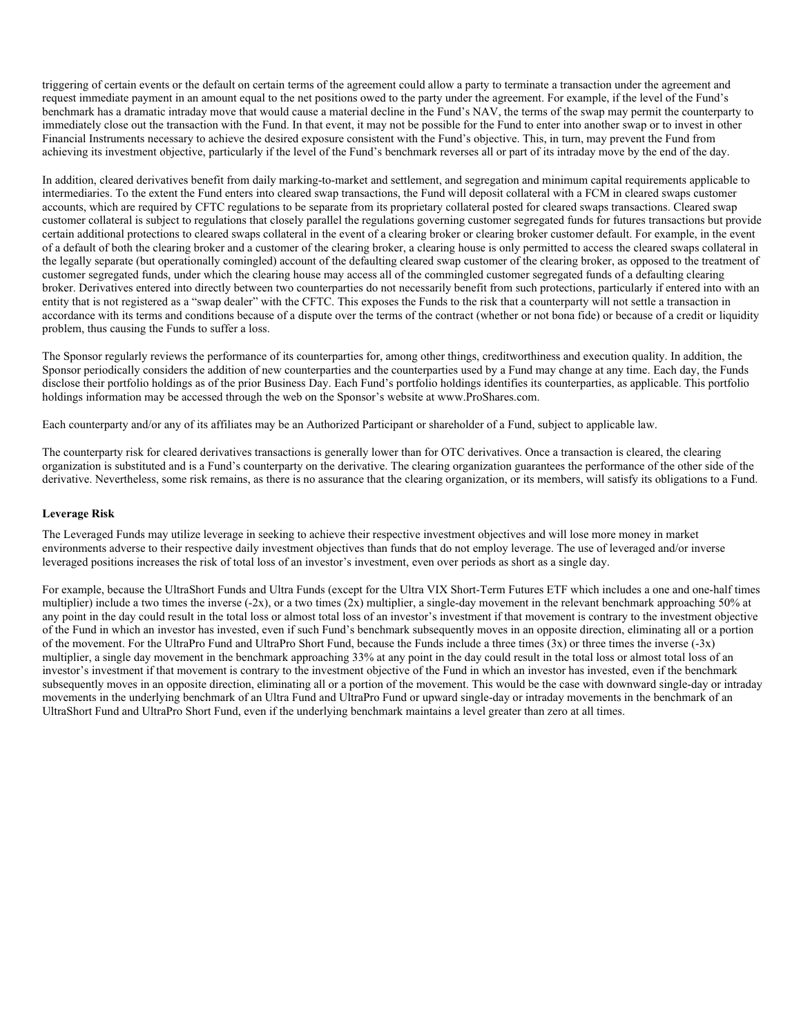triggering of certain events or the default on certain terms of the agreement could allow a party to terminate a transaction under the agreement and request immediate payment in an amount equal to the net positions owed to the party under the agreement. For example, if the level of the Fund's benchmark has a dramatic intraday move that would cause a material decline in the Fund's NAV, the terms of the swap may permit the counterparty to immediately close out the transaction with the Fund. In that event, it may not be possible for the Fund to enter into another swap or to invest in other Financial Instruments necessary to achieve the desired exposure consistent with the Fund's objective. This, in turn, may prevent the Fund from achieving its investment objective, particularly if the level of the Fund's benchmark reverses all or part of its intraday move by the end of the day.

In addition, cleared derivatives benefit from daily marking-to-market and settlement, and segregation and minimum capital requirements applicable to intermediaries. To the extent the Fund enters into cleared swap transactions, the Fund will deposit collateral with a FCM in cleared swaps customer accounts, which are required by CFTC regulations to be separate from its proprietary collateral posted for cleared swaps transactions. Cleared swap customer collateral is subject to regulations that closely parallel the regulations governing customer segregated funds for futures transactions but provide certain additional protections to cleared swaps collateral in the event of a clearing broker or clearing broker customer default. For example, in the event of a default of both the clearing broker and a customer of the clearing broker, a clearing house is only permitted to access the cleared swaps collateral in the legally separate (but operationally comingled) account of the defaulting cleared swap customer of the clearing broker, as opposed to the treatment of customer segregated funds, under which the clearing house may access all of the commingled customer segregated funds of a defaulting clearing broker. Derivatives entered into directly between two counterparties do not necessarily benefit from such protections, particularly if entered into with an entity that is not registered as a "swap dealer" with the CFTC. This exposes the Funds to the risk that a counterparty will not settle a transaction in accordance with its terms and conditions because of a dispute over the terms of the contract (whether or not bona fide) or because of a credit or liquidity problem, thus causing the Funds to suffer a loss.

The Sponsor regularly reviews the performance of its counterparties for, among other things, creditworthiness and execution quality. In addition, the Sponsor periodically considers the addition of new counterparties and the counterparties used by a Fund may change at any time. Each day, the Funds disclose their portfolio holdings as of the prior Business Day. Each Fund's portfolio holdings identifies its counterparties, as applicable. This portfolio holdings information may be accessed through the web on the Sponsor's website at www.ProShares.com.

Each counterparty and/or any of its affiliates may be an Authorized Participant or shareholder of a Fund, subject to applicable law.

The counterparty risk for cleared derivatives transactions is generally lower than for OTC derivatives. Once a transaction is cleared, the clearing organization is substituted and is a Fund's counterparty on the derivative. The clearing organization guarantees the performance of the other side of the derivative. Nevertheless, some risk remains, as there is no assurance that the clearing organization, or its members, will satisfy its obligations to a Fund.

**Leverage Risk**

The Leveraged Funds may utilize leverage in seeking to achieve their respective investment objectives and will lose more money in market environments adverse to their respective daily investment objectives than funds that do not employ leverage. The use of leveraged and/or inverse leveraged positions increases the risk of total loss of an investor's investment, even over periods as short as a single day.

For example, because the UltraShort Funds and Ultra Funds (except for the Ultra VIX Short-Term Futures ETF which includes a one and one-half times multiplier) include a two times the inverse (-2x), or a two times (2x) multiplier, a single-day movement in the relevant benchmark approaching 50% at any point in the day could result in the total loss or almost total loss of an investor's investment if that movement is contrary to the investment objective of the Fund in which an investor has invested, even if such Fund's benchmark subsequently moves in an opposite direction, eliminating all or a portion of the movement. For the UltraPro Fund and UltraPro Short Fund, because the Funds include a three times (3x) or three times the inverse (-3x) multiplier, a single day movement in the benchmark approaching 33% at any point in the day could result in the total loss or almost total loss of an investor's investment if that movement is contrary to the investment objective of the Fund in which an investor has invested, even if the benchmark subsequently moves in an opposite direction, eliminating all or a portion of the movement. This would be the case with downward single-day or intraday movements in the underlying benchmark of an Ultra Fund and UltraPro Fund or upward single-day or intraday movements in the benchmark of an UltraShort Fund and UltraPro Short Fund, even if the underlying benchmark maintains a level greater than zero at all times.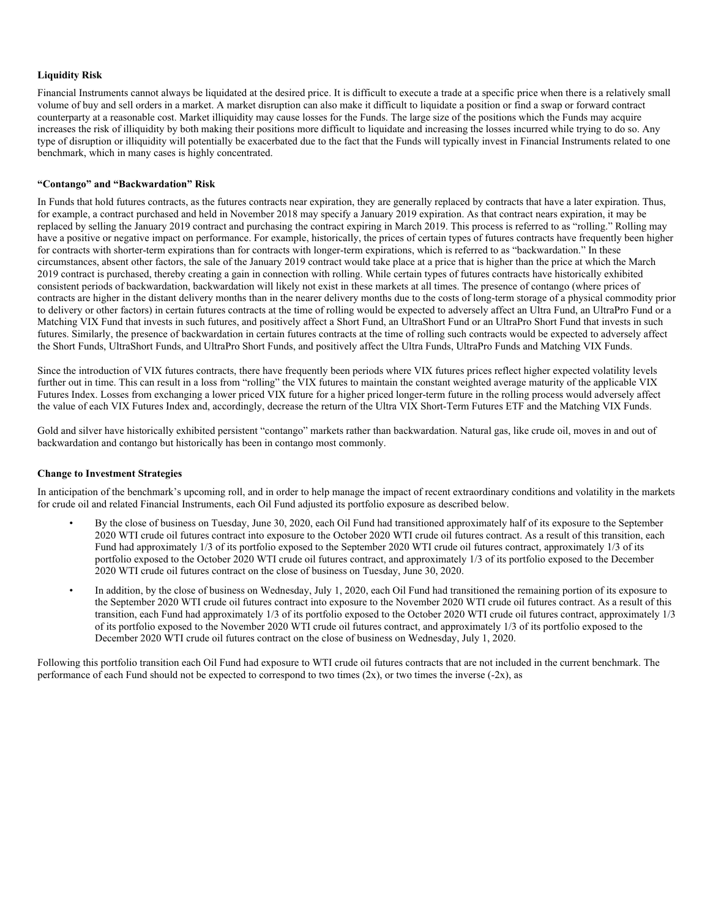**Liquidity Risk**

Financial Instruments cannot always be liquidated at the desired price. It is difficult to execute a trade at a specific price when there is a relatively small volume of buy and sell orders in a market. A market disruption can also make it difficult to liquidate a position or find a swap or forward contract counterparty at a reasonable cost. Market illiquidity may cause losses for the Funds. The large size of the positions which the Funds may acquire increases the risk of illiquidity by both making their positions more difficult to liquidate and increasing the losses incurred while trying to do so. Any type of disruption or illiquidity will potentially be exacerbated due to the fact that the Funds will typically invest in Financial Instruments related to one benchmark, which in many cases is highly concentrated.

**"Contango" and "Backwardation" Risk**

In Funds that hold futures contracts, as the futures contracts near expiration, they are generally replaced by contracts that have a later expiration. Thus, for example, a contract purchased and held in November 2018 may specify a January 2019 expiration. As that contract nears expiration, it may be replaced by selling the January 2019 contract and purchasing the contract expiring in March 2019. This process is referred to as "rolling." Rolling may have a positive or negative impact on performance. For example, historically, the prices of certain types of futures contracts have frequently been higher for contracts with shorter-term expirations than for contracts with longer-term expirations, which is referred to as "backwardation." In these circumstances, absent other factors, the sale of the January 2019 contract would take place at a price that is higher than the price at which the March 2019 contract is purchased, thereby creating a gain in connection with rolling. While certain types of futures contracts have historically exhibited consistent periods of backwardation, backwardation will likely not exist in these markets at all times. The presence of contango (where prices of contracts are higher in the distant delivery months than in the nearer delivery months due to the costs of long-term storage of a physical commodity prior to delivery or other factors) in certain futures contracts at the time of rolling would be expected to adversely affect an Ultra Fund, an UltraPro Fund or a Matching VIX Fund that invests in such futures, and positively affect a Short Fund, an UltraShort Fund or an UltraPro Short Fund that invests in such futures. Similarly, the presence of backwardation in certain futures contracts at the time of rolling such contracts would be expected to adversely affect the Short Funds, UltraShort Funds, and UltraPro Short Funds, and positively affect the Ultra Funds, UltraPro Funds and Matching VIX Funds.

Since the introduction of VIX futures contracts, there have frequently been periods where VIX futures prices reflect higher expected volatility levels further out in time. This can result in a loss from "rolling" the VIX futures to maintain the constant weighted average maturity of the applicable VIX Futures Index. Losses from exchanging a lower priced VIX future for a higher priced longer-term future in the rolling process would adversely affect the value of each VIX Futures Index and, accordingly, decrease the return of the Ultra VIX Short-Term Futures ETF and the Matching VIX Funds.

Gold and silver have historically exhibited persistent "contango" markets rather than backwardation. Natural gas, like crude oil, moves in and out of backwardation and contango but historically has been in contango most commonly.

**Change to Investment Strategies**

In anticipation of the benchmark's upcoming roll, and in order to help manage the impact of recent extraordinary conditions and volatility in the markets for crude oil and related Financial Instruments, each Oil Fund adjusted its portfolio exposure as described below.

- By the close of business on Tuesday, June 30, 2020, each Oil Fund had transitioned approximately half of its exposure to the September 2020 WTI crude oil futures contract into exposure to the October 2020 WTI crude oil futures contract. As a result of this transition, each Fund had approximately 1/3 of its portfolio exposed to the September 2020 WTI crude oil futures contract, approximately 1/3 of its portfolio exposed to the October 2020 WTI crude oil futures contract, and approximately 1/3 of its portfolio exposed to the December 2020 WTI crude oil futures contract on the close of business on Tuesday, June 30, 2020.
- In addition, by the close of business on Wednesday, July 1, 2020, each Oil Fund had transitioned the remaining portion of its exposure to the September 2020 WTI crude oil futures contract into exposure to the November 2020 WTI crude oil futures contract. As a result of this transition, each Fund had approximately 1/3 of its portfolio exposed to the October 2020 WTI crude oil futures contract, approximately 1/3 of its portfolio exposed to the November 2020 WTI crude oil futures contract, and approximately 1/3 of its portfolio exposed to the December 2020 WTI crude oil futures contract on the close of business on Wednesday, July 1, 2020.

Following this portfolio transition each Oil Fund had exposure to WTI crude oil futures contracts that are not included in the current benchmark. The performance of each Fund should not be expected to correspond to two times (2x), or two times the inverse (-2x), as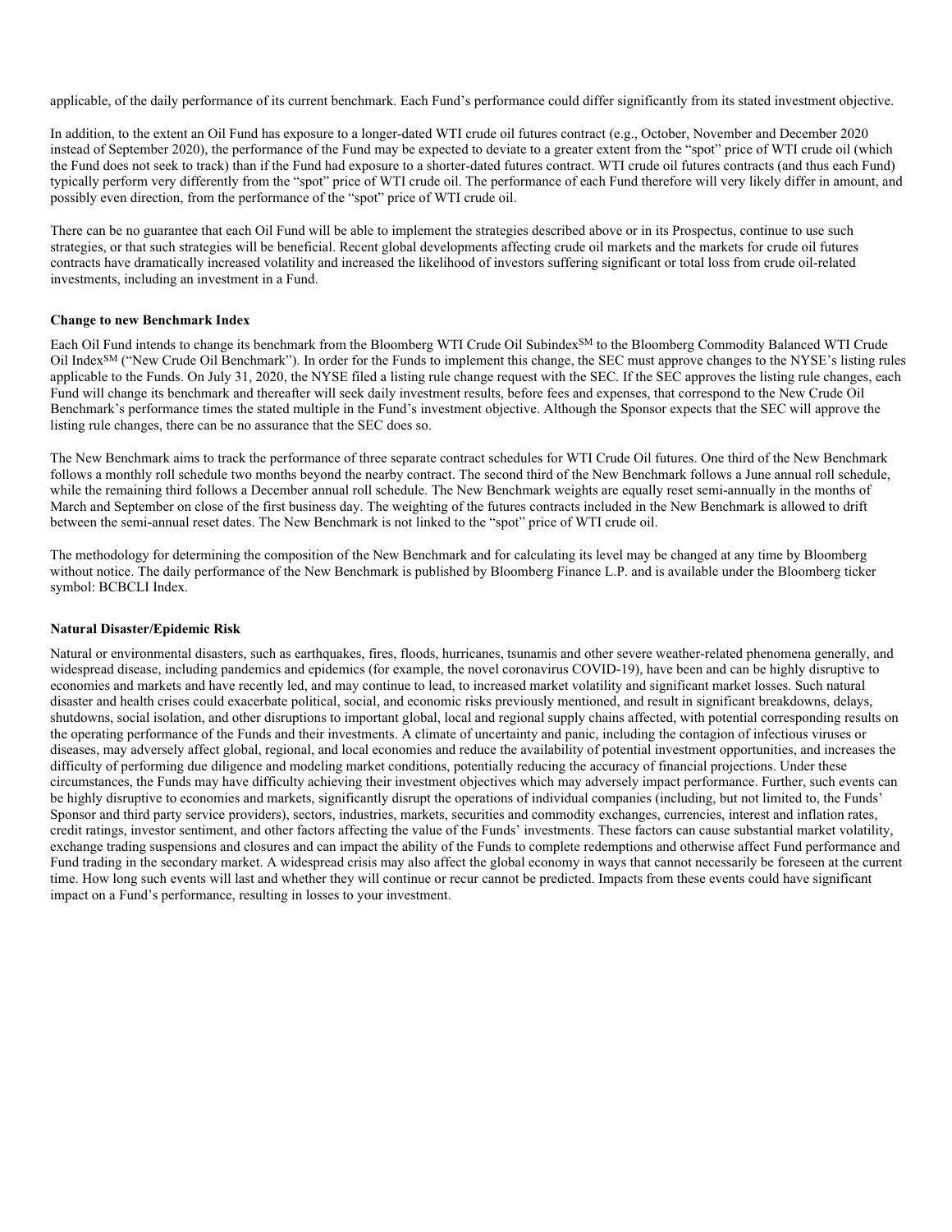applicable, of the daily performance of its current benchmark. Each Fund's performance could differ significantly from its stated investment objective.

In addition, to the extent an Oil Fund has exposure to a longer-dated WTI crude oil futures contract (e.g., October, November and December 2020 instead of September 2020), the performance of the Fund may be expected to deviate to a greater extent from the "spot" price of WTI crude oil (which the Fund does not seek to track) than if the Fund had exposure to a shorter-dated futures contract. WTI crude oil futures contracts (and thus each Fund) typically perform very differently from the "spot" price of WTI crude oil. The performance of each Fund therefore will very likely differ in amount, and possibly even direction, from the performance of the "spot" price of WTI crude oil.

There can be no guarantee that each Oil Fund will be able to implement the strategies described above or in its Prospectus, continue to use such strategies, or that such strategies will be beneficial. Recent global developments affecting crude oil markets and the markets for crude oil futures contracts have dramatically increased volatility and increased the likelihood of investors suffering significant or total loss from crude oil-related investments, including an investment in a Fund.

**Change to new Benchmark Index**

Each Oil Fund intends to change its benchmark from the Bloomberg WTI Crude Oil Subindex[SM] to the Bloomberg Commodity Balanced WTI Crude Oil Index[SM] ("New Crude Oil Benchmark"). In order for the Funds to implement this change, the SEC must approve changes to the NYSE's listing rules applicable to the Funds. On July 31, 2020, the NYSE filed a listing rule change request with the SEC. If the SEC approves the listing rule changes, each Fund will change its benchmark and thereafter will seek daily investment results, before fees and expenses, that correspond to the New Crude Oil Benchmark's performance times the stated multiple in the Fund's investment objective. Although the Sponsor expects that the SEC will approve the listing rule changes, there can be no assurance that the SEC does so.

The New Benchmark aims to track the performance of three separate contract schedules for WTI Crude Oil futures. One third of the New Benchmark follows a monthly roll schedule two months beyond the nearby contract. The second third of the New Benchmark follows a June annual roll schedule, while the remaining third follows a December annual roll schedule. The New Benchmark weights are equally reset semi-annually in the months of March and September on close of the first business day. The weighting of the futures contracts included in the New Benchmark is allowed to drift between the semi-annual reset dates. The New Benchmark is not linked to the "spot" price of WTI crude oil.

The methodology for determining the composition of the New Benchmark and for calculating its level may be changed at any time by Bloomberg without notice. The daily performance of the New Benchmark is published by Bloomberg Finance L.P. and is available under the Bloomberg ticker symbol: BCBCLI Index.

**Natural Disaster/Epidemic Risk**

Natural or environmental disasters, such as earthquakes, fires, floods, hurricanes, tsunamis and other severe weather-related phenomena generally, and widespread disease, including pandemics and epidemics (for example, the novel coronavirus COVID-19), have been and can be highly disruptive to economies and markets and have recently led, and may continue to lead, to increased market volatility and significant market losses. Such natural disaster and health crises could exacerbate political, social, and economic risks previously mentioned, and result in significant breakdowns, delays, shutdowns, social isolation, and other disruptions to important global, local and regional supply chains affected, with potential corresponding results on the operating performance of the Funds and their investments. A climate of uncertainty and panic, including the contagion of infectious viruses or diseases, may adversely affect global, regional, and local economies and reduce the availability of potential investment opportunities, and increases the difficulty of performing due diligence and modeling market conditions, potentially reducing the accuracy of financial projections. Under these circumstances, the Funds may have difficulty achieving their investment objectives which may adversely impact performance. Further, such events can be highly disruptive to economies and markets, significantly disrupt the operations of individual companies (including, but not limited to, the Funds' Sponsor and third party service providers), sectors, industries, markets, securities and commodity exchanges, currencies, interest and inflation rates, credit ratings, investor sentiment, and other factors affecting the value of the Funds' investments. These factors can cause substantial market volatility, exchange trading suspensions and closures and can impact the ability of the Funds to complete redemptions and otherwise affect Fund performance and Fund trading in the secondary market. A widespread crisis may also affect the global economy in ways that cannot necessarily be foreseen at the current time. How long such events will last and whether they will continue or recur cannot be predicted. Impacts from these events could have significant impact on a Fund's performance, resulting in losses to your investment.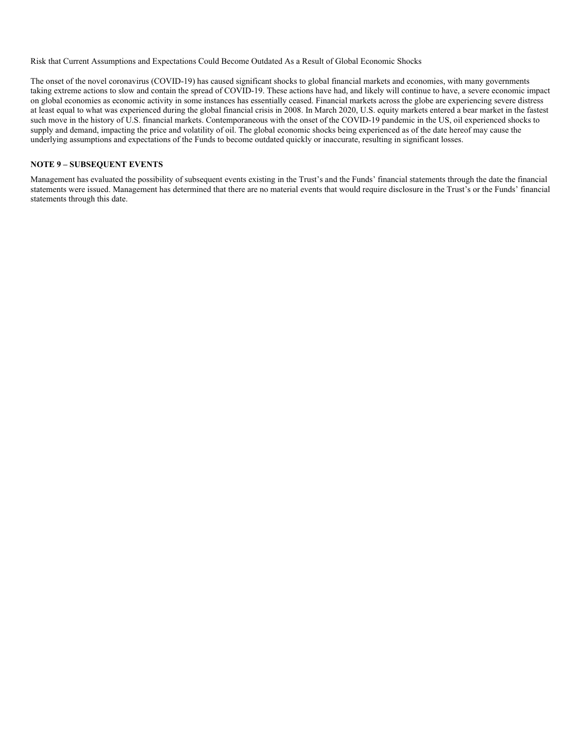Risk that Current Assumptions and Expectations Could Become Outdated As a Result of Global Economic Shocks

The onset of the novel coronavirus (COVID-19) has caused significant shocks to global financial markets and economies, with many governments taking extreme actions to slow and contain the spread of COVID-19. These actions have had, and likely will continue to have, a severe economic impact on global economies as economic activity in some instances has essentially ceased. Financial markets across the globe are experiencing severe distress at least equal to what was experienced during the global financial crisis in 2008. In March 2020, U.S. equity markets entered a bear market in the fastest such move in the history of U.S. financial markets. Contemporaneous with the onset of the COVID-19 pandemic in the US, oil experienced shocks to supply and demand, impacting the price and volatility of oil. The global economic shocks being experienced as of the date hereof may cause the underlying assumptions and expectations of the Funds to become outdated quickly or inaccurate, resulting in significant losses.

**NOTE 9 – SUBSEQUENT EVENTS**

Management has evaluated the possibility of subsequent events existing in the Trust's and the Funds' financial statements through the date the financial statements were issued. Management has determined that there are no material events that would require disclosure in the Trust's or the Funds' financial statements through this date.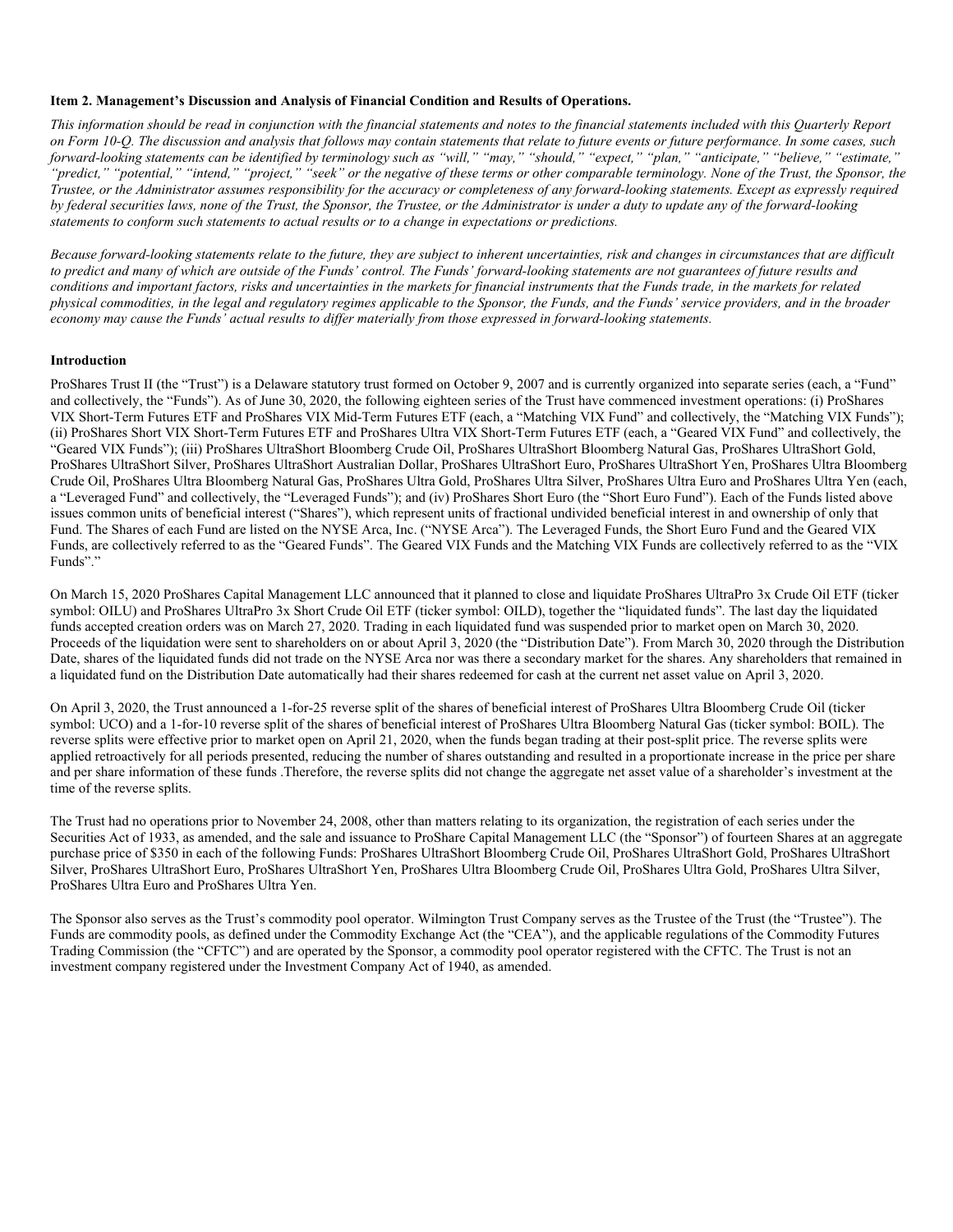**Item 2. Management's Discussion and Analysis of Financial Condition and Results of Operations.**

*This information should be read in conjunction with the financial statements and notes to the financial statements included with this Quarterly Report on Form 10-Q. The discussion and analysis that follows may contain statements that relate to future events or future performance. In some cases, such forward-looking statements can be identified by terminology such as "will," "may," "should," "expect," "plan," "anticipate," "believe," "estimate," "predict," "potential," "intend," "project," "seek" or the negative of these terms or other comparable terminology. None of the Trust, the Sponsor, the Trustee, or the Administrator assumes responsibility for the accuracy or completeness of any forward-looking statements. Except as expressly required by federal securities laws, none of the Trust, the Sponsor, the Trustee, or the Administrator is under a duty to update any of the forward-looking statements to conform such statements to actual results or to a change in expectations or predictions.*

*Because forward-looking statements relate to the future, they are subject to inherent uncertainties, risk and changes in circumstances that are difficult to predict and many of which are outside of the Funds' control. The Funds' forward-looking statements are not guarantees of future results and conditions and important factors, risks and uncertainties in the markets for financial instruments that the Funds trade, in the markets for related physical commodities, in the legal and regulatory regimes applicable to the Sponsor, the Funds, and the Funds' service providers, and in the broader economy may cause the Funds' actual results to differ materially from those expressed in forward-looking statements.*

**Introduction**

ProShares Trust II (the "Trust") is a Delaware statutory trust formed on October 9, 2007 and is currently organized into separate series (each, a "Fund" and collectively, the "Funds"). As of June 30, 2020, the following eighteen series of the Trust have commenced investment operations: (i) ProShares VIX Short-Term Futures ETF and ProShares VIX Mid-Term Futures ETF (each, a "Matching VIX Fund" and collectively, the "Matching VIX Funds"); (ii) ProShares Short VIX Short-Term Futures ETF and ProShares Ultra VIX Short-Term Futures ETF (each, a "Geared VIX Fund" and collectively, the "Geared VIX Funds"); (iii) ProShares UltraShort Bloomberg Crude Oil, ProShares UltraShort Bloomberg Natural Gas, ProShares UltraShort Gold, ProShares UltraShort Silver, ProShares UltraShort Australian Dollar, ProShares UltraShort Euro, ProShares UltraShort Yen, ProShares Ultra Bloomberg Crude Oil, ProShares Ultra Bloomberg Natural Gas, ProShares Ultra Gold, ProShares Ultra Silver, ProShares Ultra Euro and ProShares Ultra Yen (each, a "Leveraged Fund" and collectively, the "Leveraged Funds"); and (iv) ProShares Short Euro (the "Short Euro Fund"). Each of the Funds listed above issues common units of beneficial interest ("Shares"), which represent units of fractional undivided beneficial interest in and ownership of only that Fund. The Shares of each Fund are listed on the NYSE Arca, Inc. ("NYSE Arca"). The Leveraged Funds, the Short Euro Fund and the Geared VIX Funds, are collectively referred to as the "Geared Funds". The Geared VIX Funds and the Matching VIX Funds are collectively referred to as the "VIX Funds"."

On March 15, 2020 ProShares Capital Management LLC announced that it planned to close and liquidate ProShares UltraPro 3x Crude Oil ETF (ticker symbol: OILU) and ProShares UltraPro 3x Short Crude Oil ETF (ticker symbol: OILD), together the "liquidated funds". The last day the liquidated funds accepted creation orders was on March 27, 2020. Trading in each liquidated fund was suspended prior to market open on March 30, 2020. Proceeds of the liquidation were sent to shareholders on or about April 3, 2020 (the "Distribution Date"). From March 30, 2020 through the Distribution Date, shares of the liquidated funds did not trade on the NYSE Arca nor was there a secondary market for the shares. Any shareholders that remained in a liquidated fund on the Distribution Date automatically had their shares redeemed for cash at the current net asset value on April 3, 2020.

On April 3, 2020, the Trust announced a 1-for-25 reverse split of the shares of beneficial interest of ProShares Ultra Bloomberg Crude Oil (ticker symbol: UCO) and a 1-for-10 reverse split of the shares of beneficial interest of ProShares Ultra Bloomberg Natural Gas (ticker symbol: BOIL). The reverse splits were effective prior to market open on April 21, 2020, when the funds began trading at their post-split price. The reverse splits were applied retroactively for all periods presented, reducing the number of shares outstanding and resulted in a proportionate increase in the price per share and per share information of these funds .Therefore, the reverse splits did not change the aggregate net asset value of a shareholder's investment at the time of the reverse splits.

The Trust had no operations prior to November 24, 2008, other than matters relating to its organization, the registration of each series under the Securities Act of 1933, as amended, and the sale and issuance to ProShare Capital Management LLC (the "Sponsor") of fourteen Shares at an aggregate purchase price of $350 in each of the following Funds: ProShares UltraShort Bloomberg Crude Oil, ProShares UltraShort Gold, ProShares UltraShort Silver, ProShares UltraShort Euro, ProShares UltraShort Yen, ProShares Ultra Bloomberg Crude Oil, ProShares Ultra Gold, ProShares Ultra Silver, ProShares Ultra Euro and ProShares Ultra Yen.

The Sponsor also serves as the Trust's commodity pool operator. Wilmington Trust Company serves as the Trustee of the Trust (the "Trustee"). The Funds are commodity pools, as defined under the Commodity Exchange Act (the "CEA"), and the applicable regulations of the Commodity Futures Trading Commission (the "CFTC") and are operated by the Sponsor, a commodity pool operator registered with the CFTC. The Trust is not an investment company registered under the Investment Company Act of 1940, as amended.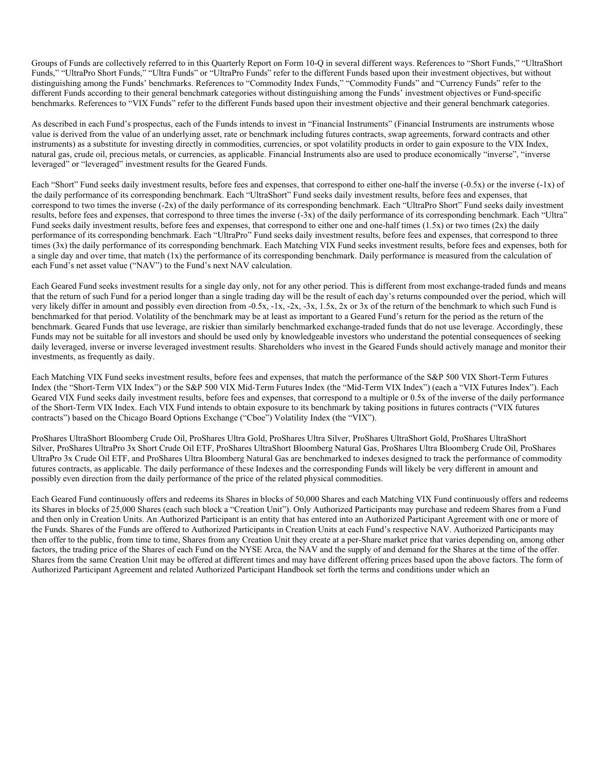Groups of Funds are collectively referred to in this Quarterly Report on Form 10-Q in several different ways. References to "Short Funds," "UltraShort Funds," "UltraPro Short Funds," "Ultra Funds" or "UltraPro Funds" refer to the different Funds based upon their investment objectives, but without distinguishing among the Funds' benchmarks. References to "Commodity Index Funds," "Commodity Funds" and "Currency Funds" refer to the different Funds according to their general benchmark categories without distinguishing among the Funds' investment objectives or Fund-specific benchmarks. References to "VIX Funds" refer to the different Funds based upon their investment objective and their general benchmark categories.

As described in each Fund's prospectus, each of the Funds intends to invest in "Financial Instruments" (Financial Instruments are instruments whose value is derived from the value of an underlying asset, rate or benchmark including futures contracts, swap agreements, forward contracts and other instruments) as a substitute for investing directly in commodities, currencies, or spot volatility products in order to gain exposure to the VIX Index, natural gas, crude oil, precious metals, or currencies, as applicable. Financial Instruments also are used to produce economically "inverse", "inverse leveraged" or "leveraged" investment results for the Geared Funds.

Each "Short" Fund seeks daily investment results, before fees and expenses, that correspond to either one-half the inverse (-0.5x) or the inverse (-1x) of the daily performance of its corresponding benchmark. Each "UltraShort" Fund seeks daily investment results, before fees and expenses, that correspond to two times the inverse (-2x) of the daily performance of its corresponding benchmark. Each "UltraPro Short" Fund seeks daily investment results, before fees and expenses, that correspond to three times the inverse (-3x) of the daily performance of its corresponding benchmark. Each "Ultra" Fund seeks daily investment results, before fees and expenses, that correspond to either one and one-half times (1.5x) or two times (2x) the daily performance of its corresponding benchmark. Each "UltraPro" Fund seeks daily investment results, before fees and expenses, that correspond to three times (3x) the daily performance of its corresponding benchmark. Each Matching VIX Fund seeks investment results, before fees and expenses, both for a single day and over time, that match (1x) the performance of its corresponding benchmark. Daily performance is measured from the calculation of each Fund's net asset value ("NAV") to the Fund's next NAV calculation.

Each Geared Fund seeks investment results for a single day only, not for any other period. This is different from most exchange-traded funds and means that the return of such Fund for a period longer than a single trading day will be the result of each day's returns compounded over the period, which will very likely differ in amount and possibly even direction from -0.5x, -1x, -2x, -3x, 1.5x, 2x or 3x of the return of the benchmark to which such Fund is benchmarked for that period. Volatility of the benchmark may be at least as important to a Geared Fund's return for the period as the return of the benchmark. Geared Funds that use leverage, are riskier than similarly benchmarked exchange-traded funds that do not use leverage. Accordingly, these Funds may not be suitable for all investors and should be used only by knowledgeable investors who understand the potential consequences of seeking daily leveraged, inverse or inverse leveraged investment results. Shareholders who invest in the Geared Funds should actively manage and monitor their investments, as frequently as daily.

Each Matching VIX Fund seeks investment results, before fees and expenses, that match the performance of the S&P 500 VIX Short-Term Futures Index (the "Short-Term VIX Index") or the S&P 500 VIX Mid-Term Futures Index (the "Mid-Term VIX Index") (each a "VIX Futures Index"). Each Geared VIX Fund seeks daily investment results, before fees and expenses, that correspond to a multiple or 0.5x of the inverse of the daily performance of the Short-Term VIX Index. Each VIX Fund intends to obtain exposure to its benchmark by taking positions in futures contracts ("VIX futures contracts") based on the Chicago Board Options Exchange ("Cboe") Volatility Index (the "VIX").

ProShares UltraShort Bloomberg Crude Oil, ProShares Ultra Gold, ProShares Ultra Silver, ProShares UltraShort Gold, ProShares UltraShort Silver, ProShares UltraPro 3x Short Crude Oil ETF, ProShares UltraShort Bloomberg Natural Gas, ProShares Ultra Bloomberg Crude Oil, ProShares UltraPro 3x Crude Oil ETF, and ProShares Ultra Bloomberg Natural Gas are benchmarked to indexes designed to track the performance of commodity futures contracts, as applicable. The daily performance of these Indexes and the corresponding Funds will likely be very different in amount and possibly even direction from the daily performance of the price of the related physical commodities.

Each Geared Fund continuously offers and redeems its Shares in blocks of 50,000 Shares and each Matching VIX Fund continuously offers and redeems its Shares in blocks of 25,000 Shares (each such block a "Creation Unit"). Only Authorized Participants may purchase and redeem Shares from a Fund and then only in Creation Units. An Authorized Participant is an entity that has entered into an Authorized Participant Agreement with one or more of the Funds. Shares of the Funds are offered to Authorized Participants in Creation Units at each Fund's respective NAV. Authorized Participants may then offer to the public, from time to time, Shares from any Creation Unit they create at a per-Share market price that varies depending on, among other factors, the trading price of the Shares of each Fund on the NYSE Arca, the NAV and the supply of and demand for the Shares at the time of the offer. Shares from the same Creation Unit may be offered at different times and may have different offering prices based upon the above factors. The form of Authorized Participant Agreement and related Authorized Participant Handbook set forth the terms and conditions under which an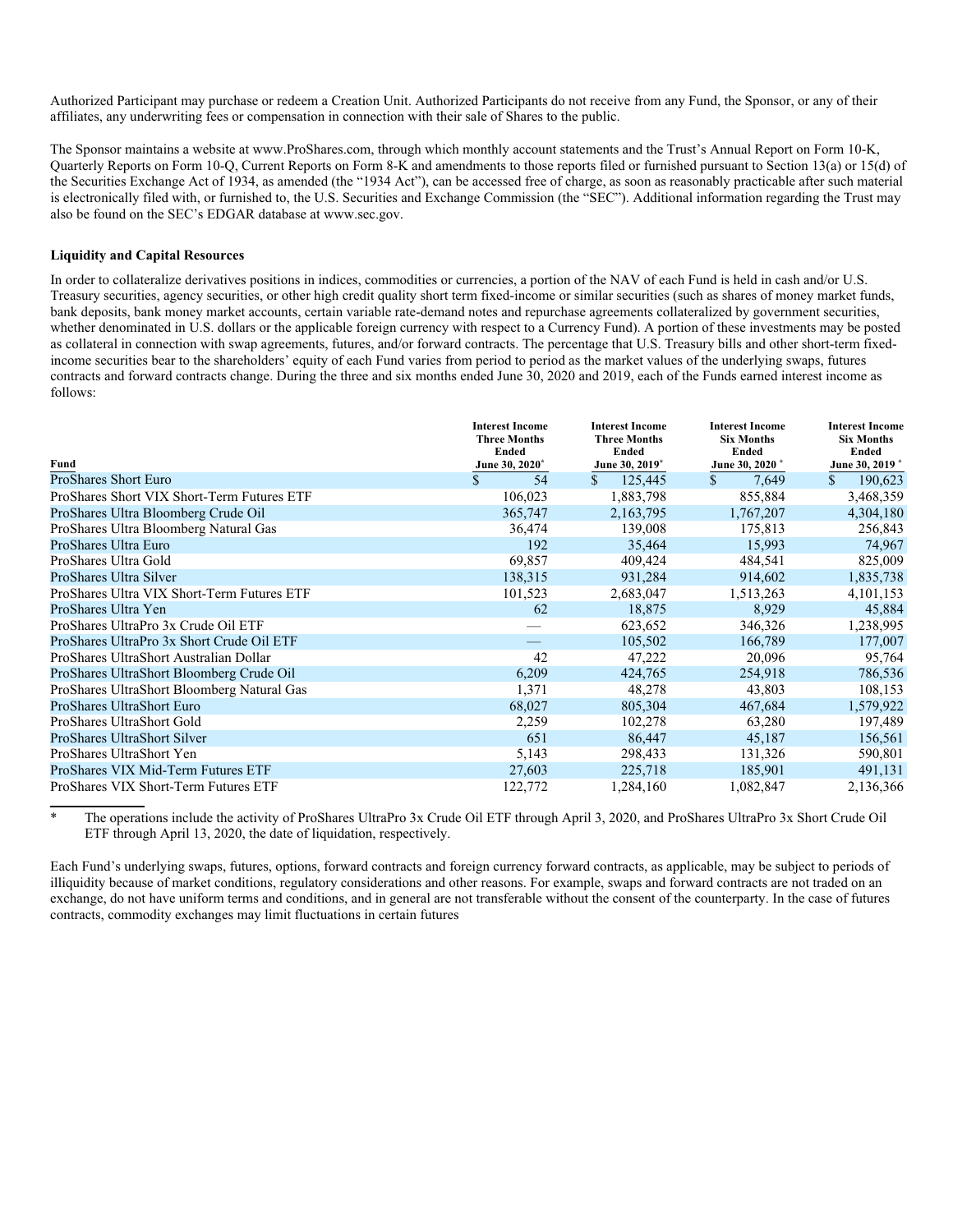Authorized Participant may purchase or redeem a Creation Unit. Authorized Participants do not receive from any Fund, the Sponsor, or any of their affiliates, any underwriting fees or compensation in connection with their sale of Shares to the public.

The Sponsor maintains a website at www.ProShares.com, through which monthly account statements and the Trust's Annual Report on Form 10-K, Quarterly Reports on Form 10-Q, Current Reports on Form 8-K and amendments to those reports filed or furnished pursuant to Section 13(a) or 15(d) of the Securities Exchange Act of 1934, as amended (the "1934 Act"), can be accessed free of charge, as soon as reasonably practicable after such material is electronically filed with, or furnished to, the U.S. Securities and Exchange Commission (the "SEC"). Additional information regarding the Trust may also be found on the SEC's EDGAR database at www.sec.gov.

**Liquidity and Capital Resources**

In order to collateralize derivatives positions in indices, commodities or currencies, a portion of the NAV of each Fund is held in cash and/or U.S. Treasury securities, agency securities, or other high credit quality short term fixed-income or similar securities (such as shares of money market funds, bank deposits, bank money market accounts, certain variable rate-demand notes and repurchase agreements collateralized by government securities, whether denominated in U.S. dollars or the applicable foreign currency with respect to a Currency Fund). A portion of these investments may be posted as collateral in connection with swap agreements, futures, and/or forward contracts. The percentage that U.S. Treasury bills and other short-term fixed-income securities bear to the shareholders' equity of each Fund varies from period to period as the market values of the underlying swaps, futures contracts and forward contracts change. During the three and six months ended June 30, 2020 and 2019, each of the Funds earned interest income as follows:

| Fund | Interest Income Three Months Ended June 30, 2020* | Interest Income Three Months Ended June 30, 2019* | Interest Income Six Months Ended June 30, 2020 * | Interest Income Six Months Ended June 30, 2019 * |
|---|---|---|---|---|
| ProShares Short Euro | $ 54 | $ 125,445 | $ 7,649 | $ 190,623 |
| ProShares Short VIX Short-Term Futures ETF | 106,023 | 1,883,798 | 855,884 | 3,468,359 |
| ProShares Ultra Bloomberg Crude Oil | 365,747 | 2,163,795 | 1,767,207 | 4,304,180 |
| ProShares Ultra Bloomberg Natural Gas | 36,474 | 139,008 | 175,813 | 256,843 |
| ProShares Ultra Euro | 192 | 35,464 | 15,993 | 74,967 |
| ProShares Ultra Gold | 69,857 | 409,424 | 484,541 | 825,009 |
| ProShares Ultra Silver | 138,315 | 931,284 | 914,602 | 1,835,738 |
| ProShares Ultra VIX Short-Term Futures ETF | 101,523 | 2,683,047 | 1,513,263 | 4,101,153 |
| ProShares Ultra Yen | 62 | 18,875 | 8,929 | 45,884 |
| ProShares UltraPro 3x Crude Oil ETF | — | 623,652 | 346,326 | 1,238,995 |
| ProShares UltraPro 3x Short Crude Oil ETF | — | 105,502 | 166,789 | 177,007 |
| ProShares UltraShort Australian Dollar | 42 | 47,222 | 20,096 | 95,764 |
| ProShares UltraShort Bloomberg Crude Oil | 6,209 | 424,765 | 254,918 | 786,536 |
| ProShares UltraShort Bloomberg Natural Gas | 1,371 | 48,278 | 43,803 | 108,153 |
| ProShares UltraShort Euro | 68,027 | 805,304 | 467,684 | 1,579,922 |
| ProShares UltraShort Gold | 2,259 | 102,278 | 63,280 | 197,489 |
| ProShares UltraShort Silver | 651 | 86,447 | 45,187 | 156,561 |
| ProShares UltraShort Yen | 5,143 | 298,433 | 131,326 | 590,801 |
| ProShares VIX Mid-Term Futures ETF | 27,603 | 225,718 | 185,901 | 491,131 |
| ProShares VIX Short-Term Futures ETF | 122,772 | 1,284,160 | 1,082,847 | 2,136,366 |

\* The operations include the activity of ProShares UltraPro 3x Crude Oil ETF through April 3, 2020, and ProShares UltraPro 3x Short Crude Oil ETF through April 13, 2020, the date of liquidation, respectively.

Each Fund's underlying swaps, futures, options, forward contracts and foreign currency forward contracts, as applicable, may be subject to periods of illiquidity because of market conditions, regulatory considerations and other reasons. For example, swaps and forward contracts are not traded on an exchange, do not have uniform terms and conditions, and in general are not transferable without the consent of the counterparty. In the case of futures contracts, commodity exchanges may limit fluctuations in certain futures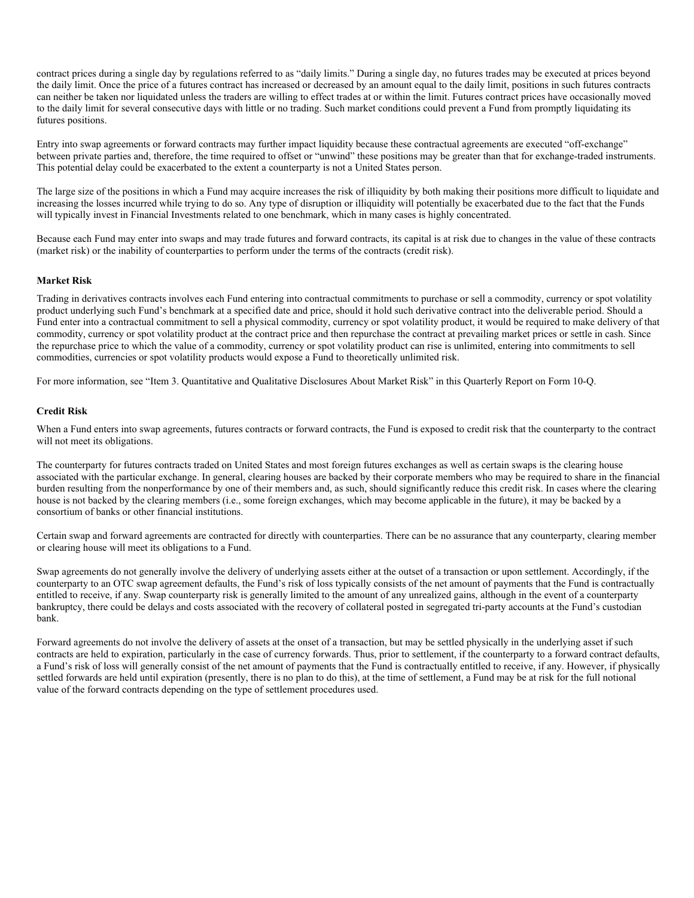contract prices during a single day by regulations referred to as "daily limits." During a single day, no futures trades may be executed at prices beyond the daily limit. Once the price of a futures contract has increased or decreased by an amount equal to the daily limit, positions in such futures contracts can neither be taken nor liquidated unless the traders are willing to effect trades at or within the limit. Futures contract prices have occasionally moved to the daily limit for several consecutive days with little or no trading. Such market conditions could prevent a Fund from promptly liquidating its futures positions.

Entry into swap agreements or forward contracts may further impact liquidity because these contractual agreements are executed "off-exchange" between private parties and, therefore, the time required to offset or "unwind" these positions may be greater than that for exchange-traded instruments. This potential delay could be exacerbated to the extent a counterparty is not a United States person.

The large size of the positions in which a Fund may acquire increases the risk of illiquidity by both making their positions more difficult to liquidate and increasing the losses incurred while trying to do so. Any type of disruption or illiquidity will potentially be exacerbated due to the fact that the Funds will typically invest in Financial Investments related to one benchmark, which in many cases is highly concentrated.

Because each Fund may enter into swaps and may trade futures and forward contracts, its capital is at risk due to changes in the value of these contracts (market risk) or the inability of counterparties to perform under the terms of the contracts (credit risk).

**Market Risk**

Trading in derivatives contracts involves each Fund entering into contractual commitments to purchase or sell a commodity, currency or spot volatility product underlying such Fund's benchmark at a specified date and price, should it hold such derivative contract into the deliverable period. Should a Fund enter into a contractual commitment to sell a physical commodity, currency or spot volatility product, it would be required to make delivery of that commodity, currency or spot volatility product at the contract price and then repurchase the contract at prevailing market prices or settle in cash. Since the repurchase price to which the value of a commodity, currency or spot volatility product can rise is unlimited, entering into commitments to sell commodities, currencies or spot volatility products would expose a Fund to theoretically unlimited risk.

For more information, see "Item 3. Quantitative and Qualitative Disclosures About Market Risk" in this Quarterly Report on Form 10-Q.

**Credit Risk**

When a Fund enters into swap agreements, futures contracts or forward contracts, the Fund is exposed to credit risk that the counterparty to the contract will not meet its obligations.

The counterparty for futures contracts traded on United States and most foreign futures exchanges as well as certain swaps is the clearing house associated with the particular exchange. In general, clearing houses are backed by their corporate members who may be required to share in the financial burden resulting from the nonperformance by one of their members and, as such, should significantly reduce this credit risk. In cases where the clearing house is not backed by the clearing members (i.e., some foreign exchanges, which may become applicable in the future), it may be backed by a consortium of banks or other financial institutions.

Certain swap and forward agreements are contracted for directly with counterparties. There can be no assurance that any counterparty, clearing member or clearing house will meet its obligations to a Fund.

Swap agreements do not generally involve the delivery of underlying assets either at the outset of a transaction or upon settlement. Accordingly, if the counterparty to an OTC swap agreement defaults, the Fund's risk of loss typically consists of the net amount of payments that the Fund is contractually entitled to receive, if any. Swap counterparty risk is generally limited to the amount of any unrealized gains, although in the event of a counterparty bankruptcy, there could be delays and costs associated with the recovery of collateral posted in segregated tri-party accounts at the Fund's custodian bank.

Forward agreements do not involve the delivery of assets at the onset of a transaction, but may be settled physically in the underlying asset if such contracts are held to expiration, particularly in the case of currency forwards. Thus, prior to settlement, if the counterparty to a forward contract defaults, a Fund's risk of loss will generally consist of the net amount of payments that the Fund is contractually entitled to receive, if any. However, if physically settled forwards are held until expiration (presently, there is no plan to do this), at the time of settlement, a Fund may be at risk for the full notional value of the forward contracts depending on the type of settlement procedures used.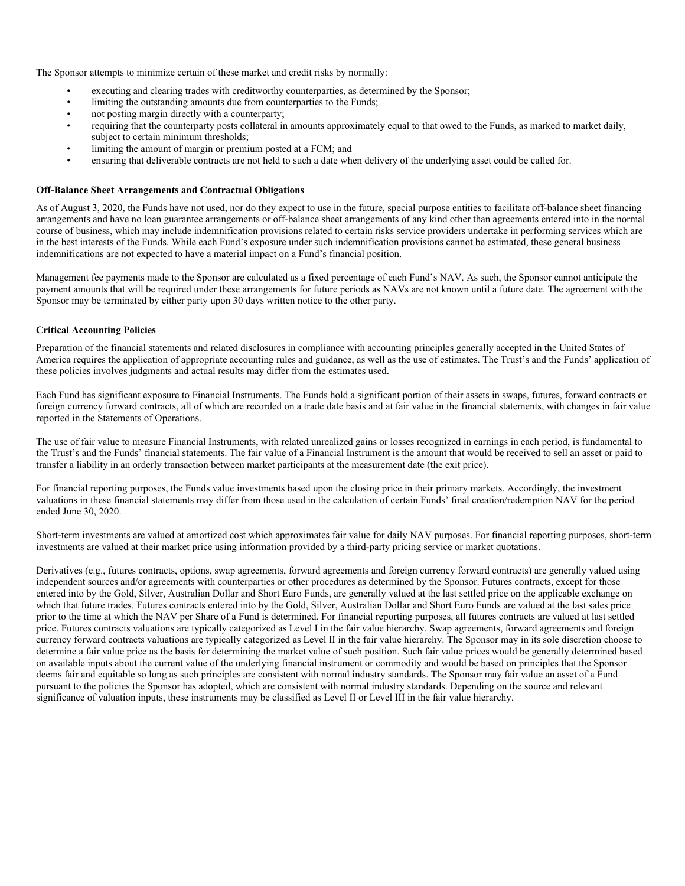The Sponsor attempts to minimize certain of these market and credit risks by normally:

- executing and clearing trades with creditworthy counterparties, as determined by the Sponsor;
- limiting the outstanding amounts due from counterparties to the Funds;
- not posting margin directly with a counterparty;
- requiring that the counterparty posts collateral in amounts approximately equal to that owed to the Funds, as marked to market daily, subject to certain minimum thresholds;
- limiting the amount of margin or premium posted at a FCM; and
- ensuring that deliverable contracts are not held to such a date when delivery of the underlying asset could be called for.

**Off-Balance Sheet Arrangements and Contractual Obligations**

As of August 3, 2020, the Funds have not used, nor do they expect to use in the future, special purpose entities to facilitate off-balance sheet financing arrangements and have no loan guarantee arrangements or off-balance sheet arrangements of any kind other than agreements entered into in the normal course of business, which may include indemnification provisions related to certain risks service providers undertake in performing services which are in the best interests of the Funds. While each Fund's exposure under such indemnification provisions cannot be estimated, these general business indemnifications are not expected to have a material impact on a Fund's financial position.

Management fee payments made to the Sponsor are calculated as a fixed percentage of each Fund's NAV. As such, the Sponsor cannot anticipate the payment amounts that will be required under these arrangements for future periods as NAVs are not known until a future date. The agreement with the Sponsor may be terminated by either party upon 30 days written notice to the other party.

**Critical Accounting Policies**

Preparation of the financial statements and related disclosures in compliance with accounting principles generally accepted in the United States of America requires the application of appropriate accounting rules and guidance, as well as the use of estimates. The Trust's and the Funds' application of these policies involves judgments and actual results may differ from the estimates used.

Each Fund has significant exposure to Financial Instruments. The Funds hold a significant portion of their assets in swaps, futures, forward contracts or foreign currency forward contracts, all of which are recorded on a trade date basis and at fair value in the financial statements, with changes in fair value reported in the Statements of Operations.

The use of fair value to measure Financial Instruments, with related unrealized gains or losses recognized in earnings in each period, is fundamental to the Trust's and the Funds' financial statements. The fair value of a Financial Instrument is the amount that would be received to sell an asset or paid to transfer a liability in an orderly transaction between market participants at the measurement date (the exit price).

For financial reporting purposes, the Funds value investments based upon the closing price in their primary markets. Accordingly, the investment valuations in these financial statements may differ from those used in the calculation of certain Funds' final creation/redemption NAV for the period ended June 30, 2020.

Short-term investments are valued at amortized cost which approximates fair value for daily NAV purposes. For financial reporting purposes, short-term investments are valued at their market price using information provided by a third-party pricing service or market quotations.

Derivatives (e.g., futures contracts, options, swap agreements, forward agreements and foreign currency forward contracts) are generally valued using independent sources and/or agreements with counterparties or other procedures as determined by the Sponsor. Futures contracts, except for those entered into by the Gold, Silver, Australian Dollar and Short Euro Funds, are generally valued at the last settled price on the applicable exchange on which that future trades. Futures contracts entered into by the Gold, Silver, Australian Dollar and Short Euro Funds are valued at the last sales price prior to the time at which the NAV per Share of a Fund is determined. For financial reporting purposes, all futures contracts are valued at last settled price. Futures contracts valuations are typically categorized as Level I in the fair value hierarchy. Swap agreements, forward agreements and foreign currency forward contracts valuations are typically categorized as Level II in the fair value hierarchy. The Sponsor may in its sole discretion choose to determine a fair value price as the basis for determining the market value of such position. Such fair value prices would be generally determined based on available inputs about the current value of the underlying financial instrument or commodity and would be based on principles that the Sponsor deems fair and equitable so long as such principles are consistent with normal industry standards. The Sponsor may fair value an asset of a Fund pursuant to the policies the Sponsor has adopted, which are consistent with normal industry standards. Depending on the source and relevant significance of valuation inputs, these instruments may be classified as Level II or Level III in the fair value hierarchy.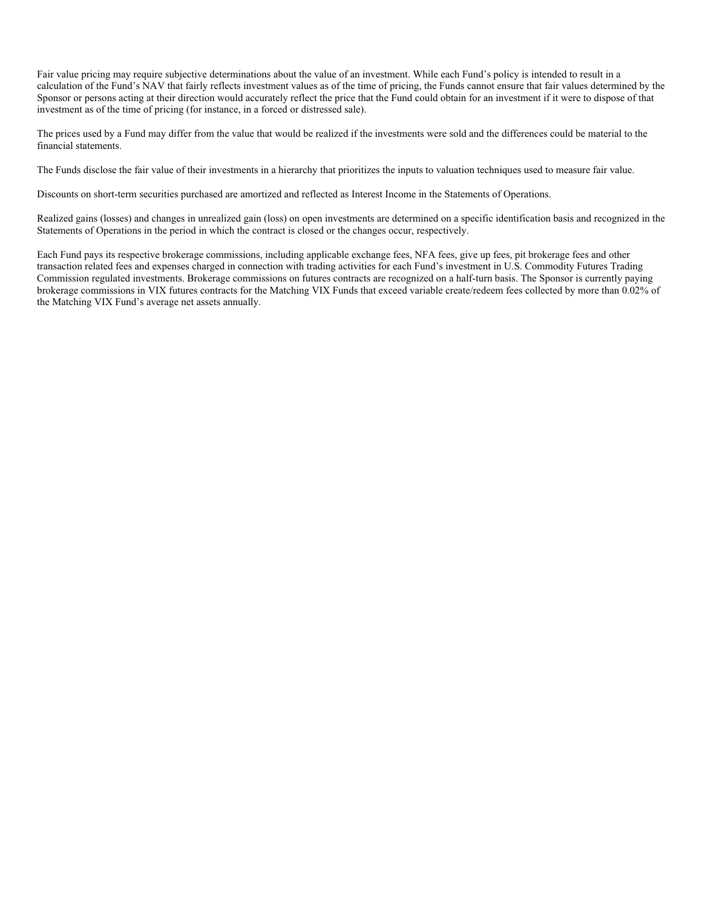Fair value pricing may require subjective determinations about the value of an investment. While each Fund's policy is intended to result in a calculation of the Fund's NAV that fairly reflects investment values as of the time of pricing, the Funds cannot ensure that fair values determined by the Sponsor or persons acting at their direction would accurately reflect the price that the Fund could obtain for an investment if it were to dispose of that investment as of the time of pricing (for instance, in a forced or distressed sale).

The prices used by a Fund may differ from the value that would be realized if the investments were sold and the differences could be material to the financial statements.

The Funds disclose the fair value of their investments in a hierarchy that prioritizes the inputs to valuation techniques used to measure fair value.

Discounts on short-term securities purchased are amortized and reflected as Interest Income in the Statements of Operations.

Realized gains (losses) and changes in unrealized gain (loss) on open investments are determined on a specific identification basis and recognized in the Statements of Operations in the period in which the contract is closed or the changes occur, respectively.

Each Fund pays its respective brokerage commissions, including applicable exchange fees, NFA fees, give up fees, pit brokerage fees and other transaction related fees and expenses charged in connection with trading activities for each Fund's investment in U.S. Commodity Futures Trading Commission regulated investments. Brokerage commissions on futures contracts are recognized on a half-turn basis. The Sponsor is currently paying brokerage commissions in VIX futures contracts for the Matching VIX Funds that exceed variable create/redeem fees collected by more than 0.02% of the Matching VIX Fund's average net assets annually.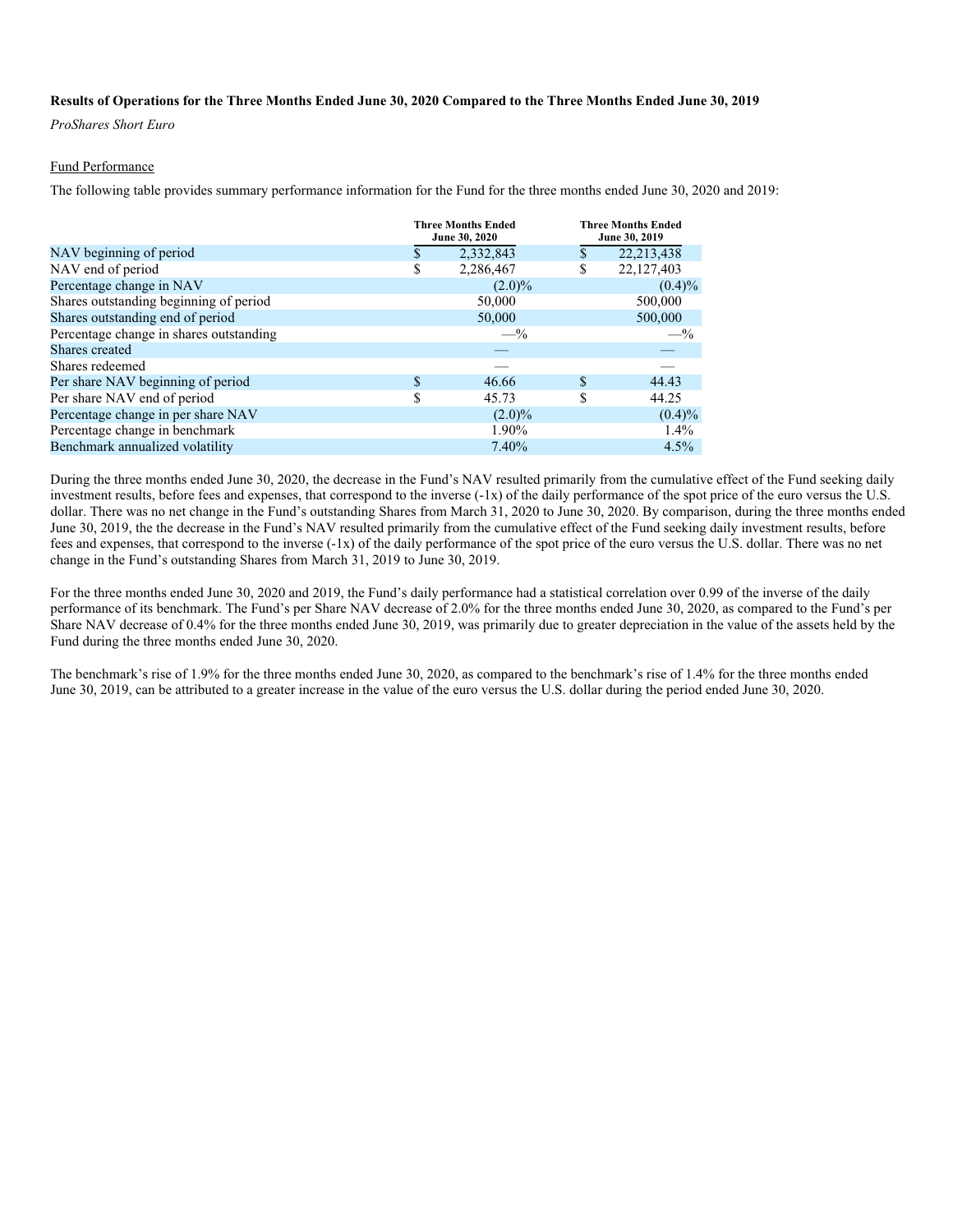**Results of Operations for the Three Months Ended June 30, 2020 Compared to the Three Months Ended June 30, 2019**

*ProShares Short Euro*

Fund Performance

The following table provides summary performance information for the Fund for the three months ended June 30, 2020 and 2019:

| | Three Months Ended June 30, 2020 | Three Months Ended June 30, 2019 |
|---|---|---|
| NAV beginning of period | $ 2,332,843 | $ 22,213,438 |
| NAV end of period | $ 2,286,467 | $ 22,127,403 |
| Percentage change in NAV | (2.0)% | (0.4)% |
| Shares outstanding beginning of period | 50,000 | 500,000 |
| Shares outstanding end of period | 50,000 | 500,000 |
| Percentage change in shares outstanding | —% | —% |
| Shares created | — | — |
| Shares redeemed | — | — |
| Per share NAV beginning of period | $ 46.66 | $ 44.43 |
| Per share NAV end of period | $ 45.73 | $ 44.25 |
| Percentage change in per share NAV | (2.0)% | (0.4)% |
| Percentage change in benchmark | 1.90% | 1.4% |
| Benchmark annualized volatility | 7.40% | 4.5% |

During the three months ended June 30, 2020, the decrease in the Fund's NAV resulted primarily from the cumulative effect of the Fund seeking daily investment results, before fees and expenses, that correspond to the inverse (-1x) of the daily performance of the spot price of the euro versus the U.S. dollar. There was no net change in the Fund's outstanding Shares from March 31, 2020 to June 30, 2020. By comparison, during the three months ended June 30, 2019, the the decrease in the Fund's NAV resulted primarily from the cumulative effect of the Fund seeking daily investment results, before fees and expenses, that correspond to the inverse (-1x) of the daily performance of the spot price of the euro versus the U.S. dollar. There was no net change in the Fund's outstanding Shares from March 31, 2019 to June 30, 2019.

For the three months ended June 30, 2020 and 2019, the Fund's daily performance had a statistical correlation over 0.99 of the inverse of the daily performance of its benchmark. The Fund's per Share NAV decrease of 2.0% for the three months ended June 30, 2020, as compared to the Fund's per Share NAV decrease of 0.4% for the three months ended June 30, 2019, was primarily due to greater depreciation in the value of the assets held by the Fund during the three months ended June 30, 2020.

The benchmark's rise of 1.9% for the three months ended June 30, 2020, as compared to the benchmark's rise of 1.4% for the three months ended June 30, 2019, can be attributed to a greater increase in the value of the euro versus the U.S. dollar during the period ended June 30, 2020.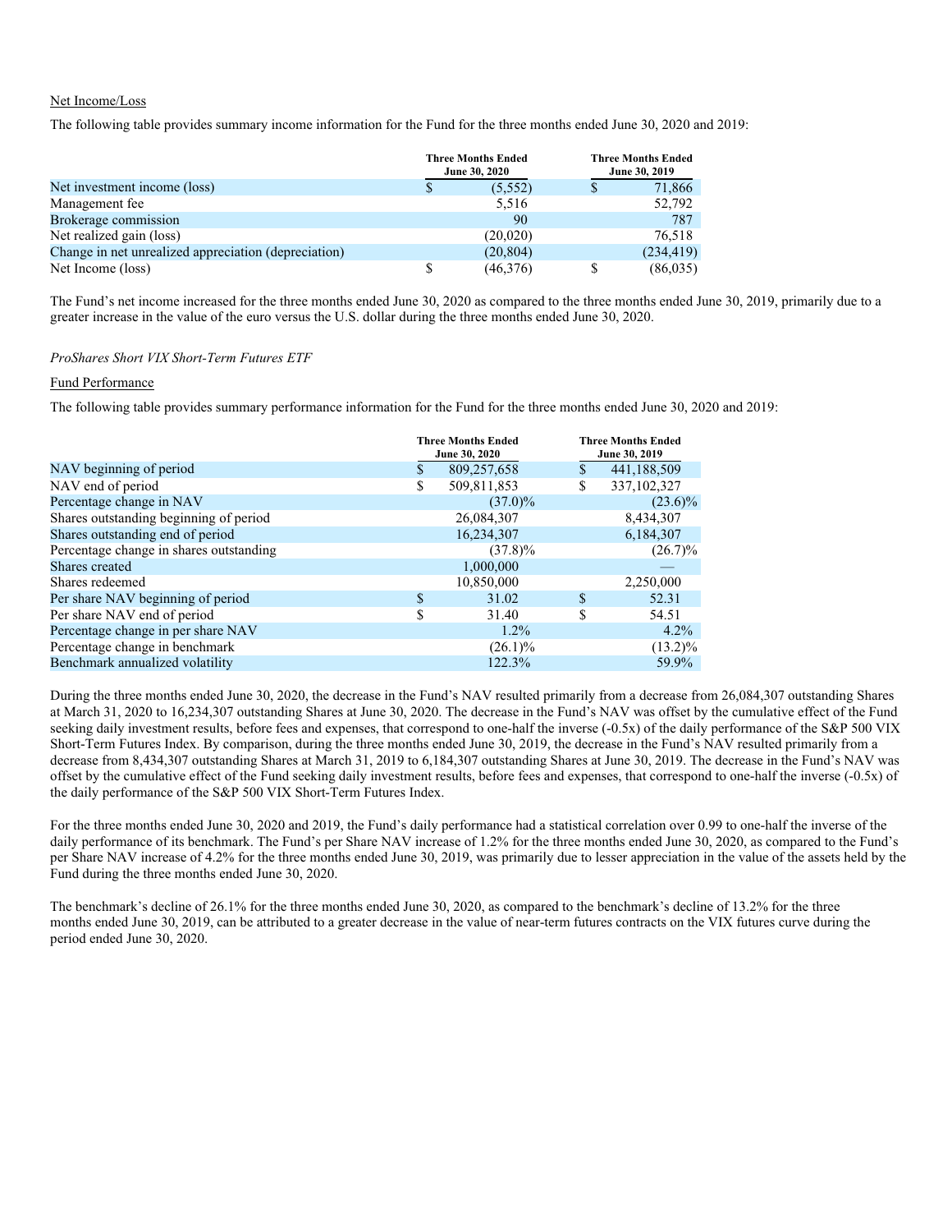Net Income/Loss

The following table provides summary income information for the Fund for the three months ended June 30, 2020 and 2019:

| | Three Months Ended June 30, 2020 | Three Months Ended June 30, 2019 |
|---|---|---|
| Net investment income (loss) | $ (5,552) | $ 71,866 |
| Management fee | 5,516 | 52,792 |
| Brokerage commission | 90 | 787 |
| Net realized gain (loss) | (20,020) | 76,518 |
| Change in net unrealized appreciation (depreciation) | (20,804) | (234,419) |
| Net Income (loss) | $ (46,376) | $ (86,035) |

The Fund's net income increased for the three months ended June 30, 2020 as compared to the three months ended June 30, 2019, primarily due to a greater increase in the value of the euro versus the U.S. dollar during the three months ended June 30, 2020.

*ProShares Short VIX Short-Term Futures ETF*

Fund Performance

The following table provides summary performance information for the Fund for the three months ended June 30, 2020 and 2019:

| | Three Months Ended June 30, 2020 | Three Months Ended June 30, 2019 |
|---|---|---|
| NAV beginning of period | $ 809,257,658 | $ 441,188,509 |
| NAV end of period | $ 509,811,853 | $ 337,102,327 |
| Percentage change in NAV | (37.0)% | (23.6)% |
| Shares outstanding beginning of period | 26,084,307 | 8,434,307 |
| Shares outstanding end of period | 16,234,307 | 6,184,307 |
| Percentage change in shares outstanding | (37.8)% | (26.7)% |
| Shares created | 1,000,000 | — |
| Shares redeemed | 10,850,000 | 2,250,000 |
| Per share NAV beginning of period | $ 31.02 | $ 52.31 |
| Per share NAV end of period | $ 31.40 | $ 54.51 |
| Percentage change in per share NAV | 1.2% | 4.2% |
| Percentage change in benchmark | (26.1)% | (13.2)% |
| Benchmark annualized volatility | 122.3% | 59.9% |

During the three months ended June 30, 2020, the decrease in the Fund's NAV resulted primarily from a decrease from 26,084,307 outstanding Shares at March 31, 2020 to 16,234,307 outstanding Shares at June 30, 2020. The decrease in the Fund's NAV was offset by the cumulative effect of the Fund seeking daily investment results, before fees and expenses, that correspond to one-half the inverse (-0.5x) of the daily performance of the S&P 500 VIX Short-Term Futures Index. By comparison, during the three months ended June 30, 2019, the decrease in the Fund's NAV resulted primarily from a decrease from 8,434,307 outstanding Shares at March 31, 2019 to 6,184,307 outstanding Shares at June 30, 2019. The decrease in the Fund's NAV was offset by the cumulative effect of the Fund seeking daily investment results, before fees and expenses, that correspond to one-half the inverse (-0.5x) of the daily performance of the S&P 500 VIX Short-Term Futures Index.

For the three months ended June 30, 2020 and 2019, the Fund's daily performance had a statistical correlation over 0.99 to one-half the inverse of the daily performance of its benchmark. The Fund's per Share NAV increase of 1.2% for the three months ended June 30, 2020, as compared to the Fund's per Share NAV increase of 4.2% for the three months ended June 30, 2019, was primarily due to lesser appreciation in the value of the assets held by the Fund during the three months ended June 30, 2020.

The benchmark's decline of 26.1% for the three months ended June 30, 2020, as compared to the benchmark's decline of 13.2% for the three months ended June 30, 2019, can be attributed to a greater decrease in the value of near-term futures contracts on the VIX futures curve during the period ended June 30, 2020.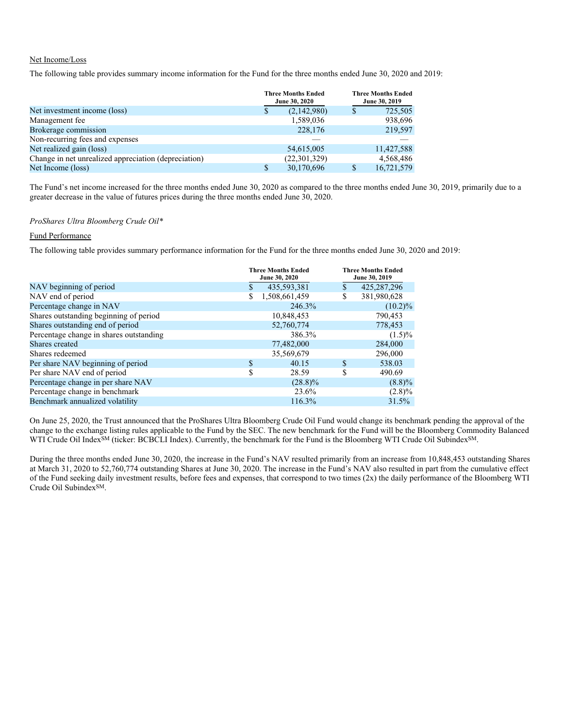Net Income/Loss

The following table provides summary income information for the Fund for the three months ended June 30, 2020 and 2019:

| | Three Months Ended June 30, 2020 | Three Months Ended June 30, 2019 |
|---|---|---|
| Net investment income (loss) | $ (2,142,980) | $ 725,505 |
| Management fee | 1,589,036 | 938,696 |
| Brokerage commission | 228,176 | 219,597 |
| Non-recurring fees and expenses | — | — |
| Net realized gain (loss) | 54,615,005 | 11,427,588 |
| Change in net unrealized appreciation (depreciation) | (22,301,329) | 4,568,486 |
| Net Income (loss) | $ 30,170,696 | $ 16,721,579 |

The Fund's net income increased for the three months ended June 30, 2020 as compared to the three months ended June 30, 2019, primarily due to a greater decrease in the value of futures prices during the three months ended June 30, 2020.

*ProShares Ultra Bloomberg Crude Oil**

Fund Performance

The following table provides summary performance information for the Fund for the three months ended June 30, 2020 and 2019:

| | Three Months Ended June 30, 2020 | Three Months Ended June 30, 2019 |
|---|---|---|
| NAV beginning of period | $ 435,593,381 | $ 425,287,296 |
| NAV end of period | $ 1,508,661,459 | $ 381,980,628 |
| Percentage change in NAV | 246.3% | (10.2)% |
| Shares outstanding beginning of period | 10,848,453 | 790,453 |
| Shares outstanding end of period | 52,760,774 | 778,453 |
| Percentage change in shares outstanding | 386.3% | (1.5)% |
| Shares created | 77,482,000 | 284,000 |
| Shares redeemed | 35,569,679 | 296,000 |
| Per share NAV beginning of period | $ 40.15 | $ 538.03 |
| Per share NAV end of period | $ 28.59 | $ 490.69 |
| Percentage change in per share NAV | (28.8)% | (8.8)% |
| Percentage change in benchmark | 23.6% | (2.8)% |
| Benchmark annualized volatility | 116.3% | 31.5% |

On June 25, 2020, the Trust announced that the ProShares Ultra Bloomberg Crude Oil Fund would change its benchmark pending the approval of the change to the exchange listing rules applicable to the Fund by the SEC. The new benchmark for the Fund will be the Bloomberg Commodity Balanced WTI Crude Oil Index[SM] (ticker: BCBCLI Index). Currently, the benchmark for the Fund is the Bloomberg WTI Crude Oil Subindex[SM].

During the three months ended June 30, 2020, the increase in the Fund's NAV resulted primarily from an increase from 10,848,453 outstanding Shares at March 31, 2020 to 52,760,774 outstanding Shares at June 30, 2020. The increase in the Fund's NAV also resulted in part from the cumulative effect of the Fund seeking daily investment results, before fees and expenses, that correspond to two times (2x) the daily performance of the Bloomberg WTI Crude Oil Subindex[SM].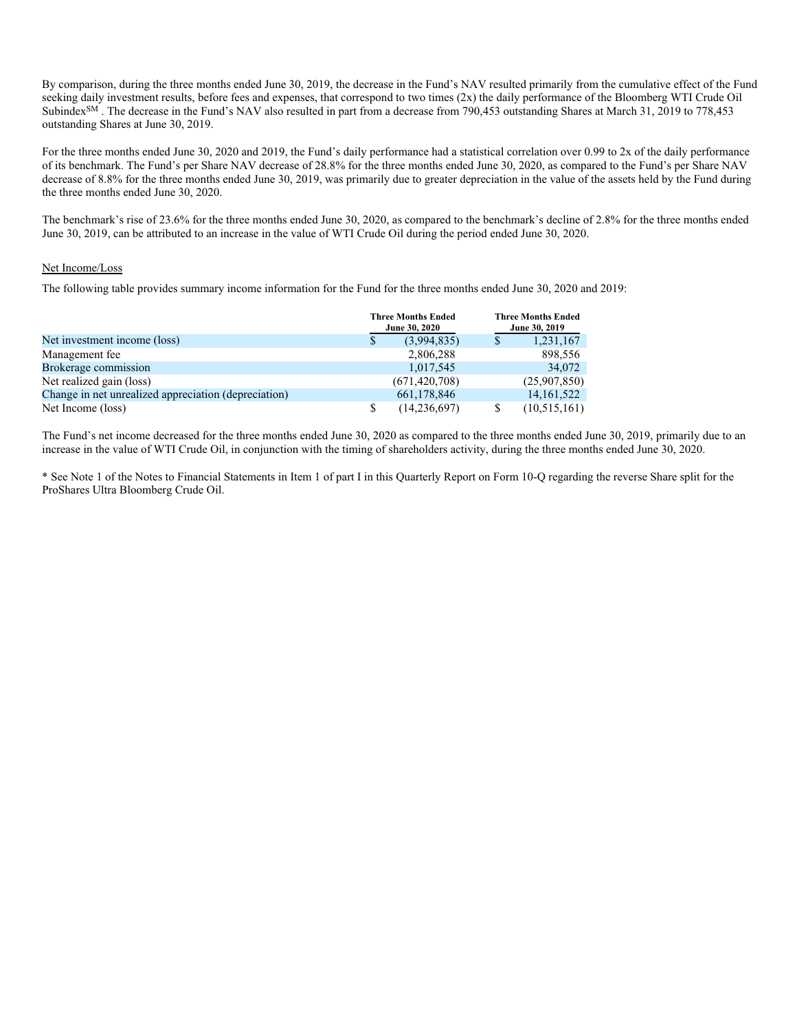By comparison, during the three months ended June 30, 2019, the decrease in the Fund's NAV resulted primarily from the cumulative effect of the Fund seeking daily investment results, before fees and expenses, that correspond to two times (2x) the daily performance of the Bloomberg WTI Crude Oil Subindex[SM] . The decrease in the Fund's NAV also resulted in part from a decrease from 790,453 outstanding Shares at March 31, 2019 to 778,453 outstanding Shares at June 30, 2019.

For the three months ended June 30, 2020 and 2019, the Fund's daily performance had a statistical correlation over 0.99 to 2x of the daily performance of its benchmark. The Fund's per Share NAV decrease of 28.8% for the three months ended June 30, 2020, as compared to the Fund's per Share NAV decrease of 8.8% for the three months ended June 30, 2019, was primarily due to greater depreciation in the value of the assets held by the Fund during the three months ended June 30, 2020.

The benchmark's rise of 23.6% for the three months ended June 30, 2020, as compared to the benchmark's decline of 2.8% for the three months ended June 30, 2019, can be attributed to an increase in the value of WTI Crude Oil during the period ended June 30, 2020.

Net Income/Loss

The following table provides summary income information for the Fund for the three months ended June 30, 2020 and 2019:

| | Three Months Ended June 30, 2020 | Three Months Ended June 30, 2019 |
|---|---|---|
| Net investment income (loss) | $ (3,994,835) | $ 1,231,167 |
| Management fee | 2,806,288 | 898,556 |
| Brokerage commission | 1,017,545 | 34,072 |
| Net realized gain (loss) | (671,420,708) | (25,907,850) |
| Change in net unrealized appreciation (depreciation) | 661,178,846 | 14,161,522 |
| Net Income (loss) | $ (14,236,697) | $ (10,515,161) |

The Fund's net income decreased for the three months ended June 30, 2020 as compared to the three months ended June 30, 2019, primarily due to an increase in the value of WTI Crude Oil, in conjunction with the timing of shareholders activity, during the three months ended June 30, 2020.

* See Note 1 of the Notes to Financial Statements in Item 1 of part I in this Quarterly Report on Form 10-Q regarding the reverse Share split for the ProShares Ultra Bloomberg Crude Oil.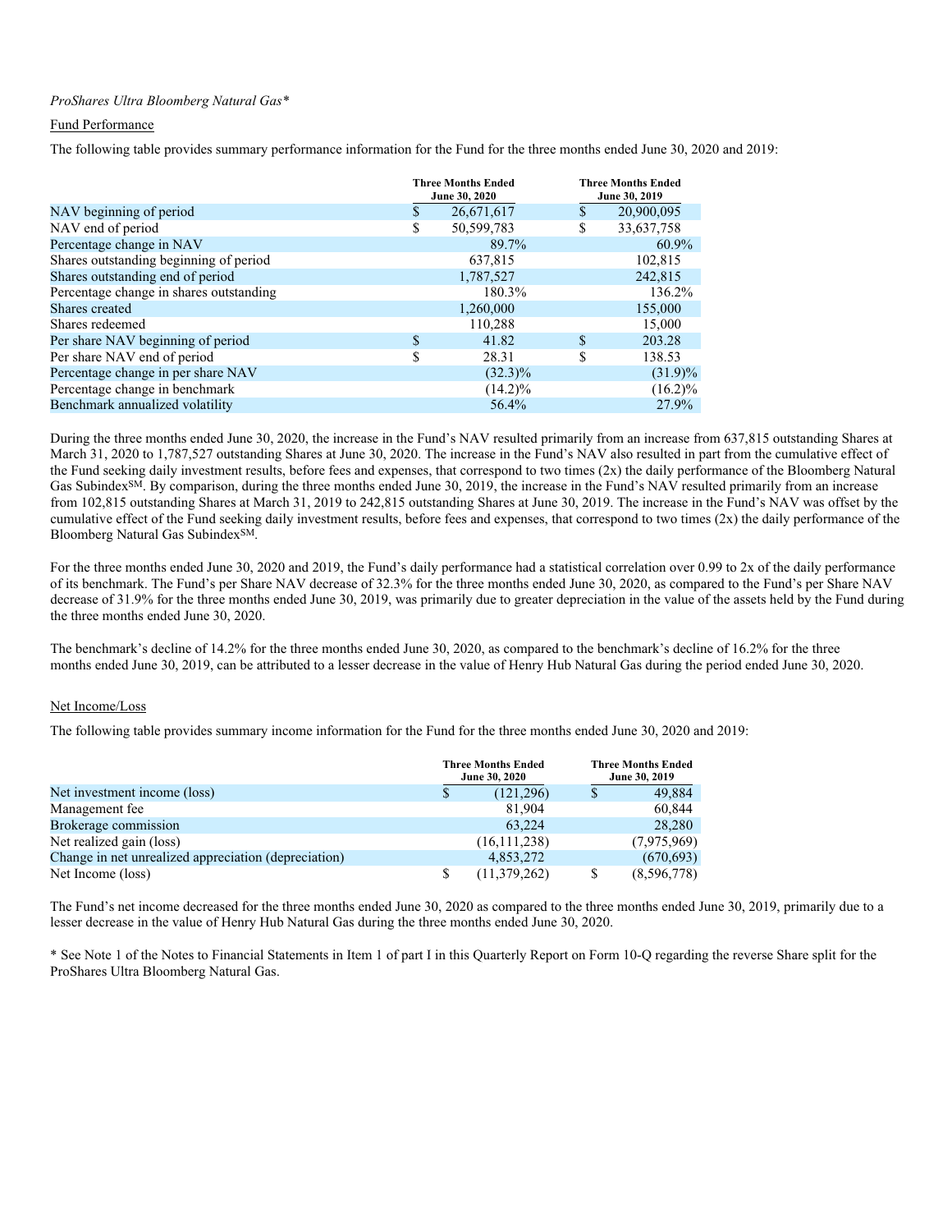*ProShares Ultra Bloomberg Natural Gas**

Fund Performance

The following table provides summary performance information for the Fund for the three months ended June 30, 2020 and 2019:

| | Three Months Ended June 30, 2020 | Three Months Ended June 30, 2019 |
|---|---|---|
| NAV beginning of period | $ 26,671,617 | $ 20,900,095 |
| NAV end of period | $ 50,599,783 | $ 33,637,758 |
| Percentage change in NAV | 89.7% | 60.9% |
| Shares outstanding beginning of period | 637,815 | 102,815 |
| Shares outstanding end of period | 1,787,527 | 242,815 |
| Percentage change in shares outstanding | 180.3% | 136.2% |
| Shares created | 1,260,000 | 155,000 |
| Shares redeemed | 110,288 | 15,000 |
| Per share NAV beginning of period | $ 41.82 | $ 203.28 |
| Per share NAV end of period | $ 28.31 | $ 138.53 |
| Percentage change in per share NAV | (32.3)% | (31.9)% |
| Percentage change in benchmark | (14.2)% | (16.2)% |
| Benchmark annualized volatility | 56.4% | 27.9% |

During the three months ended June 30, 2020, the increase in the Fund's NAV resulted primarily from an increase from 637,815 outstanding Shares at March 31, 2020 to 1,787,527 outstanding Shares at June 30, 2020. The increase in the Fund's NAV also resulted in part from the cumulative effect of the Fund seeking daily investment results, before fees and expenses, that correspond to two times (2x) the daily performance of the Bloomberg Natural Gas Subindex[SM]. By comparison, during the three months ended June 30, 2019, the increase in the Fund's NAV resulted primarily from an increase from 102,815 outstanding Shares at March 31, 2019 to 242,815 outstanding Shares at June 30, 2019. The increase in the Fund's NAV was offset by the cumulative effect of the Fund seeking daily investment results, before fees and expenses, that correspond to two times (2x) the daily performance of the Bloomberg Natural Gas Subindex[SM].

For the three months ended June 30, 2020 and 2019, the Fund's daily performance had a statistical correlation over 0.99 to 2x of the daily performance of its benchmark. The Fund's per Share NAV decrease of 32.3% for the three months ended June 30, 2020, as compared to the Fund's per Share NAV decrease of 31.9% for the three months ended June 30, 2019, was primarily due to greater depreciation in the value of the assets held by the Fund during the three months ended June 30, 2020.

The benchmark's decline of 14.2% for the three months ended June 30, 2020, as compared to the benchmark's decline of 16.2% for the three months ended June 30, 2019, can be attributed to a lesser decrease in the value of Henry Hub Natural Gas during the period ended June 30, 2020.

Net Income/Loss

The following table provides summary income information for the Fund for the three months ended June 30, 2020 and 2019:

| | Three Months Ended June 30, 2020 | Three Months Ended June 30, 2019 |
|---|---|---|
| Net investment income (loss) | $ (121,296) | $ 49,884 |
| Management fee | 81,904 | 60,844 |
| Brokerage commission | 63,224 | 28,280 |
| Net realized gain (loss) | (16,111,238) | (7,975,969) |
| Change in net unrealized appreciation (depreciation) | 4,853,272 | (670,693) |
| Net Income (loss) | $ (11,379,262) | $ (8,596,778) |

The Fund's net income decreased for the three months ended June 30, 2020 as compared to the three months ended June 30, 2019, primarily due to a lesser decrease in the value of Henry Hub Natural Gas during the three months ended June 30, 2020.

* See Note 1 of the Notes to Financial Statements in Item 1 of part I in this Quarterly Report on Form 10-Q regarding the reverse Share split for the ProShares Ultra Bloomberg Natural Gas.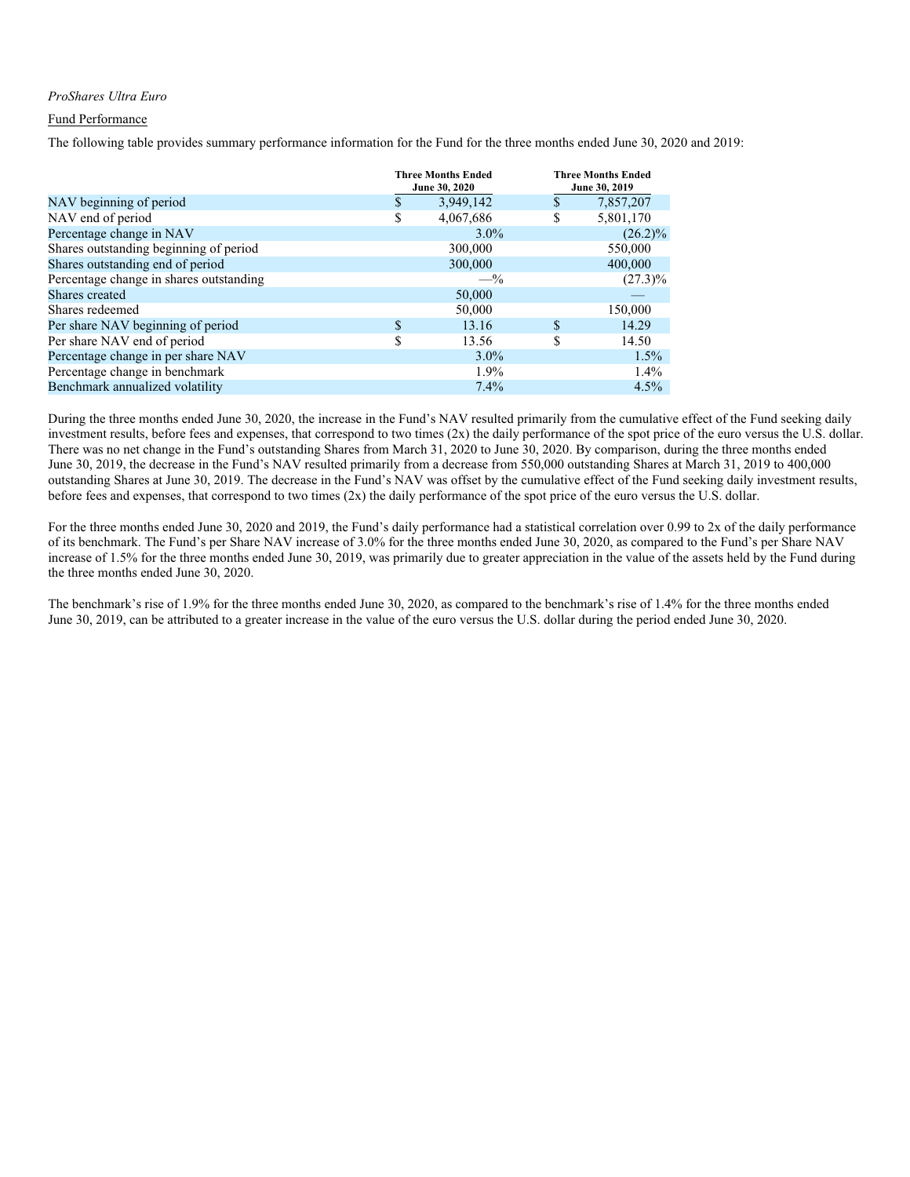*ProShares Ultra Euro*

Fund Performance

The following table provides summary performance information for the Fund for the three months ended June 30, 2020 and 2019:

| | Three Months Ended June 30, 2020 | Three Months Ended June 30, 2019 |
|---|---|---|
| NAV beginning of period | $ 3,949,142 | $ 7,857,207 |
| NAV end of period | $ 4,067,686 | $ 5,801,170 |
| Percentage change in NAV | 3.0% | (26.2)% |
| Shares outstanding beginning of period | 300,000 | 550,000 |
| Shares outstanding end of period | 300,000 | 400,000 |
| Percentage change in shares outstanding | —% | (27.3)% |
| Shares created | 50,000 | — |
| Shares redeemed | 50,000 | 150,000 |
| Per share NAV beginning of period | $ 13.16 | $ 14.29 |
| Per share NAV end of period | $ 13.56 | $ 14.50 |
| Percentage change in per share NAV | 3.0% | 1.5% |
| Percentage change in benchmark | 1.9% | 1.4% |
| Benchmark annualized volatility | 7.4% | 4.5% |

During the three months ended June 30, 2020, the increase in the Fund's NAV resulted primarily from the cumulative effect of the Fund seeking daily investment results, before fees and expenses, that correspond to two times (2x) the daily performance of the spot price of the euro versus the U.S. dollar. There was no net change in the Fund's outstanding Shares from March 31, 2020 to June 30, 2020. By comparison, during the three months ended June 30, 2019, the decrease in the Fund's NAV resulted primarily from a decrease from 550,000 outstanding Shares at March 31, 2019 to 400,000 outstanding Shares at June 30, 2019. The decrease in the Fund's NAV was offset by the cumulative effect of the Fund seeking daily investment results, before fees and expenses, that correspond to two times (2x) the daily performance of the spot price of the euro versus the U.S. dollar.

For the three months ended June 30, 2020 and 2019, the Fund's daily performance had a statistical correlation over 0.99 to 2x of the daily performance of its benchmark. The Fund's per Share NAV increase of 3.0% for the three months ended June 30, 2020, as compared to the Fund's per Share NAV increase of 1.5% for the three months ended June 30, 2019, was primarily due to greater appreciation in the value of the assets held by the Fund during the three months ended June 30, 2020.

The benchmark's rise of 1.9% for the three months ended June 30, 2020, as compared to the benchmark's rise of 1.4% for the three months ended June 30, 2019, can be attributed to a greater increase in the value of the euro versus the U.S. dollar during the period ended June 30, 2020.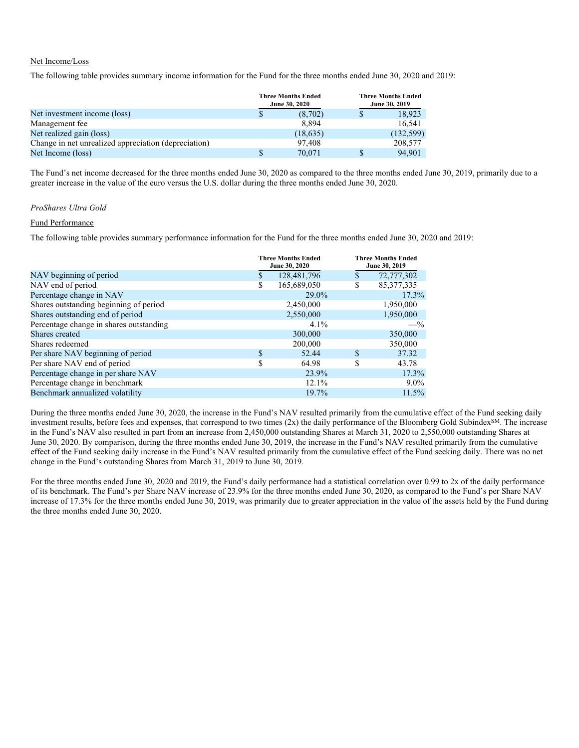Net Income/Loss

The following table provides summary income information for the Fund for the three months ended June 30, 2020 and 2019:

| | Three Months Ended June 30, 2020 | Three Months Ended June 30, 2019 |
|---|---|---|
| Net investment income (loss) | $ (8,702) | $ 18,923 |
| Management fee | 8,894 | 16,541 |
| Net realized gain (loss) | (18,635) | (132,599) |
| Change in net unrealized appreciation (depreciation) | 97,408 | 208,577 |
| Net Income (loss) | $ 70,071 | $ 94,901 |

The Fund's net income decreased for the three months ended June 30, 2020 as compared to the three months ended June 30, 2019, primarily due to a greater increase in the value of the euro versus the U.S. dollar during the three months ended June 30, 2020.

*ProShares Ultra Gold*

Fund Performance

The following table provides summary performance information for the Fund for the three months ended June 30, 2020 and 2019:

| | Three Months Ended June 30, 2020 | Three Months Ended June 30, 2019 |
|---|---|---|
| NAV beginning of period | $ 128,481,796 | $ 72,777,302 |
| NAV end of period | $ 165,689,050 | $ 85,377,335 |
| Percentage change in NAV | 29.0% | 17.3% |
| Shares outstanding beginning of period | 2,450,000 | 1,950,000 |
| Shares outstanding end of period | 2,550,000 | 1,950,000 |
| Percentage change in shares outstanding | 4.1% | —% |
| Shares created | 300,000 | 350,000 |
| Shares redeemed | 200,000 | 350,000 |
| Per share NAV beginning of period | $ 52.44 | $ 37.32 |
| Per share NAV end of period | $ 64.98 | $ 43.78 |
| Percentage change in per share NAV | 23.9% | 17.3% |
| Percentage change in benchmark | 12.1% | 9.0% |
| Benchmark annualized volatility | 19.7% | 11.5% |

During the three months ended June 30, 2020, the increase in the Fund's NAV resulted primarily from the cumulative effect of the Fund seeking daily investment results, before fees and expenses, that correspond to two times (2x) the daily performance of the Bloomberg Gold Subindex℠. The increase in the Fund's NAV also resulted in part from an increase from 2,450,000 outstanding Shares at March 31, 2020 to 2,550,000 outstanding Shares at June 30, 2020. By comparison, during the three months ended June 30, 2019, the increase in the Fund's NAV resulted primarily from the cumulative effect of the Fund seeking daily increase in the Fund's NAV resulted primarily from the cumulative effect of the Fund seeking daily. There was no net change in the Fund's outstanding Shares from March 31, 2019 to June 30, 2019.

For the three months ended June 30, 2020 and 2019, the Fund's daily performance had a statistical correlation over 0.99 to 2x of the daily performance of its benchmark. The Fund's per Share NAV increase of 23.9% for the three months ended June 30, 2020, as compared to the Fund's per Share NAV increase of 17.3% for the three months ended June 30, 2019, was primarily due to greater appreciation in the value of the assets held by the Fund during the three months ended June 30, 2020.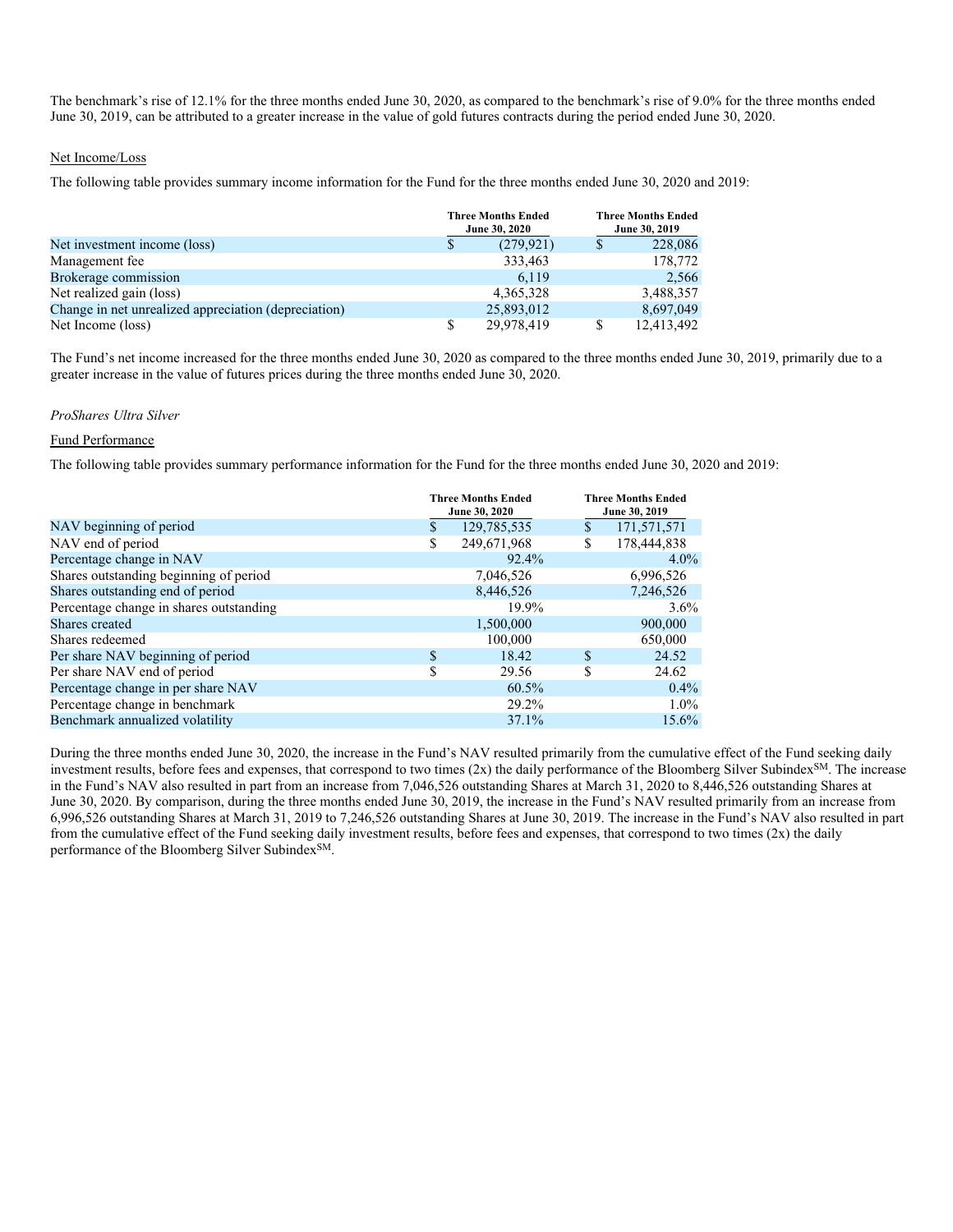The benchmark's rise of 12.1% for the three months ended June 30, 2020, as compared to the benchmark's rise of 9.0% for the three months ended June 30, 2019, can be attributed to a greater increase in the value of gold futures contracts during the period ended June 30, 2020.

Net Income/Loss

The following table provides summary income information for the Fund for the three months ended June 30, 2020 and 2019:

| | Three Months Ended June 30, 2020 | Three Months Ended June 30, 2019 |
|---|---|---|
| Net investment income (loss) | $ (279,921) | $ 228,086 |
| Management fee | 333,463 | 178,772 |
| Brokerage commission | 6,119 | 2,566 |
| Net realized gain (loss) | 4,365,328 | 3,488,357 |
| Change in net unrealized appreciation (depreciation) | 25,893,012 | 8,697,049 |
| Net Income (loss) | $ 29,978,419 | $ 12,413,492 |

The Fund's net income increased for the three months ended June 30, 2020 as compared to the three months ended June 30, 2019, primarily due to a greater increase in the value of futures prices during the three months ended June 30, 2020.

*ProShares Ultra Silver*

Fund Performance

The following table provides summary performance information for the Fund for the three months ended June 30, 2020 and 2019:

| | Three Months Ended June 30, 2020 | Three Months Ended June 30, 2019 |
|---|---|---|
| NAV beginning of period | $ 129,785,535 | $ 171,571,571 |
| NAV end of period | $ 249,671,968 | $ 178,444,838 |
| Percentage change in NAV | 92.4% | 4.0% |
| Shares outstanding beginning of period | 7,046,526 | 6,996,526 |
| Shares outstanding end of period | 8,446,526 | 7,246,526 |
| Percentage change in shares outstanding | 19.9% | 3.6% |
| Shares created | 1,500,000 | 900,000 |
| Shares redeemed | 100,000 | 650,000 |
| Per share NAV beginning of period | $ 18.42 | $ 24.52 |
| Per share NAV end of period | $ 29.56 | $ 24.62 |
| Percentage change in per share NAV | 60.5% | 0.4% |
| Percentage change in benchmark | 29.2% | 1.0% |
| Benchmark annualized volatility | 37.1% | 15.6% |

During the three months ended June 30, 2020, the increase in the Fund's NAV resulted primarily from the cumulative effect of the Fund seeking daily investment results, before fees and expenses, that correspond to two times (2x) the daily performance of the Bloomberg Silver Subindex[SM]. The increase in the Fund's NAV also resulted in part from an increase from 7,046,526 outstanding Shares at March 31, 2020 to 8,446,526 outstanding Shares at June 30, 2020. By comparison, during the three months ended June 30, 2019, the increase in the Fund's NAV resulted primarily from an increase from 6,996,526 outstanding Shares at March 31, 2019 to 7,246,526 outstanding Shares at June 30, 2019. The increase in the Fund's NAV also resulted in part from the cumulative effect of the Fund seeking daily investment results, before fees and expenses, that correspond to two times (2x) the daily performance of the Bloomberg Silver Subindex[SM].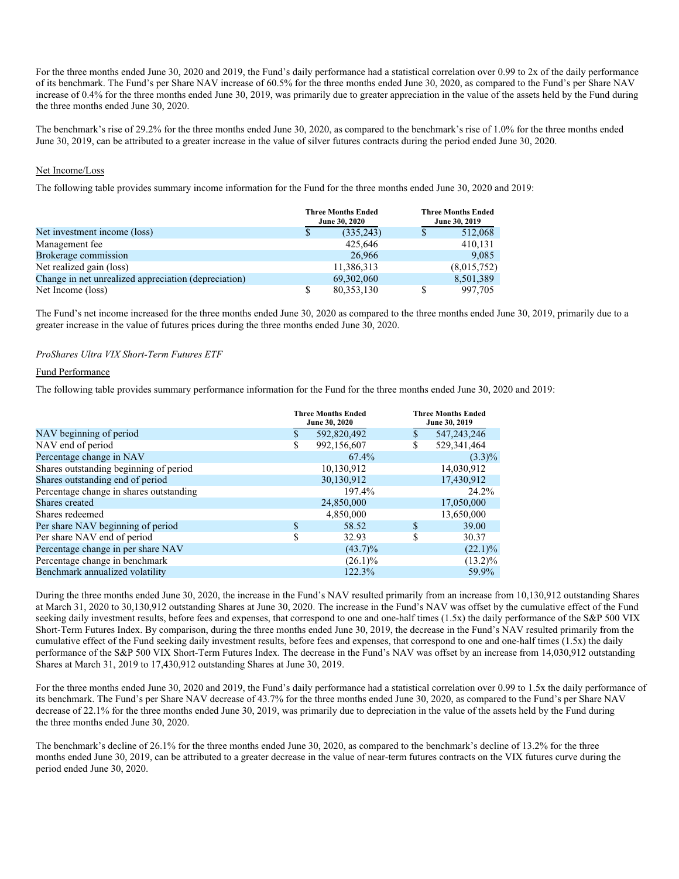For the three months ended June 30, 2020 and 2019, the Fund's daily performance had a statistical correlation over 0.99 to 2x of the daily performance of its benchmark. The Fund's per Share NAV increase of 60.5% for the three months ended June 30, 2020, as compared to the Fund's per Share NAV increase of 0.4% for the three months ended June 30, 2019, was primarily due to greater appreciation in the value of the assets held by the Fund during the three months ended June 30, 2020.

The benchmark's rise of 29.2% for the three months ended June 30, 2020, as compared to the benchmark's rise of 1.0% for the three months ended June 30, 2019, can be attributed to a greater increase in the value of silver futures contracts during the period ended June 30, 2020.

Net Income/Loss

The following table provides summary income information for the Fund for the three months ended June 30, 2020 and 2019:

| | Three Months Ended June 30, 2020 | Three Months Ended June 30, 2019 |
|---|---|---|
| Net investment income (loss) | $ (335,243) | $ 512,068 |
| Management fee | 425,646 | 410,131 |
| Brokerage commission | 26,966 | 9,085 |
| Net realized gain (loss) | 11,386,313 | (8,015,752) |
| Change in net unrealized appreciation (depreciation) | 69,302,060 | 8,501,389 |
| Net Income (loss) | $ 80,353,130 | $ 997,705 |

The Fund's net income increased for the three months ended June 30, 2020 as compared to the three months ended June 30, 2019, primarily due to a greater increase in the value of futures prices during the three months ended June 30, 2020.

*ProShares Ultra VIX Short-Term Futures ETF*

Fund Performance

The following table provides summary performance information for the Fund for the three months ended June 30, 2020 and 2019:

| | Three Months Ended June 30, 2020 | Three Months Ended June 30, 2019 |
|---|---|---|
| NAV beginning of period | $ 592,820,492 | $ 547,243,246 |
| NAV end of period | $ 992,156,607 | $ 529,341,464 |
| Percentage change in NAV | 67.4% | (3.3)% |
| Shares outstanding beginning of period | 10,130,912 | 14,030,912 |
| Shares outstanding end of period | 30,130,912 | 17,430,912 |
| Percentage change in shares outstanding | 197.4% | 24.2% |
| Shares created | 24,850,000 | 17,050,000 |
| Shares redeemed | 4,850,000 | 13,650,000 |
| Per share NAV beginning of period | $ 58.52 | $ 39.00 |
| Per share NAV end of period | $ 32.93 | $ 30.37 |
| Percentage change in per share NAV | (43.7)% | (22.1)% |
| Percentage change in benchmark | (26.1)% | (13.2)% |
| Benchmark annualized volatility | 122.3% | 59.9% |

During the three months ended June 30, 2020, the increase in the Fund's NAV resulted primarily from an increase from 10,130,912 outstanding Shares at March 31, 2020 to 30,130,912 outstanding Shares at June 30, 2020. The increase in the Fund's NAV was offset by the cumulative effect of the Fund seeking daily investment results, before fees and expenses, that correspond to one and one-half times (1.5x) the daily performance of the S&P 500 VIX Short-Term Futures Index. By comparison, during the three months ended June 30, 2019, the decrease in the Fund's NAV resulted primarily from the cumulative effect of the Fund seeking daily investment results, before fees and expenses, that correspond to one and one-half times (1.5x) the daily performance of the S&P 500 VIX Short-Term Futures Index. The decrease in the Fund's NAV was offset by an increase from 14,030,912 outstanding Shares at March 31, 2019 to 17,430,912 outstanding Shares at June 30, 2019.

For the three months ended June 30, 2020 and 2019, the Fund's daily performance had a statistical correlation over 0.99 to 1.5x the daily performance of its benchmark. The Fund's per Share NAV decrease of 43.7% for the three months ended June 30, 2020, as compared to the Fund's per Share NAV decrease of 22.1% for the three months ended June 30, 2019, was primarily due to depreciation in the value of the assets held by the Fund during the three months ended June 30, 2020.

The benchmark's decline of 26.1% for the three months ended June 30, 2020, as compared to the benchmark's decline of 13.2% for the three months ended June 30, 2019, can be attributed to a greater decrease in the value of near-term futures contracts on the VIX futures curve during the period ended June 30, 2020.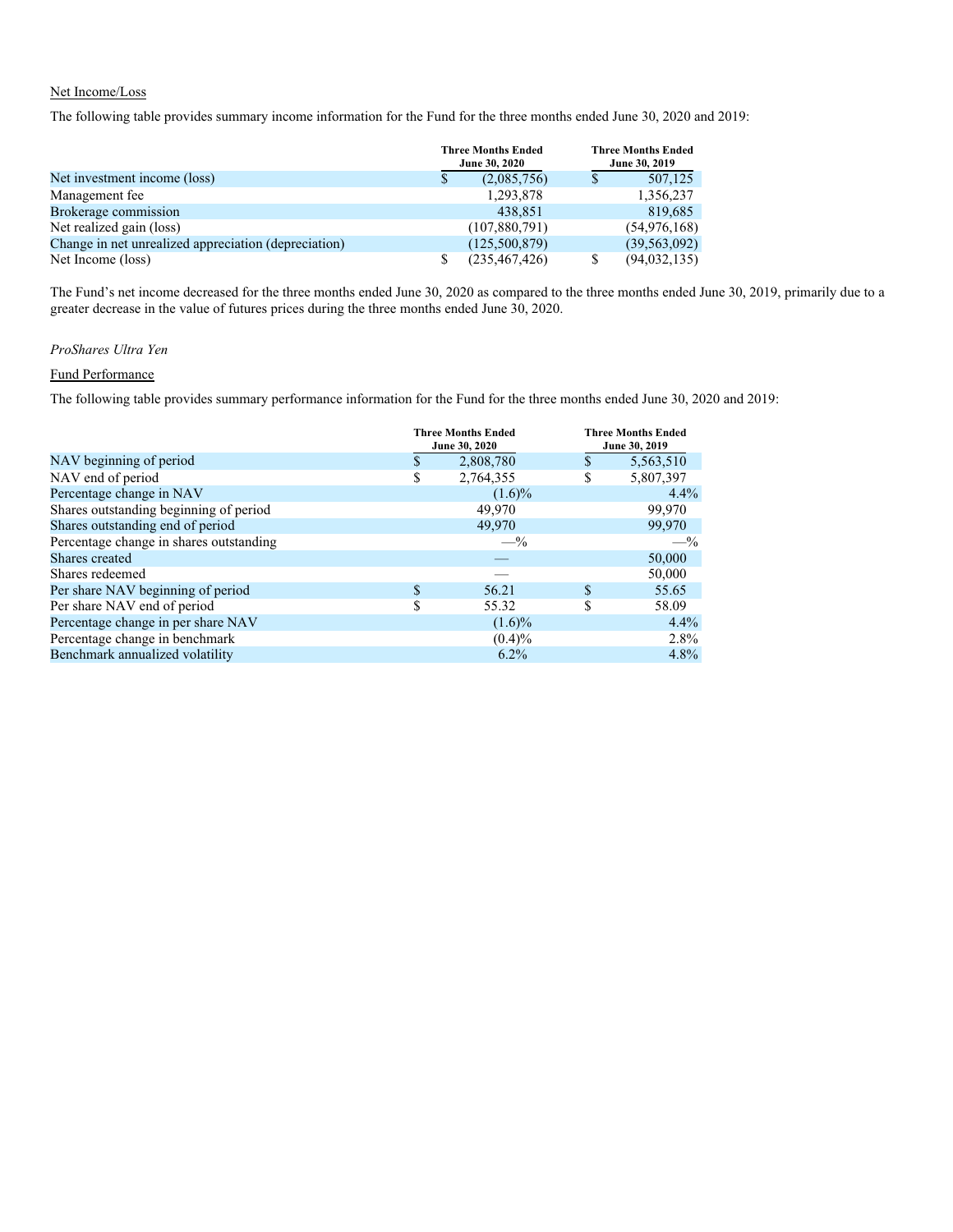Net Income/Loss

The following table provides summary income information for the Fund for the three months ended June 30, 2020 and 2019:

| | Three Months Ended June 30, 2020 | Three Months Ended June 30, 2019 |
|---|---|---|
| Net investment income (loss) | $ (2,085,756) | $ 507,125 |
| Management fee | 1,293,878 | 1,356,237 |
| Brokerage commission | 438,851 | 819,685 |
| Net realized gain (loss) | (107,880,791) | (54,976,168) |
| Change in net unrealized appreciation (depreciation) | (125,500,879) | (39,563,092) |
| Net Income (loss) | $ (235,467,426) | $ (94,032,135) |

The Fund's net income decreased for the three months ended June 30, 2020 as compared to the three months ended June 30, 2019, primarily due to a greater decrease in the value of futures prices during the three months ended June 30, 2020.

*ProShares Ultra Yen*

Fund Performance

The following table provides summary performance information for the Fund for the three months ended June 30, 2020 and 2019:

| | Three Months Ended June 30, 2020 | Three Months Ended June 30, 2019 |
|---|---|---|
| NAV beginning of period | $ 2,808,780 | $ 5,563,510 |
| NAV end of period | $ 2,764,355 | $ 5,807,397 |
| Percentage change in NAV | (1.6)% | 4.4% |
| Shares outstanding beginning of period | 49,970 | 99,970 |
| Shares outstanding end of period | 49,970 | 99,970 |
| Percentage change in shares outstanding | —% | —% |
| Shares created | — | 50,000 |
| Shares redeemed | — | 50,000 |
| Per share NAV beginning of period | $ 56.21 | $ 55.65 |
| Per share NAV end of period | $ 55.32 | $ 58.09 |
| Percentage change in per share NAV | (1.6)% | 4.4% |
| Percentage change in benchmark | (0.4)% | 2.8% |
| Benchmark annualized volatility | 6.2% | 4.8% |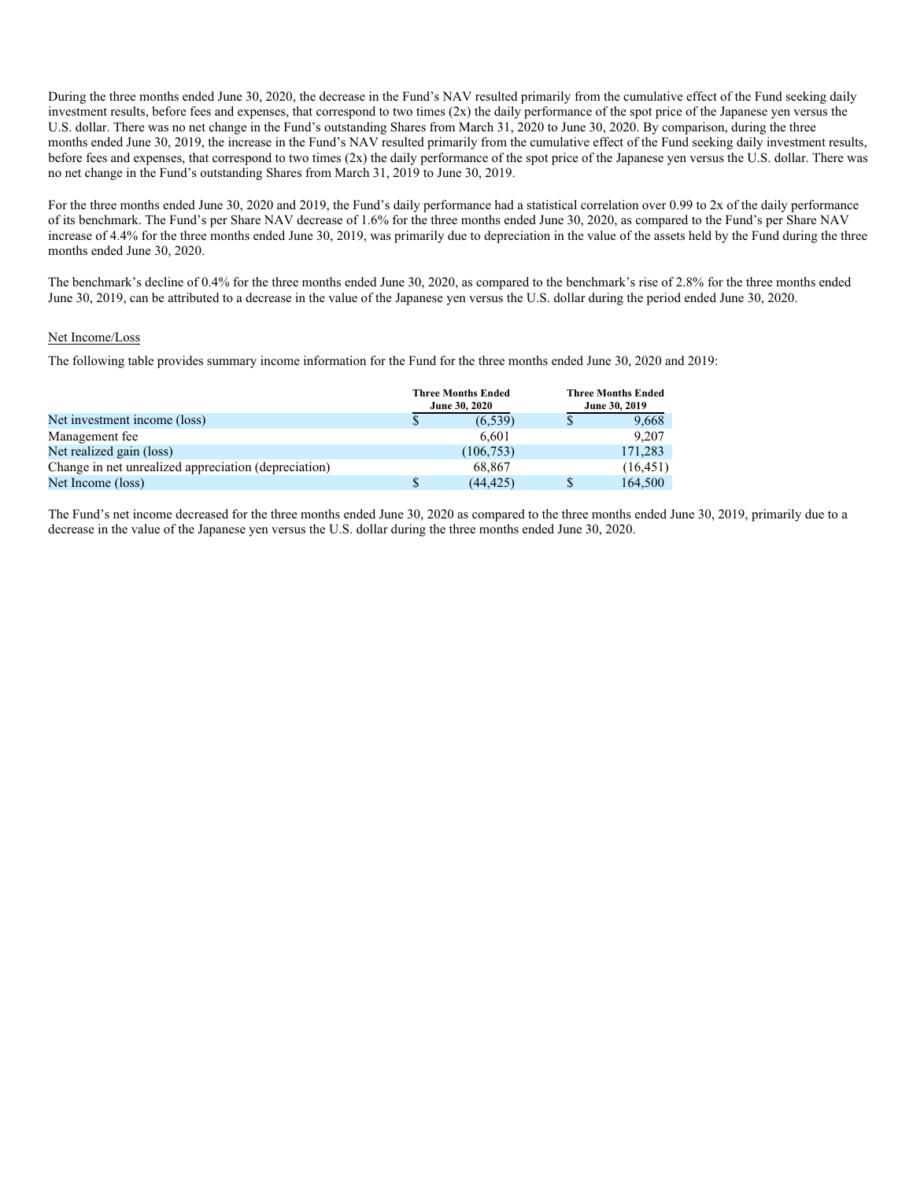During the three months ended June 30, 2020, the decrease in the Fund's NAV resulted primarily from the cumulative effect of the Fund seeking daily investment results, before fees and expenses, that correspond to two times (2x) the daily performance of the spot price of the Japanese yen versus the U.S. dollar. There was no net change in the Fund's outstanding Shares from March 31, 2020 to June 30, 2020. By comparison, during the three months ended June 30, 2019, the increase in the Fund's NAV resulted primarily from the cumulative effect of the Fund seeking daily investment results, before fees and expenses, that correspond to two times (2x) the daily performance of the spot price of the Japanese yen versus the U.S. dollar. There was no net change in the Fund's outstanding Shares from March 31, 2019 to June 30, 2019.

For the three months ended June 30, 2020 and 2019, the Fund's daily performance had a statistical correlation over 0.99 to 2x of the daily performance of its benchmark. The Fund's per Share NAV decrease of 1.6% for the three months ended June 30, 2020, as compared to the Fund's per Share NAV increase of 4.4% for the three months ended June 30, 2019, was primarily due to depreciation in the value of the assets held by the Fund during the three months ended June 30, 2020.

The benchmark's decline of 0.4% for the three months ended June 30, 2020, as compared to the benchmark's rise of 2.8% for the three months ended June 30, 2019, can be attributed to a decrease in the value of the Japanese yen versus the U.S. dollar during the period ended June 30, 2020.

Net Income/Loss

The following table provides summary income information for the Fund for the three months ended June 30, 2020 and 2019:

| | Three Months Ended June 30, 2020 | Three Months Ended June 30, 2019 |
|---|---|---|
| Net investment income (loss) | $ (6,539) | $ 9,668 |
| Management fee | 6,601 | 9,207 |
| Net realized gain (loss) | (106,753) | 171,283 |
| Change in net unrealized appreciation (depreciation) | 68,867 | (16,451) |
| Net Income (loss) | $ (44,425) | $ 164,500 |

The Fund's net income decreased for the three months ended June 30, 2020 as compared to the three months ended June 30, 2019, primarily due to a decrease in the value of the Japanese yen versus the U.S. dollar during the three months ended June 30, 2020.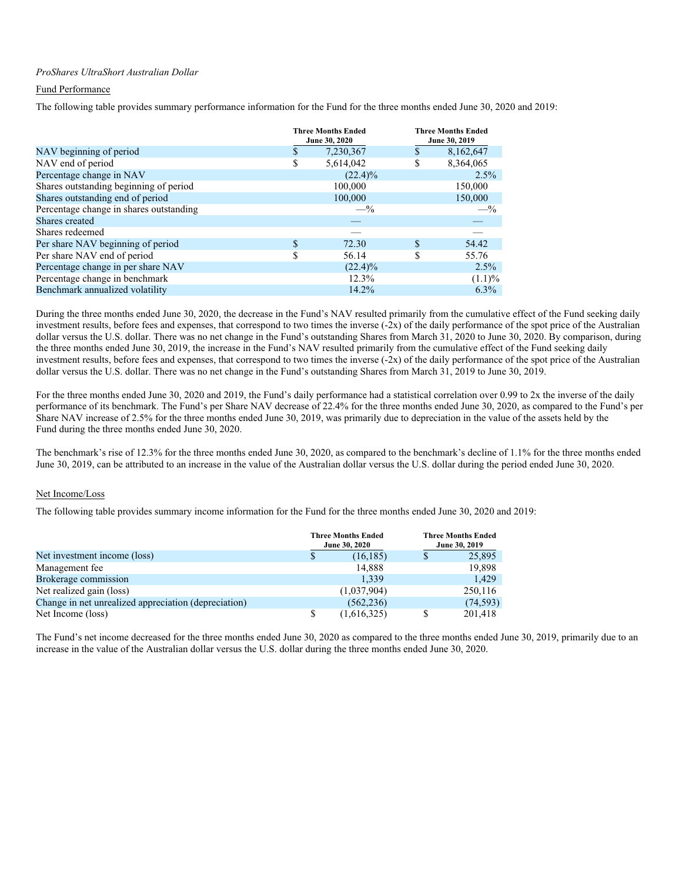*ProShares UltraShort Australian Dollar*

Fund Performance

The following table provides summary performance information for the Fund for the three months ended June 30, 2020 and 2019:

| | Three Months Ended June 30, 2020 | Three Months Ended June 30, 2019 |
|---|---|---|
| NAV beginning of period | $ 7,230,367 | $ 8,162,647 |
| NAV end of period | $ 5,614,042 | $ 8,364,065 |
| Percentage change in NAV | (22.4)% | 2.5% |
| Shares outstanding beginning of period | 100,000 | 150,000 |
| Shares outstanding end of period | 100,000 | 150,000 |
| Percentage change in shares outstanding | —% | —% |
| Shares created | — | — |
| Shares redeemed | — | — |
| Per share NAV beginning of period | $ 72.30 | $ 54.42 |
| Per share NAV end of period | $ 56.14 | $ 55.76 |
| Percentage change in per share NAV | (22.4)% | 2.5% |
| Percentage change in benchmark | 12.3% | (1.1)% |
| Benchmark annualized volatility | 14.2% | 6.3% |

During the three months ended June 30, 2020, the decrease in the Fund's NAV resulted primarily from the cumulative effect of the Fund seeking daily investment results, before fees and expenses, that correspond to two times the inverse (-2x) of the daily performance of the spot price of the Australian dollar versus the U.S. dollar. There was no net change in the Fund's outstanding Shares from March 31, 2020 to June 30, 2020. By comparison, during the three months ended June 30, 2019, the increase in the Fund's NAV resulted primarily from the cumulative effect of the Fund seeking daily investment results, before fees and expenses, that correspond to two times the inverse (-2x) of the daily performance of the spot price of the Australian dollar versus the U.S. dollar. There was no net change in the Fund's outstanding Shares from March 31, 2019 to June 30, 2019.

For the three months ended June 30, 2020 and 2019, the Fund's daily performance had a statistical correlation over 0.99 to 2x the inverse of the daily performance of its benchmark. The Fund's per Share NAV decrease of 22.4% for the three months ended June 30, 2020, as compared to the Fund's per Share NAV increase of 2.5% for the three months ended June 30, 2019, was primarily due to depreciation in the value of the assets held by the Fund during the three months ended June 30, 2020.

The benchmark's rise of 12.3% for the three months ended June 30, 2020, as compared to the benchmark's decline of 1.1% for the three months ended June 30, 2019, can be attributed to an increase in the value of the Australian dollar versus the U.S. dollar during the period ended June 30, 2020.

Net Income/Loss

The following table provides summary income information for the Fund for the three months ended June 30, 2020 and 2019:

| | Three Months Ended June 30, 2020 | Three Months Ended June 30, 2019 |
|---|---|---|
| Net investment income (loss) | $ (16,185) | $ 25,895 |
| Management fee | 14,888 | 19,898 |
| Brokerage commission | 1,339 | 1,429 |
| Net realized gain (loss) | (1,037,904) | 250,116 |
| Change in net unrealized appreciation (depreciation) | (562,236) | (74,593) |
| Net Income (loss) | $ (1,616,325) | $ 201,418 |

The Fund's net income decreased for the three months ended June 30, 2020 as compared to the three months ended June 30, 2019, primarily due to an increase in the value of the Australian dollar versus the U.S. dollar during the three months ended June 30, 2020.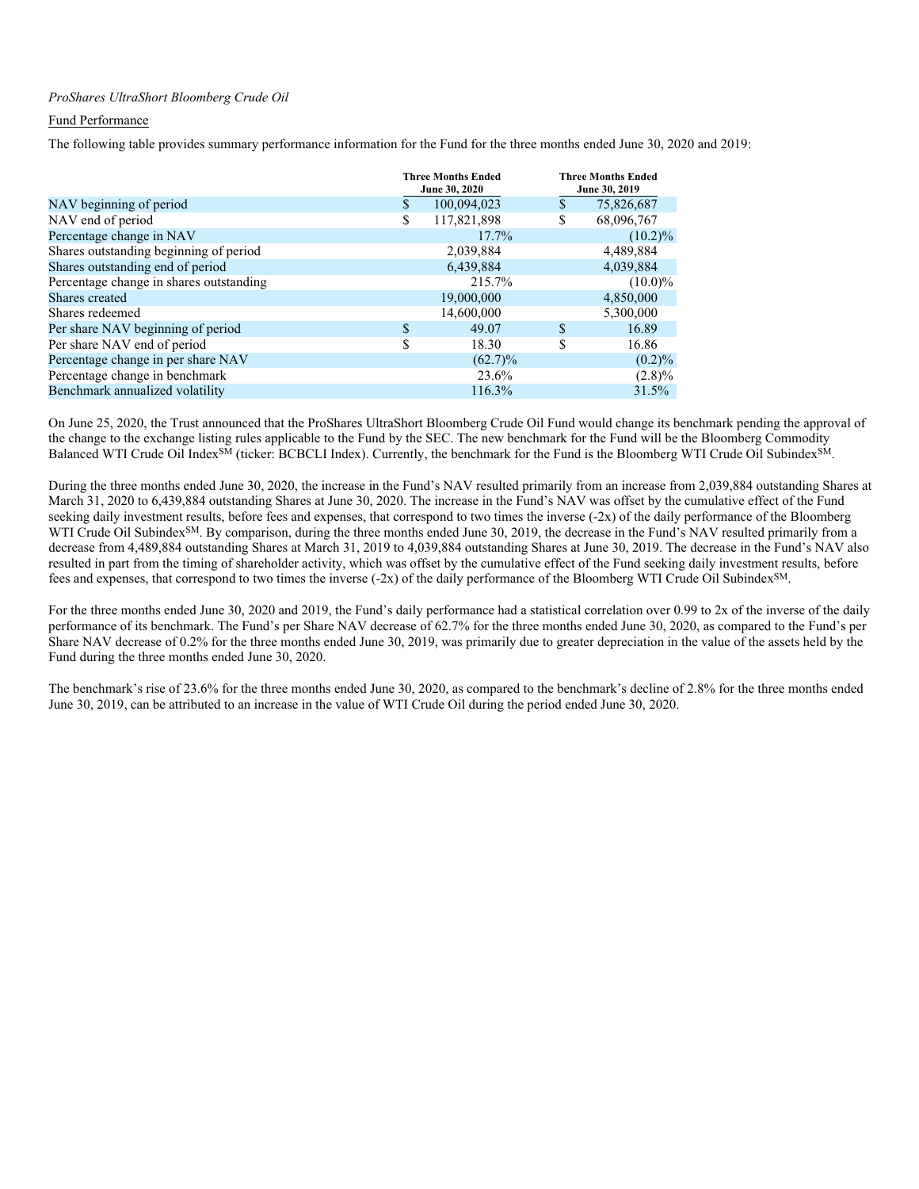*ProShares UltraShort Bloomberg Crude Oil*

Fund Performance

The following table provides summary performance information for the Fund for the three months ended June 30, 2020 and 2019:

| | Three Months Ended June 30, 2020 | Three Months Ended June 30, 2019 |
|---|---|---|
| NAV beginning of period | $ 100,094,023 | $ 75,826,687 |
| NAV end of period | $ 117,821,898 | $ 68,096,767 |
| Percentage change in NAV | 17.7% | (10.2)% |
| Shares outstanding beginning of period | 2,039,884 | 4,489,884 |
| Shares outstanding end of period | 6,439,884 | 4,039,884 |
| Percentage change in shares outstanding | 215.7% | (10.0)% |
| Shares created | 19,000,000 | 4,850,000 |
| Shares redeemed | 14,600,000 | 5,300,000 |
| Per share NAV beginning of period | $ 49.07 | $ 16.89 |
| Per share NAV end of period | $ 18.30 | $ 16.86 |
| Percentage change in per share NAV | (62.7)% | (0.2)% |
| Percentage change in benchmark | 23.6% | (2.8)% |
| Benchmark annualized volatility | 116.3% | 31.5% |

On June 25, 2020, the Trust announced that the ProShares UltraShort Bloomberg Crude Oil Fund would change its benchmark pending the approval of the change to the exchange listing rules applicable to the Fund by the SEC. The new benchmark for the Fund will be the Bloomberg Commodity Balanced WTI Crude Oil Index[SM] (ticker: BCBCLI Index). Currently, the benchmark for the Fund is the Bloomberg WTI Crude Oil Subindex[SM].

During the three months ended June 30, 2020, the increase in the Fund's NAV resulted primarily from an increase from 2,039,884 outstanding Shares at March 31, 2020 to 6,439,884 outstanding Shares at June 30, 2020. The increase in the Fund's NAV was offset by the cumulative effect of the Fund seeking daily investment results, before fees and expenses, that correspond to two times the inverse (-2x) of the daily performance of the Bloomberg WTI Crude Oil Subindex[SM]. By comparison, during the three months ended June 30, 2019, the decrease in the Fund's NAV resulted primarily from a decrease from 4,489,884 outstanding Shares at March 31, 2019 to 4,039,884 outstanding Shares at June 30, 2019. The decrease in the Fund's NAV also resulted in part from the timing of shareholder activity, which was offset by the cumulative effect of the Fund seeking daily investment results, before fees and expenses, that correspond to two times the inverse (-2x) of the daily performance of the Bloomberg WTI Crude Oil Subindex[SM].

For the three months ended June 30, 2020 and 2019, the Fund's daily performance had a statistical correlation over 0.99 to 2x of the inverse of the daily performance of its benchmark. The Fund's per Share NAV decrease of 62.7% for the three months ended June 30, 2020, as compared to the Fund's per Share NAV decrease of 0.2% for the three months ended June 30, 2019, was primarily due to greater depreciation in the value of the assets held by the Fund during the three months ended June 30, 2020.

The benchmark's rise of 23.6% for the three months ended June 30, 2020, as compared to the benchmark's decline of 2.8% for the three months ended June 30, 2019, can be attributed to an increase in the value of WTI Crude Oil during the period ended June 30, 2020.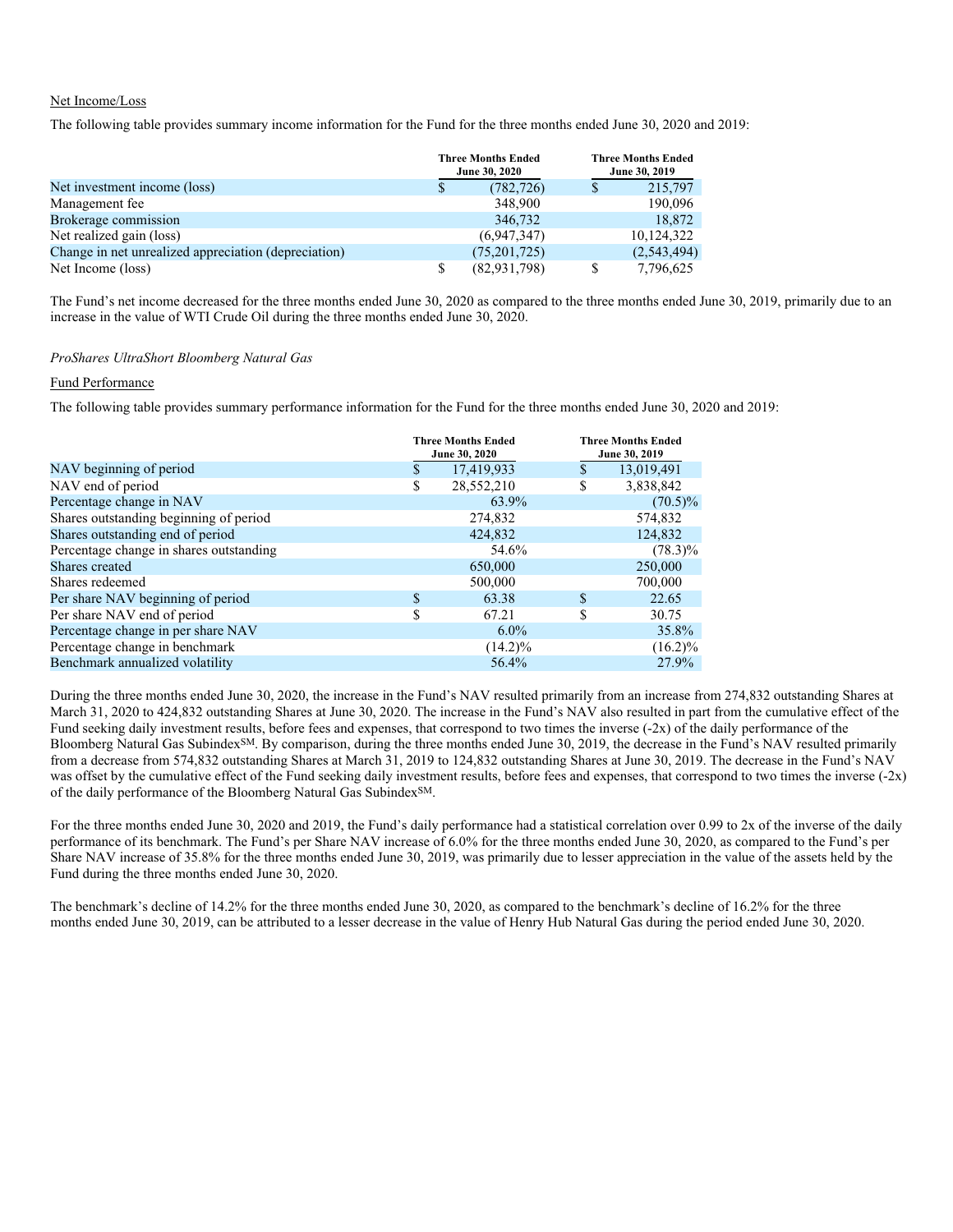Net Income/Loss

The following table provides summary income information for the Fund for the three months ended June 30, 2020 and 2019:

| | Three Months Ended June 30, 2020 | Three Months Ended June 30, 2019 |
|---|---|---|
| Net investment income (loss) | $ (782,726) | $ 215,797 |
| Management fee | 348,900 | 190,096 |
| Brokerage commission | 346,732 | 18,872 |
| Net realized gain (loss) | (6,947,347) | 10,124,322 |
| Change in net unrealized appreciation (depreciation) | (75,201,725) | (2,543,494) |
| Net Income (loss) | $ (82,931,798) | $ 7,796,625 |

The Fund's net income decreased for the three months ended June 30, 2020 as compared to the three months ended June 30, 2019, primarily due to an increase in the value of WTI Crude Oil during the three months ended June 30, 2020.

*ProShares UltraShort Bloomberg Natural Gas*

Fund Performance

The following table provides summary performance information for the Fund for the three months ended June 30, 2020 and 2019:

| | Three Months Ended June 30, 2020 | Three Months Ended June 30, 2019 |
|---|---|---|
| NAV beginning of period | $ 17,419,933 | $ 13,019,491 |
| NAV end of period | $ 28,552,210 | $ 3,838,842 |
| Percentage change in NAV | 63.9% | (70.5)% |
| Shares outstanding beginning of period | 274,832 | 574,832 |
| Shares outstanding end of period | 424,832 | 124,832 |
| Percentage change in shares outstanding | 54.6% | (78.3)% |
| Shares created | 650,000 | 250,000 |
| Shares redeemed | 500,000 | 700,000 |
| Per share NAV beginning of period | $ 63.38 | $ 22.65 |
| Per share NAV end of period | $ 67.21 | $ 30.75 |
| Percentage change in per share NAV | 6.0% | 35.8% |
| Percentage change in benchmark | (14.2)% | (16.2)% |
| Benchmark annualized volatility | 56.4% | 27.9% |

During the three months ended June 30, 2020, the increase in the Fund's NAV resulted primarily from an increase from 274,832 outstanding Shares at March 31, 2020 to 424,832 outstanding Shares at June 30, 2020. The increase in the Fund's NAV also resulted in part from the cumulative effect of the Fund seeking daily investment results, before fees and expenses, that correspond to two times the inverse (-2x) of the daily performance of the Bloomberg Natural Gas Subindex[SM]. By comparison, during the three months ended June 30, 2019, the decrease in the Fund's NAV resulted primarily from a decrease from 574,832 outstanding Shares at March 31, 2019 to 124,832 outstanding Shares at June 30, 2019. The decrease in the Fund's NAV was offset by the cumulative effect of the Fund seeking daily investment results, before fees and expenses, that correspond to two times the inverse (-2x) of the daily performance of the Bloomberg Natural Gas Subindex[SM].

For the three months ended June 30, 2020 and 2019, the Fund's daily performance had a statistical correlation over 0.99 to 2x of the inverse of the daily performance of its benchmark. The Fund's per Share NAV increase of 6.0% for the three months ended June 30, 2020, as compared to the Fund's per Share NAV increase of 35.8% for the three months ended June 30, 2019, was primarily due to lesser appreciation in the value of the assets held by the Fund during the three months ended June 30, 2020.

The benchmark's decline of 14.2% for the three months ended June 30, 2020, as compared to the benchmark's decline of 16.2% for the three months ended June 30, 2019, can be attributed to a lesser decrease in the value of Henry Hub Natural Gas during the period ended June 30, 2020.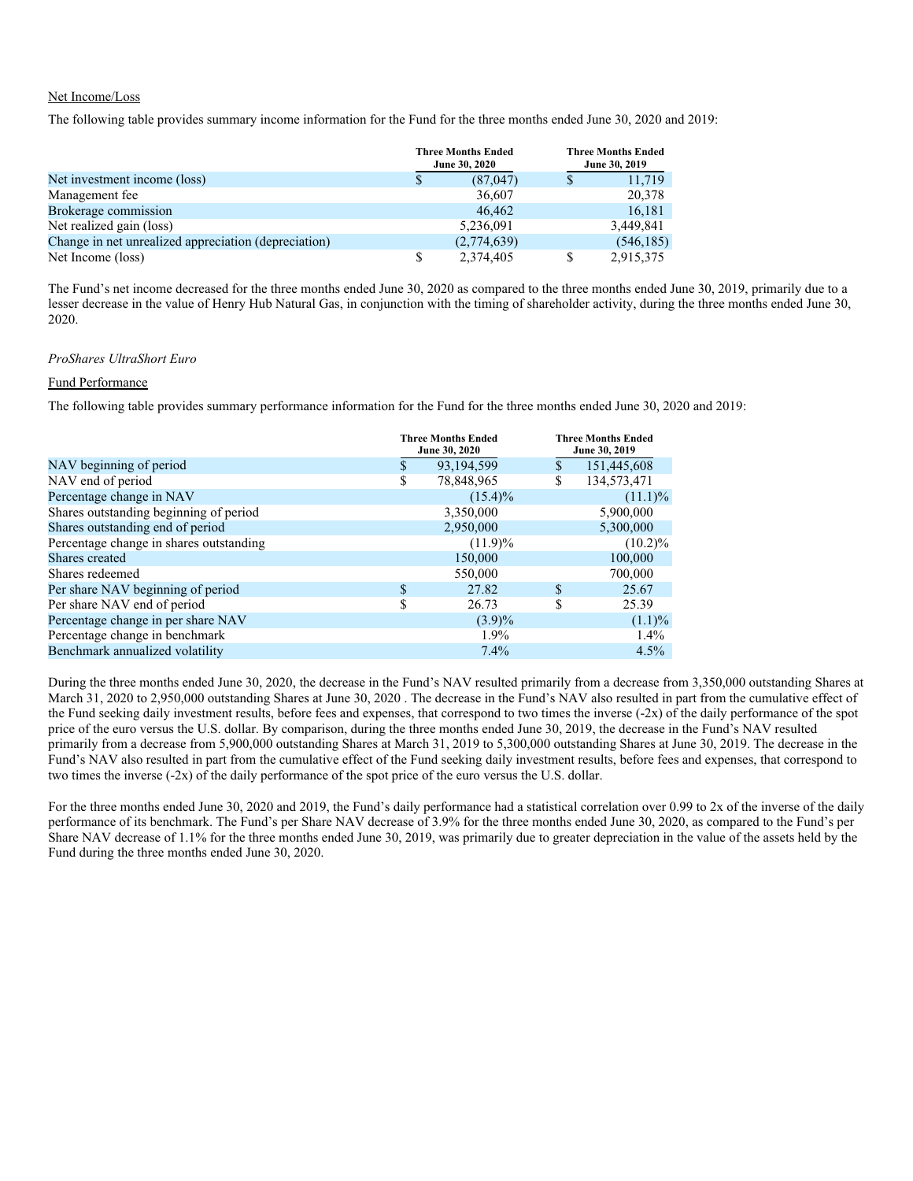Net Income/Loss

The following table provides summary income information for the Fund for the three months ended June 30, 2020 and 2019:

| | Three Months Ended June 30, 2020 | Three Months Ended June 30, 2019 |
|---|---|---|
| Net investment income (loss) | $ (87,047) | $ 11,719 |
| Management fee | 36,607 | 20,378 |
| Brokerage commission | 46,462 | 16,181 |
| Net realized gain (loss) | 5,236,091 | 3,449,841 |
| Change in net unrealized appreciation (depreciation) | (2,774,639) | (546,185) |
| Net Income (loss) | $ 2,374,405 | $ 2,915,375 |

The Fund's net income decreased for the three months ended June 30, 2020 as compared to the three months ended June 30, 2019, primarily due to a lesser decrease in the value of Henry Hub Natural Gas, in conjunction with the timing of shareholder activity, during the three months ended June 30, 2020.

*ProShares UltraShort Euro*

Fund Performance

The following table provides summary performance information for the Fund for the three months ended June 30, 2020 and 2019:

| | Three Months Ended June 30, 2020 | Three Months Ended June 30, 2019 |
|---|---|---|
| NAV beginning of period | $ 93,194,599 | $ 151,445,608 |
| NAV end of period | $ 78,848,965 | $ 134,573,471 |
| Percentage change in NAV | (15.4)% | (11.1)% |
| Shares outstanding beginning of period | 3,350,000 | 5,900,000 |
| Shares outstanding end of period | 2,950,000 | 5,300,000 |
| Percentage change in shares outstanding | (11.9)% | (10.2)% |
| Shares created | 150,000 | 100,000 |
| Shares redeemed | 550,000 | 700,000 |
| Per share NAV beginning of period | $ 27.82 | $ 25.67 |
| Per share NAV end of period | $ 26.73 | $ 25.39 |
| Percentage change in per share NAV | (3.9)% | (1.1)% |
| Percentage change in benchmark | 1.9% | 1.4% |
| Benchmark annualized volatility | 7.4% | 4.5% |

During the three months ended June 30, 2020, the decrease in the Fund's NAV resulted primarily from a decrease from 3,350,000 outstanding Shares at March 31, 2020 to 2,950,000 outstanding Shares at June 30, 2020 . The decrease in the Fund's NAV also resulted in part from the cumulative effect of the Fund seeking daily investment results, before fees and expenses, that correspond to two times the inverse (-2x) of the daily performance of the spot price of the euro versus the U.S. dollar. By comparison, during the three months ended June 30, 2019, the decrease in the Fund's NAV resulted primarily from a decrease from 5,900,000 outstanding Shares at March 31, 2019 to 5,300,000 outstanding Shares at June 30, 2019. The decrease in the Fund's NAV also resulted in part from the cumulative effect of the Fund seeking daily investment results, before fees and expenses, that correspond to two times the inverse (-2x) of the daily performance of the spot price of the euro versus the U.S. dollar.

For the three months ended June 30, 2020 and 2019, the Fund's daily performance had a statistical correlation over 0.99 to 2x of the inverse of the daily performance of its benchmark. The Fund's per Share NAV decrease of 3.9% for the three months ended June 30, 2020, as compared to the Fund's per Share NAV decrease of 1.1% for the three months ended June 30, 2019, was primarily due to greater depreciation in the value of the assets held by the Fund during the three months ended June 30, 2020.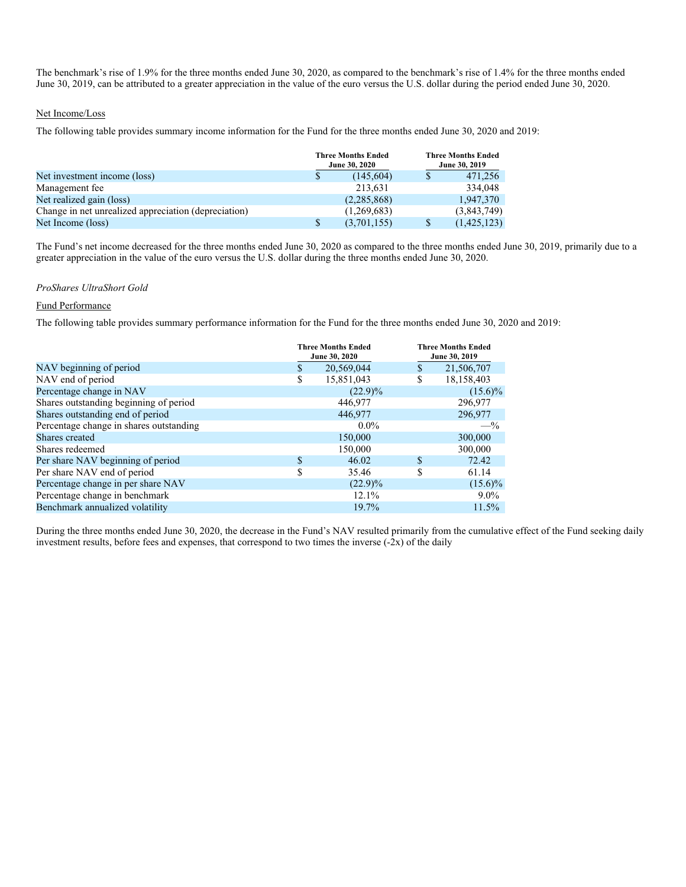The benchmark's rise of 1.9% for the three months ended June 30, 2020, as compared to the benchmark's rise of 1.4% for the three months ended June 30, 2019, can be attributed to a greater appreciation in the value of the euro versus the U.S. dollar during the period ended June 30, 2020.

Net Income/Loss

The following table provides summary income information for the Fund for the three months ended June 30, 2020 and 2019:

| | Three Months Ended June 30, 2020 | Three Months Ended June 30, 2019 |
|---|---|---|
| Net investment income (loss) | $ (145,604) | $ 471,256 |
| Management fee | 213,631 | 334,048 |
| Net realized gain (loss) | (2,285,868) | 1,947,370 |
| Change in net unrealized appreciation (depreciation) | (1,269,683) | (3,843,749) |
| Net Income (loss) | $ (3,701,155) | $ (1,425,123) |

The Fund's net income decreased for the three months ended June 30, 2020 as compared to the three months ended June 30, 2019, primarily due to a greater appreciation in the value of the euro versus the U.S. dollar during the three months ended June 30, 2020.

*ProShares UltraShort Gold*

Fund Performance

The following table provides summary performance information for the Fund for the three months ended June 30, 2020 and 2019:

| | Three Months Ended June 30, 2020 | Three Months Ended June 30, 2019 |
|---|---|---|
| NAV beginning of period | $ 20,569,044 | $ 21,506,707 |
| NAV end of period | $ 15,851,043 | $ 18,158,403 |
| Percentage change in NAV | (22.9)% | (15.6)% |
| Shares outstanding beginning of period | 446,977 | 296,977 |
| Shares outstanding end of period | 446,977 | 296,977 |
| Percentage change in shares outstanding | 0.0% | —% |
| Shares created | 150,000 | 300,000 |
| Shares redeemed | 150,000 | 300,000 |
| Per share NAV beginning of period | $ 46.02 | $ 72.42 |
| Per share NAV end of period | $ 35.46 | $ 61.14 |
| Percentage change in per share NAV | (22.9)% | (15.6)% |
| Percentage change in benchmark | 12.1% | 9.0% |
| Benchmark annualized volatility | 19.7% | 11.5% |

During the three months ended June 30, 2020, the decrease in the Fund's NAV resulted primarily from the cumulative effect of the Fund seeking daily investment results, before fees and expenses, that correspond to two times the inverse (-2x) of the daily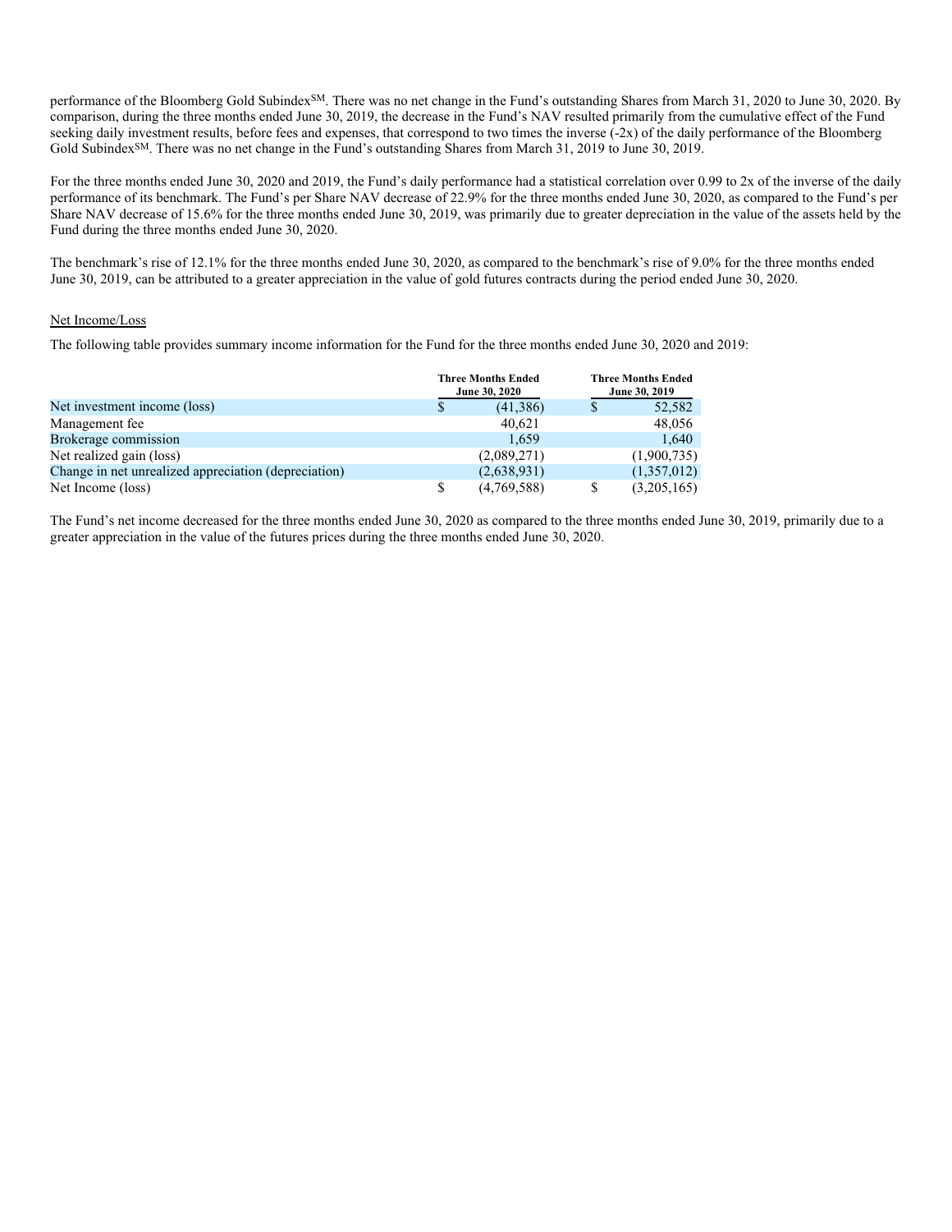performance of the Bloomberg Gold Subindex[SM]. There was no net change in the Fund's outstanding Shares from March 31, 2020 to June 30, 2020. By comparison, during the three months ended June 30, 2019, the decrease in the Fund's NAV resulted primarily from the cumulative effect of the Fund seeking daily investment results, before fees and expenses, that correspond to two times the inverse (-2x) of the daily performance of the Bloomberg Gold Subindex[SM]. There was no net change in the Fund's outstanding Shares from March 31, 2019 to June 30, 2019.

For the three months ended June 30, 2020 and 2019, the Fund's daily performance had a statistical correlation over 0.99 to 2x of the inverse of the daily performance of its benchmark. The Fund's per Share NAV decrease of 22.9% for the three months ended June 30, 2020, as compared to the Fund's per Share NAV decrease of 15.6% for the three months ended June 30, 2019, was primarily due to greater depreciation in the value of the assets held by the Fund during the three months ended June 30, 2020.

The benchmark's rise of 12.1% for the three months ended June 30, 2020, as compared to the benchmark's rise of 9.0% for the three months ended June 30, 2019, can be attributed to a greater appreciation in the value of gold futures contracts during the period ended June 30, 2020.

Net Income/Loss

The following table provides summary income information for the Fund for the three months ended June 30, 2020 and 2019:

| | Three Months Ended June 30, 2020 | Three Months Ended June 30, 2019 |
|---|---|---|
| Net investment income (loss) | $ (41,386) | $ 52,582 |
| Management fee | 40,621 | 48,056 |
| Brokerage commission | 1,659 | 1,640 |
| Net realized gain (loss) | (2,089,271) | (1,900,735) |
| Change in net unrealized appreciation (depreciation) | (2,638,931) | (1,357,012) |
| Net Income (loss) | $ (4,769,588) | $ (3,205,165) |

The Fund's net income decreased for the three months ended June 30, 2020 as compared to the three months ended June 30, 2019, primarily due to a greater appreciation in the value of the futures prices during the three months ended June 30, 2020.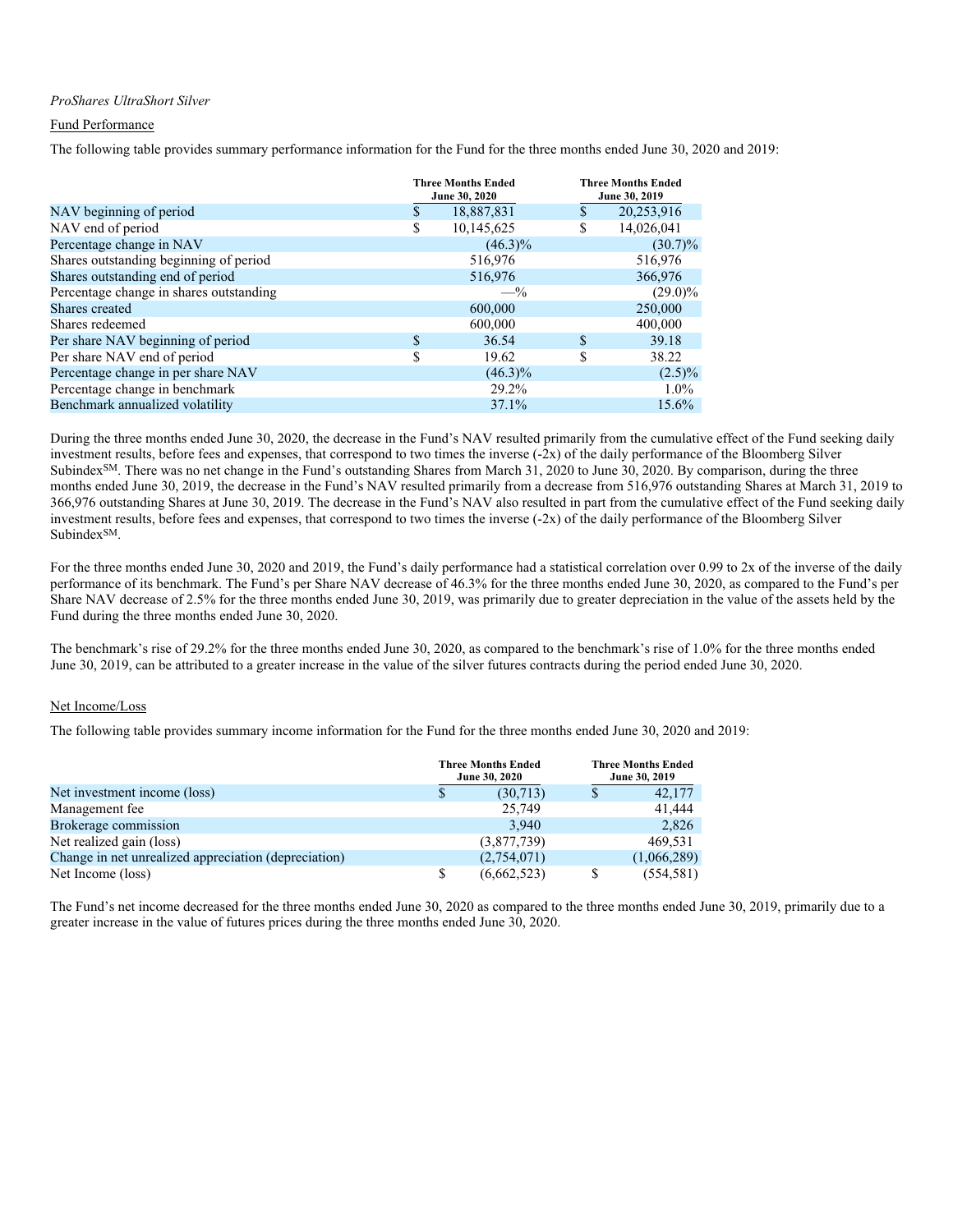*ProShares UltraShort Silver*

Fund Performance

The following table provides summary performance information for the Fund for the three months ended June 30, 2020 and 2019:

| | Three Months Ended June 30, 2020 | Three Months Ended June 30, 2019 |
|---|---|---|
| NAV beginning of period | $ 18,887,831 | $ 20,253,916 |
| NAV end of period | $ 10,145,625 | $ 14,026,041 |
| Percentage change in NAV | (46.3)% | (30.7)% |
| Shares outstanding beginning of period | 516,976 | 516,976 |
| Shares outstanding end of period | 516,976 | 366,976 |
| Percentage change in shares outstanding | —% | (29.0)% |
| Shares created | 600,000 | 250,000 |
| Shares redeemed | 600,000 | 400,000 |
| Per share NAV beginning of period | $ 36.54 | $ 39.18 |
| Per share NAV end of period | $ 19.62 | $ 38.22 |
| Percentage change in per share NAV | (46.3)% | (2.5)% |
| Percentage change in benchmark | 29.2% | 1.0% |
| Benchmark annualized volatility | 37.1% | 15.6% |

During the three months ended June 30, 2020, the decrease in the Fund's NAV resulted primarily from the cumulative effect of the Fund seeking daily investment results, before fees and expenses, that correspond to two times the inverse (-2x) of the daily performance of the Bloomberg Silver Subindex℠. There was no net change in the Fund's outstanding Shares from March 31, 2020 to June 30, 2020. By comparison, during the three months ended June 30, 2019, the decrease in the Fund's NAV resulted primarily from a decrease from 516,976 outstanding Shares at March 31, 2019 to 366,976 outstanding Shares at June 30, 2019. The decrease in the Fund's NAV also resulted in part from the cumulative effect of the Fund seeking daily investment results, before fees and expenses, that correspond to two times the inverse (-2x) of the daily performance of the Bloomberg Silver Subindex℠.

For the three months ended June 30, 2020 and 2019, the Fund's daily performance had a statistical correlation over 0.99 to 2x of the inverse of the daily performance of its benchmark. The Fund's per Share NAV decrease of 46.3% for the three months ended June 30, 2020, as compared to the Fund's per Share NAV decrease of 2.5% for the three months ended June 30, 2019, was primarily due to greater depreciation in the value of the assets held by the Fund during the three months ended June 30, 2020.

The benchmark's rise of 29.2% for the three months ended June 30, 2020, as compared to the benchmark's rise of 1.0% for the three months ended June 30, 2019, can be attributed to a greater increase in the value of the silver futures contracts during the period ended June 30, 2020.

Net Income/Loss

The following table provides summary income information for the Fund for the three months ended June 30, 2020 and 2019:

| | Three Months Ended June 30, 2020 | Three Months Ended June 30, 2019 |
|---|---|---|
| Net investment income (loss) | $ (30,713) | $ 42,177 |
| Management fee | 25,749 | 41,444 |
| Brokerage commission | 3,940 | 2,826 |
| Net realized gain (loss) | (3,877,739) | 469,531 |
| Change in net unrealized appreciation (depreciation) | (2,754,071) | (1,066,289) |
| Net Income (loss) | $ (6,662,523) | $ (554,581) |

The Fund's net income decreased for the three months ended June 30, 2020 as compared to the three months ended June 30, 2019, primarily due to a greater increase in the value of futures prices during the three months ended June 30, 2020.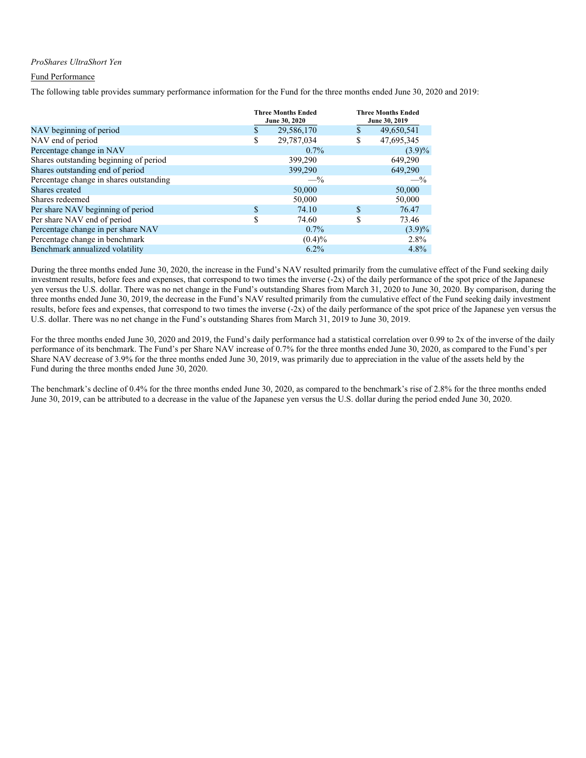*ProShares UltraShort Yen*

Fund Performance

The following table provides summary performance information for the Fund for the three months ended June 30, 2020 and 2019:

| | Three Months Ended June 30, 2020 | Three Months Ended June 30, 2019 |
|---|---|---|
| NAV beginning of period | $ 29,586,170 | $ 49,650,541 |
| NAV end of period | $ 29,787,034 | $ 47,695,345 |
| Percentage change in NAV | 0.7% | (3.9)% |
| Shares outstanding beginning of period | 399,290 | 649,290 |
| Shares outstanding end of period | 399,290 | 649,290 |
| Percentage change in shares outstanding | —% | —% |
| Shares created | 50,000 | 50,000 |
| Shares redeemed | 50,000 | 50,000 |
| Per share NAV beginning of period | $ 74.10 | $ 76.47 |
| Per share NAV end of period | $ 74.60 | $ 73.46 |
| Percentage change in per share NAV | 0.7% | (3.9)% |
| Percentage change in benchmark | (0.4)% | 2.8% |
| Benchmark annualized volatility | 6.2% | 4.8% |

During the three months ended June 30, 2020, the increase in the Fund's NAV resulted primarily from the cumulative effect of the Fund seeking daily investment results, before fees and expenses, that correspond to two times the inverse (-2x) of the daily performance of the spot price of the Japanese yen versus the U.S. dollar. There was no net change in the Fund's outstanding Shares from March 31, 2020 to June 30, 2020. By comparison, during the three months ended June 30, 2019, the decrease in the Fund's NAV resulted primarily from the cumulative effect of the Fund seeking daily investment results, before fees and expenses, that correspond to two times the inverse (-2x) of the daily performance of the spot price of the Japanese yen versus the U.S. dollar. There was no net change in the Fund's outstanding Shares from March 31, 2019 to June 30, 2019.

For the three months ended June 30, 2020 and 2019, the Fund's daily performance had a statistical correlation over 0.99 to 2x of the inverse of the daily performance of its benchmark. The Fund's per Share NAV increase of 0.7% for the three months ended June 30, 2020, as compared to the Fund's per Share NAV decrease of 3.9% for the three months ended June 30, 2019, was primarily due to appreciation in the value of the assets held by the Fund during the three months ended June 30, 2020.

The benchmark's decline of 0.4% for the three months ended June 30, 2020, as compared to the benchmark's rise of 2.8% for the three months ended June 30, 2019, can be attributed to a decrease in the value of the Japanese yen versus the U.S. dollar during the period ended June 30, 2020.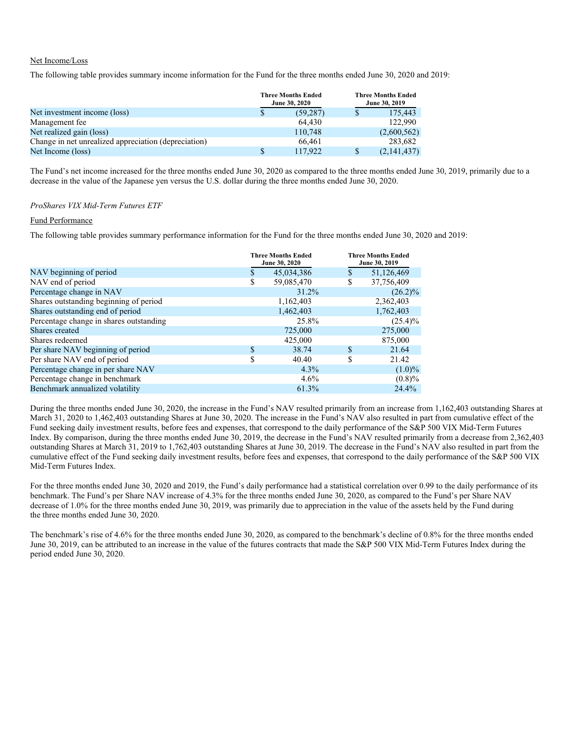Net Income/Loss

The following table provides summary income information for the Fund for the three months ended June 30, 2020 and 2019:

| | Three Months Ended June 30, 2020 | Three Months Ended June 30, 2019 |
|---|---|---|
| Net investment income (loss) | $ (59,287) | $ 175,443 |
| Management fee | 64,430 | 122,990 |
| Net realized gain (loss) | 110,748 | (2,600,562) |
| Change in net unrealized appreciation (depreciation) | 66,461 | 283,682 |
| Net Income (loss) | $ 117,922 | $ (2,141,437) |

The Fund's net income increased for the three months ended June 30, 2020 as compared to the three months ended June 30, 2019, primarily due to a decrease in the value of the Japanese yen versus the U.S. dollar during the three months ended June 30, 2020.

*ProShares VIX Mid-Term Futures ETF*

Fund Performance

The following table provides summary performance information for the Fund for the three months ended June 30, 2020 and 2019:

| | Three Months Ended June 30, 2020 | Three Months Ended June 30, 2019 |
|---|---|---|
| NAV beginning of period | $ 45,034,386 | $ 51,126,469 |
| NAV end of period | $ 59,085,470 | $ 37,756,409 |
| Percentage change in NAV | 31.2% | (26.2)% |
| Shares outstanding beginning of period | 1,162,403 | 2,362,403 |
| Shares outstanding end of period | 1,462,403 | 1,762,403 |
| Percentage change in shares outstanding | 25.8% | (25.4)% |
| Shares created | 725,000 | 275,000 |
| Shares redeemed | 425,000 | 875,000 |
| Per share NAV beginning of period | $ 38.74 | $ 21.64 |
| Per share NAV end of period | $ 40.40 | $ 21.42 |
| Percentage change in per share NAV | 4.3% | (1.0)% |
| Percentage change in benchmark | 4.6% | (0.8)% |
| Benchmark annualized volatility | 61.3% | 24.4% |

During the three months ended June 30, 2020, the increase in the Fund's NAV resulted primarily from an increase from 1,162,403 outstanding Shares at March 31, 2020 to 1,462,403 outstanding Shares at June 30, 2020. The increase in the Fund's NAV also resulted in part from cumulative effect of the Fund seeking daily investment results, before fees and expenses, that correspond to the daily performance of the S&P 500 VIX Mid-Term Futures Index. By comparison, during the three months ended June 30, 2019, the decrease in the Fund's NAV resulted primarily from a decrease from 2,362,403 outstanding Shares at March 31, 2019 to 1,762,403 outstanding Shares at June 30, 2019. The decrease in the Fund's NAV also resulted in part from the cumulative effect of the Fund seeking daily investment results, before fees and expenses, that correspond to the daily performance of the S&P 500 VIX Mid-Term Futures Index.

For the three months ended June 30, 2020 and 2019, the Fund's daily performance had a statistical correlation over 0.99 to the daily performance of its benchmark. The Fund's per Share NAV increase of 4.3% for the three months ended June 30, 2020, as compared to the Fund's per Share NAV decrease of 1.0% for the three months ended June 30, 2019, was primarily due to appreciation in the value of the assets held by the Fund during the three months ended June 30, 2020.

The benchmark's rise of 4.6% for the three months ended June 30, 2020, as compared to the benchmark's decline of 0.8% for the three months ended June 30, 2019, can be attributed to an increase in the value of the futures contracts that made the S&P 500 VIX Mid-Term Futures Index during the period ended June 30, 2020.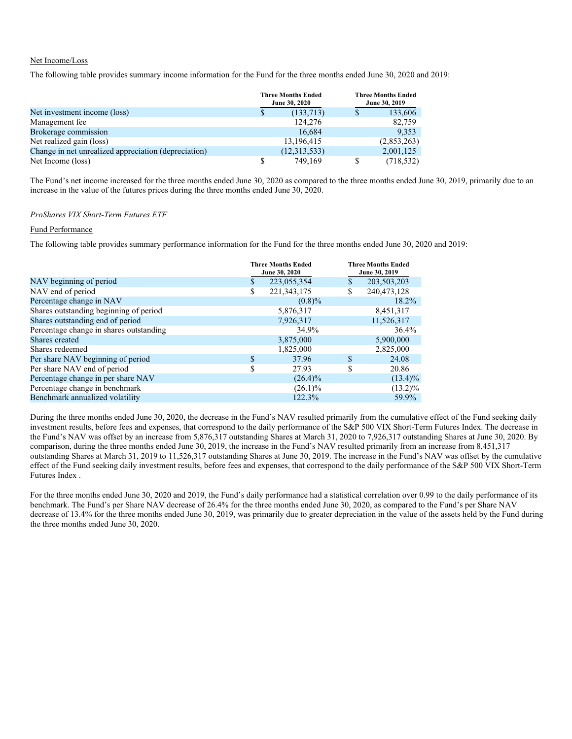Net Income/Loss

The following table provides summary income information for the Fund for the three months ended June 30, 2020 and 2019:

| | Three Months Ended June 30, 2020 | Three Months Ended June 30, 2019 |
|---|---|---|
| Net investment income (loss) | $ (133,713) | $ 133,606 |
| Management fee | 124,276 | 82,759 |
| Brokerage commission | 16,684 | 9,353 |
| Net realized gain (loss) | 13,196,415 | (2,853,263) |
| Change in net unrealized appreciation (depreciation) | (12,313,533) | 2,001,125 |
| Net Income (loss) | $ 749,169 | $ (718,532) |

The Fund's net income increased for the three months ended June 30, 2020 as compared to the three months ended June 30, 2019, primarily due to an increase in the value of the futures prices during the three months ended June 30, 2020.

*ProShares VIX Short-Term Futures ETF*

Fund Performance

The following table provides summary performance information for the Fund for the three months ended June 30, 2020 and 2019:

| | Three Months Ended June 30, 2020 | Three Months Ended June 30, 2019 |
|---|---|---|
| NAV beginning of period | $ 223,055,354 | $ 203,503,203 |
| NAV end of period | $ 221,343,175 | $ 240,473,128 |
| Percentage change in NAV | (0.8)% | 18.2% |
| Shares outstanding beginning of period | 5,876,317 | 8,451,317 |
| Shares outstanding end of period | 7,926,317 | 11,526,317 |
| Percentage change in shares outstanding | 34.9% | 36.4% |
| Shares created | 3,875,000 | 5,900,000 |
| Shares redeemed | 1,825,000 | 2,825,000 |
| Per share NAV beginning of period | $ 37.96 | $ 24.08 |
| Per share NAV end of period | $ 27.93 | $ 20.86 |
| Percentage change in per share NAV | (26.4)% | (13.4)% |
| Percentage change in benchmark | (26.1)% | (13.2)% |
| Benchmark annualized volatility | 122.3% | 59.9% |

During the three months ended June 30, 2020, the decrease in the Fund's NAV resulted primarily from the cumulative effect of the Fund seeking daily investment results, before fees and expenses, that correspond to the daily performance of the S&P 500 VIX Short-Term Futures Index. The decrease in the Fund's NAV was offset by an increase from 5,876,317 outstanding Shares at March 31, 2020 to 7,926,317 outstanding Shares at June 30, 2020. By comparison, during the three months ended June 30, 2019, the increase in the Fund's NAV resulted primarily from an increase from 8,451,317 outstanding Shares at March 31, 2019 to 11,526,317 outstanding Shares at June 30, 2019. The increase in the Fund's NAV was offset by the cumulative effect of the Fund seeking daily investment results, before fees and expenses, that correspond to the daily performance of the S&P 500 VIX Short-Term Futures Index .

For the three months ended June 30, 2020 and 2019, the Fund's daily performance had a statistical correlation over 0.99 to the daily performance of its benchmark. The Fund's per Share NAV decrease of 26.4% for the three months ended June 30, 2020, as compared to the Fund's per Share NAV decrease of 13.4% for the three months ended June 30, 2019, was primarily due to greater depreciation in the value of the assets held by the Fund during the three months ended June 30, 2020.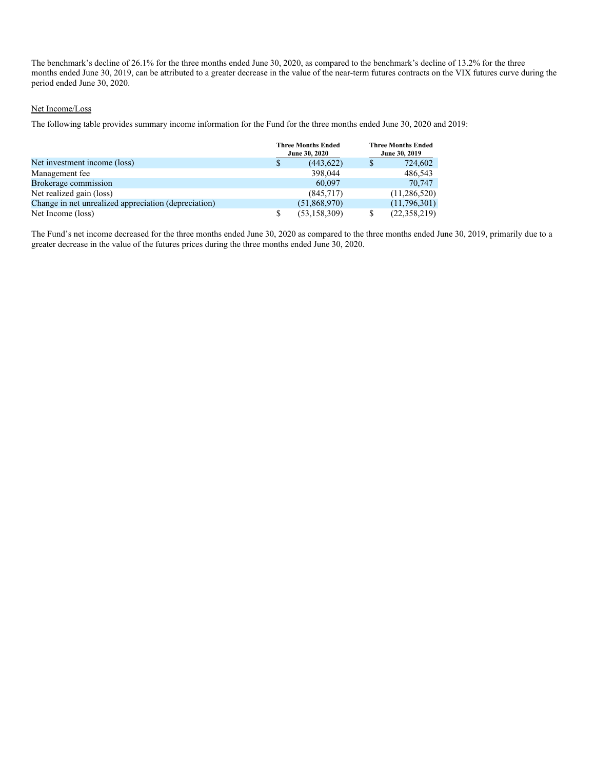The benchmark's decline of 26.1% for the three months ended June 30, 2020, as compared to the benchmark's decline of 13.2% for the three months ended June 30, 2019, can be attributed to a greater decrease in the value of the near-term futures contracts on the VIX futures curve during the period ended June 30, 2020.

Net Income/Loss

The following table provides summary income information for the Fund for the three months ended June 30, 2020 and 2019:

| | Three Months Ended June 30, 2020 | Three Months Ended June 30, 2019 |
|---|---|---|
| Net investment income (loss) | $ (443,622) | $ 724,602 |
| Management fee | 398,044 | 486,543 |
| Brokerage commission | 60,097 | 70,747 |
| Net realized gain (loss) | (845,717) | (11,286,520) |
| Change in net unrealized appreciation (depreciation) | (51,868,970) | (11,796,301) |
| Net Income (loss) | $ (53,158,309) | $ (22,358,219) |

The Fund's net income decreased for the three months ended June 30, 2020 as compared to the three months ended June 30, 2019, primarily due to a greater decrease in the value of the futures prices during the three months ended June 30, 2020.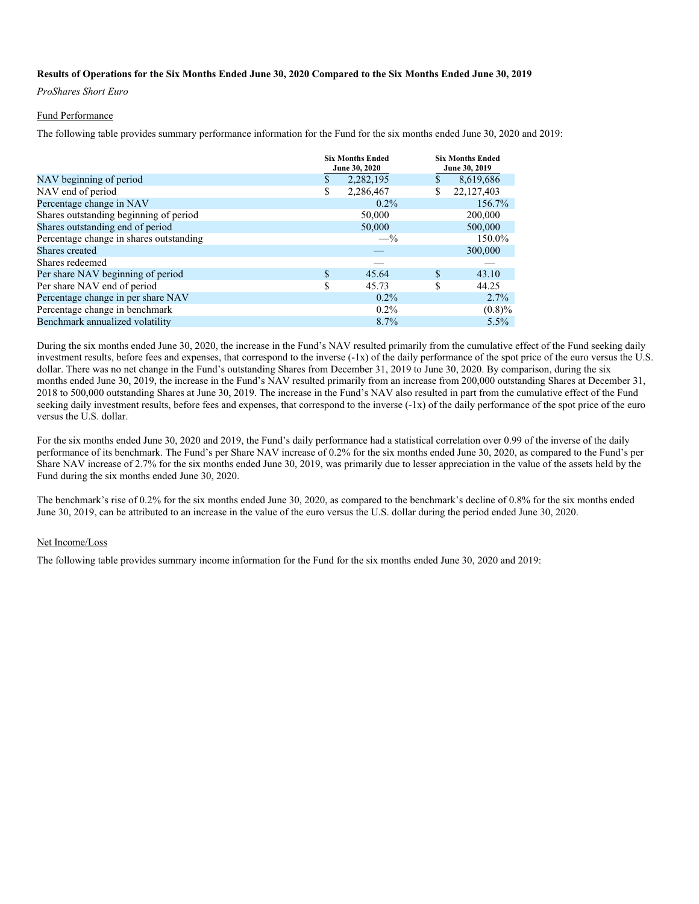**Results of Operations for the Six Months Ended June 30, 2020 Compared to the Six Months Ended June 30, 2019**

*ProShares Short Euro*

Fund Performance

The following table provides summary performance information for the Fund for the six months ended June 30, 2020 and 2019:

| | Six Months Ended June 30, 2020 | Six Months Ended June 30, 2019 |
|---|---|---|
| NAV beginning of period | $ 2,282,195 | $ 8,619,686 |
| NAV end of period | $ 2,286,467 | $ 22,127,403 |
| Percentage change in NAV | 0.2% | 156.7% |
| Shares outstanding beginning of period | 50,000 | 200,000 |
| Shares outstanding end of period | 50,000 | 500,000 |
| Percentage change in shares outstanding | —% | 150.0% |
| Shares created | — | 300,000 |
| Shares redeemed | — | — |
| Per share NAV beginning of period | $ 45.64 | $ 43.10 |
| Per share NAV end of period | $ 45.73 | $ 44.25 |
| Percentage change in per share NAV | 0.2% | 2.7% |
| Percentage change in benchmark | 0.2% | (0.8)% |
| Benchmark annualized volatility | 8.7% | 5.5% |

During the six months ended June 30, 2020, the increase in the Fund's NAV resulted primarily from the cumulative effect of the Fund seeking daily investment results, before fees and expenses, that correspond to the inverse (-1x) of the daily performance of the spot price of the euro versus the U.S. dollar. There was no net change in the Fund's outstanding Shares from December 31, 2019 to June 30, 2020. By comparison, during the six months ended June 30, 2019, the increase in the Fund's NAV resulted primarily from an increase from 200,000 outstanding Shares at December 31, 2018 to 500,000 outstanding Shares at June 30, 2019. The increase in the Fund's NAV also resulted in part from the cumulative effect of the Fund seeking daily investment results, before fees and expenses, that correspond to the inverse (-1x) of the daily performance of the spot price of the euro versus the U.S. dollar.

For the six months ended June 30, 2020 and 2019, the Fund's daily performance had a statistical correlation over 0.99 of the inverse of the daily performance of its benchmark. The Fund's per Share NAV increase of 0.2% for the six months ended June 30, 2020, as compared to the Fund's per Share NAV increase of 2.7% for the six months ended June 30, 2019, was primarily due to lesser appreciation in the value of the assets held by the Fund during the six months ended June 30, 2020.

The benchmark's rise of 0.2% for the six months ended June 30, 2020, as compared to the benchmark's decline of 0.8% for the six months ended June 30, 2019, can be attributed to an increase in the value of the euro versus the U.S. dollar during the period ended June 30, 2020.

Net Income/Loss

The following table provides summary income information for the Fund for the six months ended June 30, 2020 and 2019: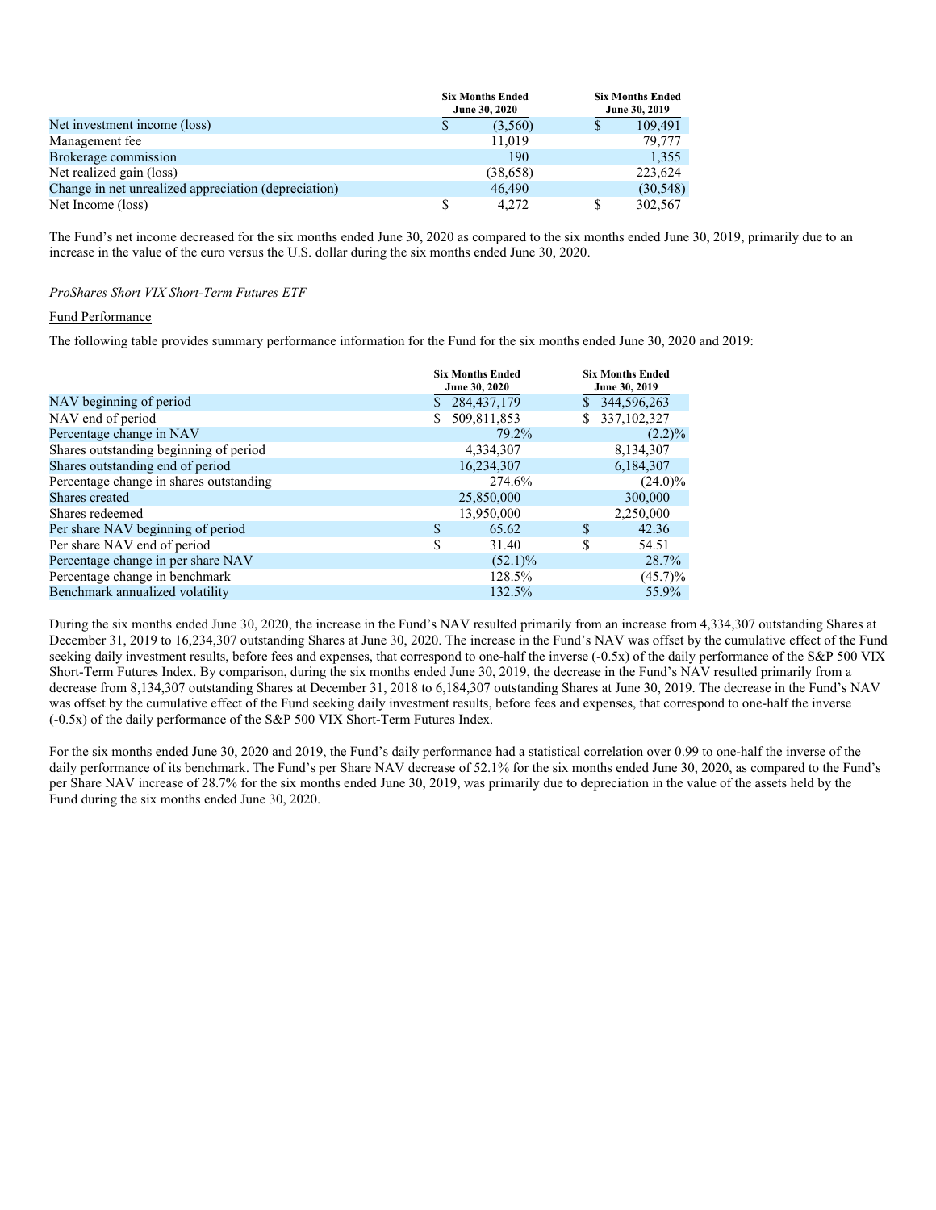| | Six Months Ended June 30, 2020 | Six Months Ended June 30, 2019 |
|---|---|---|
| Net investment income (loss) | $ (3,560) | $ 109,491 |
| Management fee | 11,019 | 79,777 |
| Brokerage commission | 190 | 1,355 |
| Net realized gain (loss) | (38,658) | 223,624 |
| Change in net unrealized appreciation (depreciation) | 46,490 | (30,548) |
| Net Income (loss) | $ 4,272 | $ 302,567 |

The Fund's net income decreased for the six months ended June 30, 2020 as compared to the six months ended June 30, 2019, primarily due to an increase in the value of the euro versus the U.S. dollar during the six months ended June 30, 2020.

*ProShares Short VIX Short-Term Futures ETF*

Fund Performance

The following table provides summary performance information for the Fund for the six months ended June 30, 2020 and 2019:

| | Six Months Ended June 30, 2020 | Six Months Ended June 30, 2019 |
|---|---|---|
| NAV beginning of period | $ 284,437,179 | $ 344,596,263 |
| NAV end of period | $ 509,811,853 | $ 337,102,327 |
| Percentage change in NAV | 79.2% | (2.2)% |
| Shares outstanding beginning of period | 4,334,307 | 8,134,307 |
| Shares outstanding end of period | 16,234,307 | 6,184,307 |
| Percentage change in shares outstanding | 274.6% | (24.0)% |
| Shares created | 25,850,000 | 300,000 |
| Shares redeemed | 13,950,000 | 2,250,000 |
| Per share NAV beginning of period | $ 65.62 | $ 42.36 |
| Per share NAV end of period | $ 31.40 | $ 54.51 |
| Percentage change in per share NAV | (52.1)% | 28.7% |
| Percentage change in benchmark | 128.5% | (45.7)% |
| Benchmark annualized volatility | 132.5% | 55.9% |

During the six months ended June 30, 2020, the increase in the Fund's NAV resulted primarily from an increase from 4,334,307 outstanding Shares at December 31, 2019 to 16,234,307 outstanding Shares at June 30, 2020. The increase in the Fund's NAV was offset by the cumulative effect of the Fund seeking daily investment results, before fees and expenses, that correspond to one-half the inverse (-0.5x) of the daily performance of the S&P 500 VIX Short-Term Futures Index. By comparison, during the six months ended June 30, 2019, the decrease in the Fund's NAV resulted primarily from a decrease from 8,134,307 outstanding Shares at December 31, 2018 to 6,184,307 outstanding Shares at June 30, 2019. The decrease in the Fund's NAV was offset by the cumulative effect of the Fund seeking daily investment results, before fees and expenses, that correspond to one-half the inverse (-0.5x) of the daily performance of the S&P 500 VIX Short-Term Futures Index.

For the six months ended June 30, 2020 and 2019, the Fund's daily performance had a statistical correlation over 0.99 to one-half the inverse of the daily performance of its benchmark. The Fund's per Share NAV decrease of 52.1% for the six months ended June 30, 2020, as compared to the Fund's per Share NAV increase of 28.7% for the six months ended June 30, 2019, was primarily due to depreciation in the value of the assets held by the Fund during the six months ended June 30, 2020.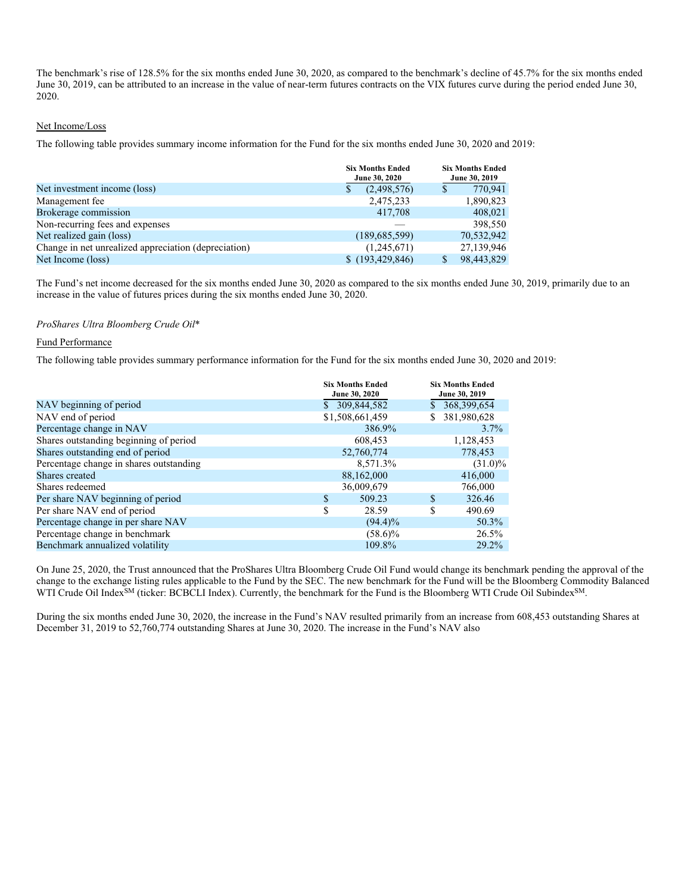The benchmark's rise of 128.5% for the six months ended June 30, 2020, as compared to the benchmark's decline of 45.7% for the six months ended June 30, 2019, can be attributed to an increase in the value of near-term futures contracts on the VIX futures curve during the period ended June 30, 2020.

Net Income/Loss

The following table provides summary income information for the Fund for the six months ended June 30, 2020 and 2019:

| | Six Months Ended June 30, 2020 | Six Months Ended June 30, 2019 |
|---|---|---|
| Net investment income (loss) | $ (2,498,576) | $ 770,941 |
| Management fee | 2,475,233 | 1,890,823 |
| Brokerage commission | 417,708 | 408,021 |
| Non-recurring fees and expenses | — | 398,550 |
| Net realized gain (loss) | (189,685,599) | 70,532,942 |
| Change in net unrealized appreciation (depreciation) | (1,245,671) | 27,139,946 |
| Net Income (loss) | $ (193,429,846) | $ 98,443,829 |

The Fund's net income decreased for the six months ended June 30, 2020 as compared to the six months ended June 30, 2019, primarily due to an increase in the value of futures prices during the six months ended June 30, 2020.

*ProShares Ultra Bloomberg Crude Oil**

Fund Performance

The following table provides summary performance information for the Fund for the six months ended June 30, 2020 and 2019:

| | Six Months Ended June 30, 2020 | Six Months Ended June 30, 2019 |
|---|---|---|
| NAV beginning of period | $ 309,844,582 | $ 368,399,654 |
| NAV end of period | $1,508,661,459 | $ 381,980,628 |
| Percentage change in NAV | 386.9% | 3.7% |
| Shares outstanding beginning of period | 608,453 | 1,128,453 |
| Shares outstanding end of period | 52,760,774 | 778,453 |
| Percentage change in shares outstanding | 8,571.3% | (31.0)% |
| Shares created | 88,162,000 | 416,000 |
| Shares redeemed | 36,009,679 | 766,000 |
| Per share NAV beginning of period | $ 509.23 | $ 326.46 |
| Per share NAV end of period | $ 28.59 | $ 490.69 |
| Percentage change in per share NAV | (94.4)% | 50.3% |
| Percentage change in benchmark | (58.6)% | 26.5% |
| Benchmark annualized volatility | 109.8% | 29.2% |

On June 25, 2020, the Trust announced that the ProShares Ultra Bloomberg Crude Oil Fund would change its benchmark pending the approval of the change to the exchange listing rules applicable to the Fund by the SEC. The new benchmark for the Fund will be the Bloomberg Commodity Balanced WTI Crude Oil Index[SM] (ticker: BCBCLI Index). Currently, the benchmark for the Fund is the Bloomberg WTI Crude Oil Subindex[SM].

During the six months ended June 30, 2020, the increase in the Fund's NAV resulted primarily from an increase from 608,453 outstanding Shares at December 31, 2019 to 52,760,774 outstanding Shares at June 30, 2020. The increase in the Fund's NAV also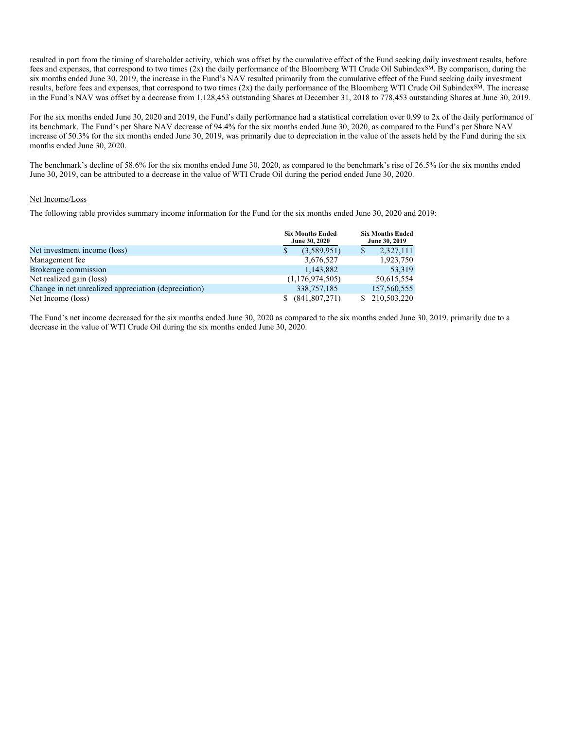resulted in part from the timing of shareholder activity, which was offset by the cumulative effect of the Fund seeking daily investment results, before fees and expenses, that correspond to two times (2x) the daily performance of the Bloomberg WTI Crude Oil Subindex[SM]. By comparison, during the six months ended June 30, 2019, the increase in the Fund's NAV resulted primarily from the cumulative effect of the Fund seeking daily investment results, before fees and expenses, that correspond to two times (2x) the daily performance of the Bloomberg WTI Crude Oil Subindex[SM]. The increase in the Fund's NAV was offset by a decrease from 1,128,453 outstanding Shares at December 31, 2018 to 778,453 outstanding Shares at June 30, 2019.

For the six months ended June 30, 2020 and 2019, the Fund's daily performance had a statistical correlation over 0.99 to 2x of the daily performance of its benchmark. The Fund's per Share NAV decrease of 94.4% for the six months ended June 30, 2020, as compared to the Fund's per Share NAV increase of 50.3% for the six months ended June 30, 2019, was primarily due to depreciation in the value of the assets held by the Fund during the six months ended June 30, 2020.

The benchmark's decline of 58.6% for the six months ended June 30, 2020, as compared to the benchmark's rise of 26.5% for the six months ended June 30, 2019, can be attributed to a decrease in the value of WTI Crude Oil during the period ended June 30, 2020.

Net Income/Loss

The following table provides summary income information for the Fund for the six months ended June 30, 2020 and 2019:

| | Six Months Ended June 30, 2020 | Six Months Ended June 30, 2019 |
|---|---|---|
| Net investment income (loss) | $ (3,589,951) | $ 2,327,111 |
| Management fee | 3,676,527 | 1,923,750 |
| Brokerage commission | 1,143,882 | 53,319 |
| Net realized gain (loss) | (1,176,974,505) | 50,615,554 |
| Change in net unrealized appreciation (depreciation) | 338,757,185 | 157,560,555 |
| Net Income (loss) | $ (841,807,271) | $ 210,503,220 |

The Fund's net income decreased for the six months ended June 30, 2020 as compared to the six months ended June 30, 2019, primarily due to a decrease in the value of WTI Crude Oil during the six months ended June 30, 2020.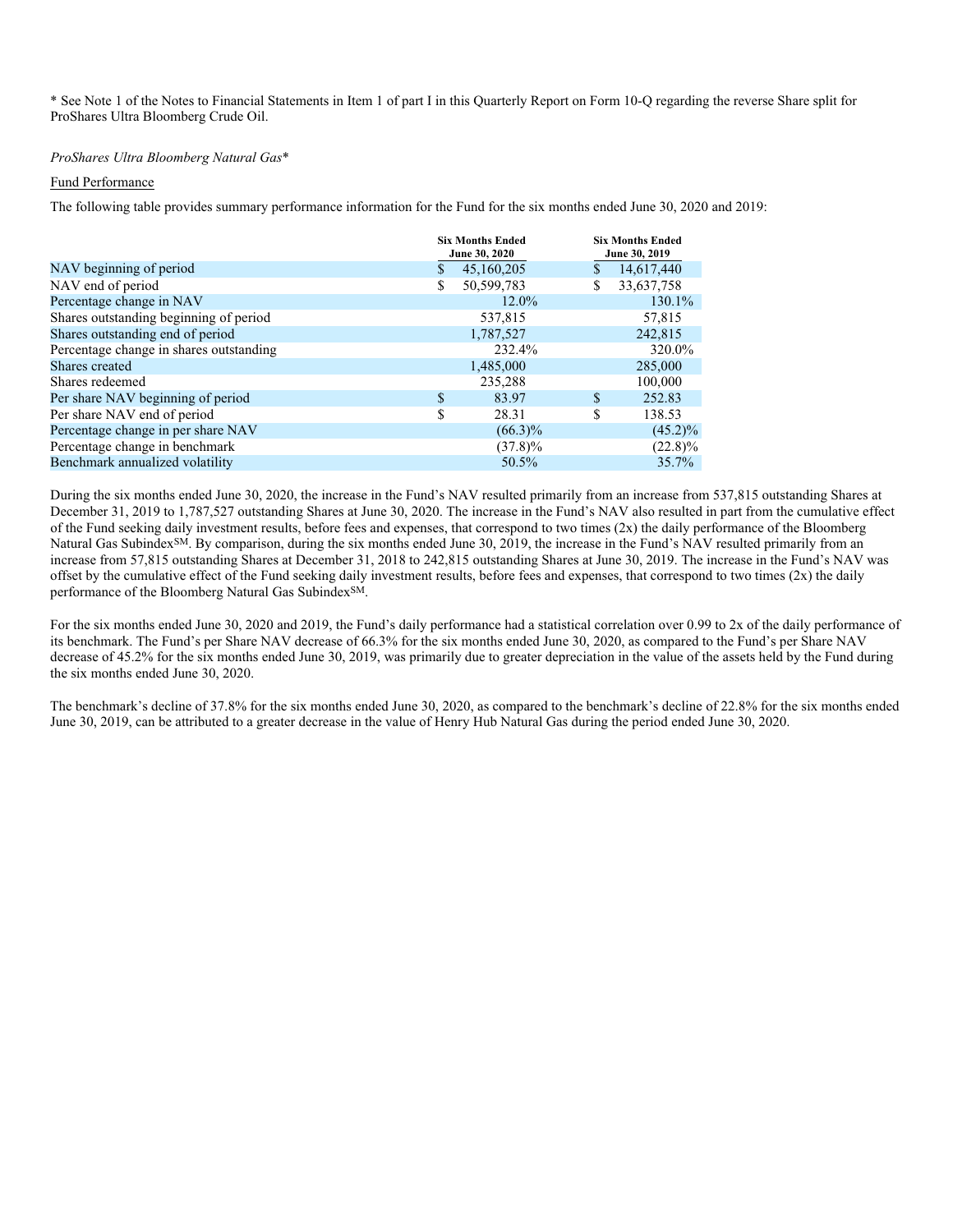* See Note 1 of the Notes to Financial Statements in Item 1 of part I in this Quarterly Report on Form 10-Q regarding the reverse Share split for ProShares Ultra Bloomberg Crude Oil.

*ProShares Ultra Bloomberg Natural Gas**

Fund Performance

The following table provides summary performance information for the Fund for the six months ended June 30, 2020 and 2019:

| | Six Months Ended June 30, 2020 | Six Months Ended June 30, 2019 |
|---|---|---|
| NAV beginning of period | $ 45,160,205 | $ 14,617,440 |
| NAV end of period | $ 50,599,783 | $ 33,637,758 |
| Percentage change in NAV | 12.0% | 130.1% |
| Shares outstanding beginning of period | 537,815 | 57,815 |
| Shares outstanding end of period | 1,787,527 | 242,815 |
| Percentage change in shares outstanding | 232.4% | 320.0% |
| Shares created | 1,485,000 | 285,000 |
| Shares redeemed | 235,288 | 100,000 |
| Per share NAV beginning of period | $ 83.97 | $ 252.83 |
| Per share NAV end of period | $ 28.31 | $ 138.53 |
| Percentage change in per share NAV | (66.3)% | (45.2)% |
| Percentage change in benchmark | (37.8)% | (22.8)% |
| Benchmark annualized volatility | 50.5% | 35.7% |

During the six months ended June 30, 2020, the increase in the Fund's NAV resulted primarily from an increase from 537,815 outstanding Shares at December 31, 2019 to 1,787,527 outstanding Shares at June 30, 2020. The increase in the Fund's NAV also resulted in part from the cumulative effect of the Fund seeking daily investment results, before fees and expenses, that correspond to two times (2x) the daily performance of the Bloomberg Natural Gas Subindex[SM]. By comparison, during the six months ended June 30, 2019, the increase in the Fund's NAV resulted primarily from an increase from 57,815 outstanding Shares at December 31, 2018 to 242,815 outstanding Shares at June 30, 2019. The increase in the Fund's NAV was offset by the cumulative effect of the Fund seeking daily investment results, before fees and expenses, that correspond to two times (2x) the daily performance of the Bloomberg Natural Gas Subindex[SM].

For the six months ended June 30, 2020 and 2019, the Fund's daily performance had a statistical correlation over 0.99 to 2x of the daily performance of its benchmark. The Fund's per Share NAV decrease of 66.3% for the six months ended June 30, 2020, as compared to the Fund's per Share NAV decrease of 45.2% for the six months ended June 30, 2019, was primarily due to greater depreciation in the value of the assets held by the Fund during the six months ended June 30, 2020.

The benchmark's decline of 37.8% for the six months ended June 30, 2020, as compared to the benchmark's decline of 22.8% for the six months ended June 30, 2019, can be attributed to a greater decrease in the value of Henry Hub Natural Gas during the period ended June 30, 2020.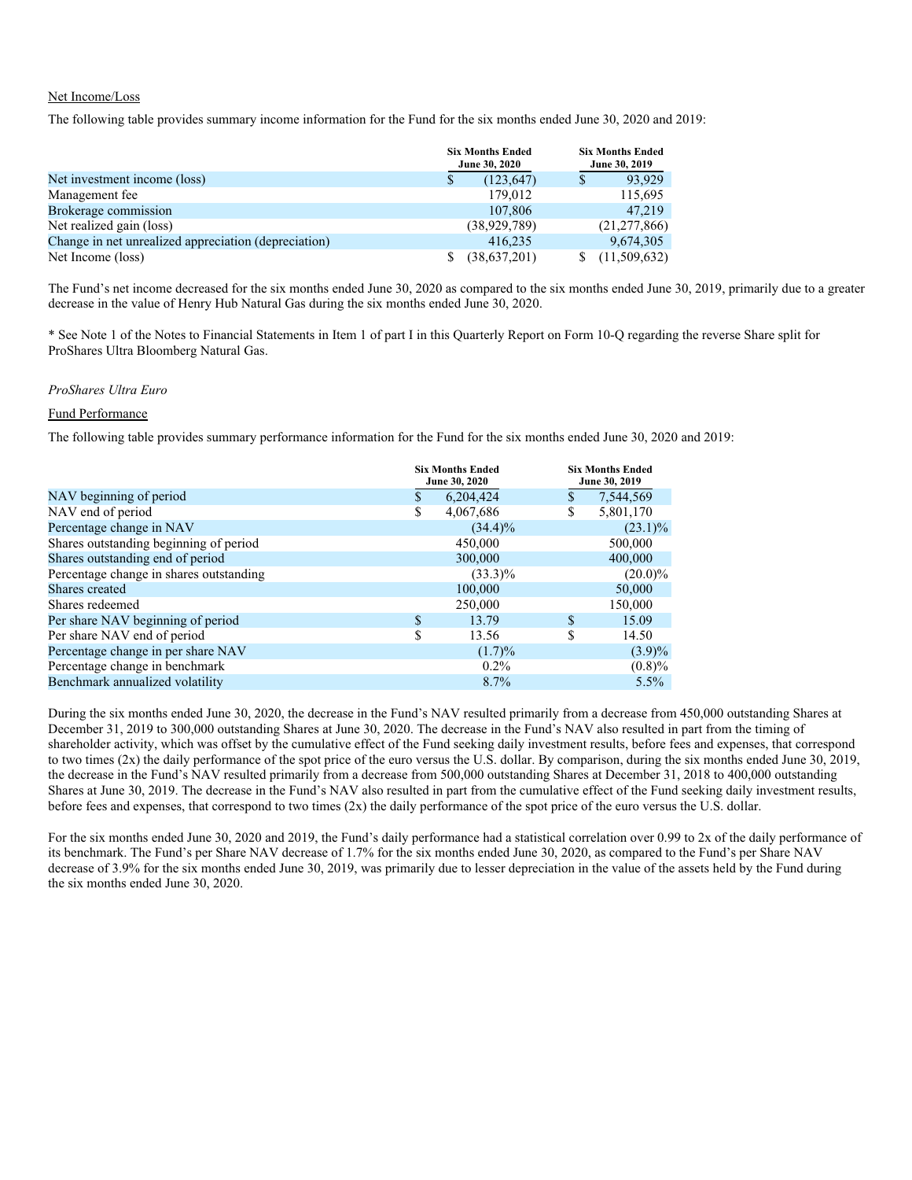Net Income/Loss

The following table provides summary income information for the Fund for the six months ended June 30, 2020 and 2019:

| | Six Months Ended June 30, 2020 | Six Months Ended June 30, 2019 |
|---|---|---|
| Net investment income (loss) | $ (123,647) | $ 93,929 |
| Management fee | 179,012 | 115,695 |
| Brokerage commission | 107,806 | 47,219 |
| Net realized gain (loss) | (38,929,789) | (21,277,866) |
| Change in net unrealized appreciation (depreciation) | 416,235 | 9,674,305 |
| Net Income (loss) | $ (38,637,201) | $ (11,509,632) |

The Fund's net income decreased for the six months ended June 30, 2020 as compared to the six months ended June 30, 2019, primarily due to a greater decrease in the value of Henry Hub Natural Gas during the six months ended June 30, 2020.

* See Note 1 of the Notes to Financial Statements in Item 1 of part I in this Quarterly Report on Form 10-Q regarding the reverse Share split for ProShares Ultra Bloomberg Natural Gas.

*ProShares Ultra Euro*

Fund Performance

The following table provides summary performance information for the Fund for the six months ended June 30, 2020 and 2019:

| | Six Months Ended June 30, 2020 | Six Months Ended June 30, 2019 |
|---|---|---|
| NAV beginning of period | $ 6,204,424 | $ 7,544,569 |
| NAV end of period | $ 4,067,686 | $ 5,801,170 |
| Percentage change in NAV | (34.4)% | (23.1)% |
| Shares outstanding beginning of period | 450,000 | 500,000 |
| Shares outstanding end of period | 300,000 | 400,000 |
| Percentage change in shares outstanding | (33.3)% | (20.0)% |
| Shares created | 100,000 | 50,000 |
| Shares redeemed | 250,000 | 150,000 |
| Per share NAV beginning of period | $ 13.79 | $ 15.09 |
| Per share NAV end of period | $ 13.56 | $ 14.50 |
| Percentage change in per share NAV | (1.7)% | (3.9)% |
| Percentage change in benchmark | 0.2% | (0.8)% |
| Benchmark annualized volatility | 8.7% | 5.5% |

During the six months ended June 30, 2020, the decrease in the Fund's NAV resulted primarily from a decrease from 450,000 outstanding Shares at December 31, 2019 to 300,000 outstanding Shares at June 30, 2020. The decrease in the Fund's NAV also resulted in part from the timing of shareholder activity, which was offset by the cumulative effect of the Fund seeking daily investment results, before fees and expenses, that correspond to two times (2x) the daily performance of the spot price of the euro versus the U.S. dollar. By comparison, during the six months ended June 30, 2019, the decrease in the Fund's NAV resulted primarily from a decrease from 500,000 outstanding Shares at December 31, 2018 to 400,000 outstanding Shares at June 30, 2019. The decrease in the Fund's NAV also resulted in part from the cumulative effect of the Fund seeking daily investment results, before fees and expenses, that correspond to two times (2x) the daily performance of the spot price of the euro versus the U.S. dollar.

For the six months ended June 30, 2020 and 2019, the Fund's daily performance had a statistical correlation over 0.99 to 2x of the daily performance of its benchmark. The Fund's per Share NAV decrease of 1.7% for the six months ended June 30, 2020, as compared to the Fund's per Share NAV decrease of 3.9% for the six months ended June 30, 2019, was primarily due to lesser depreciation in the value of the assets held by the Fund during the six months ended June 30, 2020.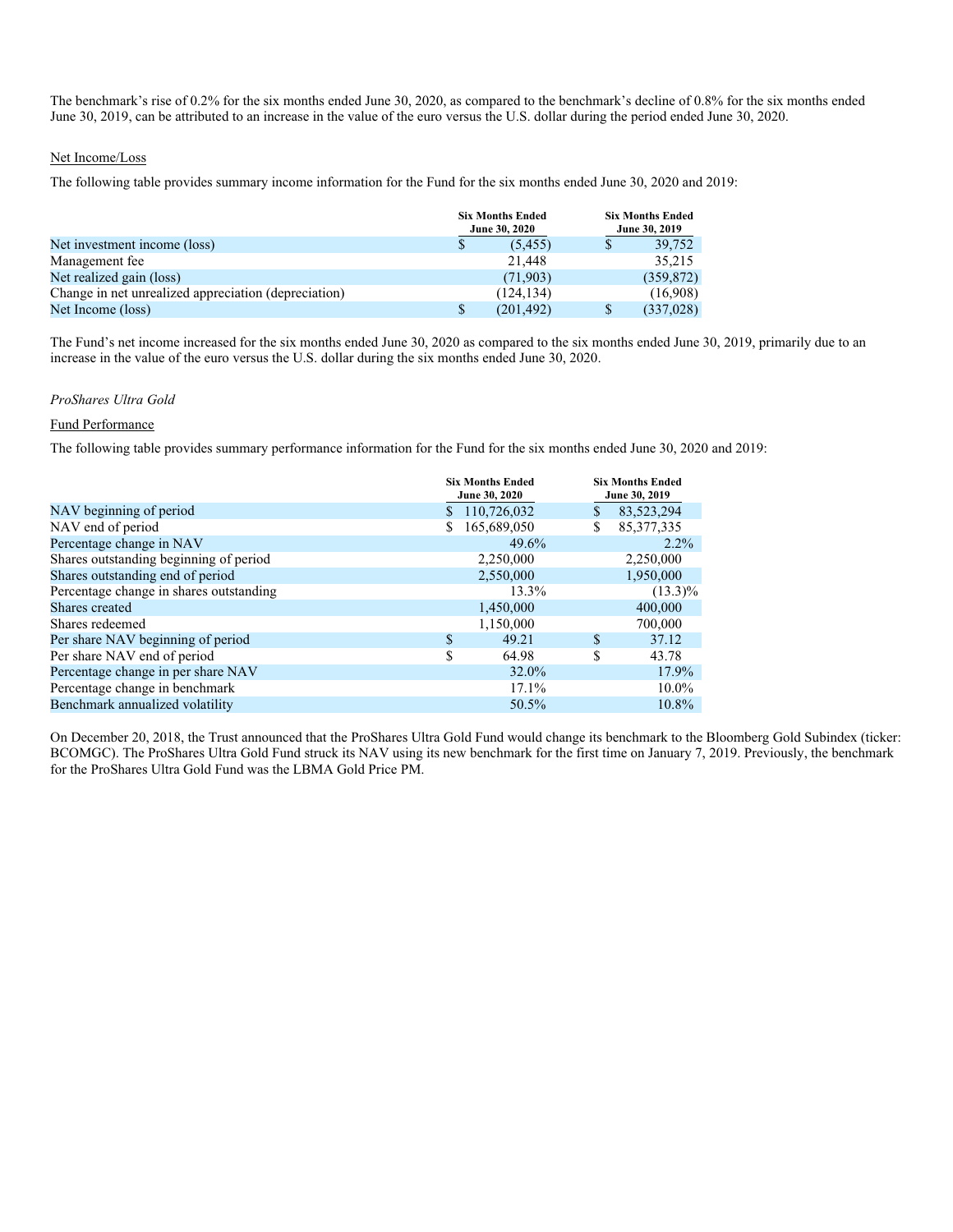The benchmark's rise of 0.2% for the six months ended June 30, 2020, as compared to the benchmark's decline of 0.8% for the six months ended June 30, 2019, can be attributed to an increase in the value of the euro versus the U.S. dollar during the period ended June 30, 2020.

Net Income/Loss

The following table provides summary income information for the Fund for the six months ended June 30, 2020 and 2019:

| | Six Months Ended June 30, 2020 | Six Months Ended June 30, 2019 |
|---|---|---|
| Net investment income (loss) | $ (5,455) | $ 39,752 |
| Management fee | 21,448 | 35,215 |
| Net realized gain (loss) | (71,903) | (359,872) |
| Change in net unrealized appreciation (depreciation) | (124,134) | (16,908) |
| Net Income (loss) | $ (201,492) | $ (337,028) |

The Fund's net income increased for the six months ended June 30, 2020 as compared to the six months ended June 30, 2019, primarily due to an increase in the value of the euro versus the U.S. dollar during the six months ended June 30, 2020.

*ProShares Ultra Gold*

Fund Performance

The following table provides summary performance information for the Fund for the six months ended June 30, 2020 and 2019:

| | Six Months Ended June 30, 2020 | Six Months Ended June 30, 2019 |
|---|---|---|
| NAV beginning of period | $ 110,726,032 | $ 83,523,294 |
| NAV end of period | $ 165,689,050 | $ 85,377,335 |
| Percentage change in NAV | 49.6% | 2.2% |
| Shares outstanding beginning of period | 2,250,000 | 2,250,000 |
| Shares outstanding end of period | 2,550,000 | 1,950,000 |
| Percentage change in shares outstanding | 13.3% | (13.3)% |
| Shares created | 1,450,000 | 400,000 |
| Shares redeemed | 1,150,000 | 700,000 |
| Per share NAV beginning of period | $ 49.21 | $ 37.12 |
| Per share NAV end of period | $ 64.98 | $ 43.78 |
| Percentage change in per share NAV | 32.0% | 17.9% |
| Percentage change in benchmark | 17.1% | 10.0% |
| Benchmark annualized volatility | 50.5% | 10.8% |

On December 20, 2018, the Trust announced that the ProShares Ultra Gold Fund would change its benchmark to the Bloomberg Gold Subindex (ticker: BCOMGC). The ProShares Ultra Gold Fund struck its NAV using its new benchmark for the first time on January 7, 2019. Previously, the benchmark for the ProShares Ultra Gold Fund was the LBMA Gold Price PM.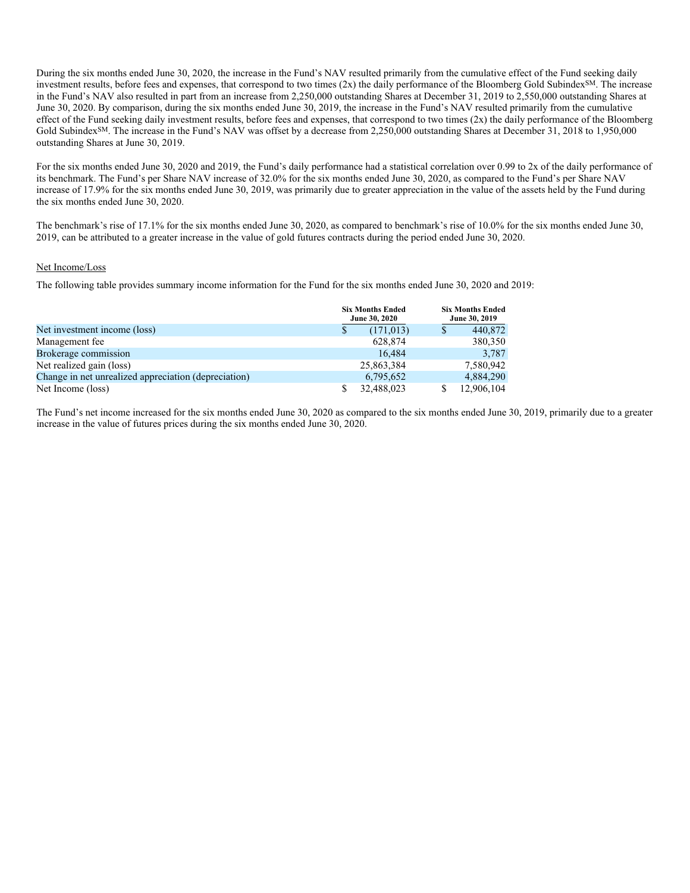During the six months ended June 30, 2020, the increase in the Fund's NAV resulted primarily from the cumulative effect of the Fund seeking daily investment results, before fees and expenses, that correspond to two times (2x) the daily performance of the Bloomberg Gold Subindex℠. The increase in the Fund's NAV also resulted in part from an increase from 2,250,000 outstanding Shares at December 31, 2019 to 2,550,000 outstanding Shares at June 30, 2020. By comparison, during the six months ended June 30, 2019, the increase in the Fund's NAV resulted primarily from the cumulative effect of the Fund seeking daily investment results, before fees and expenses, that correspond to two times (2x) the daily performance of the Bloomberg Gold Subindex℠. The increase in the Fund's NAV was offset by a decrease from 2,250,000 outstanding Shares at December 31, 2018 to 1,950,000 outstanding Shares at June 30, 2019.

For the six months ended June 30, 2020 and 2019, the Fund's daily performance had a statistical correlation over 0.99 to 2x of the daily performance of its benchmark. The Fund's per Share NAV increase of 32.0% for the six months ended June 30, 2020, as compared to the Fund's per Share NAV increase of 17.9% for the six months ended June 30, 2019, was primarily due to greater appreciation in the value of the assets held by the Fund during the six months ended June 30, 2020.

The benchmark's rise of 17.1% for the six months ended June 30, 2020, as compared to benchmark's rise of 10.0% for the six months ended June 30, 2019, can be attributed to a greater increase in the value of gold futures contracts during the period ended June 30, 2020.

Net Income/Loss

The following table provides summary income information for the Fund for the six months ended June 30, 2020 and 2019:

| | Six Months Ended June 30, 2020 | Six Months Ended June 30, 2019 |
|---|---|---|
| Net investment income (loss) | $ (171,013) | $ 440,872 |
| Management fee | 628,874 | 380,350 |
| Brokerage commission | 16,484 | 3,787 |
| Net realized gain (loss) | 25,863,384 | 7,580,942 |
| Change in net unrealized appreciation (depreciation) | 6,795,652 | 4,884,290 |
| Net Income (loss) | $ 32,488,023 | $ 12,906,104 |

The Fund's net income increased for the six months ended June 30, 2020 as compared to the six months ended June 30, 2019, primarily due to a greater increase in the value of futures prices during the six months ended June 30, 2020.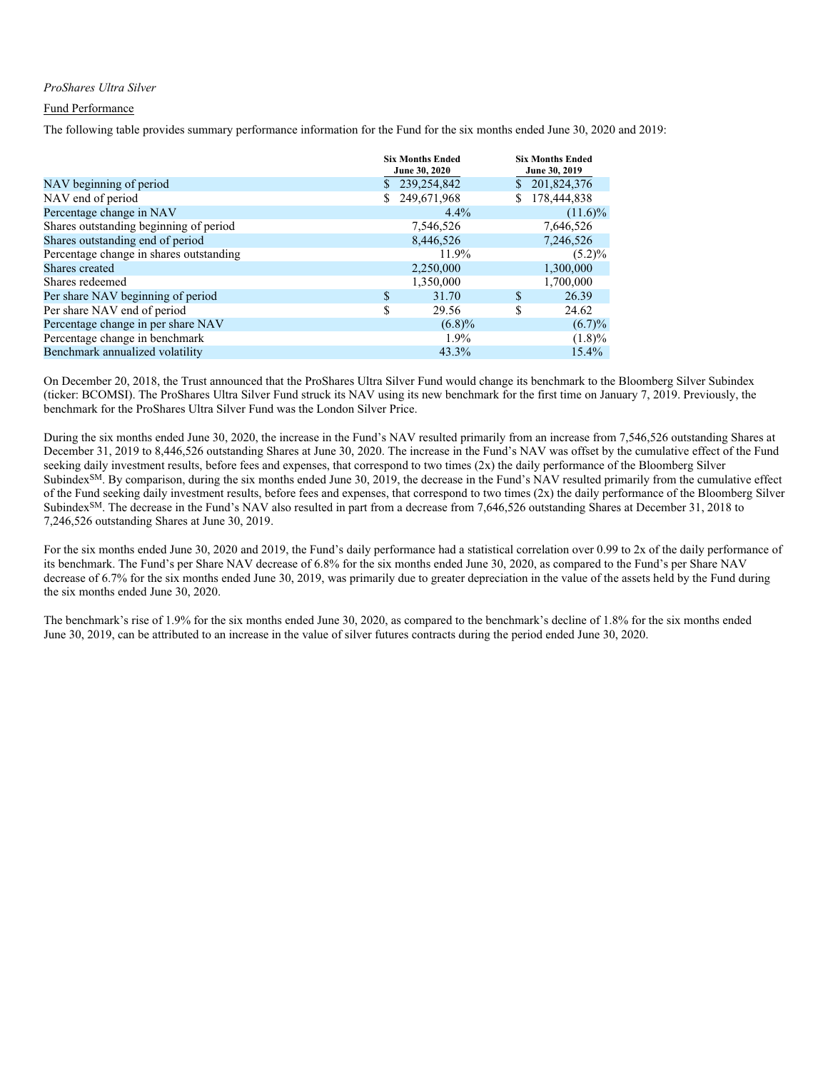*ProShares Ultra Silver*

Fund Performance

The following table provides summary performance information for the Fund for the six months ended June 30, 2020 and 2019:

| | Six Months Ended June 30, 2020 | Six Months Ended June 30, 2019 |
|---|---|---|
| NAV beginning of period | $ 239,254,842 | $ 201,824,376 |
| NAV end of period | $ 249,671,968 | $ 178,444,838 |
| Percentage change in NAV | 4.4% | (11.6)% |
| Shares outstanding beginning of period | 7,546,526 | 7,646,526 |
| Shares outstanding end of period | 8,446,526 | 7,246,526 |
| Percentage change in shares outstanding | 11.9% | (5.2)% |
| Shares created | 2,250,000 | 1,300,000 |
| Shares redeemed | 1,350,000 | 1,700,000 |
| Per share NAV beginning of period | $ 31.70 | $ 26.39 |
| Per share NAV end of period | $ 29.56 | $ 24.62 |
| Percentage change in per share NAV | (6.8)% | (6.7)% |
| Percentage change in benchmark | 1.9% | (1.8)% |
| Benchmark annualized volatility | 43.3% | 15.4% |

On December 20, 2018, the Trust announced that the ProShares Ultra Silver Fund would change its benchmark to the Bloomberg Silver Subindex (ticker: BCOMSI). The ProShares Ultra Silver Fund struck its NAV using its new benchmark for the first time on January 7, 2019. Previously, the benchmark for the ProShares Ultra Silver Fund was the London Silver Price.

During the six months ended June 30, 2020, the increase in the Fund's NAV resulted primarily from an increase from 7,546,526 outstanding Shares at December 31, 2019 to 8,446,526 outstanding Shares at June 30, 2020. The increase in the Fund's NAV was offset by the cumulative effect of the Fund seeking daily investment results, before fees and expenses, that correspond to two times (2x) the daily performance of the Bloomberg Silver Subindex[SM]. By comparison, during the six months ended June 30, 2019, the decrease in the Fund's NAV resulted primarily from the cumulative effect of the Fund seeking daily investment results, before fees and expenses, that correspond to two times (2x) the daily performance of the Bloomberg Silver Subindex[SM]. The decrease in the Fund's NAV also resulted in part from a decrease from 7,646,526 outstanding Shares at December 31, 2018 to 7,246,526 outstanding Shares at June 30, 2019.

For the six months ended June 30, 2020 and 2019, the Fund's daily performance had a statistical correlation over 0.99 to 2x of the daily performance of its benchmark. The Fund's per Share NAV decrease of 6.8% for the six months ended June 30, 2020, as compared to the Fund's per Share NAV decrease of 6.7% for the six months ended June 30, 2019, was primarily due to greater depreciation in the value of the assets held by the Fund during the six months ended June 30, 2020.

The benchmark's rise of 1.9% for the six months ended June 30, 2020, as compared to the benchmark's decline of 1.8% for the six months ended June 30, 2019, can be attributed to an increase in the value of silver futures contracts during the period ended June 30, 2020.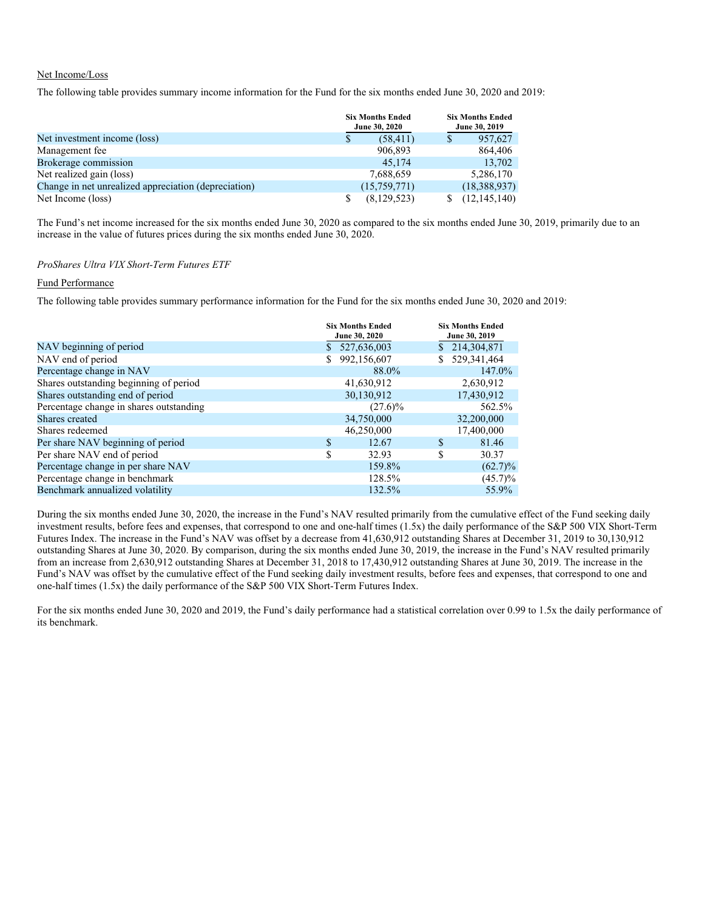Net Income/Loss

The following table provides summary income information for the Fund for the six months ended June 30, 2020 and 2019:

| | Six Months Ended June 30, 2020 | Six Months Ended June 30, 2019 |
|---|---|---|
| Net investment income (loss) | $ (58,411) | $ 957,627 |
| Management fee | 906,893 | 864,406 |
| Brokerage commission | 45,174 | 13,702 |
| Net realized gain (loss) | 7,688,659 | 5,286,170 |
| Change in net unrealized appreciation (depreciation) | (15,759,771) | (18,388,937) |
| Net Income (loss) | $ (8,129,523) | $ (12,145,140) |

The Fund's net income increased for the six months ended June 30, 2020 as compared to the six months ended June 30, 2019, primarily due to an increase in the value of futures prices during the six months ended June 30, 2020.

*ProShares Ultra VIX Short-Term Futures ETF*

Fund Performance

The following table provides summary performance information for the Fund for the six months ended June 30, 2020 and 2019:

| | Six Months Ended June 30, 2020 | Six Months Ended June 30, 2019 |
|---|---|---|
| NAV beginning of period | $ 527,636,003 | $ 214,304,871 |
| NAV end of period | $ 992,156,607 | $ 529,341,464 |
| Percentage change in NAV | 88.0% | 147.0% |
| Shares outstanding beginning of period | 41,630,912 | 2,630,912 |
| Shares outstanding end of period | 30,130,912 | 17,430,912 |
| Percentage change in shares outstanding | (27.6)% | 562.5% |
| Shares created | 34,750,000 | 32,200,000 |
| Shares redeemed | 46,250,000 | 17,400,000 |
| Per share NAV beginning of period | $ 12.67 | $ 81.46 |
| Per share NAV end of period | $ 32.93 | $ 30.37 |
| Percentage change in per share NAV | 159.8% | (62.7)% |
| Percentage change in benchmark | 128.5% | (45.7)% |
| Benchmark annualized volatility | 132.5% | 55.9% |

During the six months ended June 30, 2020, the increase in the Fund's NAV resulted primarily from the cumulative effect of the Fund seeking daily investment results, before fees and expenses, that correspond to one and one-half times (1.5x) the daily performance of the S&P 500 VIX Short-Term Futures Index. The increase in the Fund's NAV was offset by a decrease from 41,630,912 outstanding Shares at December 31, 2019 to 30,130,912 outstanding Shares at June 30, 2020. By comparison, during the six months ended June 30, 2019, the increase in the Fund's NAV resulted primarily from an increase from 2,630,912 outstanding Shares at December 31, 2018 to 17,430,912 outstanding Shares at June 30, 2019. The increase in the Fund's NAV was offset by the cumulative effect of the Fund seeking daily investment results, before fees and expenses, that correspond to one and one-half times (1.5x) the daily performance of the S&P 500 VIX Short-Term Futures Index.

For the six months ended June 30, 2020 and 2019, the Fund's daily performance had a statistical correlation over 0.99 to 1.5x the daily performance of its benchmark.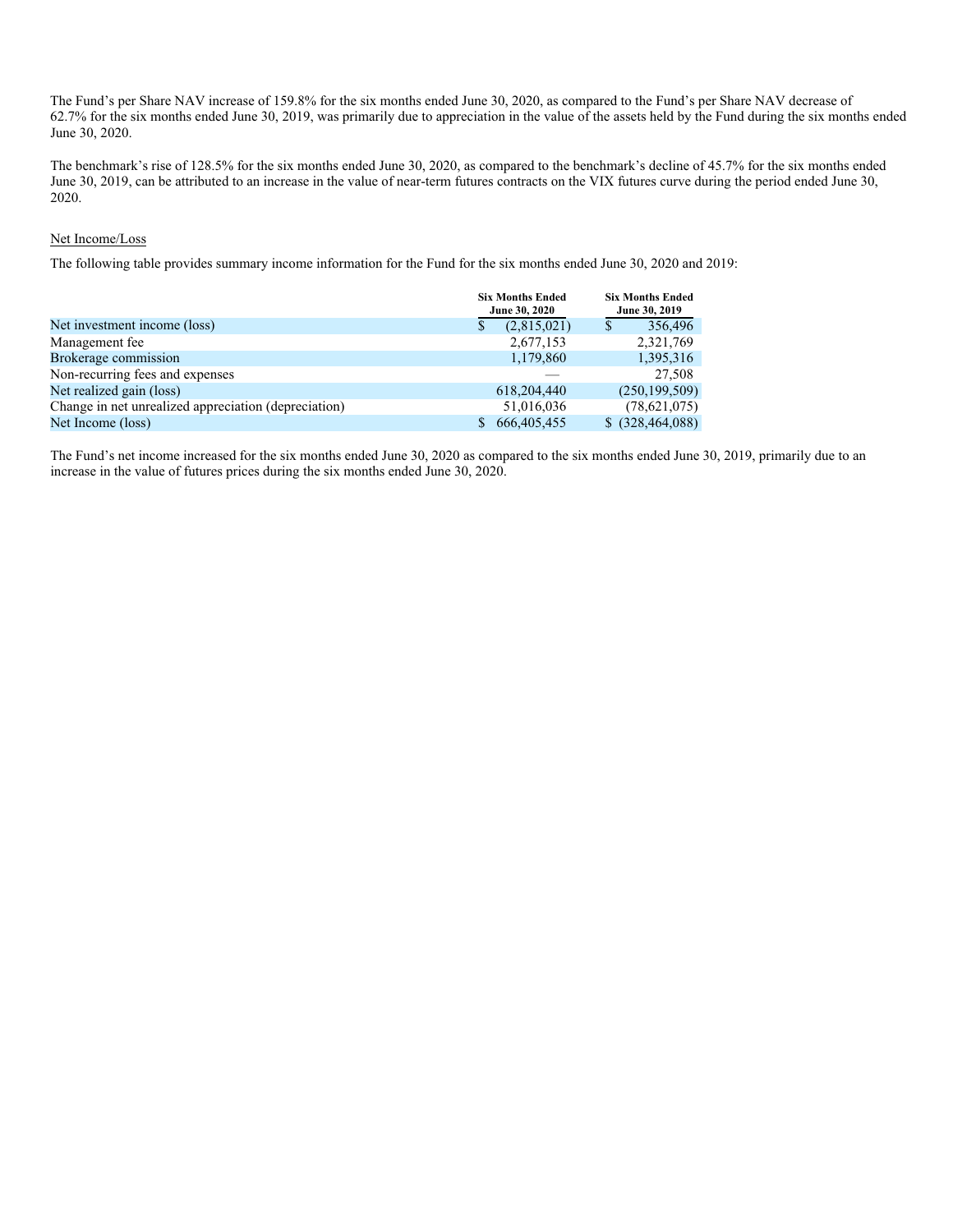The Fund's per Share NAV increase of 159.8% for the six months ended June 30, 2020, as compared to the Fund's per Share NAV decrease of 62.7% for the six months ended June 30, 2019, was primarily due to appreciation in the value of the assets held by the Fund during the six months ended June 30, 2020.

The benchmark's rise of 128.5% for the six months ended June 30, 2020, as compared to the benchmark's decline of 45.7% for the six months ended June 30, 2019, can be attributed to an increase in the value of near-term futures contracts on the VIX futures curve during the period ended June 30, 2020.

Net Income/Loss

The following table provides summary income information for the Fund for the six months ended June 30, 2020 and 2019:

| | Six Months Ended June 30, 2020 | Six Months Ended June 30, 2019 |
|---|---|---|
| Net investment income (loss) | $ (2,815,021) | $ 356,496 |
| Management fee | 2,677,153 | 2,321,769 |
| Brokerage commission | 1,179,860 | 1,395,316 |
| Non-recurring fees and expenses | — | 27,508 |
| Net realized gain (loss) | 618,204,440 | (250,199,509) |
| Change in net unrealized appreciation (depreciation) | 51,016,036 | (78,621,075) |
| Net Income (loss) | $ 666,405,455 | $ (328,464,088) |

The Fund's net income increased for the six months ended June 30, 2020 as compared to the six months ended June 30, 2019, primarily due to an increase in the value of futures prices during the six months ended June 30, 2020.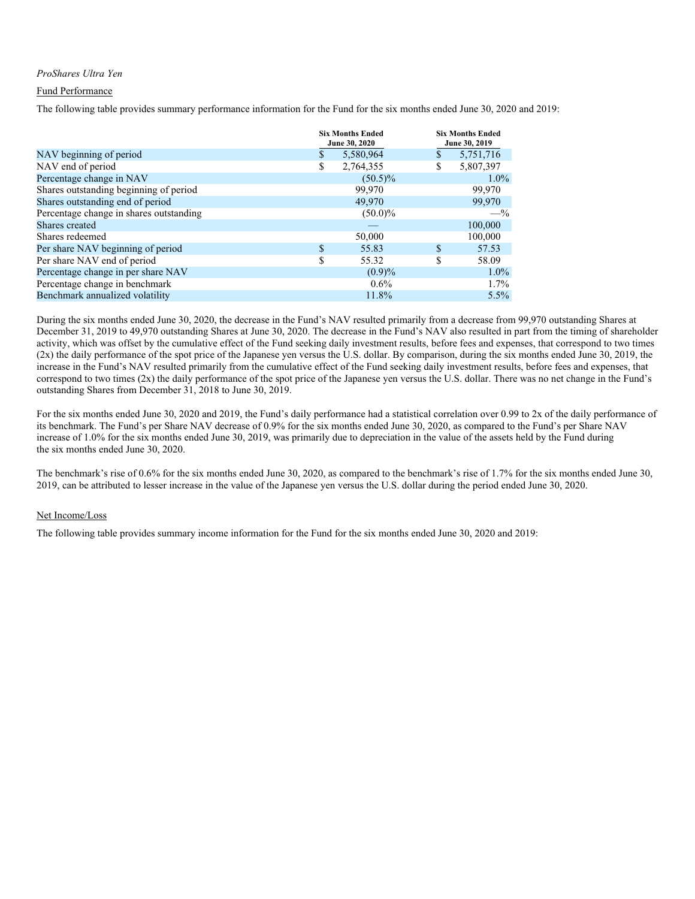*ProShares Ultra Yen*

Fund Performance

The following table provides summary performance information for the Fund for the six months ended June 30, 2020 and 2019:

| | Six Months Ended June 30, 2020 | Six Months Ended June 30, 2019 |
|---|---|---|
| NAV beginning of period | $ 5,580,964 | $ 5,751,716 |
| NAV end of period | $ 2,764,355 | $ 5,807,397 |
| Percentage change in NAV | (50.5)% | 1.0% |
| Shares outstanding beginning of period | 99,970 | 99,970 |
| Shares outstanding end of period | 49,970 | 99,970 |
| Percentage change in shares outstanding | (50.0)% | —% |
| Shares created | — | 100,000 |
| Shares redeemed | 50,000 | 100,000 |
| Per share NAV beginning of period | $ 55.83 | $ 57.53 |
| Per share NAV end of period | $ 55.32 | $ 58.09 |
| Percentage change in per share NAV | (0.9)% | 1.0% |
| Percentage change in benchmark | 0.6% | 1.7% |
| Benchmark annualized volatility | 11.8% | 5.5% |

During the six months ended June 30, 2020, the decrease in the Fund's NAV resulted primarily from a decrease from 99,970 outstanding Shares at December 31, 2019 to 49,970 outstanding Shares at June 30, 2020. The decrease in the Fund's NAV also resulted in part from the timing of shareholder activity, which was offset by the cumulative effect of the Fund seeking daily investment results, before fees and expenses, that correspond to two times (2x) the daily performance of the spot price of the Japanese yen versus the U.S. dollar. By comparison, during the six months ended June 30, 2019, the increase in the Fund's NAV resulted primarily from the cumulative effect of the Fund seeking daily investment results, before fees and expenses, that correspond to two times (2x) the daily performance of the spot price of the Japanese yen versus the U.S. dollar. There was no net change in the Fund's outstanding Shares from December 31, 2018 to June 30, 2019.

For the six months ended June 30, 2020 and 2019, the Fund's daily performance had a statistical correlation over 0.99 to 2x of the daily performance of its benchmark. The Fund's per Share NAV decrease of 0.9% for the six months ended June 30, 2020, as compared to the Fund's per Share NAV increase of 1.0% for the six months ended June 30, 2019, was primarily due to depreciation in the value of the assets held by the Fund during the six months ended June 30, 2020.

The benchmark's rise of 0.6% for the six months ended June 30, 2020, as compared to the benchmark's rise of 1.7% for the six months ended June 30, 2019, can be attributed to lesser increase in the value of the Japanese yen versus the U.S. dollar during the period ended June 30, 2020.

Net Income/Loss

The following table provides summary income information for the Fund for the six months ended June 30, 2020 and 2019: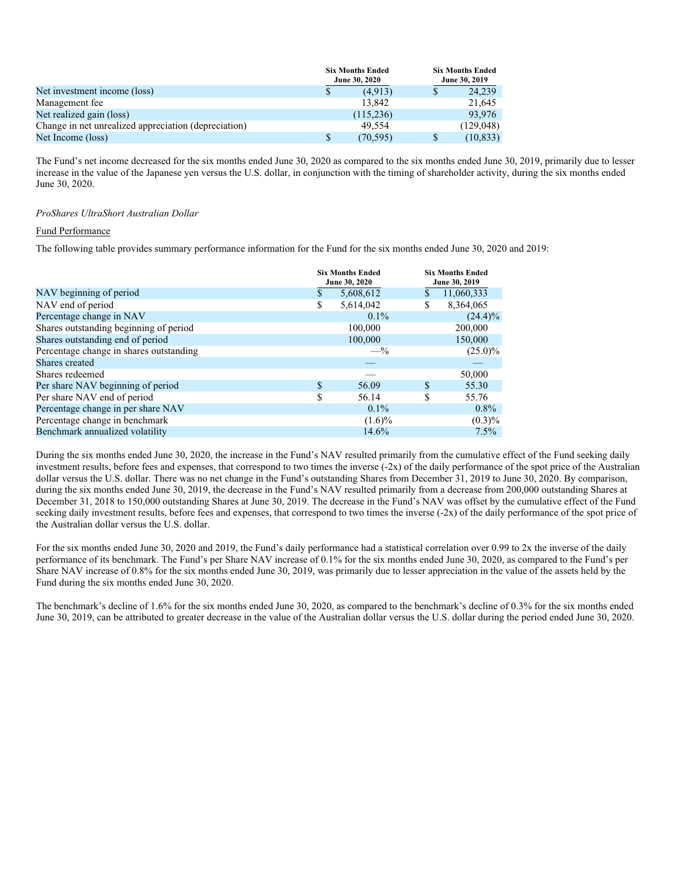| | Six Months Ended June 30, 2020 | Six Months Ended June 30, 2019 |
|---|---|---|
| Net investment income (loss) | $ (4,913) | $ 24,239 |
| Management fee | 13,842 | 21,645 |
| Net realized gain (loss) | (115,236) | 93,976 |
| Change in net unrealized appreciation (depreciation) | 49,554 | (129,048) |
| Net Income (loss) | $ (70,595) | $ (10,833) |

The Fund's net income decreased for the six months ended June 30, 2020 as compared to the six months ended June 30, 2019, primarily due to lesser increase in the value of the Japanese yen versus the U.S. dollar, in conjunction with the timing of shareholder activity, during the six months ended June 30, 2020.

*ProShares UltraShort Australian Dollar*

Fund Performance

The following table provides summary performance information for the Fund for the six months ended June 30, 2020 and 2019:

| | Six Months Ended June 30, 2020 | Six Months Ended June 30, 2019 |
|---|---|---|
| NAV beginning of period | $ 5,608,612 | $ 11,060,333 |
| NAV end of period | $ 5,614,042 | $ 8,364,065 |
| Percentage change in NAV | 0.1% | (24.4)% |
| Shares outstanding beginning of period | 100,000 | 200,000 |
| Shares outstanding end of period | 100,000 | 150,000 |
| Percentage change in shares outstanding | —% | (25.0)% |
| Shares created | — | — |
| Shares redeemed | — | 50,000 |
| Per share NAV beginning of period | $ 56.09 | $ 55.30 |
| Per share NAV end of period | $ 56.14 | $ 55.76 |
| Percentage change in per share NAV | 0.1% | 0.8% |
| Percentage change in benchmark | (1.6)% | (0.3)% |
| Benchmark annualized volatility | 14.6% | 7.5% |

During the six months ended June 30, 2020, the increase in the Fund's NAV resulted primarily from the cumulative effect of the Fund seeking daily investment results, before fees and expenses, that correspond to two times the inverse (-2x) of the daily performance of the spot price of the Australian dollar versus the U.S. dollar. There was no net change in the Fund's outstanding Shares from December 31, 2019 to June 30, 2020. By comparison, during the six months ended June 30, 2019, the decrease in the Fund's NAV resulted primarily from a decrease from 200,000 outstanding Shares at December 31, 2018 to 150,000 outstanding Shares at June 30, 2019. The decrease in the Fund's NAV was offset by the cumulative effect of the Fund seeking daily investment results, before fees and expenses, that correspond to two times the inverse (-2x) of the daily performance of the spot price of the Australian dollar versus the U.S. dollar.

For the six months ended June 30, 2020 and 2019, the Fund's daily performance had a statistical correlation over 0.99 to 2x the inverse of the daily performance of its benchmark. The Fund's per Share NAV increase of 0.1% for the six months ended June 30, 2020, as compared to the Fund's per Share NAV increase of 0.8% for the six months ended June 30, 2019, was primarily due to lesser appreciation in the value of the assets held by the Fund during the six months ended June 30, 2020.

The benchmark's decline of 1.6% for the six months ended June 30, 2020, as compared to the benchmark's decline of 0.3% for the six months ended June 30, 2019, can be attributed to greater decrease in the value of the Australian dollar versus the U.S. dollar during the period ended June 30, 2020.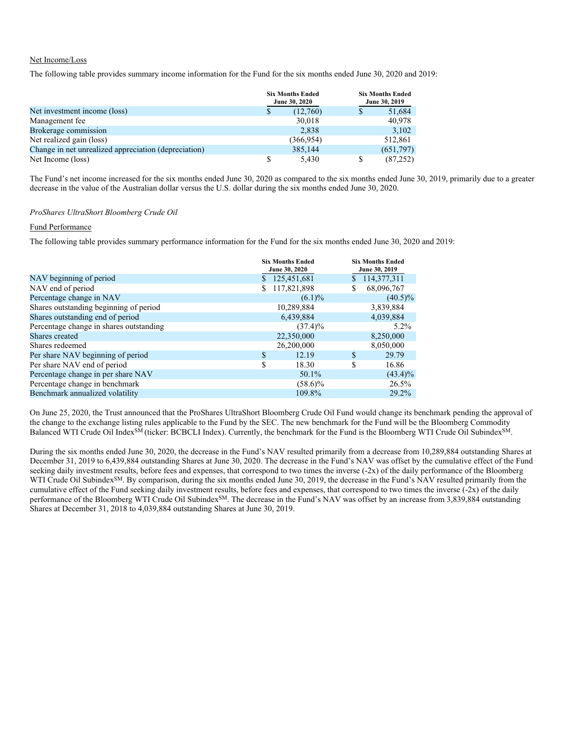Net Income/Loss

The following table provides summary income information for the Fund for the six months ended June 30, 2020 and 2019:

| | Six Months Ended June 30, 2020 | Six Months Ended June 30, 2019 |
|---|---|---|
| Net investment income (loss) | $ (12,760) | $ 51,684 |
| Management fee | 30,018 | 40,978 |
| Brokerage commission | 2,838 | 3,102 |
| Net realized gain (loss) | (366,954) | 512,861 |
| Change in net unrealized appreciation (depreciation) | 385,144 | (651,797) |
| Net Income (loss) | $ 5,430 | $ (87,252) |

The Fund's net income increased for the six months ended June 30, 2020 as compared to the six months ended June 30, 2019, primarily due to a greater decrease in the value of the Australian dollar versus the U.S. dollar during the six months ended June 30, 2020.

*ProShares UltraShort Bloomberg Crude Oil*

Fund Performance

The following table provides summary performance information for the Fund for the six months ended June 30, 2020 and 2019:

| | Six Months Ended June 30, 2020 | Six Months Ended June 30, 2019 |
|---|---|---|
| NAV beginning of period | $ 125,451,681 | $ 114,377,311 |
| NAV end of period | $ 117,821,898 | $ 68,096,767 |
| Percentage change in NAV | (6.1)% | (40.5)% |
| Shares outstanding beginning of period | 10,289,884 | 3,839,884 |
| Shares outstanding end of period | 6,439,884 | 4,039,884 |
| Percentage change in shares outstanding | (37.4)% | 5.2% |
| Shares created | 22,350,000 | 8,250,000 |
| Shares redeemed | 26,200,000 | 8,050,000 |
| Per share NAV beginning of period | $ 12.19 | $ 29.79 |
| Per share NAV end of period | $ 18.30 | $ 16.86 |
| Percentage change in per share NAV | 50.1% | (43.4)% |
| Percentage change in benchmark | (58.6)% | 26.5% |
| Benchmark annualized volatility | 109.8% | 29.2% |

On June 25, 2020, the Trust announced that the ProShares UltraShort Bloomberg Crude Oil Fund would change its benchmark pending the approval of the change to the exchange listing rules applicable to the Fund by the SEC. The new benchmark for the Fund will be the Bloomberg Commodity Balanced WTI Crude Oil Index[SM] (ticker: BCBCLI Index). Currently, the benchmark for the Fund is the Bloomberg WTI Crude Oil Subindex[SM].

During the six months ended June 30, 2020, the decrease in the Fund's NAV resulted primarily from a decrease from 10,289,884 outstanding Shares at December 31, 2019 to 6,439,884 outstanding Shares at June 30, 2020. The decrease in the Fund's NAV was offset by the cumulative effect of the Fund seeking daily investment results, before fees and expenses, that correspond to two times the inverse (-2x) of the daily performance of the Bloomberg WTI Crude Oil Subindex[SM]. By comparison, during the six months ended June 30, 2019, the decrease in the Fund's NAV resulted primarily from the cumulative effect of the Fund seeking daily investment results, before fees and expenses, that correspond to two times the inverse (-2x) of the daily performance of the Bloomberg WTI Crude Oil Subindex[SM]. The decrease in the Fund's NAV was offset by an increase from 3,839,884 outstanding Shares at December 31, 2018 to 4,039,884 outstanding Shares at June 30, 2019.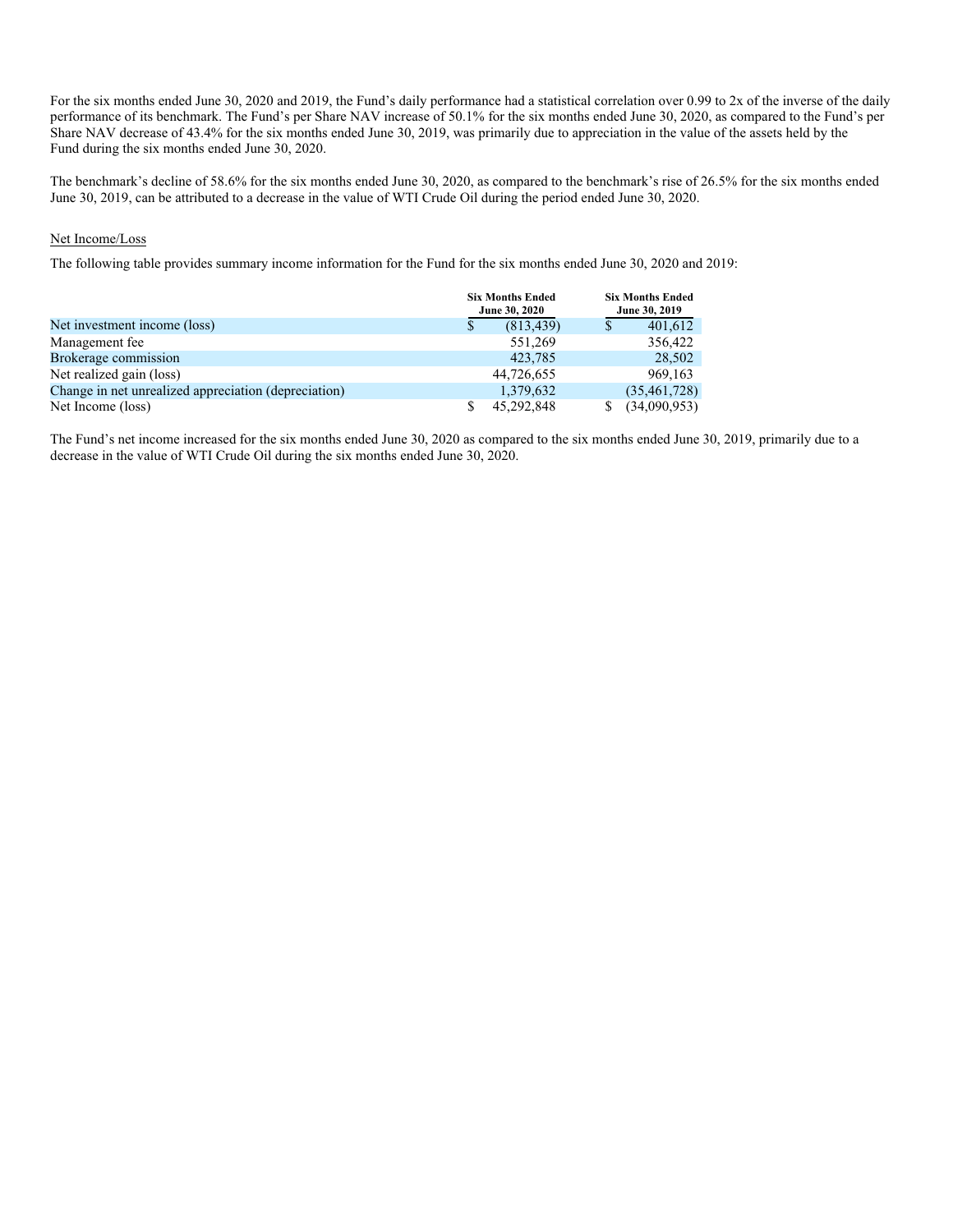For the six months ended June 30, 2020 and 2019, the Fund's daily performance had a statistical correlation over 0.99 to 2x of the inverse of the daily performance of its benchmark. The Fund's per Share NAV increase of 50.1% for the six months ended June 30, 2020, as compared to the Fund's per Share NAV decrease of 43.4% for the six months ended June 30, 2019, was primarily due to appreciation in the value of the assets held by the Fund during the six months ended June 30, 2020.

The benchmark's decline of 58.6% for the six months ended June 30, 2020, as compared to the benchmark's rise of 26.5% for the six months ended June 30, 2019, can be attributed to a decrease in the value of WTI Crude Oil during the period ended June 30, 2020.

Net Income/Loss

The following table provides summary income information for the Fund for the six months ended June 30, 2020 and 2019:

| | Six Months Ended June 30, 2020 | Six Months Ended June 30, 2019 |
|---|---|---|
| Net investment income (loss) | $ (813,439) | $ 401,612 |
| Management fee | 551,269 | 356,422 |
| Brokerage commission | 423,785 | 28,502 |
| Net realized gain (loss) | 44,726,655 | 969,163 |
| Change in net unrealized appreciation (depreciation) | 1,379,632 | (35,461,728) |
| Net Income (loss) | $ 45,292,848 | $ (34,090,953) |

The Fund's net income increased for the six months ended June 30, 2020 as compared to the six months ended June 30, 2019, primarily due to a decrease in the value of WTI Crude Oil during the six months ended June 30, 2020.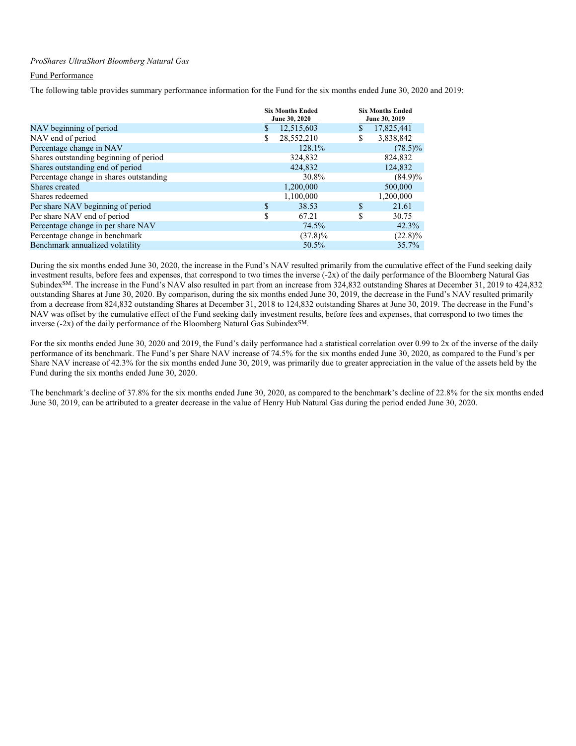*ProShares UltraShort Bloomberg Natural Gas*

Fund Performance

The following table provides summary performance information for the Fund for the six months ended June 30, 2020 and 2019:

| | Six Months Ended June 30, 2020 | Six Months Ended June 30, 2019 |
|---|---|---|
| NAV beginning of period | $ 12,515,603 | $ 17,825,441 |
| NAV end of period | $ 28,552,210 | $ 3,838,842 |
| Percentage change in NAV | 128.1% | (78.5)% |
| Shares outstanding beginning of period | 324,832 | 824,832 |
| Shares outstanding end of period | 424,832 | 124,832 |
| Percentage change in shares outstanding | 30.8% | (84.9)% |
| Shares created | 1,200,000 | 500,000 |
| Shares redeemed | 1,100,000 | 1,200,000 |
| Per share NAV beginning of period | $ 38.53 | $ 21.61 |
| Per share NAV end of period | $ 67.21 | $ 30.75 |
| Percentage change in per share NAV | 74.5% | 42.3% |
| Percentage change in benchmark | (37.8)% | (22.8)% |
| Benchmark annualized volatility | 50.5% | 35.7% |

During the six months ended June 30, 2020, the increase in the Fund's NAV resulted primarily from the cumulative effect of the Fund seeking daily investment results, before fees and expenses, that correspond to two times the inverse (-2x) of the daily performance of the Bloomberg Natural Gas Subindex℠. The increase in the Fund's NAV also resulted in part from an increase from 324,832 outstanding Shares at December 31, 2019 to 424,832 outstanding Shares at June 30, 2020. By comparison, during the six months ended June 30, 2019, the decrease in the Fund's NAV resulted primarily from a decrease from 824,832 outstanding Shares at December 31, 2018 to 124,832 outstanding Shares at June 30, 2019. The decrease in the Fund's NAV was offset by the cumulative effect of the Fund seeking daily investment results, before fees and expenses, that correspond to two times the inverse (-2x) of the daily performance of the Bloomberg Natural Gas Subindex℠.

For the six months ended June 30, 2020 and 2019, the Fund's daily performance had a statistical correlation over 0.99 to 2x of the inverse of the daily performance of its benchmark. The Fund's per Share NAV increase of 74.5% for the six months ended June 30, 2020, as compared to the Fund's per Share NAV increase of 42.3% for the six months ended June 30, 2019, was primarily due to greater appreciation in the value of the assets held by the Fund during the six months ended June 30, 2020.

The benchmark's decline of 37.8% for the six months ended June 30, 2020, as compared to the benchmark's decline of 22.8% for the six months ended June 30, 2019, can be attributed to a greater decrease in the value of Henry Hub Natural Gas during the period ended June 30, 2020.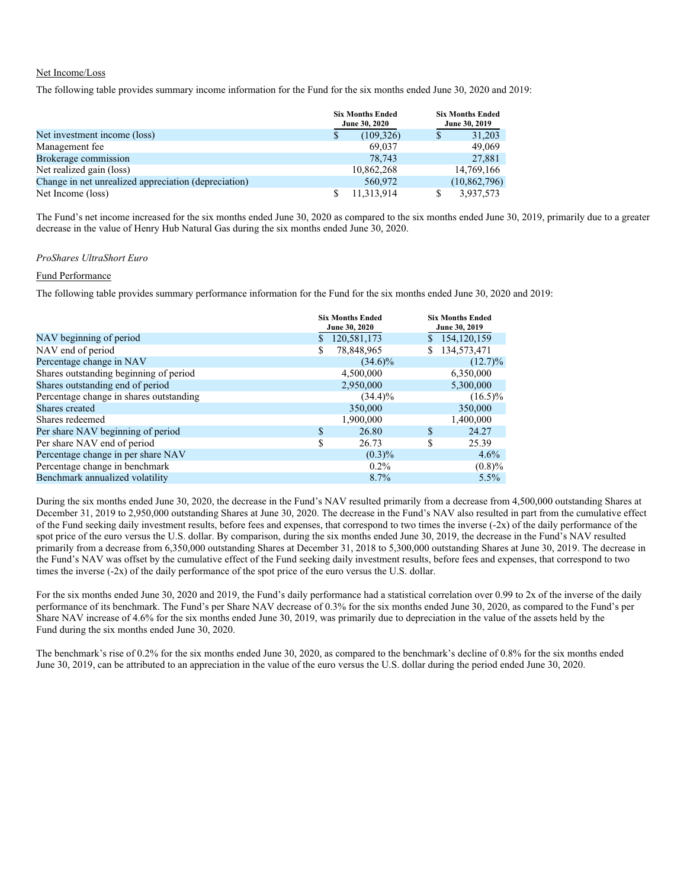Net Income/Loss

The following table provides summary income information for the Fund for the six months ended June 30, 2020 and 2019:

| | Six Months Ended June 30, 2020 | Six Months Ended June 30, 2019 |
|---|---|---|
| Net investment income (loss) | $ (109,326) | $ 31,203 |
| Management fee | 69,037 | 49,069 |
| Brokerage commission | 78,743 | 27,881 |
| Net realized gain (loss) | 10,862,268 | 14,769,166 |
| Change in net unrealized appreciation (depreciation) | 560,972 | (10,862,796) |
| Net Income (loss) | $ 11,313,914 | $ 3,937,573 |

The Fund's net income increased for the six months ended June 30, 2020 as compared to the six months ended June 30, 2019, primarily due to a greater decrease in the value of Henry Hub Natural Gas during the six months ended June 30, 2020.

*ProShares UltraShort Euro*

Fund Performance

The following table provides summary performance information for the Fund for the six months ended June 30, 2020 and 2019:

| | Six Months Ended June 30, 2020 | Six Months Ended June 30, 2019 |
|---|---|---|
| NAV beginning of period | $ 120,581,173 | $ 154,120,159 |
| NAV end of period | $ 78,848,965 | $ 134,573,471 |
| Percentage change in NAV | (34.6)% | (12.7)% |
| Shares outstanding beginning of period | 4,500,000 | 6,350,000 |
| Shares outstanding end of period | 2,950,000 | 5,300,000 |
| Percentage change in shares outstanding | (34.4)% | (16.5)% |
| Shares created | 350,000 | 350,000 |
| Shares redeemed | 1,900,000 | 1,400,000 |
| Per share NAV beginning of period | $ 26.80 | $ 24.27 |
| Per share NAV end of period | $ 26.73 | $ 25.39 |
| Percentage change in per share NAV | (0.3)% | 4.6% |
| Percentage change in benchmark | 0.2% | (0.8)% |
| Benchmark annualized volatility | 8.7% | 5.5% |

During the six months ended June 30, 2020, the decrease in the Fund's NAV resulted primarily from a decrease from 4,500,000 outstanding Shares at December 31, 2019 to 2,950,000 outstanding Shares at June 30, 2020. The decrease in the Fund's NAV also resulted in part from the cumulative effect of the Fund seeking daily investment results, before fees and expenses, that correspond to two times the inverse (-2x) of the daily performance of the spot price of the euro versus the U.S. dollar. By comparison, during the six months ended June 30, 2019, the decrease in the Fund's NAV resulted primarily from a decrease from 6,350,000 outstanding Shares at December 31, 2018 to 5,300,000 outstanding Shares at June 30, 2019. The decrease in the Fund's NAV was offset by the cumulative effect of the Fund seeking daily investment results, before fees and expenses, that correspond to two times the inverse (-2x) of the daily performance of the spot price of the euro versus the U.S. dollar.

For the six months ended June 30, 2020 and 2019, the Fund's daily performance had a statistical correlation over 0.99 to 2x of the inverse of the daily performance of its benchmark. The Fund's per Share NAV decrease of 0.3% for the six months ended June 30, 2020, as compared to the Fund's per Share NAV increase of 4.6% for the six months ended June 30, 2019, was primarily due to depreciation in the value of the assets held by the Fund during the six months ended June 30, 2020.

The benchmark's rise of 0.2% for the six months ended June 30, 2020, as compared to the benchmark's decline of 0.8% for the six months ended June 30, 2019, can be attributed to an appreciation in the value of the euro versus the U.S. dollar during the period ended June 30, 2020.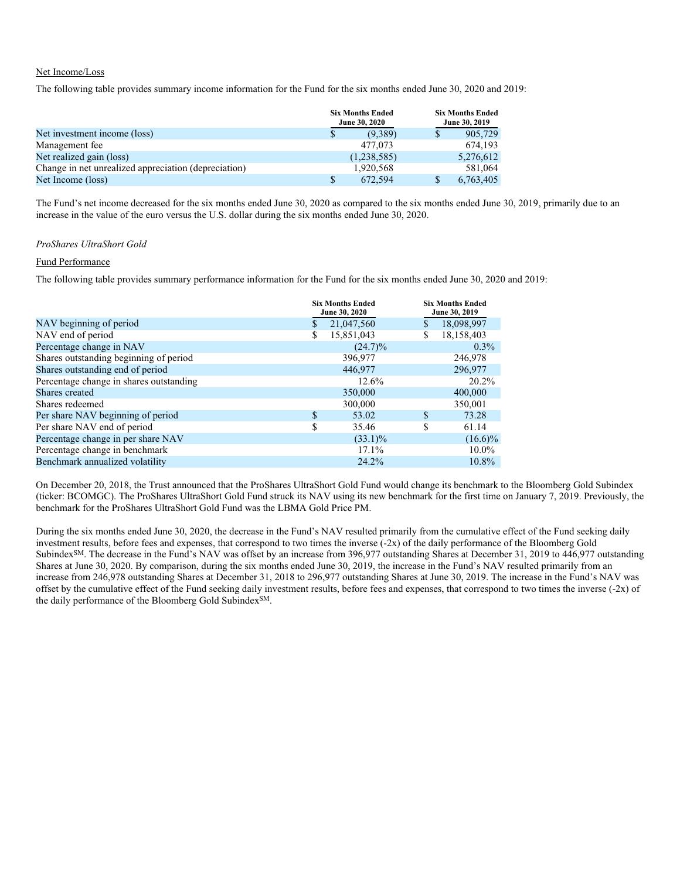Net Income/Loss

The following table provides summary income information for the Fund for the six months ended June 30, 2020 and 2019:

| | Six Months Ended June 30, 2020 | Six Months Ended June 30, 2019 |
|---|---|---|
| Net investment income (loss) | $ (9,389) | $ 905,729 |
| Management fee | 477,073 | 674,193 |
| Net realized gain (loss) | (1,238,585) | 5,276,612 |
| Change in net unrealized appreciation (depreciation) | 1,920,568 | 581,064 |
| Net Income (loss) | $ 672,594 | $ 6,763,405 |

The Fund's net income decreased for the six months ended June 30, 2020 as compared to the six months ended June 30, 2019, primarily due to an increase in the value of the euro versus the U.S. dollar during the six months ended June 30, 2020.

*ProShares UltraShort Gold*

Fund Performance

The following table provides summary performance information for the Fund for the six months ended June 30, 2020 and 2019:

| | Six Months Ended June 30, 2020 | Six Months Ended June 30, 2019 |
|---|---|---|
| NAV beginning of period | $ 21,047,560 | $ 18,098,997 |
| NAV end of period | $ 15,851,043 | $ 18,158,403 |
| Percentage change in NAV | (24.7)% | 0.3% |
| Shares outstanding beginning of period | 396,977 | 246,978 |
| Shares outstanding end of period | 446,977 | 296,977 |
| Percentage change in shares outstanding | 12.6% | 20.2% |
| Shares created | 350,000 | 400,000 |
| Shares redeemed | 300,000 | 350,001 |
| Per share NAV beginning of period | $ 53.02 | $ 73.28 |
| Per share NAV end of period | $ 35.46 | $ 61.14 |
| Percentage change in per share NAV | (33.1)% | (16.6)% |
| Percentage change in benchmark | 17.1% | 10.0% |
| Benchmark annualized volatility | 24.2% | 10.8% |

On December 20, 2018, the Trust announced that the ProShares UltraShort Gold Fund would change its benchmark to the Bloomberg Gold Subindex (ticker: BCOMGC). The ProShares UltraShort Gold Fund struck its NAV using its new benchmark for the first time on January 7, 2019. Previously, the benchmark for the ProShares UltraShort Gold Fund was the LBMA Gold Price PM.

During the six months ended June 30, 2020, the decrease in the Fund's NAV resulted primarily from the cumulative effect of the Fund seeking daily investment results, before fees and expenses, that correspond to two times the inverse (-2x) of the daily performance of the Bloomberg Gold Subindex℠. The decrease in the Fund's NAV was offset by an increase from 396,977 outstanding Shares at December 31, 2019 to 446,977 outstanding Shares at June 30, 2020. By comparison, during the six months ended June 30, 2019, the increase in the Fund's NAV resulted primarily from an increase from 246,978 outstanding Shares at December 31, 2018 to 296,977 outstanding Shares at June 30, 2019. The increase in the Fund's NAV was offset by the cumulative effect of the Fund seeking daily investment results, before fees and expenses, that correspond to two times the inverse (-2x) of the daily performance of the Bloomberg Gold Subindex℠.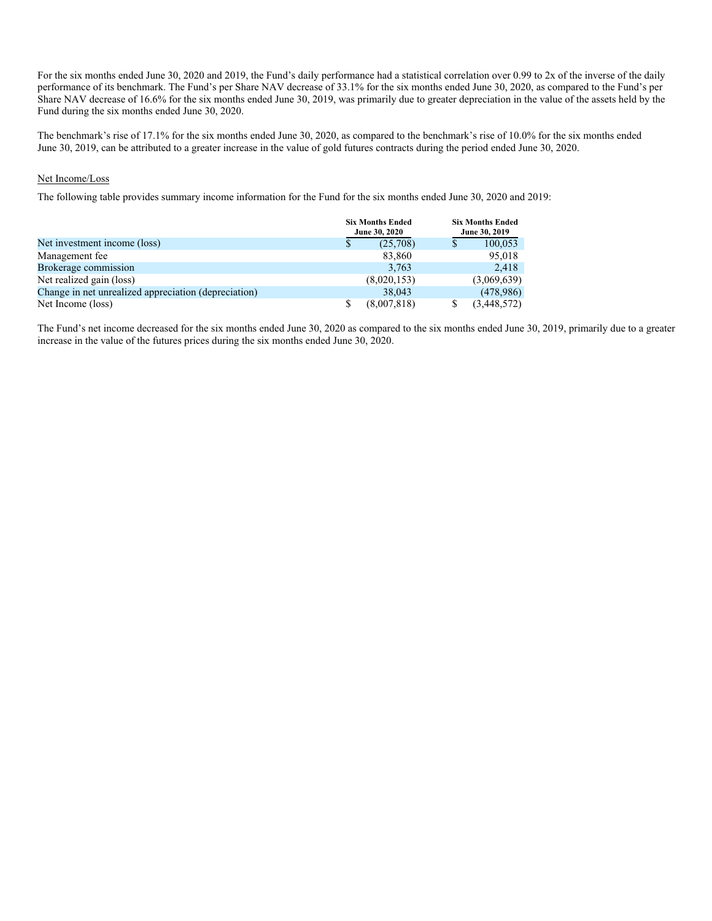For the six months ended June 30, 2020 and 2019, the Fund's daily performance had a statistical correlation over 0.99 to 2x of the inverse of the daily performance of its benchmark. The Fund's per Share NAV decrease of 33.1% for the six months ended June 30, 2020, as compared to the Fund's per Share NAV decrease of 16.6% for the six months ended June 30, 2019, was primarily due to greater depreciation in the value of the assets held by the Fund during the six months ended June 30, 2020.

The benchmark's rise of 17.1% for the six months ended June 30, 2020, as compared to the benchmark's rise of 10.0% for the six months ended June 30, 2019, can be attributed to a greater increase in the value of gold futures contracts during the period ended June 30, 2020.

Net Income/Loss

The following table provides summary income information for the Fund for the six months ended June 30, 2020 and 2019:

| | Six Months Ended June 30, 2020 | Six Months Ended June 30, 2019 |
|---|---|---|
| Net investment income (loss) | $ (25,708) | $ 100,053 |
| Management fee | 83,860 | 95,018 |
| Brokerage commission | 3,763 | 2,418 |
| Net realized gain (loss) | (8,020,153) | (3,069,639) |
| Change in net unrealized appreciation (depreciation) | 38,043 | (478,986) |
| Net Income (loss) | $ (8,007,818) | $ (3,448,572) |

The Fund's net income decreased for the six months ended June 30, 2020 as compared to the six months ended June 30, 2019, primarily due to a greater increase in the value of the futures prices during the six months ended June 30, 2020.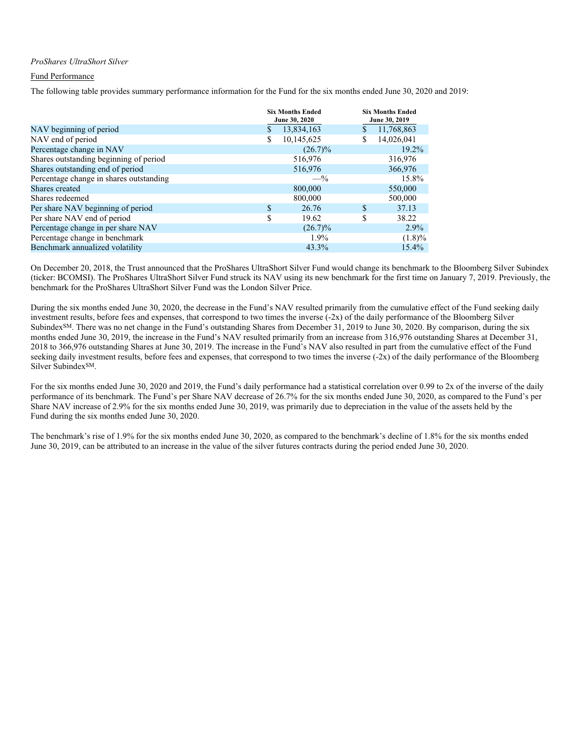*ProShares UltraShort Silver*

Fund Performance

The following table provides summary performance information for the Fund for the six months ended June 30, 2020 and 2019:

| | Six Months Ended June 30, 2020 | Six Months Ended June 30, 2019 |
|---|---|---|
| NAV beginning of period | $ 13,834,163 | $ 11,768,863 |
| NAV end of period | $ 10,145,625 | $ 14,026,041 |
| Percentage change in NAV | (26.7)% | 19.2% |
| Shares outstanding beginning of period | 516,976 | 316,976 |
| Shares outstanding end of period | 516,976 | 366,976 |
| Percentage change in shares outstanding | —% | 15.8% |
| Shares created | 800,000 | 550,000 |
| Shares redeemed | 800,000 | 500,000 |
| Per share NAV beginning of period | $ 26.76 | $ 37.13 |
| Per share NAV end of period | $ 19.62 | $ 38.22 |
| Percentage change in per share NAV | (26.7)% | 2.9% |
| Percentage change in benchmark | 1.9% | (1.8)% |
| Benchmark annualized volatility | 43.3% | 15.4% |

On December 20, 2018, the Trust announced that the ProShares UltraShort Silver Fund would change its benchmark to the Bloomberg Silver Subindex (ticker: BCOMSI). The ProShares UltraShort Silver Fund struck its NAV using its new benchmark for the first time on January 7, 2019. Previously, the benchmark for the ProShares UltraShort Silver Fund was the London Silver Price.

During the six months ended June 30, 2020, the decrease in the Fund's NAV resulted primarily from the cumulative effect of the Fund seeking daily investment results, before fees and expenses, that correspond to two times the inverse (-2x) of the daily performance of the Bloomberg Silver Subindex℠. There was no net change in the Fund's outstanding Shares from December 31, 2019 to June 30, 2020. By comparison, during the six months ended June 30, 2019, the increase in the Fund's NAV resulted primarily from an increase from 316,976 outstanding Shares at December 31, 2018 to 366,976 outstanding Shares at June 30, 2019. The increase in the Fund's NAV also resulted in part from the cumulative effect of the Fund seeking daily investment results, before fees and expenses, that correspond to two times the inverse (-2x) of the daily performance of the Bloomberg Silver Subindex℠.

For the six months ended June 30, 2020 and 2019, the Fund's daily performance had a statistical correlation over 0.99 to 2x of the inverse of the daily performance of its benchmark. The Fund's per Share NAV decrease of 26.7% for the six months ended June 30, 2020, as compared to the Fund's per Share NAV increase of 2.9% for the six months ended June 30, 2019, was primarily due to depreciation in the value of the assets held by the Fund during the six months ended June 30, 2020.

The benchmark's rise of 1.9% for the six months ended June 30, 2020, as compared to the benchmark's decline of 1.8% for the six months ended June 30, 2019, can be attributed to an increase in the value of the silver futures contracts during the period ended June 30, 2020.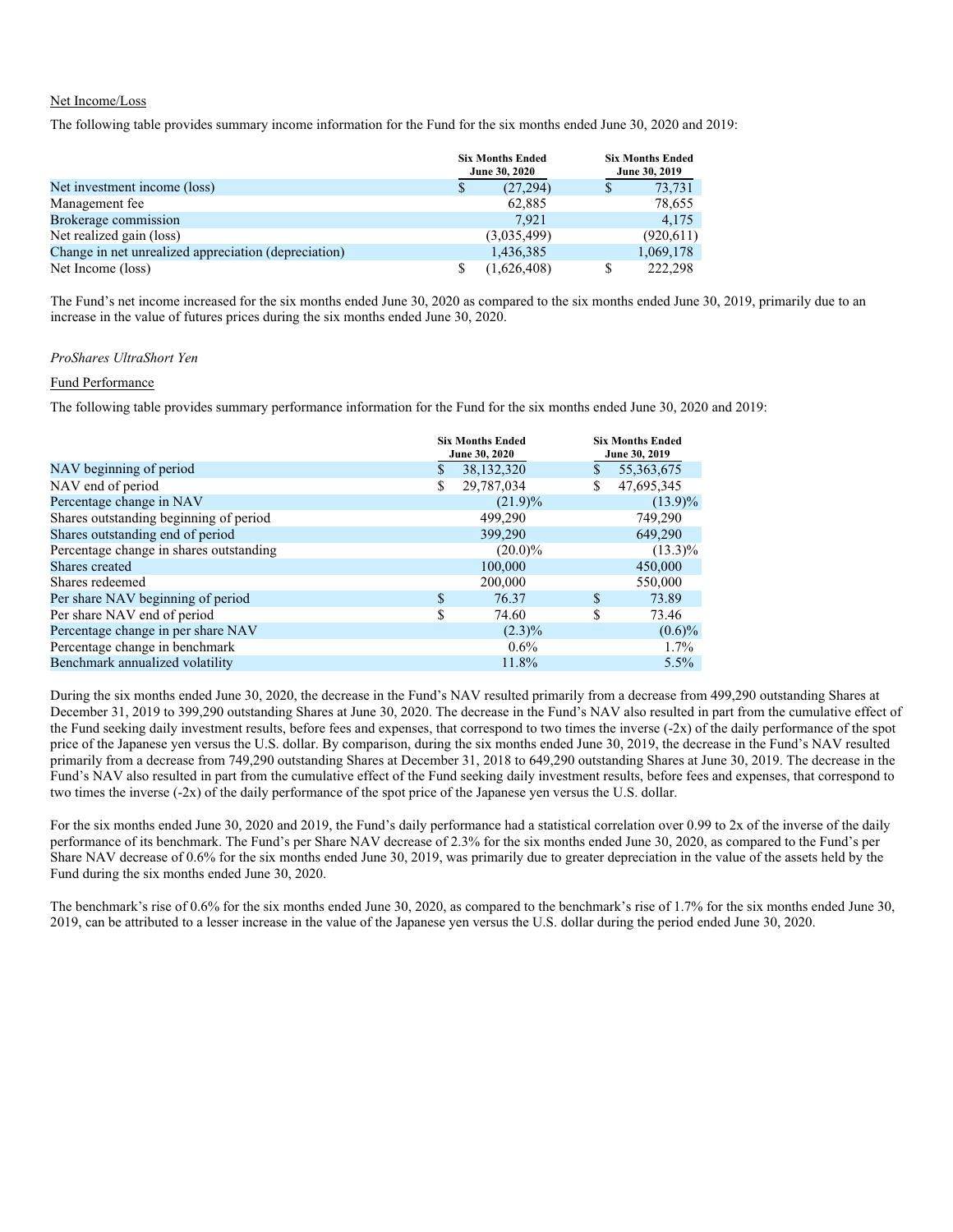Net Income/Loss

The following table provides summary income information for the Fund for the six months ended June 30, 2020 and 2019:

| | Six Months Ended June 30, 2020 | Six Months Ended June 30, 2019 |
|---|---|---|
| Net investment income (loss) | $ (27,294) | $ 73,731 |
| Management fee | 62,885 | 78,655 |
| Brokerage commission | 7,921 | 4,175 |
| Net realized gain (loss) | (3,035,499) | (920,611) |
| Change in net unrealized appreciation (depreciation) | 1,436,385 | 1,069,178 |
| Net Income (loss) | $ (1,626,408) | $ 222,298 |

The Fund's net income increased for the six months ended June 30, 2020 as compared to the six months ended June 30, 2019, primarily due to an increase in the value of futures prices during the six months ended June 30, 2020.

*ProShares UltraShort Yen*

Fund Performance

The following table provides summary performance information for the Fund for the six months ended June 30, 2020 and 2019:

| | Six Months Ended June 30, 2020 | Six Months Ended June 30, 2019 |
|---|---|---|
| NAV beginning of period | $ 38,132,320 | $ 55,363,675 |
| NAV end of period | $ 29,787,034 | $ 47,695,345 |
| Percentage change in NAV | (21.9)% | (13.9)% |
| Shares outstanding beginning of period | 499,290 | 749,290 |
| Shares outstanding end of period | 399,290 | 649,290 |
| Percentage change in shares outstanding | (20.0)% | (13.3)% |
| Shares created | 100,000 | 450,000 |
| Shares redeemed | 200,000 | 550,000 |
| Per share NAV beginning of period | $ 76.37 | $ 73.89 |
| Per share NAV end of period | $ 74.60 | $ 73.46 |
| Percentage change in per share NAV | (2.3)% | (0.6)% |
| Percentage change in benchmark | 0.6% | 1.7% |
| Benchmark annualized volatility | 11.8% | 5.5% |

During the six months ended June 30, 2020, the decrease in the Fund's NAV resulted primarily from a decrease from 499,290 outstanding Shares at December 31, 2019 to 399,290 outstanding Shares at June 30, 2020. The decrease in the Fund's NAV also resulted in part from the cumulative effect of the Fund seeking daily investment results, before fees and expenses, that correspond to two times the inverse (-2x) of the daily performance of the spot price of the Japanese yen versus the U.S. dollar. By comparison, during the six months ended June 30, 2019, the decrease in the Fund's NAV resulted primarily from a decrease from 749,290 outstanding Shares at December 31, 2018 to 649,290 outstanding Shares at June 30, 2019. The decrease in the Fund's NAV also resulted in part from the cumulative effect of the Fund seeking daily investment results, before fees and expenses, that correspond to two times the inverse (-2x) of the daily performance of the spot price of the Japanese yen versus the U.S. dollar.

For the six months ended June 30, 2020 and 2019, the Fund's daily performance had a statistical correlation over 0.99 to 2x of the inverse of the daily performance of its benchmark. The Fund's per Share NAV decrease of 2.3% for the six months ended June 30, 2020, as compared to the Fund's per Share NAV decrease of 0.6% for the six months ended June 30, 2019, was primarily due to greater depreciation in the value of the assets held by the Fund during the six months ended June 30, 2020.

The benchmark's rise of 0.6% for the six months ended June 30, 2020, as compared to the benchmark's rise of 1.7% for the six months ended June 30, 2019, can be attributed to a lesser increase in the value of the Japanese yen versus the U.S. dollar during the period ended June 30, 2020.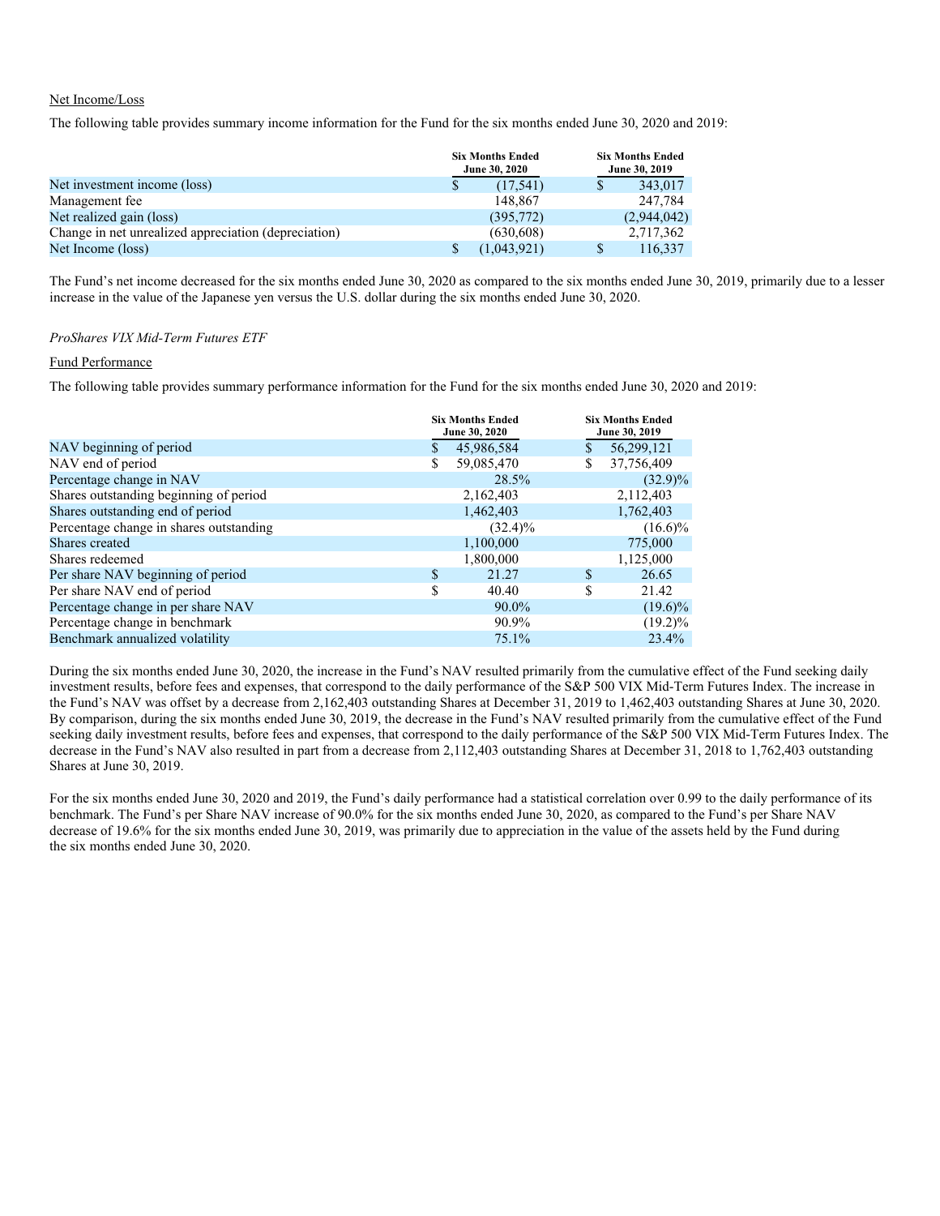Net Income/Loss

The following table provides summary income information for the Fund for the six months ended June 30, 2020 and 2019:

| | Six Months Ended June 30, 2020 | Six Months Ended June 30, 2019 |
|---|---|---|
| Net investment income (loss) | $ (17,541) | $ 343,017 |
| Management fee | 148,867 | 247,784 |
| Net realized gain (loss) | (395,772) | (2,944,042) |
| Change in net unrealized appreciation (depreciation) | (630,608) | 2,717,362 |
| Net Income (loss) | $ (1,043,921) | $ 116,337 |

The Fund's net income decreased for the six months ended June 30, 2020 as compared to the six months ended June 30, 2019, primarily due to a lesser increase in the value of the Japanese yen versus the U.S. dollar during the six months ended June 30, 2020.

*ProShares VIX Mid-Term Futures ETF*

Fund Performance

The following table provides summary performance information for the Fund for the six months ended June 30, 2020 and 2019:

| | Six Months Ended June 30, 2020 | Six Months Ended June 30, 2019 |
|---|---|---|
| NAV beginning of period | $ 45,986,584 | $ 56,299,121 |
| NAV end of period | $ 59,085,470 | $ 37,756,409 |
| Percentage change in NAV | 28.5% | (32.9)% |
| Shares outstanding beginning of period | 2,162,403 | 2,112,403 |
| Shares outstanding end of period | 1,462,403 | 1,762,403 |
| Percentage change in shares outstanding | (32.4)% | (16.6)% |
| Shares created | 1,100,000 | 775,000 |
| Shares redeemed | 1,800,000 | 1,125,000 |
| Per share NAV beginning of period | $ 21.27 | $ 26.65 |
| Per share NAV end of period | $ 40.40 | $ 21.42 |
| Percentage change in per share NAV | 90.0% | (19.6)% |
| Percentage change in benchmark | 90.9% | (19.2)% |
| Benchmark annualized volatility | 75.1% | 23.4% |

During the six months ended June 30, 2020, the increase in the Fund's NAV resulted primarily from the cumulative effect of the Fund seeking daily investment results, before fees and expenses, that correspond to the daily performance of the S&P 500 VIX Mid-Term Futures Index. The increase in the Fund's NAV was offset by a decrease from 2,162,403 outstanding Shares at December 31, 2019 to 1,462,403 outstanding Shares at June 30, 2020. By comparison, during the six months ended June 30, 2019, the decrease in the Fund's NAV resulted primarily from the cumulative effect of the Fund seeking daily investment results, before fees and expenses, that correspond to the daily performance of the S&P 500 VIX Mid-Term Futures Index. The decrease in the Fund's NAV also resulted in part from a decrease from 2,112,403 outstanding Shares at December 31, 2018 to 1,762,403 outstanding Shares at June 30, 2019.

For the six months ended June 30, 2020 and 2019, the Fund's daily performance had a statistical correlation over 0.99 to the daily performance of its benchmark. The Fund's per Share NAV increase of 90.0% for the six months ended June 30, 2020, as compared to the Fund's per Share NAV decrease of 19.6% for the six months ended June 30, 2019, was primarily due to appreciation in the value of the assets held by the Fund during the six months ended June 30, 2020.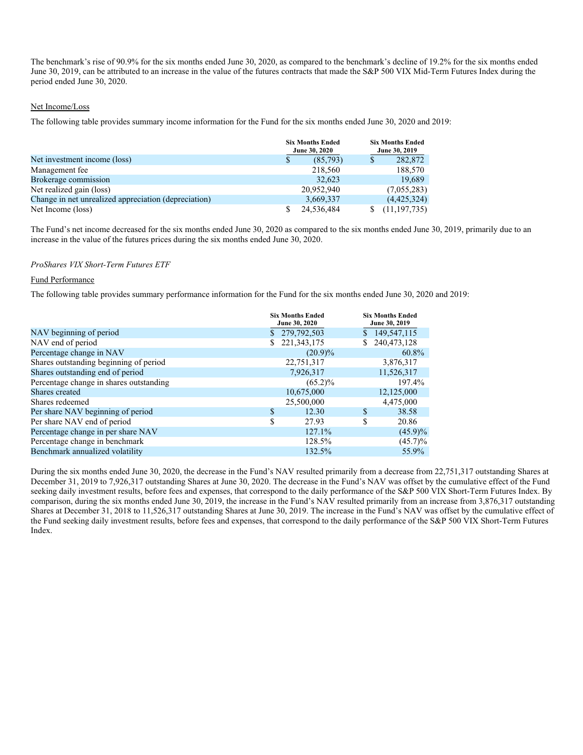The benchmark's rise of 90.9% for the six months ended June 30, 2020, as compared to the benchmark's decline of 19.2% for the six months ended June 30, 2019, can be attributed to an increase in the value of the futures contracts that made the S&P 500 VIX Mid-Term Futures Index during the period ended June 30, 2020.

Net Income/Loss

The following table provides summary income information for the Fund for the six months ended June 30, 2020 and 2019:

| | Six Months Ended June 30, 2020 | Six Months Ended June 30, 2019 |
|---|---|---|
| Net investment income (loss) | $ (85,793) | $ 282,872 |
| Management fee | 218,560 | 188,570 |
| Brokerage commission | 32,623 | 19,689 |
| Net realized gain (loss) | 20,952,940 | (7,055,283) |
| Change in net unrealized appreciation (depreciation) | 3,669,337 | (4,425,324) |
| Net Income (loss) | $ 24,536,484 | $ (11,197,735) |

The Fund's net income decreased for the six months ended June 30, 2020 as compared to the six months ended June 30, 2019, primarily due to an increase in the value of the futures prices during the six months ended June 30, 2020.

*ProShares VIX Short-Term Futures ETF*

Fund Performance

The following table provides summary performance information for the Fund for the six months ended June 30, 2020 and 2019:

| | Six Months Ended June 30, 2020 | Six Months Ended June 30, 2019 |
|---|---|---|
| NAV beginning of period | $ 279,792,503 | $ 149,547,115 |
| NAV end of period | $ 221,343,175 | $ 240,473,128 |
| Percentage change in NAV | (20.9)% | 60.8% |
| Shares outstanding beginning of period | 22,751,317 | 3,876,317 |
| Shares outstanding end of period | 7,926,317 | 11,526,317 |
| Percentage change in shares outstanding | (65.2)% | 197.4% |
| Shares created | 10,675,000 | 12,125,000 |
| Shares redeemed | 25,500,000 | 4,475,000 |
| Per share NAV beginning of period | $ 12.30 | $ 38.58 |
| Per share NAV end of period | $ 27.93 | $ 20.86 |
| Percentage change in per share NAV | 127.1% | (45.9)% |
| Percentage change in benchmark | 128.5% | (45.7)% |
| Benchmark annualized volatility | 132.5% | 55.9% |

During the six months ended June 30, 2020, the decrease in the Fund's NAV resulted primarily from a decrease from 22,751,317 outstanding Shares at December 31, 2019 to 7,926,317 outstanding Shares at June 30, 2020. The decrease in the Fund's NAV was offset by the cumulative effect of the Fund seeking daily investment results, before fees and expenses, that correspond to the daily performance of the S&P 500 VIX Short-Term Futures Index. By comparison, during the six months ended June 30, 2019, the increase in the Fund's NAV resulted primarily from an increase from 3,876,317 outstanding Shares at December 31, 2018 to 11,526,317 outstanding Shares at June 30, 2019. The increase in the Fund's NAV was offset by the cumulative effect of the Fund seeking daily investment results, before fees and expenses, that correspond to the daily performance of the S&P 500 VIX Short-Term Futures Index.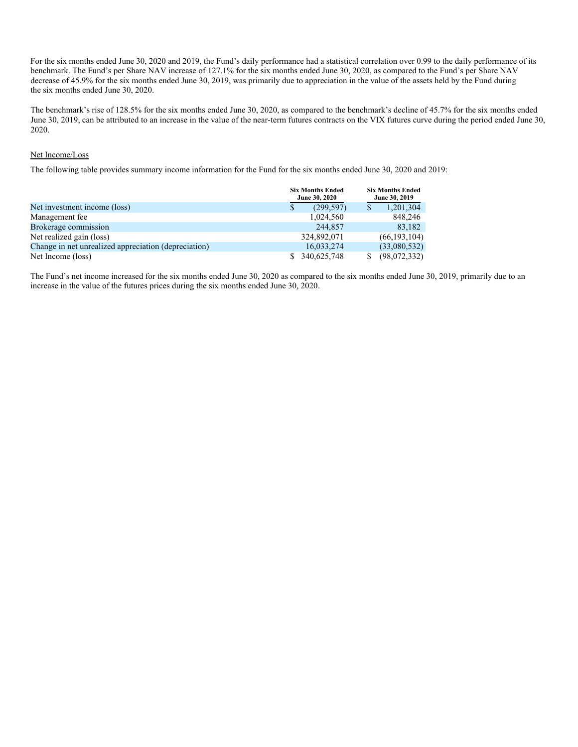For the six months ended June 30, 2020 and 2019, the Fund's daily performance had a statistical correlation over 0.99 to the daily performance of its benchmark. The Fund's per Share NAV increase of 127.1% for the six months ended June 30, 2020, as compared to the Fund's per Share NAV decrease of 45.9% for the six months ended June 30, 2019, was primarily due to appreciation in the value of the assets held by the Fund during the six months ended June 30, 2020.

The benchmark's rise of 128.5% for the six months ended June 30, 2020, as compared to the benchmark's decline of 45.7% for the six months ended June 30, 2019, can be attributed to an increase in the value of the near-term futures contracts on the VIX futures curve during the period ended June 30, 2020.

Net Income/Loss

The following table provides summary income information for the Fund for the six months ended June 30, 2020 and 2019:

| | Six Months Ended June 30, 2020 | Six Months Ended June 30, 2019 |
|---|---|---|
| Net investment income (loss) | $ (299,597) | $ 1,201,304 |
| Management fee | 1,024,560 | 848,246 |
| Brokerage commission | 244,857 | 83,182 |
| Net realized gain (loss) | 324,892,071 | (66,193,104) |
| Change in net unrealized appreciation (depreciation) | 16,033,274 | (33,080,532) |
| Net Income (loss) | $ 340,625,748 | $ (98,072,332) |

The Fund's net income increased for the six months ended June 30, 2020 as compared to the six months ended June 30, 2019, primarily due to an increase in the value of the futures prices during the six months ended June 30, 2020.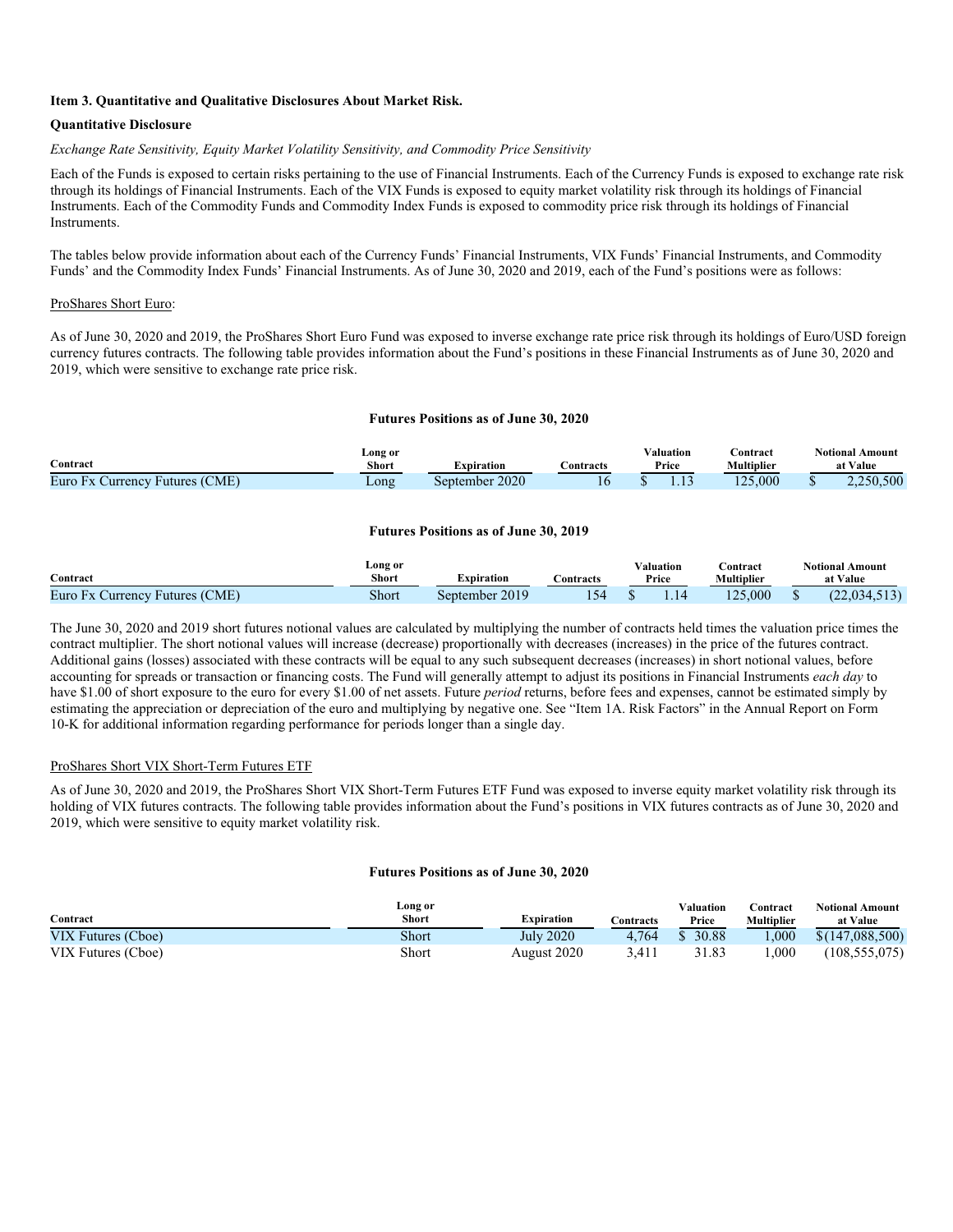**Item 3. Quantitative and Qualitative Disclosures About Market Risk.**

**Quantitative Disclosure**

*Exchange Rate Sensitivity, Equity Market Volatility Sensitivity, and Commodity Price Sensitivity*

Each of the Funds is exposed to certain risks pertaining to the use of Financial Instruments. Each of the Currency Funds is exposed to exchange rate risk through its holdings of Financial Instruments. Each of the VIX Funds is exposed to equity market volatility risk through its holdings of Financial Instruments. Each of the Commodity Funds and Commodity Index Funds is exposed to commodity price risk through its holdings of Financial Instruments.

The tables below provide information about each of the Currency Funds' Financial Instruments, VIX Funds' Financial Instruments, and Commodity Funds' and the Commodity Index Funds' Financial Instruments. As of June 30, 2020 and 2019, each of the Fund's positions were as follows:

ProShares Short Euro:

As of June 30, 2020 and 2019, the ProShares Short Euro Fund was exposed to inverse exchange rate price risk through its holdings of Euro/USD foreign currency futures contracts. The following table provides information about the Fund's positions in these Financial Instruments as of June 30, 2020 and 2019, which were sensitive to exchange rate price risk.

**Futures Positions as of June 30, 2020**

| Contract | Long or Short | Expiration | Contracts | Valuation Price | Contract Multiplier | Notional Amount at Value |
|---|---|---|---|---|---|---|
| Euro Fx Currency Futures (CME) | Long | September 2020 | 16 | $ 1.13 | 125,000 | $ 2,250,500 |

**Futures Positions as of June 30, 2019**

| Contract | Long or Short | Expiration | Contracts | Valuation Price | Contract Multiplier | Notional Amount at Value |
|---|---|---|---|---|---|---|
| Euro Fx Currency Futures (CME) | Short | September 2019 | 154 | $ 1.14 | 125,000 | $ (22,034,513) |

The June 30, 2020 and 2019 short futures notional values are calculated by multiplying the number of contracts held times the valuation price times the contract multiplier. The short notional values will increase (decrease) proportionally with decreases (increases) in the price of the futures contract. Additional gains (losses) associated with these contracts will be equal to any such subsequent decreases (increases) in short notional values, before accounting for spreads or transaction or financing costs. The Fund will generally attempt to adjust its positions in Financial Instruments *each day* to have $1.00 of short exposure to the euro for every $1.00 of net assets. Future *period* returns, before fees and expenses, cannot be estimated simply by estimating the appreciation or depreciation of the euro and multiplying by negative one. See "Item 1A. Risk Factors" in the Annual Report on Form 10-K for additional information regarding performance for periods longer than a single day.

ProShares Short VIX Short-Term Futures ETF

As of June 30, 2020 and 2019, the ProShares Short VIX Short-Term Futures ETF Fund was exposed to inverse equity market volatility risk through its holding of VIX futures contracts. The following table provides information about the Fund's positions in VIX futures contracts as of June 30, 2020 and 2019, which were sensitive to equity market volatility risk.

**Futures Positions as of June 30, 2020**

| Contract | Long or Short | Expiration | Contracts | Valuation Price | Contract Multiplier | Notional Amount at Value |
|---|---|---|---|---|---|---|
| VIX Futures (Cboe) | Short | July 2020 | 4,764 | $ 30.88 | 1,000 | $(147,088,500) |
| VIX Futures (Cboe) | Short | August 2020 | 3,411 | 31.83 | 1,000 | (108,555,075) |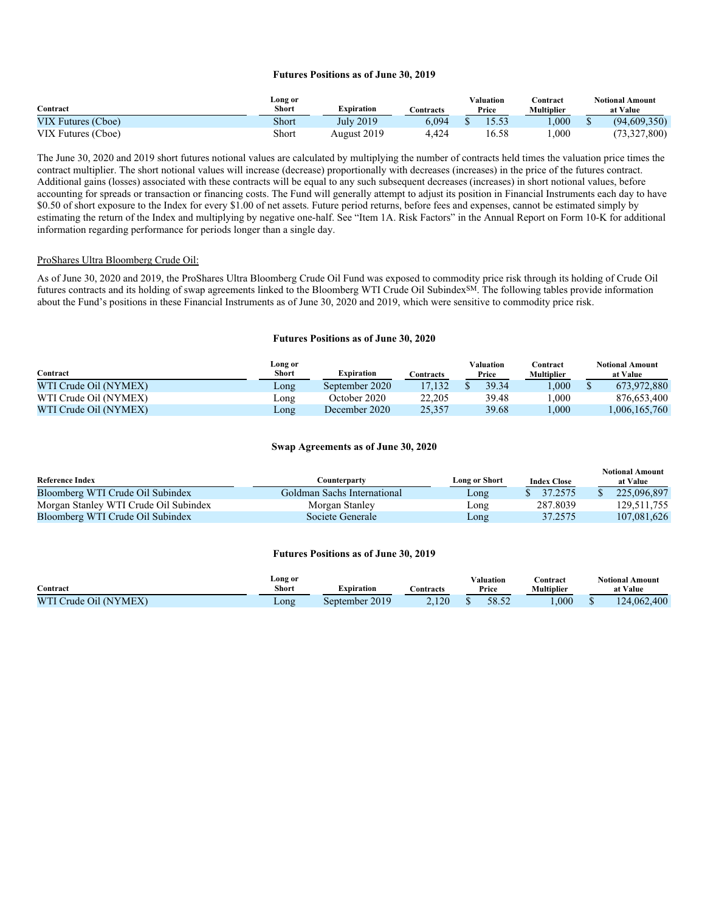**Futures Positions as of June 30, 2019**

| Contract | Long or Short | Expiration | Contracts | Valuation Price | Contract Multiplier | Notional Amount at Value |
|---|---|---|---|---|---|---|
| VIX Futures (Cboe) | Short | July 2019 | 6,094 | $ 15.53 | 1,000 | $ (94,609,350) |
| VIX Futures (Cboe) | Short | August 2019 | 4,424 | 16.58 | 1,000 | (73,327,800) |

The June 30, 2020 and 2019 short futures notional values are calculated by multiplying the number of contracts held times the valuation price times the contract multiplier. The short notional values will increase (decrease) proportionally with decreases (increases) in the price of the futures contract. Additional gains (losses) associated with these contracts will be equal to any such subsequent decreases (increases) in short notional values, before accounting for spreads or transaction or financing costs. The Fund will generally attempt to adjust its position in Financial Instruments each day to have $0.50 of short exposure to the Index for every $1.00 of net assets. Future period returns, before fees and expenses, cannot be estimated simply by estimating the return of the Index and multiplying by negative one-half. See "Item 1A. Risk Factors" in the Annual Report on Form 10-K for additional information regarding performance for periods longer than a single day.

ProShares Ultra Bloomberg Crude Oil:

As of June 30, 2020 and 2019, the ProShares Ultra Bloomberg Crude Oil Fund was exposed to commodity price risk through its holding of Crude Oil futures contracts and its holding of swap agreements linked to the Bloomberg WTI Crude Oil Subindex[SM]. The following tables provide information about the Fund's positions in these Financial Instruments as of June 30, 2020 and 2019, which were sensitive to commodity price risk.

**Futures Positions as of June 30, 2020**

| Contract | Long or Short | Expiration | Contracts | Valuation Price | Contract Multiplier | Notional Amount at Value |
|---|---|---|---|---|---|---|
| WTI Crude Oil (NYMEX) | Long | September 2020 | 17,132 | $ 39.34 | 1,000 | $ 673,972,880 |
| WTI Crude Oil (NYMEX) | Long | October 2020 | 22,205 | 39.48 | 1,000 | 876,653,400 |
| WTI Crude Oil (NYMEX) | Long | December 2020 | 25,357 | 39.68 | 1,000 | 1,006,165,760 |

**Swap Agreements as of June 30, 2020**

| Reference Index | Counterparty | Long or Short | Index Close | Notional Amount at Value |
|---|---|---|---|---|
| Bloomberg WTI Crude Oil Subindex | Goldman Sachs International | Long | $ 37.2575 | $ 225,096,897 |
| Morgan Stanley WTI Crude Oil Subindex | Morgan Stanley | Long | 287.8039 | 129,511,755 |
| Bloomberg WTI Crude Oil Subindex | Societe Generale | Long | 37.2575 | 107,081,626 |

**Futures Positions as of June 30, 2019**

| Contract | Long or Short | Expiration | Contracts | Valuation Price | Contract Multiplier | Notional Amount at Value |
|---|---|---|---|---|---|---|
| WTI Crude Oil (NYMEX) | Long | September 2019 | 2,120 | $ 58.52 | 1,000 | $ 124,062,400 |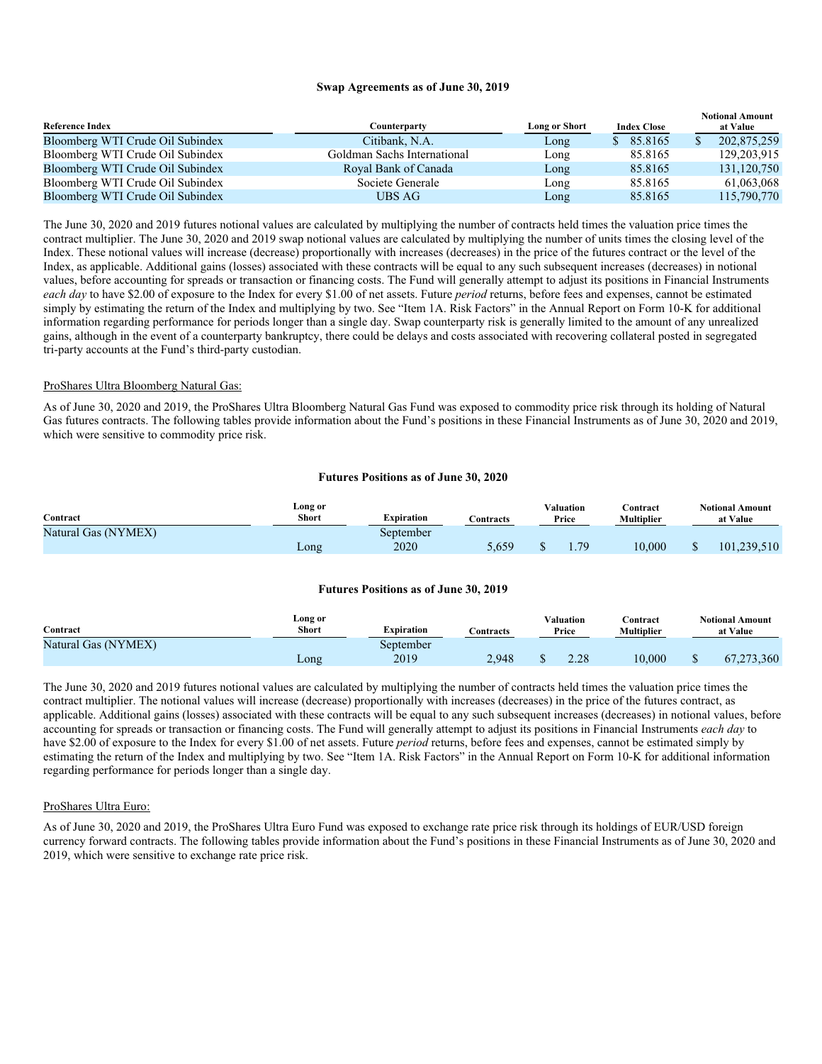**Swap Agreements as of June 30, 2019**

| Reference Index | Counterparty | Long or Short | Index Close | Notional Amount at Value |
|---|---|---|---|---|
| Bloomberg WTI Crude Oil Subindex | Citibank, N.A. | Long | $ 85.8165 | $ 202,875,259 |
| Bloomberg WTI Crude Oil Subindex | Goldman Sachs International | Long | 85.8165 | 129,203,915 |
| Bloomberg WTI Crude Oil Subindex | Royal Bank of Canada | Long | 85.8165 | 131,120,750 |
| Bloomberg WTI Crude Oil Subindex | Societe Generale | Long | 85.8165 | 61,063,068 |
| Bloomberg WTI Crude Oil Subindex | UBS AG | Long | 85.8165 | 115,790,770 |

The June 30, 2020 and 2019 futures notional values are calculated by multiplying the number of contracts held times the valuation price times the contract multiplier. The June 30, 2020 and 2019 swap notional values are calculated by multiplying the number of units times the closing level of the Index. These notional values will increase (decrease) proportionally with increases (decreases) in the price of the futures contract or the level of the Index, as applicable. Additional gains (losses) associated with these contracts will be equal to any such subsequent increases (decreases) in notional values, before accounting for spreads or transaction or financing costs. The Fund will generally attempt to adjust its positions in Financial Instruments *each day* to have $2.00 of exposure to the Index for every $1.00 of net assets. Future *period* returns, before fees and expenses, cannot be estimated simply by estimating the return of the Index and multiplying by two. See "Item 1A. Risk Factors" in the Annual Report on Form 10-K for additional information regarding performance for periods longer than a single day. Swap counterparty risk is generally limited to the amount of any unrealized gains, although in the event of a counterparty bankruptcy, there could be delays and costs associated with recovering collateral posted in segregated tri-party accounts at the Fund's third-party custodian.

ProShares Ultra Bloomberg Natural Gas:

As of June 30, 2020 and 2019, the ProShares Ultra Bloomberg Natural Gas Fund was exposed to commodity price risk through its holding of Natural Gas futures contracts. The following tables provide information about the Fund's positions in these Financial Instruments as of June 30, 2020 and 2019, which were sensitive to commodity price risk.

**Futures Positions as of June 30, 2020**

| Contract | Long or Short | Expiration | Contracts | Valuation Price | Contract Multiplier | Notional Amount at Value |
|---|---|---|---|---|---|---|
| Natural Gas (NYMEX) | Long | September 2020 | 5,659 | $ 1.79 | 10,000 | $ 101,239,510 |

**Futures Positions as of June 30, 2019**

| Contract | Long or Short | Expiration | Contracts | Valuation Price | Contract Multiplier | Notional Amount at Value |
|---|---|---|---|---|---|---|
| Natural Gas (NYMEX) | Long | September 2019 | 2,948 | $ 2.28 | 10,000 | $ 67,273,360 |

The June 30, 2020 and 2019 futures notional values are calculated by multiplying the number of contracts held times the valuation price times the contract multiplier. The notional values will increase (decrease) proportionally with increases (decreases) in the price of the futures contract, as applicable. Additional gains (losses) associated with these contracts will be equal to any such subsequent increases (decreases) in notional values, before accounting for spreads or transaction or financing costs. The Fund will generally attempt to adjust its positions in Financial Instruments *each day* to have $2.00 of exposure to the Index for every $1.00 of net assets. Future *period* returns, before fees and expenses, cannot be estimated simply by estimating the return of the Index and multiplying by two. See "Item 1A. Risk Factors" in the Annual Report on Form 10-K for additional information regarding performance for periods longer than a single day.

ProShares Ultra Euro:

As of June 30, 2020 and 2019, the ProShares Ultra Euro Fund was exposed to exchange rate price risk through its holdings of EUR/USD foreign currency forward contracts. The following tables provide information about the Fund's positions in these Financial Instruments as of June 30, 2020 and 2019, which were sensitive to exchange rate price risk.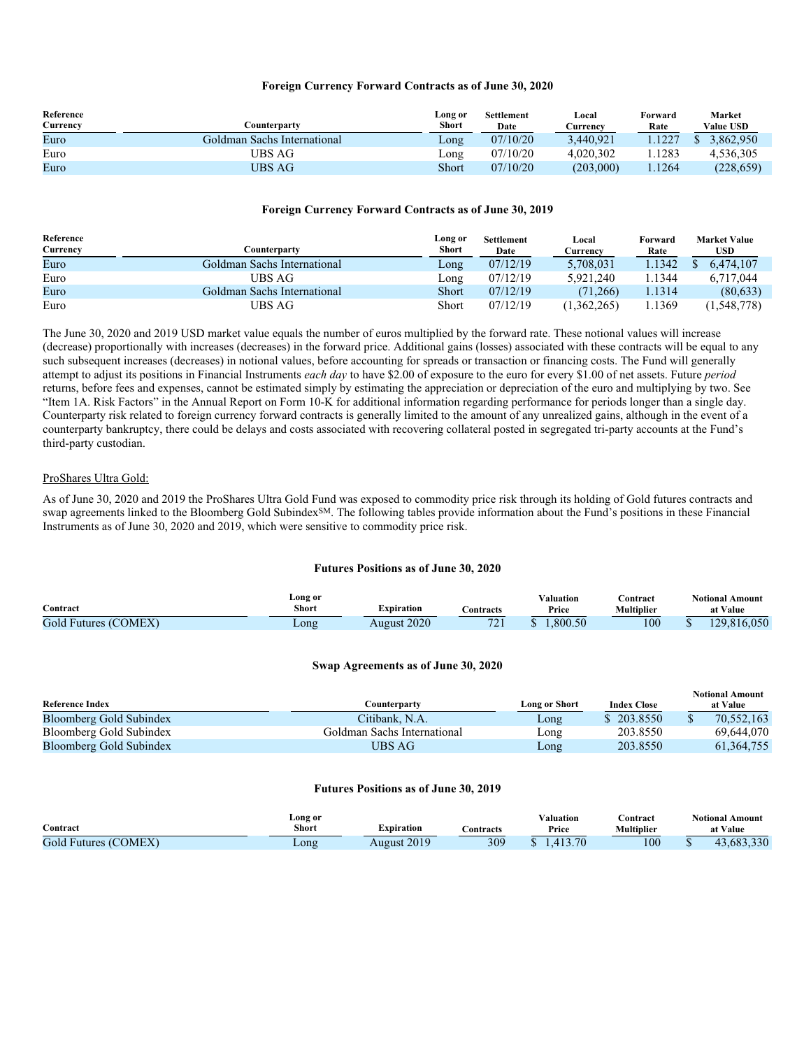**Foreign Currency Forward Contracts as of June 30, 2020**

| Reference Currency | Counterparty | Long or Short | Settlement Date | Local Currency | Forward Rate | Market Value USD |
|---|---|---|---|---|---|---|
| Euro | Goldman Sachs International | Long | 07/10/20 | 3,440,921 | 1.1227 | $ 3,862,950 |
| Euro | UBS AG | Long | 07/10/20 | 4,020,302 | 1.1283 | 4,536,305 |
| Euro | UBS AG | Short | 07/10/20 | (203,000) | 1.1264 | (228,659) |

**Foreign Currency Forward Contracts as of June 30, 2019**

| Reference Currency | Counterparty | Long or Short | Settlement Date | Local Currency | Forward Rate | Market Value USD |
|---|---|---|---|---|---|---|
| Euro | Goldman Sachs International | Long | 07/12/19 | 5,708,031 | 1.1342 | $ 6,474,107 |
| Euro | UBS AG | Long | 07/12/19 | 5,921,240 | 1.1344 | 6,717,044 |
| Euro | Goldman Sachs International | Short | 07/12/19 | (71,266) | 1.1314 | (80,633) |
| Euro | UBS AG | Short | 07/12/19 | (1,362,265) | 1.1369 | (1,548,778) |

The June 30, 2020 and 2019 USD market value equals the number of euros multiplied by the forward rate. These notional values will increase (decrease) proportionally with increases (decreases) in the forward price. Additional gains (losses) associated with these contracts will be equal to any such subsequent increases (decreases) in notional values, before accounting for spreads or transaction or financing costs. The Fund will generally attempt to adjust its positions in Financial Instruments *each day* to have $2.00 of exposure to the euro for every $1.00 of net assets. Future *period* returns, before fees and expenses, cannot be estimated simply by estimating the appreciation or depreciation of the euro and multiplying by two. See "Item 1A. Risk Factors" in the Annual Report on Form 10-K for additional information regarding performance for periods longer than a single day. Counterparty risk related to foreign currency forward contracts is generally limited to the amount of any unrealized gains, although in the event of a counterparty bankruptcy, there could be delays and costs associated with recovering collateral posted in segregated tri-party accounts at the Fund's third-party custodian.

ProShares Ultra Gold:

As of June 30, 2020 and 2019 the ProShares Ultra Gold Fund was exposed to commodity price risk through its holding of Gold futures contracts and swap agreements linked to the Bloomberg Gold Subindex℠. The following tables provide information about the Fund's positions in these Financial Instruments as of June 30, 2020 and 2019, which were sensitive to commodity price risk.

**Futures Positions as of June 30, 2020**

| Contract | Long or Short | Expiration | Contracts | Valuation Price | Contract Multiplier | Notional Amount at Value |
|---|---|---|---|---|---|---|
| Gold Futures (COMEX) | Long | August 2020 | 721 | $ 1,800.50 | 100 | $ 129,816,050 |

**Swap Agreements as of June 30, 2020**

| Reference Index | Counterparty | Long or Short | Index Close | Notional Amount at Value |
|---|---|---|---|---|
| Bloomberg Gold Subindex | Citibank, N.A. | Long | $ 203.8550 | $ 70,552,163 |
| Bloomberg Gold Subindex | Goldman Sachs International | Long | 203.8550 | 69,644,070 |
| Bloomberg Gold Subindex | UBS AG | Long | 203.8550 | 61,364,755 |

**Futures Positions as of June 30, 2019**

| Contract | Long or Short | Expiration | Contracts | Valuation Price | Contract Multiplier | Notional Amount at Value |
|---|---|---|---|---|---|---|
| Gold Futures (COMEX) | Long | August 2019 | 309 | $ 1,413.70 | 100 | $ 43,683,330 |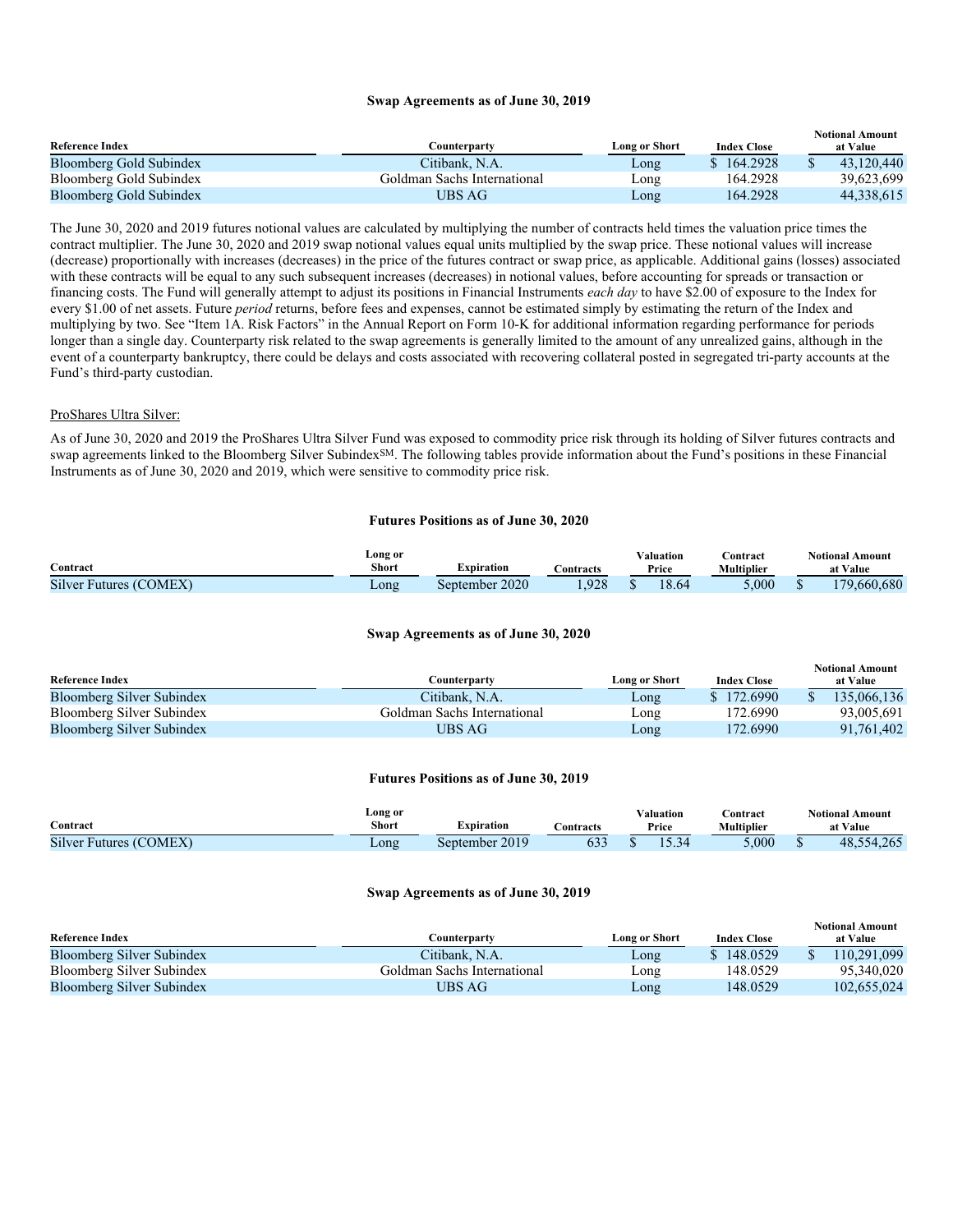**Swap Agreements as of June 30, 2019**

| Reference Index | Counterparty | Long or Short | Index Close | Notional Amount at Value |
|---|---|---|---|---|
| Bloomberg Gold Subindex | Citibank, N.A. | Long | $ 164.2928 | $ 43,120,440 |
| Bloomberg Gold Subindex | Goldman Sachs International | Long | 164.2928 | 39,623,699 |
| Bloomberg Gold Subindex | UBS AG | Long | 164.2928 | 44,338,615 |

The June 30, 2020 and 2019 futures notional values are calculated by multiplying the number of contracts held times the valuation price times the contract multiplier. The June 30, 2020 and 2019 swap notional values equal units multiplied by the swap price. These notional values will increase (decrease) proportionally with increases (decreases) in the price of the futures contract or swap price, as applicable. Additional gains (losses) associated with these contracts will be equal to any such subsequent increases (decreases) in notional values, before accounting for spreads or transaction or financing costs. The Fund will generally attempt to adjust its positions in Financial Instruments *each day* to have $2.00 of exposure to the Index for every $1.00 of net assets. Future *period* returns, before fees and expenses, cannot be estimated simply by estimating the return of the Index and multiplying by two. See "Item 1A. Risk Factors" in the Annual Report on Form 10-K for additional information regarding performance for periods longer than a single day. Counterparty risk related to the swap agreements is generally limited to the amount of any unrealized gains, although in the event of a counterparty bankruptcy, there could be delays and costs associated with recovering collateral posted in segregated tri-party accounts at the Fund's third-party custodian.

ProShares Ultra Silver:

As of June 30, 2020 and 2019 the ProShares Ultra Silver Fund was exposed to commodity price risk through its holding of Silver futures contracts and swap agreements linked to the Bloomberg Silver Subindex℠. The following tables provide information about the Fund's positions in these Financial Instruments as of June 30, 2020 and 2019, which were sensitive to commodity price risk.

**Futures Positions as of June 30, 2020**

| Contract | Long or Short | Expiration | Contracts | Valuation Price | Contract Multiplier | Notional Amount at Value |
|---|---|---|---|---|---|---|
| Silver Futures (COMEX) | Long | September 2020 | 1,928 | $ 18.64 | 5,000 | $ 179,660,680 |

**Swap Agreements as of June 30, 2020**

| Reference Index | Counterparty | Long or Short | Index Close | Notional Amount at Value |
|---|---|---|---|---|
| Bloomberg Silver Subindex | Citibank, N.A. | Long | $ 172.6990 | $ 135,066,136 |
| Bloomberg Silver Subindex | Goldman Sachs International | Long | 172.6990 | 93,005,691 |
| Bloomberg Silver Subindex | UBS AG | Long | 172.6990 | 91,761,402 |

**Futures Positions as of June 30, 2019**

| Contract | Long or Short | Expiration | Contracts | Valuation Price | Contract Multiplier | Notional Amount at Value |
|---|---|---|---|---|---|---|
| Silver Futures (COMEX) | Long | September 2019 | 633 | $ 15.34 | 5,000 | $ 48,554,265 |

**Swap Agreements as of June 30, 2019**

| Reference Index | Counterparty | Long or Short | Index Close | Notional Amount at Value |
|---|---|---|---|---|
| Bloomberg Silver Subindex | Citibank, N.A. | Long | $ 148.0529 | $ 110,291,099 |
| Bloomberg Silver Subindex | Goldman Sachs International | Long | 148.0529 | 95,340,020 |
| Bloomberg Silver Subindex | UBS AG | Long | 148.0529 | 102,655,024 |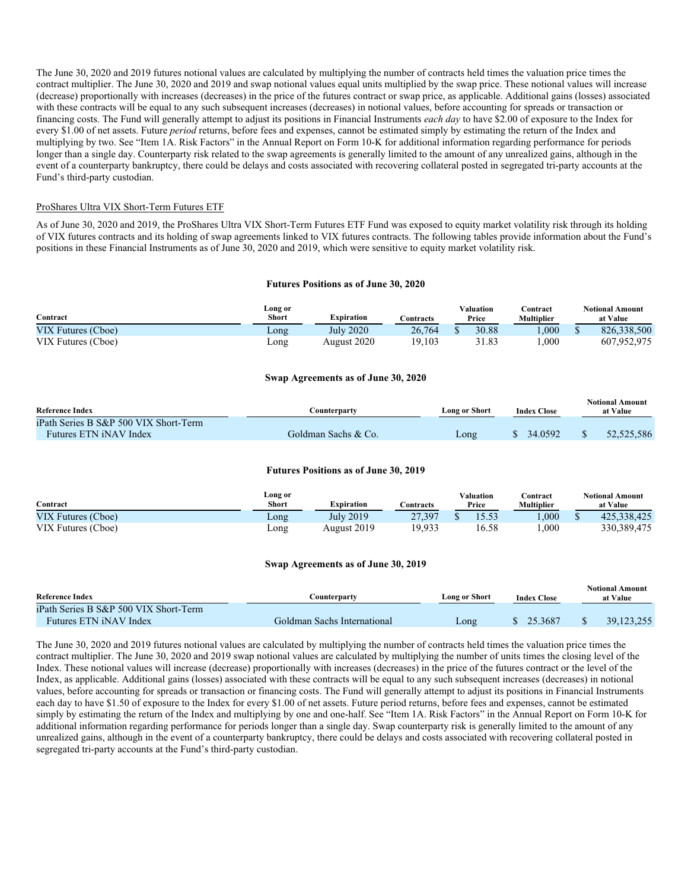The June 30, 2020 and 2019 futures notional values are calculated by multiplying the number of contracts held times the valuation price times the contract multiplier. The June 30, 2020 and 2019 and swap notional values equal units multiplied by the swap price. These notional values will increase (decrease) proportionally with increases (decreases) in the price of the futures contract or swap price, as applicable. Additional gains (losses) associated with these contracts will be equal to any such subsequent increases (decreases) in notional values, before accounting for spreads or transaction or financing costs. The Fund will generally attempt to adjust its positions in Financial Instruments *each day* to have \$2.00 of exposure to the Index for every \$1.00 of net assets. Future *period* returns, before fees and expenses, cannot be estimated simply by estimating the return of the Index and multiplying by two. See "Item 1A. Risk Factors" in the Annual Report on Form 10-K for additional information regarding performance for periods longer than a single day. Counterparty risk related to the swap agreements is generally limited to the amount of any unrealized gains, although in the event of a counterparty bankruptcy, there could be delays and costs associated with recovering collateral posted in segregated tri-party accounts at the Fund's third-party custodian.

ProShares Ultra VIX Short-Term Futures ETF

As of June 30, 2020 and 2019, the ProShares Ultra VIX Short-Term Futures ETF Fund was exposed to equity market volatility risk through its holding of VIX futures contracts and its holding of swap agreements linked to VIX futures contracts. The following tables provide information about the Fund's positions in these Financial Instruments as of June 30, 2020 and 2019, which were sensitive to equity market volatility risk.

**Futures Positions as of June 30, 2020**

| Contract | Long or Short | Expiration | Contracts | Valuation Price | Contract Multiplier | Notional Amount at Value |
|---|---|---|---|---|---|---|
| VIX Futures (Cboe) | Long | July 2020 | 26,764 | $ 30.88 | 1,000 | $ 826,338,500 |
| VIX Futures (Cboe) | Long | August 2020 | 19,103 | 31.83 | 1,000 | 607,952,975 |

**Swap Agreements as of June 30, 2020**

| Reference Index | Counterparty | Long or Short | Index Close | Notional Amount at Value |
|---|---|---|---|---|
| iPath Series B S&P 500 VIX Short-Term Futures ETN iNAV Index | Goldman Sachs & Co. | Long | $ 34.0592 | $ 52,525,586 |

**Futures Positions as of June 30, 2019**

| Contract | Long or Short | Expiration | Contracts | Valuation Price | Contract Multiplier | Notional Amount at Value |
|---|---|---|---|---|---|---|
| VIX Futures (Cboe) | Long | July 2019 | 27,397 | $ 15.53 | 1,000 | $ 425,338,425 |
| VIX Futures (Cboe) | Long | August 2019 | 19,933 | 16.58 | 1,000 | 330,389,475 |

**Swap Agreements as of June 30, 2019**

| Reference Index | Counterparty | Long or Short | Index Close | Notional Amount at Value |
|---|---|---|---|---|
| iPath Series B S&P 500 VIX Short-Term Futures ETN iNAV Index | Goldman Sachs International | Long | $ 25.3687 | $ 39,123,255 |

The June 30, 2020 and 2019 futures notional values are calculated by multiplying the number of contracts held times the valuation price times the contract multiplier. The June 30, 2020 and 2019 swap notional values are calculated by multiplying the number of units times the closing level of the Index. These notional values will increase (decrease) proportionally with increases (decreases) in the price of the futures contract or the level of the Index, as applicable. Additional gains (losses) associated with these contracts will be equal to any such subsequent increases (decreases) in notional values, before accounting for spreads or transaction or financing costs. The Fund will generally attempt to adjust its positions in Financial Instruments each day to have \$1.50 of exposure to the Index for every \$1.00 of net assets. Future period returns, before fees and expenses, cannot be estimated simply by estimating the return of the Index and multiplying by one and one-half. See "Item 1A. Risk Factors" in the Annual Report on Form 10-K for additional information regarding performance for periods longer than a single day. Swap counterparty risk is generally limited to the amount of any unrealized gains, although in the event of a counterparty bankruptcy, there could be delays and costs associated with recovering collateral posted in segregated tri-party accounts at the Fund's third-party custodian.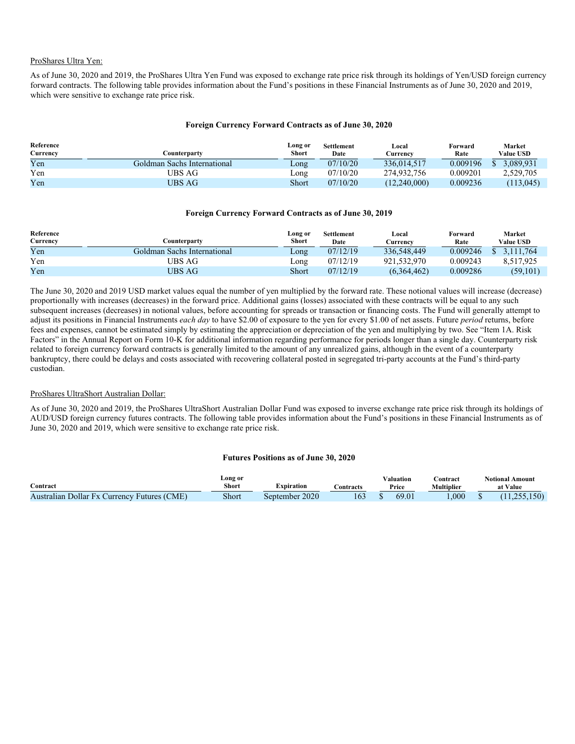ProShares Ultra Yen:

As of June 30, 2020 and 2019, the ProShares Ultra Yen Fund was exposed to exchange rate price risk through its holdings of Yen/USD foreign currency forward contracts. The following table provides information about the Fund's positions in these Financial Instruments as of June 30, 2020 and 2019, which were sensitive to exchange rate price risk.

**Foreign Currency Forward Contracts as of June 30, 2020**

| Reference Currency | Counterparty | Long or Short | Settlement Date | Local Currency | Forward Rate | Market Value USD |
|---|---|---|---|---|---|---|
| Yen | Goldman Sachs International | Long | 07/10/20 | 336,014,517 | 0.009196 | $ 3,089,931 |
| Yen | UBS AG | Long | 07/10/20 | 274,932,756 | 0.009201 | 2,529,705 |
| Yen | UBS AG | Short | 07/10/20 | (12,240,000) | 0.009236 | (113,045) |

**Foreign Currency Forward Contracts as of June 30, 2019**

| Reference Currency | Counterparty | Long or Short | Settlement Date | Local Currency | Forward Rate | Market Value USD |
|---|---|---|---|---|---|---|
| Yen | Goldman Sachs International | Long | 07/12/19 | 336,548,449 | 0.009246 | $ 3,111,764 |
| Yen | UBS AG | Long | 07/12/19 | 921,532,970 | 0.009243 | 8,517,925 |
| Yen | UBS AG | Short | 07/12/19 | (6,364,462) | 0.009286 | (59,101) |

The June 30, 2020 and 2019 USD market values equal the number of yen multiplied by the forward rate. These notional values will increase (decrease) proportionally with increases (decreases) in the forward price. Additional gains (losses) associated with these contracts will be equal to any such subsequent increases (decreases) in notional values, before accounting for spreads or transaction or financing costs. The Fund will generally attempt to adjust its positions in Financial Instruments *each day* to have $2.00 of exposure to the yen for every $1.00 of net assets. Future *period* returns, before fees and expenses, cannot be estimated simply by estimating the appreciation or depreciation of the yen and multiplying by two. See "Item 1A. Risk Factors" in the Annual Report on Form 10-K for additional information regarding performance for periods longer than a single day. Counterparty risk related to foreign currency forward contracts is generally limited to the amount of any unrealized gains, although in the event of a counterparty bankruptcy, there could be delays and costs associated with recovering collateral posted in segregated tri-party accounts at the Fund's third-party custodian.

ProShares UltraShort Australian Dollar:

As of June 30, 2020 and 2019, the ProShares UltraShort Australian Dollar Fund was exposed to inverse exchange rate price risk through its holdings of AUD/USD foreign currency futures contracts. The following table provides information about the Fund's positions in these Financial Instruments as of June 30, 2020 and 2019, which were sensitive to exchange rate price risk.

**Futures Positions as of June 30, 2020**

| Contract | Long or Short | Expiration | Contracts | Valuation Price | Contract Multiplier | Notional Amount at Value |
|---|---|---|---|---|---|---|
| Australian Dollar Fx Currency Futures (CME) | Short | September 2020 | 163 | $ 69.01 | 1,000 | $ (11,255,150) |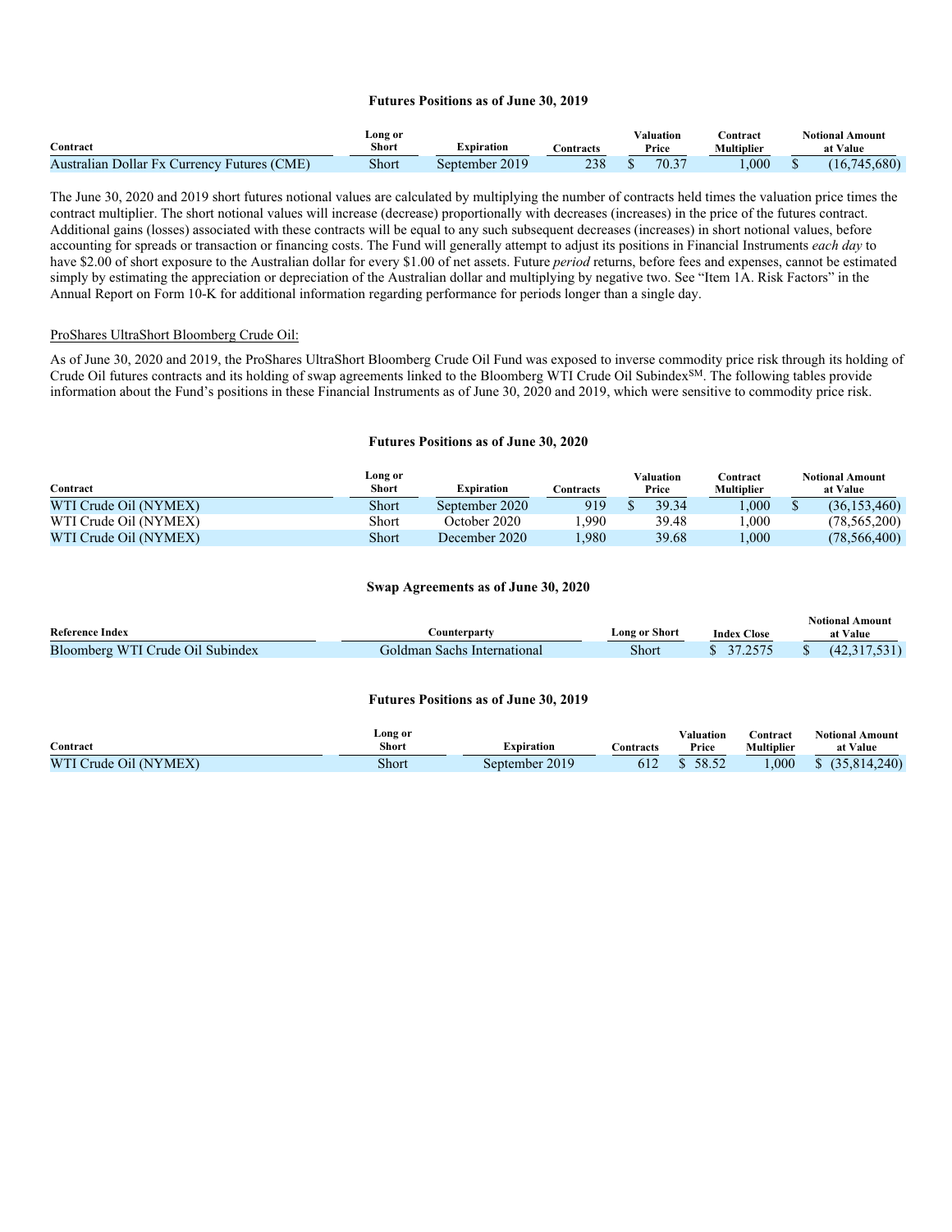**Futures Positions as of June 30, 2019**

| Contract | Long or Short | Expiration | Contracts | Valuation Price | Contract Multiplier | Notional Amount at Value |
|---|---|---|---|---|---|---|
| Australian Dollar Fx Currency Futures (CME) | Short | September 2019 | 238 | $ 70.37 | 1,000 | $ (16,745,680) |

The June 30, 2020 and 2019 short futures notional values are calculated by multiplying the number of contracts held times the valuation price times the contract multiplier. The short notional values will increase (decrease) proportionally with decreases (increases) in the price of the futures contract. Additional gains (losses) associated with these contracts will be equal to any such subsequent decreases (increases) in short notional values, before accounting for spreads or transaction or financing costs. The Fund will generally attempt to adjust its positions in Financial Instruments *each day* to have $2.00 of short exposure to the Australian dollar for every $1.00 of net assets. Future *period* returns, before fees and expenses, cannot be estimated simply by estimating the appreciation or depreciation of the Australian dollar and multiplying by negative two. See "Item 1A. Risk Factors" in the Annual Report on Form 10-K for additional information regarding performance for periods longer than a single day.

ProShares UltraShort Bloomberg Crude Oil:

As of June 30, 2020 and 2019, the ProShares UltraShort Bloomberg Crude Oil Fund was exposed to inverse commodity price risk through its holding of Crude Oil futures contracts and its holding of swap agreements linked to the Bloomberg WTI Crude Oil Subindex[SM]. The following tables provide information about the Fund's positions in these Financial Instruments as of June 30, 2020 and 2019, which were sensitive to commodity price risk.

**Futures Positions as of June 30, 2020**

| Contract | Long or Short | Expiration | Contracts | Valuation Price | Contract Multiplier | Notional Amount at Value |
|---|---|---|---|---|---|---|
| WTI Crude Oil (NYMEX) | Short | September 2020 | 919 | $ 39.34 | 1,000 | $ (36,153,460) |
| WTI Crude Oil (NYMEX) | Short | October 2020 | 1,990 | 39.48 | 1,000 | (78,565,200) |
| WTI Crude Oil (NYMEX) | Short | December 2020 | 1,980 | 39.68 | 1,000 | (78,566,400) |

**Swap Agreements as of June 30, 2020**

| Reference Index | Counterparty | Long or Short | Index Close | Notional Amount at Value |
|---|---|---|---|---|
| Bloomberg WTI Crude Oil Subindex | Goldman Sachs International | Short | $ 37.2575 | $ (42,317,531) |

**Futures Positions as of June 30, 2019**

| Contract | Long or Short | Expiration | Contracts | Valuation Price | Contract Multiplier | Notional Amount at Value |
|---|---|---|---|---|---|---|
| WTI Crude Oil (NYMEX) | Short | September 2019 | 612 | $ 58.52 | 1,000 | $ (35,814,240) |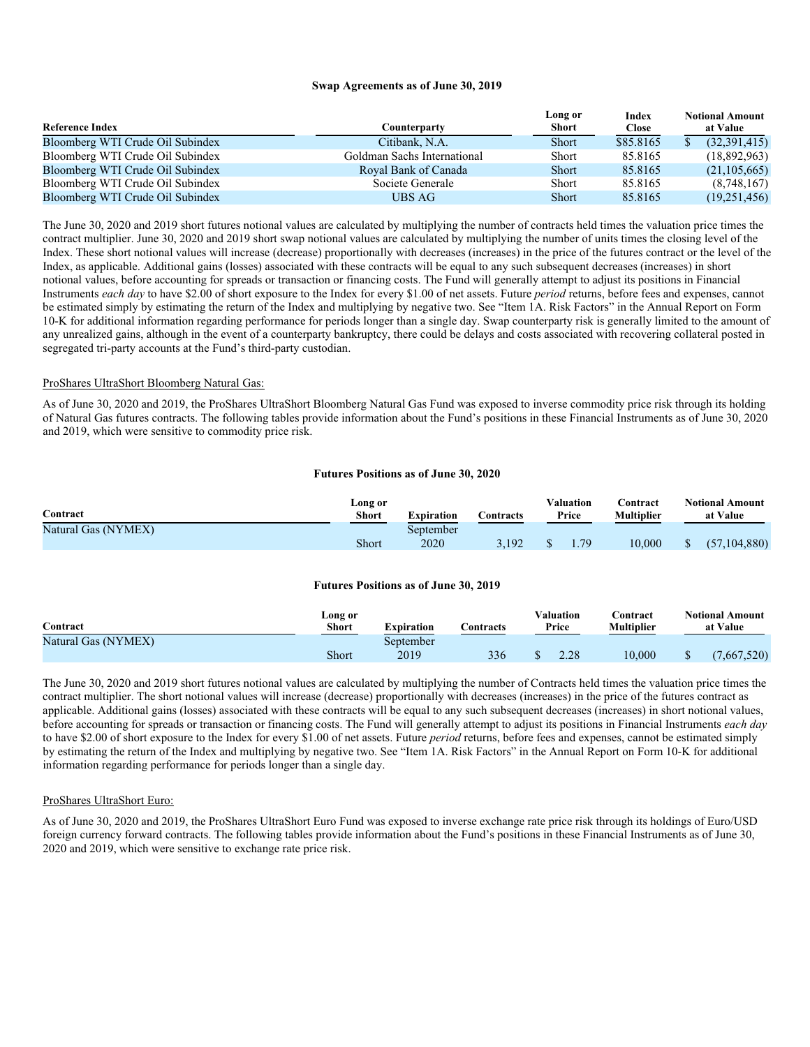**Swap Agreements as of June 30, 2019**

| Reference Index | Counterparty | Long or Short | Index Close | Notional Amount at Value |
|---|---|---|---|---|
| Bloomberg WTI Crude Oil Subindex | Citibank, N.A. | Short | $85.8165 | $ (32,391,415) |
| Bloomberg WTI Crude Oil Subindex | Goldman Sachs International | Short | 85.8165 | (18,892,963) |
| Bloomberg WTI Crude Oil Subindex | Royal Bank of Canada | Short | 85.8165 | (21,105,665) |
| Bloomberg WTI Crude Oil Subindex | Societe Generale | Short | 85.8165 | (8,748,167) |
| Bloomberg WTI Crude Oil Subindex | UBS AG | Short | 85.8165 | (19,251,456) |

The June 30, 2020 and 2019 short futures notional values are calculated by multiplying the number of contracts held times the valuation price times the contract multiplier. June 30, 2020 and 2019 short swap notional values are calculated by multiplying the number of units times the closing level of the Index. These short notional values will increase (decrease) proportionally with decreases (increases) in the price of the futures contract or the level of the Index, as applicable. Additional gains (losses) associated with these contracts will be equal to any such subsequent decreases (increases) in short notional values, before accounting for spreads or transaction or financing costs. The Fund will generally attempt to adjust its positions in Financial Instruments *each day* to have $2.00 of short exposure to the Index for every $1.00 of net assets. Future *period* returns, before fees and expenses, cannot be estimated simply by estimating the return of the Index and multiplying by negative two. See "Item 1A. Risk Factors" in the Annual Report on Form 10-K for additional information regarding performance for periods longer than a single day. Swap counterparty risk is generally limited to the amount of any unrealized gains, although in the event of a counterparty bankruptcy, there could be delays and costs associated with recovering collateral posted in segregated tri-party accounts at the Fund's third-party custodian.

ProShares UltraShort Bloomberg Natural Gas:

As of June 30, 2020 and 2019, the ProShares UltraShort Bloomberg Natural Gas Fund was exposed to inverse commodity price risk through its holding of Natural Gas futures contracts. The following tables provide information about the Fund's positions in these Financial Instruments as of June 30, 2020 and 2019, which were sensitive to commodity price risk.

**Futures Positions as of June 30, 2020**

| Contract | Long or Short | Expiration | Contracts | Valuation Price | Contract Multiplier | Notional Amount at Value |
|---|---|---|---|---|---|---|
| Natural Gas (NYMEX) | Short | September 2020 | 3,192 | $ 1.79 | 10,000 | $ (57,104,880) |

**Futures Positions as of June 30, 2019**

| Contract | Long or Short | Expiration | Contracts | Valuation Price | Contract Multiplier | Notional Amount at Value |
|---|---|---|---|---|---|---|
| Natural Gas (NYMEX) | Short | September 2019 | 336 | $ 2.28 | 10,000 | $ (7,667,520) |

The June 30, 2020 and 2019 short futures notional values are calculated by multiplying the number of Contracts held times the valuation price times the contract multiplier. The short notional values will increase (decrease) proportionally with decreases (increases) in the price of the futures contract as applicable. Additional gains (losses) associated with these contracts will be equal to any such subsequent decreases (increases) in short notional values, before accounting for spreads or transaction or financing costs. The Fund will generally attempt to adjust its positions in Financial Instruments *each day* to have $2.00 of short exposure to the Index for every $1.00 of net assets. Future *period* returns, before fees and expenses, cannot be estimated simply by estimating the return of the Index and multiplying by negative two. See "Item 1A. Risk Factors" in the Annual Report on Form 10-K for additional information regarding performance for periods longer than a single day.

ProShares UltraShort Euro:

As of June 30, 2020 and 2019, the ProShares UltraShort Euro Fund was exposed to inverse exchange rate price risk through its holdings of Euro/USD foreign currency forward contracts. The following tables provide information about the Fund's positions in these Financial Instruments as of June 30, 2020 and 2019, which were sensitive to exchange rate price risk.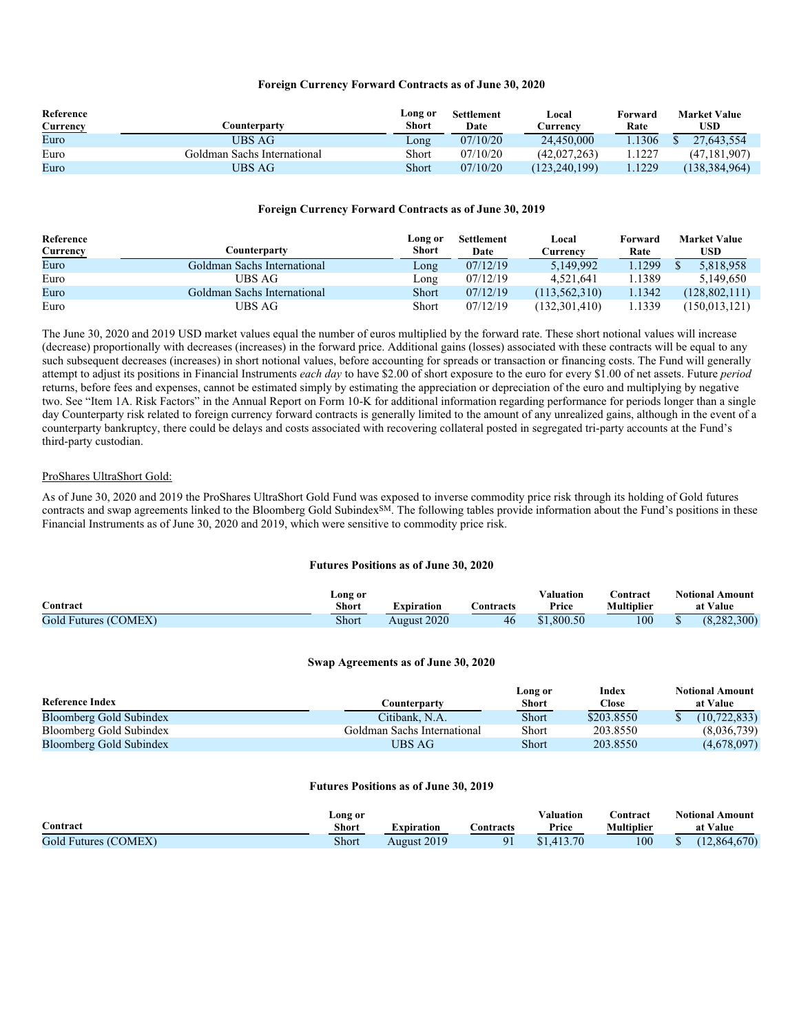#### Foreign Currency Forward Contracts as of June 30, 2020

| Reference Currency | Counterparty | Long or Short | Settlement Date | Local Currency | Forward Rate | Market Value USD |
|---|---|---|---|---|---|---|
| Euro | UBS AG | Long | 07/10/20 | 24,450,000 | 1.1306 | $ 27,643,554 |
| Euro | Goldman Sachs International | Short | 07/10/20 | (42,027,263) | 1.1227 | (47,181,907) |
| Euro | UBS AG | Short | 07/10/20 | (123,240,199) | 1.1229 | (138,384,964) |

#### Foreign Currency Forward Contracts as of June 30, 2019

| Reference Currency | Counterparty | Long or Short | Settlement Date | Local Currency | Forward Rate | Market Value USD |
|---|---|---|---|---|---|---|
| Euro | Goldman Sachs International | Long | 07/12/19 | 5,149,992 | 1.1299 | $ 5,818,958 |
| Euro | UBS AG | Long | 07/12/19 | 4,521,641 | 1.1389 | 5,149,650 |
| Euro | Goldman Sachs International | Short | 07/12/19 | (113,562,310) | 1.1342 | (128,802,111) |
| Euro | UBS AG | Short | 07/12/19 | (132,301,410) | 1.1339 | (150,013,121) |

The June 30, 2020 and 2019 USD market values equal the number of euros multiplied by the forward rate. These short notional values will increase (decrease) proportionally with decreases (increases) in the forward price. Additional gains (losses) associated with these contracts will be equal to any such subsequent decreases (increases) in short notional values, before accounting for spreads or transaction or financing costs. The Fund will generally attempt to adjust its positions in Financial Instruments *each day* to have $2.00 of short exposure to the euro for every $1.00 of net assets. Future *period* returns, before fees and expenses, cannot be estimated simply by estimating the appreciation or depreciation of the euro and multiplying by negative two. See "Item 1A. Risk Factors" in the Annual Report on Form 10-K for additional information regarding performance for periods longer than a single day Counterparty risk related to foreign currency forward contracts is generally limited to the amount of any unrealized gains, although in the event of a counterparty bankruptcy, there could be delays and costs associated with recovering collateral posted in segregated tri-party accounts at the Fund's third-party custodian.

ProShares UltraShort Gold:

As of June 30, 2020 and 2019 the ProShares UltraShort Gold Fund was exposed to inverse commodity price risk through its holding of Gold futures contracts and swap agreements linked to the Bloomberg Gold Subindex[SM]. The following tables provide information about the Fund's positions in these Financial Instruments as of June 30, 2020 and 2019, which were sensitive to commodity price risk.

#### Futures Positions as of June 30, 2020

| Contract | Long or Short | Expiration | Contracts | Valuation Price | Contract Multiplier | Notional Amount at Value |
|---|---|---|---|---|---|---|
| Gold Futures (COMEX) | Short | August 2020 | 46 | $1,800.50 | 100 | $ (8,282,300) |

#### Swap Agreements as of June 30, 2020

| Reference Index | Counterparty | Long or Short | Index Close | Notional Amount at Value |
|---|---|---|---|---|
| Bloomberg Gold Subindex | Citibank, N.A. | Short | $203.8550 | $ (10,722,833) |
| Bloomberg Gold Subindex | Goldman Sachs International | Short | 203.8550 | (8,036,739) |
| Bloomberg Gold Subindex | UBS AG | Short | 203.8550 | (4,678,097) |

#### Futures Positions as of June 30, 2019

| Contract | Long or Short | Expiration | Contracts | Valuation Price | Contract Multiplier | Notional Amount at Value |
|---|---|---|---|---|---|---|
| Gold Futures (COMEX) | Short | August 2019 | 91 | $1,413.70 | 100 | $ (12,864,670) |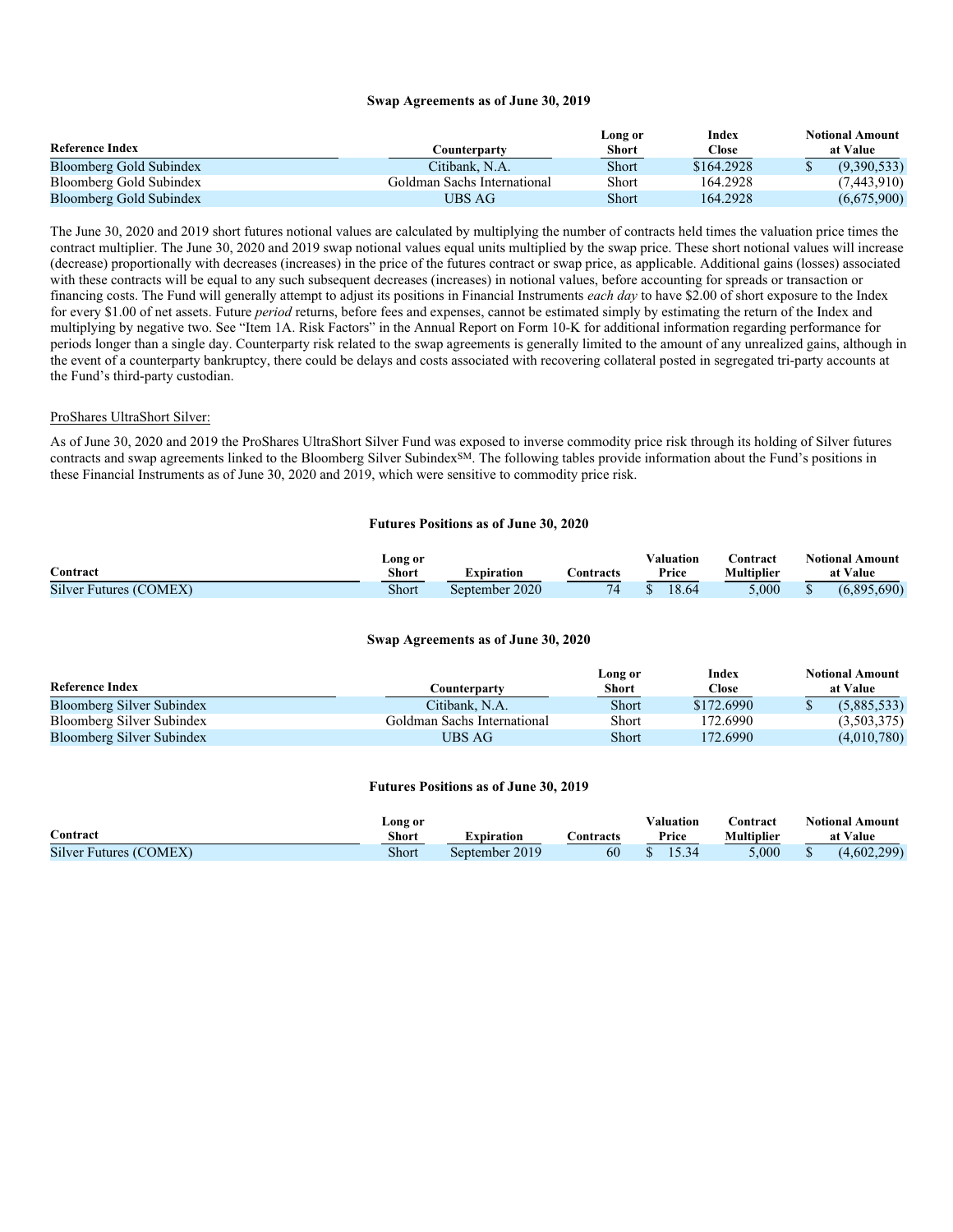**Swap Agreements as of June 30, 2019**

| Reference Index | Counterparty | Long or Short | Index Close | Notional Amount at Value |
|---|---|---|---|---|
| Bloomberg Gold Subindex | Citibank, N.A. | Short | $164.2928 | $ (9,390,533) |
| Bloomberg Gold Subindex | Goldman Sachs International | Short | 164.2928 | (7,443,910) |
| Bloomberg Gold Subindex | UBS AG | Short | 164.2928 | (6,675,900) |

The June 30, 2020 and 2019 short futures notional values are calculated by multiplying the number of contracts held times the valuation price times the contract multiplier. The June 30, 2020 and 2019 swap notional values equal units multiplied by the swap price. These short notional values will increase (decrease) proportionally with decreases (increases) in the price of the futures contract or swap price, as applicable. Additional gains (losses) associated with these contracts will be equal to any such subsequent decreases (increases) in notional values, before accounting for spreads or transaction or financing costs. The Fund will generally attempt to adjust its positions in Financial Instruments *each day* to have $2.00 of short exposure to the Index for every $1.00 of net assets. Future *period* returns, before fees and expenses, cannot be estimated simply by estimating the return of the Index and multiplying by negative two. See "Item 1A. Risk Factors" in the Annual Report on Form 10-K for additional information regarding performance for periods longer than a single day. Counterparty risk related to the swap agreements is generally limited to the amount of any unrealized gains, although in the event of a counterparty bankruptcy, there could be delays and costs associated with recovering collateral posted in segregated tri-party accounts at the Fund's third-party custodian.

ProShares UltraShort Silver:

As of June 30, 2020 and 2019 the ProShares UltraShort Silver Fund was exposed to inverse commodity price risk through its holding of Silver futures contracts and swap agreements linked to the Bloomberg Silver Subindex[SM]. The following tables provide information about the Fund's positions in these Financial Instruments as of June 30, 2020 and 2019, which were sensitive to commodity price risk.

**Futures Positions as of June 30, 2020**

| Contract | Long or Short | Expiration | Contracts | Valuation Price | Contract Multiplier | Notional Amount at Value |
|---|---|---|---|---|---|---|
| Silver Futures (COMEX) | Short | September 2020 | 74 | $ 18.64 | 5,000 | $ (6,895,690) |

**Swap Agreements as of June 30, 2020**

| Reference Index | Counterparty | Long or Short | Index Close | Notional Amount at Value |
|---|---|---|---|---|
| Bloomberg Silver Subindex | Citibank, N.A. | Short | $172.6990 | $ (5,885,533) |
| Bloomberg Silver Subindex | Goldman Sachs International | Short | 172.6990 | (3,503,375) |
| Bloomberg Silver Subindex | UBS AG | Short | 172.6990 | (4,010,780) |

**Futures Positions as of June 30, 2019**

| Contract | Long or Short | Expiration | Contracts | Valuation Price | Contract Multiplier | Notional Amount at Value |
|---|---|---|---|---|---|---|
| Silver Futures (COMEX) | Short | September 2019 | 60 | $ 15.34 | 5,000 | $ (4,602,299) |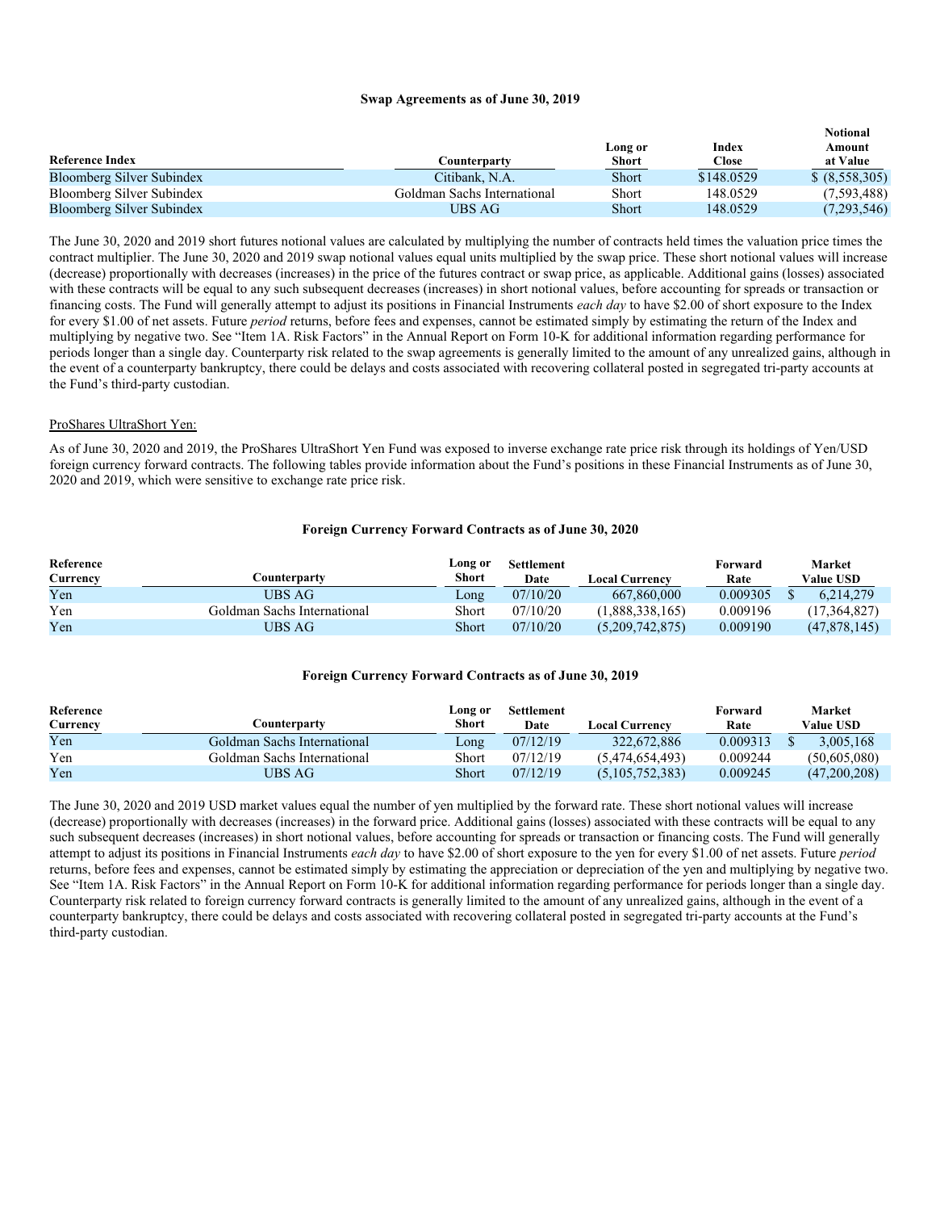**Swap Agreements as of June 30, 2019**

| Reference Index | Counterparty | Long or Short | Index Close | Notional Amount at Value |
|---|---|---|---|---|
| Bloomberg Silver Subindex | Citibank, N.A. | Short | $148.0529 | $ (8,558,305) |
| Bloomberg Silver Subindex | Goldman Sachs International | Short | 148.0529 | (7,593,488) |
| Bloomberg Silver Subindex | UBS AG | Short | 148.0529 | (7,293,546) |

The June 30, 2020 and 2019 short futures notional values are calculated by multiplying the number of contracts held times the valuation price times the contract multiplier. The June 30, 2020 and 2019 swap notional values equal units multiplied by the swap price. These short notional values will increase (decrease) proportionally with decreases (increases) in the price of the futures contract or swap price, as applicable. Additional gains (losses) associated with these contracts will be equal to any such subsequent decreases (increases) in short notional values, before accounting for spreads or transaction or financing costs. The Fund will generally attempt to adjust its positions in Financial Instruments *each day* to have $2.00 of short exposure to the Index for every $1.00 of net assets. Future *period* returns, before fees and expenses, cannot be estimated simply by estimating the return of the Index and multiplying by negative two. See "Item 1A. Risk Factors" in the Annual Report on Form 10-K for additional information regarding performance for periods longer than a single day. Counterparty risk related to the swap agreements is generally limited to the amount of any unrealized gains, although in the event of a counterparty bankruptcy, there could be delays and costs associated with recovering collateral posted in segregated tri-party accounts at the Fund's third-party custodian.

ProShares UltraShort Yen:

As of June 30, 2020 and 2019, the ProShares UltraShort Yen Fund was exposed to inverse exchange rate price risk through its holdings of Yen/USD foreign currency forward contracts. The following tables provide information about the Fund's positions in these Financial Instruments as of June 30, 2020 and 2019, which were sensitive to exchange rate price risk.

**Foreign Currency Forward Contracts as of June 30, 2020**

| Reference Currency | Counterparty | Long or Short | Settlement Date | Local Currency | Forward Rate | Market Value USD |
|---|---|---|---|---|---|---|
| Yen | UBS AG | Long | 07/10/20 | 667,860,000 | 0.009305 | $ 6,214,279 |
| Yen | Goldman Sachs International | Short | 07/10/20 | (1,888,338,165) | 0.009196 | (17,364,827) |
| Yen | UBS AG | Short | 07/10/20 | (5,209,742,875) | 0.009190 | (47,878,145) |

**Foreign Currency Forward Contracts as of June 30, 2019**

| Reference Currency | Counterparty | Long or Short | Settlement Date | Local Currency | Forward Rate | Market Value USD |
|---|---|---|---|---|---|---|
| Yen | Goldman Sachs International | Long | 07/12/19 | 322,672,886 | 0.009313 | $ 3,005,168 |
| Yen | Goldman Sachs International | Short | 07/12/19 | (5,474,654,493) | 0.009244 | (50,605,080) |
| Yen | UBS AG | Short | 07/12/19 | (5,105,752,383) | 0.009245 | (47,200,208) |

The June 30, 2020 and 2019 USD market values equal the number of yen multiplied by the forward rate. These short notional values will increase (decrease) proportionally with decreases (increases) in the forward price. Additional gains (losses) associated with these contracts will be equal to any such subsequent decreases (increases) in short notional values, before accounting for spreads or transaction or financing costs. The Fund will generally attempt to adjust its positions in Financial Instruments *each day* to have $2.00 of short exposure to the yen for every $1.00 of net assets. Future *period* returns, before fees and expenses, cannot be estimated simply by estimating the appreciation or depreciation of the yen and multiplying by negative two. See "Item 1A. Risk Factors" in the Annual Report on Form 10-K for additional information regarding performance for periods longer than a single day. Counterparty risk related to foreign currency forward contracts is generally limited to the amount of any unrealized gains, although in the event of a counterparty bankruptcy, there could be delays and costs associated with recovering collateral posted in segregated tri-party accounts at the Fund's third-party custodian.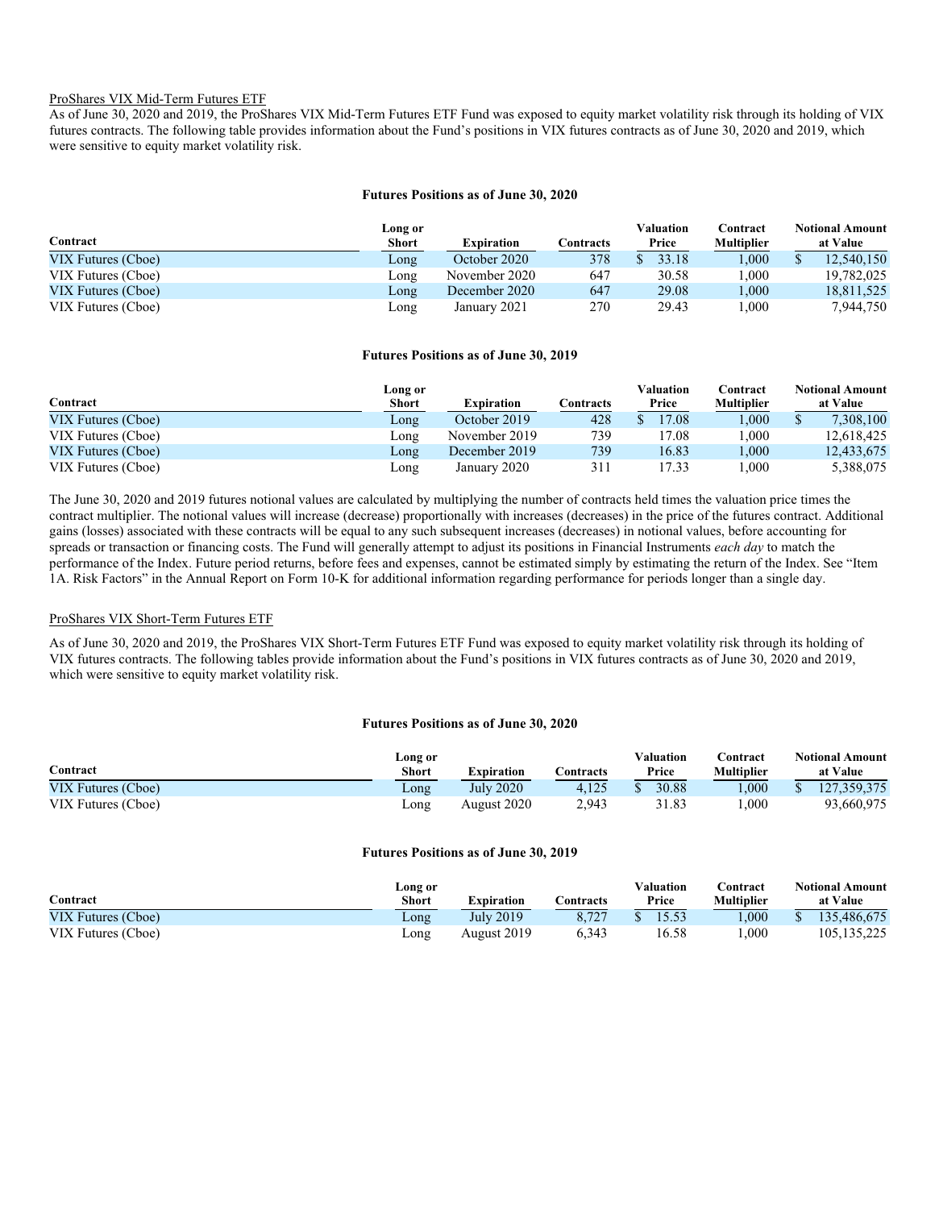ProShares VIX Mid-Term Futures ETF

As of June 30, 2020 and 2019, the ProShares VIX Mid-Term Futures ETF Fund was exposed to equity market volatility risk through its holding of VIX futures contracts. The following table provides information about the Fund's positions in VIX futures contracts as of June 30, 2020 and 2019, which were sensitive to equity market volatility risk.

**Futures Positions as of June 30, 2020**

| Contract | Long or Short | Expiration | Contracts | Valuation Price | Contract Multiplier | Notional Amount at Value |
|---|---|---|---|---|---|---|
| VIX Futures (Cboe) | Long | October 2020 | 378 | $ 33.18 | 1,000 | $ 12,540,150 |
| VIX Futures (Cboe) | Long | November 2020 | 647 | 30.58 | 1,000 | 19,782,025 |
| VIX Futures (Cboe) | Long | December 2020 | 647 | 29.08 | 1,000 | 18,811,525 |
| VIX Futures (Cboe) | Long | January 2021 | 270 | 29.43 | 1,000 | 7,944,750 |

**Futures Positions as of June 30, 2019**

| Contract | Long or Short | Expiration | Contracts | Valuation Price | Contract Multiplier | Notional Amount at Value |
|---|---|---|---|---|---|---|
| VIX Futures (Cboe) | Long | October 2019 | 428 | $ 17.08 | 1,000 | $ 7,308,100 |
| VIX Futures (Cboe) | Long | November 2019 | 739 | 17.08 | 1,000 | 12,618,425 |
| VIX Futures (Cboe) | Long | December 2019 | 739 | 16.83 | 1,000 | 12,433,675 |
| VIX Futures (Cboe) | Long | January 2020 | 311 | 17.33 | 1,000 | 5,388,075 |

The June 30, 2020 and 2019 futures notional values are calculated by multiplying the number of contracts held times the valuation price times the contract multiplier. The notional values will increase (decrease) proportionally with increases (decreases) in the price of the futures contract. Additional gains (losses) associated with these contracts will be equal to any such subsequent increases (decreases) in notional values, before accounting for spreads or transaction or financing costs. The Fund will generally attempt to adjust its positions in Financial Instruments *each day* to match the performance of the Index. Future period returns, before fees and expenses, cannot be estimated simply by estimating the return of the Index. See "Item 1A. Risk Factors" in the Annual Report on Form 10-K for additional information regarding performance for periods longer than a single day.

ProShares VIX Short-Term Futures ETF

As of June 30, 2020 and 2019, the ProShares VIX Short-Term Futures ETF Fund was exposed to equity market volatility risk through its holding of VIX futures contracts. The following tables provide information about the Fund's positions in VIX futures contracts as of June 30, 2020 and 2019, which were sensitive to equity market volatility risk.

**Futures Positions as of June 30, 2020**

| Contract | Long or Short | Expiration | Contracts | Valuation Price | Contract Multiplier | Notional Amount at Value |
|---|---|---|---|---|---|---|
| VIX Futures (Cboe) | Long | July 2020 | 4,125 | $ 30.88 | 1,000 | $ 127,359,375 |
| VIX Futures (Cboe) | Long | August 2020 | 2,943 | 31.83 | 1,000 | 93,660,975 |

**Futures Positions as of June 30, 2019**

| Contract | Long or Short | Expiration | Contracts | Valuation Price | Contract Multiplier | Notional Amount at Value |
|---|---|---|---|---|---|---|
| VIX Futures (Cboe) | Long | July 2019 | 8,727 | $ 15.53 | 1,000 | $ 135,486,675 |
| VIX Futures (Cboe) | Long | August 2019 | 6,343 | 16.58 | 1,000 | 105,135,225 |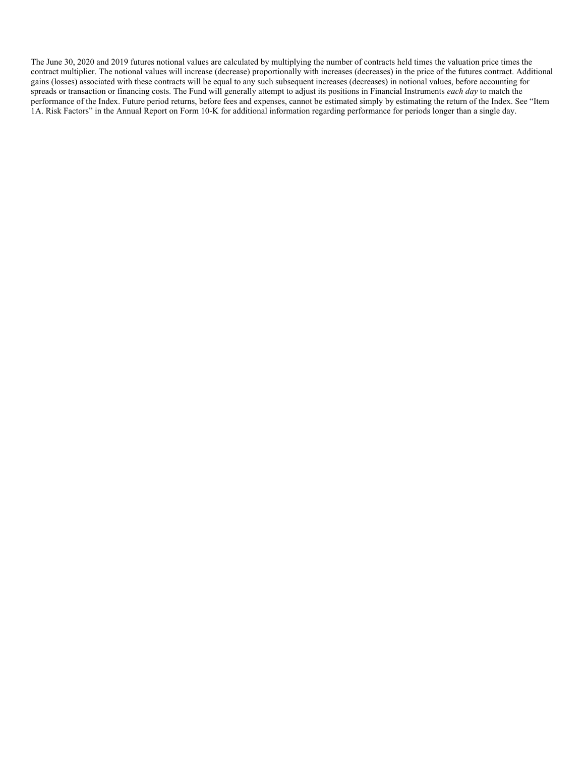The June 30, 2020 and 2019 futures notional values are calculated by multiplying the number of contracts held times the valuation price times the contract multiplier. The notional values will increase (decrease) proportionally with increases (decreases) in the price of the futures contract. Additional gains (losses) associated with these contracts will be equal to any such subsequent increases (decreases) in notional values, before accounting for spreads or transaction or financing costs. The Fund will generally attempt to adjust its positions in Financial Instruments *each day* to match the performance of the Index. Future period returns, before fees and expenses, cannot be estimated simply by estimating the return of the Index. See "Item 1A. Risk Factors" in the Annual Report on Form 10-K for additional information regarding performance for periods longer than a single day.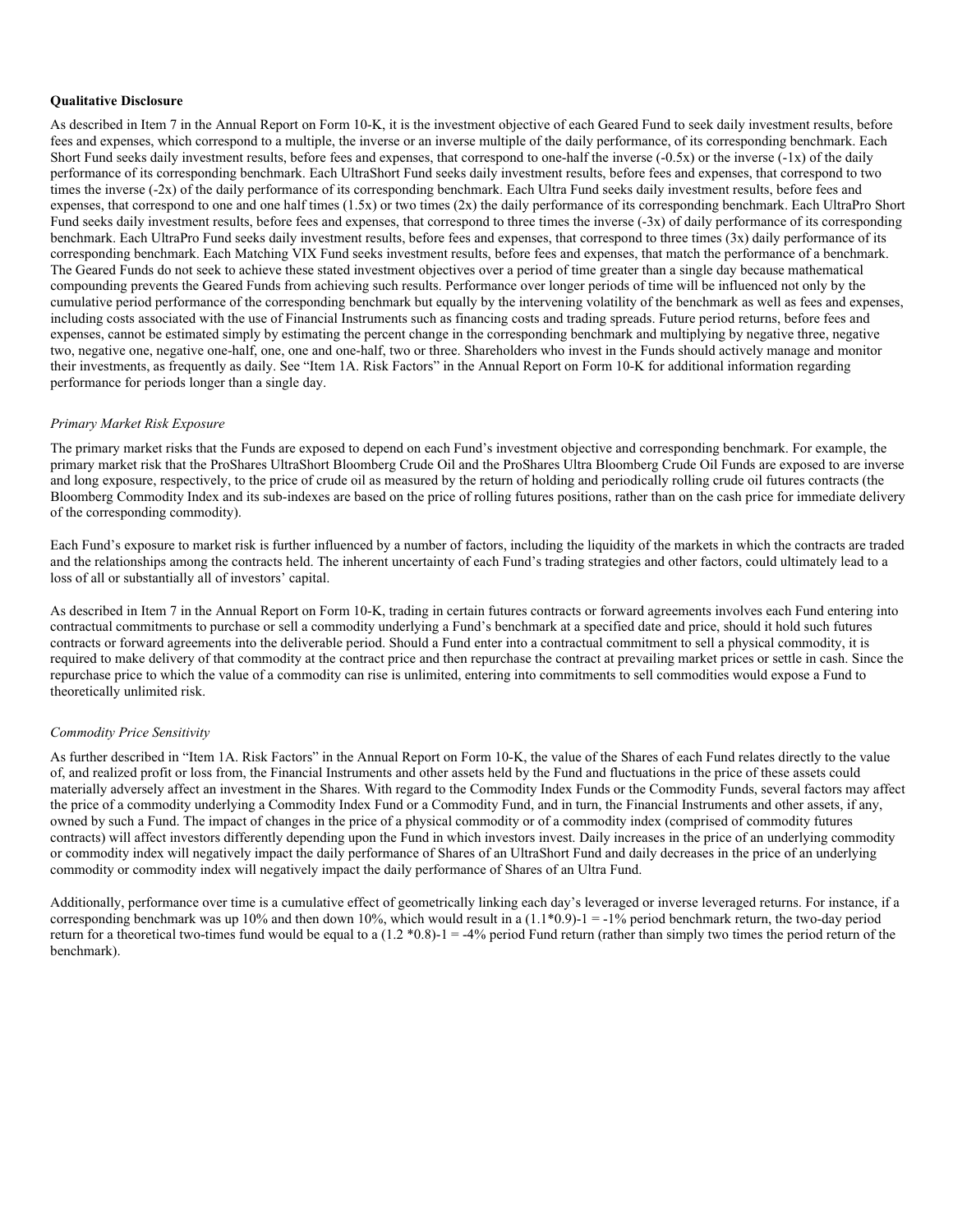**Qualitative Disclosure**

As described in Item 7 in the Annual Report on Form 10-K, it is the investment objective of each Geared Fund to seek daily investment results, before fees and expenses, which correspond to a multiple, the inverse or an inverse multiple of the daily performance, of its corresponding benchmark. Each Short Fund seeks daily investment results, before fees and expenses, that correspond to one-half the inverse (-0.5x) or the inverse (-1x) of the daily performance of its corresponding benchmark. Each UltraShort Fund seeks daily investment results, before fees and expenses, that correspond to two times the inverse (-2x) of the daily performance of its corresponding benchmark. Each Ultra Fund seeks daily investment results, before fees and expenses, that correspond to one and one half times (1.5x) or two times (2x) the daily performance of its corresponding benchmark. Each UltraPro Short Fund seeks daily investment results, before fees and expenses, that correspond to three times the inverse (-3x) of daily performance of its corresponding benchmark. Each UltraPro Fund seeks daily investment results, before fees and expenses, that correspond to three times (3x) daily performance of its corresponding benchmark. Each Matching VIX Fund seeks investment results, before fees and expenses, that match the performance of a benchmark. The Geared Funds do not seek to achieve these stated investment objectives over a period of time greater than a single day because mathematical compounding prevents the Geared Funds from achieving such results. Performance over longer periods of time will be influenced not only by the cumulative period performance of the corresponding benchmark but equally by the intervening volatility of the benchmark as well as fees and expenses, including costs associated with the use of Financial Instruments such as financing costs and trading spreads. Future period returns, before fees and expenses, cannot be estimated simply by estimating the percent change in the corresponding benchmark and multiplying by negative three, negative two, negative one, negative one-half, one, one and one-half, two or three. Shareholders who invest in the Funds should actively manage and monitor their investments, as frequently as daily. See "Item 1A. Risk Factors" in the Annual Report on Form 10-K for additional information regarding performance for periods longer than a single day.

*Primary Market Risk Exposure*

The primary market risks that the Funds are exposed to depend on each Fund's investment objective and corresponding benchmark. For example, the primary market risk that the ProShares UltraShort Bloomberg Crude Oil and the ProShares Ultra Bloomberg Crude Oil Funds are exposed to are inverse and long exposure, respectively, to the price of crude oil as measured by the return of holding and periodically rolling crude oil futures contracts (the Bloomberg Commodity Index and its sub-indexes are based on the price of rolling futures positions, rather than on the cash price for immediate delivery of the corresponding commodity).

Each Fund's exposure to market risk is further influenced by a number of factors, including the liquidity of the markets in which the contracts are traded and the relationships among the contracts held. The inherent uncertainty of each Fund's trading strategies and other factors, could ultimately lead to a loss of all or substantially all of investors' capital.

As described in Item 7 in the Annual Report on Form 10-K, trading in certain futures contracts or forward agreements involves each Fund entering into contractual commitments to purchase or sell a commodity underlying a Fund's benchmark at a specified date and price, should it hold such futures contracts or forward agreements into the deliverable period. Should a Fund enter into a contractual commitment to sell a physical commodity, it is required to make delivery of that commodity at the contract price and then repurchase the contract at prevailing market prices or settle in cash. Since the repurchase price to which the value of a commodity can rise is unlimited, entering into commitments to sell commodities would expose a Fund to theoretically unlimited risk.

*Commodity Price Sensitivity*

As further described in "Item 1A. Risk Factors" in the Annual Report on Form 10-K, the value of the Shares of each Fund relates directly to the value of, and realized profit or loss from, the Financial Instruments and other assets held by the Fund and fluctuations in the price of these assets could materially adversely affect an investment in the Shares. With regard to the Commodity Index Funds or the Commodity Funds, several factors may affect the price of a commodity underlying a Commodity Index Fund or a Commodity Fund, and in turn, the Financial Instruments and other assets, if any, owned by such a Fund. The impact of changes in the price of a physical commodity or of a commodity index (comprised of commodity futures contracts) will affect investors differently depending upon the Fund in which investors invest. Daily increases in the price of an underlying commodity or commodity index will negatively impact the daily performance of Shares of an UltraShort Fund and daily decreases in the price of an underlying commodity or commodity index will negatively impact the daily performance of Shares of an Ultra Fund.

Additionally, performance over time is a cumulative effect of geometrically linking each day's leveraged or inverse leveraged returns. For instance, if a corresponding benchmark was up 10% and then down 10%, which would result in a $(1.1*0.9)-1 = -1\%$ period benchmark return, the two-day period return for a theoretical two-times fund would be equal to a $(1.2*0.8)-1 = -4\%$ period Fund return (rather than simply two times the period return of the benchmark).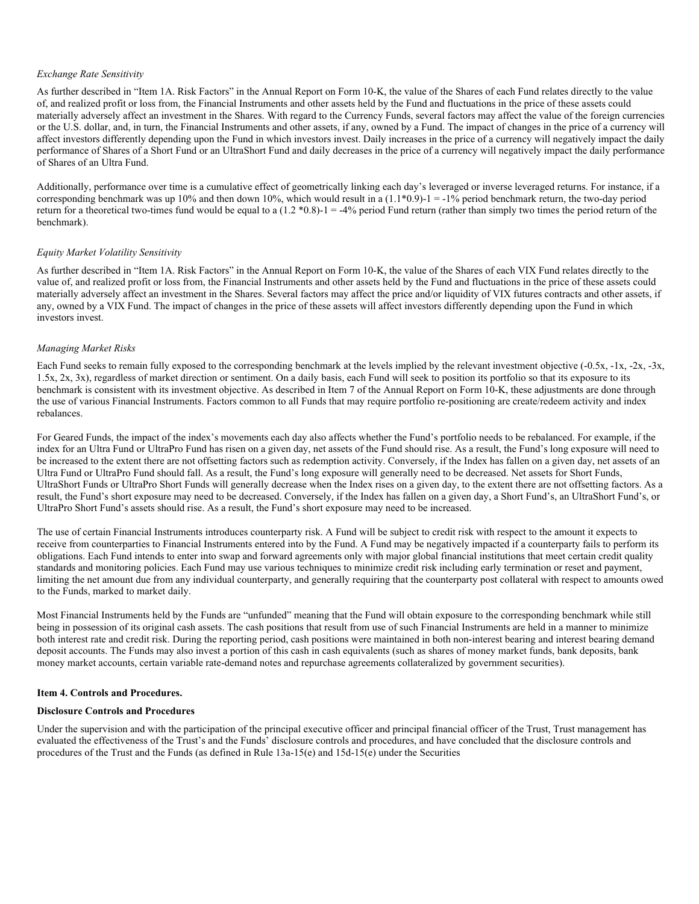*Exchange Rate Sensitivity*

As further described in "Item 1A. Risk Factors" in the Annual Report on Form 10-K, the value of the Shares of each Fund relates directly to the value of, and realized profit or loss from, the Financial Instruments and other assets held by the Fund and fluctuations in the price of these assets could materially adversely affect an investment in the Shares. With regard to the Currency Funds, several factors may affect the value of the foreign currencies or the U.S. dollar, and, in turn, the Financial Instruments and other assets, if any, owned by a Fund. The impact of changes in the price of a currency will affect investors differently depending upon the Fund in which investors invest. Daily increases in the price of a currency will negatively impact the daily performance of Shares of a Short Fund or an UltraShort Fund and daily decreases in the price of a currency will negatively impact the daily performance of Shares of an Ultra Fund.

Additionally, performance over time is a cumulative effect of geometrically linking each day's leveraged or inverse leveraged returns. For instance, if a corresponding benchmark was up 10% and then down 10%, which would result in a $(1.1*0.9)-1 = -1\%$ period benchmark return, the two-day period return for a theoretical two-times fund would be equal to a $(1.2 *0.8)-1 = -4\%$ period Fund return (rather than simply two times the period return of the benchmark).

*Equity Market Volatility Sensitivity*

As further described in "Item 1A. Risk Factors" in the Annual Report on Form 10-K, the value of the Shares of each VIX Fund relates directly to the value of, and realized profit or loss from, the Financial Instruments and other assets held by the Fund and fluctuations in the price of these assets could materially adversely affect an investment in the Shares. Several factors may affect the price and/or liquidity of VIX futures contracts and other assets, if any, owned by a VIX Fund. The impact of changes in the price of these assets will affect investors differently depending upon the Fund in which investors invest.

*Managing Market Risks*

Each Fund seeks to remain fully exposed to the corresponding benchmark at the levels implied by the relevant investment objective (-0.5x, -1x, -2x, -3x, 1.5x, 2x, 3x), regardless of market direction or sentiment. On a daily basis, each Fund will seek to position its portfolio so that its exposure to its benchmark is consistent with its investment objective. As described in Item 7 of the Annual Report on Form 10-K, these adjustments are done through the use of various Financial Instruments. Factors common to all Funds that may require portfolio re-positioning are create/redeem activity and index rebalances.

For Geared Funds, the impact of the index's movements each day also affects whether the Fund's portfolio needs to be rebalanced. For example, if the index for an Ultra Fund or UltraPro Fund has risen on a given day, net assets of the Fund should rise. As a result, the Fund's long exposure will need to be increased to the extent there are not offsetting factors such as redemption activity. Conversely, if the Index has fallen on a given day, net assets of an Ultra Fund or UltraPro Fund should fall. As a result, the Fund's long exposure will generally need to be decreased. Net assets for Short Funds, UltraShort Funds or UltraPro Short Funds will generally decrease when the Index rises on a given day, to the extent there are not offsetting factors. As a result, the Fund's short exposure may need to be decreased. Conversely, if the Index has fallen on a given day, a Short Fund's, an UltraShort Fund's, or UltraPro Short Fund's assets should rise. As a result, the Fund's short exposure may need to be increased.

The use of certain Financial Instruments introduces counterparty risk. A Fund will be subject to credit risk with respect to the amount it expects to receive from counterparties to Financial Instruments entered into by the Fund. A Fund may be negatively impacted if a counterparty fails to perform its obligations. Each Fund intends to enter into swap and forward agreements only with major global financial institutions that meet certain credit quality standards and monitoring policies. Each Fund may use various techniques to minimize credit risk including early termination or reset and payment, limiting the net amount due from any individual counterparty, and generally requiring that the counterparty post collateral with respect to amounts owed to the Funds, marked to market daily.

Most Financial Instruments held by the Funds are "unfunded" meaning that the Fund will obtain exposure to the corresponding benchmark while still being in possession of its original cash assets. The cash positions that result from use of such Financial Instruments are held in a manner to minimize both interest rate and credit risk. During the reporting period, cash positions were maintained in both non-interest bearing and interest bearing demand deposit accounts. The Funds may also invest a portion of this cash in cash equivalents (such as shares of money market funds, bank deposits, bank money market accounts, certain variable rate-demand notes and repurchase agreements collateralized by government securities).

**Item 4. Controls and Procedures.**

**Disclosure Controls and Procedures**

Under the supervision and with the participation of the principal executive officer and principal financial officer of the Trust, Trust management has evaluated the effectiveness of the Trust's and the Funds' disclosure controls and procedures, and have concluded that the disclosure controls and procedures of the Trust and the Funds (as defined in Rule 13a-15(e) and 15d-15(e) under the Securities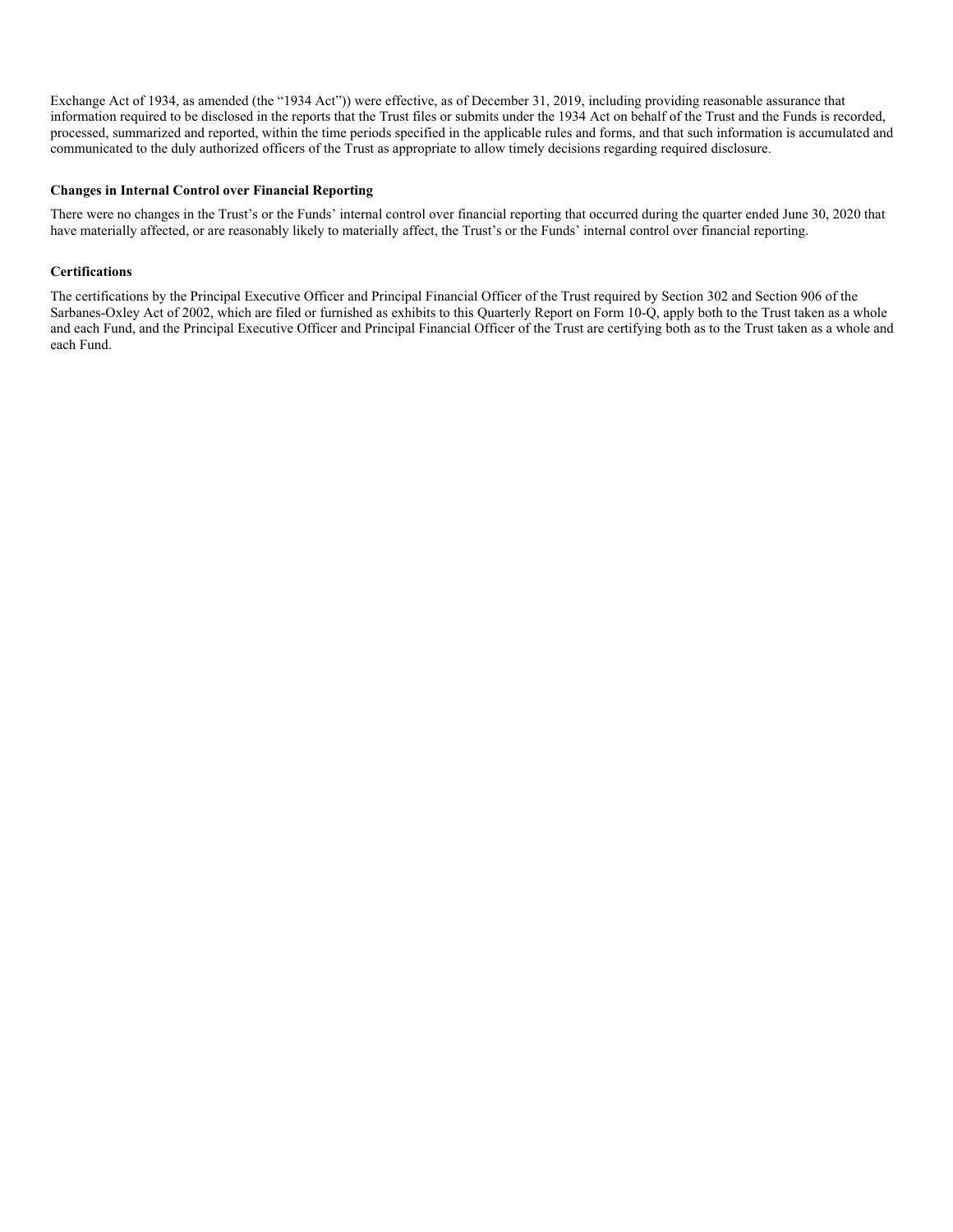Exchange Act of 1934, as amended (the "1934 Act")) were effective, as of December 31, 2019, including providing reasonable assurance that information required to be disclosed in the reports that the Trust files or submits under the 1934 Act on behalf of the Trust and the Funds is recorded, processed, summarized and reported, within the time periods specified in the applicable rules and forms, and that such information is accumulated and communicated to the duly authorized officers of the Trust as appropriate to allow timely decisions regarding required disclosure.

**Changes in Internal Control over Financial Reporting**

There were no changes in the Trust's or the Funds' internal control over financial reporting that occurred during the quarter ended June 30, 2020 that have materially affected, or are reasonably likely to materially affect, the Trust's or the Funds' internal control over financial reporting.

**Certifications**

The certifications by the Principal Executive Officer and Principal Financial Officer of the Trust required by Section 302 and Section 906 of the Sarbanes-Oxley Act of 2002, which are filed or furnished as exhibits to this Quarterly Report on Form 10-Q, apply both to the Trust taken as a whole and each Fund, and the Principal Executive Officer and Principal Financial Officer of the Trust are certifying both as to the Trust taken as a whole and each Fund.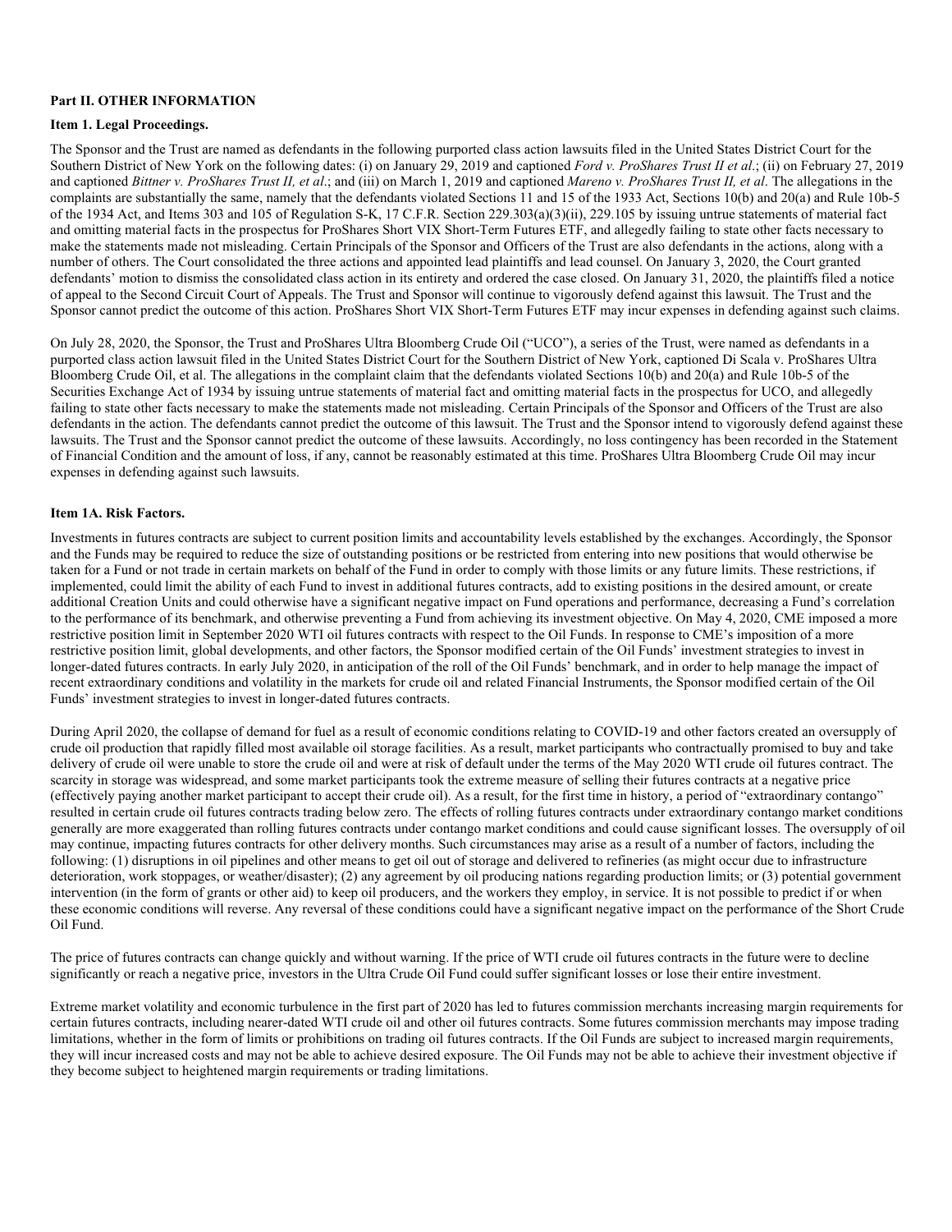**Part II. OTHER INFORMATION**

**Item 1. Legal Proceedings.**

The Sponsor and the Trust are named as defendants in the following purported class action lawsuits filed in the United States District Court for the Southern District of New York on the following dates: (i) on January 29, 2019 and captioned *Ford v. ProShares Trust II et al.*; (ii) on February 27, 2019 and captioned *Bittner v. ProShares Trust II, et al*.; and (iii) on March 1, 2019 and captioned *Mareno v. ProShares Trust II, et al*. The allegations in the complaints are substantially the same, namely that the defendants violated Sections 11 and 15 of the 1933 Act, Sections 10(b) and 20(a) and Rule 10b-5 of the 1934 Act, and Items 303 and 105 of Regulation S-K, 17 C.F.R. Section 229.303(a)(3)(ii), 229.105 by issuing untrue statements of material fact and omitting material facts in the prospectus for ProShares Short VIX Short-Term Futures ETF, and allegedly failing to state other facts necessary to make the statements made not misleading. Certain Principals of the Sponsor and Officers of the Trust are also defendants in the actions, along with a number of others. The Court consolidated the three actions and appointed lead plaintiffs and lead counsel. On January 3, 2020, the Court granted defendants' motion to dismiss the consolidated class action in its entirety and ordered the case closed. On January 31, 2020, the plaintiffs filed a notice of appeal to the Second Circuit Court of Appeals. The Trust and Sponsor will continue to vigorously defend against this lawsuit. The Trust and the Sponsor cannot predict the outcome of this action. ProShares Short VIX Short-Term Futures ETF may incur expenses in defending against such claims.

On July 28, 2020, the Sponsor, the Trust and ProShares Ultra Bloomberg Crude Oil ("UCO"), a series of the Trust, were named as defendants in a purported class action lawsuit filed in the United States District Court for the Southern District of New York, captioned Di Scala v. ProShares Ultra Bloomberg Crude Oil, et al. The allegations in the complaint claim that the defendants violated Sections 10(b) and 20(a) and Rule 10b-5 of the Securities Exchange Act of 1934 by issuing untrue statements of material fact and omitting material facts in the prospectus for UCO, and allegedly failing to state other facts necessary to make the statements made not misleading. Certain Principals of the Sponsor and Officers of the Trust are also defendants in the action. The defendants cannot predict the outcome of this lawsuit. The Trust and the Sponsor intend to vigorously defend against these lawsuits. The Trust and the Sponsor cannot predict the outcome of these lawsuits. Accordingly, no loss contingency has been recorded in the Statement of Financial Condition and the amount of loss, if any, cannot be reasonably estimated at this time. ProShares Ultra Bloomberg Crude Oil may incur expenses in defending against such lawsuits.

**Item 1A. Risk Factors.**

Investments in futures contracts are subject to current position limits and accountability levels established by the exchanges. Accordingly, the Sponsor and the Funds may be required to reduce the size of outstanding positions or be restricted from entering into new positions that would otherwise be taken for a Fund or not trade in certain markets on behalf of the Fund in order to comply with those limits or any future limits. These restrictions, if implemented, could limit the ability of each Fund to invest in additional futures contracts, add to existing positions in the desired amount, or create additional Creation Units and could otherwise have a significant negative impact on Fund operations and performance, decreasing a Fund's correlation to the performance of its benchmark, and otherwise preventing a Fund from achieving its investment objective. On May 4, 2020, CME imposed a more restrictive position limit in September 2020 WTI oil futures contracts with respect to the Oil Funds. In response to CME's imposition of a more restrictive position limit, global developments, and other factors, the Sponsor modified certain of the Oil Funds' investment strategies to invest in longer-dated futures contracts. In early July 2020, in anticipation of the roll of the Oil Funds' benchmark, and in order to help manage the impact of recent extraordinary conditions and volatility in the markets for crude oil and related Financial Instruments, the Sponsor modified certain of the Oil Funds' investment strategies to invest in longer-dated futures contracts.

During April 2020, the collapse of demand for fuel as a result of economic conditions relating to COVID-19 and other factors created an oversupply of crude oil production that rapidly filled most available oil storage facilities. As a result, market participants who contractually promised to buy and take delivery of crude oil were unable to store the crude oil and were at risk of default under the terms of the May 2020 WTI crude oil futures contract. The scarcity in storage was widespread, and some market participants took the extreme measure of selling their futures contracts at a negative price (effectively paying another market participant to accept their crude oil). As a result, for the first time in history, a period of "extraordinary contango" resulted in certain crude oil futures contracts trading below zero. The effects of rolling futures contracts under extraordinary contango market conditions generally are more exaggerated than rolling futures contracts under contango market conditions and could cause significant losses. The oversupply of oil may continue, impacting futures contracts for other delivery months. Such circumstances may arise as a result of a number of factors, including the following: (1) disruptions in oil pipelines and other means to get oil out of storage and delivered to refineries (as might occur due to infrastructure deterioration, work stoppages, or weather/disaster); (2) any agreement by oil producing nations regarding production limits; or (3) potential government intervention (in the form of grants or other aid) to keep oil producers, and the workers they employ, in service. It is not possible to predict if or when these economic conditions will reverse. Any reversal of these conditions could have a significant negative impact on the performance of the Short Crude Oil Fund.

The price of futures contracts can change quickly and without warning. If the price of WTI crude oil futures contracts in the future were to decline significantly or reach a negative price, investors in the Ultra Crude Oil Fund could suffer significant losses or lose their entire investment.

Extreme market volatility and economic turbulence in the first part of 2020 has led to futures commission merchants increasing margin requirements for certain futures contracts, including nearer-dated WTI crude oil and other oil futures contracts. Some futures commission merchants may impose trading limitations, whether in the form of limits or prohibitions on trading oil futures contracts. If the Oil Funds are subject to increased margin requirements, they will incur increased costs and may not be able to achieve desired exposure. The Oil Funds may not be able to achieve their investment objective if they become subject to heightened margin requirements or trading limitations.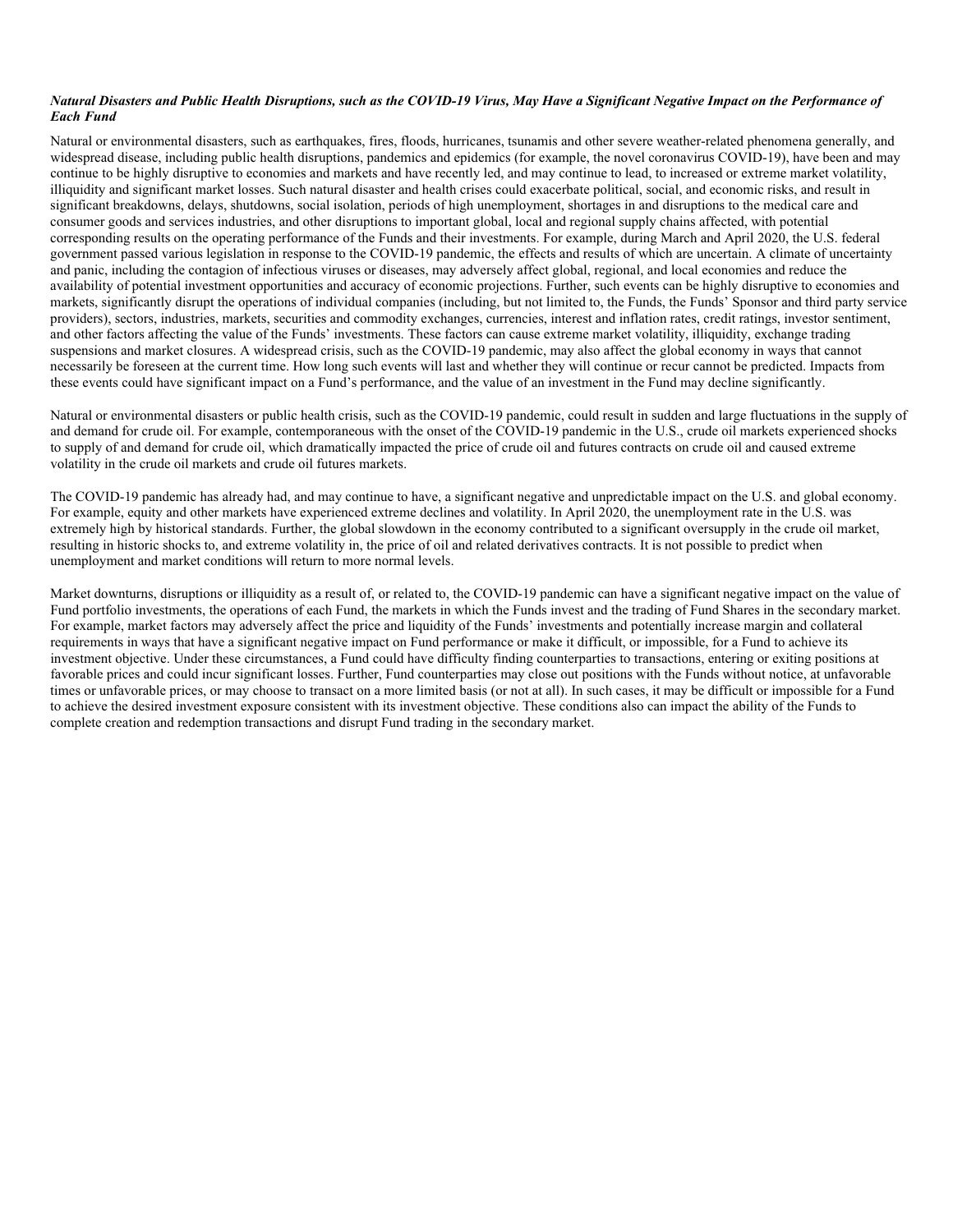***Natural Disasters and Public Health Disruptions, such as the COVID-19 Virus, May Have a Significant Negative Impact on the Performance of Each Fund***

Natural or environmental disasters, such as earthquakes, fires, floods, hurricanes, tsunamis and other severe weather-related phenomena generally, and widespread disease, including public health disruptions, pandemics and epidemics (for example, the novel coronavirus COVID-19), have been and may continue to be highly disruptive to economies and markets and have recently led, and may continue to lead, to increased or extreme market volatility, illiquidity and significant market losses. Such natural disaster and health crises could exacerbate political, social, and economic risks, and result in significant breakdowns, delays, shutdowns, social isolation, periods of high unemployment, shortages in and disruptions to the medical care and consumer goods and services industries, and other disruptions to important global, local and regional supply chains affected, with potential corresponding results on the operating performance of the Funds and their investments. For example, during March and April 2020, the U.S. federal government passed various legislation in response to the COVID-19 pandemic, the effects and results of which are uncertain. A climate of uncertainty and panic, including the contagion of infectious viruses or diseases, may adversely affect global, regional, and local economies and reduce the availability of potential investment opportunities and accuracy of economic projections. Further, such events can be highly disruptive to economies and markets, significantly disrupt the operations of individual companies (including, but not limited to, the Funds, the Funds' Sponsor and third party service providers), sectors, industries, markets, securities and commodity exchanges, currencies, interest and inflation rates, credit ratings, investor sentiment, and other factors affecting the value of the Funds' investments. These factors can cause extreme market volatility, illiquidity, exchange trading suspensions and market closures. A widespread crisis, such as the COVID-19 pandemic, may also affect the global economy in ways that cannot necessarily be foreseen at the current time. How long such events will last and whether they will continue or recur cannot be predicted. Impacts from these events could have significant impact on a Fund's performance, and the value of an investment in the Fund may decline significantly.

Natural or environmental disasters or public health crisis, such as the COVID-19 pandemic, could result in sudden and large fluctuations in the supply of and demand for crude oil. For example, contemporaneous with the onset of the COVID-19 pandemic in the U.S., crude oil markets experienced shocks to supply of and demand for crude oil, which dramatically impacted the price of crude oil and futures contracts on crude oil and caused extreme volatility in the crude oil markets and crude oil futures markets.

The COVID-19 pandemic has already had, and may continue to have, a significant negative and unpredictable impact on the U.S. and global economy. For example, equity and other markets have experienced extreme declines and volatility. In April 2020, the unemployment rate in the U.S. was extremely high by historical standards. Further, the global slowdown in the economy contributed to a significant oversupply in the crude oil market, resulting in historic shocks to, and extreme volatility in, the price of oil and related derivatives contracts. It is not possible to predict when unemployment and market conditions will return to more normal levels.

Market downturns, disruptions or illiquidity as a result of, or related to, the COVID-19 pandemic can have a significant negative impact on the value of Fund portfolio investments, the operations of each Fund, the markets in which the Funds invest and the trading of Fund Shares in the secondary market. For example, market factors may adversely affect the price and liquidity of the Funds' investments and potentially increase margin and collateral requirements in ways that have a significant negative impact on Fund performance or make it difficult, or impossible, for a Fund to achieve its investment objective. Under these circumstances, a Fund could have difficulty finding counterparties to transactions, entering or exiting positions at favorable prices and could incur significant losses. Further, Fund counterparties may close out positions with the Funds without notice, at unfavorable times or unfavorable prices, or may choose to transact on a more limited basis (or not at all). In such cases, it may be difficult or impossible for a Fund to achieve the desired investment exposure consistent with its investment objective. These conditions also can impact the ability of the Funds to complete creation and redemption transactions and disrupt Fund trading in the secondary market.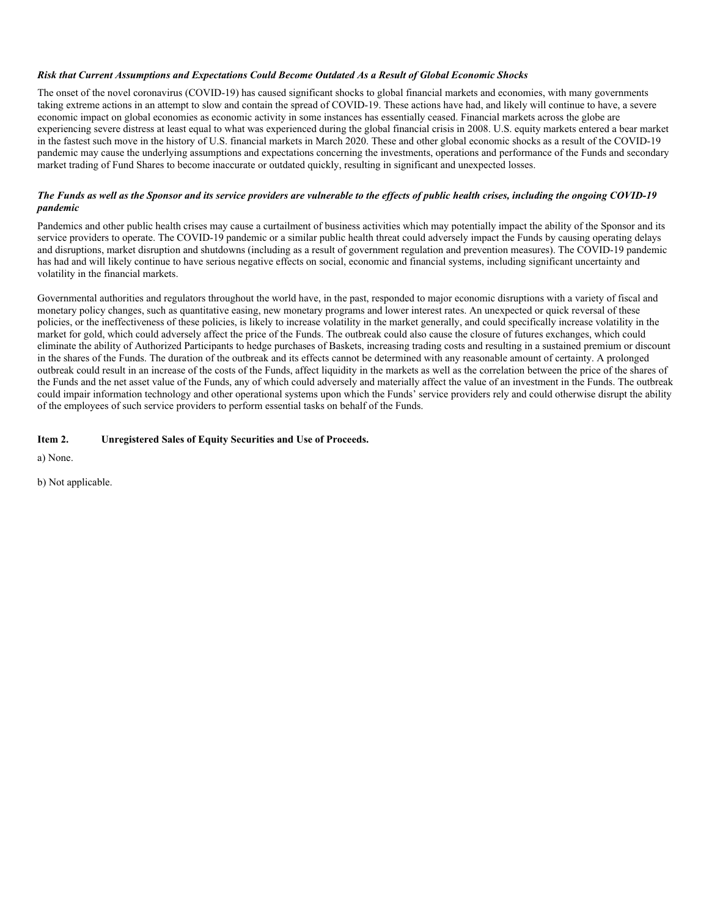***Risk that Current Assumptions and Expectations Could Become Outdated As a Result of Global Economic Shocks***

The onset of the novel coronavirus (COVID-19) has caused significant shocks to global financial markets and economies, with many governments taking extreme actions in an attempt to slow and contain the spread of COVID-19. These actions have had, and likely will continue to have, a severe economic impact on global economies as economic activity in some instances has essentially ceased. Financial markets across the globe are experiencing severe distress at least equal to what was experienced during the global financial crisis in 2008. U.S. equity markets entered a bear market in the fastest such move in the history of U.S. financial markets in March 2020. These and other global economic shocks as a result of the COVID-19 pandemic may cause the underlying assumptions and expectations concerning the investments, operations and performance of the Funds and secondary market trading of Fund Shares to become inaccurate or outdated quickly, resulting in significant and unexpected losses.

***The Funds as well as the Sponsor and its service providers are vulnerable to the effects of public health crises, including the ongoing COVID-19 pandemic***

Pandemics and other public health crises may cause a curtailment of business activities which may potentially impact the ability of the Sponsor and its service providers to operate. The COVID-19 pandemic or a similar public health threat could adversely impact the Funds by causing operating delays and disruptions, market disruption and shutdowns (including as a result of government regulation and prevention measures). The COVID-19 pandemic has had and will likely continue to have serious negative effects on social, economic and financial systems, including significant uncertainty and volatility in the financial markets.

Governmental authorities and regulators throughout the world have, in the past, responded to major economic disruptions with a variety of fiscal and monetary policy changes, such as quantitative easing, new monetary programs and lower interest rates. An unexpected or quick reversal of these policies, or the ineffectiveness of these policies, is likely to increase volatility in the market generally, and could specifically increase volatility in the market for gold, which could adversely affect the price of the Funds. The outbreak could also cause the closure of futures exchanges, which could eliminate the ability of Authorized Participants to hedge purchases of Baskets, increasing trading costs and resulting in a sustained premium or discount in the shares of the Funds. The duration of the outbreak and its effects cannot be determined with any reasonable amount of certainty. A prolonged outbreak could result in an increase of the costs of the Funds, affect liquidity in the markets as well as the correlation between the price of the shares of the Funds and the net asset value of the Funds, any of which could adversely and materially affect the value of an investment in the Funds. The outbreak could impair information technology and other operational systems upon which the Funds' service providers rely and could otherwise disrupt the ability of the employees of such service providers to perform essential tasks on behalf of the Funds.

**Item 2. Unregistered Sales of Equity Securities and Use of Proceeds.**

a) None.

b) Not applicable.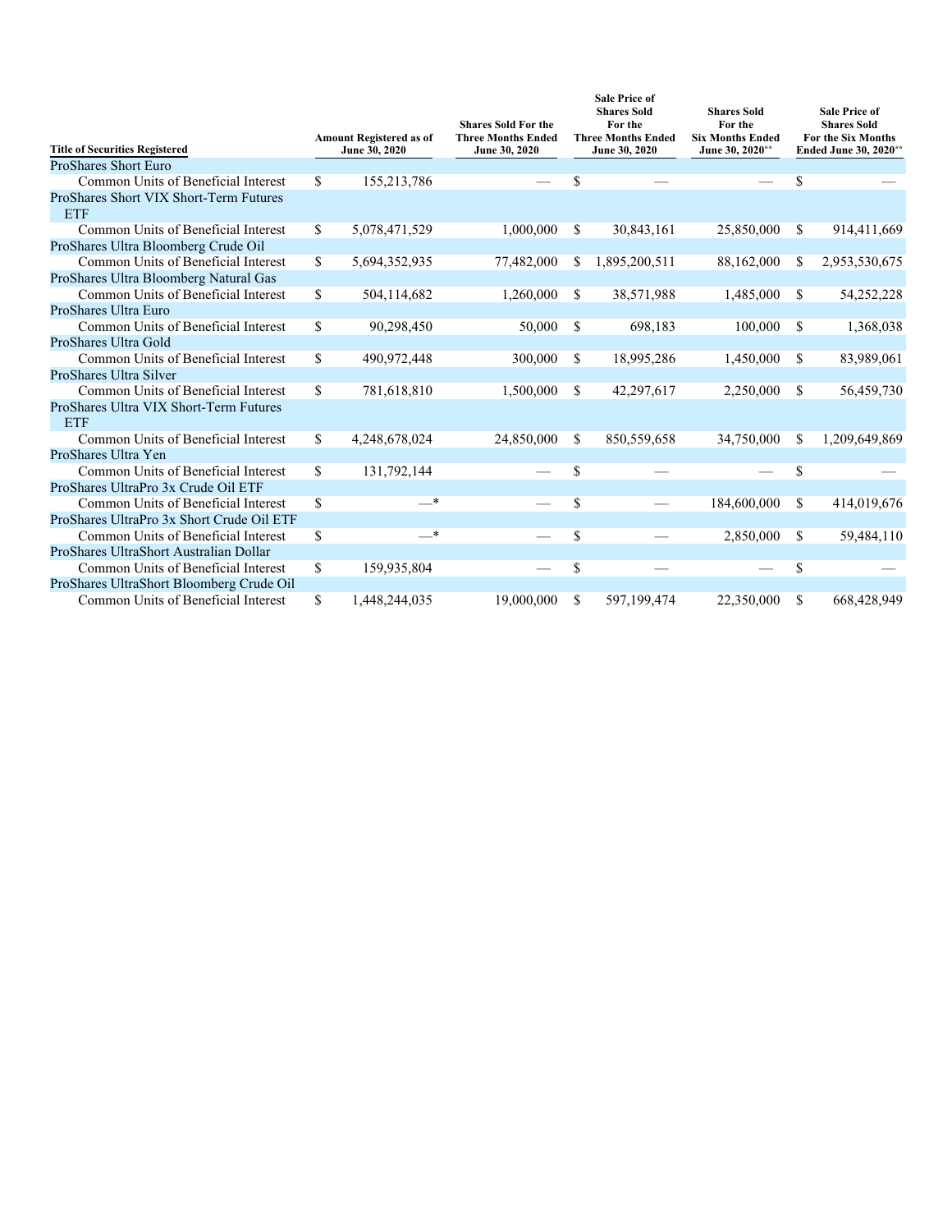| Title of Securities Registered | Amount Registered as of June 30, 2020 | Shares Sold For the Three Months Ended June 30, 2020 | Sale Price of Shares Sold For the Three Months Ended June 30, 2020 | Shares Sold For the Six Months Ended June 30, 2020** | Sale Price of Shares Sold For the Six Months Ended June 30, 2020** |
|---|---|---|---|---|---|
| ProShares Short Euro | | | | | |
| Common Units of Beneficial Interest | $ 155,213,786 | — | $ — | — | $ — |
| ProShares Short VIX Short-Term Futures ETF | | | | | |
| Common Units of Beneficial Interest | $ 5,078,471,529 | 1,000,000 | $ 30,843,161 | 25,850,000 | $ 914,411,669 |
| ProShares Ultra Bloomberg Crude Oil | | | | | |
| Common Units of Beneficial Interest | $ 5,694,352,935 | 77,482,000 | $ 1,895,200,511 | 88,162,000 | $ 2,953,530,675 |
| ProShares Ultra Bloomberg Natural Gas | | | | | |
| Common Units of Beneficial Interest | $ 504,114,682 | 1,260,000 | $ 38,571,988 | 1,485,000 | $ 54,252,228 |
| ProShares Ultra Euro | | | | | |
| Common Units of Beneficial Interest | $ 90,298,450 | 50,000 | $ 698,183 | 100,000 | $ 1,368,038 |
| ProShares Ultra Gold | | | | | |
| Common Units of Beneficial Interest | $ 490,972,448 | 300,000 | $ 18,995,286 | 1,450,000 | $ 83,989,061 |
| ProShares Ultra Silver | | | | | |
| Common Units of Beneficial Interest | $ 781,618,810 | 1,500,000 | $ 42,297,617 | 2,250,000 | $ 56,459,730 |
| ProShares Ultra VIX Short-Term Futures ETF | | | | | |
| Common Units of Beneficial Interest | $ 4,248,678,024 | 24,850,000 | $ 850,559,658 | 34,750,000 | $ 1,209,649,869 |
| ProShares Ultra Yen | | | | | |
| Common Units of Beneficial Interest | $ 131,792,144 | — | $ — | — | $ — |
| ProShares UltraPro 3x Crude Oil ETF | | | | | |
| Common Units of Beneficial Interest | $ —* | — | $ — | 184,600,000 | $ 414,019,676 |
| ProShares UltraPro 3x Short Crude Oil ETF | | | | | |
| Common Units of Beneficial Interest | $ —* | — | $ — | 2,850,000 | $ 59,484,110 |
| ProShares UltraShort Australian Dollar | | | | | |
| Common Units of Beneficial Interest | $ 159,935,804 | — | $ — | — | $ — |
| ProShares UltraShort Bloomberg Crude Oil | | | | | |
| Common Units of Beneficial Interest | $ 1,448,244,035 | 19,000,000 | $ 597,199,474 | 22,350,000 | $ 668,428,949 |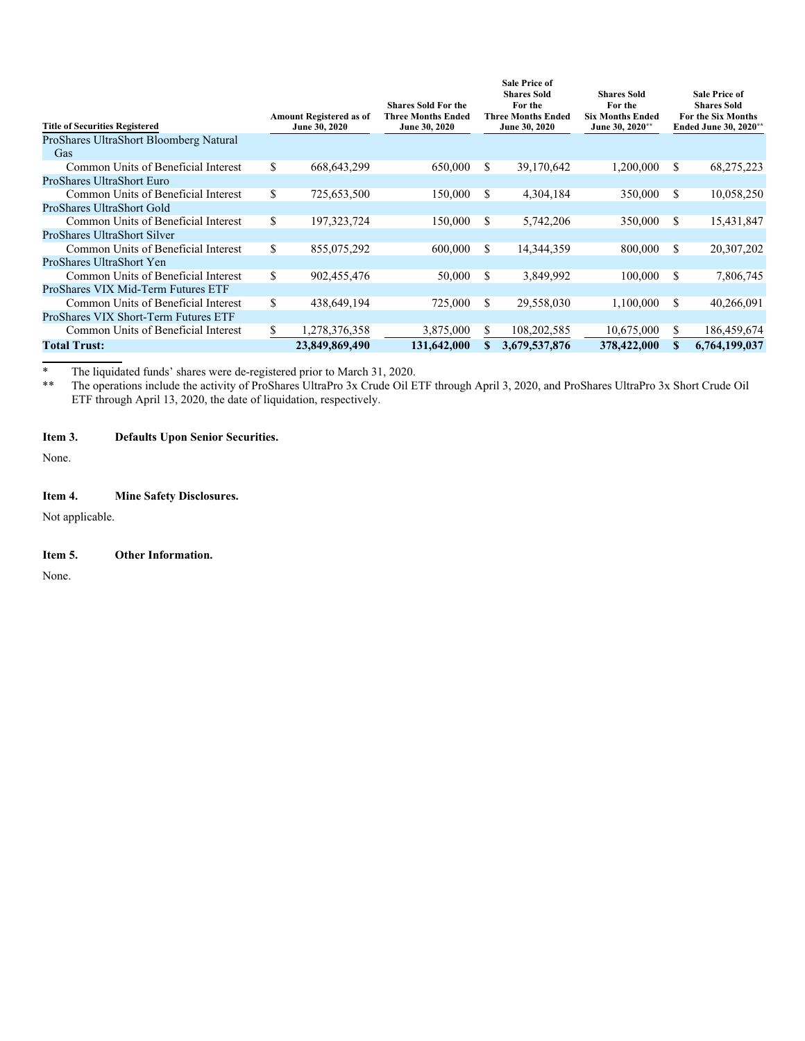| Title of Securities Registered | Amount Registered as of June 30, 2020 | Shares Sold For the Three Months Ended June 30, 2020 | Sale Price of Shares Sold For the Three Months Ended June 30, 2020 | Shares Sold For the Six Months Ended June 30, 2020** | Sale Price of Shares Sold For the Six Months Ended June 30, 2020** |
|---|---|---|---|---|---|
| ProShares UltraShort Bloomberg Natural Gas | | | | | |
| Common Units of Beneficial Interest | $ 668,643,299 | 650,000 | $ 39,170,642 | 1,200,000 | $ 68,275,223 |
| ProShares UltraShort Euro | | | | | |
| Common Units of Beneficial Interest | $ 725,653,500 | 150,000 | $ 4,304,184 | 350,000 | $ 10,058,250 |
| ProShares UltraShort Gold | | | | | |
| Common Units of Beneficial Interest | $ 197,323,724 | 150,000 | $ 5,742,206 | 350,000 | $ 15,431,847 |
| ProShares UltraShort Silver | | | | | |
| Common Units of Beneficial Interest | $ 855,075,292 | 600,000 | $ 14,344,359 | 800,000 | $ 20,307,202 |
| ProShares UltraShort Yen | | | | | |
| Common Units of Beneficial Interest | $ 902,455,476 | 50,000 | $ 3,849,992 | 100,000 | $ 7,806,745 |
| ProShares VIX Mid-Term Futures ETF | | | | | |
| Common Units of Beneficial Interest | $ 438,649,194 | 725,000 | $ 29,558,030 | 1,100,000 | $ 40,266,091 |
| ProShares VIX Short-Term Futures ETF | | | | | |
| Common Units of Beneficial Interest | $ 1,278,376,358 | 3,875,000 | $ 108,202,585 | 10,675,000 | $ 186,459,674 |
| **Total Trust:** | **23,849,869,490** | **131,642,000** | **$ 3,679,537,876** | **378,422,000** | **$ 6,764,199,037** |

\* The liquidated funds' shares were de-registered prior to March 31, 2020.

** The operations include the activity of ProShares UltraPro 3x Crude Oil ETF through April 3, 2020, and ProShares UltraPro 3x Short Crude Oil ETF through April 13, 2020, the date of liquidation, respectively.

**Item 3. Defaults Upon Senior Securities.**

None.

**Item 4. Mine Safety Disclosures.**

Not applicable.

**Item 5. Other Information.**

None.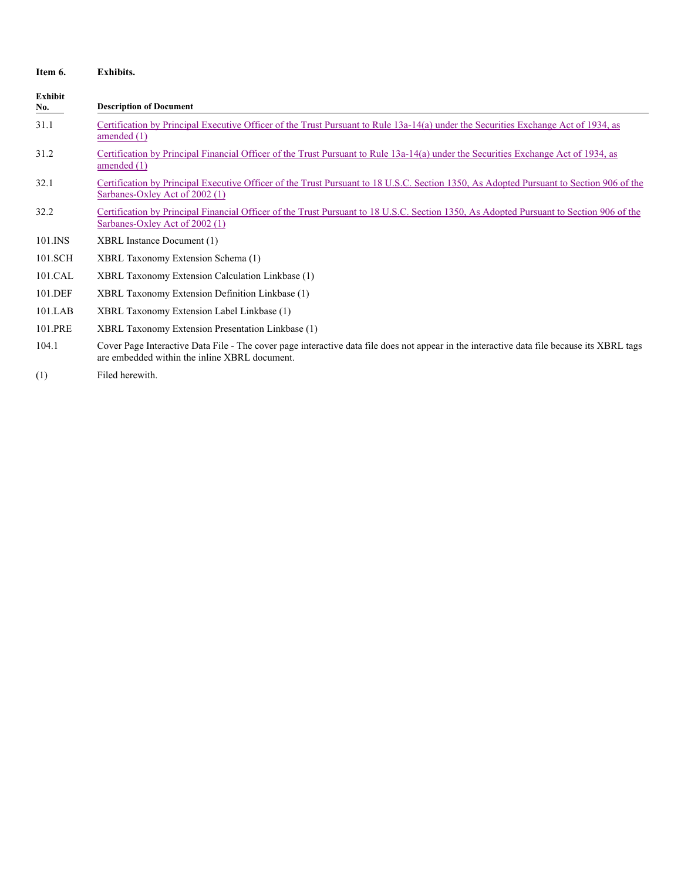**Item 6. Exhibits.**

| Exhibit No. | Description of Document |
|---|---|
| 31.1 | Certification by Principal Executive Officer of the Trust Pursuant to Rule 13a-14(a) under the Securities Exchange Act of 1934, as amended (1) |
| 31.2 | Certification by Principal Financial Officer of the Trust Pursuant to Rule 13a-14(a) under the Securities Exchange Act of 1934, as amended (1) |
| 32.1 | Certification by Principal Executive Officer of the Trust Pursuant to 18 U.S.C. Section 1350, As Adopted Pursuant to Section 906 of the Sarbanes-Oxley Act of 2002 (1) |
| 32.2 | Certification by Principal Financial Officer of the Trust Pursuant to 18 U.S.C. Section 1350, As Adopted Pursuant to Section 906 of the Sarbanes-Oxley Act of 2002 (1) |
| 101.INS | XBRL Instance Document (1) |
| 101.SCH | XBRL Taxonomy Extension Schema (1) |
| 101.CAL | XBRL Taxonomy Extension Calculation Linkbase (1) |
| 101.DEF | XBRL Taxonomy Extension Definition Linkbase (1) |
| 101.LAB | XBRL Taxonomy Extension Label Linkbase (1) |
| 101.PRE | XBRL Taxonomy Extension Presentation Linkbase (1) |
| 104.1 | Cover Page Interactive Data File - The cover page interactive data file does not appear in the interactive data file because its XBRL tags are embedded within the inline XBRL document. |

(1) Filed herewith.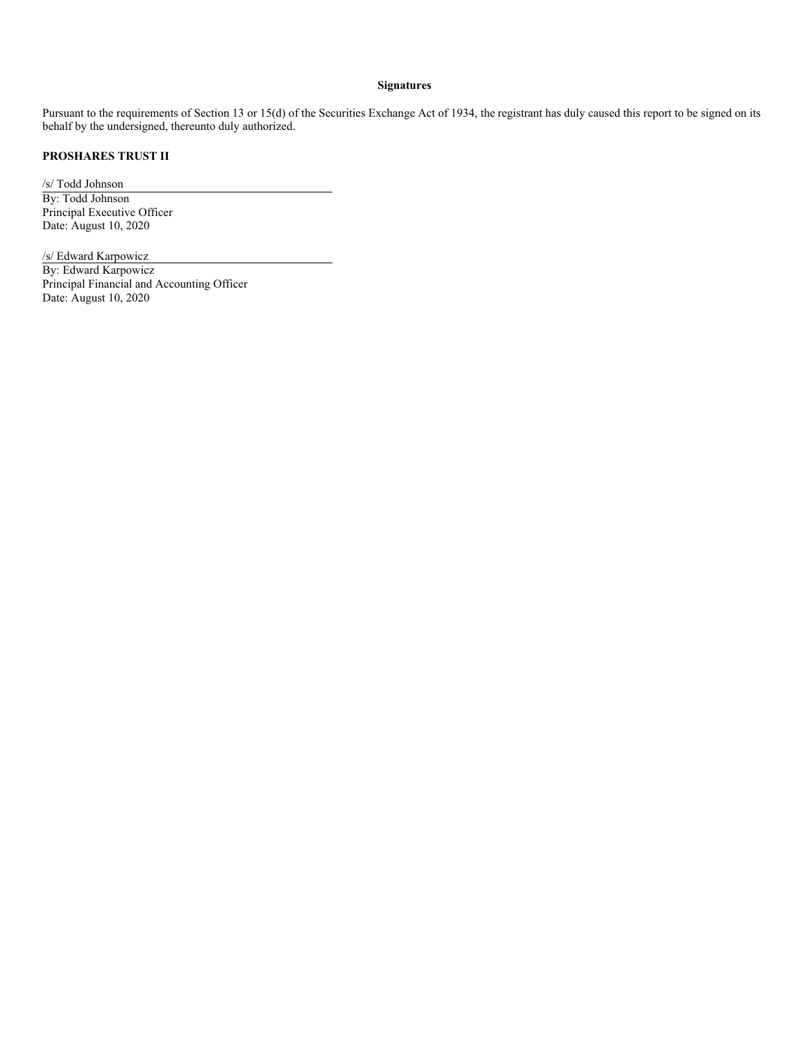## Signatures

Pursuant to the requirements of Section 13 or 15(d) of the Securities Exchange Act of 1934, the registrant has duly caused this report to be signed on its behalf by the undersigned, thereunto duly authorized.

**PROSHARES TRUST II**

/s/ Todd Johnson
By: Todd Johnson
Principal Executive Officer
Date: August 10, 2020

/s/ Edward Karpowicz
By: Edward Karpowicz
Principal Financial and Accounting Officer
Date: August 10, 2020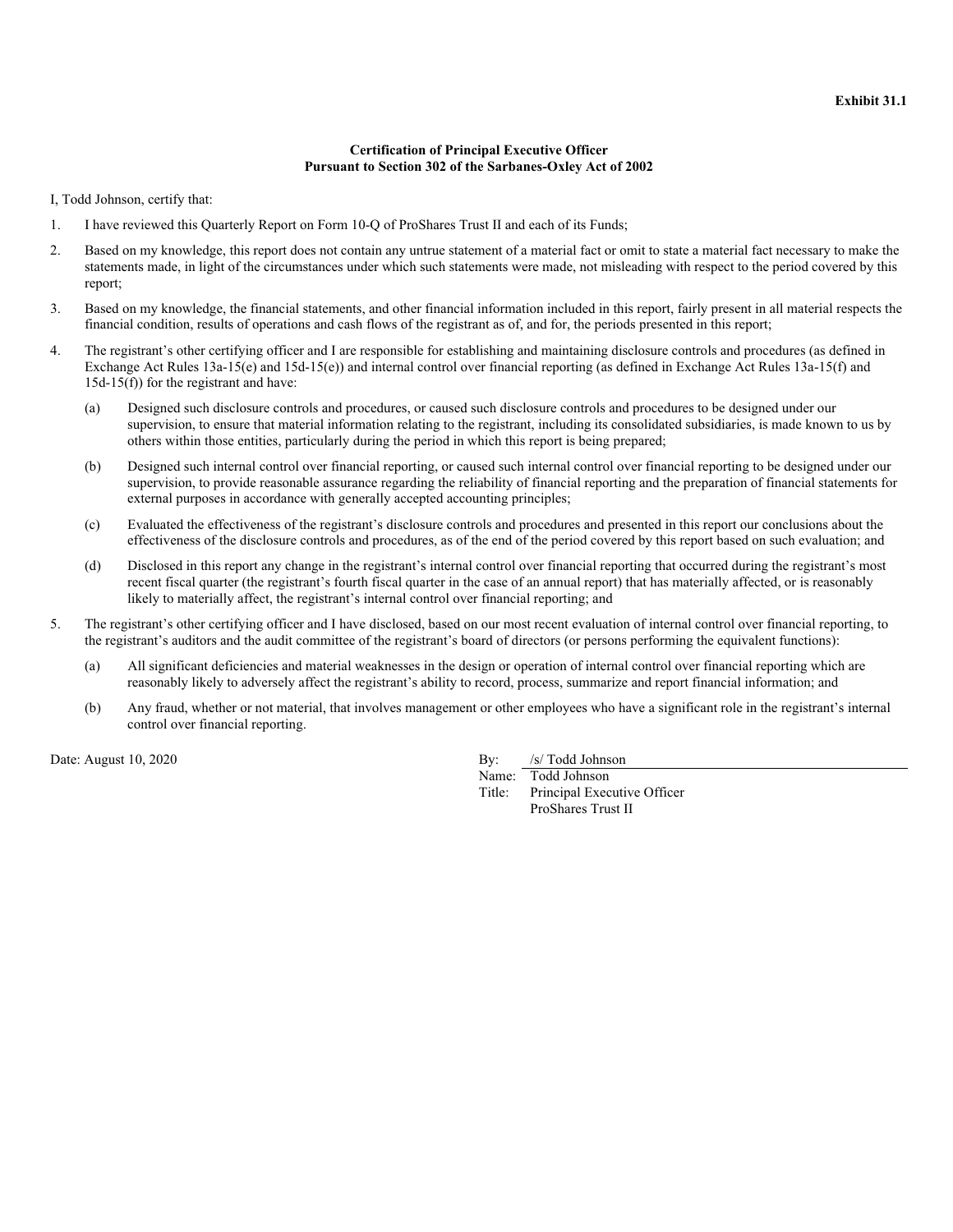**Exhibit 31.1**

**Certification of Principal Executive Officer**
**Pursuant to Section 302 of the Sarbanes-Oxley Act of 2002**

I, Todd Johnson, certify that:

1. I have reviewed this Quarterly Report on Form 10-Q of ProShares Trust II and each of its Funds;

2. Based on my knowledge, this report does not contain any untrue statement of a material fact or omit to state a material fact necessary to make the statements made, in light of the circumstances under which such statements were made, not misleading with respect to the period covered by this report;

3. Based on my knowledge, the financial statements, and other financial information included in this report, fairly present in all material respects the financial condition, results of operations and cash flows of the registrant as of, and for, the periods presented in this report;

4. The registrant's other certifying officer and I are responsible for establishing and maintaining disclosure controls and procedures (as defined in Exchange Act Rules 13a-15(e) and 15d-15(e)) and internal control over financial reporting (as defined in Exchange Act Rules 13a-15(f) and 15d-15(f)) for the registrant and have:

   (a) Designed such disclosure controls and procedures, or caused such disclosure controls and procedures to be designed under our supervision, to ensure that material information relating to the registrant, including its consolidated subsidiaries, is made known to us by others within those entities, particularly during the period in which this report is being prepared;

   (b) Designed such internal control over financial reporting, or caused such internal control over financial reporting to be designed under our supervision, to provide reasonable assurance regarding the reliability of financial reporting and the preparation of financial statements for external purposes in accordance with generally accepted accounting principles;

   (c) Evaluated the effectiveness of the registrant's disclosure controls and procedures and presented in this report our conclusions about the effectiveness of the disclosure controls and procedures, as of the end of the period covered by this report based on such evaluation; and

   (d) Disclosed in this report any change in the registrant's internal control over financial reporting that occurred during the registrant's most recent fiscal quarter (the registrant's fourth fiscal quarter in the case of an annual report) that has materially affected, or is reasonably likely to materially affect, the registrant's internal control over financial reporting; and

5. The registrant's other certifying officer and I have disclosed, based on our most recent evaluation of internal control over financial reporting, to the registrant's auditors and the audit committee of the registrant's board of directors (or persons performing the equivalent functions):

   (a) All significant deficiencies and material weaknesses in the design or operation of internal control over financial reporting which are reasonably likely to adversely affect the registrant's ability to record, process, summarize and report financial information; and

   (b) Any fraud, whether or not material, that involves management or other employees who have a significant role in the registrant's internal control over financial reporting.

Date: August 10, 2020

By: /s/ Todd Johnson
Name: Todd Johnson
Title: Principal Executive Officer
ProShares Trust II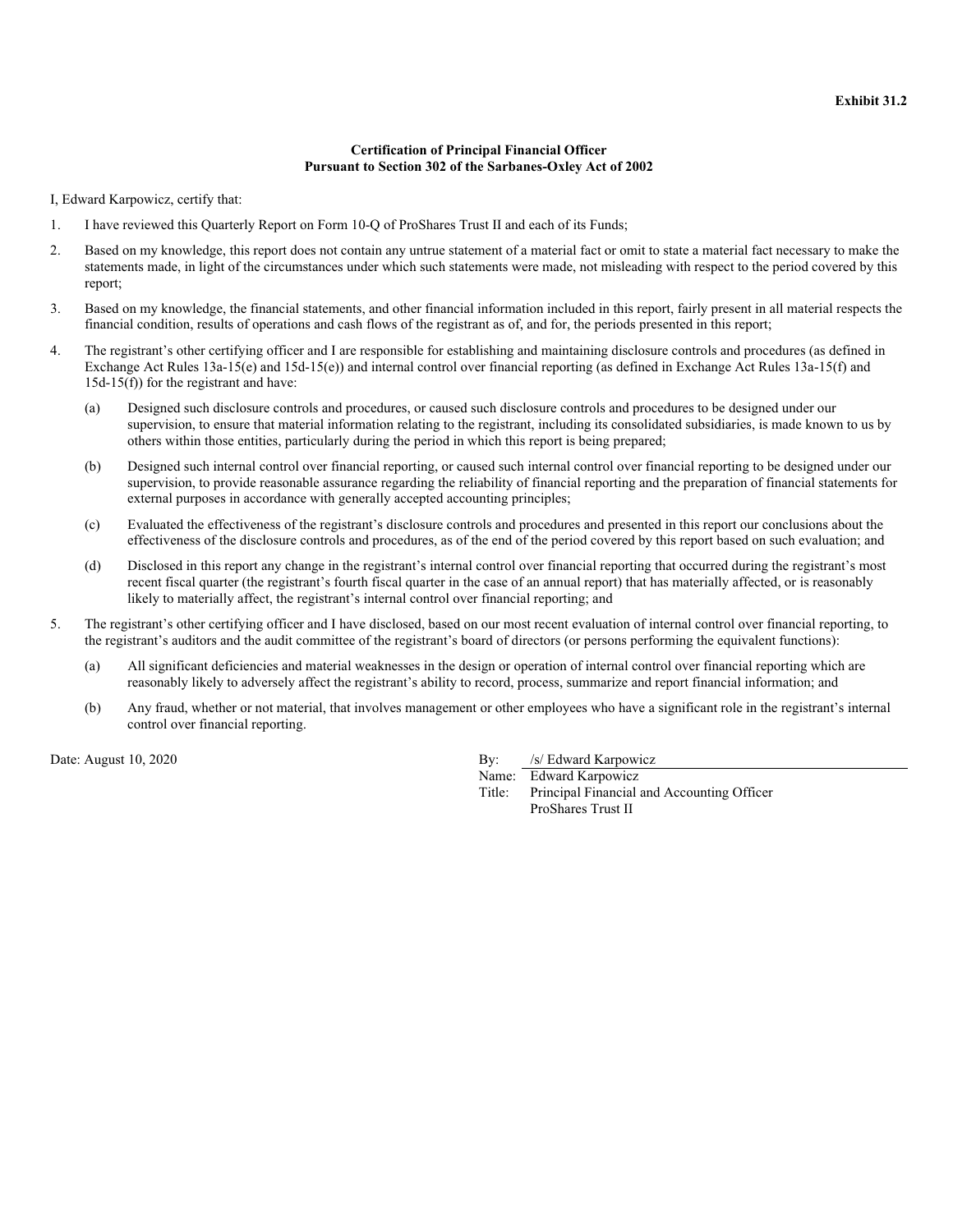**Exhibit 31.2**

**Certification of Principal Financial Officer**
**Pursuant to Section 302 of the Sarbanes-Oxley Act of 2002**

I, Edward Karpowicz, certify that:

1. I have reviewed this Quarterly Report on Form 10-Q of ProShares Trust II and each of its Funds;
2. Based on my knowledge, this report does not contain any untrue statement of a material fact or omit to state a material fact necessary to make the statements made, in light of the circumstances under which such statements were made, not misleading with respect to the period covered by this report;
3. Based on my knowledge, the financial statements, and other financial information included in this report, fairly present in all material respects the financial condition, results of operations and cash flows of the registrant as of, and for, the periods presented in this report;
4. The registrant's other certifying officer and I are responsible for establishing and maintaining disclosure controls and procedures (as defined in Exchange Act Rules 13a-15(e) and 15d-15(e)) and internal control over financial reporting (as defined in Exchange Act Rules 13a-15(f) and 15d-15(f)) for the registrant and have:
   - (a) Designed such disclosure controls and procedures, or caused such disclosure controls and procedures to be designed under our supervision, to ensure that material information relating to the registrant, including its consolidated subsidiaries, is made known to us by others within those entities, particularly during the period in which this report is being prepared;
   - (b) Designed such internal control over financial reporting, or caused such internal control over financial reporting to be designed under our supervision, to provide reasonable assurance regarding the reliability of financial reporting and the preparation of financial statements for external purposes in accordance with generally accepted accounting principles;
   - (c) Evaluated the effectiveness of the registrant's disclosure controls and procedures and presented in this report our conclusions about the effectiveness of the disclosure controls and procedures, as of the end of the period covered by this report based on such evaluation; and
   - (d) Disclosed in this report any change in the registrant's internal control over financial reporting that occurred during the registrant's most recent fiscal quarter (the registrant's fourth fiscal quarter in the case of an annual report) that has materially affected, or is reasonably likely to materially affect, the registrant's internal control over financial reporting; and
5. The registrant's other certifying officer and I have disclosed, based on our most recent evaluation of internal control over financial reporting, to the registrant's auditors and the audit committee of the registrant's board of directors (or persons performing the equivalent functions):
   - (a) All significant deficiencies and material weaknesses in the design or operation of internal control over financial reporting which are reasonably likely to adversely affect the registrant's ability to record, process, summarize and report financial information; and
   - (b) Any fraud, whether or not material, that involves management or other employees who have a significant role in the registrant's internal control over financial reporting.

Date: August 10, 2020

By: /s/ Edward Karpowicz
Name: Edward Karpowicz
Title: Principal Financial and Accounting Officer
ProShares Trust II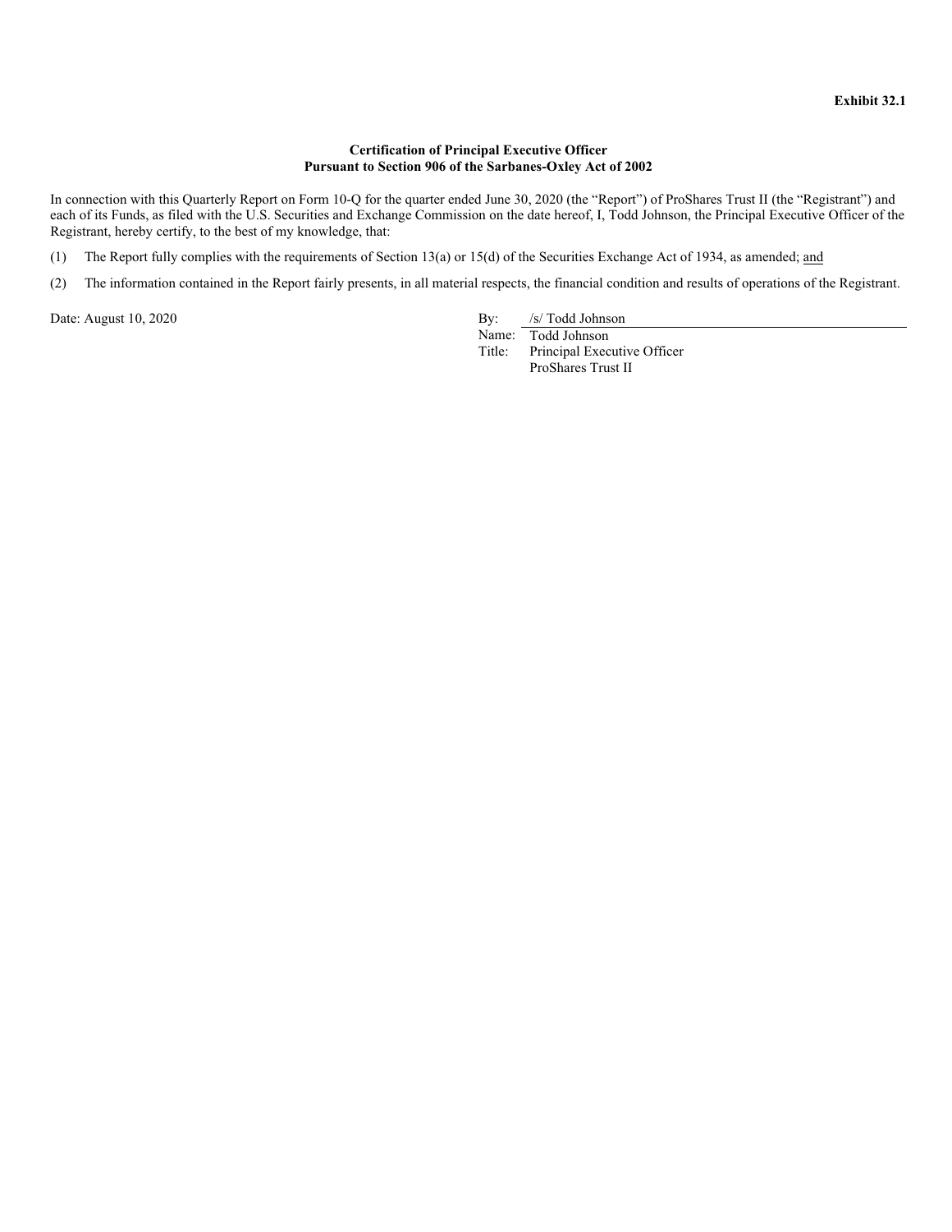**Exhibit 32.1**

**Certification of Principal Executive Officer**
**Pursuant to Section 906 of the Sarbanes-Oxley Act of 2002**

In connection with this Quarterly Report on Form 10-Q for the quarter ended June 30, 2020 (the "Report") of ProShares Trust II (the "Registrant") and each of its Funds, as filed with the U.S. Securities and Exchange Commission on the date hereof, I, Todd Johnson, the Principal Executive Officer of the Registrant, hereby certify, to the best of my knowledge, that:

(1) The Report fully complies with the requirements of Section 13(a) or 15(d) of the Securities Exchange Act of 1934, as amended; and

(2) The information contained in the Report fairly presents, in all material respects, the financial condition and results of operations of the Registrant.

Date: August 10, 2020

By: /s/ Todd Johnson
Name: Todd Johnson
Title: Principal Executive Officer
ProShares Trust II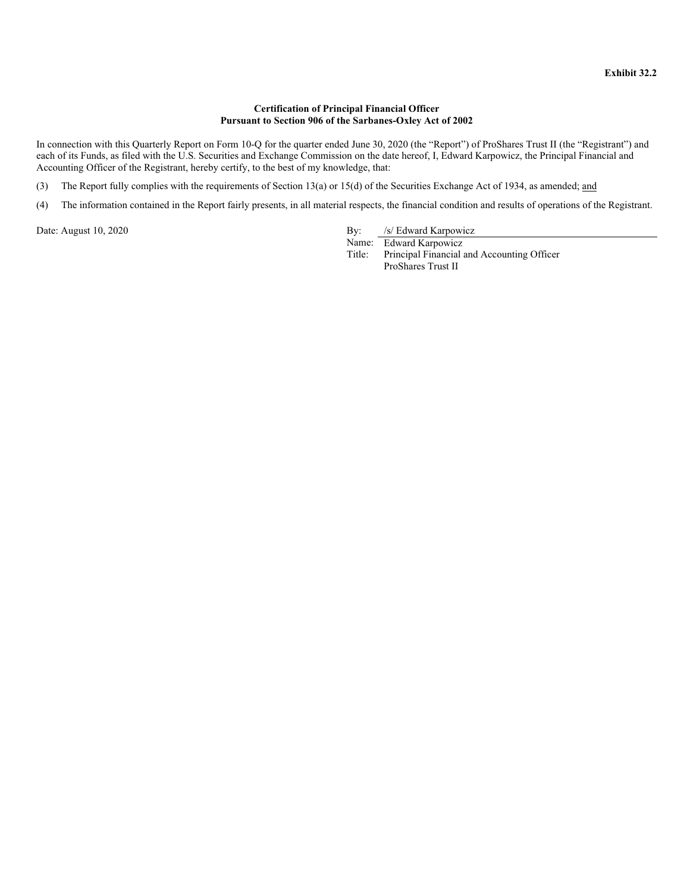**Exhibit 32.2**

**Certification of Principal Financial Officer**
**Pursuant to Section 906 of the Sarbanes-Oxley Act of 2002**

In connection with this Quarterly Report on Form 10-Q for the quarter ended June 30, 2020 (the "Report") of ProShares Trust II (the "Registrant") and each of its Funds, as filed with the U.S. Securities and Exchange Commission on the date hereof, I, Edward Karpowicz, the Principal Financial and Accounting Officer of the Registrant, hereby certify, to the best of my knowledge, that:

(3) The Report fully complies with the requirements of Section 13(a) or 15(d) of the Securities Exchange Act of 1934, as amended; and

(4) The information contained in the Report fairly presents, in all material respects, the financial condition and results of operations of the Registrant.

Date: August 10, 2020

By: /s/ Edward Karpowicz
Name: Edward Karpowicz
Title: Principal Financial and Accounting Officer
ProShares Trust II